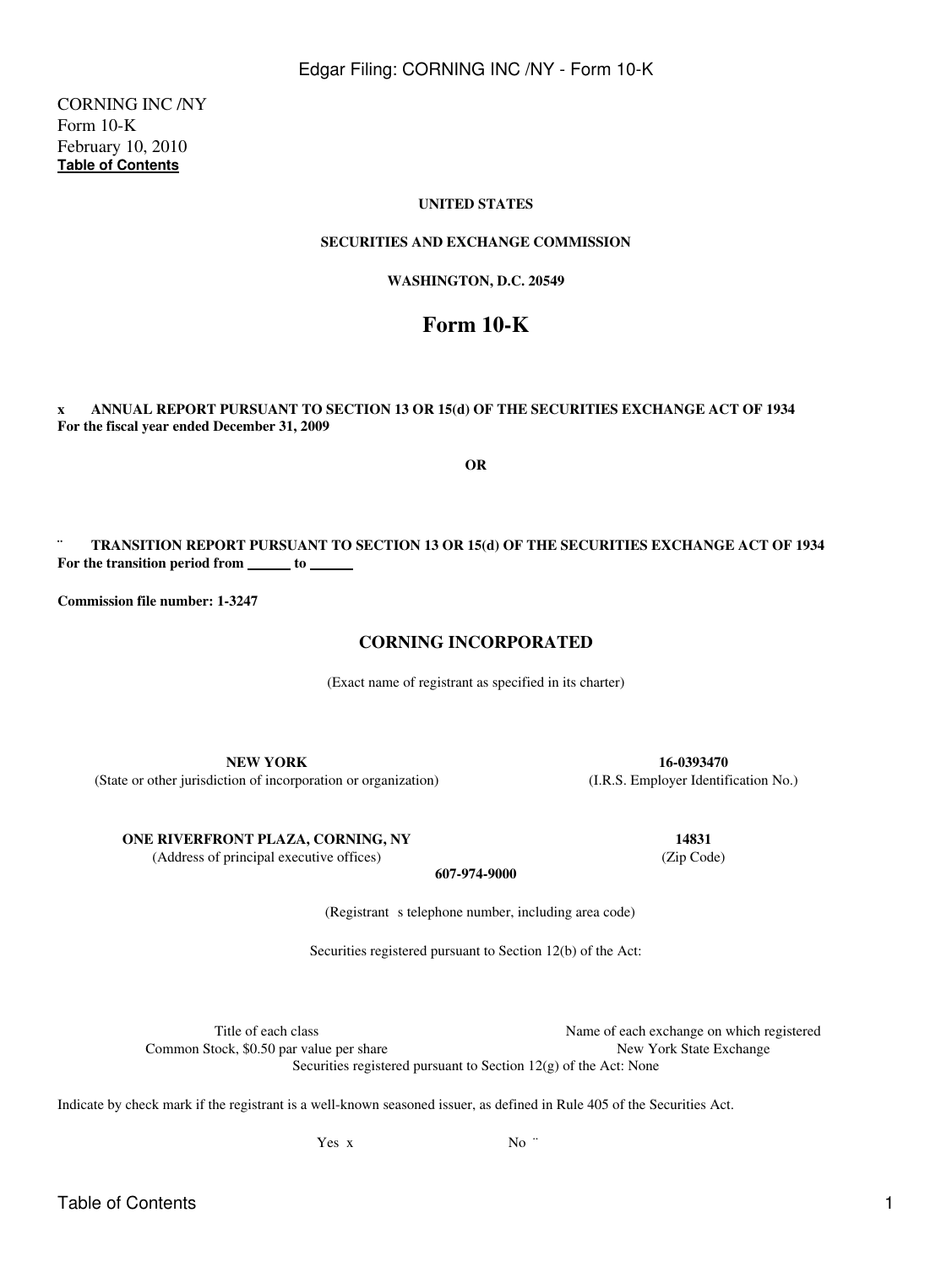CORNING INC /NY
Form 10-K
February 10, 2010
**Table of Contents**

**UNITED STATES**

**SECURITIES AND EXCHANGE COMMISSION**

**WASHINGTON, D.C. 20549**

# Form 10-K

**x ANNUAL REPORT PURSUANT TO SECTION 13 OR 15(d) OF THE SECURITIES EXCHANGE ACT OF 1934**
**For the fiscal year ended December 31, 2009**

**OR**

**¨ TRANSITION REPORT PURSUANT TO SECTION 13 OR 15(d) OF THE SECURITIES EXCHANGE ACT OF 1934**
**For the transition period from ______ to ______**

**Commission file number: 1-3247**

## CORNING INCORPORATED

(Exact name of registrant as specified in its charter)

| **NEW YORK** | **16-0393470** |
|---|---|
| (State or other jurisdiction of incorporation or organization) | (I.R.S. Employer Identification No.) |

| **ONE RIVERFRONT PLAZA, CORNING, NY** | **14831** |
|---|---|
| (Address of principal executive offices) | (Zip Code) |

**607-974-9000**

(Registrant s telephone number, including area code)

Securities registered pursuant to Section 12(b) of the Act:

| Title of each class | Name of each exchange on which registered |
|---|---|
| Common Stock, $0.50 par value per share | New York State Exchange |

Securities registered pursuant to Section 12(g) of the Act: None

Indicate by check mark if the registrant is a well-known seasoned issuer, as defined in Rule 405 of the Securities Act.

Yes x No ¨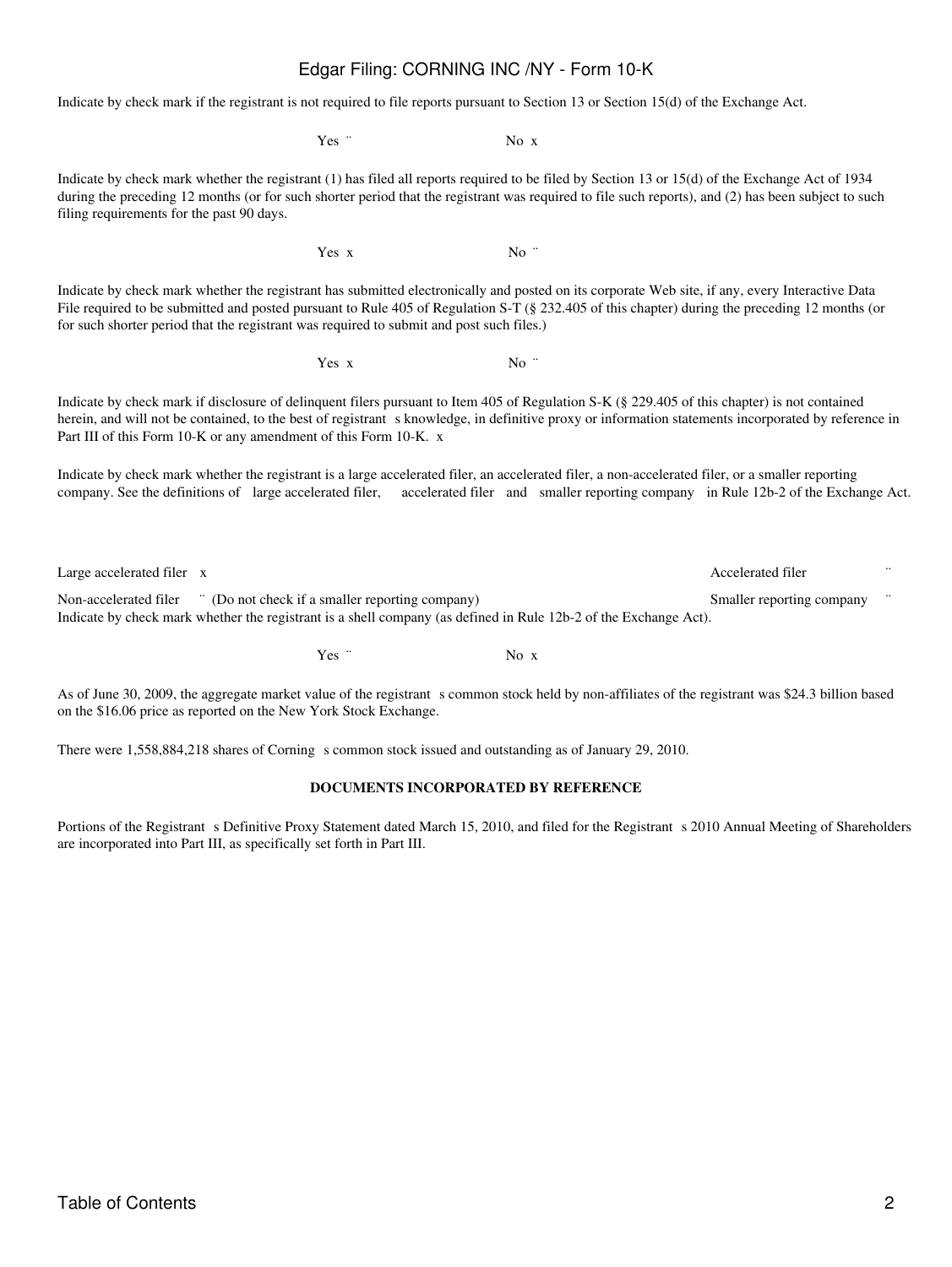Indicate by check mark if the registrant is not required to file reports pursuant to Section 13 or Section 15(d) of the Exchange Act.

Yes ¨ No x

Indicate by check mark whether the registrant (1) has filed all reports required to be filed by Section 13 or 15(d) of the Exchange Act of 1934 during the preceding 12 months (or for such shorter period that the registrant was required to file such reports), and (2) has been subject to such filing requirements for the past 90 days.

Yes x No ¨

Indicate by check mark whether the registrant has submitted electronically and posted on its corporate Web site, if any, every Interactive Data File required to be submitted and posted pursuant to Rule 405 of Regulation S-T (§ 232.405 of this chapter) during the preceding 12 months (or for such shorter period that the registrant was required to submit and post such files.)

Yes x No ¨

Indicate by check mark if disclosure of delinquent filers pursuant to Item 405 of Regulation S-K (§ 229.405 of this chapter) is not contained herein, and will not be contained, to the best of registrant s knowledge, in definitive proxy or information statements incorporated by reference in Part III of this Form 10-K or any amendment of this Form 10-K. x

Indicate by check mark whether the registrant is a large accelerated filer, an accelerated filer, a non-accelerated filer, or a smaller reporting company. See the definitions of large accelerated filer, accelerated filer and smaller reporting company in Rule 12b-2 of the Exchange Act.

Large accelerated filer x Accelerated filer ¨

Non-accelerated filer ¨ (Do not check if a smaller reporting company) Smaller reporting company ¨

Indicate by check mark whether the registrant is a shell company (as defined in Rule 12b-2 of the Exchange Act).

Yes ¨ No x

As of June 30, 2009, the aggregate market value of the registrant s common stock held by non-affiliates of the registrant was $24.3 billion based on the $16.06 price as reported on the New York Stock Exchange.

There were 1,558,884,218 shares of Corning s common stock issued and outstanding as of January 29, 2010.

**DOCUMENTS INCORPORATED BY REFERENCE**

Portions of the Registrant s Definitive Proxy Statement dated March 15, 2010, and filed for the Registrant s 2010 Annual Meeting of Shareholders are incorporated into Part III, as specifically set forth in Part III.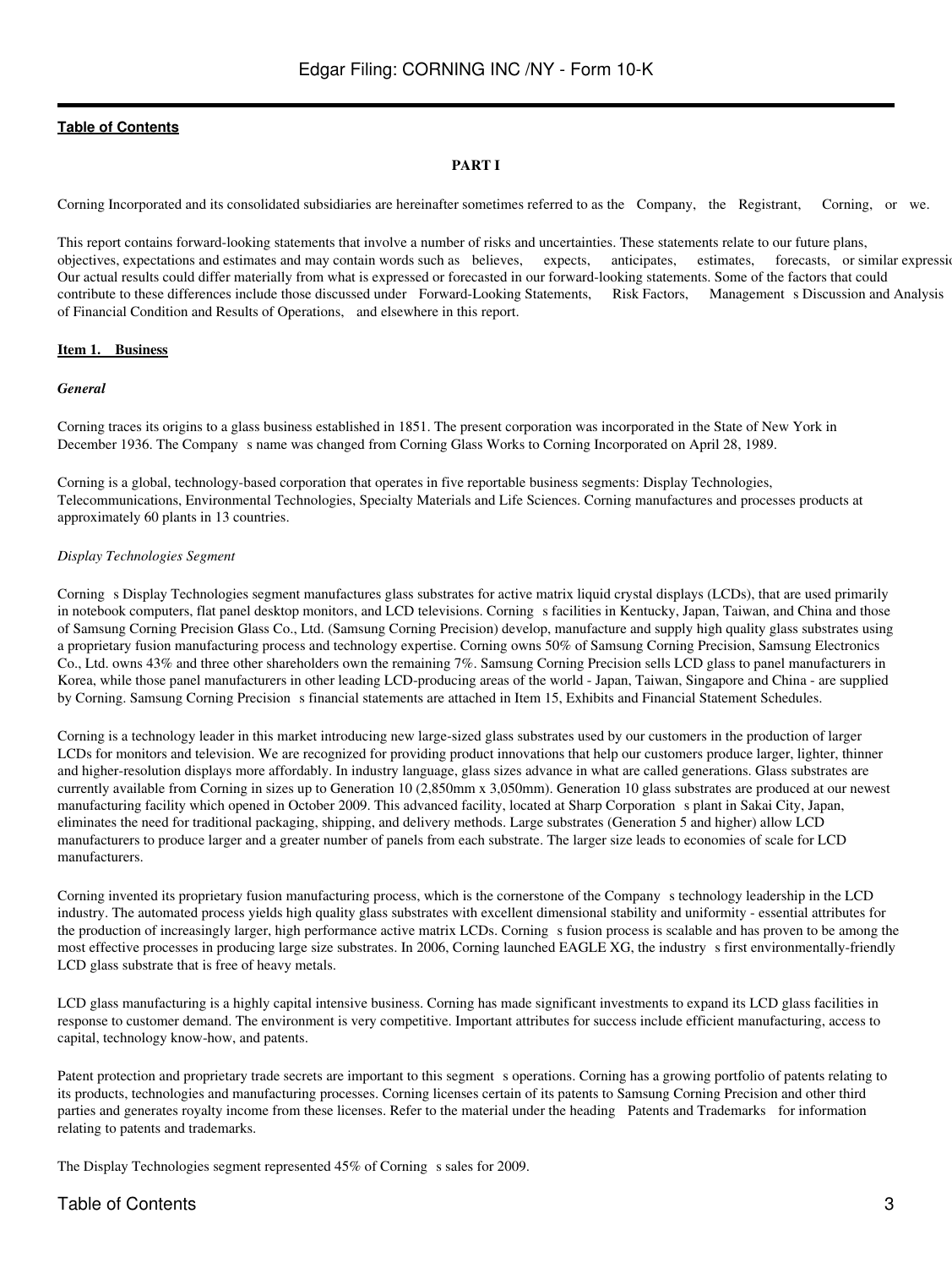[Table of Contents](#)

**PART I**

Corning Incorporated and its consolidated subsidiaries are hereinafter sometimes referred to as the Company, the Registrant, Corning, or we.

This report contains forward-looking statements that involve a number of risks and uncertainties. These statements relate to our future plans, objectives, expectations and estimates and may contain words such as believes, expects, anticipates, estimates, forecasts, or similar expressions. Our actual results could differ materially from what is expressed or forecasted in our forward-looking statements. Some of the factors that could contribute to these differences include those discussed under Forward-Looking Statements, Risk Factors, Management s Discussion and Analysis of Financial Condition and Results of Operations, and elsewhere in this report.

**Item 1. Business**

***General***

Corning traces its origins to a glass business established in 1851. The present corporation was incorporated in the State of New York in December 1936. The Company s name was changed from Corning Glass Works to Corning Incorporated on April 28, 1989.

Corning is a global, technology-based corporation that operates in five reportable business segments: Display Technologies, Telecommunications, Environmental Technologies, Specialty Materials and Life Sciences. Corning manufactures and processes products at approximately 60 plants in 13 countries.

*Display Technologies Segment*

Corning s Display Technologies segment manufactures glass substrates for active matrix liquid crystal displays (LCDs), that are used primarily in notebook computers, flat panel desktop monitors, and LCD televisions. Corning s facilities in Kentucky, Japan, Taiwan, and China and those of Samsung Corning Precision Glass Co., Ltd. (Samsung Corning Precision) develop, manufacture and supply high quality glass substrates using a proprietary fusion manufacturing process and technology expertise. Corning owns 50% of Samsung Corning Precision, Samsung Electronics Co., Ltd. owns 43% and three other shareholders own the remaining 7%. Samsung Corning Precision sells LCD glass to panel manufacturers in Korea, while those panel manufacturers in other leading LCD-producing areas of the world - Japan, Taiwan, Singapore and China - are supplied by Corning. Samsung Corning Precision s financial statements are attached in Item 15, Exhibits and Financial Statement Schedules.

Corning is a technology leader in this market introducing new large-sized glass substrates used by our customers in the production of larger LCDs for monitors and television. We are recognized for providing product innovations that help our customers produce larger, lighter, thinner and higher-resolution displays more affordably. In industry language, glass sizes advance in what are called generations. Glass substrates are currently available from Corning in sizes up to Generation 10 (2,850mm x 3,050mm). Generation 10 glass substrates are produced at our newest manufacturing facility which opened in October 2009. This advanced facility, located at Sharp Corporation s plant in Sakai City, Japan, eliminates the need for traditional packaging, shipping, and delivery methods. Large substrates (Generation 5 and higher) allow LCD manufacturers to produce larger and a greater number of panels from each substrate. The larger size leads to economies of scale for LCD manufacturers.

Corning invented its proprietary fusion manufacturing process, which is the cornerstone of the Company s technology leadership in the LCD industry. The automated process yields high quality glass substrates with excellent dimensional stability and uniformity - essential attributes for the production of increasingly larger, high performance active matrix LCDs. Corning s fusion process is scalable and has proven to be among the most effective processes in producing large size substrates. In 2006, Corning launched EAGLE XG, the industry s first environmentally-friendly LCD glass substrate that is free of heavy metals.

LCD glass manufacturing is a highly capital intensive business. Corning has made significant investments to expand its LCD glass facilities in response to customer demand. The environment is very competitive. Important attributes for success include efficient manufacturing, access to capital, technology know-how, and patents.

Patent protection and proprietary trade secrets are important to this segment s operations. Corning has a growing portfolio of patents relating to its products, technologies and manufacturing processes. Corning licenses certain of its patents to Samsung Corning Precision and other third parties and generates royalty income from these licenses. Refer to the material under the heading Patents and Trademarks for information relating to patents and trademarks.

The Display Technologies segment represented 45% of Corning s sales for 2009.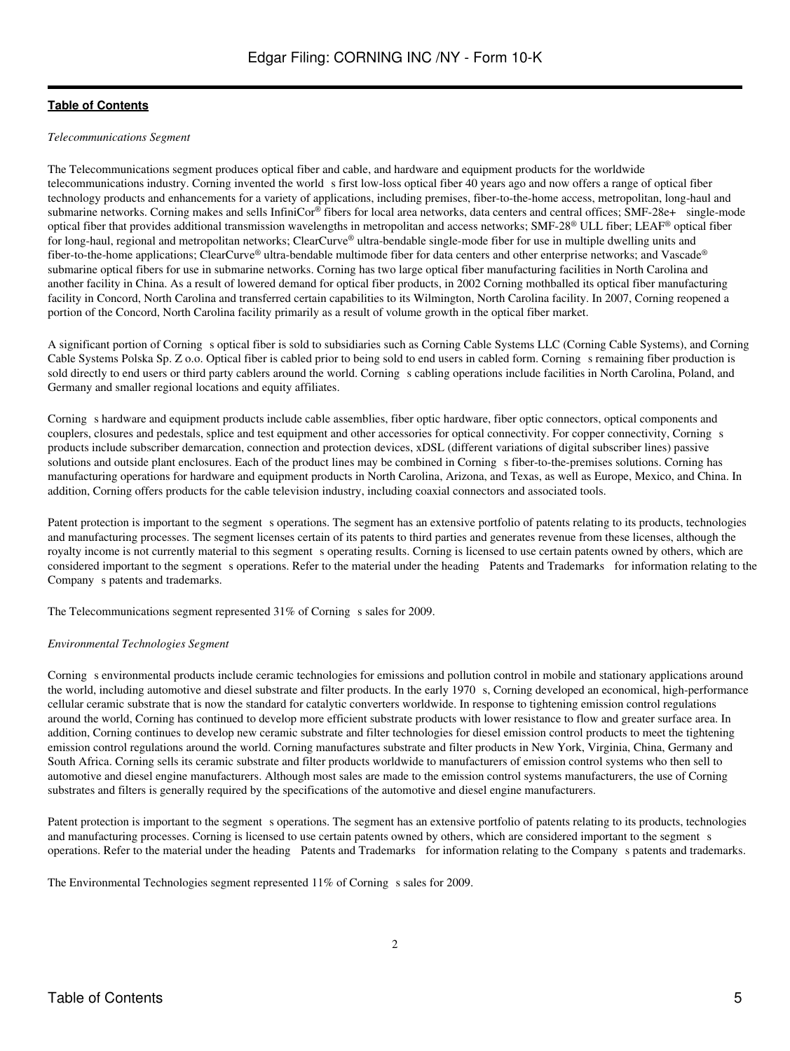[Table of Contents](#)

*Telecommunications Segment*

The Telecommunications segment produces optical fiber and cable, and hardware and equipment products for the worldwide telecommunications industry. Corning invented the world s first low-loss optical fiber 40 years ago and now offers a range of optical fiber technology products and enhancements for a variety of applications, including premises, fiber-to-the-home access, metropolitan, long-haul and submarine networks. Corning makes and sells InfiniCor® fibers for local area networks, data centers and central offices; SMF-28e+ single-mode optical fiber that provides additional transmission wavelengths in metropolitan and access networks; SMF-28® ULL fiber; LEAF® optical fiber for long-haul, regional and metropolitan networks; ClearCurve® ultra-bendable single-mode fiber for use in multiple dwelling units and fiber-to-the-home applications; ClearCurve® ultra-bendable multimode fiber for data centers and other enterprise networks; and Vascade® submarine optical fibers for use in submarine networks. Corning has two large optical fiber manufacturing facilities in North Carolina and another facility in China. As a result of lowered demand for optical fiber products, in 2002 Corning mothballed its optical fiber manufacturing facility in Concord, North Carolina and transferred certain capabilities to its Wilmington, North Carolina facility. In 2007, Corning reopened a portion of the Concord, North Carolina facility primarily as a result of volume growth in the optical fiber market.

A significant portion of Corning s optical fiber is sold to subsidiaries such as Corning Cable Systems LLC (Corning Cable Systems), and Corning Cable Systems Polska Sp. Z o.o. Optical fiber is cabled prior to being sold to end users in cabled form. Corning s remaining fiber production is sold directly to end users or third party cablers around the world. Corning s cabling operations include facilities in North Carolina, Poland, and Germany and smaller regional locations and equity affiliates.

Corning s hardware and equipment products include cable assemblies, fiber optic hardware, fiber optic connectors, optical components and couplers, closures and pedestals, splice and test equipment and other accessories for optical connectivity. For copper connectivity, Corning s products include subscriber demarcation, connection and protection devices, xDSL (different variations of digital subscriber lines) passive solutions and outside plant enclosures. Each of the product lines may be combined in Corning s fiber-to-the-premises solutions. Corning has manufacturing operations for hardware and equipment products in North Carolina, Arizona, and Texas, as well as Europe, Mexico, and China. In addition, Corning offers products for the cable television industry, including coaxial connectors and associated tools.

Patent protection is important to the segment s operations. The segment has an extensive portfolio of patents relating to its products, technologies and manufacturing processes. The segment licenses certain of its patents to third parties and generates revenue from these licenses, although the royalty income is not currently material to this segment s operating results. Corning is licensed to use certain patents owned by others, which are considered important to the segment s operations. Refer to the material under the heading Patents and Trademarks for information relating to the Company s patents and trademarks.

The Telecommunications segment represented 31% of Corning s sales for 2009.

*Environmental Technologies Segment*

Corning s environmental products include ceramic technologies for emissions and pollution control in mobile and stationary applications around the world, including automotive and diesel substrate and filter products. In the early 1970 s, Corning developed an economical, high-performance cellular ceramic substrate that is now the standard for catalytic converters worldwide. In response to tightening emission control regulations around the world, Corning has continued to develop more efficient substrate products with lower resistance to flow and greater surface area. In addition, Corning continues to develop new ceramic substrate and filter technologies for diesel emission control products to meet the tightening emission control regulations around the world. Corning manufactures substrate and filter products in New York, Virginia, China, Germany and South Africa. Corning sells its ceramic substrate and filter products worldwide to manufacturers of emission control systems who then sell to automotive and diesel engine manufacturers. Although most sales are made to the emission control systems manufacturers, the use of Corning substrates and filters is generally required by the specifications of the automotive and diesel engine manufacturers.

Patent protection is important to the segment s operations. The segment has an extensive portfolio of patents relating to its products, technologies and manufacturing processes. Corning is licensed to use certain patents owned by others, which are considered important to the segment s operations. Refer to the material under the heading Patents and Trademarks for information relating to the Company s patents and trademarks.

The Environmental Technologies segment represented 11% of Corning s sales for 2009.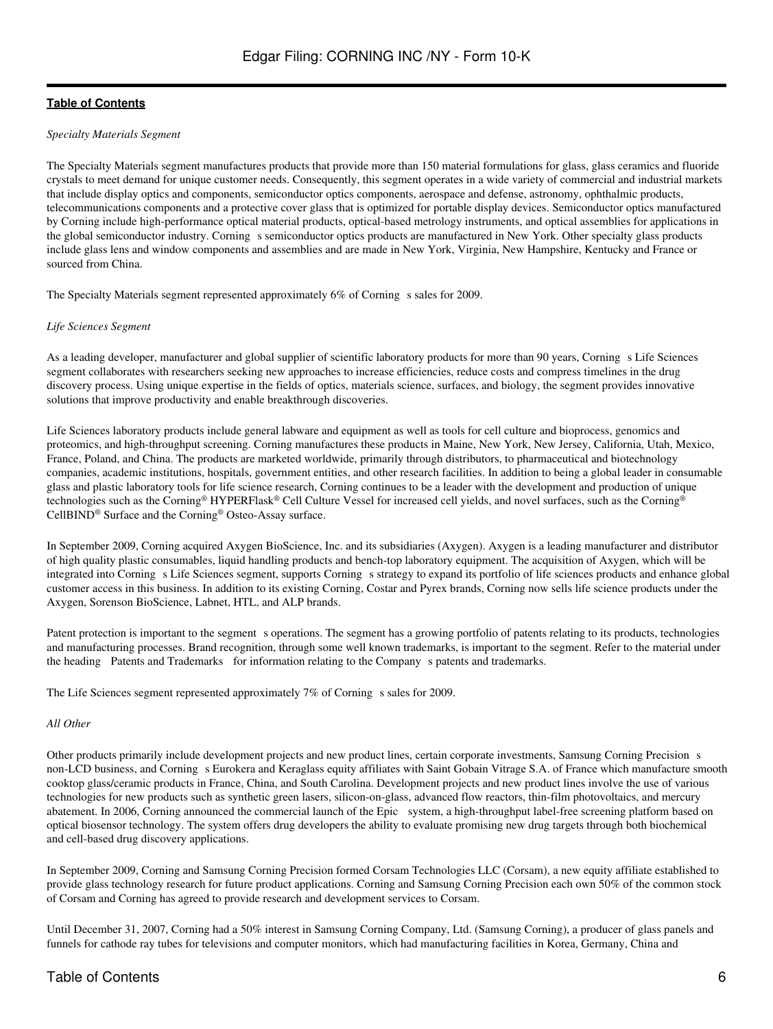*Specialty Materials Segment*

The Specialty Materials segment manufactures products that provide more than 150 material formulations for glass, glass ceramics and fluoride crystals to meet demand for unique customer needs. Consequently, this segment operates in a wide variety of commercial and industrial markets that include display optics and components, semiconductor optics components, aerospace and defense, astronomy, ophthalmic products, telecommunications components and a protective cover glass that is optimized for portable display devices. Semiconductor optics manufactured by Corning include high-performance optical material products, optical-based metrology instruments, and optical assemblies for applications in the global semiconductor industry. Corning s semiconductor optics products are manufactured in New York. Other specialty glass products include glass lens and window components and assemblies and are made in New York, Virginia, New Hampshire, Kentucky and France or sourced from China.

The Specialty Materials segment represented approximately 6% of Corning s sales for 2009.

*Life Sciences Segment*

As a leading developer, manufacturer and global supplier of scientific laboratory products for more than 90 years, Corning s Life Sciences segment collaborates with researchers seeking new approaches to increase efficiencies, reduce costs and compress timelines in the drug discovery process. Using unique expertise in the fields of optics, materials science, surfaces, and biology, the segment provides innovative solutions that improve productivity and enable breakthrough discoveries.

Life Sciences laboratory products include general labware and equipment as well as tools for cell culture and bioprocess, genomics and proteomics, and high-throughput screening. Corning manufactures these products in Maine, New York, New Jersey, California, Utah, Mexico, France, Poland, and China. The products are marketed worldwide, primarily through distributors, to pharmaceutical and biotechnology companies, academic institutions, hospitals, government entities, and other research facilities. In addition to being a global leader in consumable glass and plastic laboratory tools for life science research, Corning continues to be a leader with the development and production of unique technologies such as the Corning® HYPERFlask® Cell Culture Vessel for increased cell yields, and novel surfaces, such as the Corning® CellBIND® Surface and the Corning® Osteo-Assay surface.

In September 2009, Corning acquired Axygen BioScience, Inc. and its subsidiaries (Axygen). Axygen is a leading manufacturer and distributor of high quality plastic consumables, liquid handling products and bench-top laboratory equipment. The acquisition of Axygen, which will be integrated into Corning s Life Sciences segment, supports Corning s strategy to expand its portfolio of life sciences products and enhance global customer access in this business. In addition to its existing Corning, Costar and Pyrex brands, Corning now sells life science products under the Axygen, Sorenson BioScience, Labnet, HTL, and ALP brands.

Patent protection is important to the segment s operations. The segment has a growing portfolio of patents relating to its products, technologies and manufacturing processes. Brand recognition, through some well known trademarks, is important to the segment. Refer to the material under the heading Patents and Trademarks for information relating to the Company s patents and trademarks.

The Life Sciences segment represented approximately 7% of Corning s sales for 2009.

*All Other*

Other products primarily include development projects and new product lines, certain corporate investments, Samsung Corning Precision s non-LCD business, and Corning s Eurokera and Keraglass equity affiliates with Saint Gobain Vitrage S.A. of France which manufacture smooth cooktop glass/ceramic products in France, China, and South Carolina. Development projects and new product lines involve the use of various technologies for new products such as synthetic green lasers, silicon-on-glass, advanced flow reactors, thin-film photovoltaics, and mercury abatement. In 2006, Corning announced the commercial launch of the Epic system, a high-throughput label-free screening platform based on optical biosensor technology. The system offers drug developers the ability to evaluate promising new drug targets through both biochemical and cell-based drug discovery applications.

In September 2009, Corning and Samsung Corning Precision formed Corsam Technologies LLC (Corsam), a new equity affiliate established to provide glass technology research for future product applications. Corning and Samsung Corning Precision each own 50% of the common stock of Corsam and Corning has agreed to provide research and development services to Corsam.

Until December 31, 2007, Corning had a 50% interest in Samsung Corning Company, Ltd. (Samsung Corning), a producer of glass panels and funnels for cathode ray tubes for televisions and computer monitors, which had manufacturing facilities in Korea, Germany, China and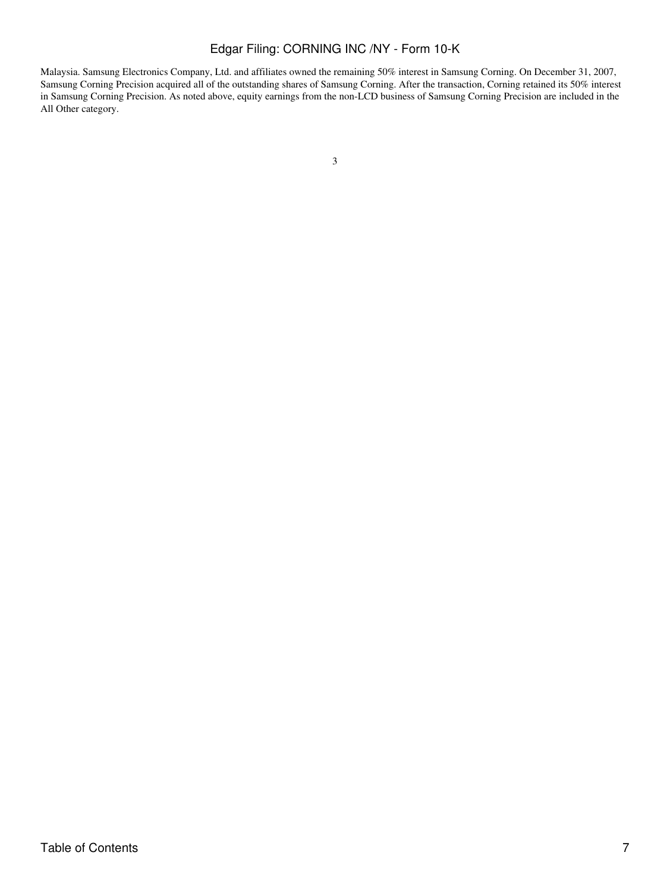Malaysia. Samsung Electronics Company, Ltd. and affiliates owned the remaining 50% interest in Samsung Corning. On December 31, 2007, Samsung Corning Precision acquired all of the outstanding shares of Samsung Corning. After the transaction, Corning retained its 50% interest in Samsung Corning Precision. As noted above, equity earnings from the non-LCD business of Samsung Corning Precision are included in the All Other category.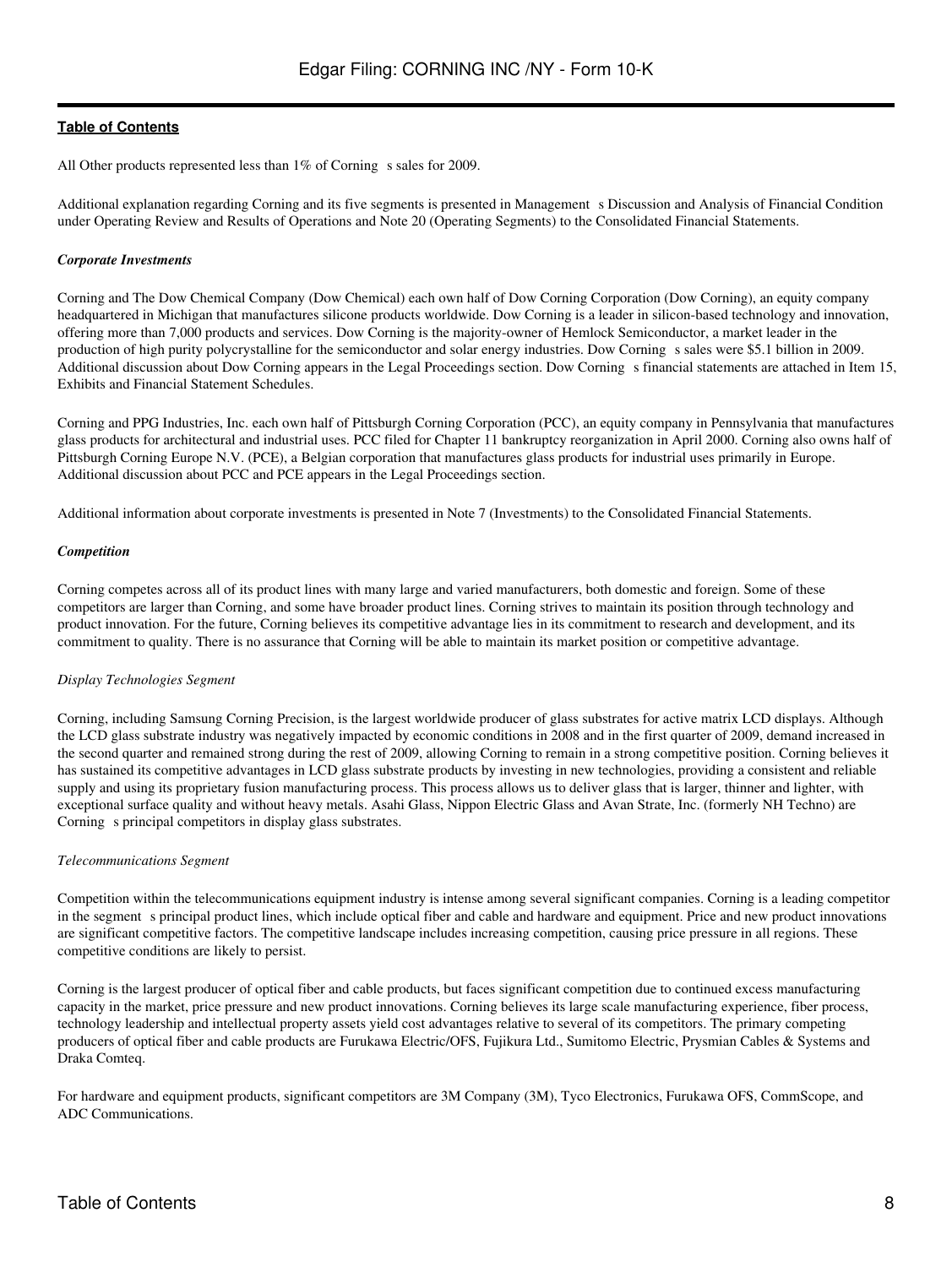All Other products represented less than 1% of Corning s sales for 2009.

Additional explanation regarding Corning and its five segments is presented in Management s Discussion and Analysis of Financial Condition under Operating Review and Results of Operations and Note 20 (Operating Segments) to the Consolidated Financial Statements.

***Corporate Investments***

Corning and The Dow Chemical Company (Dow Chemical) each own half of Dow Corning Corporation (Dow Corning), an equity company headquartered in Michigan that manufactures silicone products worldwide. Dow Corning is a leader in silicon-based technology and innovation, offering more than 7,000 products and services. Dow Corning is the majority-owner of Hemlock Semiconductor, a market leader in the production of high purity polycrystalline for the semiconductor and solar energy industries. Dow Corning s sales were $5.1 billion in 2009. Additional discussion about Dow Corning appears in the Legal Proceedings section. Dow Corning s financial statements are attached in Item 15, Exhibits and Financial Statement Schedules.

Corning and PPG Industries, Inc. each own half of Pittsburgh Corning Corporation (PCC), an equity company in Pennsylvania that manufactures glass products for architectural and industrial uses. PCC filed for Chapter 11 bankruptcy reorganization in April 2000. Corning also owns half of Pittsburgh Corning Europe N.V. (PCE), a Belgian corporation that manufactures glass products for industrial uses primarily in Europe. Additional discussion about PCC and PCE appears in the Legal Proceedings section.

Additional information about corporate investments is presented in Note 7 (Investments) to the Consolidated Financial Statements.

***Competition***

Corning competes across all of its product lines with many large and varied manufacturers, both domestic and foreign. Some of these competitors are larger than Corning, and some have broader product lines. Corning strives to maintain its position through technology and product innovation. For the future, Corning believes its competitive advantage lies in its commitment to research and development, and its commitment to quality. There is no assurance that Corning will be able to maintain its market position or competitive advantage.

*Display Technologies Segment*

Corning, including Samsung Corning Precision, is the largest worldwide producer of glass substrates for active matrix LCD displays. Although the LCD glass substrate industry was negatively impacted by economic conditions in 2008 and in the first quarter of 2009, demand increased in the second quarter and remained strong during the rest of 2009, allowing Corning to remain in a strong competitive position. Corning believes it has sustained its competitive advantages in LCD glass substrate products by investing in new technologies, providing a consistent and reliable supply and using its proprietary fusion manufacturing process. This process allows us to deliver glass that is larger, thinner and lighter, with exceptional surface quality and without heavy metals. Asahi Glass, Nippon Electric Glass and Avan Strate, Inc. (formerly NH Techno) are Corning s principal competitors in display glass substrates.

*Telecommunications Segment*

Competition within the telecommunications equipment industry is intense among several significant companies. Corning is a leading competitor in the segment s principal product lines, which include optical fiber and cable and hardware and equipment. Price and new product innovations are significant competitive factors. The competitive landscape includes increasing competition, causing price pressure in all regions. These competitive conditions are likely to persist.

Corning is the largest producer of optical fiber and cable products, but faces significant competition due to continued excess manufacturing capacity in the market, price pressure and new product innovations. Corning believes its large scale manufacturing experience, fiber process, technology leadership and intellectual property assets yield cost advantages relative to several of its competitors. The primary competing producers of optical fiber and cable products are Furukawa Electric/OFS, Fujikura Ltd., Sumitomo Electric, Prysmian Cables & Systems and Draka Comteq.

For hardware and equipment products, significant competitors are 3M Company (3M), Tyco Electronics, Furukawa OFS, CommScope, and ADC Communications.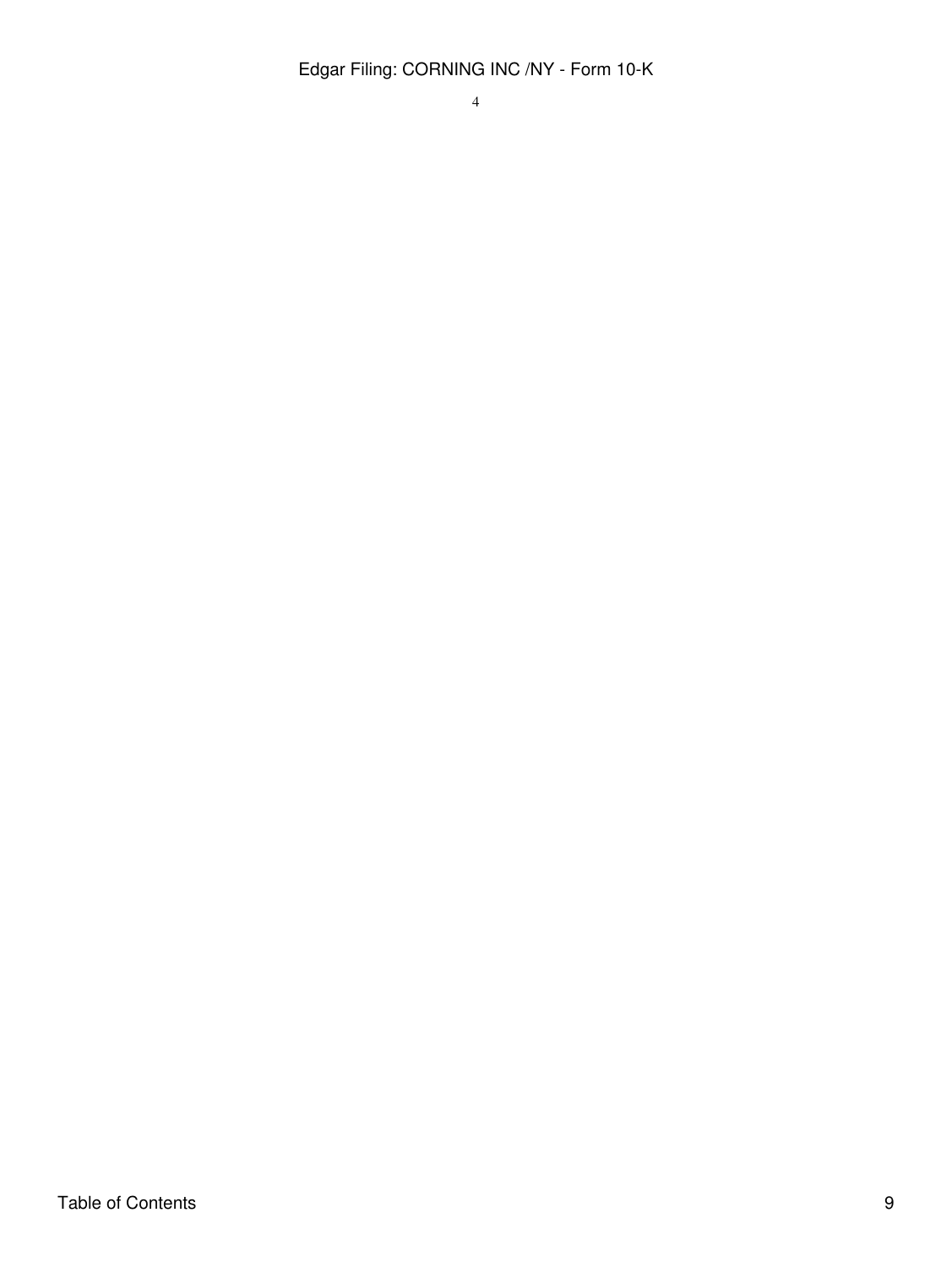Table of Contents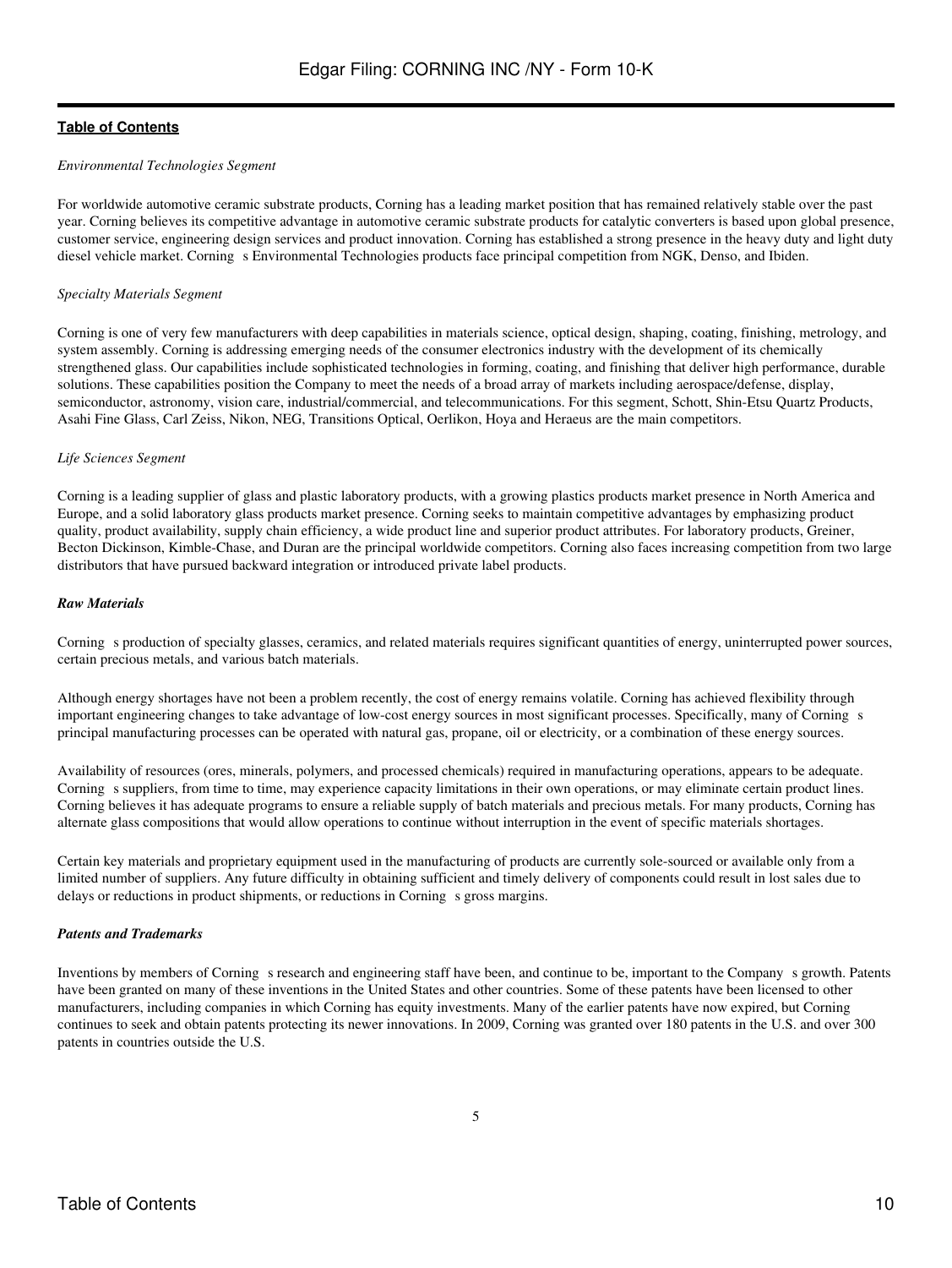*Environmental Technologies Segment*

For worldwide automotive ceramic substrate products, Corning has a leading market position that has remained relatively stable over the past year. Corning believes its competitive advantage in automotive ceramic substrate products for catalytic converters is based upon global presence, customer service, engineering design services and product innovation. Corning has established a strong presence in the heavy duty and light duty diesel vehicle market. Corning s Environmental Technologies products face principal competition from NGK, Denso, and Ibiden.

*Specialty Materials Segment*

Corning is one of very few manufacturers with deep capabilities in materials science, optical design, shaping, coating, finishing, metrology, and system assembly. Corning is addressing emerging needs of the consumer electronics industry with the development of its chemically strengthened glass. Our capabilities include sophisticated technologies in forming, coating, and finishing that deliver high performance, durable solutions. These capabilities position the Company to meet the needs of a broad array of markets including aerospace/defense, display, semiconductor, astronomy, vision care, industrial/commercial, and telecommunications. For this segment, Schott, Shin-Etsu Quartz Products, Asahi Fine Glass, Carl Zeiss, Nikon, NEG, Transitions Optical, Oerlikon, Hoya and Heraeus are the main competitors.

*Life Sciences Segment*

Corning is a leading supplier of glass and plastic laboratory products, with a growing plastics products market presence in North America and Europe, and a solid laboratory glass products market presence. Corning seeks to maintain competitive advantages by emphasizing product quality, product availability, supply chain efficiency, a wide product line and superior product attributes. For laboratory products, Greiner, Becton Dickinson, Kimble-Chase, and Duran are the principal worldwide competitors. Corning also faces increasing competition from two large distributors that have pursued backward integration or introduced private label products.

***Raw Materials***

Corning s production of specialty glasses, ceramics, and related materials requires significant quantities of energy, uninterrupted power sources, certain precious metals, and various batch materials.

Although energy shortages have not been a problem recently, the cost of energy remains volatile. Corning has achieved flexibility through important engineering changes to take advantage of low-cost energy sources in most significant processes. Specifically, many of Corning s principal manufacturing processes can be operated with natural gas, propane, oil or electricity, or a combination of these energy sources.

Availability of resources (ores, minerals, polymers, and processed chemicals) required in manufacturing operations, appears to be adequate. Corning s suppliers, from time to time, may experience capacity limitations in their own operations, or may eliminate certain product lines. Corning believes it has adequate programs to ensure a reliable supply of batch materials and precious metals. For many products, Corning has alternate glass compositions that would allow operations to continue without interruption in the event of specific materials shortages.

Certain key materials and proprietary equipment used in the manufacturing of products are currently sole-sourced or available only from a limited number of suppliers. Any future difficulty in obtaining sufficient and timely delivery of components could result in lost sales due to delays or reductions in product shipments, or reductions in Corning s gross margins.

***Patents and Trademarks***

Inventions by members of Corning s research and engineering staff have been, and continue to be, important to the Company s growth. Patents have been granted on many of these inventions in the United States and other countries. Some of these patents have been licensed to other manufacturers, including companies in which Corning has equity investments. Many of the earlier patents have now expired, but Corning continues to seek and obtain patents protecting its newer innovations. In 2009, Corning was granted over 180 patents in the U.S. and over 300 patents in countries outside the U.S.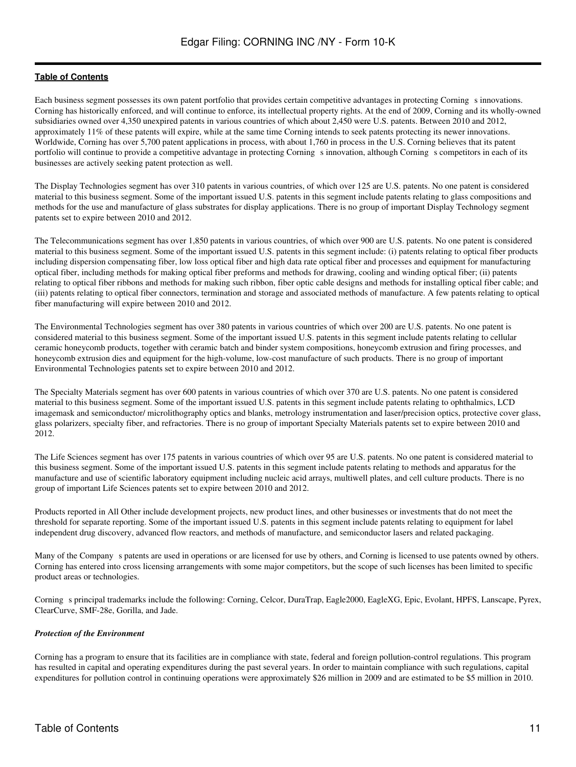Each business segment possesses its own patent portfolio that provides certain competitive advantages in protecting Corning s innovations. Corning has historically enforced, and will continue to enforce, its intellectual property rights. At the end of 2009, Corning and its wholly-owned subsidiaries owned over 4,350 unexpired patents in various countries of which about 2,450 were U.S. patents. Between 2010 and 2012, approximately 11% of these patents will expire, while at the same time Corning intends to seek patents protecting its newer innovations. Worldwide, Corning has over 5,700 patent applications in process, with about 1,760 in process in the U.S. Corning believes that its patent portfolio will continue to provide a competitive advantage in protecting Corning s innovation, although Corning s competitors in each of its businesses are actively seeking patent protection as well.

The Display Technologies segment has over 310 patents in various countries, of which over 125 are U.S. patents. No one patent is considered material to this business segment. Some of the important issued U.S. patents in this segment include patents relating to glass compositions and methods for the use and manufacture of glass substrates for display applications. There is no group of important Display Technology segment patents set to expire between 2010 and 2012.

The Telecommunications segment has over 1,850 patents in various countries, of which over 900 are U.S. patents. No one patent is considered material to this business segment. Some of the important issued U.S. patents in this segment include: (i) patents relating to optical fiber products including dispersion compensating fiber, low loss optical fiber and high data rate optical fiber and processes and equipment for manufacturing optical fiber, including methods for making optical fiber preforms and methods for drawing, cooling and winding optical fiber; (ii) patents relating to optical fiber ribbons and methods for making such ribbon, fiber optic cable designs and methods for installing optical fiber cable; and (iii) patents relating to optical fiber connectors, termination and storage and associated methods of manufacture. A few patents relating to optical fiber manufacturing will expire between 2010 and 2012.

The Environmental Technologies segment has over 380 patents in various countries of which over 200 are U.S. patents. No one patent is considered material to this business segment. Some of the important issued U.S. patents in this segment include patents relating to cellular ceramic honeycomb products, together with ceramic batch and binder system compositions, honeycomb extrusion and firing processes, and honeycomb extrusion dies and equipment for the high-volume, low-cost manufacture of such products. There is no group of important Environmental Technologies patents set to expire between 2010 and 2012.

The Specialty Materials segment has over 600 patents in various countries of which over 370 are U.S. patents. No one patent is considered material to this business segment. Some of the important issued U.S. patents in this segment include patents relating to ophthalmics, LCD imagemask and semiconductor/ microlithography optics and blanks, metrology instrumentation and laser/precision optics, protective cover glass, glass polarizers, specialty fiber, and refractories. There is no group of important Specialty Materials patents set to expire between 2010 and 2012.

The Life Sciences segment has over 175 patents in various countries of which over 95 are U.S. patents. No one patent is considered material to this business segment. Some of the important issued U.S. patents in this segment include patents relating to methods and apparatus for the manufacture and use of scientific laboratory equipment including nucleic acid arrays, multiwell plates, and cell culture products. There is no group of important Life Sciences patents set to expire between 2010 and 2012.

Products reported in All Other include development projects, new product lines, and other businesses or investments that do not meet the threshold for separate reporting. Some of the important issued U.S. patents in this segment include patents relating to equipment for label independent drug discovery, advanced flow reactors, and methods of manufacture, and semiconductor lasers and related packaging.

Many of the Company s patents are used in operations or are licensed for use by others, and Corning is licensed to use patents owned by others. Corning has entered into cross licensing arrangements with some major competitors, but the scope of such licenses has been limited to specific product areas or technologies.

Corning s principal trademarks include the following: Corning, Celcor, DuraTrap, Eagle2000, EagleXG, Epic, Evolant, HPFS, Lanscape, Pyrex, ClearCurve, SMF-28e, Gorilla, and Jade.

***Protection of the Environment***

Corning has a program to ensure that its facilities are in compliance with state, federal and foreign pollution-control regulations. This program has resulted in capital and operating expenditures during the past several years. In order to maintain compliance with such regulations, capital expenditures for pollution control in continuing operations were approximately $26 million in 2009 and are estimated to be $5 million in 2010.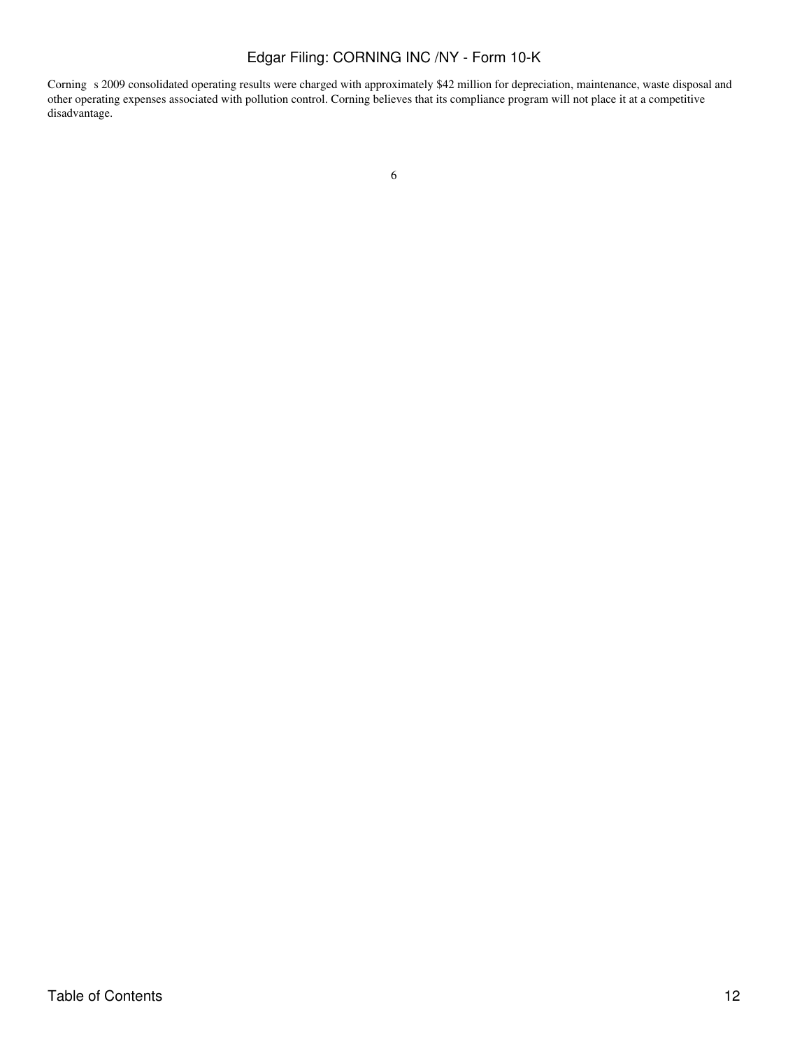Corning s 2009 consolidated operating results were charged with approximately $42 million for depreciation, maintenance, waste disposal and other operating expenses associated with pollution control. Corning believes that its compliance program will not place it at a competitive disadvantage.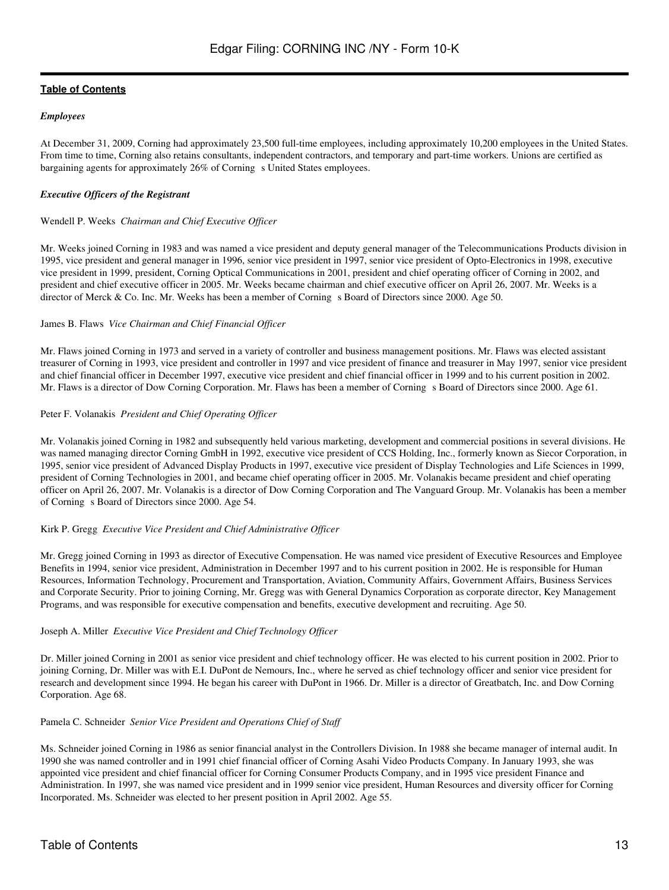**Table of Contents**

***Employees***

At December 31, 2009, Corning had approximately 23,500 full-time employees, including approximately 10,200 employees in the United States. From time to time, Corning also retains consultants, independent contractors, and temporary and part-time workers. Unions are certified as bargaining agents for approximately 26% of Corning s United States employees.

***Executive Officers of the Registrant***

Wendell P. Weeks *Chairman and Chief Executive Officer*

Mr. Weeks joined Corning in 1983 and was named a vice president and deputy general manager of the Telecommunications Products division in 1995, vice president and general manager in 1996, senior vice president in 1997, senior vice president of Opto-Electronics in 1998, executive vice president in 1999, president, Corning Optical Communications in 2001, president and chief operating officer of Corning in 2002, and president and chief executive officer in 2005. Mr. Weeks became chairman and chief executive officer on April 26, 2007. Mr. Weeks is a director of Merck & Co. Inc. Mr. Weeks has been a member of Corning s Board of Directors since 2000. Age 50.

James B. Flaws *Vice Chairman and Chief Financial Officer*

Mr. Flaws joined Corning in 1973 and served in a variety of controller and business management positions. Mr. Flaws was elected assistant treasurer of Corning in 1993, vice president and controller in 1997 and vice president of finance and treasurer in May 1997, senior vice president and chief financial officer in December 1997, executive vice president and chief financial officer in 1999 and to his current position in 2002. Mr. Flaws is a director of Dow Corning Corporation. Mr. Flaws has been a member of Corning s Board of Directors since 2000. Age 61.

Peter F. Volanakis *President and Chief Operating Officer*

Mr. Volanakis joined Corning in 1982 and subsequently held various marketing, development and commercial positions in several divisions. He was named managing director Corning GmbH in 1992, executive vice president of CCS Holding, Inc., formerly known as Siecor Corporation, in 1995, senior vice president of Advanced Display Products in 1997, executive vice president of Display Technologies and Life Sciences in 1999, president of Corning Technologies in 2001, and became chief operating officer in 2005. Mr. Volanakis became president and chief operating officer on April 26, 2007. Mr. Volanakis is a director of Dow Corning Corporation and The Vanguard Group. Mr. Volanakis has been a member of Corning s Board of Directors since 2000. Age 54.

Kirk P. Gregg *Executive Vice President and Chief Administrative Officer*

Mr. Gregg joined Corning in 1993 as director of Executive Compensation. He was named vice president of Executive Resources and Employee Benefits in 1994, senior vice president, Administration in December 1997 and to his current position in 2002. He is responsible for Human Resources, Information Technology, Procurement and Transportation, Aviation, Community Affairs, Government Affairs, Business Services and Corporate Security. Prior to joining Corning, Mr. Gregg was with General Dynamics Corporation as corporate director, Key Management Programs, and was responsible for executive compensation and benefits, executive development and recruiting. Age 50.

Joseph A. Miller *Executive Vice President and Chief Technology Officer*

Dr. Miller joined Corning in 2001 as senior vice president and chief technology officer. He was elected to his current position in 2002. Prior to joining Corning, Dr. Miller was with E.I. DuPont de Nemours, Inc., where he served as chief technology officer and senior vice president for research and development since 1994. He began his career with DuPont in 1966. Dr. Miller is a director of Greatbatch, Inc. and Dow Corning Corporation. Age 68.

Pamela C. Schneider *Senior Vice President and Operations Chief of Staff*

Ms. Schneider joined Corning in 1986 as senior financial analyst in the Controllers Division. In 1988 she became manager of internal audit. In 1990 she was named controller and in 1991 chief financial officer of Corning Asahi Video Products Company. In January 1993, she was appointed vice president and chief financial officer for Corning Consumer Products Company, and in 1995 vice president Finance and Administration. In 1997, she was named vice president and in 1999 senior vice president, Human Resources and diversity officer for Corning Incorporated. Ms. Schneider was elected to her present position in April 2002. Age 55.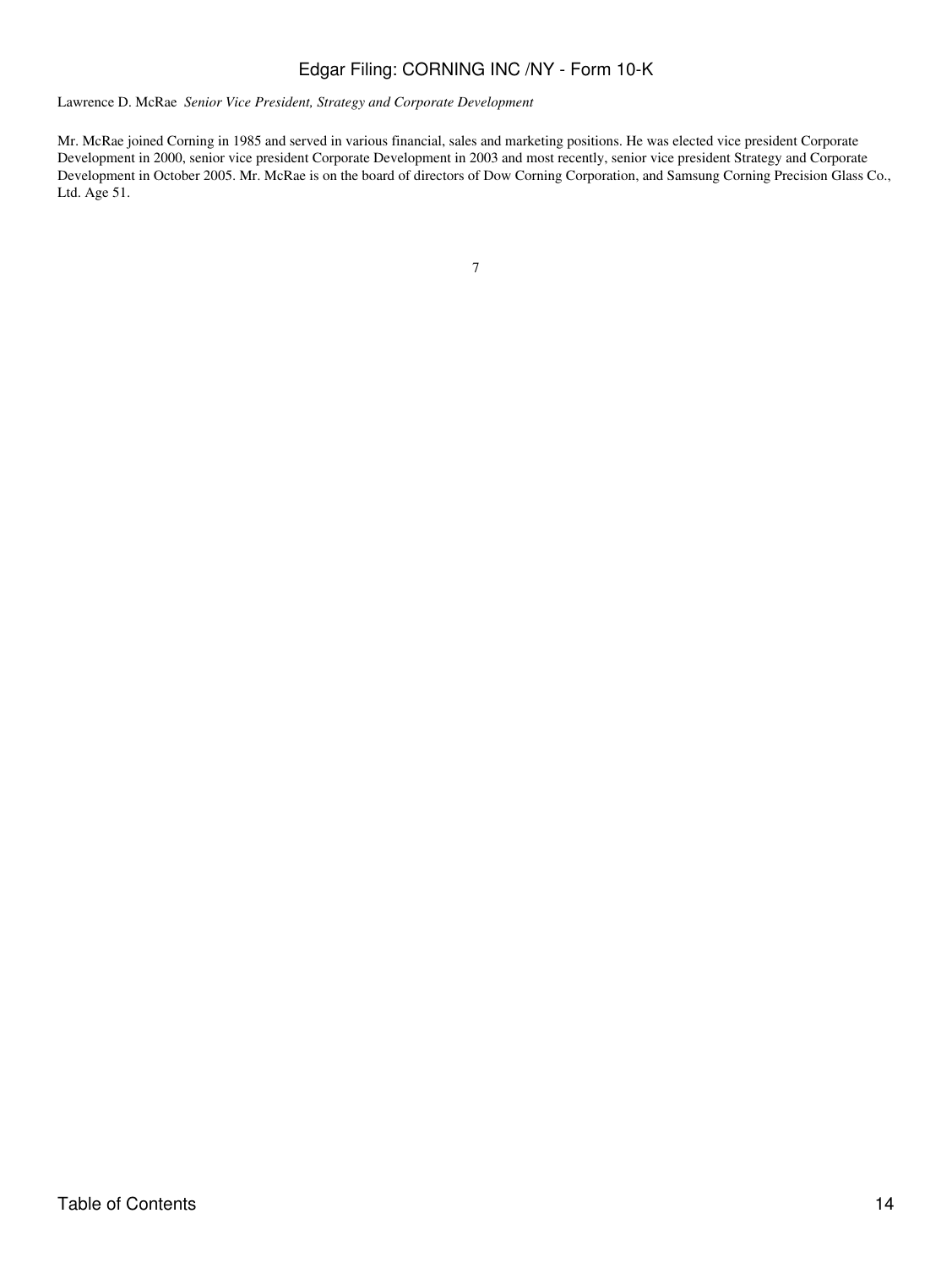Lawrence D. McRae *Senior Vice President, Strategy and Corporate Development*

Mr. McRae joined Corning in 1985 and served in various financial, sales and marketing positions. He was elected vice president Corporate Development in 2000, senior vice president Corporate Development in 2003 and most recently, senior vice president Strategy and Corporate Development in October 2005. Mr. McRae is on the board of directors of Dow Corning Corporation, and Samsung Corning Precision Glass Co., Ltd. Age 51.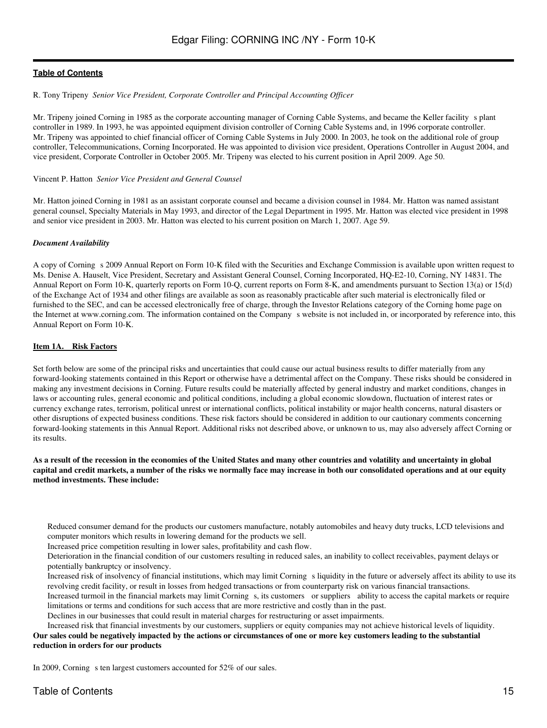R. Tony Tripeny *Senior Vice President, Corporate Controller and Principal Accounting Officer*

Mr. Tripeny joined Corning in 1985 as the corporate accounting manager of Corning Cable Systems, and became the Keller facility s plant controller in 1989. In 1993, he was appointed equipment division controller of Corning Cable Systems and, in 1996 corporate controller. Mr. Tripeny was appointed to chief financial officer of Corning Cable Systems in July 2000. In 2003, he took on the additional role of group controller, Telecommunications, Corning Incorporated. He was appointed to division vice president, Operations Controller in August 2004, and vice president, Corporate Controller in October 2005. Mr. Tripeny was elected to his current position in April 2009. Age 50.

Vincent P. Hatton *Senior Vice President and General Counsel*

Mr. Hatton joined Corning in 1981 as an assistant corporate counsel and became a division counsel in 1984. Mr. Hatton was named assistant general counsel, Specialty Materials in May 1993, and director of the Legal Department in 1995. Mr. Hatton was elected vice president in 1998 and senior vice president in 2003. Mr. Hatton was elected to his current position on March 1, 2007. Age 59.

***Document Availability***

A copy of Corning s 2009 Annual Report on Form 10-K filed with the Securities and Exchange Commission is available upon written request to Ms. Denise A. Hauselt, Vice President, Secretary and Assistant General Counsel, Corning Incorporated, HQ-E2-10, Corning, NY 14831. The Annual Report on Form 10-K, quarterly reports on Form 10-Q, current reports on Form 8-K, and amendments pursuant to Section 13(a) or 15(d) of the Exchange Act of 1934 and other filings are available as soon as reasonably practicable after such material is electronically filed or furnished to the SEC, and can be accessed electronically free of charge, through the Investor Relations category of the Corning home page on the Internet at www.corning.com. The information contained on the Company s website is not included in, or incorporated by reference into, this Annual Report on Form 10-K.

## Item 1A. Risk Factors

Set forth below are some of the principal risks and uncertainties that could cause our actual business results to differ materially from any forward-looking statements contained in this Report or otherwise have a detrimental affect on the Company. These risks should be considered in making any investment decisions in Corning. Future results could be materially affected by general industry and market conditions, changes in laws or accounting rules, general economic and political conditions, including a global economic slowdown, fluctuation of interest rates or currency exchange rates, terrorism, political unrest or international conflicts, political instability or major health concerns, natural disasters or other disruptions of expected business conditions. These risk factors should be considered in addition to our cautionary comments concerning forward-looking statements in this Annual Report. Additional risks not described above, or unknown to us, may also adversely affect Corning or its results.

**As a result of the recession in the economies of the United States and many other countries and volatility and uncertainty in global capital and credit markets, a number of the risks we normally face may increase in both our consolidated operations and at our equity method investments. These include:**

- Reduced consumer demand for the products our customers manufacture, notably automobiles and heavy duty trucks, LCD televisions and computer monitors which results in lowering demand for the products we sell.
- Increased price competition resulting in lower sales, profitability and cash flow.
- Deterioration in the financial condition of our customers resulting in reduced sales, an inability to collect receivables, payment delays or potentially bankruptcy or insolvency.
- Increased risk of insolvency of financial institutions, which may limit Corning s liquidity in the future or adversely affect its ability to use its revolving credit facility, or result in losses from hedged transactions or from counterparty risk on various financial transactions.
- Increased turmoil in the financial markets may limit Corning s, its customers or suppliers ability to access the capital markets or require limitations or terms and conditions for such access that are more restrictive and costly than in the past.
- Declines in our businesses that could result in material charges for restructuring or asset impairments.
- Increased risk that financial investments by our customers, suppliers or equity companies may not achieve historical levels of liquidity.

**Our sales could be negatively impacted by the actions or circumstances of one or more key customers leading to the substantial reduction in orders for our products**

In 2009, Corning s ten largest customers accounted for 52% of our sales.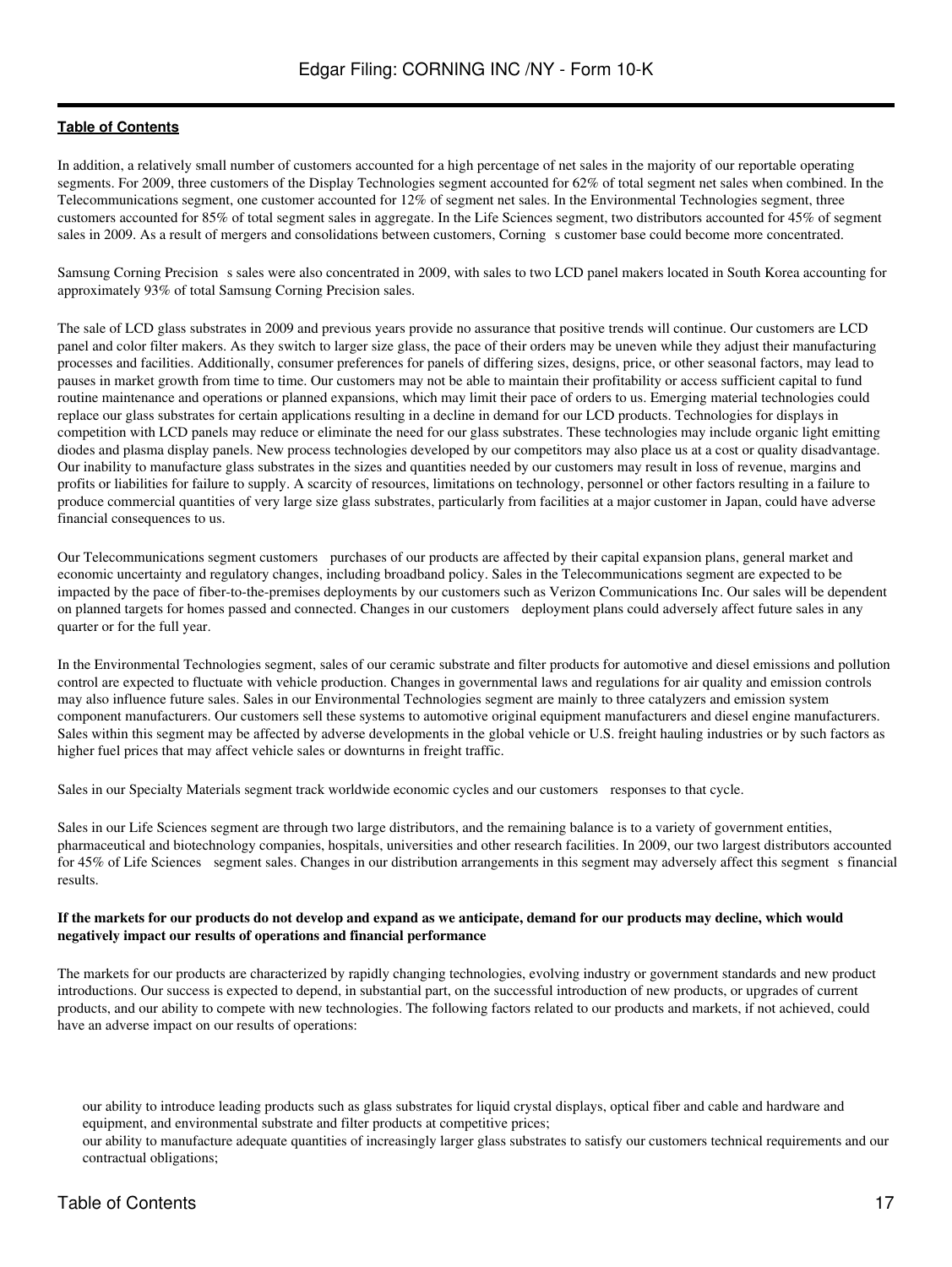In addition, a relatively small number of customers accounted for a high percentage of net sales in the majority of our reportable operating segments. For 2009, three customers of the Display Technologies segment accounted for 62% of total segment net sales when combined. In the Telecommunications segment, one customer accounted for 12% of segment net sales. In the Environmental Technologies segment, three customers accounted for 85% of total segment sales in aggregate. In the Life Sciences segment, two distributors accounted for 45% of segment sales in 2009. As a result of mergers and consolidations between customers, Corning s customer base could become more concentrated.

Samsung Corning Precision s sales were also concentrated in 2009, with sales to two LCD panel makers located in South Korea accounting for approximately 93% of total Samsung Corning Precision sales.

The sale of LCD glass substrates in 2009 and previous years provide no assurance that positive trends will continue. Our customers are LCD panel and color filter makers. As they switch to larger size glass, the pace of their orders may be uneven while they adjust their manufacturing processes and facilities. Additionally, consumer preferences for panels of differing sizes, designs, price, or other seasonal factors, may lead to pauses in market growth from time to time. Our customers may not be able to maintain their profitability or access sufficient capital to fund routine maintenance and operations or planned expansions, which may limit their pace of orders to us. Emerging material technologies could replace our glass substrates for certain applications resulting in a decline in demand for our LCD products. Technologies for displays in competition with LCD panels may reduce or eliminate the need for our glass substrates. These technologies may include organic light emitting diodes and plasma display panels. New process technologies developed by our competitors may also place us at a cost or quality disadvantage. Our inability to manufacture glass substrates in the sizes and quantities needed by our customers may result in loss of revenue, margins and profits or liabilities for failure to supply. A scarcity of resources, limitations on technology, personnel or other factors resulting in a failure to produce commercial quantities of very large size glass substrates, particularly from facilities at a major customer in Japan, could have adverse financial consequences to us.

Our Telecommunications segment customers purchases of our products are affected by their capital expansion plans, general market and economic uncertainty and regulatory changes, including broadband policy. Sales in the Telecommunications segment are expected to be impacted by the pace of fiber-to-the-premises deployments by our customers such as Verizon Communications Inc. Our sales will be dependent on planned targets for homes passed and connected. Changes in our customers deployment plans could adversely affect future sales in any quarter or for the full year.

In the Environmental Technologies segment, sales of our ceramic substrate and filter products for automotive and diesel emissions and pollution control are expected to fluctuate with vehicle production. Changes in governmental laws and regulations for air quality and emission controls may also influence future sales. Sales in our Environmental Technologies segment are mainly to three catalyzers and emission system component manufacturers. Our customers sell these systems to automotive original equipment manufacturers and diesel engine manufacturers. Sales within this segment may be affected by adverse developments in the global vehicle or U.S. freight hauling industries or by such factors as higher fuel prices that may affect vehicle sales or downturns in freight traffic.

Sales in our Specialty Materials segment track worldwide economic cycles and our customers responses to that cycle.

Sales in our Life Sciences segment are through two large distributors, and the remaining balance is to a variety of government entities, pharmaceutical and biotechnology companies, hospitals, universities and other research facilities. In 2009, our two largest distributors accounted for 45% of Life Sciences segment sales. Changes in our distribution arrangements in this segment may adversely affect this segment s financial results.

**If the markets for our products do not develop and expand as we anticipate, demand for our products may decline, which would negatively impact our results of operations and financial performance**

The markets for our products are characterized by rapidly changing technologies, evolving industry or government standards and new product introductions. Our success is expected to depend, in substantial part, on the successful introduction of new products, or upgrades of current products, and our ability to compete with new technologies. The following factors related to our products and markets, if not achieved, could have an adverse impact on our results of operations:

- our ability to introduce leading products such as glass substrates for liquid crystal displays, optical fiber and cable and hardware and equipment, and environmental substrate and filter products at competitive prices;
- our ability to manufacture adequate quantities of increasingly larger glass substrates to satisfy our customers technical requirements and our contractual obligations;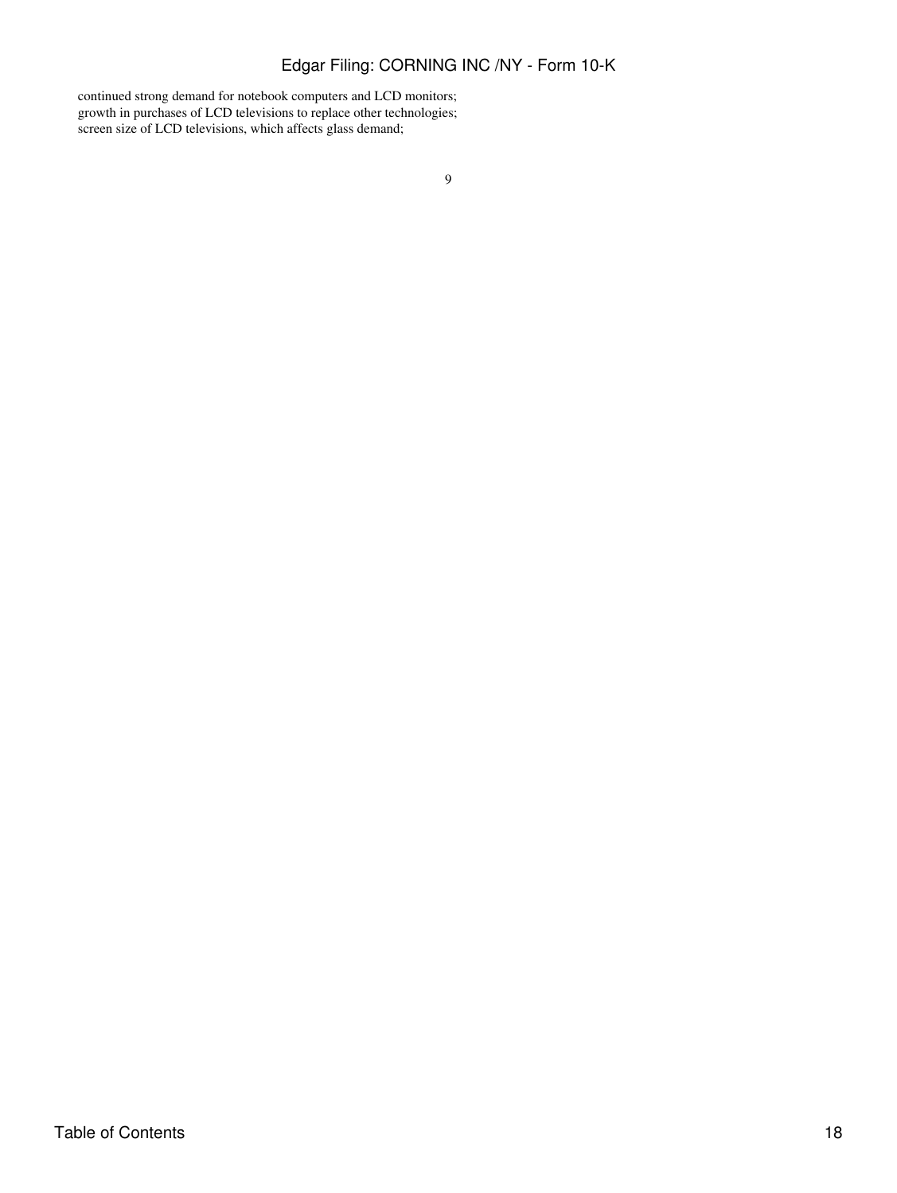continued strong demand for notebook computers and LCD monitors;
growth in purchases of LCD televisions to replace other technologies;
screen size of LCD televisions, which affects glass demand;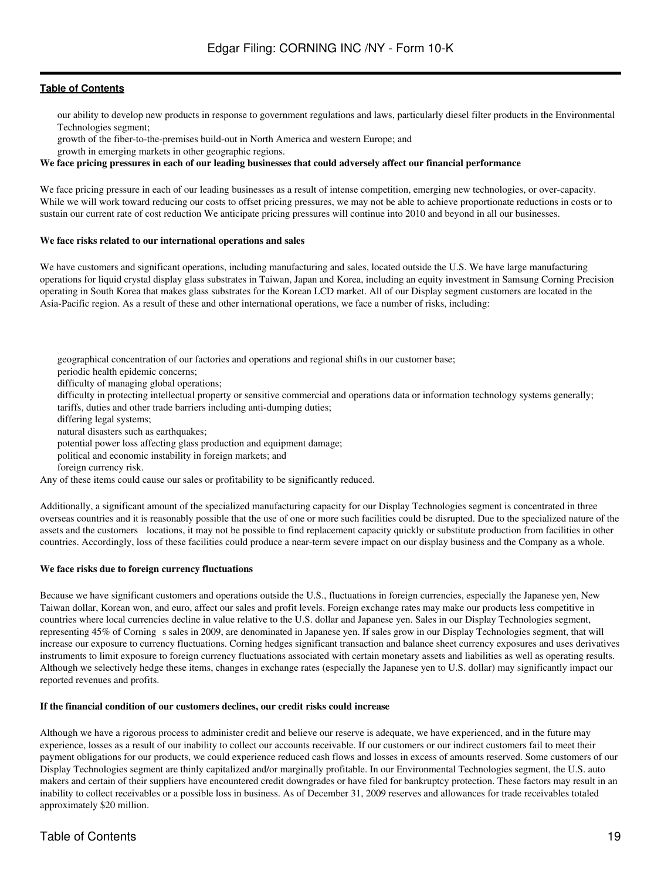- our ability to develop new products in response to government regulations and laws, particularly diesel filter products in the Environmental Technologies segment;
- growth of the fiber-to-the-premises build-out in North America and western Europe; and
- growth in emerging markets in other geographic regions.

**We face pricing pressures in each of our leading businesses that could adversely affect our financial performance**

We face pricing pressure in each of our leading businesses as a result of intense competition, emerging new technologies, or over-capacity. While we will work toward reducing our costs to offset pricing pressures, we may not be able to achieve proportionate reductions in costs or to sustain our current rate of cost reduction We anticipate pricing pressures will continue into 2010 and beyond in all our businesses.

**We face risks related to our international operations and sales**

We have customers and significant operations, including manufacturing and sales, located outside the U.S. We have large manufacturing operations for liquid crystal display glass substrates in Taiwan, Japan and Korea, including an equity investment in Samsung Corning Precision operating in South Korea that makes glass substrates for the Korean LCD market. All of our Display segment customers are located in the Asia-Pacific region. As a result of these and other international operations, we face a number of risks, including:

- geographical concentration of our factories and operations and regional shifts in our customer base;
- periodic health epidemic concerns;
- difficulty of managing global operations;
- difficulty in protecting intellectual property or sensitive commercial and operations data or information technology systems generally;
- tariffs, duties and other trade barriers including anti-dumping duties;
- differing legal systems;
- natural disasters such as earthquakes;
- potential power loss affecting glass production and equipment damage;
- political and economic instability in foreign markets; and
- foreign currency risk.

Any of these items could cause our sales or profitability to be significantly reduced.

Additionally, a significant amount of the specialized manufacturing capacity for our Display Technologies segment is concentrated in three overseas countries and it is reasonably possible that the use of one or more such facilities could be disrupted. Due to the specialized nature of the assets and the customers locations, it may not be possible to find replacement capacity quickly or substitute production from facilities in other countries. Accordingly, loss of these facilities could produce a near-term severe impact on our display business and the Company as a whole.

**We face risks due to foreign currency fluctuations**

Because we have significant customers and operations outside the U.S., fluctuations in foreign currencies, especially the Japanese yen, New Taiwan dollar, Korean won, and euro, affect our sales and profit levels. Foreign exchange rates may make our products less competitive in countries where local currencies decline in value relative to the U.S. dollar and Japanese yen. Sales in our Display Technologies segment, representing 45% of Corning s sales in 2009, are denominated in Japanese yen. If sales grow in our Display Technologies segment, that will increase our exposure to currency fluctuations. Corning hedges significant transaction and balance sheet currency exposures and uses derivatives instruments to limit exposure to foreign currency fluctuations associated with certain monetary assets and liabilities as well as operating results. Although we selectively hedge these items, changes in exchange rates (especially the Japanese yen to U.S. dollar) may significantly impact our reported revenues and profits.

**If the financial condition of our customers declines, our credit risks could increase**

Although we have a rigorous process to administer credit and believe our reserve is adequate, we have experienced, and in the future may experience, losses as a result of our inability to collect our accounts receivable. If our customers or our indirect customers fail to meet their payment obligations for our products, we could experience reduced cash flows and losses in excess of amounts reserved. Some customers of our Display Technologies segment are thinly capitalized and/or marginally profitable. In our Environmental Technologies segment, the U.S. auto makers and certain of their suppliers have encountered credit downgrades or have filed for bankruptcy protection. These factors may result in an inability to collect receivables or a possible loss in business. As of December 31, 2009 reserves and allowances for trade receivables totaled approximately $20 million.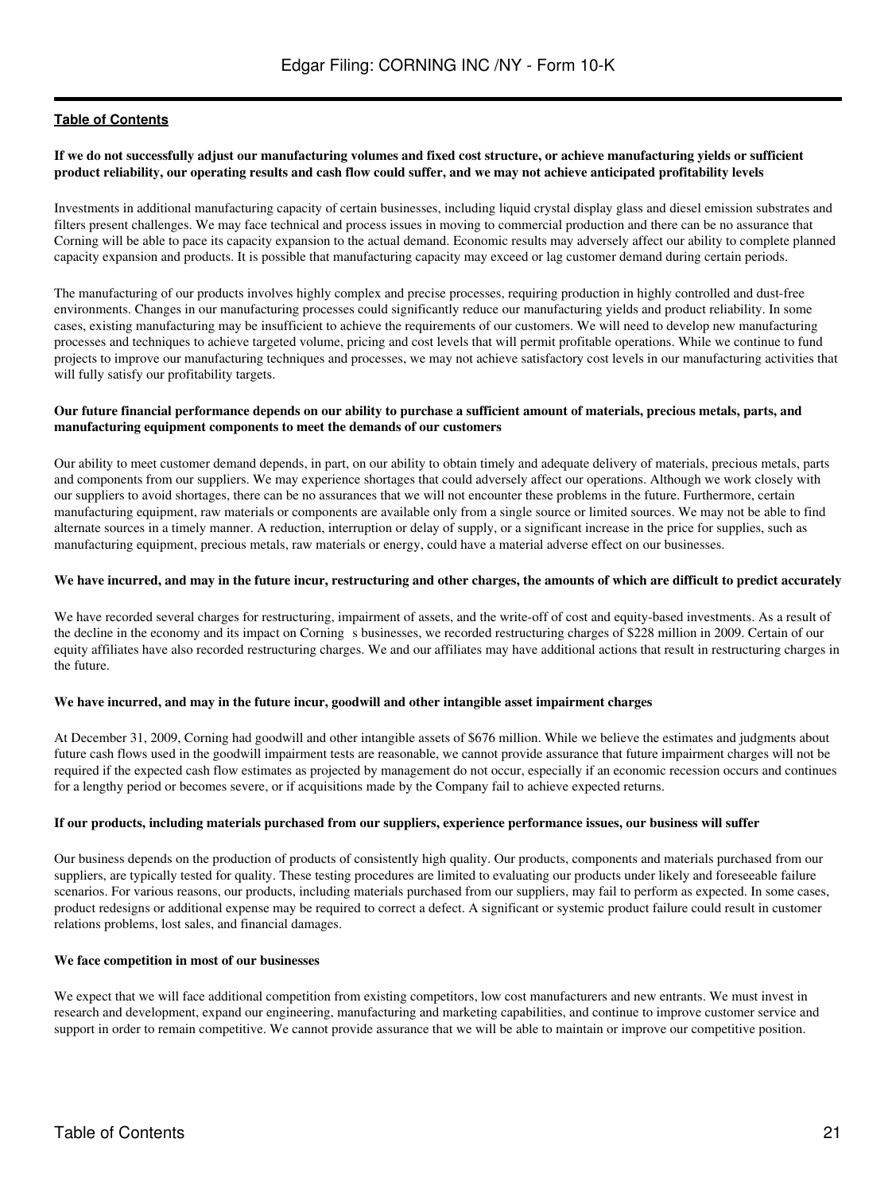**If we do not successfully adjust our manufacturing volumes and fixed cost structure, or achieve manufacturing yields or sufficient product reliability, our operating results and cash flow could suffer, and we may not achieve anticipated profitability levels**

Investments in additional manufacturing capacity of certain businesses, including liquid crystal display glass and diesel emission substrates and filters present challenges. We may face technical and process issues in moving to commercial production and there can be no assurance that Corning will be able to pace its capacity expansion to the actual demand. Economic results may adversely affect our ability to complete planned capacity expansion and products. It is possible that manufacturing capacity may exceed or lag customer demand during certain periods.

The manufacturing of our products involves highly complex and precise processes, requiring production in highly controlled and dust-free environments. Changes in our manufacturing processes could significantly reduce our manufacturing yields and product reliability. In some cases, existing manufacturing may be insufficient to achieve the requirements of our customers. We will need to develop new manufacturing processes and techniques to achieve targeted volume, pricing and cost levels that will permit profitable operations. While we continue to fund projects to improve our manufacturing techniques and processes, we may not achieve satisfactory cost levels in our manufacturing activities that will fully satisfy our profitability targets.

**Our future financial performance depends on our ability to purchase a sufficient amount of materials, precious metals, parts, and manufacturing equipment components to meet the demands of our customers**

Our ability to meet customer demand depends, in part, on our ability to obtain timely and adequate delivery of materials, precious metals, parts and components from our suppliers. We may experience shortages that could adversely affect our operations. Although we work closely with our suppliers to avoid shortages, there can be no assurances that we will not encounter these problems in the future. Furthermore, certain manufacturing equipment, raw materials or components are available only from a single source or limited sources. We may not be able to find alternate sources in a timely manner. A reduction, interruption or delay of supply, or a significant increase in the price for supplies, such as manufacturing equipment, precious metals, raw materials or energy, could have a material adverse effect on our businesses.

**We have incurred, and may in the future incur, restructuring and other charges, the amounts of which are difficult to predict accurately**

We have recorded several charges for restructuring, impairment of assets, and the write-off of cost and equity-based investments. As a result of the decline in the economy and its impact on Corning s businesses, we recorded restructuring charges of $228 million in 2009. Certain of our equity affiliates have also recorded restructuring charges. We and our affiliates may have additional actions that result in restructuring charges in the future.

**We have incurred, and may in the future incur, goodwill and other intangible asset impairment charges**

At December 31, 2009, Corning had goodwill and other intangible assets of $676 million. While we believe the estimates and judgments about future cash flows used in the goodwill impairment tests are reasonable, we cannot provide assurance that future impairment charges will not be required if the expected cash flow estimates as projected by management do not occur, especially if an economic recession occurs and continues for a lengthy period or becomes severe, or if acquisitions made by the Company fail to achieve expected returns.

**If our products, including materials purchased from our suppliers, experience performance issues, our business will suffer**

Our business depends on the production of products of consistently high quality. Our products, components and materials purchased from our suppliers, are typically tested for quality. These testing procedures are limited to evaluating our products under likely and foreseeable failure scenarios. For various reasons, our products, including materials purchased from our suppliers, may fail to perform as expected. In some cases, product redesigns or additional expense may be required to correct a defect. A significant or systemic product failure could result in customer relations problems, lost sales, and financial damages.

**We face competition in most of our businesses**

We expect that we will face additional competition from existing competitors, low cost manufacturers and new entrants. We must invest in research and development, expand our engineering, manufacturing and marketing capabilities, and continue to improve customer service and support in order to remain competitive. We cannot provide assurance that we will be able to maintain or improve our competitive position.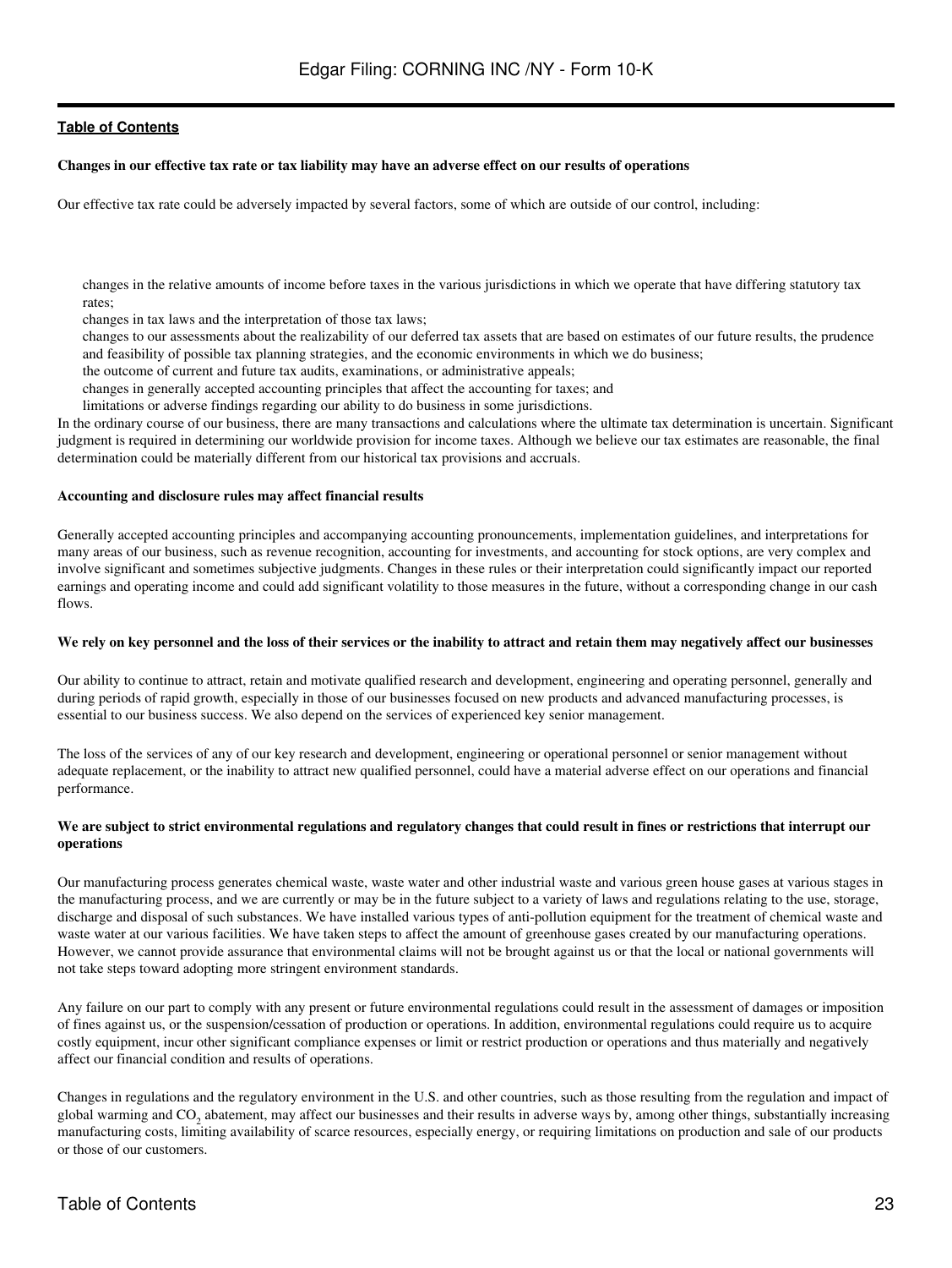**Table of Contents**

**Changes in our effective tax rate or tax liability may have an adverse effect on our results of operations**

Our effective tax rate could be adversely impacted by several factors, some of which are outside of our control, including:

- changes in the relative amounts of income before taxes in the various jurisdictions in which we operate that have differing statutory tax rates;
- changes in tax laws and the interpretation of those tax laws;
- changes to our assessments about the realizability of our deferred tax assets that are based on estimates of our future results, the prudence and feasibility of possible tax planning strategies, and the economic environments in which we do business;
- the outcome of current and future tax audits, examinations, or administrative appeals;
- changes in generally accepted accounting principles that affect the accounting for taxes; and
- limitations or adverse findings regarding our ability to do business in some jurisdictions.

In the ordinary course of our business, there are many transactions and calculations where the ultimate tax determination is uncertain. Significant judgment is required in determining our worldwide provision for income taxes. Although we believe our tax estimates are reasonable, the final determination could be materially different from our historical tax provisions and accruals.

**Accounting and disclosure rules may affect financial results**

Generally accepted accounting principles and accompanying accounting pronouncements, implementation guidelines, and interpretations for many areas of our business, such as revenue recognition, accounting for investments, and accounting for stock options, are very complex and involve significant and sometimes subjective judgments. Changes in these rules or their interpretation could significantly impact our reported earnings and operating income and could add significant volatility to those measures in the future, without a corresponding change in our cash flows.

**We rely on key personnel and the loss of their services or the inability to attract and retain them may negatively affect our businesses**

Our ability to continue to attract, retain and motivate qualified research and development, engineering and operating personnel, generally and during periods of rapid growth, especially in those of our businesses focused on new products and advanced manufacturing processes, is essential to our business success. We also depend on the services of experienced key senior management.

The loss of the services of any of our key research and development, engineering or operational personnel or senior management without adequate replacement, or the inability to attract new qualified personnel, could have a material adverse effect on our operations and financial performance.

**We are subject to strict environmental regulations and regulatory changes that could result in fines or restrictions that interrupt our operations**

Our manufacturing process generates chemical waste, waste water and other industrial waste and various green house gases at various stages in the manufacturing process, and we are currently or may be in the future subject to a variety of laws and regulations relating to the use, storage, discharge and disposal of such substances. We have installed various types of anti-pollution equipment for the treatment of chemical waste and waste water at our various facilities. We have taken steps to affect the amount of greenhouse gases created by our manufacturing operations. However, we cannot provide assurance that environmental claims will not be brought against us or that the local or national governments will not take steps toward adopting more stringent environment standards.

Any failure on our part to comply with any present or future environmental regulations could result in the assessment of damages or imposition of fines against us, or the suspension/cessation of production or operations. In addition, environmental regulations could require us to acquire costly equipment, incur other significant compliance expenses or limit or restrict production or operations and thus materially and negatively affect our financial condition and results of operations.

Changes in regulations and the regulatory environment in the U.S. and other countries, such as those resulting from the regulation and impact of global warming and $CO_2$ abatement, may affect our businesses and their results in adverse ways by, among other things, substantially increasing manufacturing costs, limiting availability of scarce resources, especially energy, or requiring limitations on production and sale of our products or those of our customers.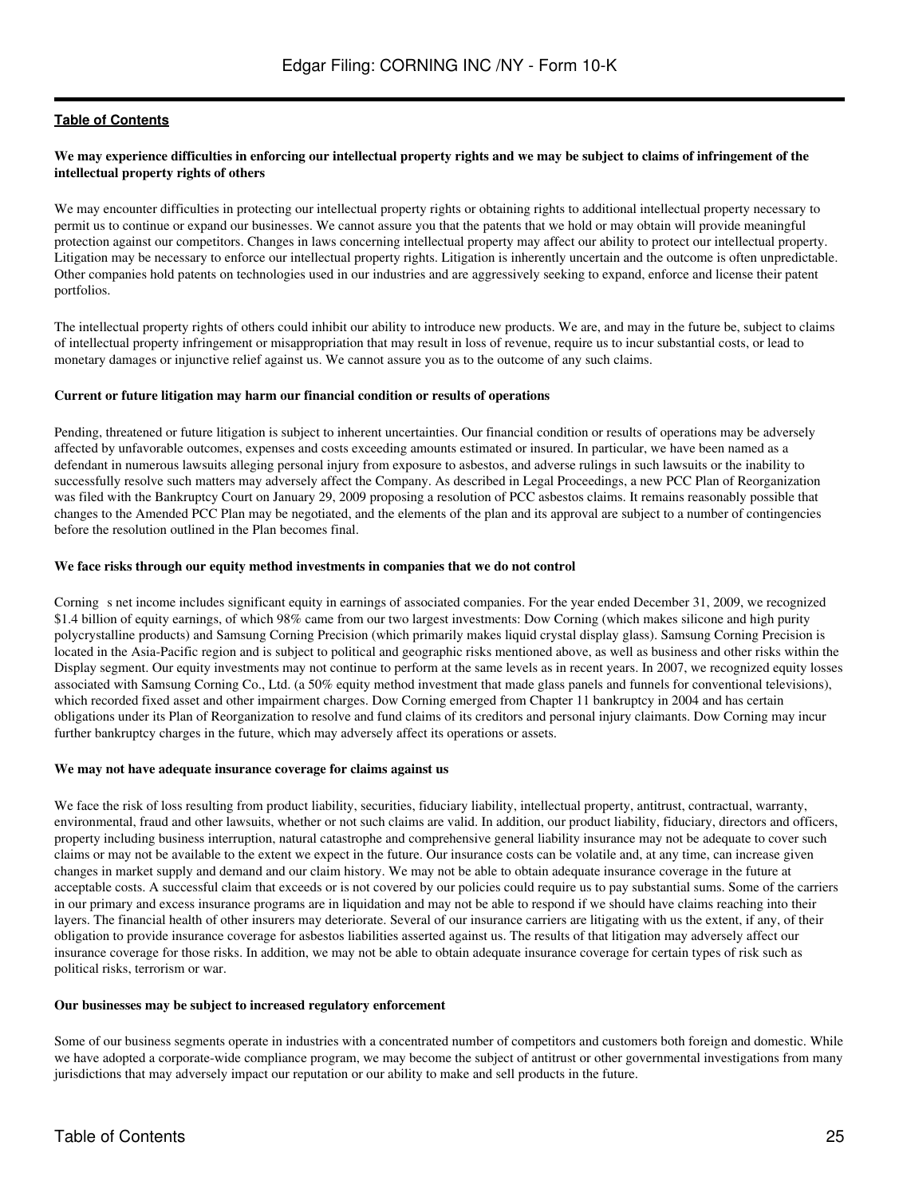### We may experience difficulties in enforcing our intellectual property rights and we may be subject to claims of infringement of the intellectual property rights of others

We may encounter difficulties in protecting our intellectual property rights or obtaining rights to additional intellectual property necessary to permit us to continue or expand our businesses. We cannot assure you that the patents that we hold or may obtain will provide meaningful protection against our competitors. Changes in laws concerning intellectual property may affect our ability to protect our intellectual property. Litigation may be necessary to enforce our intellectual property rights. Litigation is inherently uncertain and the outcome is often unpredictable. Other companies hold patents on technologies used in our industries and are aggressively seeking to expand, enforce and license their patent portfolios.

The intellectual property rights of others could inhibit our ability to introduce new products. We are, and may in the future be, subject to claims of intellectual property infringement or misappropriation that may result in loss of revenue, require us to incur substantial costs, or lead to monetary damages or injunctive relief against us. We cannot assure you as to the outcome of any such claims.

### Current or future litigation may harm our financial condition or results of operations

Pending, threatened or future litigation is subject to inherent uncertainties. Our financial condition or results of operations may be adversely affected by unfavorable outcomes, expenses and costs exceeding amounts estimated or insured. In particular, we have been named as a defendant in numerous lawsuits alleging personal injury from exposure to asbestos, and adverse rulings in such lawsuits or the inability to successfully resolve such matters may adversely affect the Company. As described in Legal Proceedings, a new PCC Plan of Reorganization was filed with the Bankruptcy Court on January 29, 2009 proposing a resolution of PCC asbestos claims. It remains reasonably possible that changes to the Amended PCC Plan may be negotiated, and the elements of the plan and its approval are subject to a number of contingencies before the resolution outlined in the Plan becomes final.

### We face risks through our equity method investments in companies that we do not control

Corning s net income includes significant equity in earnings of associated companies. For the year ended December 31, 2009, we recognized $1.4 billion of equity earnings, of which 98% came from our two largest investments: Dow Corning (which makes silicone and high purity polycrystalline products) and Samsung Corning Precision (which primarily makes liquid crystal display glass). Samsung Corning Precision is located in the Asia-Pacific region and is subject to political and geographic risks mentioned above, as well as business and other risks within the Display segment. Our equity investments may not continue to perform at the same levels as in recent years. In 2007, we recognized equity losses associated with Samsung Corning Co., Ltd. (a 50% equity method investment that made glass panels and funnels for conventional televisions), which recorded fixed asset and other impairment charges. Dow Corning emerged from Chapter 11 bankruptcy in 2004 and has certain obligations under its Plan of Reorganization to resolve and fund claims of its creditors and personal injury claimants. Dow Corning may incur further bankruptcy charges in the future, which may adversely affect its operations or assets.

### We may not have adequate insurance coverage for claims against us

We face the risk of loss resulting from product liability, securities, fiduciary liability, intellectual property, antitrust, contractual, warranty, environmental, fraud and other lawsuits, whether or not such claims are valid. In addition, our product liability, fiduciary, directors and officers, property including business interruption, natural catastrophe and comprehensive general liability insurance may not be adequate to cover such claims or may not be available to the extent we expect in the future. Our insurance costs can be volatile and, at any time, can increase given changes in market supply and demand and our claim history. We may not be able to obtain adequate insurance coverage in the future at acceptable costs. A successful claim that exceeds or is not covered by our policies could require us to pay substantial sums. Some of the carriers in our primary and excess insurance programs are in liquidation and may not be able to respond if we should have claims reaching into their layers. The financial health of other insurers may deteriorate. Several of our insurance carriers are litigating with us the extent, if any, of their obligation to provide insurance coverage for asbestos liabilities asserted against us. The results of that litigation may adversely affect our insurance coverage for those risks. In addition, we may not be able to obtain adequate insurance coverage for certain types of risk such as political risks, terrorism or war.

### Our businesses may be subject to increased regulatory enforcement

Some of our business segments operate in industries with a concentrated number of competitors and customers both foreign and domestic. While we have adopted a corporate-wide compliance program, we may become the subject of antitrust or other governmental investigations from many jurisdictions that may adversely impact our reputation or our ability to make and sell products in the future.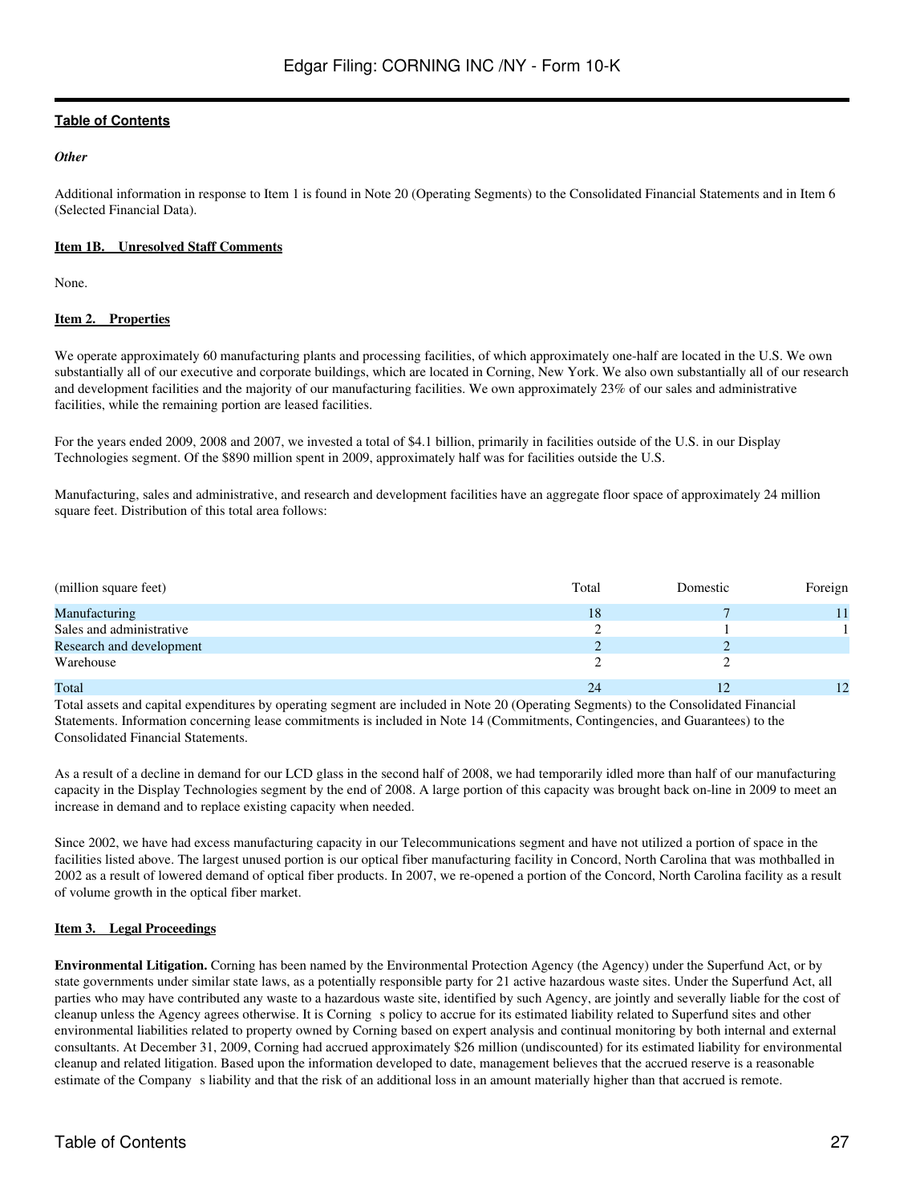*Other*

Additional information in response to Item 1 is found in Note 20 (Operating Segments) to the Consolidated Financial Statements and in Item 6 (Selected Financial Data).

**Item 1B. Unresolved Staff Comments**

None.

**Item 2. Properties**

We operate approximately 60 manufacturing plants and processing facilities, of which approximately one-half are located in the U.S. We own substantially all of our executive and corporate buildings, which are located in Corning, New York. We also own substantially all of our research and development facilities and the majority of our manufacturing facilities. We own approximately 23% of our sales and administrative facilities, while the remaining portion are leased facilities.

For the years ended 2009, 2008 and 2007, we invested a total of $4.1 billion, primarily in facilities outside of the U.S. in our Display Technologies segment. Of the $890 million spent in 2009, approximately half was for facilities outside the U.S.

Manufacturing, sales and administrative, and research and development facilities have an aggregate floor space of approximately 24 million square feet. Distribution of this total area follows:

| (million square feet) | Total | Domestic | Foreign |
|---|---|---|---|
| Manufacturing | 18 | 7 | 11 |
| Sales and administrative | 2 | 1 | 1 |
| Research and development | 2 | 2 | |
| Warehouse | 2 | 2 | |
| Total | 24 | 12 | 12 |

Total assets and capital expenditures by operating segment are included in Note 20 (Operating Segments) to the Consolidated Financial Statements. Information concerning lease commitments is included in Note 14 (Commitments, Contingencies, and Guarantees) to the Consolidated Financial Statements.

As a result of a decline in demand for our LCD glass in the second half of 2008, we had temporarily idled more than half of our manufacturing capacity in the Display Technologies segment by the end of 2008. A large portion of this capacity was brought back on-line in 2009 to meet an increase in demand and to replace existing capacity when needed.

Since 2002, we have had excess manufacturing capacity in our Telecommunications segment and have not utilized a portion of space in the facilities listed above. The largest unused portion is our optical fiber manufacturing facility in Concord, North Carolina that was mothballed in 2002 as a result of lowered demand of optical fiber products. In 2007, we re-opened a portion of the Concord, North Carolina facility as a result of volume growth in the optical fiber market.

**Item 3. Legal Proceedings**

**Environmental Litigation.** Corning has been named by the Environmental Protection Agency (the Agency) under the Superfund Act, or by state governments under similar state laws, as a potentially responsible party for 21 active hazardous waste sites. Under the Superfund Act, all parties who may have contributed any waste to a hazardous waste site, identified by such Agency, are jointly and severally liable for the cost of cleanup unless the Agency agrees otherwise. It is Corning's policy to accrue for its estimated liability related to Superfund sites and other environmental liabilities related to property owned by Corning based on expert analysis and continual monitoring by both internal and external consultants. At December 31, 2009, Corning had accrued approximately $26 million (undiscounted) for its estimated liability for environmental cleanup and related litigation. Based upon the information developed to date, management believes that the accrued reserve is a reasonable estimate of the Company's liability and that the risk of an additional loss in an amount materially higher than that accrued is remote.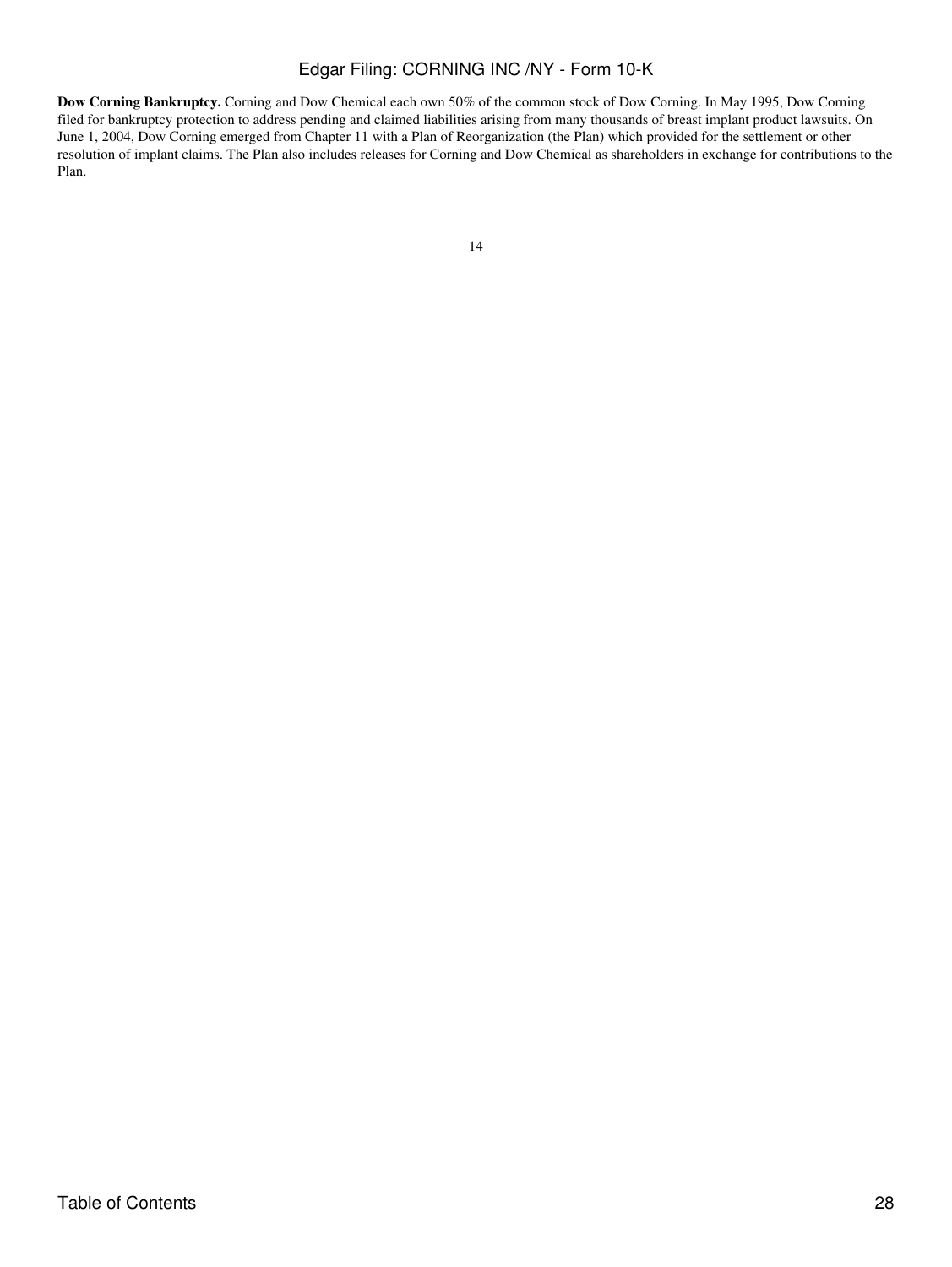**Dow Corning Bankruptcy.** Corning and Dow Chemical each own 50% of the common stock of Dow Corning. In May 1995, Dow Corning filed for bankruptcy protection to address pending and claimed liabilities arising from many thousands of breast implant product lawsuits. On June 1, 2004, Dow Corning emerged from Chapter 11 with a Plan of Reorganization (the Plan) which provided for the settlement or other resolution of implant claims. The Plan also includes releases for Corning and Dow Chemical as shareholders in exchange for contributions to the Plan.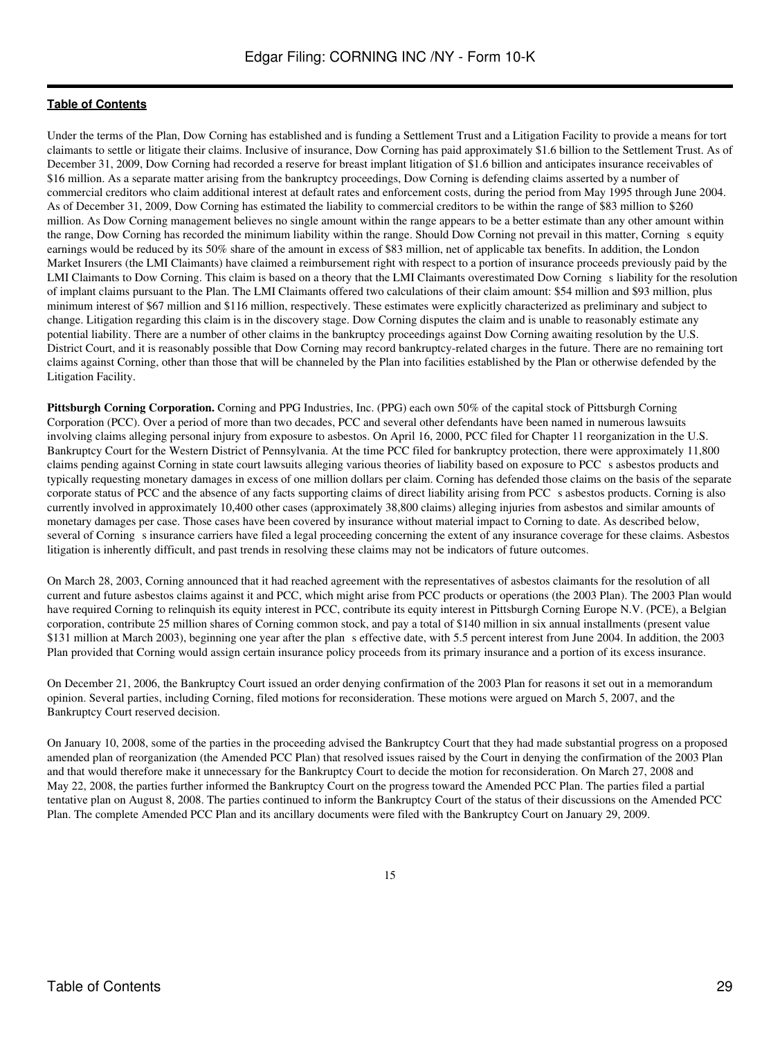Under the terms of the Plan, Dow Corning has established and is funding a Settlement Trust and a Litigation Facility to provide a means for tort claimants to settle or litigate their claims. Inclusive of insurance, Dow Corning has paid approximately $1.6 billion to the Settlement Trust. As of December 31, 2009, Dow Corning had recorded a reserve for breast implant litigation of $1.6 billion and anticipates insurance receivables of $16 million. As a separate matter arising from the bankruptcy proceedings, Dow Corning is defending claims asserted by a number of commercial creditors who claim additional interest at default rates and enforcement costs, during the period from May 1995 through June 2004. As of December 31, 2009, Dow Corning has estimated the liability to commercial creditors to be within the range of $83 million to $260 million. As Dow Corning management believes no single amount within the range appears to be a better estimate than any other amount within the range, Dow Corning has recorded the minimum liability within the range. Should Dow Corning not prevail in this matter, Corning s equity earnings would be reduced by its 50% share of the amount in excess of $83 million, net of applicable tax benefits. In addition, the London Market Insurers (the LMI Claimants) have claimed a reimbursement right with respect to a portion of insurance proceeds previously paid by the LMI Claimants to Dow Corning. This claim is based on a theory that the LMI Claimants overestimated Dow Corning s liability for the resolution of implant claims pursuant to the Plan. The LMI Claimants offered two calculations of their claim amount: $54 million and $93 million, plus minimum interest of $67 million and $116 million, respectively. These estimates were explicitly characterized as preliminary and subject to change. Litigation regarding this claim is in the discovery stage. Dow Corning disputes the claim and is unable to reasonably estimate any potential liability. There are a number of other claims in the bankruptcy proceedings against Dow Corning awaiting resolution by the U.S. District Court, and it is reasonably possible that Dow Corning may record bankruptcy-related charges in the future. There are no remaining tort claims against Corning, other than those that will be channeled by the Plan into facilities established by the Plan or otherwise defended by the Litigation Facility.

**Pittsburgh Corning Corporation.** Corning and PPG Industries, Inc. (PPG) each own 50% of the capital stock of Pittsburgh Corning Corporation (PCC). Over a period of more than two decades, PCC and several other defendants have been named in numerous lawsuits involving claims alleging personal injury from exposure to asbestos. On April 16, 2000, PCC filed for Chapter 11 reorganization in the U.S. Bankruptcy Court for the Western District of Pennsylvania. At the time PCC filed for bankruptcy protection, there were approximately 11,800 claims pending against Corning in state court lawsuits alleging various theories of liability based on exposure to PCC s asbestos products and typically requesting monetary damages in excess of one million dollars per claim. Corning has defended those claims on the basis of the separate corporate status of PCC and the absence of any facts supporting claims of direct liability arising from PCC s asbestos products. Corning is also currently involved in approximately 10,400 other cases (approximately 38,800 claims) alleging injuries from asbestos and similar amounts of monetary damages per case. Those cases have been covered by insurance without material impact to Corning to date. As described below, several of Corning s insurance carriers have filed a legal proceeding concerning the extent of any insurance coverage for these claims. Asbestos litigation is inherently difficult, and past trends in resolving these claims may not be indicators of future outcomes.

On March 28, 2003, Corning announced that it had reached agreement with the representatives of asbestos claimants for the resolution of all current and future asbestos claims against it and PCC, which might arise from PCC products or operations (the 2003 Plan). The 2003 Plan would have required Corning to relinquish its equity interest in PCC, contribute its equity interest in Pittsburgh Corning Europe N.V. (PCE), a Belgian corporation, contribute 25 million shares of Corning common stock, and pay a total of $140 million in six annual installments (present value $131 million at March 2003), beginning one year after the plan s effective date, with 5.5 percent interest from June 2004. In addition, the 2003 Plan provided that Corning would assign certain insurance policy proceeds from its primary insurance and a portion of its excess insurance.

On December 21, 2006, the Bankruptcy Court issued an order denying confirmation of the 2003 Plan for reasons it set out in a memorandum opinion. Several parties, including Corning, filed motions for reconsideration. These motions were argued on March 5, 2007, and the Bankruptcy Court reserved decision.

On January 10, 2008, some of the parties in the proceeding advised the Bankruptcy Court that they had made substantial progress on a proposed amended plan of reorganization (the Amended PCC Plan) that resolved issues raised by the Court in denying the confirmation of the 2003 Plan and that would therefore make it unnecessary for the Bankruptcy Court to decide the motion for reconsideration. On March 27, 2008 and May 22, 2008, the parties further informed the Bankruptcy Court on the progress toward the Amended PCC Plan. The parties filed a partial tentative plan on August 8, 2008. The parties continued to inform the Bankruptcy Court of the status of their discussions on the Amended PCC Plan. The complete Amended PCC Plan and its ancillary documents were filed with the Bankruptcy Court on January 29, 2009.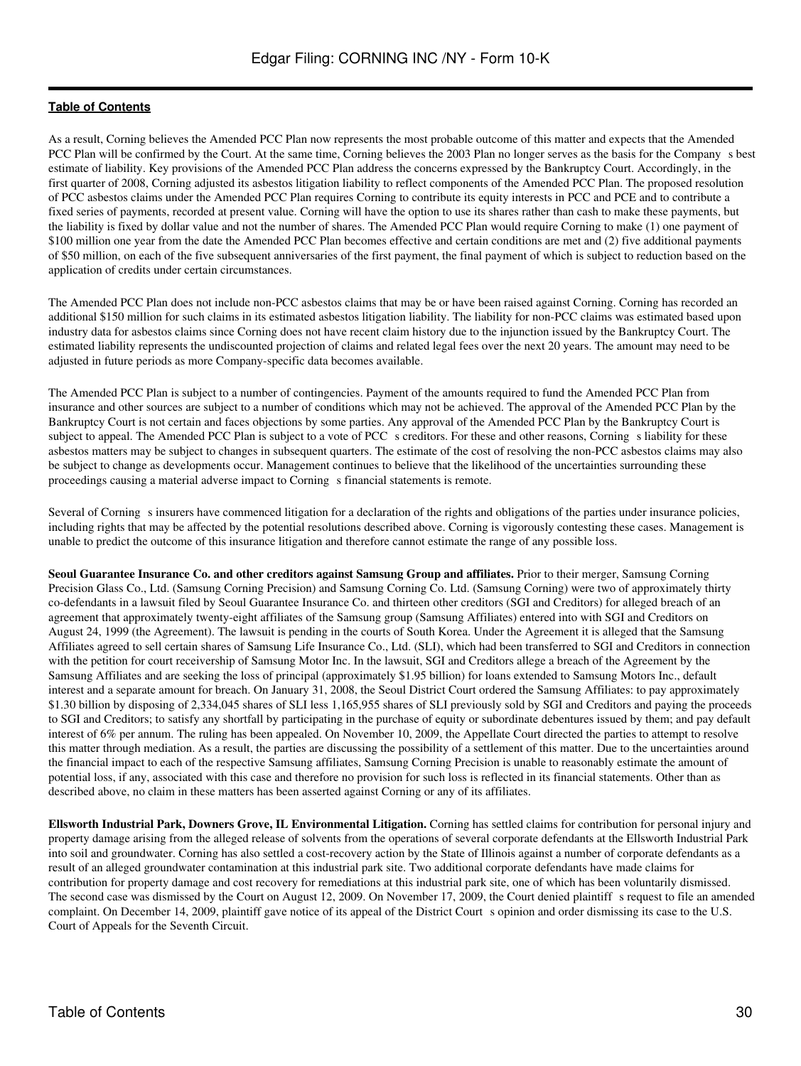As a result, Corning believes the Amended PCC Plan now represents the most probable outcome of this matter and expects that the Amended PCC Plan will be confirmed by the Court. At the same time, Corning believes the 2003 Plan no longer serves as the basis for the Company s best estimate of liability. Key provisions of the Amended PCC Plan address the concerns expressed by the Bankruptcy Court. Accordingly, in the first quarter of 2008, Corning adjusted its asbestos litigation liability to reflect components of the Amended PCC Plan. The proposed resolution of PCC asbestos claims under the Amended PCC Plan requires Corning to contribute its equity interests in PCC and PCE and to contribute a fixed series of payments, recorded at present value. Corning will have the option to use its shares rather than cash to make these payments, but the liability is fixed by dollar value and not the number of shares. The Amended PCC Plan would require Corning to make (1) one payment of $100 million one year from the date the Amended PCC Plan becomes effective and certain conditions are met and (2) five additional payments of $50 million, on each of the five subsequent anniversaries of the first payment, the final payment of which is subject to reduction based on the application of credits under certain circumstances.

The Amended PCC Plan does not include non-PCC asbestos claims that may be or have been raised against Corning. Corning has recorded an additional $150 million for such claims in its estimated asbestos litigation liability. The liability for non-PCC claims was estimated based upon industry data for asbestos claims since Corning does not have recent claim history due to the injunction issued by the Bankruptcy Court. The estimated liability represents the undiscounted projection of claims and related legal fees over the next 20 years. The amount may need to be adjusted in future periods as more Company-specific data becomes available.

The Amended PCC Plan is subject to a number of contingencies. Payment of the amounts required to fund the Amended PCC Plan from insurance and other sources are subject to a number of conditions which may not be achieved. The approval of the Amended PCC Plan by the Bankruptcy Court is not certain and faces objections by some parties. Any approval of the Amended PCC Plan by the Bankruptcy Court is subject to appeal. The Amended PCC Plan is subject to a vote of PCC s creditors. For these and other reasons, Corning s liability for these asbestos matters may be subject to changes in subsequent quarters. The estimate of the cost of resolving the non-PCC asbestos claims may also be subject to change as developments occur. Management continues to believe that the likelihood of the uncertainties surrounding these proceedings causing a material adverse impact to Corning s financial statements is remote.

Several of Corning s insurers have commenced litigation for a declaration of the rights and obligations of the parties under insurance policies, including rights that may be affected by the potential resolutions described above. Corning is vigorously contesting these cases. Management is unable to predict the outcome of this insurance litigation and therefore cannot estimate the range of any possible loss.

**Seoul Guarantee Insurance Co. and other creditors against Samsung Group and affiliates.** Prior to their merger, Samsung Corning Precision Glass Co., Ltd. (Samsung Corning Precision) and Samsung Corning Co. Ltd. (Samsung Corning) were two of approximately thirty co-defendants in a lawsuit filed by Seoul Guarantee Insurance Co. and thirteen other creditors (SGI and Creditors) for alleged breach of an agreement that approximately twenty-eight affiliates of the Samsung group (Samsung Affiliates) entered into with SGI and Creditors on August 24, 1999 (the Agreement). The lawsuit is pending in the courts of South Korea. Under the Agreement it is alleged that the Samsung Affiliates agreed to sell certain shares of Samsung Life Insurance Co., Ltd. (SLI), which had been transferred to SGI and Creditors in connection with the petition for court receivership of Samsung Motor Inc. In the lawsuit, SGI and Creditors allege a breach of the Agreement by the Samsung Affiliates and are seeking the loss of principal (approximately $1.95 billion) for loans extended to Samsung Motors Inc., default interest and a separate amount for breach. On January 31, 2008, the Seoul District Court ordered the Samsung Affiliates: to pay approximately $1.30 billion by disposing of 2,334,045 shares of SLI less 1,165,955 shares of SLI previously sold by SGI and Creditors and paying the proceeds to SGI and Creditors; to satisfy any shortfall by participating in the purchase of equity or subordinate debentures issued by them; and pay default interest of 6% per annum. The ruling has been appealed. On November 10, 2009, the Appellate Court directed the parties to attempt to resolve this matter through mediation. As a result, the parties are discussing the possibility of a settlement of this matter. Due to the uncertainties around the financial impact to each of the respective Samsung affiliates, Samsung Corning Precision is unable to reasonably estimate the amount of potential loss, if any, associated with this case and therefore no provision for such loss is reflected in its financial statements. Other than as described above, no claim in these matters has been asserted against Corning or any of its affiliates.

**Ellsworth Industrial Park, Downers Grove, IL Environmental Litigation.** Corning has settled claims for contribution for personal injury and property damage arising from the alleged release of solvents from the operations of several corporate defendants at the Ellsworth Industrial Park into soil and groundwater. Corning has also settled a cost-recovery action by the State of Illinois against a number of corporate defendants as a result of an alleged groundwater contamination at this industrial park site. Two additional corporate defendants have made claims for contribution for property damage and cost recovery for remediations at this industrial park site, one of which has been voluntarily dismissed. The second case was dismissed by the Court on August 12, 2009. On November 17, 2009, the Court denied plaintiff s request to file an amended complaint. On December 14, 2009, plaintiff gave notice of its appeal of the District Court s opinion and order dismissing its case to the U.S. Court of Appeals for the Seventh Circuit.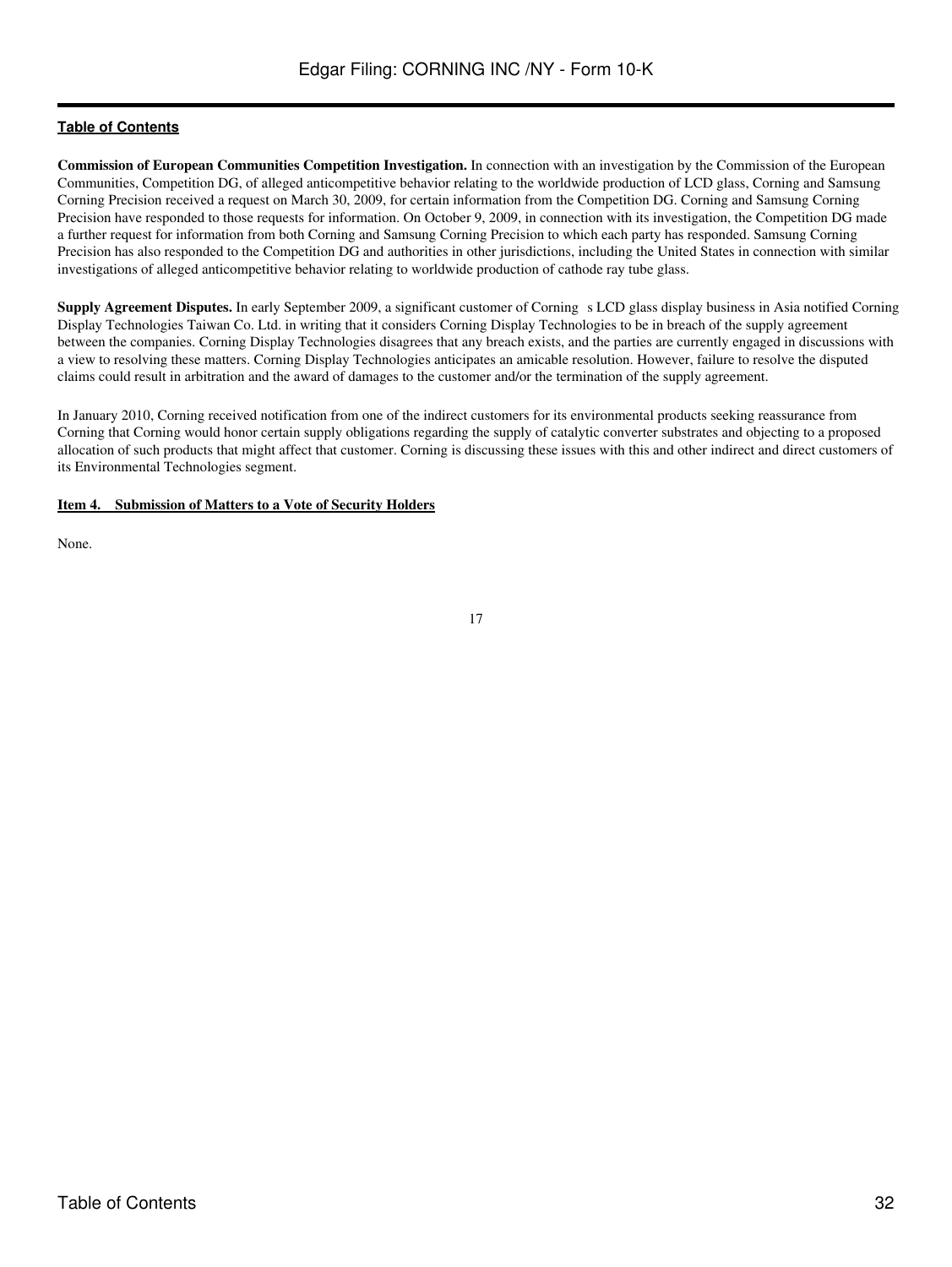**Commission of European Communities Competition Investigation.** In connection with an investigation by the Commission of the European Communities, Competition DG, of alleged anticompetitive behavior relating to the worldwide production of LCD glass, Corning and Samsung Corning Precision received a request on March 30, 2009, for certain information from the Competition DG. Corning and Samsung Corning Precision have responded to those requests for information. On October 9, 2009, in connection with its investigation, the Competition DG made a further request for information from both Corning and Samsung Corning Precision to which each party has responded. Samsung Corning Precision has also responded to the Competition DG and authorities in other jurisdictions, including the United States in connection with similar investigations of alleged anticompetitive behavior relating to worldwide production of cathode ray tube glass.

**Supply Agreement Disputes.** In early September 2009, a significant customer of Corning s LCD glass display business in Asia notified Corning Display Technologies Taiwan Co. Ltd. in writing that it considers Corning Display Technologies to be in breach of the supply agreement between the companies. Corning Display Technologies disagrees that any breach exists, and the parties are currently engaged in discussions with a view to resolving these matters. Corning Display Technologies anticipates an amicable resolution. However, failure to resolve the disputed claims could result in arbitration and the award of damages to the customer and/or the termination of the supply agreement.

In January 2010, Corning received notification from one of the indirect customers for its environmental products seeking reassurance from Corning that Corning would honor certain supply obligations regarding the supply of catalytic converter substrates and objecting to a proposed allocation of such products that might affect that customer. Corning is discussing these issues with this and other indirect and direct customers of its Environmental Technologies segment.

**Item 4. Submission of Matters to a Vote of Security Holders**

None.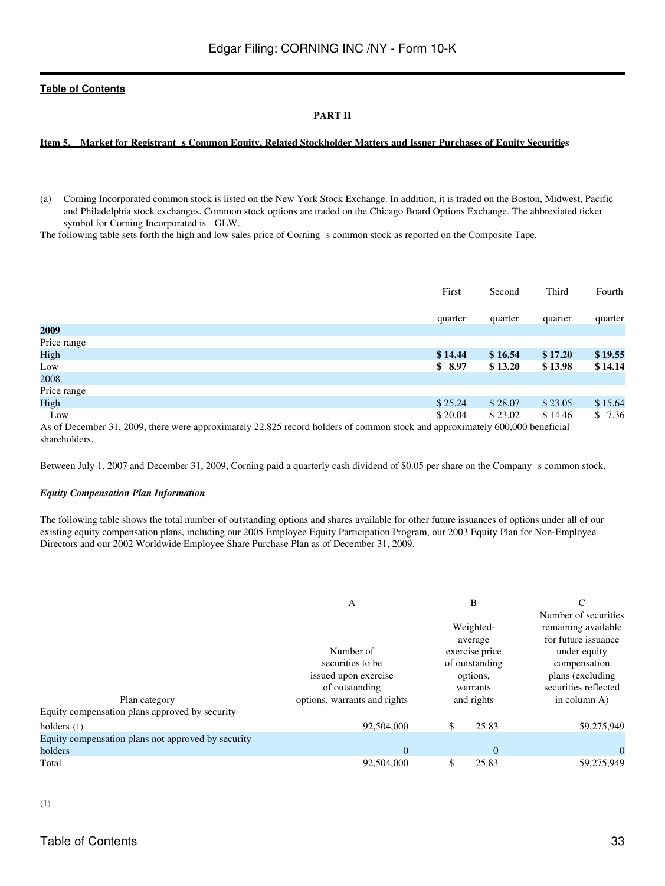**PART II**

**Item 5. Market for Registrant s Common Equity, Related Stockholder Matters and Issuer Purchases of Equity Securities**

(a) Corning Incorporated common stock is listed on the New York Stock Exchange. In addition, it is traded on the Boston, Midwest, Pacific and Philadelphia stock exchanges. Common stock options are traded on the Chicago Board Options Exchange. The abbreviated ticker symbol for Corning Incorporated is GLW.

The following table sets forth the high and low sales price of Corning s common stock as reported on the Composite Tape.

| | First quarter | Second quarter | Third quarter | Fourth quarter |
|---|---|---|---|---|
| **2009** | | | | |
| Price range | | | | |
| High | **$ 14.44** | **$ 16.54** | **$ 17.20** | **$ 19.55** |
| Low | **$ 8.97** | **$ 13.20** | **$ 13.98** | **$ 14.14** |
| 2008 | | | | |
| Price range | | | | |
| High | $ 25.24 | $ 28.07 | $ 23.05 | $ 15.64 |
| Low | $ 20.04 | $ 23.02 | $ 14.46 | $ 7.36 |

As of December 31, 2009, there were approximately 22,825 record holders of common stock and approximately 600,000 beneficial shareholders.

Between July 1, 2007 and December 31, 2009, Corning paid a quarterly cash dividend of $0.05 per share on the Company s common stock.

***Equity Compensation Plan Information***

The following table shows the total number of outstanding options and shares available for other future issuances of options under all of our existing equity compensation plans, including our 2005 Employee Equity Participation Program, our 2003 Equity Plan for Non-Employee Directors and our 2002 Worldwide Employee Share Purchase Plan as of December 31, 2009.

| | A | B | C |
|---|---|---|---|
| Plan category | Number of securities to be issued upon exercise of outstanding options, warrants and rights | Weighted-average exercise price of outstanding options, warrants and rights | Number of securities remaining available for future issuance under equity compensation plans (excluding securities reflected in column A) |
| Equity compensation plans approved by security holders (1) | 92,504,000 | $ 25.83 | 59,275,949 |
| Equity compensation plans not approved by security holders | 0 | 0 | 0 |
| Total | 92,504,000 | $ 25.83 | 59,275,949 |

(1)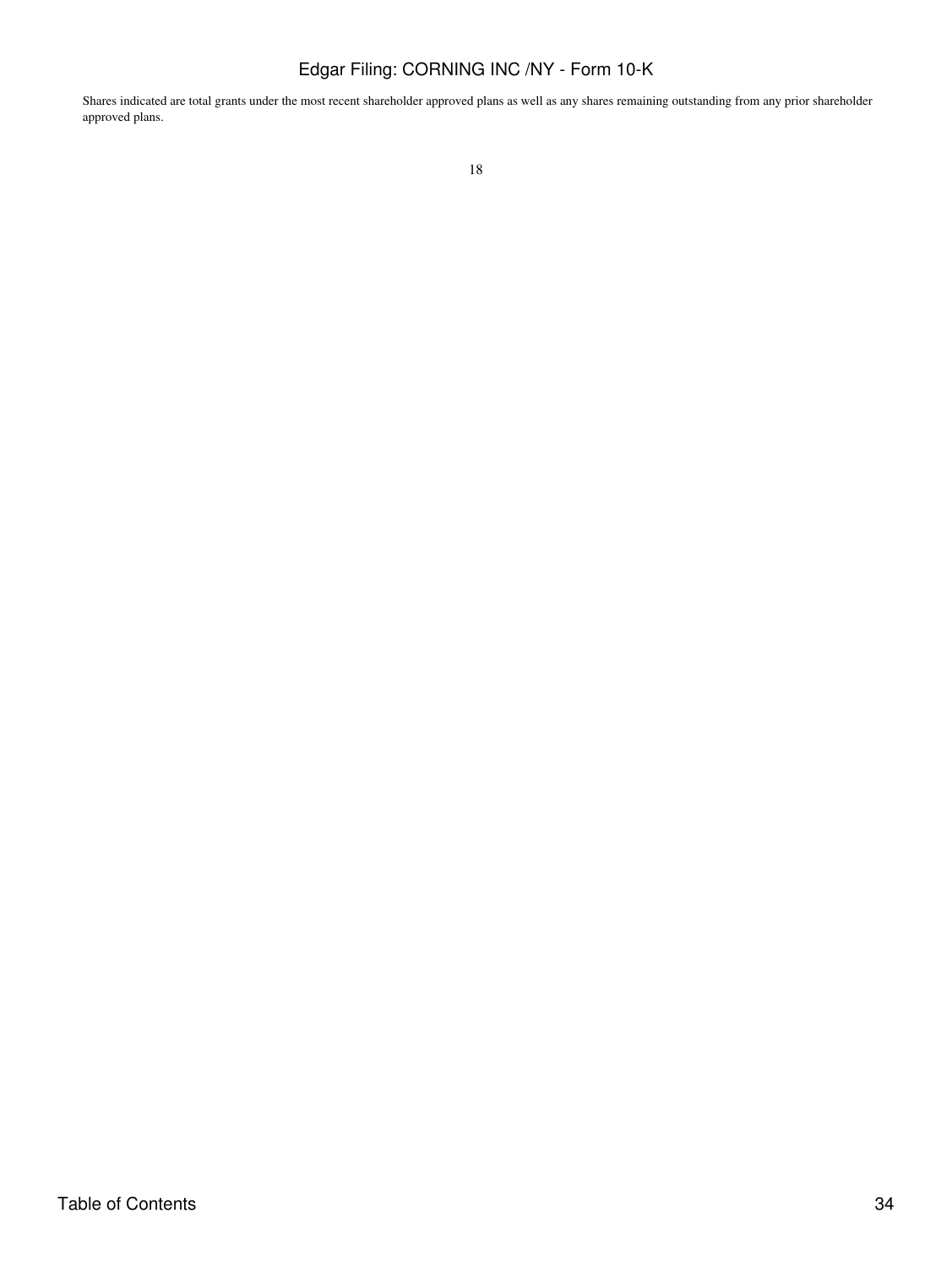Shares indicated are total grants under the most recent shareholder approved plans as well as any shares remaining outstanding from any prior shareholder approved plans.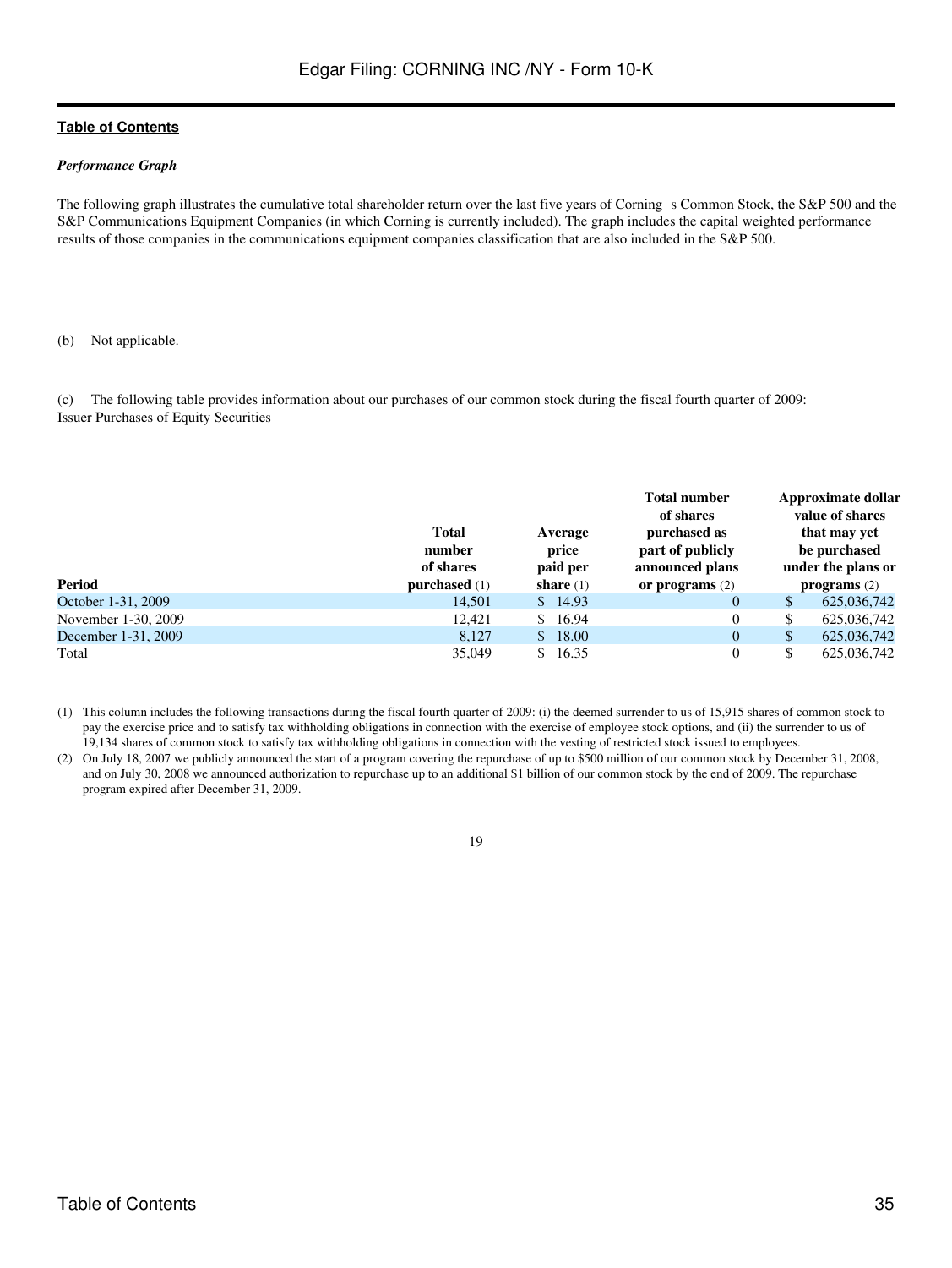[Table of Contents](#)

*Performance Graph*

The following graph illustrates the cumulative total shareholder return over the last five years of Corning s Common Stock, the S&P 500 and the S&P Communications Equipment Companies (in which Corning is currently included). The graph includes the capital weighted performance results of those companies in the communications equipment companies classification that are also included in the S&P 500.

(b) Not applicable.

(c) The following table provides information about our purchases of our common stock during the fiscal fourth quarter of 2009:
Issuer Purchases of Equity Securities

| Period | Total number of shares purchased (1) | Average price paid per share (1) | Total number of shares purchased as part of publicly announced plans or programs (2) | Approximate dollar value of shares that may yet be purchased under the plans or programs (2) |
|---|---|---|---|---|
| October 1-31, 2009 | 14,501 | $ 14.93 | 0 | $ 625,036,742 |
| November 1-30, 2009 | 12,421 | $ 16.94 | 0 | $ 625,036,742 |
| December 1-31, 2009 | 8,127 | $ 18.00 | 0 | $ 625,036,742 |
| Total | 35,049 | $ 16.35 | 0 | $ 625,036,742 |

(1) This column includes the following transactions during the fiscal fourth quarter of 2009: (i) the deemed surrender to us of 15,915 shares of common stock to pay the exercise price and to satisfy tax withholding obligations in connection with the exercise of employee stock options, and (ii) the surrender to us of 19,134 shares of common stock to satisfy tax withholding obligations in connection with the vesting of restricted stock issued to employees.

(2) On July 18, 2007 we publicly announced the start of a program covering the repurchase of up to $500 million of our common stock by December 31, 2008, and on July 30, 2008 we announced authorization to repurchase up to an additional $1 billion of our common stock by the end of 2009. The repurchase program expired after December 31, 2009.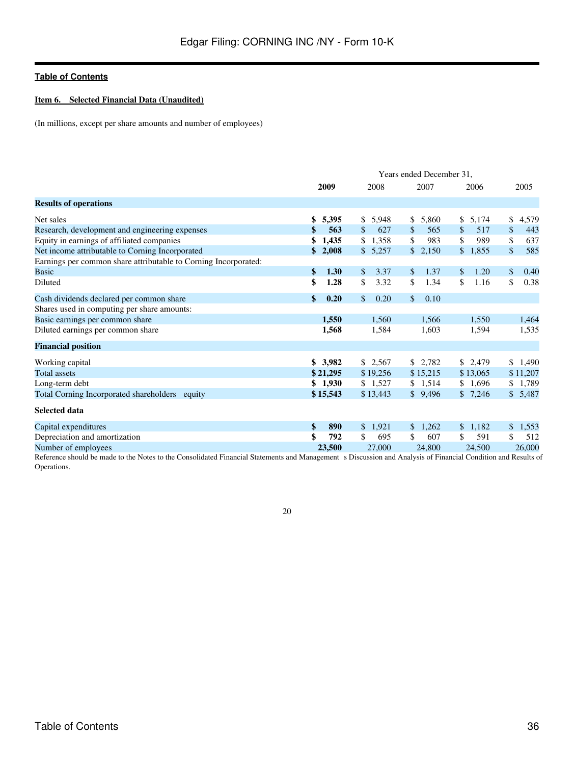**Table of Contents**

**Item 6. Selected Financial Data (Unaudited)**

(In millions, except per share amounts and number of employees)

| | Years ended December 31, | | | | |
|---|---|---|---|---|---|
| | **2009** | 2008 | 2007 | 2006 | 2005 |
| **Results of operations** | | | | | |
| Net sales | **$ 5,395** | $ 5,948 | $ 5,860 | $ 5,174 | $ 4,579 |
| Research, development and engineering expenses | **$ 563** | $ 627 | $ 565 | $ 517 | $ 443 |
| Equity in earnings of affiliated companies | **$ 1,435** | $ 1,358 | $ 983 | $ 989 | $ 637 |
| Net income attributable to Corning Incorporated | **$ 2,008** | $ 5,257 | $ 2,150 | $ 1,855 | $ 585 |
| Earnings per common share attributable to Corning Incorporated: | | | | | |
| Basic | **$ 1.30** | $ 3.37 | $ 1.37 | $ 1.20 | $ 0.40 |
| Diluted | **$ 1.28** | $ 3.32 | $ 1.34 | $ 1.16 | $ 0.38 |
| Cash dividends declared per common share | **$ 0.20** | $ 0.20 | $ 0.10 | | |
| Shares used in computing per share amounts: | | | | | |
| Basic earnings per common share | **1,550** | 1,560 | 1,566 | 1,550 | 1,464 |
| Diluted earnings per common share | **1,568** | 1,584 | 1,603 | 1,594 | 1,535 |
| **Financial position** | | | | | |
| Working capital | **$ 3,982** | $ 2,567 | $ 2,782 | $ 2,479 | $ 1,490 |
| Total assets | **$ 21,295** | $ 19,256 | $ 15,215 | $ 13,065 | $ 11,207 |
| Long-term debt | **$ 1,930** | $ 1,527 | $ 1,514 | $ 1,696 | $ 1,789 |
| Total Corning Incorporated shareholders equity | **$ 15,543** | $ 13,443 | $ 9,496 | $ 7,246 | $ 5,487 |
| **Selected data** | | | | | |
| Capital expenditures | **$ 890** | $ 1,921 | $ 1,262 | $ 1,182 | $ 1,553 |
| Depreciation and amortization | **$ 792** | $ 695 | $ 607 | $ 591 | $ 512 |
| Number of employees | **23,500** | 27,000 | 24,800 | 24,500 | 26,000 |

Reference should be made to the Notes to the Consolidated Financial Statements and Management s Discussion and Analysis of Financial Condition and Results of Operations.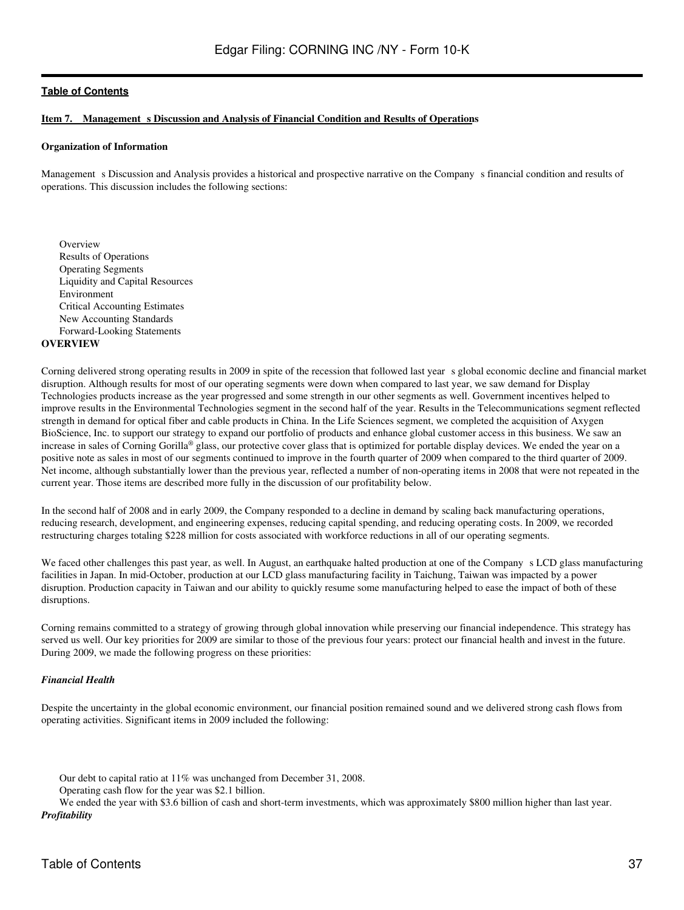[Table of Contents](#)

**Item 7. Management s Discussion and Analysis of Financial Condition and Results of Operations**

**Organization of Information**

Management s Discussion and Analysis provides a historical and prospective narrative on the Company s financial condition and results of operations. This discussion includes the following sections:

- Overview
- Results of Operations
- Operating Segments
- Liquidity and Capital Resources
- Environment
- Critical Accounting Estimates
- New Accounting Standards
- Forward-Looking Statements

**OVERVIEW**

Corning delivered strong operating results in 2009 in spite of the recession that followed last year s global economic decline and financial market disruption. Although results for most of our operating segments were down when compared to last year, we saw demand for Display Technologies products increase as the year progressed and some strength in our other segments as well. Government incentives helped to improve results in the Environmental Technologies segment in the second half of the year. Results in the Telecommunications segment reflected strength in demand for optical fiber and cable products in China. In the Life Sciences segment, we completed the acquisition of Axygen BioScience, Inc. to support our strategy to expand our portfolio of products and enhance global customer access in this business. We saw an increase in sales of Corning Gorilla® glass, our protective cover glass that is optimized for portable display devices. We ended the year on a positive note as sales in most of our segments continued to improve in the fourth quarter of 2009 when compared to the third quarter of 2009. Net income, although substantially lower than the previous year, reflected a number of non-operating items in 2008 that were not repeated in the current year. Those items are described more fully in the discussion of our profitability below.

In the second half of 2008 and in early 2009, the Company responded to a decline in demand by scaling back manufacturing operations, reducing research, development, and engineering expenses, reducing capital spending, and reducing operating costs. In 2009, we recorded restructuring charges totaling $228 million for costs associated with workforce reductions in all of our operating segments.

We faced other challenges this past year, as well. In August, an earthquake halted production at one of the Company s LCD glass manufacturing facilities in Japan. In mid-October, production at our LCD glass manufacturing facility in Taichung, Taiwan was impacted by a power disruption. Production capacity in Taiwan and our ability to quickly resume some manufacturing helped to ease the impact of both of these disruptions.

Corning remains committed to a strategy of growing through global innovation while preserving our financial independence. This strategy has served us well. Our key priorities for 2009 are similar to those of the previous four years: protect our financial health and invest in the future. During 2009, we made the following progress on these priorities:

***Financial Health***

Despite the uncertainty in the global economic environment, our financial position remained sound and we delivered strong cash flows from operating activities. Significant items in 2009 included the following:

- Our debt to capital ratio at 11% was unchanged from December 31, 2008.
- Operating cash flow for the year was $2.1 billion.
- We ended the year with $3.6 billion of cash and short-term investments, which was approximately $800 million higher than last year.

***Profitability***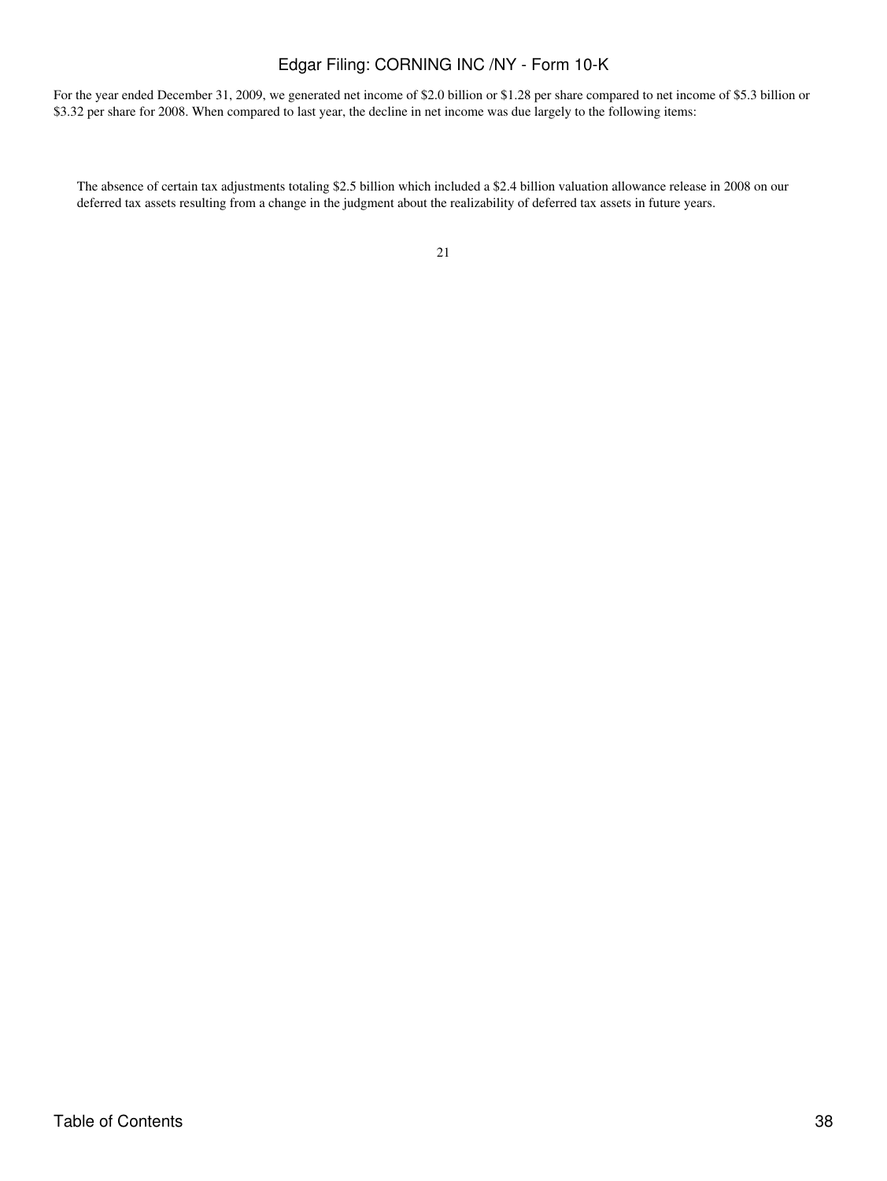For the year ended December 31, 2009, we generated net income of $2.0 billion or $1.28 per share compared to net income of $5.3 billion or $3.32 per share for 2008. When compared to last year, the decline in net income was due largely to the following items:

The absence of certain tax adjustments totaling $2.5 billion which included a $2.4 billion valuation allowance release in 2008 on our deferred tax assets resulting from a change in the judgment about the realizability of deferred tax assets in future years.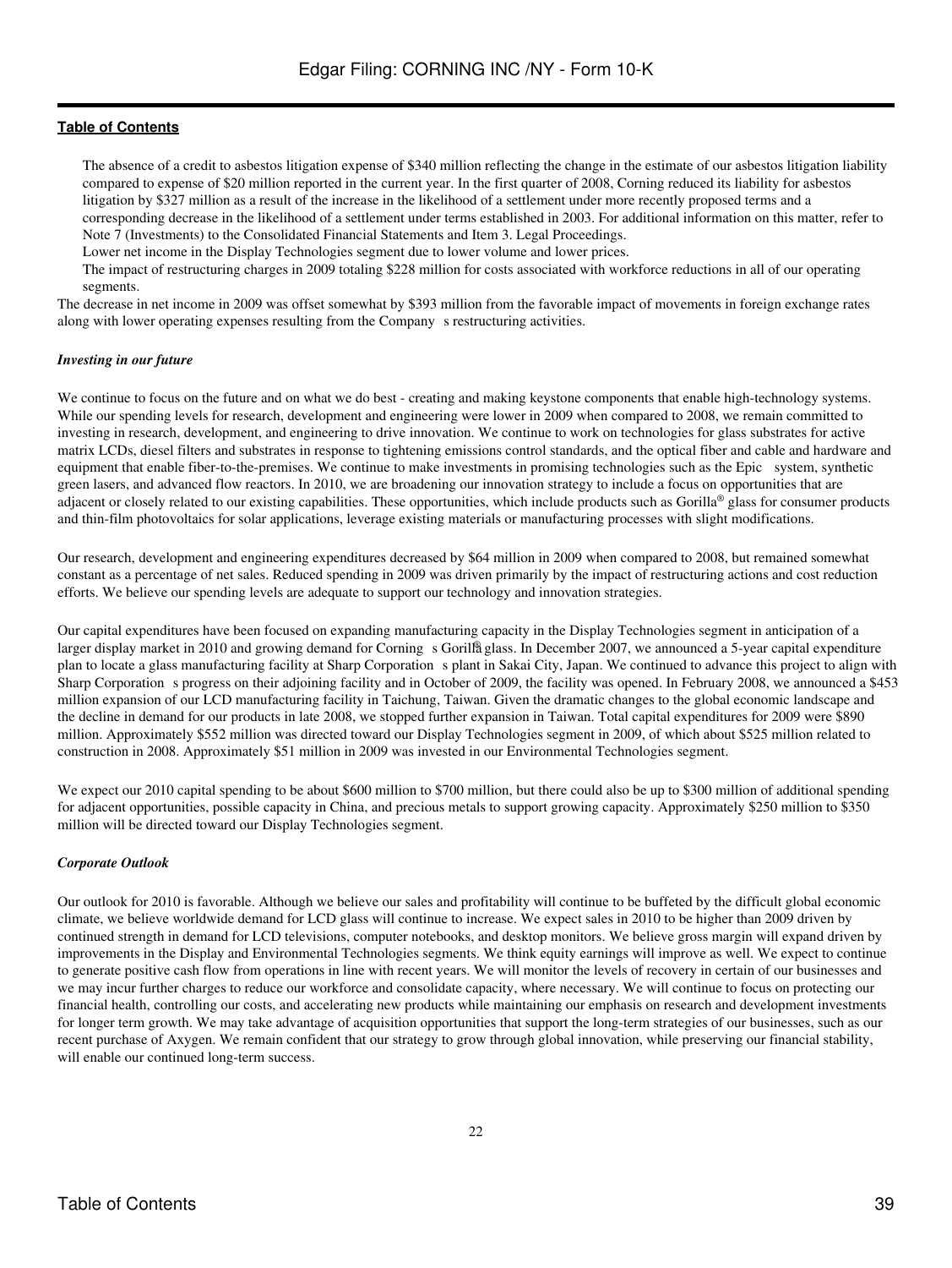- The absence of a credit to asbestos litigation expense of $340 million reflecting the change in the estimate of our asbestos litigation liability compared to expense of $20 million reported in the current year. In the first quarter of 2008, Corning reduced its liability for asbestos litigation by $327 million as a result of the increase in the likelihood of a settlement under more recently proposed terms and a corresponding decrease in the likelihood of a settlement under terms established in 2003. For additional information on this matter, refer to Note 7 (Investments) to the Consolidated Financial Statements and Item 3. Legal Proceedings.
- Lower net income in the Display Technologies segment due to lower volume and lower prices.
- The impact of restructuring charges in 2009 totaling $228 million for costs associated with workforce reductions in all of our operating segments.

The decrease in net income in 2009 was offset somewhat by $393 million from the favorable impact of movements in foreign exchange rates along with lower operating expenses resulting from the Company s restructuring activities.

***Investing in our future***

We continue to focus on the future and on what we do best - creating and making keystone components that enable high-technology systems. While our spending levels for research, development and engineering were lower in 2009 when compared to 2008, we remain committed to investing in research, development, and engineering to drive innovation. We continue to work on technologies for glass substrates for active matrix LCDs, diesel filters and substrates in response to tightening emissions control standards, and the optical fiber and cable and hardware and equipment that enable fiber-to-the-premises. We continue to make investments in promising technologies such as the Epic system, synthetic green lasers, and advanced flow reactors. In 2010, we are broadening our innovation strategy to include a focus on opportunities that are adjacent or closely related to our existing capabilities. These opportunities, which include products such as Gorilla® glass for consumer products and thin-film photovoltaics for solar applications, leverage existing materials or manufacturing processes with slight modifications.

Our research, development and engineering expenditures decreased by $64 million in 2009 when compared to 2008, but remained somewhat constant as a percentage of net sales. Reduced spending in 2009 was driven primarily by the impact of restructuring actions and cost reduction efforts. We believe our spending levels are adequate to support our technology and innovation strategies.

Our capital expenditures have been focused on expanding manufacturing capacity in the Display Technologies segment in anticipation of a larger display market in 2010 and growing demand for Corning s Gorilla® glass. In December 2007, we announced a 5-year capital expenditure plan to locate a glass manufacturing facility at Sharp Corporation s plant in Sakai City, Japan. We continued to advance this project to align with Sharp Corporation s progress on their adjoining facility and in October of 2009, the facility was opened. In February 2008, we announced a $453 million expansion of our LCD manufacturing facility in Taichung, Taiwan. Given the dramatic changes to the global economic landscape and the decline in demand for our products in late 2008, we stopped further expansion in Taiwan. Total capital expenditures for 2009 were $890 million. Approximately $552 million was directed toward our Display Technologies segment in 2009, of which about $525 million related to construction in 2008. Approximately $51 million in 2009 was invested in our Environmental Technologies segment.

We expect our 2010 capital spending to be about $600 million to $700 million, but there could also be up to $300 million of additional spending for adjacent opportunities, possible capacity in China, and precious metals to support growing capacity. Approximately $250 million to $350 million will be directed toward our Display Technologies segment.

***Corporate Outlook***

Our outlook for 2010 is favorable. Although we believe our sales and profitability will continue to be buffeted by the difficult global economic climate, we believe worldwide demand for LCD glass will continue to increase. We expect sales in 2010 to be higher than 2009 driven by continued strength in demand for LCD televisions, computer notebooks, and desktop monitors. We believe gross margin will expand driven by improvements in the Display and Environmental Technologies segments. We think equity earnings will improve as well. We expect to continue to generate positive cash flow from operations in line with recent years. We will monitor the levels of recovery in certain of our businesses and we may incur further charges to reduce our workforce and consolidate capacity, where necessary. We will continue to focus on protecting our financial health, controlling our costs, and accelerating new products while maintaining our emphasis on research and development investments for longer term growth. We may take advantage of acquisition opportunities that support the long-term strategies of our businesses, such as our recent purchase of Axygen. We remain confident that our strategy to grow through global innovation, while preserving our financial stability, will enable our continued long-term success.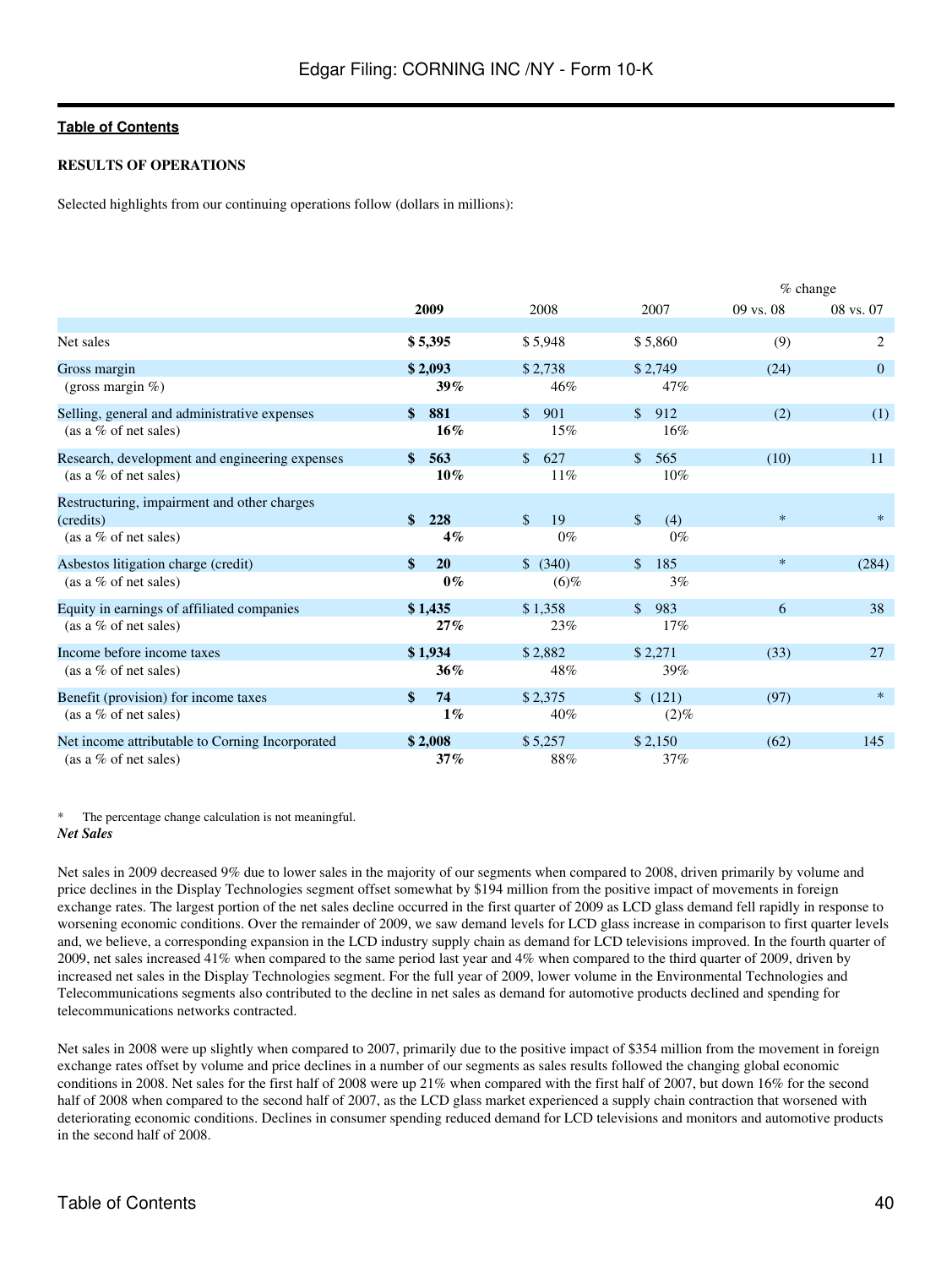[Table of Contents](#)

**RESULTS OF OPERATIONS**

Selected highlights from our continuing operations follow (dollars in millions):

| | 2009 | 2008 | 2007 | % change 09 vs. 08 | % change 08 vs. 07 |
|---|---|---|---|---|---|
| Net sales | **$ 5,395** | $ 5,948 | $ 5,860 | (9) | 2 |
| Gross margin | **$ 2,093** | $ 2,738 | $ 2,749 | (24) | 0 |
| (gross margin %) | **39%** | 46% | 47% | | |
| Selling, general and administrative expenses | **$ 881** | $ 901 | $ 912 | (2) | (1) |
| (as a % of net sales) | **16%** | 15% | 16% | | |
| Research, development and engineering expenses | **$ 563** | $ 627 | $ 565 | (10) | 11 |
| (as a % of net sales) | **10%** | 11% | 10% | | |
| Restructuring, impairment and other charges (credits) | **$ 228** | $ 19 | $ (4) | * | * |
| (as a % of net sales) | **4%** | 0% | 0% | | |
| Asbestos litigation charge (credit) | **$ 20** | $ (340) | $ 185 | * | (284) |
| (as a % of net sales) | **0%** | (6)% | 3% | | |
| Equity in earnings of affiliated companies | **$ 1,435** | $ 1,358 | $ 983 | 6 | 38 |
| (as a % of net sales) | **27%** | 23% | 17% | | |
| Income before income taxes | **$ 1,934** | $ 2,882 | $ 2,271 | (33) | 27 |
| (as a % of net sales) | **36%** | 48% | 39% | | |
| Benefit (provision) for income taxes | **$ 74** | $ 2,375 | $ (121) | (97) | * |
| (as a % of net sales) | **1%** | 40% | (2)% | | |
| Net income attributable to Corning Incorporated | **$ 2,008** | $ 5,257 | $ 2,150 | (62) | 145 |
| (as a % of net sales) | **37%** | 88% | 37% | | |

\* The percentage change calculation is not meaningful.

***Net Sales***

Net sales in 2009 decreased 9% due to lower sales in the majority of our segments when compared to 2008, driven primarily by volume and price declines in the Display Technologies segment offset somewhat by $194 million from the positive impact of movements in foreign exchange rates. The largest portion of the net sales decline occurred in the first quarter of 2009 as LCD glass demand fell rapidly in response to worsening economic conditions. Over the remainder of 2009, we saw demand levels for LCD glass increase in comparison to first quarter levels and, we believe, a corresponding expansion in the LCD industry supply chain as demand for LCD televisions improved. In the fourth quarter of 2009, net sales increased 41% when compared to the same period last year and 4% when compared to the third quarter of 2009, driven by increased net sales in the Display Technologies segment. For the full year of 2009, lower volume in the Environmental Technologies and Telecommunications segments also contributed to the decline in net sales as demand for automotive products declined and spending for telecommunications networks contracted.

Net sales in 2008 were up slightly when compared to 2007, primarily due to the positive impact of $354 million from the movement in foreign exchange rates offset by volume and price declines in a number of our segments as sales results followed the changing global economic conditions in 2008. Net sales for the first half of 2008 were up 21% when compared with the first half of 2007, but down 16% for the second half of 2008 when compared to the second half of 2007, as the LCD glass market experienced a supply chain contraction that worsened with deteriorating economic conditions. Declines in consumer spending reduced demand for LCD televisions and monitors and automotive products in the second half of 2008.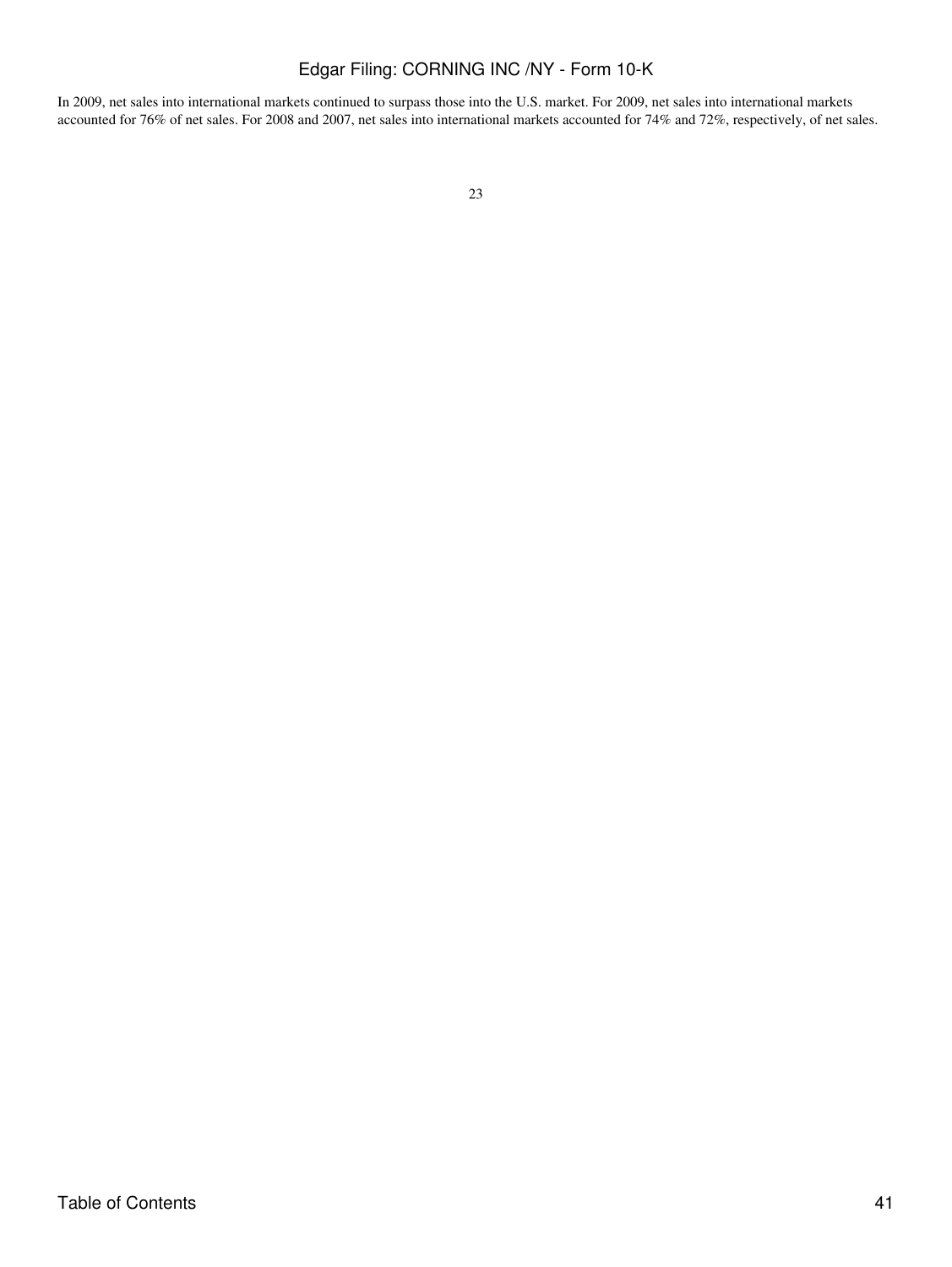In 2009, net sales into international markets continued to surpass those into the U.S. market. For 2009, net sales into international markets accounted for 76% of net sales. For 2008 and 2007, net sales into international markets accounted for 74% and 72%, respectively, of net sales.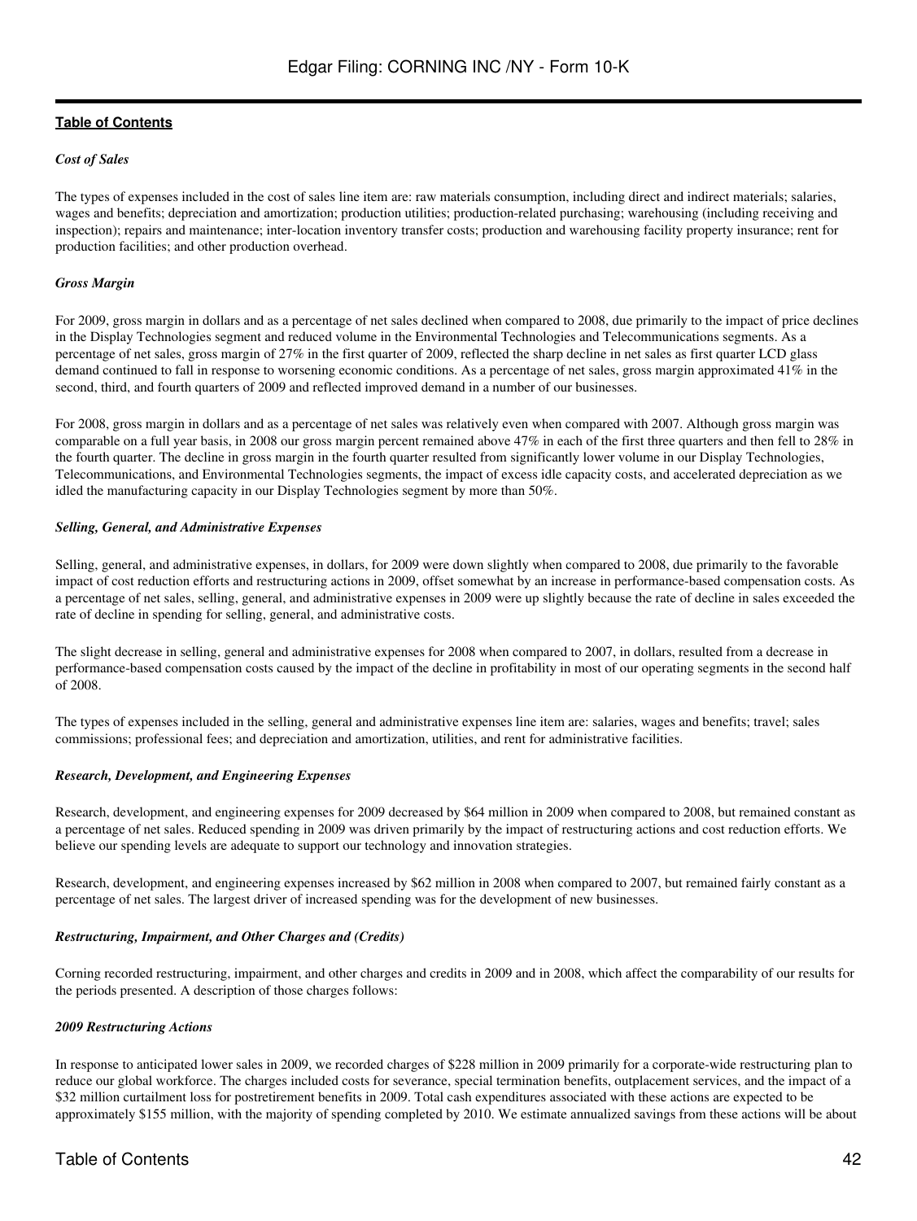*Cost of Sales*

The types of expenses included in the cost of sales line item are: raw materials consumption, including direct and indirect materials; salaries, wages and benefits; depreciation and amortization; production utilities; production-related purchasing; warehousing (including receiving and inspection); repairs and maintenance; inter-location inventory transfer costs; production and warehousing facility property insurance; rent for production facilities; and other production overhead.

*Gross Margin*

For 2009, gross margin in dollars and as a percentage of net sales declined when compared to 2008, due primarily to the impact of price declines in the Display Technologies segment and reduced volume in the Environmental Technologies and Telecommunications segments. As a percentage of net sales, gross margin of 27% in the first quarter of 2009, reflected the sharp decline in net sales as first quarter LCD glass demand continued to fall in response to worsening economic conditions. As a percentage of net sales, gross margin approximated 41% in the second, third, and fourth quarters of 2009 and reflected improved demand in a number of our businesses.

For 2008, gross margin in dollars and as a percentage of net sales was relatively even when compared with 2007. Although gross margin was comparable on a full year basis, in 2008 our gross margin percent remained above 47% in each of the first three quarters and then fell to 28% in the fourth quarter. The decline in gross margin in the fourth quarter resulted from significantly lower volume in our Display Technologies, Telecommunications, and Environmental Technologies segments, the impact of excess idle capacity costs, and accelerated depreciation as we idled the manufacturing capacity in our Display Technologies segment by more than 50%.

*Selling, General, and Administrative Expenses*

Selling, general, and administrative expenses, in dollars, for 2009 were down slightly when compared to 2008, due primarily to the favorable impact of cost reduction efforts and restructuring actions in 2009, offset somewhat by an increase in performance-based compensation costs. As a percentage of net sales, selling, general, and administrative expenses in 2009 were up slightly because the rate of decline in sales exceeded the rate of decline in spending for selling, general, and administrative costs.

The slight decrease in selling, general and administrative expenses for 2008 when compared to 2007, in dollars, resulted from a decrease in performance-based compensation costs caused by the impact of the decline in profitability in most of our operating segments in the second half of 2008.

The types of expenses included in the selling, general and administrative expenses line item are: salaries, wages and benefits; travel; sales commissions; professional fees; and depreciation and amortization, utilities, and rent for administrative facilities.

*Research, Development, and Engineering Expenses*

Research, development, and engineering expenses for 2009 decreased by $64 million in 2009 when compared to 2008, but remained constant as a percentage of net sales. Reduced spending in 2009 was driven primarily by the impact of restructuring actions and cost reduction efforts. We believe our spending levels are adequate to support our technology and innovation strategies.

Research, development, and engineering expenses increased by $62 million in 2008 when compared to 2007, but remained fairly constant as a percentage of net sales. The largest driver of increased spending was for the development of new businesses.

*Restructuring, Impairment, and Other Charges and (Credits)*

Corning recorded restructuring, impairment, and other charges and credits in 2009 and in 2008, which affect the comparability of our results for the periods presented. A description of those charges follows:

*2009 Restructuring Actions*

In response to anticipated lower sales in 2009, we recorded charges of $228 million in 2009 primarily for a corporate-wide restructuring plan to reduce our global workforce. The charges included costs for severance, special termination benefits, outplacement services, and the impact of a $32 million curtailment loss for postretirement benefits in 2009. Total cash expenditures associated with these actions are expected to be approximately $155 million, with the majority of spending completed by 2010. We estimate annualized savings from these actions will be about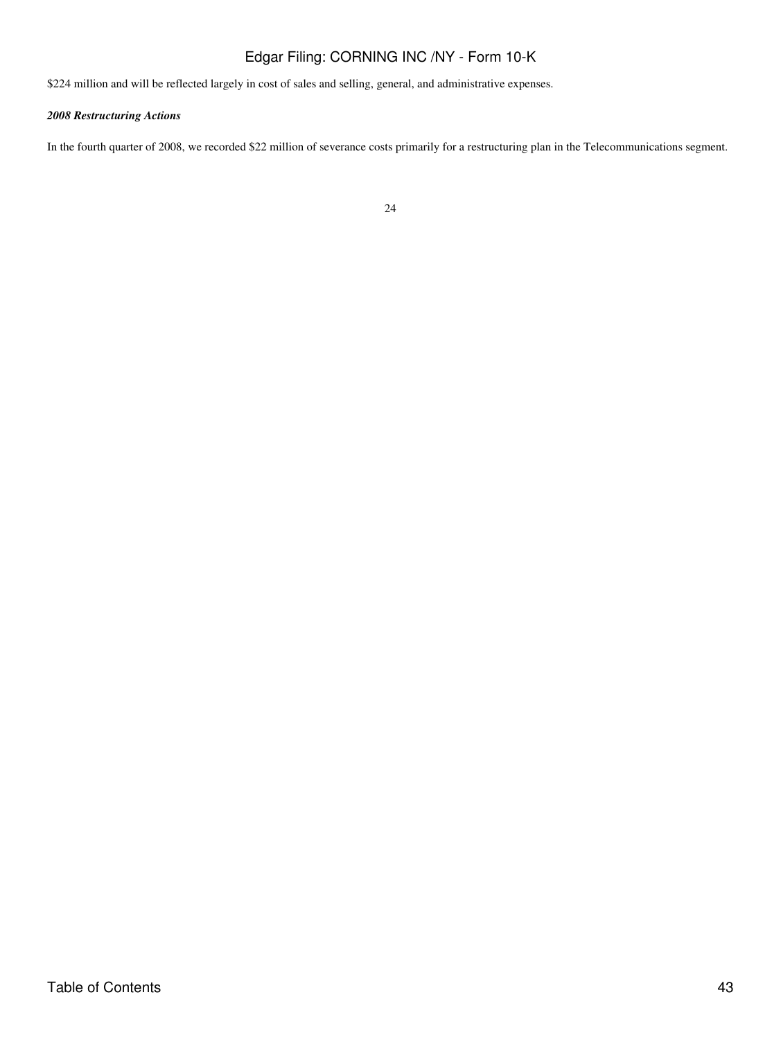$224 million and will be reflected largely in cost of sales and selling, general, and administrative expenses.

***2008 Restructuring Actions***

In the fourth quarter of 2008, we recorded $22 million of severance costs primarily for a restructuring plan in the Telecommunications segment.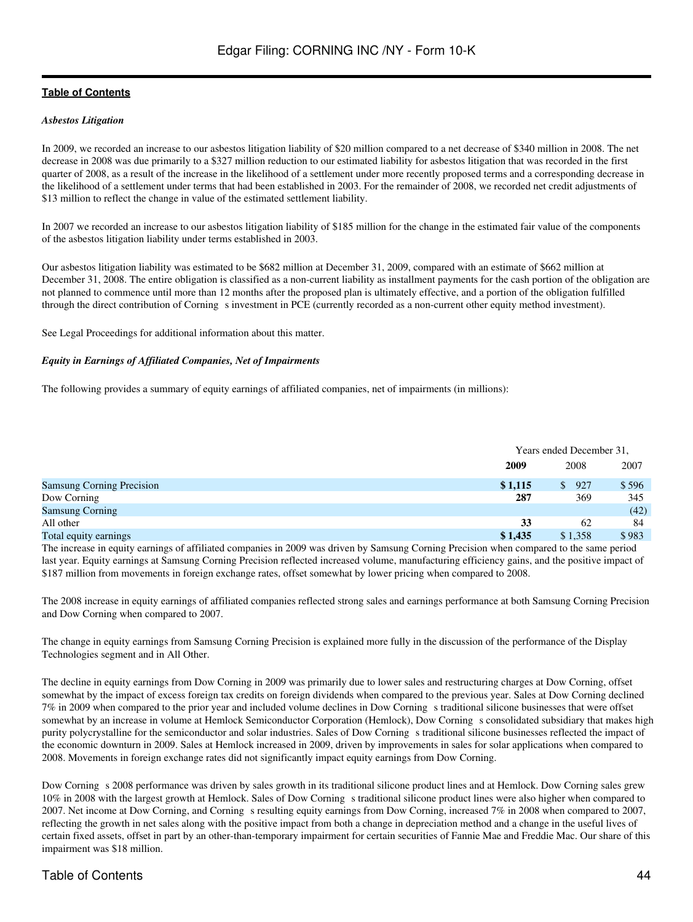[Table of Contents](#)

### *Asbestos Litigation*

In 2009, we recorded an increase to our asbestos litigation liability of $20 million compared to a net decrease of $340 million in 2008. The net decrease in 2008 was due primarily to a $327 million reduction to our estimated liability for asbestos litigation that was recorded in the first quarter of 2008, as a result of the increase in the likelihood of a settlement under more recently proposed terms and a corresponding decrease in the likelihood of a settlement under terms that had been established in 2003. For the remainder of 2008, we recorded net credit adjustments of $13 million to reflect the change in value of the estimated settlement liability.

In 2007 we recorded an increase to our asbestos litigation liability of $185 million for the change in the estimated fair value of the components of the asbestos litigation liability under terms established in 2003.

Our asbestos litigation liability was estimated to be $682 million at December 31, 2009, compared with an estimate of $662 million at December 31, 2008. The entire obligation is classified as a non-current liability as installment payments for the cash portion of the obligation are not planned to commence until more than 12 months after the proposed plan is ultimately effective, and a portion of the obligation fulfilled through the direct contribution of Corning s investment in PCE (currently recorded as a non-current other equity method investment).

See Legal Proceedings for additional information about this matter.

### *Equity in Earnings of Affiliated Companies, Net of Impairments*

The following provides a summary of equity earnings of affiliated companies, net of impairments (in millions):

| | Years ended December 31, | | |
|---|---|---|---|
| | **2009** | 2008 | 2007 |
| Samsung Corning Precision | **$ 1,115** | $ 927 | $ 596 |
| Dow Corning | **287** | 369 | 345 |
| Samsung Corning | | | (42) |
| All other | **33** | 62 | 84 |
| Total equity earnings | **$ 1,435** | $ 1,358 | $ 983 |

The increase in equity earnings of affiliated companies in 2009 was driven by Samsung Corning Precision when compared to the same period last year. Equity earnings at Samsung Corning Precision reflected increased volume, manufacturing efficiency gains, and the positive impact of $187 million from movements in foreign exchange rates, offset somewhat by lower pricing when compared to 2008.

The 2008 increase in equity earnings of affiliated companies reflected strong sales and earnings performance at both Samsung Corning Precision and Dow Corning when compared to 2007.

The change in equity earnings from Samsung Corning Precision is explained more fully in the discussion of the performance of the Display Technologies segment and in All Other.

The decline in equity earnings from Dow Corning in 2009 was primarily due to lower sales and restructuring charges at Dow Corning, offset somewhat by the impact of excess foreign tax credits on foreign dividends when compared to the previous year. Sales at Dow Corning declined 7% in 2009 when compared to the prior year and included volume declines in Dow Corning s traditional silicone businesses that were offset somewhat by an increase in volume at Hemlock Semiconductor Corporation (Hemlock), Dow Corning s consolidated subsidiary that makes high purity polycrystalline for the semiconductor and solar industries. Sales of Dow Corning s traditional silicone businesses reflected the impact of the economic downturn in 2009. Sales at Hemlock increased in 2009, driven by improvements in sales for solar applications when compared to 2008. Movements in foreign exchange rates did not significantly impact equity earnings from Dow Corning.

Dow Corning s 2008 performance was driven by sales growth in its traditional silicone product lines and at Hemlock. Dow Corning sales grew 10% in 2008 with the largest growth at Hemlock. Sales of Dow Corning s traditional silicone product lines were also higher when compared to 2007. Net income at Dow Corning, and Corning s resulting equity earnings from Dow Corning, increased 7% in 2008 when compared to 2007, reflecting the growth in net sales along with the positive impact from both a change in depreciation method and a change in the useful lives of certain fixed assets, offset in part by an other-than-temporary impairment for certain securities of Fannie Mae and Freddie Mac. Our share of this impairment was $18 million.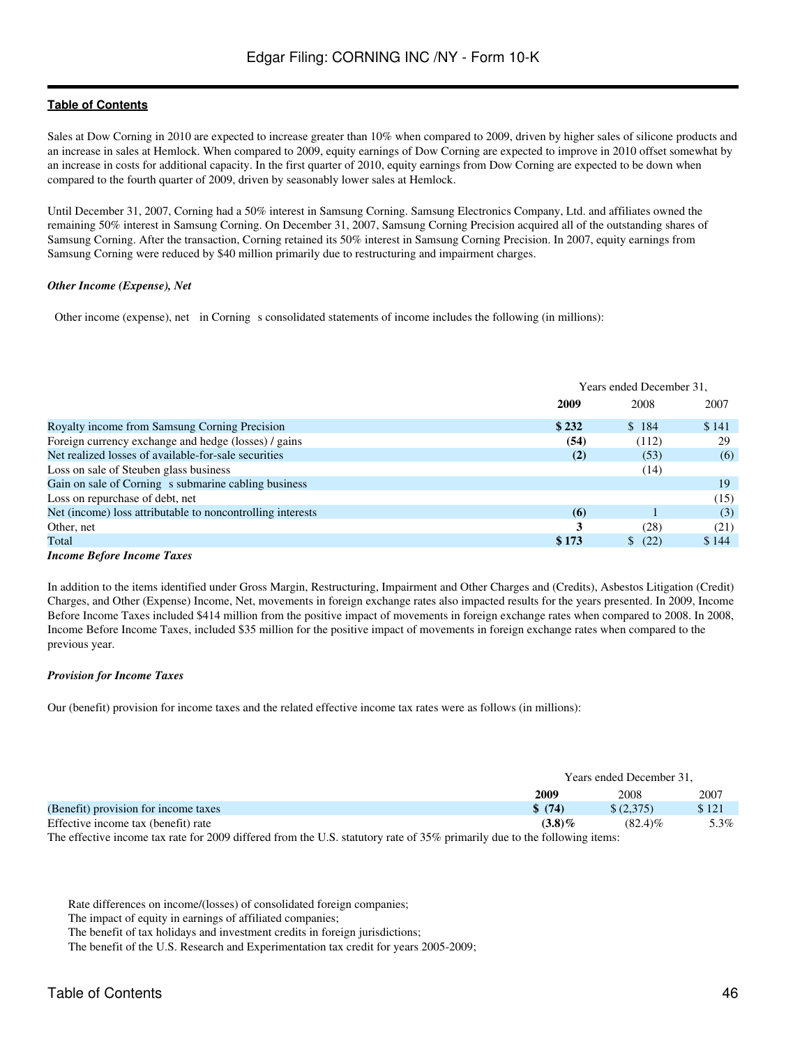Sales at Dow Corning in 2010 are expected to increase greater than 10% when compared to 2009, driven by higher sales of silicone products and an increase in sales at Hemlock. When compared to 2009, equity earnings of Dow Corning are expected to improve in 2010 offset somewhat by an increase in costs for additional capacity. In the first quarter of 2010, equity earnings from Dow Corning are expected to be down when compared to the fourth quarter of 2009, driven by seasonably lower sales at Hemlock.

Until December 31, 2007, Corning had a 50% interest in Samsung Corning. Samsung Electronics Company, Ltd. and affiliates owned the remaining 50% interest in Samsung Corning. On December 31, 2007, Samsung Corning Precision acquired all of the outstanding shares of Samsung Corning. After the transaction, Corning retained its 50% interest in Samsung Corning Precision. In 2007, equity earnings from Samsung Corning were reduced by $40 million primarily due to restructuring and impairment charges.

***Other Income (Expense), Net***

Other income (expense), net in Corning s consolidated statements of income includes the following (in millions):

| | Years ended December 31, | | |
|---|---|---|---|
| | **2009** | 2008 | 2007 |
| Royalty income from Samsung Corning Precision | **$ 232** | $ 184 | $ 141 |
| Foreign currency exchange and hedge (losses) / gains | **(54)** | (112) | 29 |
| Net realized losses of available-for-sale securities | **(2)** | (53) | (6) |
| Loss on sale of Steuben glass business | | (14) | |
| Gain on sale of Corning s submarine cabling business | | | 19 |
| Loss on repurchase of debt, net | | | (15) |
| Net (income) loss attributable to noncontrolling interests | **(6)** | 1 | (3) |
| Other, net | **3** | (28) | (21) |
| Total | **$ 173** | $ (22) | $ 144 |

***Income Before Income Taxes***

In addition to the items identified under Gross Margin, Restructuring, Impairment and Other Charges and (Credits), Asbestos Litigation (Credit) Charges, and Other (Expense) Income, Net, movements in foreign exchange rates also impacted results for the years presented. In 2009, Income Before Income Taxes included $414 million from the positive impact of movements in foreign exchange rates when compared to 2008. In 2008, Income Before Income Taxes, included $35 million for the positive impact of movements in foreign exchange rates when compared to the previous year.

***Provision for Income Taxes***

Our (benefit) provision for income taxes and the related effective income tax rates were as follows (in millions):

| | Years ended December 31, | | |
|---|---|---|---|
| | **2009** | 2008 | 2007 |
| (Benefit) provision for income taxes | **$ (74)** | $ (2,375) | $ 121 |
| Effective income tax (benefit) rate | **(3.8)%** | (82.4)% | 5.3% |

The effective income tax rate for 2009 differed from the U.S. statutory rate of 35% primarily due to the following items:

- Rate differences on income/(losses) of consolidated foreign companies;
- The impact of equity in earnings of affiliated companies;
- The benefit of tax holidays and investment credits in foreign jurisdictions;
- The benefit of the U.S. Research and Experimentation tax credit for years 2005-2009;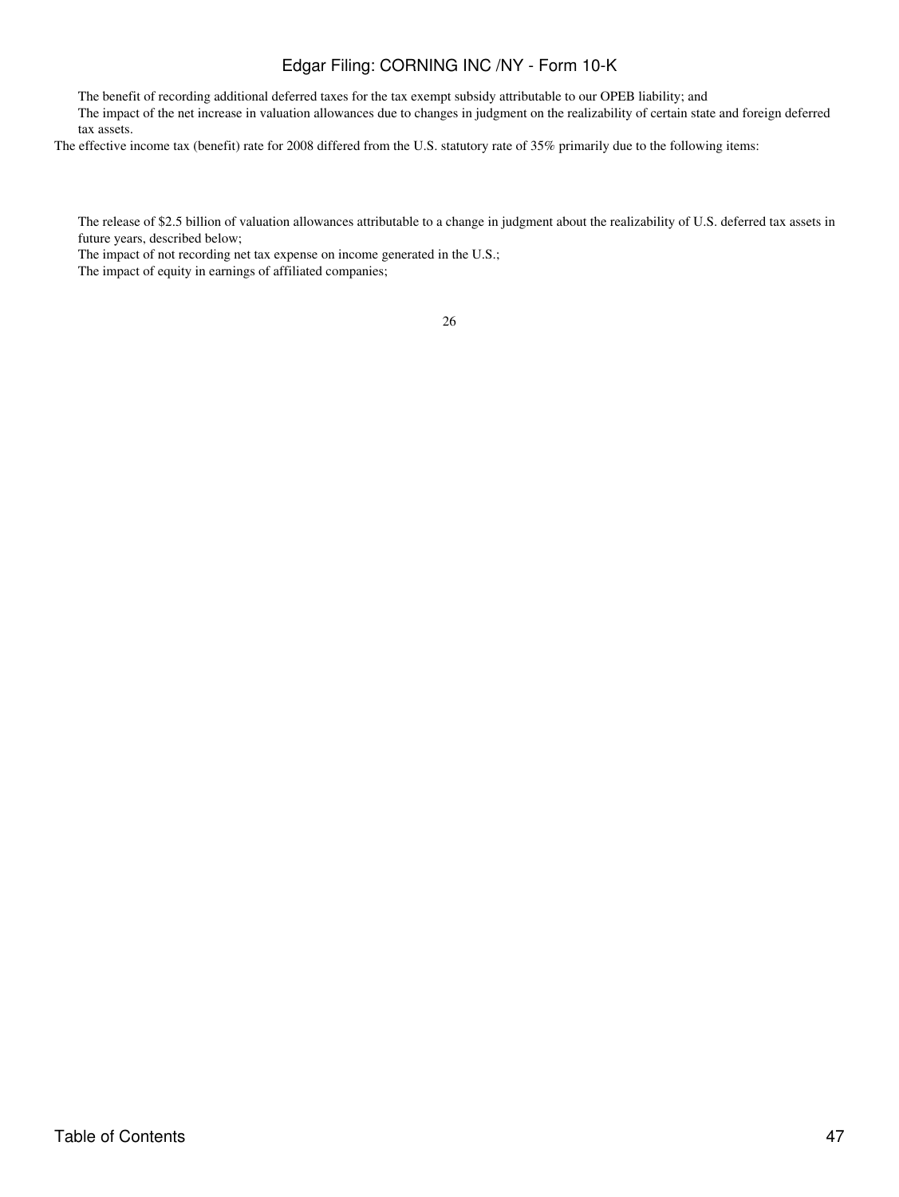- The benefit of recording additional deferred taxes for the tax exempt subsidy attributable to our OPEB liability; and
- The impact of the net increase in valuation allowances due to changes in judgment on the realizability of certain state and foreign deferred tax assets.

The effective income tax (benefit) rate for 2008 differed from the U.S. statutory rate of 35% primarily due to the following items:

- The release of $2.5 billion of valuation allowances attributable to a change in judgment about the realizability of U.S. deferred tax assets in future years, described below;
- The impact of not recording net tax expense on income generated in the U.S.;
- The impact of equity in earnings of affiliated companies;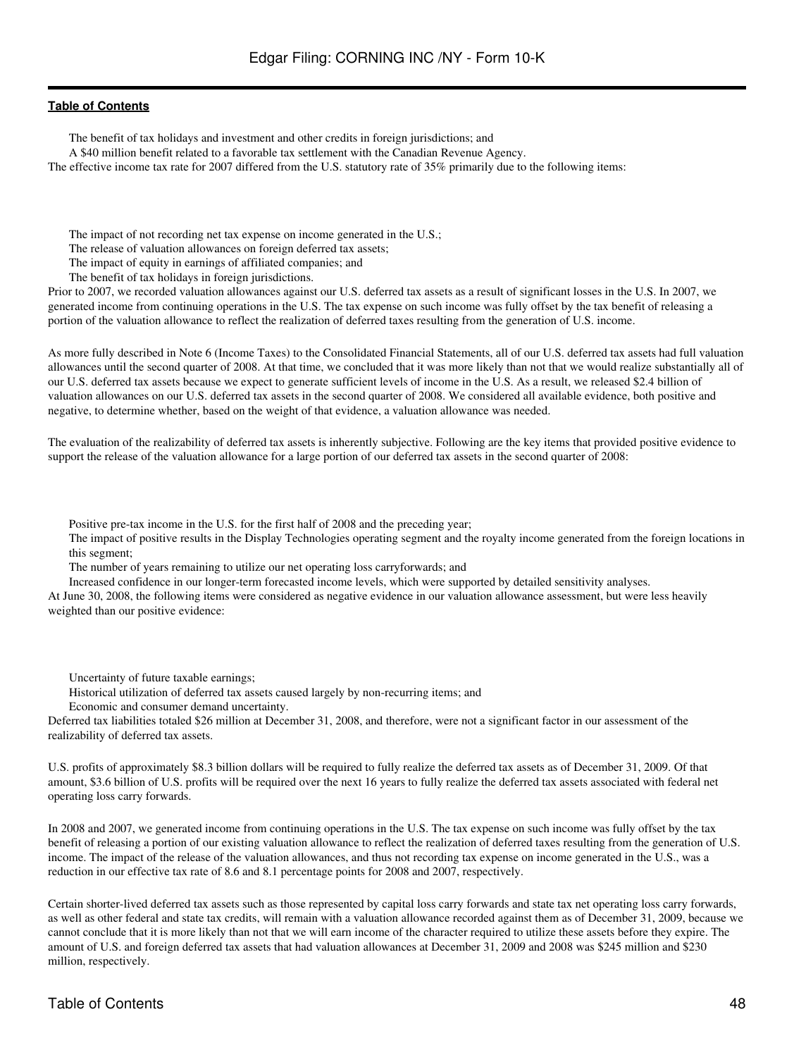- The benefit of tax holidays and investment and other credits in foreign jurisdictions; and
- A $40 million benefit related to a favorable tax settlement with the Canadian Revenue Agency.

The effective income tax rate for 2007 differed from the U.S. statutory rate of 35% primarily due to the following items:

- The impact of not recording net tax expense on income generated in the U.S.;
- The release of valuation allowances on foreign deferred tax assets;
- The impact of equity in earnings of affiliated companies; and
- The benefit of tax holidays in foreign jurisdictions.

Prior to 2007, we recorded valuation allowances against our U.S. deferred tax assets as a result of significant losses in the U.S. In 2007, we generated income from continuing operations in the U.S. The tax expense on such income was fully offset by the tax benefit of releasing a portion of the valuation allowance to reflect the realization of deferred taxes resulting from the generation of U.S. income.

As more fully described in Note 6 (Income Taxes) to the Consolidated Financial Statements, all of our U.S. deferred tax assets had full valuation allowances until the second quarter of 2008. At that time, we concluded that it was more likely than not that we would realize substantially all of our U.S. deferred tax assets because we expect to generate sufficient levels of income in the U.S. As a result, we released $2.4 billion of valuation allowances on our U.S. deferred tax assets in the second quarter of 2008. We considered all available evidence, both positive and negative, to determine whether, based on the weight of that evidence, a valuation allowance was needed.

The evaluation of the realizability of deferred tax assets is inherently subjective. Following are the key items that provided positive evidence to support the release of the valuation allowance for a large portion of our deferred tax assets in the second quarter of 2008:

- Positive pre-tax income in the U.S. for the first half of 2008 and the preceding year;
- The impact of positive results in the Display Technologies operating segment and the royalty income generated from the foreign locations in this segment;
- The number of years remaining to utilize our net operating loss carryforwards; and
- Increased confidence in our longer-term forecasted income levels, which were supported by detailed sensitivity analyses.

At June 30, 2008, the following items were considered as negative evidence in our valuation allowance assessment, but were less heavily weighted than our positive evidence:

- Uncertainty of future taxable earnings;
- Historical utilization of deferred tax assets caused largely by non-recurring items; and
- Economic and consumer demand uncertainty.

Deferred tax liabilities totaled $26 million at December 31, 2008, and therefore, were not a significant factor in our assessment of the realizability of deferred tax assets.

U.S. profits of approximately $8.3 billion dollars will be required to fully realize the deferred tax assets as of December 31, 2009. Of that amount, $3.6 billion of U.S. profits will be required over the next 16 years to fully realize the deferred tax assets associated with federal net operating loss carry forwards.

In 2008 and 2007, we generated income from continuing operations in the U.S. The tax expense on such income was fully offset by the tax benefit of releasing a portion of our existing valuation allowance to reflect the realization of deferred taxes resulting from the generation of U.S. income. The impact of the release of the valuation allowances, and thus not recording tax expense on income generated in the U.S., was a reduction in our effective tax rate of 8.6 and 8.1 percentage points for 2008 and 2007, respectively.

Certain shorter-lived deferred tax assets such as those represented by capital loss carry forwards and state tax net operating loss carry forwards, as well as other federal and state tax credits, will remain with a valuation allowance recorded against them as of December 31, 2009, because we cannot conclude that it is more likely than not that we will earn income of the character required to utilize these assets before they expire. The amount of U.S. and foreign deferred tax assets that had valuation allowances at December 31, 2009 and 2008 was $245 million and $230 million, respectively.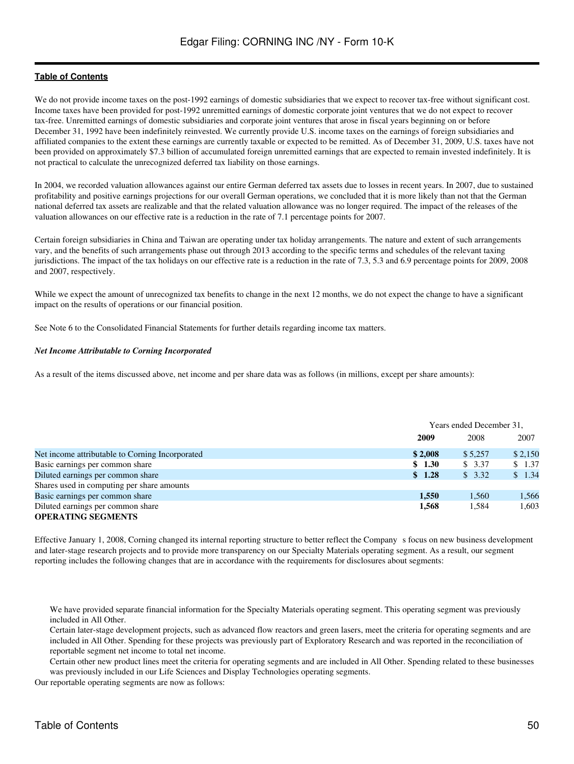We do not provide income taxes on the post-1992 earnings of domestic subsidiaries that we expect to recover tax-free without significant cost. Income taxes have been provided for post-1992 unremitted earnings of domestic corporate joint ventures that we do not expect to recover tax-free. Unremitted earnings of domestic subsidiaries and corporate joint ventures that arose in fiscal years beginning on or before December 31, 1992 have been indefinitely reinvested. We currently provide U.S. income taxes on the earnings of foreign subsidiaries and affiliated companies to the extent these earnings are currently taxable or expected to be remitted. As of December 31, 2009, U.S. taxes have not been provided on approximately $7.3 billion of accumulated foreign unremitted earnings that are expected to remain invested indefinitely. It is not practical to calculate the unrecognized deferred tax liability on those earnings.

In 2004, we recorded valuation allowances against our entire German deferred tax assets due to losses in recent years. In 2007, due to sustained profitability and positive earnings projections for our overall German operations, we concluded that it is more likely than not that the German national deferred tax assets are realizable and that the related valuation allowance was no longer required. The impact of the releases of the valuation allowances on our effective rate is a reduction in the rate of 7.1 percentage points for 2007.

Certain foreign subsidiaries in China and Taiwan are operating under tax holiday arrangements. The nature and extent of such arrangements vary, and the benefits of such arrangements phase out through 2013 according to the specific terms and schedules of the relevant taxing jurisdictions. The impact of the tax holidays on our effective rate is a reduction in the rate of 7.3, 5.3 and 6.9 percentage points for 2009, 2008 and 2007, respectively.

While we expect the amount of unrecognized tax benefits to change in the next 12 months, we do not expect the change to have a significant impact on the results of operations or our financial position.

See Note 6 to the Consolidated Financial Statements for further details regarding income tax matters.

***Net Income Attributable to Corning Incorporated***

As a result of the items discussed above, net income and per share data was as follows (in millions, except per share amounts):

| | Years ended December 31, | | |
|---|---|---|---|
| | **2009** | 2008 | 2007 |
| Net income attributable to Corning Incorporated | **$ 2,008** | $ 5,257 | $ 2,150 |
| Basic earnings per common share | **$ 1.30** | $ 3.37 | $ 1.37 |
| Diluted earnings per common share | **$ 1.28** | $ 3.32 | $ 1.34 |
| Shares used in computing per share amounts | | | |
| Basic earnings per common share | **1,550** | 1,560 | 1,566 |
| Diluted earnings per common share | **1,568** | 1,584 | 1,603 |

**OPERATING SEGMENTS**

Effective January 1, 2008, Corning changed its internal reporting structure to better reflect the Company s focus on new business development and later-stage research projects and to provide more transparency on our Specialty Materials operating segment. As a result, our segment reporting includes the following changes that are in accordance with the requirements for disclosures about segments:

- We have provided separate financial information for the Specialty Materials operating segment. This operating segment was previously included in All Other.
- Certain later-stage development projects, such as advanced flow reactors and green lasers, meet the criteria for operating segments and are included in All Other. Spending for these projects was previously part of Exploratory Research and was reported in the reconciliation of reportable segment net income to total net income.
- Certain other new product lines meet the criteria for operating segments and are included in All Other. Spending related to these businesses was previously included in our Life Sciences and Display Technologies operating segments.

Our reportable operating segments are now as follows: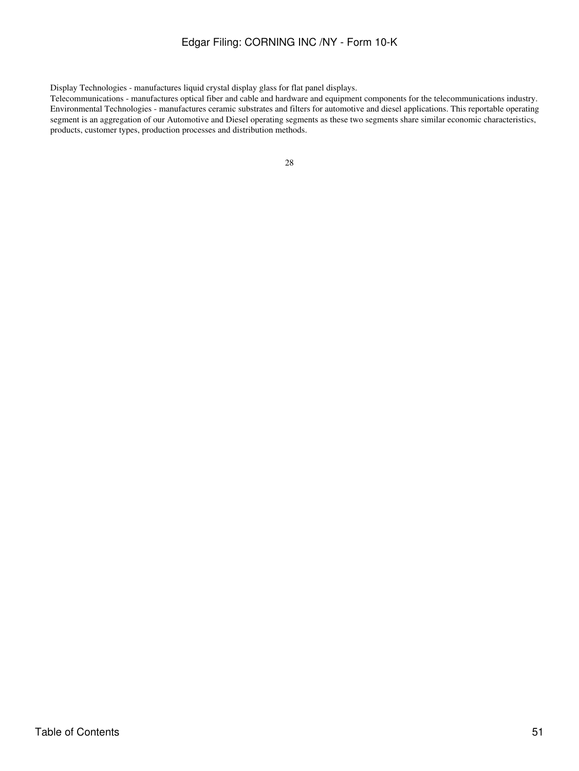Display Technologies - manufactures liquid crystal display glass for flat panel displays.

Telecommunications - manufactures optical fiber and cable and hardware and equipment components for the telecommunications industry.

Environmental Technologies - manufactures ceramic substrates and filters for automotive and diesel applications. This reportable operating segment is an aggregation of our Automotive and Diesel operating segments as these two segments share similar economic characteristics, products, customer types, production processes and distribution methods.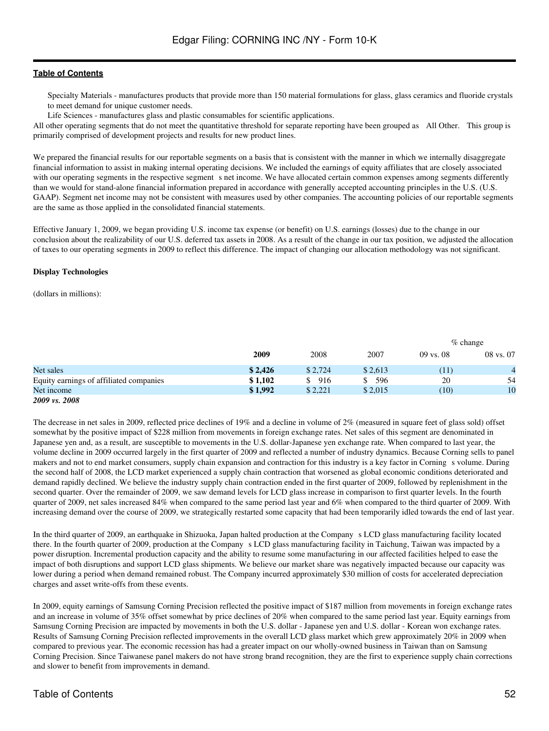Specialty Materials - manufactures products that provide more than 150 material formulations for glass, glass ceramics and fluoride crystals to meet demand for unique customer needs.

Life Sciences - manufactures glass and plastic consumables for scientific applications.

All other operating segments that do not meet the quantitative threshold for separate reporting have been grouped as "All Other." This group is primarily comprised of development projects and results for new product lines.

We prepared the financial results for our reportable segments on a basis that is consistent with the manner in which we internally disaggregate financial information to assist in making internal operating decisions. We included the earnings of equity affiliates that are closely associated with our operating segments in the respective segment's net income. We have allocated certain common expenses among segments differently than we would for stand-alone financial information prepared in accordance with generally accepted accounting principles in the U.S. (U.S. GAAP). Segment net income may not be consistent with measures used by other companies. The accounting policies of our reportable segments are the same as those applied in the consolidated financial statements.

Effective January 1, 2009, we began providing U.S. income tax expense (or benefit) on U.S. earnings (losses) due to the change in our conclusion about the realizability of our U.S. deferred tax assets in 2008. As a result of the change in our tax position, we adjusted the allocation of taxes to our operating segments in 2009 to reflect this difference. The impact of changing our allocation methodology was not significant.

**Display Technologies**

(dollars in millions):

| | | | | % change | |
|---|---|---|---|---|---|
| | **2009** | 2008 | 2007 | 09 vs. 08 | 08 vs. 07 |
| Net sales | **$ 2,426** | $ 2,724 | $ 2,613 | (11) | 4 |
| Equity earnings of affiliated companies | **$ 1,102** | $ 916 | $ 596 | 20 | 54 |
| Net income | **$ 1,992** | $ 2,221 | $ 2,015 | (10) | 10 |

***2009 vs. 2008***

The decrease in net sales in 2009, reflected price declines of 19% and a decline in volume of 2% (measured in square feet of glass sold) offset somewhat by the positive impact of $228 million from movements in foreign exchange rates. Net sales of this segment are denominated in Japanese yen and, as a result, are susceptible to movements in the U.S. dollar-Japanese yen exchange rate. When compared to last year, the volume decline in 2009 occurred largely in the first quarter of 2009 and reflected a number of industry dynamics. Because Corning sells to panel makers and not to end market consumers, supply chain expansion and contraction for this industry is a key factor in Corning's volume. During the second half of 2008, the LCD market experienced a supply chain contraction that worsened as global economic conditions deteriorated and demand rapidly declined. We believe the industry supply chain contraction ended in the first quarter of 2009, followed by replenishment in the second quarter. Over the remainder of 2009, we saw demand levels for LCD glass increase in comparison to first quarter levels. In the fourth quarter of 2009, net sales increased 84% when compared to the same period last year and 6% when compared to the third quarter of 2009. With increasing demand over the course of 2009, we strategically restarted some capacity that had been temporarily idled towards the end of last year.

In the third quarter of 2009, an earthquake in Shizuoka, Japan halted production at the Company's LCD glass manufacturing facility located there. In the fourth quarter of 2009, production at the Company's LCD glass manufacturing facility in Taichung, Taiwan was impacted by a power disruption. Incremental production capacity and the ability to resume some manufacturing in our affected facilities helped to ease the impact of both disruptions and support LCD glass shipments. We believe our market share was negatively impacted because our capacity was lower during a period when demand remained robust. The Company incurred approximately $30 million of costs for accelerated depreciation charges and asset write-offs from these events.

In 2009, equity earnings of Samsung Corning Precision reflected the positive impact of $187 million from movements in foreign exchange rates and an increase in volume of 35% offset somewhat by price declines of 20% when compared to the same period last year. Equity earnings from Samsung Corning Precision are impacted by movements in both the U.S. dollar - Japanese yen and U.S. dollar - Korean won exchange rates. Results of Samsung Corning Precision reflected improvements in the overall LCD glass market which grew approximately 20% in 2009 when compared to previous year. The economic recession has had a greater impact on our wholly-owned business in Taiwan than on Samsung Corning Precision. Since Taiwanese panel makers do not have strong brand recognition, they are the first to experience supply chain corrections and slower to benefit from improvements in demand.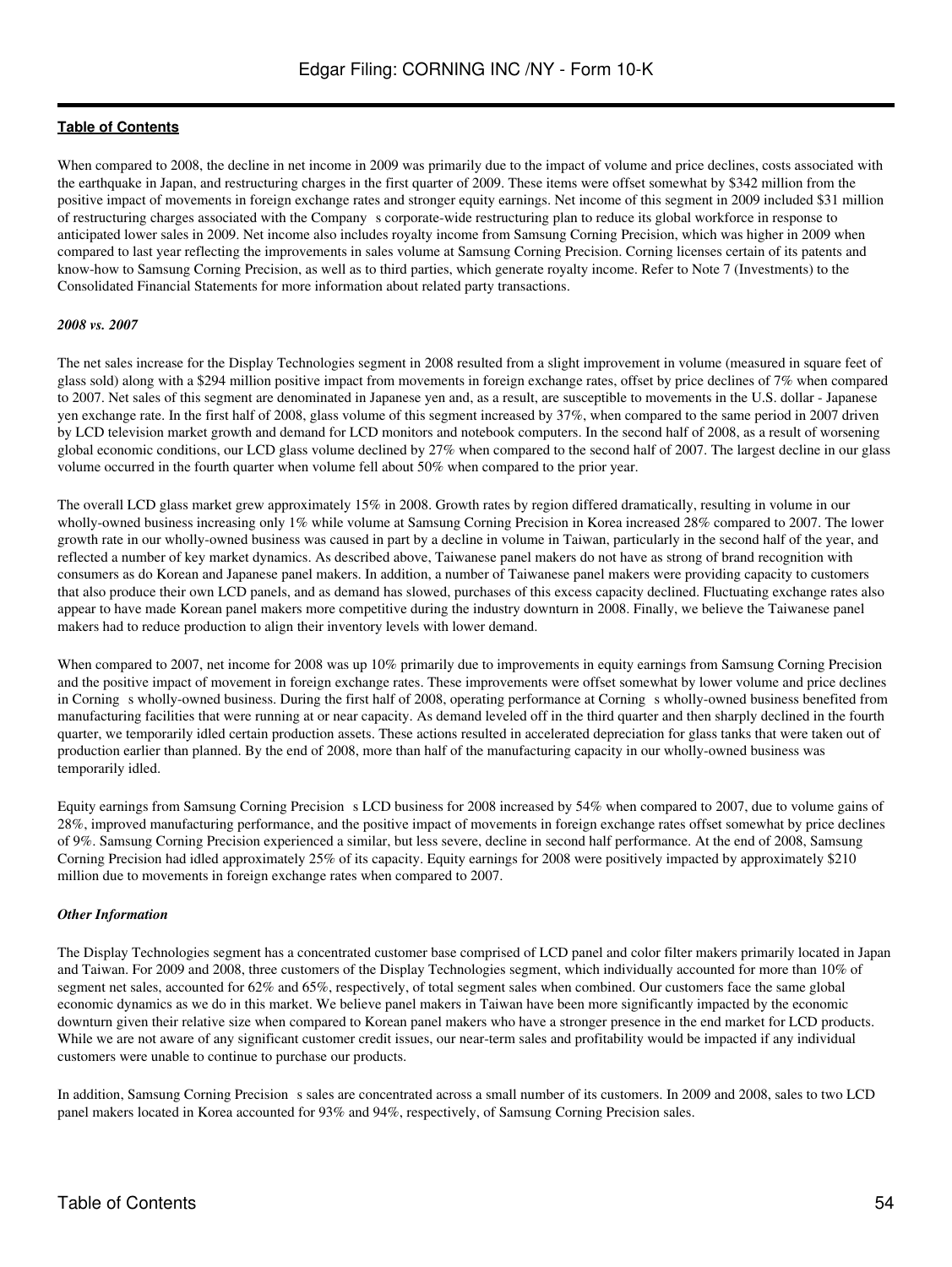When compared to 2008, the decline in net income in 2009 was primarily due to the impact of volume and price declines, costs associated with the earthquake in Japan, and restructuring charges in the first quarter of 2009. These items were offset somewhat by $342 million from the positive impact of movements in foreign exchange rates and stronger equity earnings. Net income of this segment in 2009 included $31 million of restructuring charges associated with the Company s corporate-wide restructuring plan to reduce its global workforce in response to anticipated lower sales in 2009. Net income also includes royalty income from Samsung Corning Precision, which was higher in 2009 when compared to last year reflecting the improvements in sales volume at Samsung Corning Precision. Corning licenses certain of its patents and know-how to Samsung Corning Precision, as well as to third parties, which generate royalty income. Refer to Note 7 (Investments) to the Consolidated Financial Statements for more information about related party transactions.

*2008 vs. 2007*

The net sales increase for the Display Technologies segment in 2008 resulted from a slight improvement in volume (measured in square feet of glass sold) along with a $294 million positive impact from movements in foreign exchange rates, offset by price declines of 7% when compared to 2007. Net sales of this segment are denominated in Japanese yen and, as a result, are susceptible to movements in the U.S. dollar - Japanese yen exchange rate. In the first half of 2008, glass volume of this segment increased by 37%, when compared to the same period in 2007 driven by LCD television market growth and demand for LCD monitors and notebook computers. In the second half of 2008, as a result of worsening global economic conditions, our LCD glass volume declined by 27% when compared to the second half of 2007. The largest decline in our glass volume occurred in the fourth quarter when volume fell about 50% when compared to the prior year.

The overall LCD glass market grew approximately 15% in 2008. Growth rates by region differed dramatically, resulting in volume in our wholly-owned business increasing only 1% while volume at Samsung Corning Precision in Korea increased 28% compared to 2007. The lower growth rate in our wholly-owned business was caused in part by a decline in volume in Taiwan, particularly in the second half of the year, and reflected a number of key market dynamics. As described above, Taiwanese panel makers do not have as strong of brand recognition with consumers as do Korean and Japanese panel makers. In addition, a number of Taiwanese panel makers were providing capacity to customers that also produce their own LCD panels, and as demand has slowed, purchases of this excess capacity declined. Fluctuating exchange rates also appear to have made Korean panel makers more competitive during the industry downturn in 2008. Finally, we believe the Taiwanese panel makers had to reduce production to align their inventory levels with lower demand.

When compared to 2007, net income for 2008 was up 10% primarily due to improvements in equity earnings from Samsung Corning Precision and the positive impact of movement in foreign exchange rates. These improvements were offset somewhat by lower volume and price declines in Corning s wholly-owned business. During the first half of 2008, operating performance at Corning s wholly-owned business benefited from manufacturing facilities that were running at or near capacity. As demand leveled off in the third quarter and then sharply declined in the fourth quarter, we temporarily idled certain production assets. These actions resulted in accelerated depreciation for glass tanks that were taken out of production earlier than planned. By the end of 2008, more than half of the manufacturing capacity in our wholly-owned business was temporarily idled.

Equity earnings from Samsung Corning Precision s LCD business for 2008 increased by 54% when compared to 2007, due to volume gains of 28%, improved manufacturing performance, and the positive impact of movements in foreign exchange rates offset somewhat by price declines of 9%. Samsung Corning Precision experienced a similar, but less severe, decline in second half performance. At the end of 2008, Samsung Corning Precision had idled approximately 25% of its capacity. Equity earnings for 2008 were positively impacted by approximately $210 million due to movements in foreign exchange rates when compared to 2007.

*Other Information*

The Display Technologies segment has a concentrated customer base comprised of LCD panel and color filter makers primarily located in Japan and Taiwan. For 2009 and 2008, three customers of the Display Technologies segment, which individually accounted for more than 10% of segment net sales, accounted for 62% and 65%, respectively, of total segment sales when combined. Our customers face the same global economic dynamics as we do in this market. We believe panel makers in Taiwan have been more significantly impacted by the economic downturn given their relative size when compared to Korean panel makers who have a stronger presence in the end market for LCD products. While we are not aware of any significant customer credit issues, our near-term sales and profitability would be impacted if any individual customers were unable to continue to purchase our products.

In addition, Samsung Corning Precision s sales are concentrated across a small number of its customers. In 2009 and 2008, sales to two LCD panel makers located in Korea accounted for 93% and 94%, respectively, of Samsung Corning Precision sales.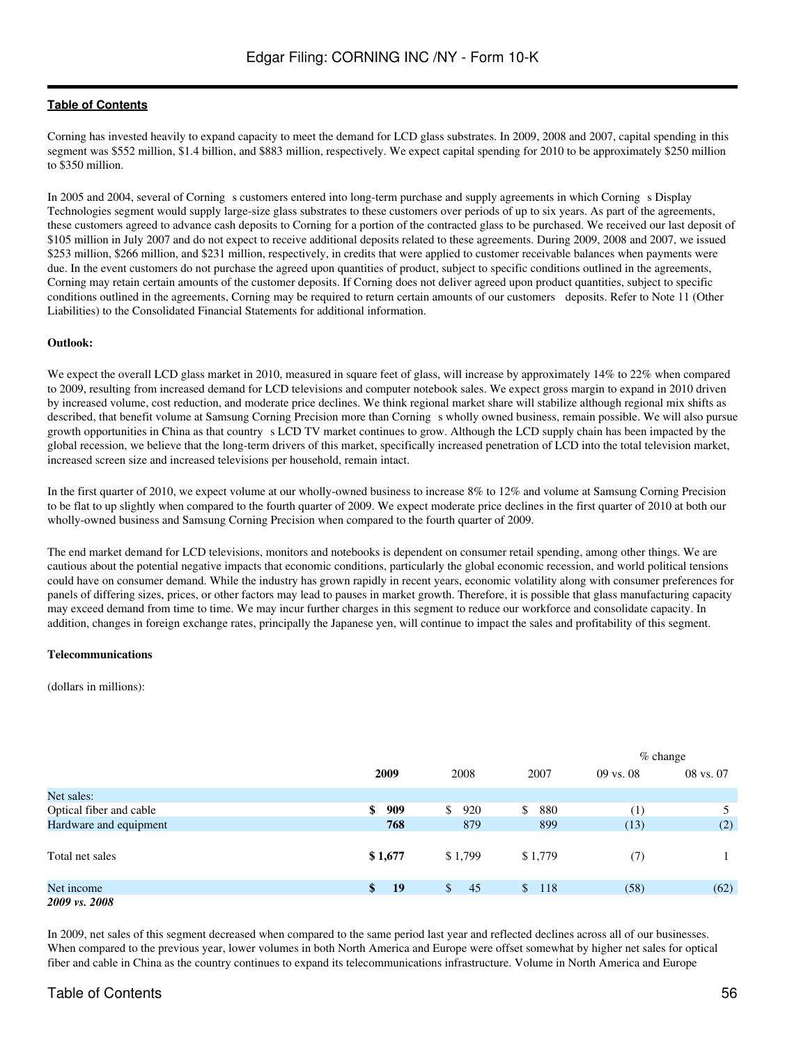Corning has invested heavily to expand capacity to meet the demand for LCD glass substrates. In 2009, 2008 and 2007, capital spending in this segment was $552 million, $1.4 billion, and $883 million, respectively. We expect capital spending for 2010 to be approximately $250 million to $350 million.

In 2005 and 2004, several of Corning s customers entered into long-term purchase and supply agreements in which Corning s Display Technologies segment would supply large-size glass substrates to these customers over periods of up to six years. As part of the agreements, these customers agreed to advance cash deposits to Corning for a portion of the contracted glass to be purchased. We received our last deposit of $105 million in July 2007 and do not expect to receive additional deposits related to these agreements. During 2009, 2008 and 2007, we issued $253 million, $266 million, and $231 million, respectively, in credits that were applied to customer receivable balances when payments were due. In the event customers do not purchase the agreed upon quantities of product, subject to specific conditions outlined in the agreements, Corning may retain certain amounts of the customer deposits. If Corning does not deliver agreed upon product quantities, subject to specific conditions outlined in the agreements, Corning may be required to return certain amounts of our customers deposits. Refer to Note 11 (Other Liabilities) to the Consolidated Financial Statements for additional information.

**Outlook:**

We expect the overall LCD glass market in 2010, measured in square feet of glass, will increase by approximately 14% to 22% when compared to 2009, resulting from increased demand for LCD televisions and computer notebook sales. We expect gross margin to expand in 2010 driven by increased volume, cost reduction, and moderate price declines. We think regional market share will stabilize although regional mix shifts as described, that benefit volume at Samsung Corning Precision more than Corning s wholly owned business, remain possible. We will also pursue growth opportunities in China as that country s LCD TV market continues to grow. Although the LCD supply chain has been impacted by the global recession, we believe that the long-term drivers of this market, specifically increased penetration of LCD into the total television market, increased screen size and increased televisions per household, remain intact.

In the first quarter of 2010, we expect volume at our wholly-owned business to increase 8% to 12% and volume at Samsung Corning Precision to be flat to up slightly when compared to the fourth quarter of 2009. We expect moderate price declines in the first quarter of 2010 at both our wholly-owned business and Samsung Corning Precision when compared to the fourth quarter of 2009.

The end market demand for LCD televisions, monitors and notebooks is dependent on consumer retail spending, among other things. We are cautious about the potential negative impacts that economic conditions, particularly the global economic recession, and world political tensions could have on consumer demand. While the industry has grown rapidly in recent years, economic volatility along with consumer preferences for panels of differing sizes, prices, or other factors may lead to pauses in market growth. Therefore, it is possible that glass manufacturing capacity may exceed demand from time to time. We may incur further charges in this segment to reduce our workforce and consolidate capacity. In addition, changes in foreign exchange rates, principally the Japanese yen, will continue to impact the sales and profitability of this segment.

**Telecommunications**

(dollars in millions):

| | **2009** | 2008 | 2007 | % change 09 vs. 08 | % change 08 vs. 07 |
|---|---|---|---|---|---|
| Net sales: | | | | | |
| Optical fiber and cable | **$ 909** | $ 920 | $ 880 | (1) | 5 |
| Hardware and equipment | **768** | 879 | 899 | (13) | (2) |
| Total net sales | **$ 1,677** | $ 1,799 | $ 1,779 | (7) | 1 |
| Net income | **$ 19** | $ 45 | $ 118 | (58) | (62) |

***2009 vs. 2008***

In 2009, net sales of this segment decreased when compared to the same period last year and reflected declines across all of our businesses. When compared to the previous year, lower volumes in both North America and Europe were offset somewhat by higher net sales for optical fiber and cable in China as the country continues to expand its telecommunications infrastructure. Volume in North America and Europe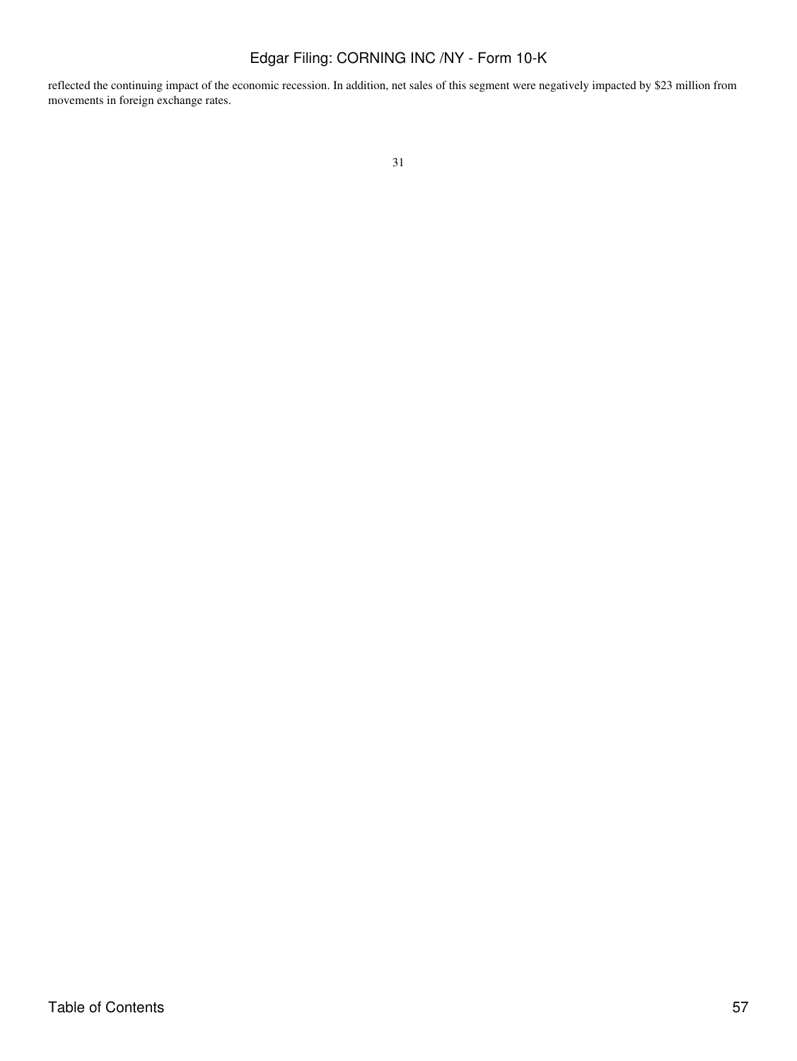reflected the continuing impact of the economic recession. In addition, net sales of this segment were negatively impacted by $23 million from movements in foreign exchange rates.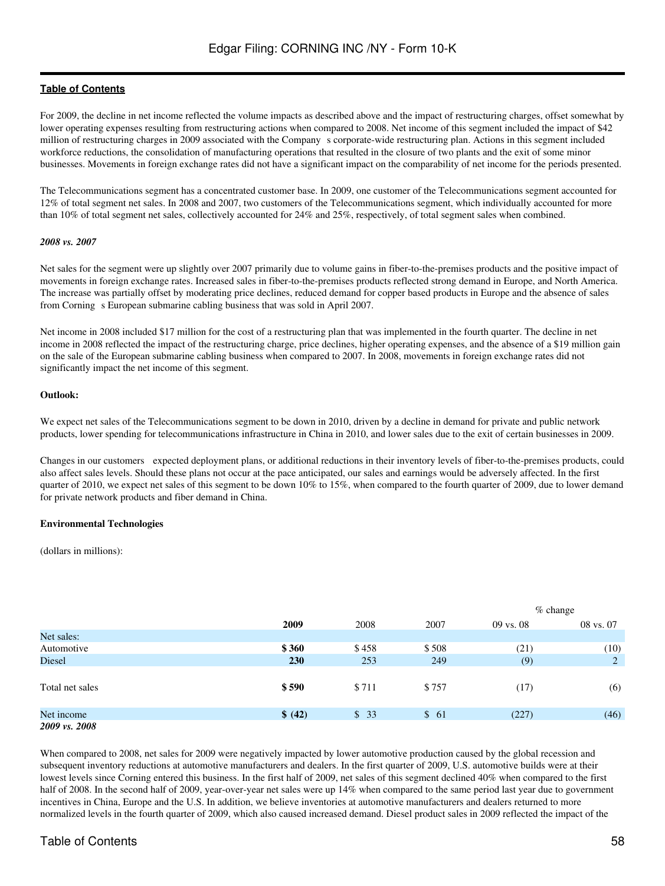For 2009, the decline in net income reflected the volume impacts as described above and the impact of restructuring charges, offset somewhat by lower operating expenses resulting from restructuring actions when compared to 2008. Net income of this segment included the impact of $42 million of restructuring charges in 2009 associated with the Company s corporate-wide restructuring plan. Actions in this segment included workforce reductions, the consolidation of manufacturing operations that resulted in the closure of two plants and the exit of some minor businesses. Movements in foreign exchange rates did not have a significant impact on the comparability of net income for the periods presented.

The Telecommunications segment has a concentrated customer base. In 2009, one customer of the Telecommunications segment accounted for 12% of total segment net sales. In 2008 and 2007, two customers of the Telecommunications segment, which individually accounted for more than 10% of total segment net sales, collectively accounted for 24% and 25%, respectively, of total segment sales when combined.

***2008 vs. 2007***

Net sales for the segment were up slightly over 2007 primarily due to volume gains in fiber-to-the-premises products and the positive impact of movements in foreign exchange rates. Increased sales in fiber-to-the-premises products reflected strong demand in Europe, and North America. The increase was partially offset by moderating price declines, reduced demand for copper based products in Europe and the absence of sales from Corning s European submarine cabling business that was sold in April 2007.

Net income in 2008 included $17 million for the cost of a restructuring plan that was implemented in the fourth quarter. The decline in net income in 2008 reflected the impact of the restructuring charge, price declines, higher operating expenses, and the absence of a $19 million gain on the sale of the European submarine cabling business when compared to 2007. In 2008, movements in foreign exchange rates did not significantly impact the net income of this segment.

**Outlook:**

We expect net sales of the Telecommunications segment to be down in 2010, driven by a decline in demand for private and public network products, lower spending for telecommunications infrastructure in China in 2010, and lower sales due to the exit of certain businesses in 2009.

Changes in our customers expected deployment plans, or additional reductions in their inventory levels of fiber-to-the-premises products, could also affect sales levels. Should these plans not occur at the pace anticipated, our sales and earnings would be adversely affected. In the first quarter of 2010, we expect net sales of this segment to be down 10% to 15%, when compared to the fourth quarter of 2009, due to lower demand for private network products and fiber demand in China.

**Environmental Technologies**

(dollars in millions):

| | | | | % change | |
|---|---|---|---|---|---|
| | **2009** | 2008 | 2007 | 09 vs. 08 | 08 vs. 07 |
| Net sales: | | | | | |
| Automotive | **$ 360** | $ 458 | $ 508 | (21) | (10) |
| Diesel | **230** | 253 | 249 | (9) | 2 |
| Total net sales | **$ 590** | $ 711 | $ 757 | (17) | (6) |
| Net income | **$ (42)** | $ 33 | $ 61 | (227) | (46) |

***2009 vs. 2008***

When compared to 2008, net sales for 2009 were negatively impacted by lower automotive production caused by the global recession and subsequent inventory reductions at automotive manufacturers and dealers. In the first quarter of 2009, U.S. automotive builds were at their lowest levels since Corning entered this business. In the first half of 2009, net sales of this segment declined 40% when compared to the first half of 2008. In the second half of 2009, year-over-year net sales were up 14% when compared to the same period last year due to government incentives in China, Europe and the U.S. In addition, we believe inventories at automotive manufacturers and dealers returned to more normalized levels in the fourth quarter of 2009, which also caused increased demand. Diesel product sales in 2009 reflected the impact of the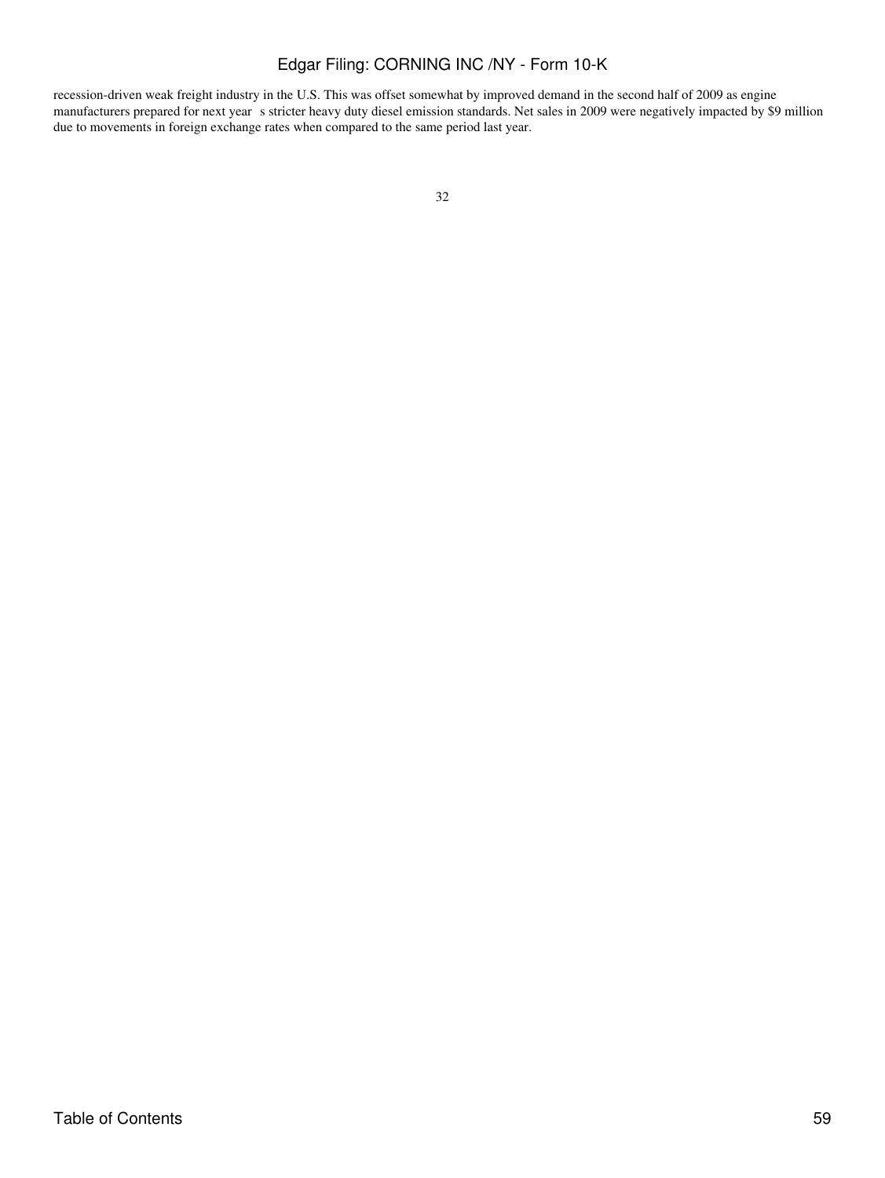recession-driven weak freight industry in the U.S. This was offset somewhat by improved demand in the second half of 2009 as engine manufacturers prepared for next year s stricter heavy duty diesel emission standards. Net sales in 2009 were negatively impacted by $9 million due to movements in foreign exchange rates when compared to the same period last year.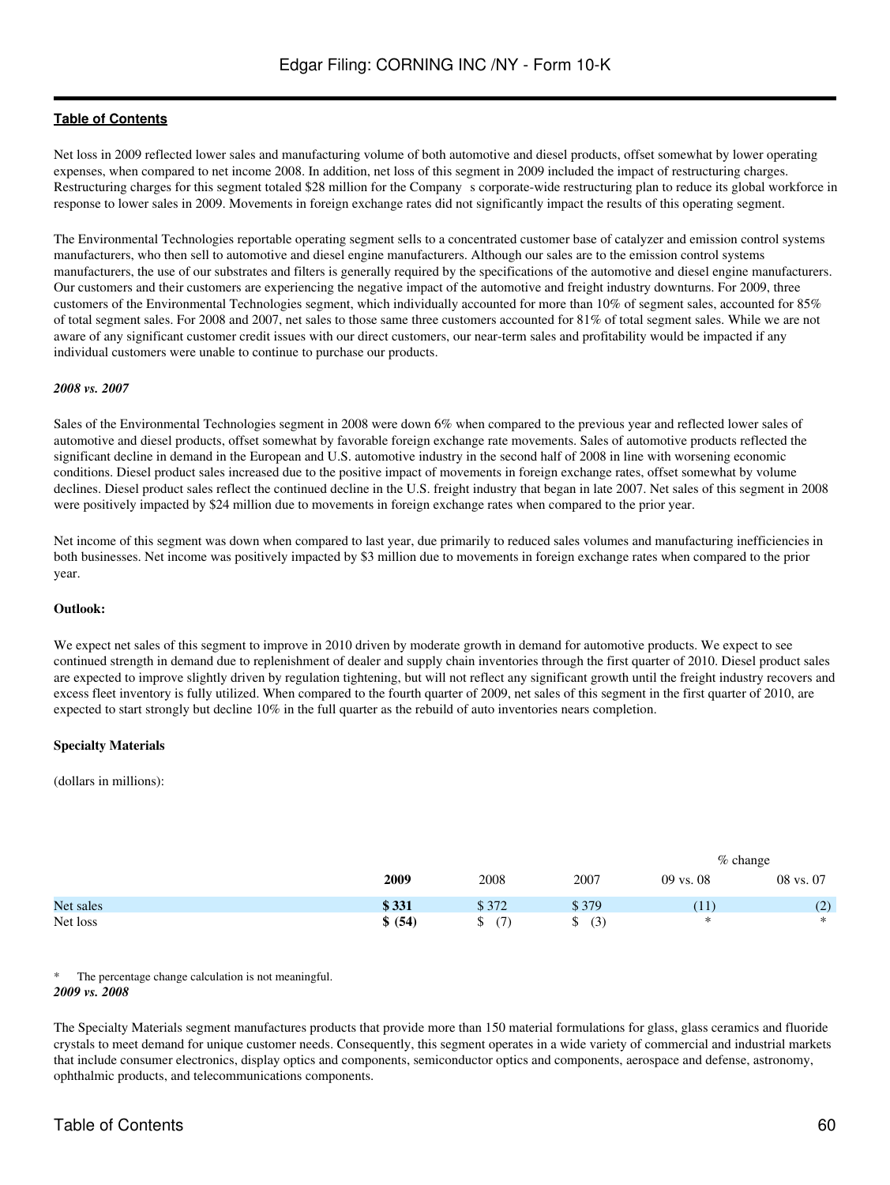Net loss in 2009 reflected lower sales and manufacturing volume of both automotive and diesel products, offset somewhat by lower operating expenses, when compared to net income 2008. In addition, net loss of this segment in 2009 included the impact of restructuring charges. Restructuring charges for this segment totaled $28 million for the Company s corporate-wide restructuring plan to reduce its global workforce in response to lower sales in 2009. Movements in foreign exchange rates did not significantly impact the results of this operating segment.

The Environmental Technologies reportable operating segment sells to a concentrated customer base of catalyzer and emission control systems manufacturers, who then sell to automotive and diesel engine manufacturers. Although our sales are to the emission control systems manufacturers, the use of our substrates and filters is generally required by the specifications of the automotive and diesel engine manufacturers. Our customers and their customers are experiencing the negative impact of the automotive and freight industry downturns. For 2009, three customers of the Environmental Technologies segment, which individually accounted for more than 10% of segment sales, accounted for 85% of total segment sales. For 2008 and 2007, net sales to those same three customers accounted for 81% of total segment sales. While we are not aware of any significant customer credit issues with our direct customers, our near-term sales and profitability would be impacted if any individual customers were unable to continue to purchase our products.

***2008 vs. 2007***

Sales of the Environmental Technologies segment in 2008 were down 6% when compared to the previous year and reflected lower sales of automotive and diesel products, offset somewhat by favorable foreign exchange rate movements. Sales of automotive products reflected the significant decline in demand in the European and U.S. automotive industry in the second half of 2008 in line with worsening economic conditions. Diesel product sales increased due to the positive impact of movements in foreign exchange rates, offset somewhat by volume declines. Diesel product sales reflect the continued decline in the U.S. freight industry that began in late 2007. Net sales of this segment in 2008 were positively impacted by $24 million due to movements in foreign exchange rates when compared to the prior year.

Net income of this segment was down when compared to last year, due primarily to reduced sales volumes and manufacturing inefficiencies in both businesses. Net income was positively impacted by $3 million due to movements in foreign exchange rates when compared to the prior year.

**Outlook:**

We expect net sales of this segment to improve in 2010 driven by moderate growth in demand for automotive products. We expect to see continued strength in demand due to replenishment of dealer and supply chain inventories through the first quarter of 2010. Diesel product sales are expected to improve slightly driven by regulation tightening, but will not reflect any significant growth until the freight industry recovers and excess fleet inventory is fully utilized. When compared to the fourth quarter of 2009, net sales of this segment in the first quarter of 2010, are expected to start strongly but decline 10% in the full quarter as the rebuild of auto inventories nears completion.

**Specialty Materials**

(dollars in millions):

| | | | | % change | |
|---|---|---|---|---|---|
| | **2009** | 2008 | 2007 | 09 vs. 08 | 08 vs. 07 |
| Net sales | **$ 331** | $ 372 | $ 379 | (11) | (2) |
| Net loss | **$ (54)** | $ (7) | $ (3) | * | * |

\* The percentage change calculation is not meaningful.

***2009 vs. 2008***

The Specialty Materials segment manufactures products that provide more than 150 material formulations for glass, glass ceramics and fluoride crystals to meet demand for unique customer needs. Consequently, this segment operates in a wide variety of commercial and industrial markets that include consumer electronics, display optics and components, semiconductor optics and components, aerospace and defense, astronomy, ophthalmic products, and telecommunications components.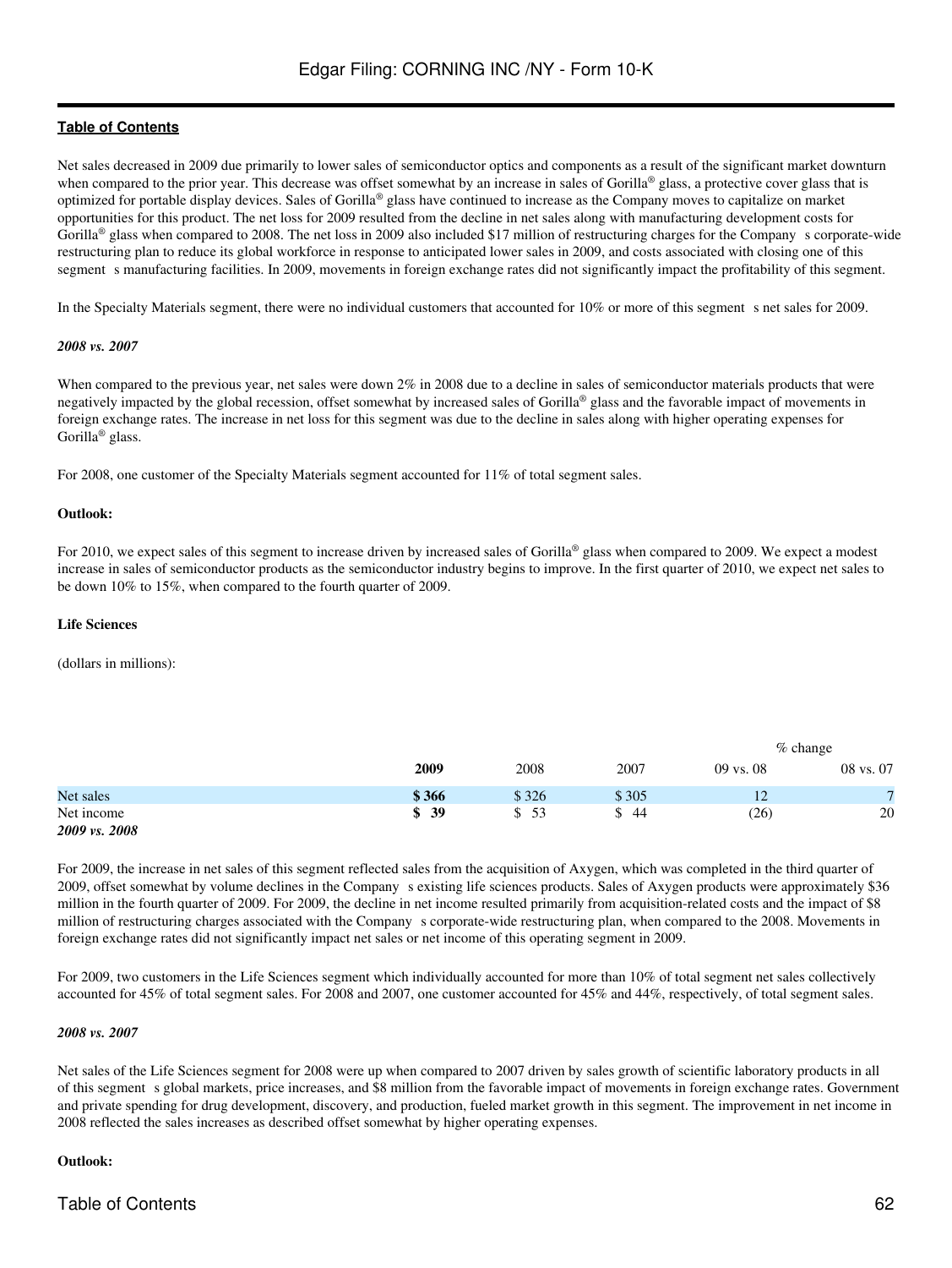Net sales decreased in 2009 due primarily to lower sales of semiconductor optics and components as a result of the significant market downturn when compared to the prior year. This decrease was offset somewhat by an increase in sales of Gorilla® glass, a protective cover glass that is optimized for portable display devices. Sales of Gorilla® glass have continued to increase as the Company moves to capitalize on market opportunities for this product. The net loss for 2009 resulted from the decline in net sales along with manufacturing development costs for Gorilla® glass when compared to 2008. The net loss in 2009 also included $17 million of restructuring charges for the Company s corporate-wide restructuring plan to reduce its global workforce in response to anticipated lower sales in 2009, and costs associated with closing one of this segment s manufacturing facilities. In 2009, movements in foreign exchange rates did not significantly impact the profitability of this segment.

In the Specialty Materials segment, there were no individual customers that accounted for 10% or more of this segment s net sales for 2009.

*2008 vs. 2007*

When compared to the previous year, net sales were down 2% in 2008 due to a decline in sales of semiconductor materials products that were negatively impacted by the global recession, offset somewhat by increased sales of Gorilla® glass and the favorable impact of movements in foreign exchange rates. The increase in net loss for this segment was due to the decline in sales along with higher operating expenses for Gorilla® glass.

For 2008, one customer of the Specialty Materials segment accounted for 11% of total segment sales.

**Outlook:**

For 2010, we expect sales of this segment to increase driven by increased sales of Gorilla® glass when compared to 2009. We expect a modest increase in sales of semiconductor products as the semiconductor industry begins to improve. In the first quarter of 2010, we expect net sales to be down 10% to 15%, when compared to the fourth quarter of 2009.

**Life Sciences**

(dollars in millions):

| | | | | % change | |
|---|---|---|---|---|---|
| | **2009** | 2008 | 2007 | 09 vs. 08 | 08 vs. 07 |
| Net sales | **$ 366** | $ 326 | $ 305 | 12 | 7 |
| Net income | **$ 39** | $ 53 | $ 44 | (26) | 20 |

*2009 vs. 2008*

For 2009, the increase in net sales of this segment reflected sales from the acquisition of Axygen, which was completed in the third quarter of 2009, offset somewhat by volume declines in the Company s existing life sciences products. Sales of Axygen products were approximately $36 million in the fourth quarter of 2009. For 2009, the decline in net income resulted primarily from acquisition-related costs and the impact of $8 million of restructuring charges associated with the Company s corporate-wide restructuring plan, when compared to the 2008. Movements in foreign exchange rates did not significantly impact net sales or net income of this operating segment in 2009.

For 2009, two customers in the Life Sciences segment which individually accounted for more than 10% of total segment net sales collectively accounted for 45% of total segment sales. For 2008 and 2007, one customer accounted for 45% and 44%, respectively, of total segment sales.

*2008 vs. 2007*

Net sales of the Life Sciences segment for 2008 were up when compared to 2007 driven by sales growth of scientific laboratory products in all of this segment s global markets, price increases, and $8 million from the favorable impact of movements in foreign exchange rates. Government and private spending for drug development, discovery, and production, fueled market growth in this segment. The improvement in net income in 2008 reflected the sales increases as described offset somewhat by higher operating expenses.

**Outlook:**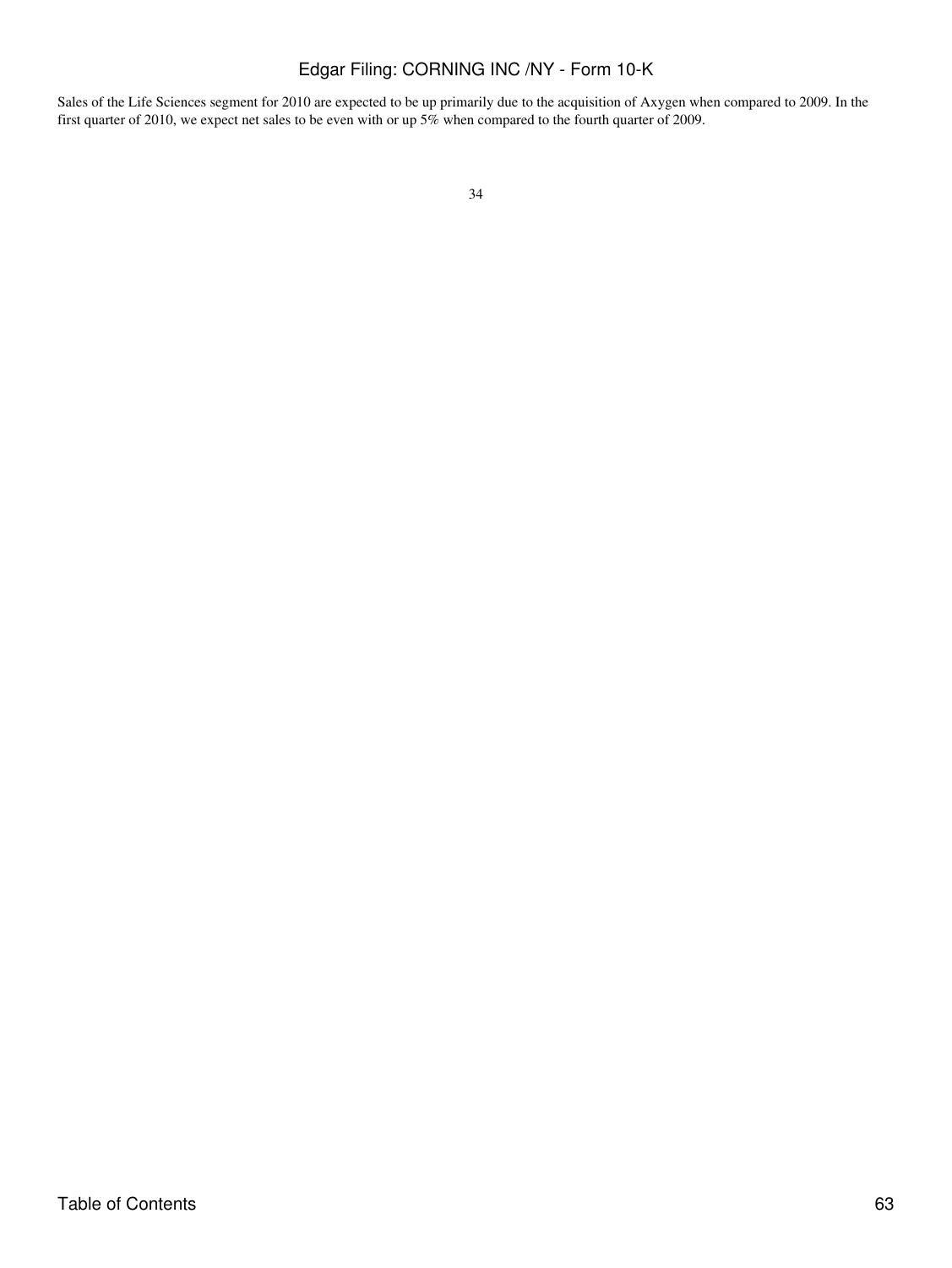Sales of the Life Sciences segment for 2010 are expected to be up primarily due to the acquisition of Axygen when compared to 2009. In the first quarter of 2010, we expect net sales to be even with or up 5% when compared to the fourth quarter of 2009.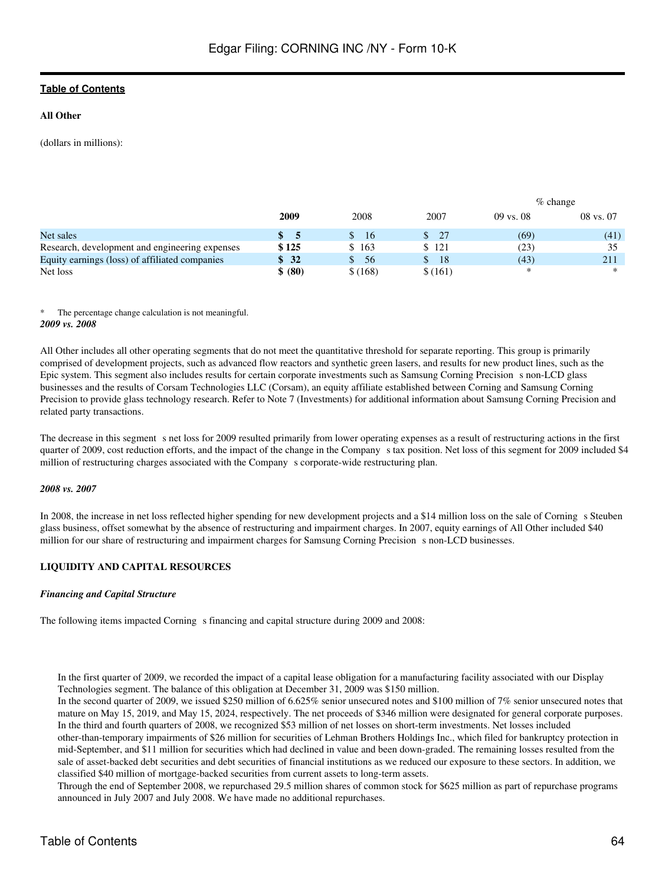**All Other**

(dollars in millions):

| | 2009 | 2008 | 2007 | % change 09 vs. 08 | % change 08 vs. 07 |
|---|---|---|---|---|---|
| Net sales | **$ 5** | $ 16 | $ 27 | (69) | (41) |
| Research, development and engineering expenses | **$ 125** | $ 163 | $ 121 | (23) | 35 |
| Equity earnings (loss) of affiliated companies | **$ 32** | $ 56 | $ 18 | (43) | 211 |
| Net loss | **$ (80)** | $ (168) | $ (161) | * | * |

\* The percentage change calculation is not meaningful.

***2009 vs. 2008***

All Other includes all other operating segments that do not meet the quantitative threshold for separate reporting. This group is primarily comprised of development projects, such as advanced flow reactors and synthetic green lasers, and results for new product lines, such as the Epic system. This segment also includes results for certain corporate investments such as Samsung Corning Precision s non-LCD glass businesses and the results of Corsam Technologies LLC (Corsam), an equity affiliate established between Corning and Samsung Corning Precision to provide glass technology research. Refer to Note 7 (Investments) for additional information about Samsung Corning Precision and related party transactions.

The decrease in this segment s net loss for 2009 resulted primarily from lower operating expenses as a result of restructuring actions in the first quarter of 2009, cost reduction efforts, and the impact of the change in the Company s tax position. Net loss of this segment for 2009 included $4 million of restructuring charges associated with the Company s corporate-wide restructuring plan.

***2008 vs. 2007***

In 2008, the increase in net loss reflected higher spending for new development projects and a $14 million loss on the sale of Corning s Steuben glass business, offset somewhat by the absence of restructuring and impairment charges. In 2007, equity earnings of All Other included $40 million for our share of restructuring and impairment charges for Samsung Corning Precision s non-LCD businesses.

**LIQUIDITY AND CAPITAL RESOURCES**

***Financing and Capital Structure***

The following items impacted Corning s financing and capital structure during 2009 and 2008:

- In the first quarter of 2009, we recorded the impact of a capital lease obligation for a manufacturing facility associated with our Display Technologies segment. The balance of this obligation at December 31, 2009 was $150 million.
- In the second quarter of 2009, we issued $250 million of 6.625% senior unsecured notes and $100 million of 7% senior unsecured notes that mature on May 15, 2019, and May 15, 2024, respectively. The net proceeds of $346 million were designated for general corporate purposes.
- In the third and fourth quarters of 2008, we recognized $53 million of net losses on short-term investments. Net losses included other-than-temporary impairments of $26 million for securities of Lehman Brothers Holdings Inc., which filed for bankruptcy protection in mid-September, and $11 million for securities which had declined in value and been down-graded. The remaining losses resulted from the sale of asset-backed debt securities and debt securities of financial institutions as we reduced our exposure to these sectors. In addition, we classified $40 million of mortgage-backed securities from current assets to long-term assets.
- Through the end of September 2008, we repurchased 29.5 million shares of common stock for $625 million as part of repurchase programs announced in July 2007 and July 2008. We have made no additional repurchases.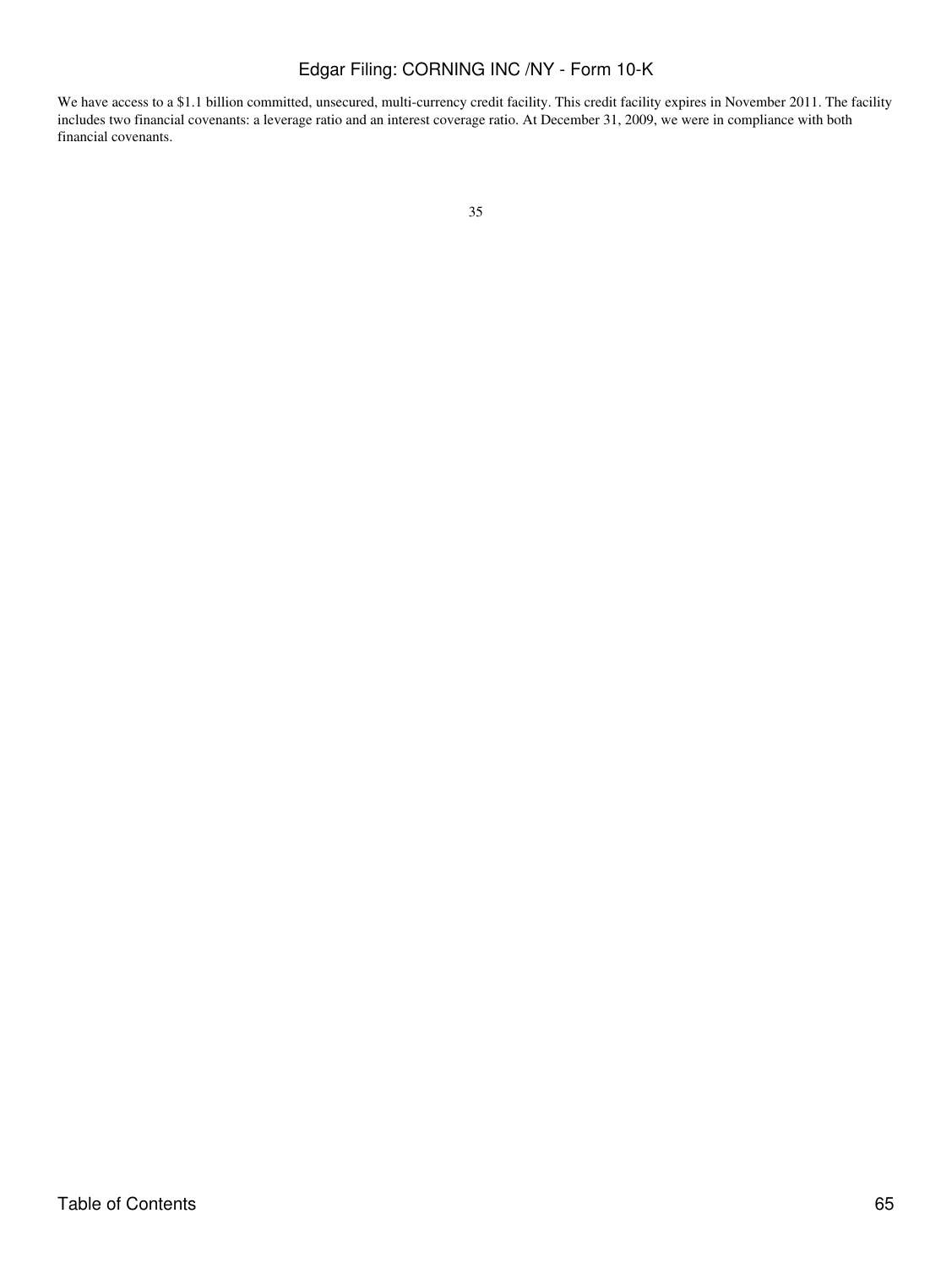We have access to a $1.1 billion committed, unsecured, multi-currency credit facility. This credit facility expires in November 2011. The facility includes two financial covenants: a leverage ratio and an interest coverage ratio. At December 31, 2009, we were in compliance with both financial covenants.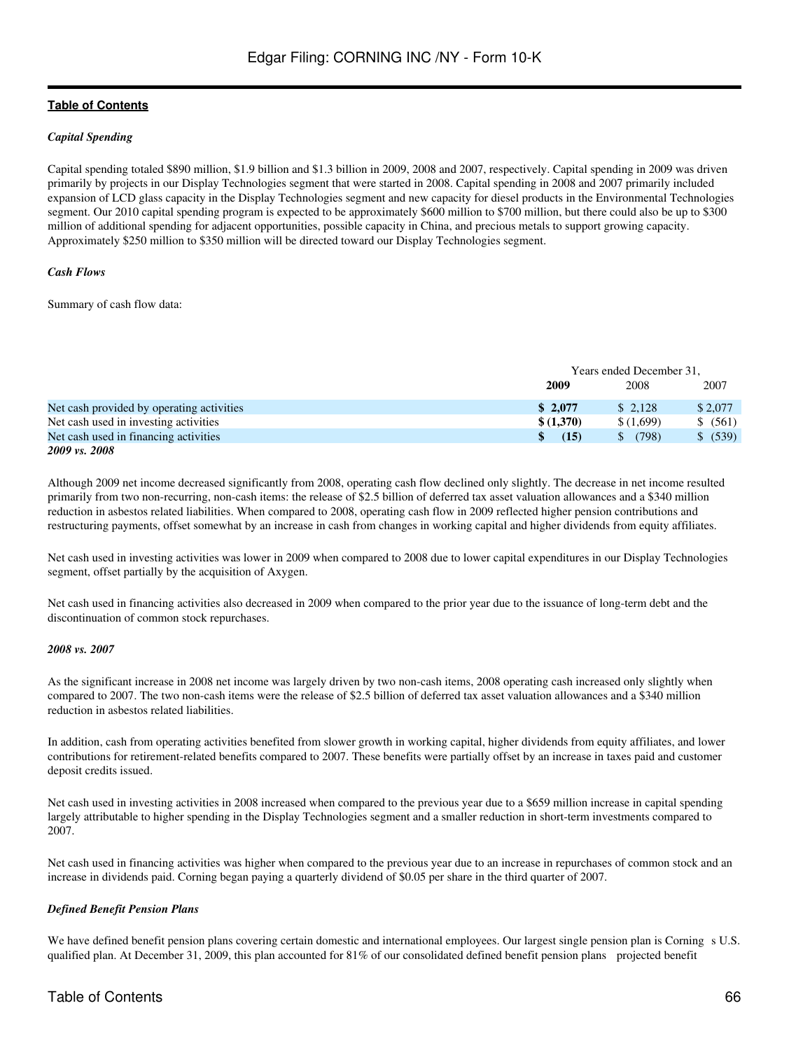*Capital Spending*

Capital spending totaled \$890 million, \$1.9 billion and \$1.3 billion in 2009, 2008 and 2007, respectively. Capital spending in 2009 was driven primarily by projects in our Display Technologies segment that were started in 2008. Capital spending in 2008 and 2007 primarily included expansion of LCD glass capacity in the Display Technologies segment and new capacity for diesel products in the Environmental Technologies segment. Our 2010 capital spending program is expected to be approximately \$600 million to \$700 million, but there could also be up to \$300 million of additional spending for adjacent opportunities, possible capacity in China, and precious metals to support growing capacity. Approximately \$250 million to \$350 million will be directed toward our Display Technologies segment.

*Cash Flows*

Summary of cash flow data:

| | Years ended December 31, | | |
|---|---|---|---|
| | **2009** | 2008 | 2007 |
| Net cash provided by operating activities | **\$ 2,077** | \$ 2,128 | \$ 2,077 |
| Net cash used in investing activities | **\$ (1,370)** | \$ (1,699) | \$ (561) |
| Net cash used in financing activities | **\$ (15)** | \$ (798) | \$ (539) |

***2009 vs. 2008***

Although 2009 net income decreased significantly from 2008, operating cash flow declined only slightly. The decrease in net income resulted primarily from two non-recurring, non-cash items: the release of \$2.5 billion of deferred tax asset valuation allowances and a \$340 million reduction in asbestos related liabilities. When compared to 2008, operating cash flow in 2009 reflected higher pension contributions and restructuring payments, offset somewhat by an increase in cash from changes in working capital and higher dividends from equity affiliates.

Net cash used in investing activities was lower in 2009 when compared to 2008 due to lower capital expenditures in our Display Technologies segment, offset partially by the acquisition of Axygen.

Net cash used in financing activities also decreased in 2009 when compared to the prior year due to the issuance of long-term debt and the discontinuation of common stock repurchases.

***2008 vs. 2007***

As the significant increase in 2008 net income was largely driven by two non-cash items, 2008 operating cash increased only slightly when compared to 2007. The two non-cash items were the release of \$2.5 billion of deferred tax asset valuation allowances and a \$340 million reduction in asbestos related liabilities.

In addition, cash from operating activities benefited from slower growth in working capital, higher dividends from equity affiliates, and lower contributions for retirement-related benefits compared to 2007. These benefits were partially offset by an increase in taxes paid and customer deposit credits issued.

Net cash used in investing activities in 2008 increased when compared to the previous year due to a \$659 million increase in capital spending largely attributable to higher spending in the Display Technologies segment and a smaller reduction in short-term investments compared to 2007.

Net cash used in financing activities was higher when compared to the previous year due to an increase in repurchases of common stock and an increase in dividends paid. Corning began paying a quarterly dividend of \$0.05 per share in the third quarter of 2007.

*Defined Benefit Pension Plans*

We have defined benefit pension plans covering certain domestic and international employees. Our largest single pension plan is Corning s U.S. qualified plan. At December 31, 2009, this plan accounted for 81% of our consolidated defined benefit pension plans projected benefit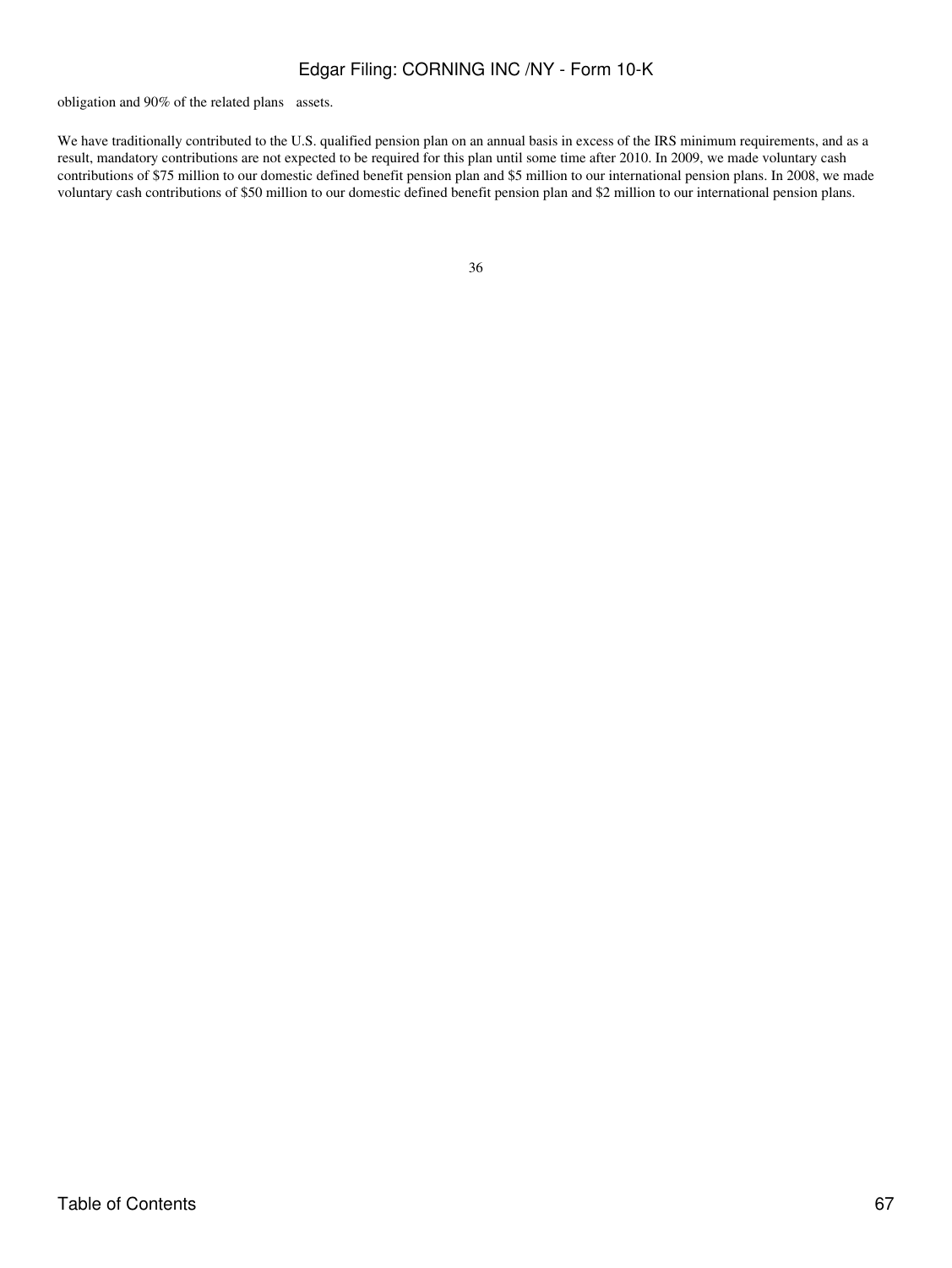obligation and 90% of the related plans assets.

We have traditionally contributed to the U.S. qualified pension plan on an annual basis in excess of the IRS minimum requirements, and as a result, mandatory contributions are not expected to be required for this plan until some time after 2010. In 2009, we made voluntary cash contributions of $75 million to our domestic defined benefit pension plan and $5 million to our international pension plans. In 2008, we made voluntary cash contributions of $50 million to our domestic defined benefit pension plan and $2 million to our international pension plans.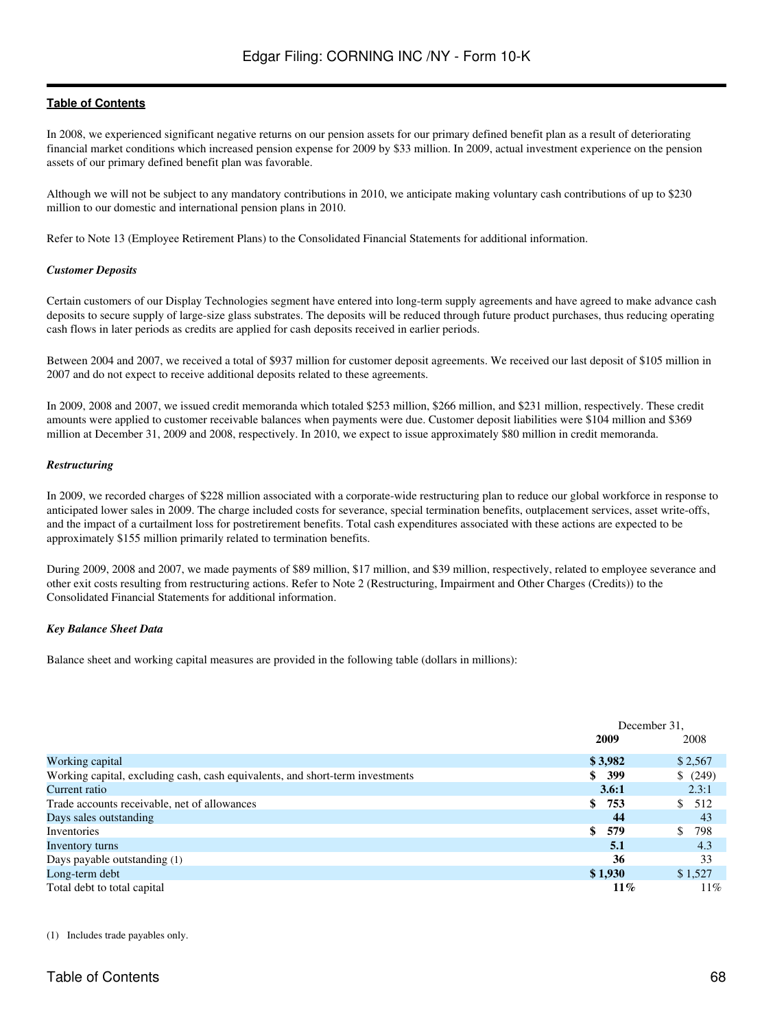In 2008, we experienced significant negative returns on our pension assets for our primary defined benefit plan as a result of deteriorating financial market conditions which increased pension expense for 2009 by $33 million. In 2009, actual investment experience on the pension assets of our primary defined benefit plan was favorable.

Although we will not be subject to any mandatory contributions in 2010, we anticipate making voluntary cash contributions of up to $230 million to our domestic and international pension plans in 2010.

Refer to Note 13 (Employee Retirement Plans) to the Consolidated Financial Statements for additional information.

***Customer Deposits***

Certain customers of our Display Technologies segment have entered into long-term supply agreements and have agreed to make advance cash deposits to secure supply of large-size glass substrates. The deposits will be reduced through future product purchases, thus reducing operating cash flows in later periods as credits are applied for cash deposits received in earlier periods.

Between 2004 and 2007, we received a total of $937 million for customer deposit agreements. We received our last deposit of $105 million in 2007 and do not expect to receive additional deposits related to these agreements.

In 2009, 2008 and 2007, we issued credit memoranda which totaled $253 million, $266 million, and $231 million, respectively. These credit amounts were applied to customer receivable balances when payments were due. Customer deposit liabilities were $104 million and $369 million at December 31, 2009 and 2008, respectively. In 2010, we expect to issue approximately $80 million in credit memoranda.

***Restructuring***

In 2009, we recorded charges of $228 million associated with a corporate-wide restructuring plan to reduce our global workforce in response to anticipated lower sales in 2009. The charge included costs for severance, special termination benefits, outplacement services, asset write-offs, and the impact of a curtailment loss for postretirement benefits. Total cash expenditures associated with these actions are expected to be approximately $155 million primarily related to termination benefits.

During 2009, 2008 and 2007, we made payments of $89 million, $17 million, and $39 million, respectively, related to employee severance and other exit costs resulting from restructuring actions. Refer to Note 2 (Restructuring, Impairment and Other Charges (Credits)) to the Consolidated Financial Statements for additional information.

***Key Balance Sheet Data***

Balance sheet and working capital measures are provided in the following table (dollars in millions):

| | December 31, | |
|---|---|---|
| | **2009** | 2008 |
| Working capital | **$ 3,982** | $ 2,567 |
| Working capital, excluding cash, cash equivalents, and short-term investments | **$ 399** | $ (249) |
| Current ratio | **3.6:1** | 2.3:1 |
| Trade accounts receivable, net of allowances | **$ 753** | $ 512 |
| Days sales outstanding | **44** | 43 |
| Inventories | **$ 579** | $ 798 |
| Inventory turns | **5.1** | 4.3 |
| Days payable outstanding (1) | **36** | 33 |
| Long-term debt | **$ 1,930** | $ 1,527 |
| Total debt to total capital | **11%** | 11% |

(1) Includes trade payables only.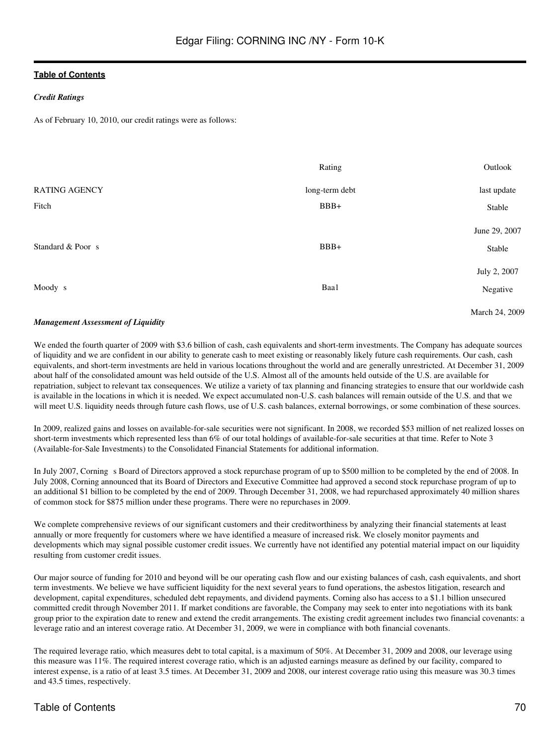*Credit Ratings*

As of February 10, 2010, our credit ratings were as follows:

| RATING AGENCY | Rating long-term debt | Outlook last update |
|---|---|---|
| Fitch | BBB+ | Stable June 29, 2007 |
| Standard & Poor s | BBB+ | Stable July 2, 2007 |
| Moody s | Baa1 | Negative March 24, 2009 |

*Management Assessment of Liquidity*

We ended the fourth quarter of 2009 with $3.6 billion of cash, cash equivalents and short-term investments. The Company has adequate sources of liquidity and we are confident in our ability to generate cash to meet existing or reasonably likely future cash requirements. Our cash, cash equivalents, and short-term investments are held in various locations throughout the world and are generally unrestricted. At December 31, 2009 about half of the consolidated amount was held outside of the U.S. Almost all of the amounts held outside of the U.S. are available for repatriation, subject to relevant tax consequences. We utilize a variety of tax planning and financing strategies to ensure that our worldwide cash is available in the locations in which it is needed. We expect accumulated non-U.S. cash balances will remain outside of the U.S. and that we will meet U.S. liquidity needs through future cash flows, use of U.S. cash balances, external borrowings, or some combination of these sources.

In 2009, realized gains and losses on available-for-sale securities were not significant. In 2008, we recorded $53 million of net realized losses on short-term investments which represented less than 6% of our total holdings of available-for-sale securities at that time. Refer to Note 3 (Available-for-Sale Investments) to the Consolidated Financial Statements for additional information.

In July 2007, Corning s Board of Directors approved a stock repurchase program of up to $500 million to be completed by the end of 2008. In July 2008, Corning announced that its Board of Directors and Executive Committee had approved a second stock repurchase program of up to an additional $1 billion to be completed by the end of 2009. Through December 31, 2008, we had repurchased approximately 40 million shares of common stock for $875 million under these programs. There were no repurchases in 2009.

We complete comprehensive reviews of our significant customers and their creditworthiness by analyzing their financial statements at least annually or more frequently for customers where we have identified a measure of increased risk. We closely monitor payments and developments which may signal possible customer credit issues. We currently have not identified any potential material impact on our liquidity resulting from customer credit issues.

Our major source of funding for 2010 and beyond will be our operating cash flow and our existing balances of cash, cash equivalents, and short term investments. We believe we have sufficient liquidity for the next several years to fund operations, the asbestos litigation, research and development, capital expenditures, scheduled debt repayments, and dividend payments. Corning also has access to a $1.1 billion unsecured committed credit through November 2011. If market conditions are favorable, the Company may seek to enter into negotiations with its bank group prior to the expiration date to renew and extend the credit arrangements. The existing credit agreement includes two financial covenants: a leverage ratio and an interest coverage ratio. At December 31, 2009, we were in compliance with both financial covenants.

The required leverage ratio, which measures debt to total capital, is a maximum of 50%. At December 31, 2009 and 2008, our leverage using this measure was 11%. The required interest coverage ratio, which is an adjusted earnings measure as defined by our facility, compared to interest expense, is a ratio of at least 3.5 times. At December 31, 2009 and 2008, our interest coverage ratio using this measure was 30.3 times and 43.5 times, respectively.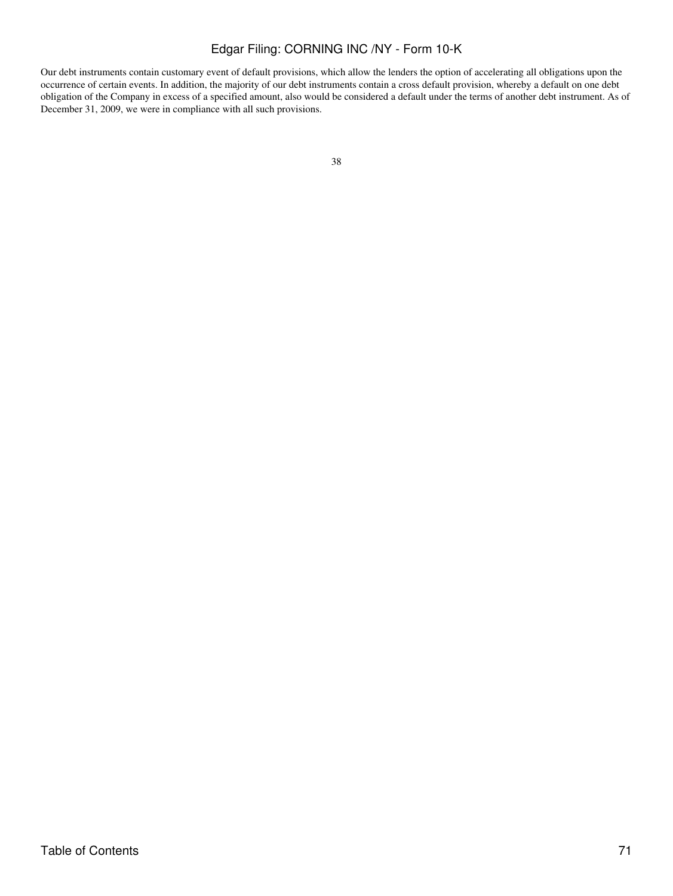Our debt instruments contain customary event of default provisions, which allow the lenders the option of accelerating all obligations upon the occurrence of certain events. In addition, the majority of our debt instruments contain a cross default provision, whereby a default on one debt obligation of the Company in excess of a specified amount, also would be considered a default under the terms of another debt instrument. As of December 31, 2009, we were in compliance with all such provisions.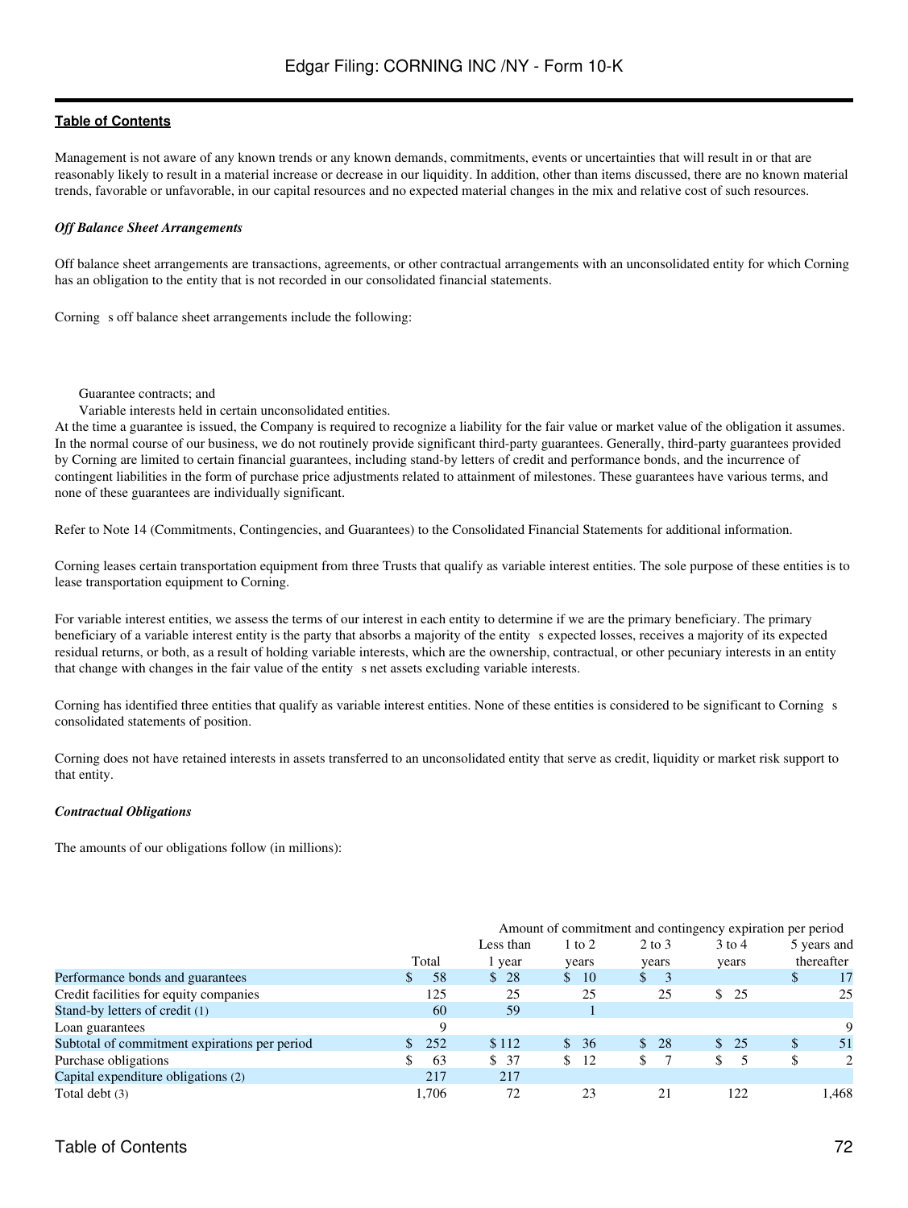Management is not aware of any known trends or any known demands, commitments, events or uncertainties that will result in or that are reasonably likely to result in a material increase or decrease in our liquidity. In addition, other than items discussed, there are no known material trends, favorable or unfavorable, in our capital resources and no expected material changes in the mix and relative cost of such resources.

***Off Balance Sheet Arrangements***

Off balance sheet arrangements are transactions, agreements, or other contractual arrangements with an unconsolidated entity for which Corning has an obligation to the entity that is not recorded in our consolidated financial statements.

Corning s off balance sheet arrangements include the following:

- Guarantee contracts; and
- Variable interests held in certain unconsolidated entities.

At the time a guarantee is issued, the Company is required to recognize a liability for the fair value or market value of the obligation it assumes. In the normal course of our business, we do not routinely provide significant third-party guarantees. Generally, third-party guarantees provided by Corning are limited to certain financial guarantees, including stand-by letters of credit and performance bonds, and the incurrence of contingent liabilities in the form of purchase price adjustments related to attainment of milestones. These guarantees have various terms, and none of these guarantees are individually significant.

Refer to Note 14 (Commitments, Contingencies, and Guarantees) to the Consolidated Financial Statements for additional information.

Corning leases certain transportation equipment from three Trusts that qualify as variable interest entities. The sole purpose of these entities is to lease transportation equipment to Corning.

For variable interest entities, we assess the terms of our interest in each entity to determine if we are the primary beneficiary. The primary beneficiary of a variable interest entity is the party that absorbs a majority of the entity s expected losses, receives a majority of its expected residual returns, or both, as a result of holding variable interests, which are the ownership, contractual, or other pecuniary interests in an entity that change with changes in the fair value of the entity s net assets excluding variable interests.

Corning has identified three entities that qualify as variable interest entities. None of these entities is considered to be significant to Corning s consolidated statements of position.

Corning does not have retained interests in assets transferred to an unconsolidated entity that serve as credit, liquidity or market risk support to that entity.

***Contractual Obligations***

The amounts of our obligations follow (in millions):

| | | Amount of commitment and contingency expiration per period | | | | |
|---|---|---|---|---|---|---|
| | Total | Less than 1 year | 1 to 2 years | 2 to 3 years | 3 to 4 years | 5 years and thereafter |
| Performance bonds and guarantees | $ 58 | $ 28 | $ 10 | $ 3 | | $ 17 |
| Credit facilities for equity companies | 125 | 25 | 25 | 25 | $ 25 | 25 |
| Stand-by letters of credit (1) | 60 | 59 | 1 | | | |
| Loan guarantees | 9 | | | | | 9 |
| Subtotal of commitment expirations per period | $ 252 | $ 112 | $ 36 | $ 28 | $ 25 | $ 51 |
| Purchase obligations | $ 63 | $ 37 | $ 12 | $ 7 | $ 5 | $ 2 |
| Capital expenditure obligations (2) | 217 | 217 | | | | |
| Total debt (3) | 1,706 | 72 | 23 | 21 | 122 | 1,468 |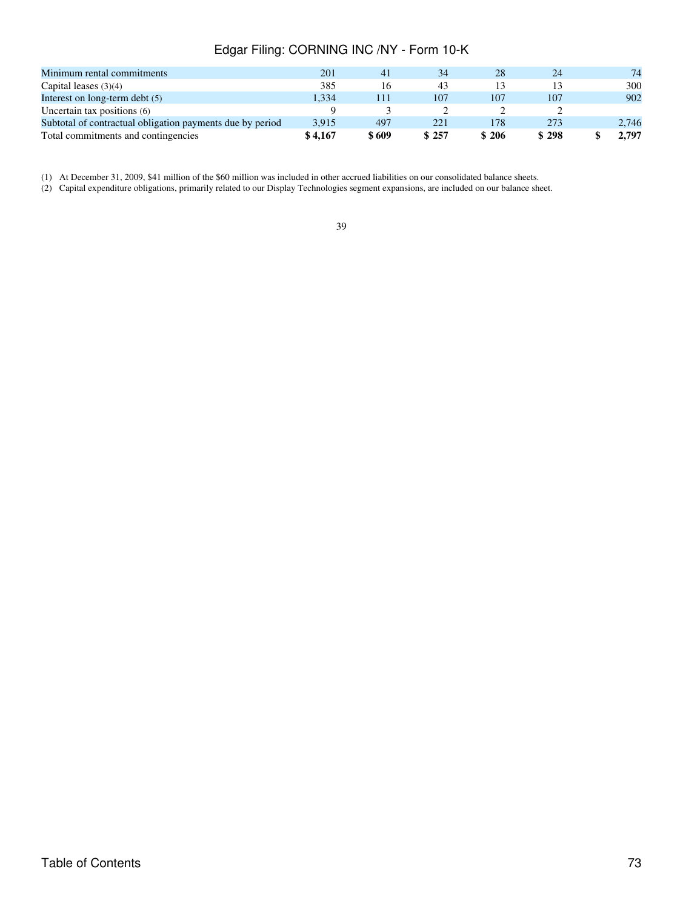| | | | | | | |
|---|---|---|---|---|---|---|
| Minimum rental commitments | 201 | 41 | 34 | 28 | 24 | 74 |
| Capital leases (3)(4) | 385 | 16 | 43 | 13 | 13 | 300 |
| Interest on long-term debt (5) | 1,334 | 111 | 107 | 107 | 107 | 902 |
| Uncertain tax positions (6) | 9 | 3 | 2 | 2 | 2 | |
| Subtotal of contractual obligation payments due by period | 3,915 | 497 | 221 | 178 | 273 | 2,746 |
| Total commitments and contingencies | **$ 4,167** | **$ 609** | **$ 257** | **$ 206** | **$ 298** | **$ 2,797** |

(1) At December 31, 2009, $41 million of the $60 million was included in other accrued liabilities on our consolidated balance sheets.

(2) Capital expenditure obligations, primarily related to our Display Technologies segment expansions, are included on our balance sheet.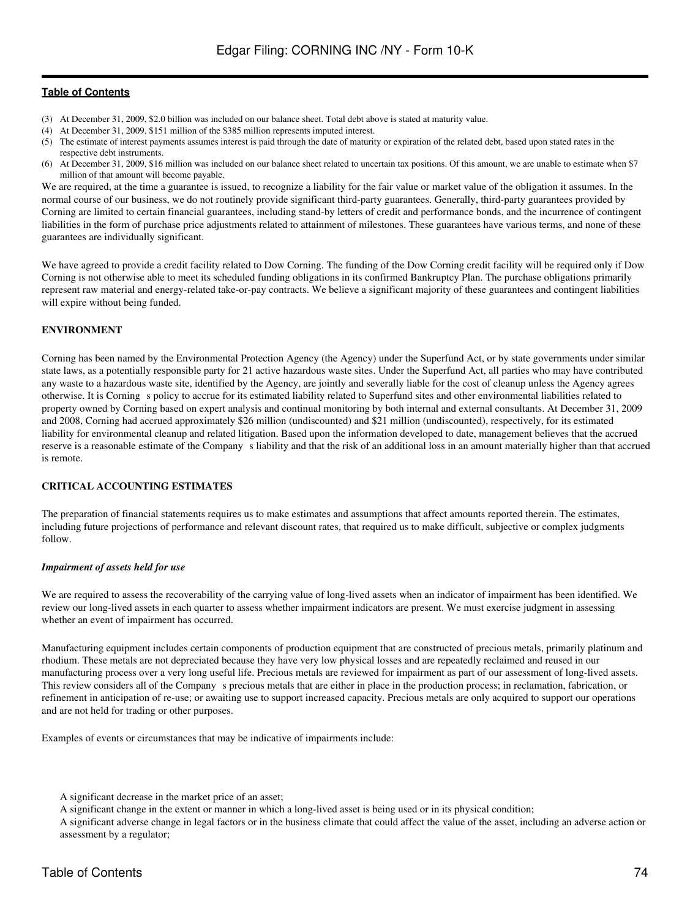(3) At December 31, 2009, $2.0 billion was included on our balance sheet. Total debt above is stated at maturity value.
(4) At December 31, 2009, $151 million of the $385 million represents imputed interest.
(5) The estimate of interest payments assumes interest is paid through the date of maturity or expiration of the related debt, based upon stated rates in the respective debt instruments.
(6) At December 31, 2009, $16 million was included on our balance sheet related to uncertain tax positions. Of this amount, we are unable to estimate when $7 million of that amount will become payable.

We are required, at the time a guarantee is issued, to recognize a liability for the fair value or market value of the obligation it assumes. In the normal course of our business, we do not routinely provide significant third-party guarantees. Generally, third-party guarantees provided by Corning are limited to certain financial guarantees, including stand-by letters of credit and performance bonds, and the incurrence of contingent liabilities in the form of purchase price adjustments related to attainment of milestones. These guarantees have various terms, and none of these guarantees are individually significant.

We have agreed to provide a credit facility related to Dow Corning. The funding of the Dow Corning credit facility will be required only if Dow Corning is not otherwise able to meet its scheduled funding obligations in its confirmed Bankruptcy Plan. The purchase obligations primarily represent raw material and energy-related take-or-pay contracts. We believe a significant majority of these guarantees and contingent liabilities will expire without being funded.

**ENVIRONMENT**

Corning has been named by the Environmental Protection Agency (the Agency) under the Superfund Act, or by state governments under similar state laws, as a potentially responsible party for 21 active hazardous waste sites. Under the Superfund Act, all parties who may have contributed any waste to a hazardous waste site, identified by the Agency, are jointly and severally liable for the cost of cleanup unless the Agency agrees otherwise. It is Corning s policy to accrue for its estimated liability related to Superfund sites and other environmental liabilities related to property owned by Corning based on expert analysis and continual monitoring by both internal and external consultants. At December 31, 2009 and 2008, Corning had accrued approximately $26 million (undiscounted) and $21 million (undiscounted), respectively, for its estimated liability for environmental cleanup and related litigation. Based upon the information developed to date, management believes that the accrued reserve is a reasonable estimate of the Company s liability and that the risk of an additional loss in an amount materially higher than that accrued is remote.

**CRITICAL ACCOUNTING ESTIMATES**

The preparation of financial statements requires us to make estimates and assumptions that affect amounts reported therein. The estimates, including future projections of performance and relevant discount rates, that required us to make difficult, subjective or complex judgments follow.

***Impairment of assets held for use***

We are required to assess the recoverability of the carrying value of long-lived assets when an indicator of impairment has been identified. We review our long-lived assets in each quarter to assess whether impairment indicators are present. We must exercise judgment in assessing whether an event of impairment has occurred.

Manufacturing equipment includes certain components of production equipment that are constructed of precious metals, primarily platinum and rhodium. These metals are not depreciated because they have very low physical losses and are repeatedly reclaimed and reused in our manufacturing process over a very long useful life. Precious metals are reviewed for impairment as part of our assessment of long-lived assets. This review considers all of the Company s precious metals that are either in place in the production process; in reclamation, fabrication, or refinement in anticipation of re-use; or awaiting use to support increased capacity. Precious metals are only acquired to support our operations and are not held for trading or other purposes.

Examples of events or circumstances that may be indicative of impairments include:

- A significant decrease in the market price of an asset;
- A significant change in the extent or manner in which a long-lived asset is being used or in its physical condition;
- A significant adverse change in legal factors or in the business climate that could affect the value of the asset, including an adverse action or assessment by a regulator;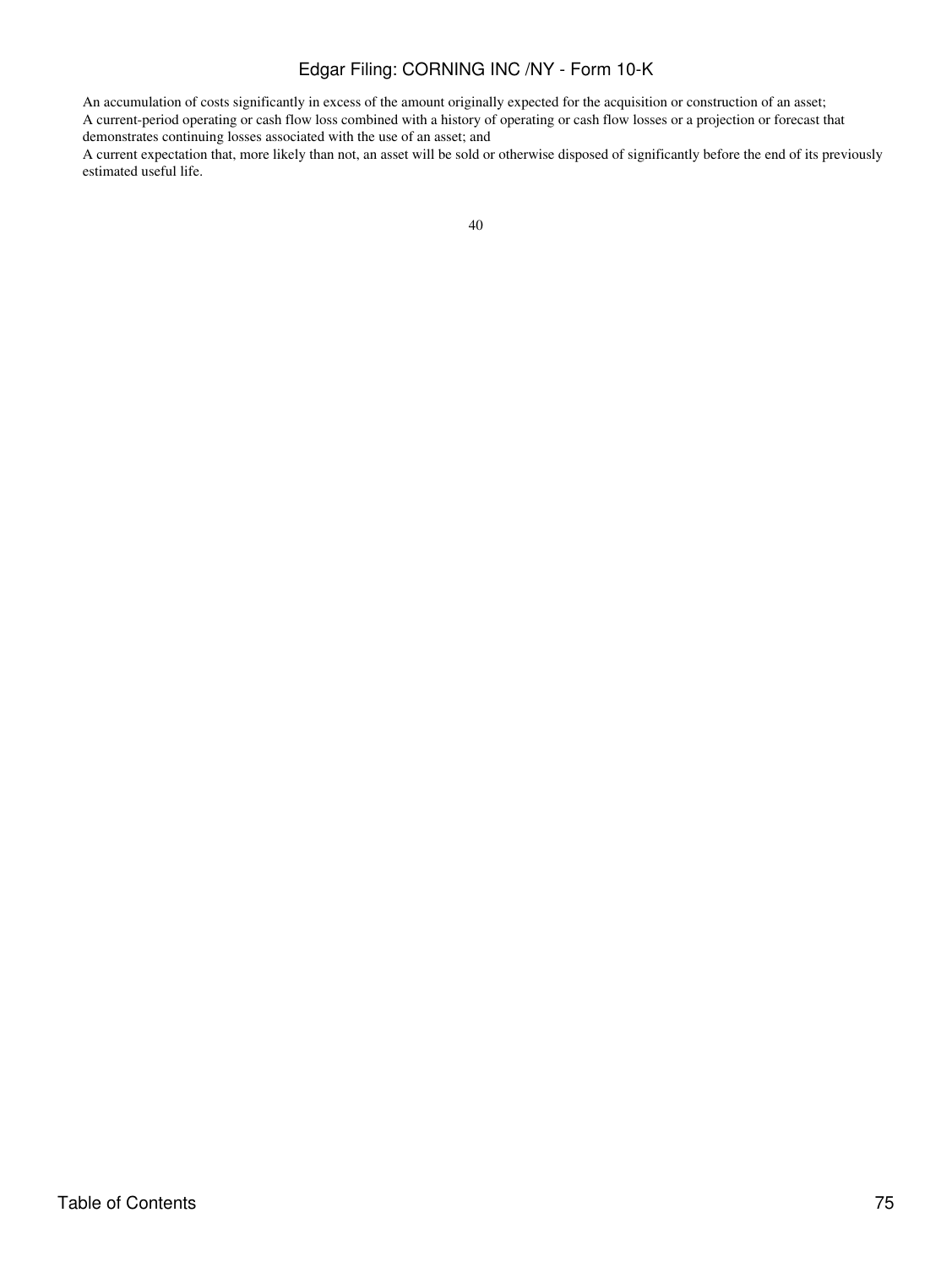- An accumulation of costs significantly in excess of the amount originally expected for the acquisition or construction of an asset;
- A current-period operating or cash flow loss combined with a history of operating or cash flow losses or a projection or forecast that demonstrates continuing losses associated with the use of an asset; and
- A current expectation that, more likely than not, an asset will be sold or otherwise disposed of significantly before the end of its previously estimated useful life.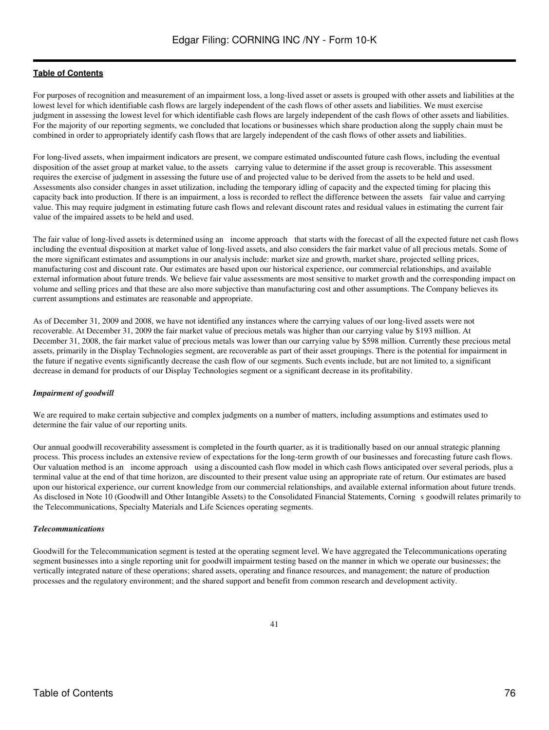For purposes of recognition and measurement of an impairment loss, a long-lived asset or assets is grouped with other assets and liabilities at the lowest level for which identifiable cash flows are largely independent of the cash flows of other assets and liabilities. We must exercise judgment in assessing the lowest level for which identifiable cash flows are largely independent of the cash flows of other assets and liabilities. For the majority of our reporting segments, we concluded that locations or businesses which share production along the supply chain must be combined in order to appropriately identify cash flows that are largely independent of the cash flows of other assets and liabilities.

For long-lived assets, when impairment indicators are present, we compare estimated undiscounted future cash flows, including the eventual disposition of the asset group at market value, to the assets carrying value to determine if the asset group is recoverable. This assessment requires the exercise of judgment in assessing the future use of and projected value to be derived from the assets to be held and used. Assessments also consider changes in asset utilization, including the temporary idling of capacity and the expected timing for placing this capacity back into production. If there is an impairment, a loss is recorded to reflect the difference between the assets fair value and carrying value. This may require judgment in estimating future cash flows and relevant discount rates and residual values in estimating the current fair value of the impaired assets to be held and used.

The fair value of long-lived assets is determined using an income approach that starts with the forecast of all the expected future net cash flows including the eventual disposition at market value of long-lived assets, and also considers the fair market value of all precious metals. Some of the more significant estimates and assumptions in our analysis include: market size and growth, market share, projected selling prices, manufacturing cost and discount rate. Our estimates are based upon our historical experience, our commercial relationships, and available external information about future trends. We believe fair value assessments are most sensitive to market growth and the corresponding impact on volume and selling prices and that these are also more subjective than manufacturing cost and other assumptions. The Company believes its current assumptions and estimates are reasonable and appropriate.

As of December 31, 2009 and 2008, we have not identified any instances where the carrying values of our long-lived assets were not recoverable. At December 31, 2009 the fair market value of precious metals was higher than our carrying value by $193 million. At December 31, 2008, the fair market value of precious metals was lower than our carrying value by $598 million. Currently these precious metal assets, primarily in the Display Technologies segment, are recoverable as part of their asset groupings. There is the potential for impairment in the future if negative events significantly decrease the cash flow of our segments. Such events include, but are not limited to, a significant decrease in demand for products of our Display Technologies segment or a significant decrease in its profitability.

***Impairment of goodwill***

We are required to make certain subjective and complex judgments on a number of matters, including assumptions and estimates used to determine the fair value of our reporting units.

Our annual goodwill recoverability assessment is completed in the fourth quarter, as it is traditionally based on our annual strategic planning process. This process includes an extensive review of expectations for the long-term growth of our businesses and forecasting future cash flows. Our valuation method is an income approach using a discounted cash flow model in which cash flows anticipated over several periods, plus a terminal value at the end of that time horizon, are discounted to their present value using an appropriate rate of return. Our estimates are based upon our historical experience, our current knowledge from our commercial relationships, and available external information about future trends. As disclosed in Note 10 (Goodwill and Other Intangible Assets) to the Consolidated Financial Statements, Corning s goodwill relates primarily to the Telecommunications, Specialty Materials and Life Sciences operating segments.

***Telecommunications***

Goodwill for the Telecommunication segment is tested at the operating segment level. We have aggregated the Telecommunications operating segment businesses into a single reporting unit for goodwill impairment testing based on the manner in which we operate our businesses; the vertically integrated nature of these operations; shared assets, operating and finance resources, and management; the nature of production processes and the regulatory environment; and the shared support and benefit from common research and development activity.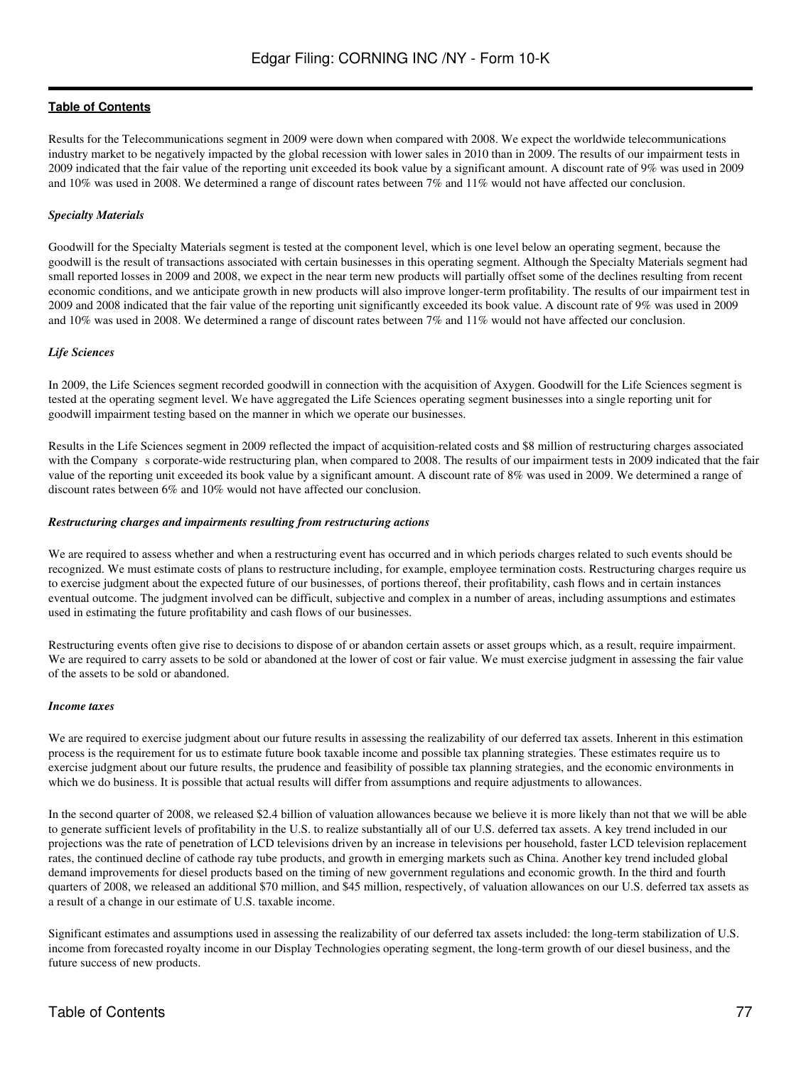Results for the Telecommunications segment in 2009 were down when compared with 2008. We expect the worldwide telecommunications industry market to be negatively impacted by the global recession with lower sales in 2010 than in 2009. The results of our impairment tests in 2009 indicated that the fair value of the reporting unit exceeded its book value by a significant amount. A discount rate of 9% was used in 2009 and 10% was used in 2008. We determined a range of discount rates between 7% and 11% would not have affected our conclusion.

***Specialty Materials***

Goodwill for the Specialty Materials segment is tested at the component level, which is one level below an operating segment, because the goodwill is the result of transactions associated with certain businesses in this operating segment. Although the Specialty Materials segment had small reported losses in 2009 and 2008, we expect in the near term new products will partially offset some of the declines resulting from recent economic conditions, and we anticipate growth in new products will also improve longer-term profitability. The results of our impairment test in 2009 and 2008 indicated that the fair value of the reporting unit significantly exceeded its book value. A discount rate of 9% was used in 2009 and 10% was used in 2008. We determined a range of discount rates between 7% and 11% would not have affected our conclusion.

***Life Sciences***

In 2009, the Life Sciences segment recorded goodwill in connection with the acquisition of Axygen. Goodwill for the Life Sciences segment is tested at the operating segment level. We have aggregated the Life Sciences operating segment businesses into a single reporting unit for goodwill impairment testing based on the manner in which we operate our businesses.

Results in the Life Sciences segment in 2009 reflected the impact of acquisition-related costs and $8 million of restructuring charges associated with the Company s corporate-wide restructuring plan, when compared to 2008. The results of our impairment tests in 2009 indicated that the fair value of the reporting unit exceeded its book value by a significant amount. A discount rate of 8% was used in 2009. We determined a range of discount rates between 6% and 10% would not have affected our conclusion.

***Restructuring charges and impairments resulting from restructuring actions***

We are required to assess whether and when a restructuring event has occurred and in which periods charges related to such events should be recognized. We must estimate costs of plans to restructure including, for example, employee termination costs. Restructuring charges require us to exercise judgment about the expected future of our businesses, of portions thereof, their profitability, cash flows and in certain instances eventual outcome. The judgment involved can be difficult, subjective and complex in a number of areas, including assumptions and estimates used in estimating the future profitability and cash flows of our businesses.

Restructuring events often give rise to decisions to dispose of or abandon certain assets or asset groups which, as a result, require impairment. We are required to carry assets to be sold or abandoned at the lower of cost or fair value. We must exercise judgment in assessing the fair value of the assets to be sold or abandoned.

***Income taxes***

We are required to exercise judgment about our future results in assessing the realizability of our deferred tax assets. Inherent in this estimation process is the requirement for us to estimate future book taxable income and possible tax planning strategies. These estimates require us to exercise judgment about our future results, the prudence and feasibility of possible tax planning strategies, and the economic environments in which we do business. It is possible that actual results will differ from assumptions and require adjustments to allowances.

In the second quarter of 2008, we released $2.4 billion of valuation allowances because we believe it is more likely than not that we will be able to generate sufficient levels of profitability in the U.S. to realize substantially all of our U.S. deferred tax assets. A key trend included in our projections was the rate of penetration of LCD televisions driven by an increase in televisions per household, faster LCD television replacement rates, the continued decline of cathode ray tube products, and growth in emerging markets such as China. Another key trend included global demand improvements for diesel products based on the timing of new government regulations and economic growth. In the third and fourth quarters of 2008, we released an additional $70 million, and $45 million, respectively, of valuation allowances on our U.S. deferred tax assets as a result of a change in our estimate of U.S. taxable income.

Significant estimates and assumptions used in assessing the realizability of our deferred tax assets included: the long-term stabilization of U.S. income from forecasted royalty income in our Display Technologies operating segment, the long-term growth of our diesel business, and the future success of new products.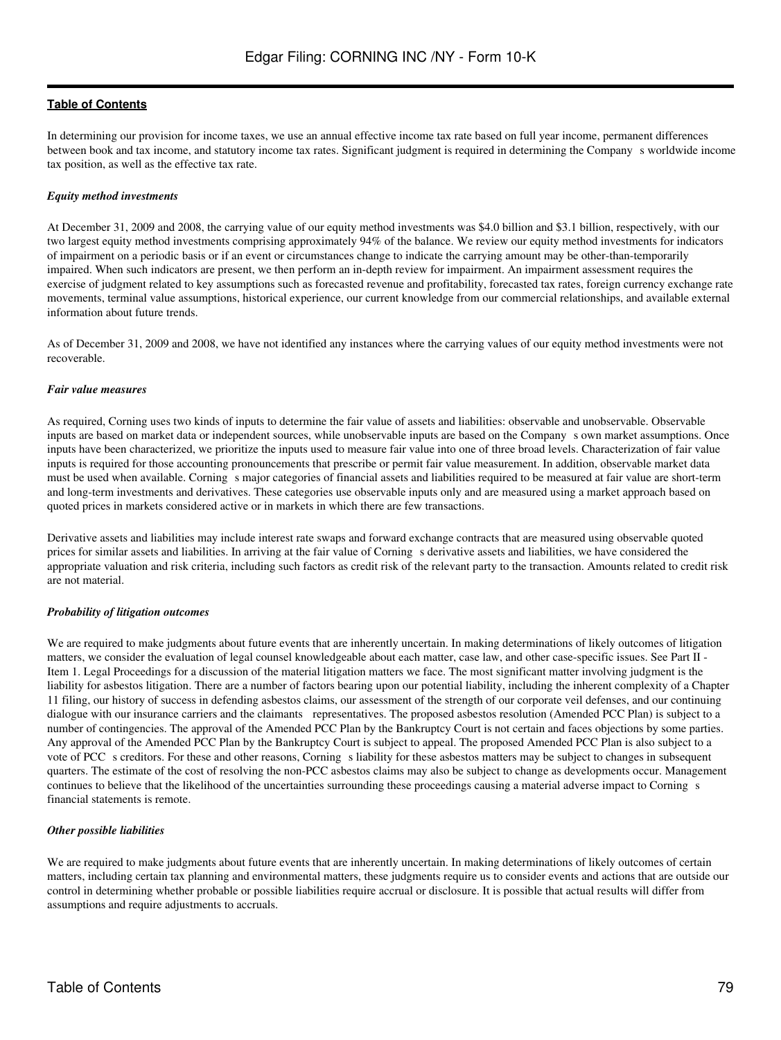In determining our provision for income taxes, we use an annual effective income tax rate based on full year income, permanent differences between book and tax income, and statutory income tax rates. Significant judgment is required in determining the Company s worldwide income tax position, as well as the effective tax rate.

***Equity method investments***

At December 31, 2009 and 2008, the carrying value of our equity method investments was $4.0 billion and $3.1 billion, respectively, with our two largest equity method investments comprising approximately 94% of the balance. We review our equity method investments for indicators of impairment on a periodic basis or if an event or circumstances change to indicate the carrying amount may be other-than-temporarily impaired. When such indicators are present, we then perform an in-depth review for impairment. An impairment assessment requires the exercise of judgment related to key assumptions such as forecasted revenue and profitability, forecasted tax rates, foreign currency exchange rate movements, terminal value assumptions, historical experience, our current knowledge from our commercial relationships, and available external information about future trends.

As of December 31, 2009 and 2008, we have not identified any instances where the carrying values of our equity method investments were not recoverable.

***Fair value measures***

As required, Corning uses two kinds of inputs to determine the fair value of assets and liabilities: observable and unobservable. Observable inputs are based on market data or independent sources, while unobservable inputs are based on the Company s own market assumptions. Once inputs have been characterized, we prioritize the inputs used to measure fair value into one of three broad levels. Characterization of fair value inputs is required for those accounting pronouncements that prescribe or permit fair value measurement. In addition, observable market data must be used when available. Corning s major categories of financial assets and liabilities required to be measured at fair value are short-term and long-term investments and derivatives. These categories use observable inputs only and are measured using a market approach based on quoted prices in markets considered active or in markets in which there are few transactions.

Derivative assets and liabilities may include interest rate swaps and forward exchange contracts that are measured using observable quoted prices for similar assets and liabilities. In arriving at the fair value of Corning s derivative assets and liabilities, we have considered the appropriate valuation and risk criteria, including such factors as credit risk of the relevant party to the transaction. Amounts related to credit risk are not material.

***Probability of litigation outcomes***

We are required to make judgments about future events that are inherently uncertain. In making determinations of likely outcomes of litigation matters, we consider the evaluation of legal counsel knowledgeable about each matter, case law, and other case-specific issues. See Part II - Item 1. Legal Proceedings for a discussion of the material litigation matters we face. The most significant matter involving judgment is the liability for asbestos litigation. There are a number of factors bearing upon our potential liability, including the inherent complexity of a Chapter 11 filing, our history of success in defending asbestos claims, our assessment of the strength of our corporate veil defenses, and our continuing dialogue with our insurance carriers and the claimants representatives. The proposed asbestos resolution (Amended PCC Plan) is subject to a number of contingencies. The approval of the Amended PCC Plan by the Bankruptcy Court is not certain and faces objections by some parties. Any approval of the Amended PCC Plan by the Bankruptcy Court is subject to appeal. The proposed Amended PCC Plan is also subject to a vote of PCC s creditors. For these and other reasons, Corning s liability for these asbestos matters may be subject to changes in subsequent quarters. The estimate of the cost of resolving the non-PCC asbestos claims may also be subject to change as developments occur. Management continues to believe that the likelihood of the uncertainties surrounding these proceedings causing a material adverse impact to Corning s financial statements is remote.

***Other possible liabilities***

We are required to make judgments about future events that are inherently uncertain. In making determinations of likely outcomes of certain matters, including certain tax planning and environmental matters, these judgments require us to consider events and actions that are outside our control in determining whether probable or possible liabilities require accrual or disclosure. It is possible that actual results will differ from assumptions and require adjustments to accruals.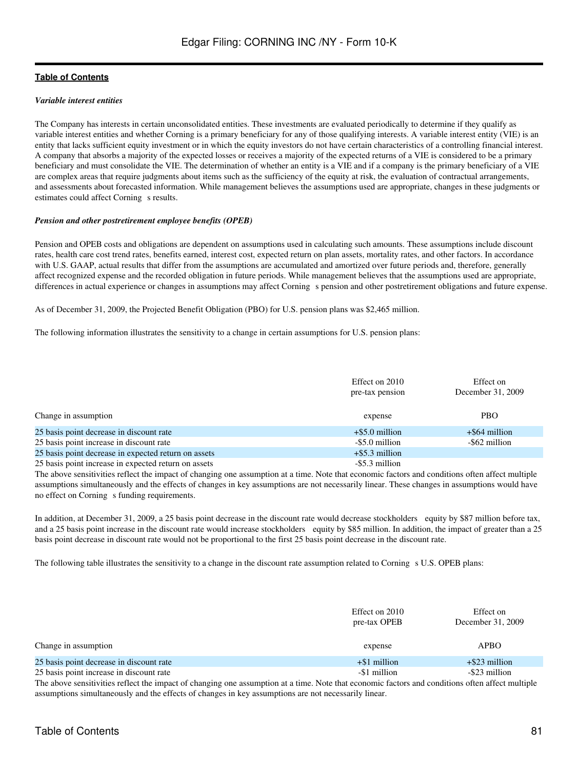*Variable interest entities*

The Company has interests in certain unconsolidated entities. These investments are evaluated periodically to determine if they qualify as variable interest entities and whether Corning is a primary beneficiary for any of those qualifying interests. A variable interest entity (VIE) is an entity that lacks sufficient equity investment or in which the equity investors do not have certain characteristics of a controlling financial interest. A company that absorbs a majority of the expected losses or receives a majority of the expected returns of a VIE is considered to be a primary beneficiary and must consolidate the VIE. The determination of whether an entity is a VIE and if a company is the primary beneficiary of a VIE are complex areas that require judgments about items such as the sufficiency of the equity at risk, the evaluation of contractual arrangements, and assessments about forecasted information. While management believes the assumptions used are appropriate, changes in these judgments or estimates could affect Corning s results.

*Pension and other postretirement employee benefits (OPEB)*

Pension and OPEB costs and obligations are dependent on assumptions used in calculating such amounts. These assumptions include discount rates, health care cost trend rates, benefits earned, interest cost, expected return on plan assets, mortality rates, and other factors. In accordance with U.S. GAAP, actual results that differ from the assumptions are accumulated and amortized over future periods and, therefore, generally affect recognized expense and the recorded obligation in future periods. While management believes that the assumptions used are appropriate, differences in actual experience or changes in assumptions may affect Corning s pension and other postretirement obligations and future expense.

As of December 31, 2009, the Projected Benefit Obligation (PBO) for U.S. pension plans was $2,465 million.

The following information illustrates the sensitivity to a change in certain assumptions for U.S. pension plans:

| Change in assumption | Effect on 2010 pre-tax pension expense | Effect on December 31, 2009 PBO |
|---|---|---|
| 25 basis point decrease in discount rate | +$5.0 million | +$64 million |
| 25 basis point increase in discount rate | -$5.0 million | -$62 million |
| 25 basis point decrease in expected return on assets | +$5.3 million | |
| 25 basis point increase in expected return on assets | -$5.3 million | |

The above sensitivities reflect the impact of changing one assumption at a time. Note that economic factors and conditions often affect multiple assumptions simultaneously and the effects of changes in key assumptions are not necessarily linear. These changes in assumptions would have no effect on Corning s funding requirements.

In addition, at December 31, 2009, a 25 basis point decrease in the discount rate would decrease stockholders equity by $87 million before tax, and a 25 basis point increase in the discount rate would increase stockholders equity by $85 million. In addition, the impact of greater than a 25 basis point decrease in discount rate would not be proportional to the first 25 basis point decrease in the discount rate.

The following table illustrates the sensitivity to a change in the discount rate assumption related to Corning s U.S. OPEB plans:

| Change in assumption | Effect on 2010 pre-tax OPEB expense | Effect on December 31, 2009 APBO |
|---|---|---|
| 25 basis point decrease in discount rate | +$1 million | +$23 million |
| 25 basis point increase in discount rate | -$1 million | -$23 million |

The above sensitivities reflect the impact of changing one assumption at a time. Note that economic factors and conditions often affect multiple assumptions simultaneously and the effects of changes in key assumptions are not necessarily linear.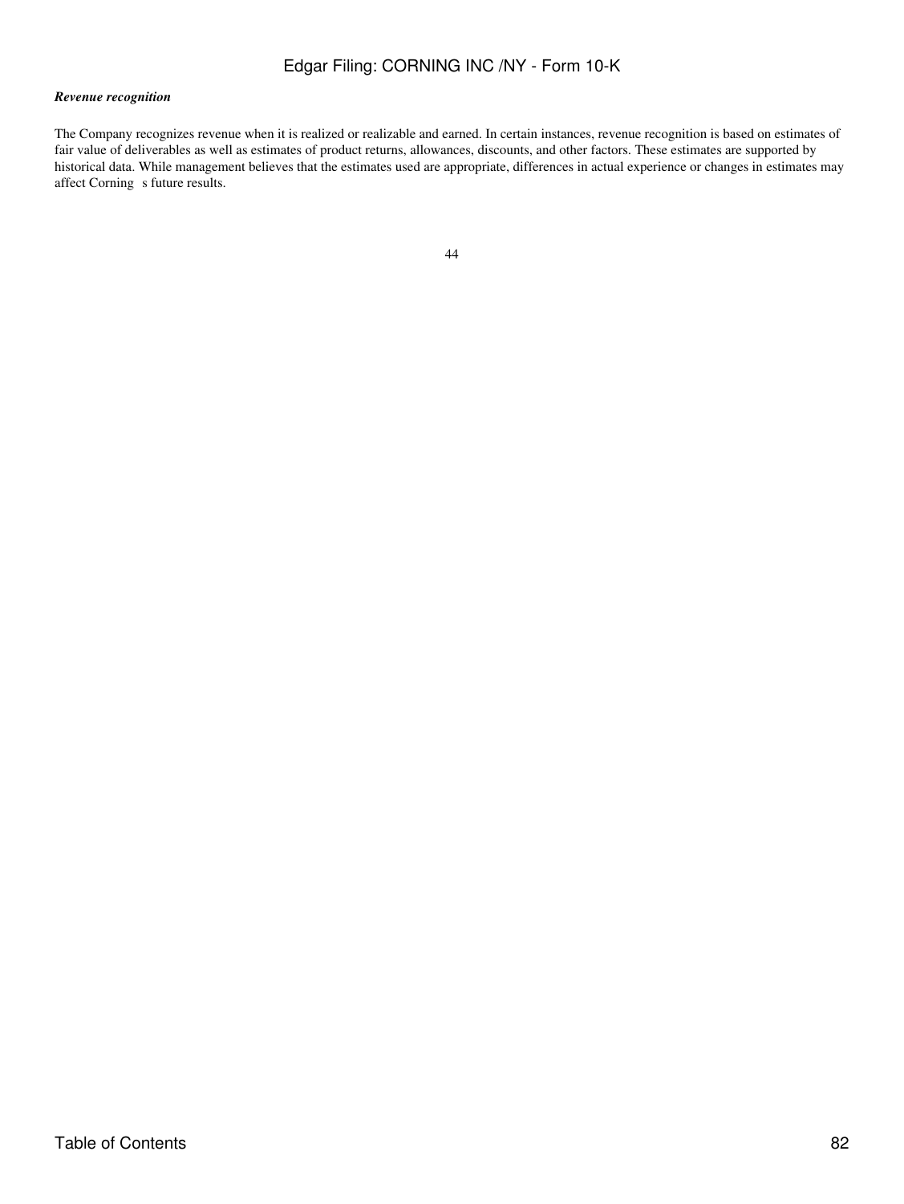***Revenue recognition***

The Company recognizes revenue when it is realized or realizable and earned. In certain instances, revenue recognition is based on estimates of fair value of deliverables as well as estimates of product returns, allowances, discounts, and other factors. These estimates are supported by historical data. While management believes that the estimates used are appropriate, differences in actual experience or changes in estimates may affect Corning s future results.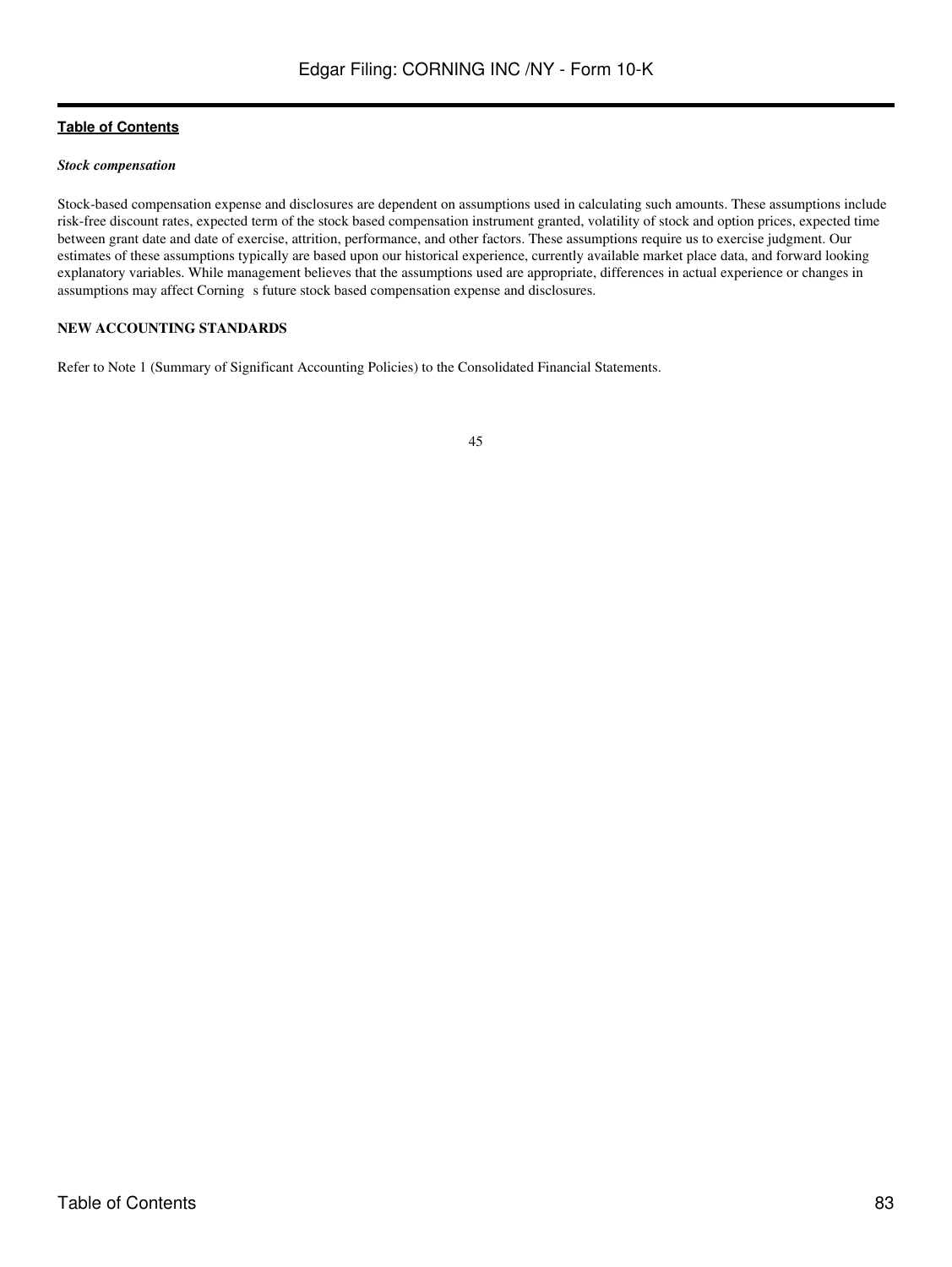### *Stock compensation*

Stock-based compensation expense and disclosures are dependent on assumptions used in calculating such amounts. These assumptions include risk-free discount rates, expected term of the stock based compensation instrument granted, volatility of stock and option prices, expected time between grant date and date of exercise, attrition, performance, and other factors. These assumptions require us to exercise judgment. Our estimates of these assumptions typically are based upon our historical experience, currently available market place data, and forward looking explanatory variables. While management believes that the assumptions used are appropriate, differences in actual experience or changes in assumptions may affect Corning s future stock based compensation expense and disclosures.

## NEW ACCOUNTING STANDARDS

Refer to Note 1 (Summary of Significant Accounting Policies) to the Consolidated Financial Statements.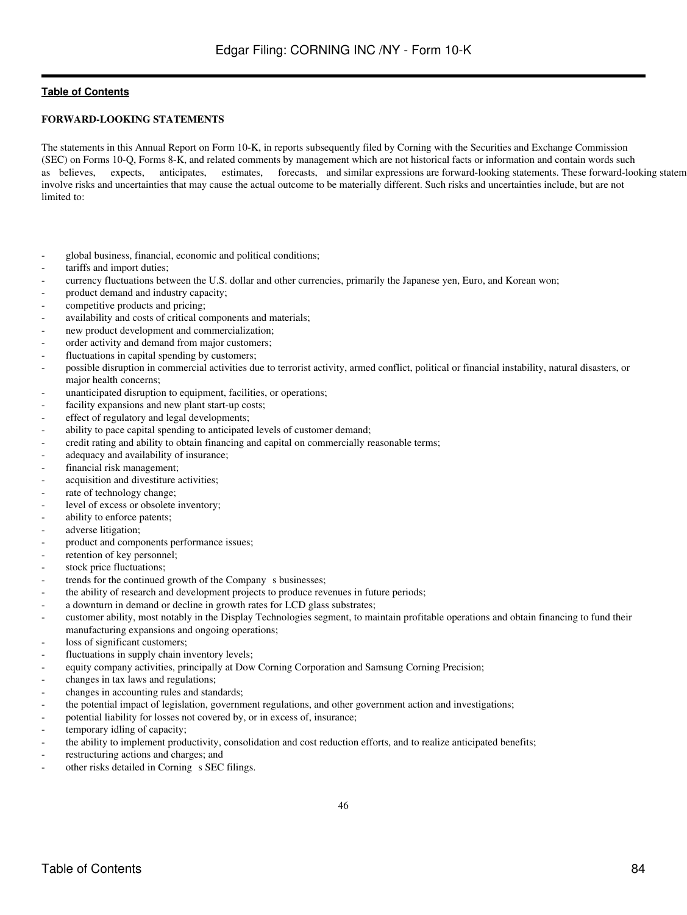**FORWARD-LOOKING STATEMENTS**

The statements in this Annual Report on Form 10-K, in reports subsequently filed by Corning with the Securities and Exchange Commission (SEC) on Forms 10-Q, Forms 8-K, and related comments by management which are not historical facts or information and contain words such as believes, expects, anticipates, estimates, forecasts, and similar expressions are forward-looking statements. These forward-looking statem involve risks and uncertainties that may cause the actual outcome to be materially different. Such risks and uncertainties include, but are not limited to:

- global business, financial, economic and political conditions;
- tariffs and import duties;
- currency fluctuations between the U.S. dollar and other currencies, primarily the Japanese yen, Euro, and Korean won;
- product demand and industry capacity;
- competitive products and pricing;
- availability and costs of critical components and materials;
- new product development and commercialization;
- order activity and demand from major customers;
- fluctuations in capital spending by customers;
- possible disruption in commercial activities due to terrorist activity, armed conflict, political or financial instability, natural disasters, or major health concerns;
- unanticipated disruption to equipment, facilities, or operations;
- facility expansions and new plant start-up costs;
- effect of regulatory and legal developments;
- ability to pace capital spending to anticipated levels of customer demand;
- credit rating and ability to obtain financing and capital on commercially reasonable terms;
- adequacy and availability of insurance;
- financial risk management;
- acquisition and divestiture activities;
- rate of technology change;
- level of excess or obsolete inventory;
- ability to enforce patents;
- adverse litigation;
- product and components performance issues;
- retention of key personnel;
- stock price fluctuations;
- trends for the continued growth of the Company s businesses;
- the ability of research and development projects to produce revenues in future periods;
- a downturn in demand or decline in growth rates for LCD glass substrates;
- customer ability, most notably in the Display Technologies segment, to maintain profitable operations and obtain financing to fund their manufacturing expansions and ongoing operations;
- loss of significant customers;
- fluctuations in supply chain inventory levels;
- equity company activities, principally at Dow Corning Corporation and Samsung Corning Precision;
- changes in tax laws and regulations;
- changes in accounting rules and standards;
- the potential impact of legislation, government regulations, and other government action and investigations;
- potential liability for losses not covered by, or in excess of, insurance;
- temporary idling of capacity;
- the ability to implement productivity, consolidation and cost reduction efforts, and to realize anticipated benefits;
- restructuring actions and charges; and
- other risks detailed in Corning s SEC filings.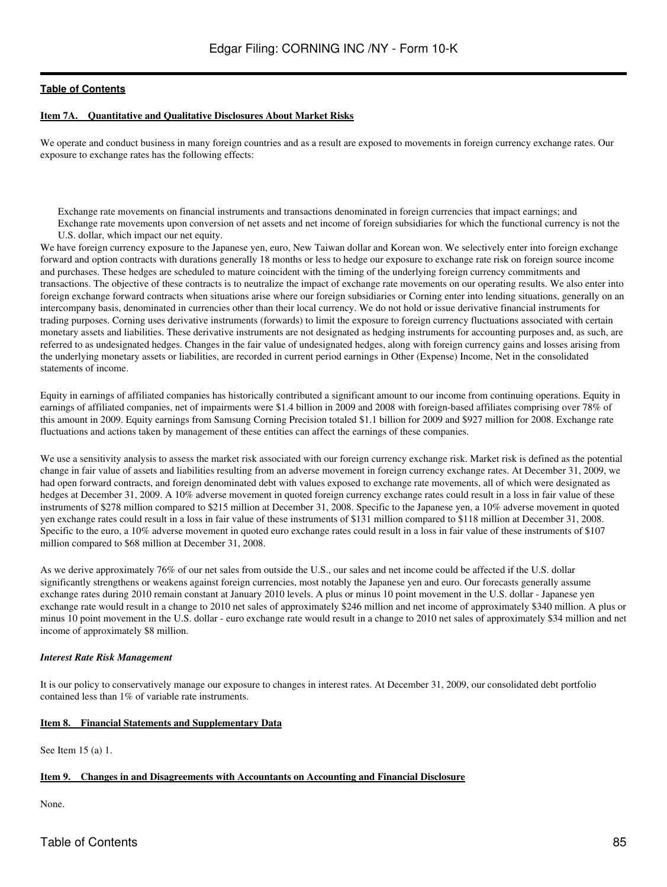**Table of Contents**

## Item 7A. Quantitative and Qualitative Disclosures About Market Risks

We operate and conduct business in many foreign countries and as a result are exposed to movements in foreign currency exchange rates. Our exposure to exchange rates has the following effects:

- Exchange rate movements on financial instruments and transactions denominated in foreign currencies that impact earnings; and
- Exchange rate movements upon conversion of net assets and net income of foreign subsidiaries for which the functional currency is not the U.S. dollar, which impact our net equity.

We have foreign currency exposure to the Japanese yen, euro, New Taiwan dollar and Korean won. We selectively enter into foreign exchange forward and option contracts with durations generally 18 months or less to hedge our exposure to exchange rate risk on foreign source income and purchases. These hedges are scheduled to mature coincident with the timing of the underlying foreign currency commitments and transactions. The objective of these contracts is to neutralize the impact of exchange rate movements on our operating results. We also enter into foreign exchange forward contracts when situations arise where our foreign subsidiaries or Corning enter into lending situations, generally on an intercompany basis, denominated in currencies other than their local currency. We do not hold or issue derivative financial instruments for trading purposes. Corning uses derivative instruments (forwards) to limit the exposure to foreign currency fluctuations associated with certain monetary assets and liabilities. These derivative instruments are not designated as hedging instruments for accounting purposes and, as such, are referred to as undesignated hedges. Changes in the fair value of undesignated hedges, along with foreign currency gains and losses arising from the underlying monetary assets or liabilities, are recorded in current period earnings in Other (Expense) Income, Net in the consolidated statements of income.

Equity in earnings of affiliated companies has historically contributed a significant amount to our income from continuing operations. Equity in earnings of affiliated companies, net of impairments were $1.4 billion in 2009 and 2008 with foreign-based affiliates comprising over 78% of this amount in 2009. Equity earnings from Samsung Corning Precision totaled $1.1 billion for 2009 and $927 million for 2008. Exchange rate fluctuations and actions taken by management of these entities can affect the earnings of these companies.

We use a sensitivity analysis to assess the market risk associated with our foreign currency exchange risk. Market risk is defined as the potential change in fair value of assets and liabilities resulting from an adverse movement in foreign currency exchange rates. At December 31, 2009, we had open forward contracts, and foreign denominated debt with values exposed to exchange rate movements, all of which were designated as hedges at December 31, 2009. A 10% adverse movement in quoted foreign currency exchange rates could result in a loss in fair value of these instruments of $278 million compared to $215 million at December 31, 2008. Specific to the Japanese yen, a 10% adverse movement in quoted yen exchange rates could result in a loss in fair value of these instruments of $131 million compared to $118 million at December 31, 2008. Specific to the euro, a 10% adverse movement in quoted euro exchange rates could result in a loss in fair value of these instruments of $107 million compared to $68 million at December 31, 2008.

As we derive approximately 76% of our net sales from outside the U.S., our sales and net income could be affected if the U.S. dollar significantly strengthens or weakens against foreign currencies, most notably the Japanese yen and euro. Our forecasts generally assume exchange rates during 2010 remain constant at January 2010 levels. A plus or minus 10 point movement in the U.S. dollar - Japanese yen exchange rate would result in a change to 2010 net sales of approximately $246 million and net income of approximately $340 million. A plus or minus 10 point movement in the U.S. dollar - euro exchange rate would result in a change to 2010 net sales of approximately $34 million and net income of approximately $8 million.

### *Interest Rate Risk Management*

It is our policy to conservatively manage our exposure to changes in interest rates. At December 31, 2009, our consolidated debt portfolio contained less than 1% of variable rate instruments.

## Item 8. Financial Statements and Supplementary Data

See Item 15 (a) 1.

## Item 9. Changes in and Disagreements with Accountants on Accounting and Financial Disclosure

None.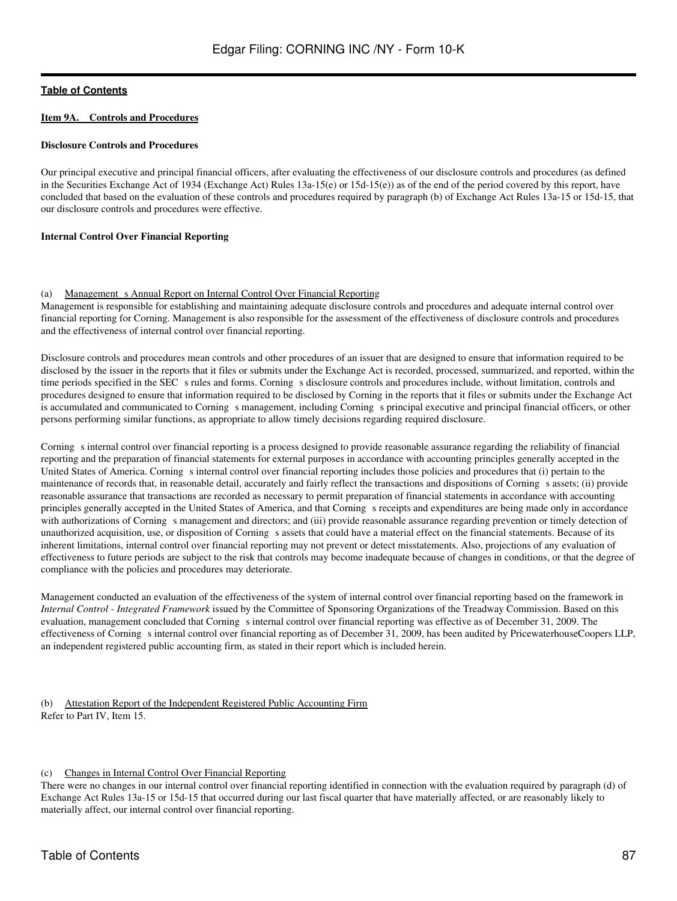**Table of Contents**

## Item 9A. Controls and Procedures

### Disclosure Controls and Procedures

Our principal executive and principal financial officers, after evaluating the effectiveness of our disclosure controls and procedures (as defined in the Securities Exchange Act of 1934 (Exchange Act) Rules 13a-15(e) or 15d-15(e)) as of the end of the period covered by this report, have concluded that based on the evaluation of these controls and procedures required by paragraph (b) of Exchange Act Rules 13a-15 or 15d-15, that our disclosure controls and procedures were effective.

### Internal Control Over Financial Reporting

(a) Management s Annual Report on Internal Control Over Financial Reporting

Management is responsible for establishing and maintaining adequate disclosure controls and procedures and adequate internal control over financial reporting for Corning. Management is also responsible for the assessment of the effectiveness of disclosure controls and procedures and the effectiveness of internal control over financial reporting.

Disclosure controls and procedures mean controls and other procedures of an issuer that are designed to ensure that information required to be disclosed by the issuer in the reports that it files or submits under the Exchange Act is recorded, processed, summarized, and reported, within the time periods specified in the SEC s rules and forms. Corning s disclosure controls and procedures include, without limitation, controls and procedures designed to ensure that information required to be disclosed by Corning in the reports that it files or submits under the Exchange Act is accumulated and communicated to Corning s management, including Corning s principal executive and principal financial officers, or other persons performing similar functions, as appropriate to allow timely decisions regarding required disclosure.

Corning s internal control over financial reporting is a process designed to provide reasonable assurance regarding the reliability of financial reporting and the preparation of financial statements for external purposes in accordance with accounting principles generally accepted in the United States of America. Corning s internal control over financial reporting includes those policies and procedures that (i) pertain to the maintenance of records that, in reasonable detail, accurately and fairly reflect the transactions and dispositions of Corning s assets; (ii) provide reasonable assurance that transactions are recorded as necessary to permit preparation of financial statements in accordance with accounting principles generally accepted in the United States of America, and that Corning s receipts and expenditures are being made only in accordance with authorizations of Corning s management and directors; and (iii) provide reasonable assurance regarding prevention or timely detection of unauthorized acquisition, use, or disposition of Corning s assets that could have a material effect on the financial statements. Because of its inherent limitations, internal control over financial reporting may not prevent or detect misstatements. Also, projections of any evaluation of effectiveness to future periods are subject to the risk that controls may become inadequate because of changes in conditions, or that the degree of compliance with the policies and procedures may deteriorate.

Management conducted an evaluation of the effectiveness of the system of internal control over financial reporting based on the framework in *Internal Control - Integrated Framework* issued by the Committee of Sponsoring Organizations of the Treadway Commission. Based on this evaluation, management concluded that Corning s internal control over financial reporting was effective as of December 31, 2009. The effectiveness of Corning s internal control over financial reporting as of December 31, 2009, has been audited by PricewaterhouseCoopers LLP, an independent registered public accounting firm, as stated in their report which is included herein.

(b) Attestation Report of the Independent Registered Public Accounting Firm

Refer to Part IV, Item 15.

(c) Changes in Internal Control Over Financial Reporting

There were no changes in our internal control over financial reporting identified in connection with the evaluation required by paragraph (d) of Exchange Act Rules 13a-15 or 15d-15 that occurred during our last fiscal quarter that have materially affected, or are reasonably likely to materially affect, our internal control over financial reporting.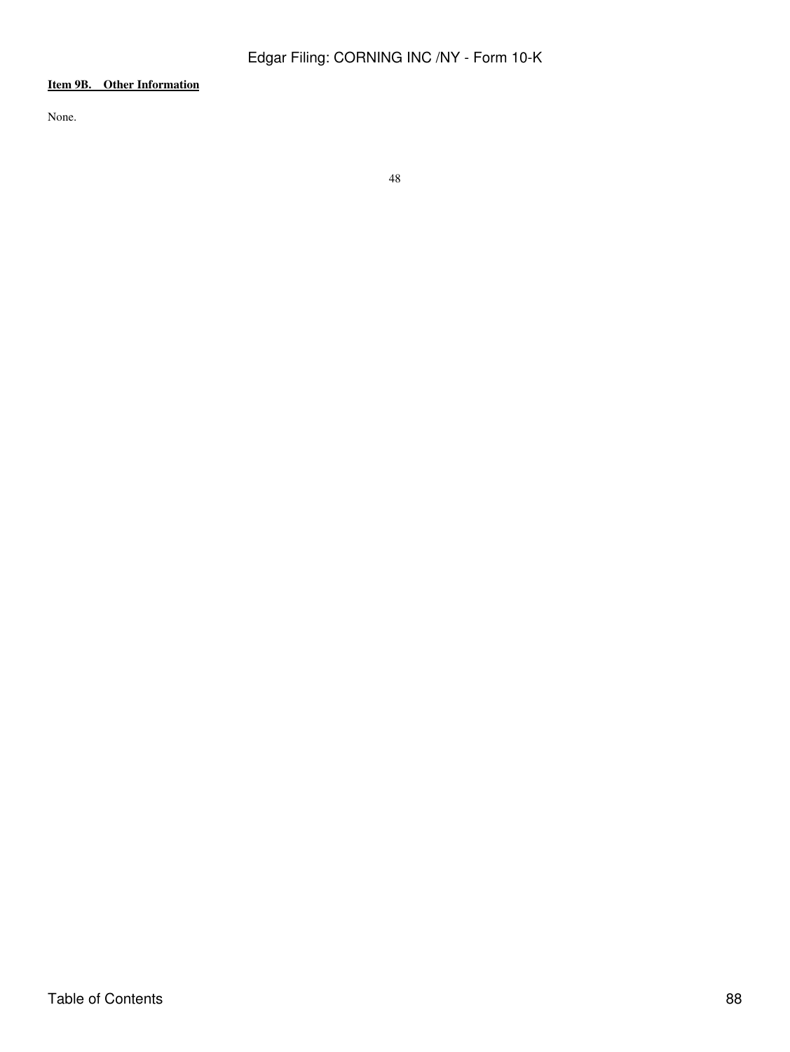**Item 9B. Other Information**

None.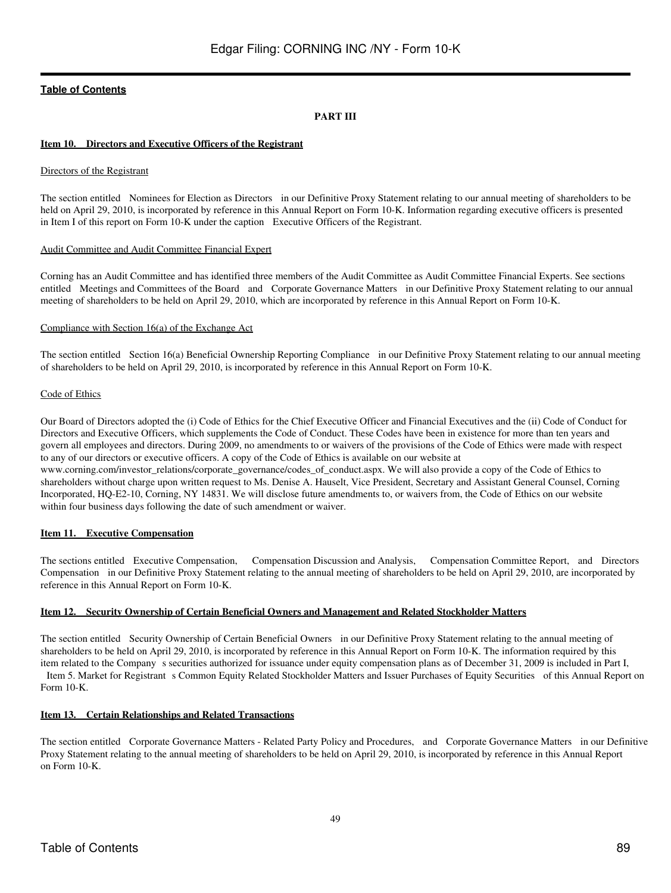**PART III**

## Item 10. Directors and Executive Officers of the Registrant

Directors of the Registrant

The section entitled Nominees for Election as Directors in our Definitive Proxy Statement relating to our annual meeting of shareholders to be held on April 29, 2010, is incorporated by reference in this Annual Report on Form 10-K. Information regarding executive officers is presented in Item I of this report on Form 10-K under the caption Executive Officers of the Registrant.

Audit Committee and Audit Committee Financial Expert

Corning has an Audit Committee and has identified three members of the Audit Committee as Audit Committee Financial Experts. See sections entitled Meetings and Committees of the Board and Corporate Governance Matters in our Definitive Proxy Statement relating to our annual meeting of shareholders to be held on April 29, 2010, which are incorporated by reference in this Annual Report on Form 10-K.

Compliance with Section 16(a) of the Exchange Act

The section entitled Section 16(a) Beneficial Ownership Reporting Compliance in our Definitive Proxy Statement relating to our annual meeting of shareholders to be held on April 29, 2010, is incorporated by reference in this Annual Report on Form 10-K.

Code of Ethics

Our Board of Directors adopted the (i) Code of Ethics for the Chief Executive Officer and Financial Executives and the (ii) Code of Conduct for Directors and Executive Officers, which supplements the Code of Conduct. These Codes have been in existence for more than ten years and govern all employees and directors. During 2009, no amendments to or waivers of the provisions of the Code of Ethics were made with respect to any of our directors or executive officers. A copy of the Code of Ethics is available on our website at www.corning.com/investor_relations/corporate_governance/codes_of_conduct.aspx. We will also provide a copy of the Code of Ethics to shareholders without charge upon written request to Ms. Denise A. Hauselt, Vice President, Secretary and Assistant General Counsel, Corning Incorporated, HQ-E2-10, Corning, NY 14831. We will disclose future amendments to, or waivers from, the Code of Ethics on our website within four business days following the date of such amendment or waiver.

## Item 11. Executive Compensation

The sections entitled Executive Compensation, Compensation Discussion and Analysis, Compensation Committee Report, and Directors Compensation in our Definitive Proxy Statement relating to the annual meeting of shareholders to be held on April 29, 2010, are incorporated by reference in this Annual Report on Form 10-K.

## Item 12. Security Ownership of Certain Beneficial Owners and Management and Related Stockholder Matters

The section entitled Security Ownership of Certain Beneficial Owners in our Definitive Proxy Statement relating to the annual meeting of shareholders to be held on April 29, 2010, is incorporated by reference in this Annual Report on Form 10-K. The information required by this item related to the Company s securities authorized for issuance under equity compensation plans as of December 31, 2009 is included in Part I, Item 5. Market for Registrant s Common Equity Related Stockholder Matters and Issuer Purchases of Equity Securities of this Annual Report on Form 10-K.

## Item 13. Certain Relationships and Related Transactions

The section entitled Corporate Governance Matters - Related Party Policy and Procedures, and Corporate Governance Matters in our Definitive Proxy Statement relating to the annual meeting of shareholders to be held on April 29, 2010, is incorporated by reference in this Annual Report on Form 10-K.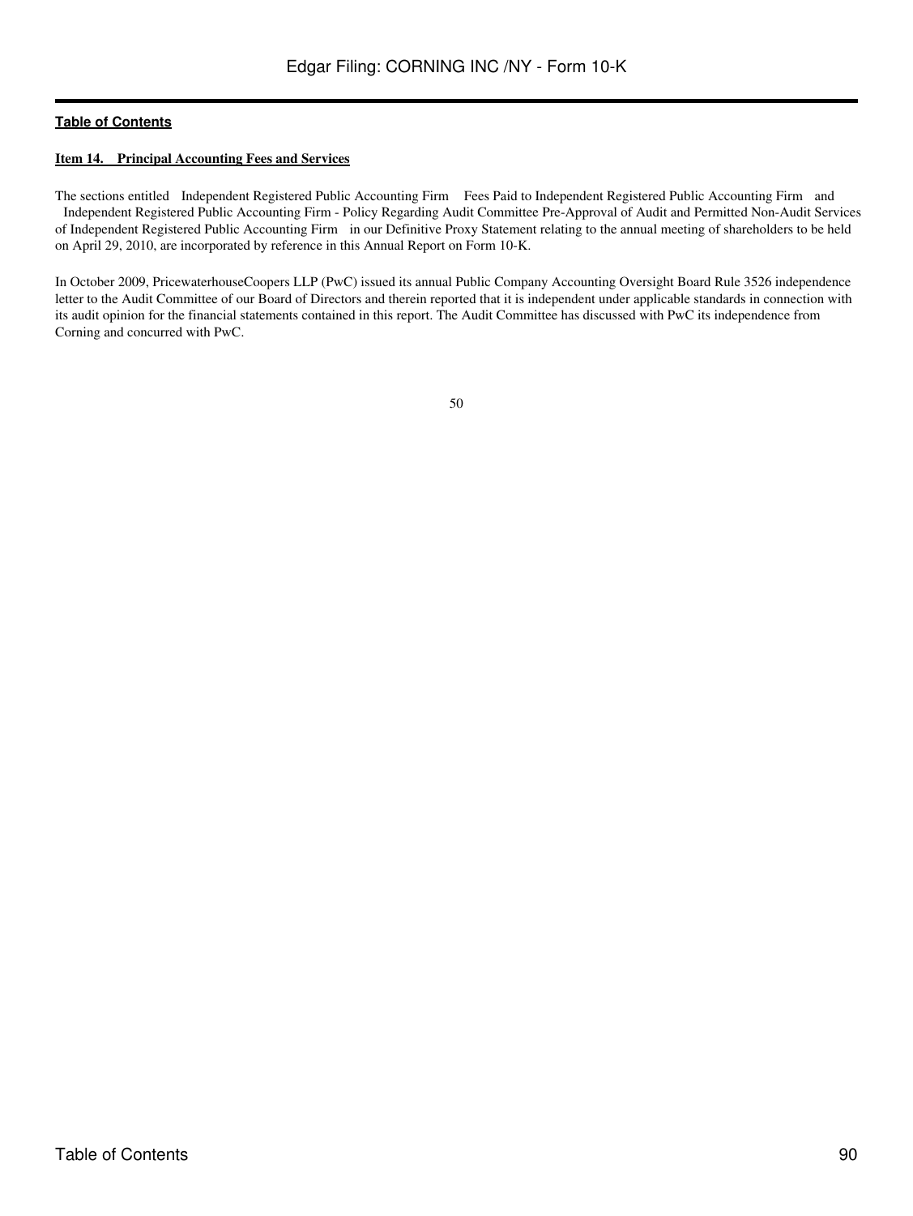**Table of Contents**

### Item 14. Principal Accounting Fees and Services

The sections entitled Independent Registered Public Accounting Firm Fees Paid to Independent Registered Public Accounting Firm and Independent Registered Public Accounting Firm - Policy Regarding Audit Committee Pre-Approval of Audit and Permitted Non-Audit Services of Independent Registered Public Accounting Firm in our Definitive Proxy Statement relating to the annual meeting of shareholders to be held on April 29, 2010, are incorporated by reference in this Annual Report on Form 10-K.

In October 2009, PricewaterhouseCoopers LLP (PwC) issued its annual Public Company Accounting Oversight Board Rule 3526 independence letter to the Audit Committee of our Board of Directors and therein reported that it is independent under applicable standards in connection with its audit opinion for the financial statements contained in this report. The Audit Committee has discussed with PwC its independence from Corning and concurred with PwC.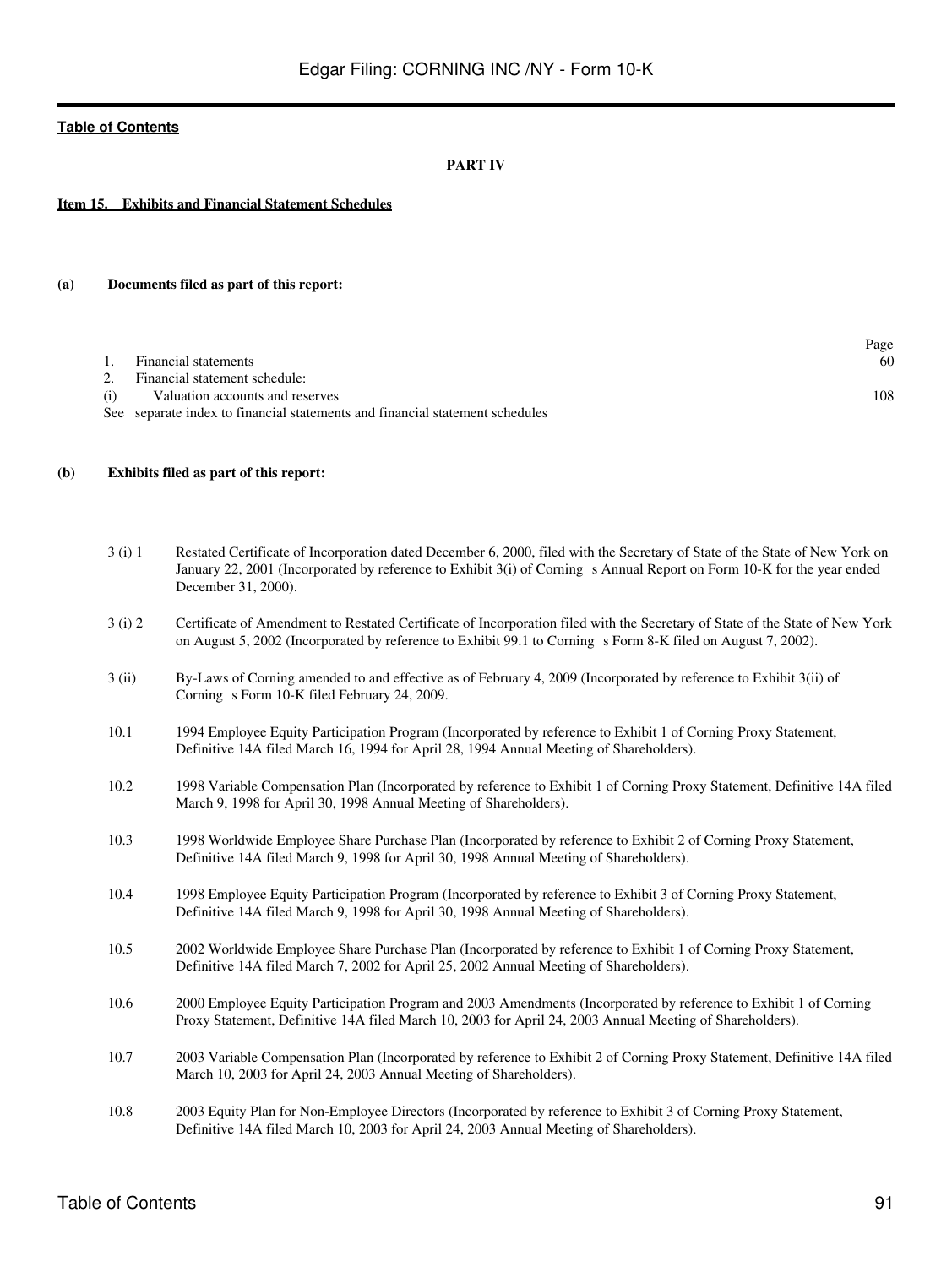[Table of Contents](#)

**PART IV**

**Item 15. Exhibits and Financial Statement Schedules**

**(a) Documents filed as part of this report:**

| | | Page |
|---|---|---|
| 1. | Financial statements | 60 |
| 2. | Financial statement schedule: | |
| (i) | Valuation accounts and reserves | 108 |
| See | separate index to financial statements and financial statement schedules | |

**(b) Exhibits filed as part of this report:**

| | |
|---|---|
| 3 (i) 1 | Restated Certificate of Incorporation dated December 6, 2000, filed with the Secretary of State of the State of New York on January 22, 2001 (Incorporated by reference to Exhibit 3(i) of Corning s Annual Report on Form 10-K for the year ended December 31, 2000). |
| 3 (i) 2 | Certificate of Amendment to Restated Certificate of Incorporation filed with the Secretary of State of the State of New York on August 5, 2002 (Incorporated by reference to Exhibit 99.1 to Corning s Form 8-K filed on August 7, 2002). |
| 3 (ii) | By-Laws of Corning amended to and effective as of February 4, 2009 (Incorporated by reference to Exhibit 3(ii) of Corning s Form 10-K filed February 24, 2009. |
| 10.1 | 1994 Employee Equity Participation Program (Incorporated by reference to Exhibit 1 of Corning Proxy Statement, Definitive 14A filed March 16, 1994 for April 28, 1994 Annual Meeting of Shareholders). |
| 10.2 | 1998 Variable Compensation Plan (Incorporated by reference to Exhibit 1 of Corning Proxy Statement, Definitive 14A filed March 9, 1998 for April 30, 1998 Annual Meeting of Shareholders). |
| 10.3 | 1998 Worldwide Employee Share Purchase Plan (Incorporated by reference to Exhibit 2 of Corning Proxy Statement, Definitive 14A filed March 9, 1998 for April 30, 1998 Annual Meeting of Shareholders). |
| 10.4 | 1998 Employee Equity Participation Program (Incorporated by reference to Exhibit 3 of Corning Proxy Statement, Definitive 14A filed March 9, 1998 for April 30, 1998 Annual Meeting of Shareholders). |
| 10.5 | 2002 Worldwide Employee Share Purchase Plan (Incorporated by reference to Exhibit 1 of Corning Proxy Statement, Definitive 14A filed March 7, 2002 for April 25, 2002 Annual Meeting of Shareholders). |
| 10.6 | 2000 Employee Equity Participation Program and 2003 Amendments (Incorporated by reference to Exhibit 1 of Corning Proxy Statement, Definitive 14A filed March 10, 2003 for April 24, 2003 Annual Meeting of Shareholders). |
| 10.7 | 2003 Variable Compensation Plan (Incorporated by reference to Exhibit 2 of Corning Proxy Statement, Definitive 14A filed March 10, 2003 for April 24, 2003 Annual Meeting of Shareholders). |
| 10.8 | 2003 Equity Plan for Non-Employee Directors (Incorporated by reference to Exhibit 3 of Corning Proxy Statement, Definitive 14A filed March 10, 2003 for April 24, 2003 Annual Meeting of Shareholders). |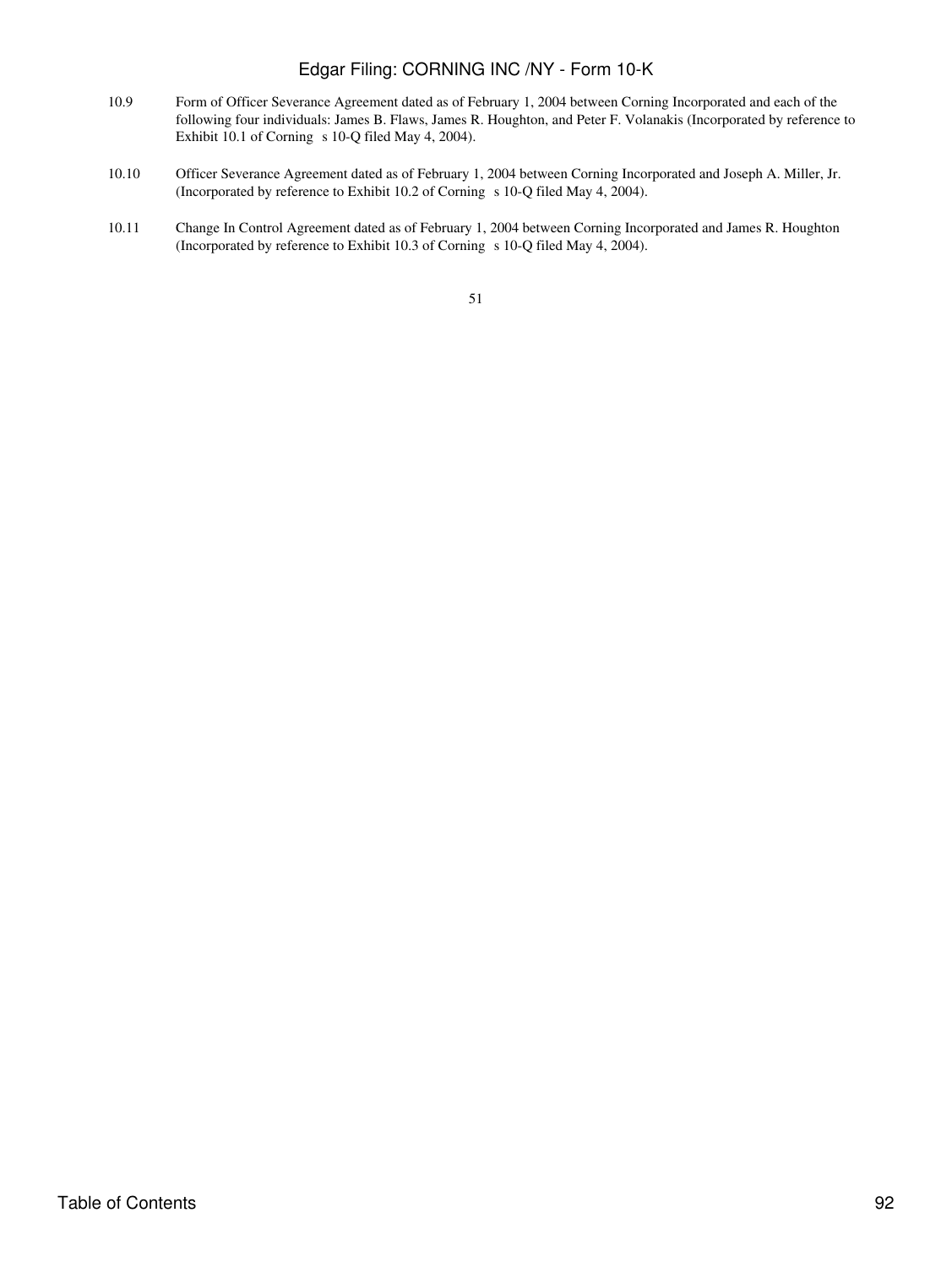10.9 Form of Officer Severance Agreement dated as of February 1, 2004 between Corning Incorporated and each of the following four individuals: James B. Flaws, James R. Houghton, and Peter F. Volanakis (Incorporated by reference to Exhibit 10.1 of Corning s 10-Q filed May 4, 2004).

10.10 Officer Severance Agreement dated as of February 1, 2004 between Corning Incorporated and Joseph A. Miller, Jr. (Incorporated by reference to Exhibit 10.2 of Corning s 10-Q filed May 4, 2004).

10.11 Change In Control Agreement dated as of February 1, 2004 between Corning Incorporated and James R. Houghton (Incorporated by reference to Exhibit 10.3 of Corning s 10-Q filed May 4, 2004).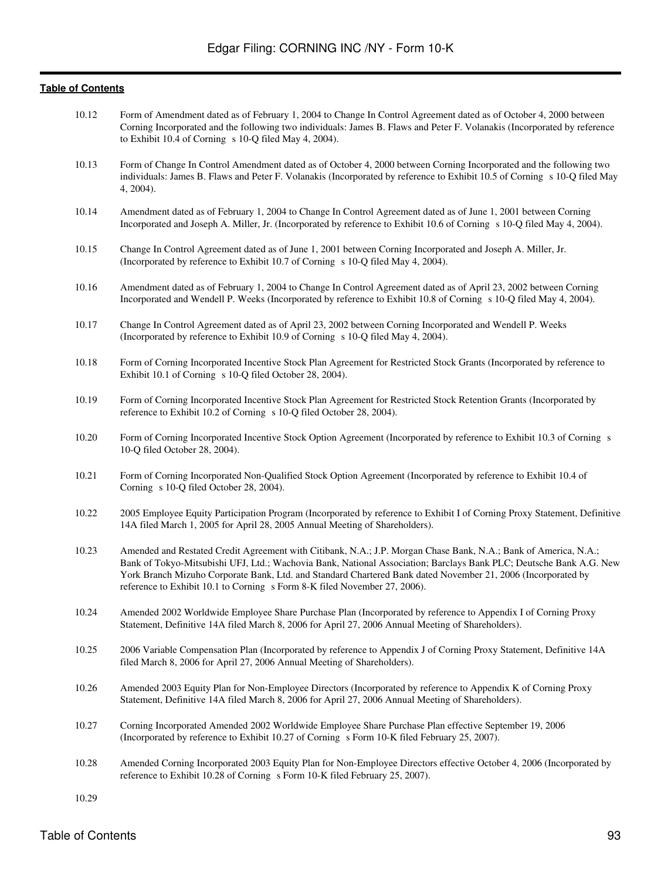[Table of Contents](#)

| | |
|---|---|
| 10.12 | Form of Amendment dated as of February 1, 2004 to Change In Control Agreement dated as of October 4, 2000 between Corning Incorporated and the following two individuals: James B. Flaws and Peter F. Volanakis (Incorporated by reference to Exhibit 10.4 of Corning s 10-Q filed May 4, 2004). |
| 10.13 | Form of Change In Control Amendment dated as of October 4, 2000 between Corning Incorporated and the following two individuals: James B. Flaws and Peter F. Volanakis (Incorporated by reference to Exhibit 10.5 of Corning s 10-Q filed May 4, 2004). |
| 10.14 | Amendment dated as of February 1, 2004 to Change In Control Agreement dated as of June 1, 2001 between Corning Incorporated and Joseph A. Miller, Jr. (Incorporated by reference to Exhibit 10.6 of Corning s 10-Q filed May 4, 2004). |
| 10.15 | Change In Control Agreement dated as of June 1, 2001 between Corning Incorporated and Joseph A. Miller, Jr. (Incorporated by reference to Exhibit 10.7 of Corning s 10-Q filed May 4, 2004). |
| 10.16 | Amendment dated as of February 1, 2004 to Change In Control Agreement dated as of April 23, 2002 between Corning Incorporated and Wendell P. Weeks (Incorporated by reference to Exhibit 10.8 of Corning s 10-Q filed May 4, 2004). |
| 10.17 | Change In Control Agreement dated as of April 23, 2002 between Corning Incorporated and Wendell P. Weeks (Incorporated by reference to Exhibit 10.9 of Corning s 10-Q filed May 4, 2004). |
| 10.18 | Form of Corning Incorporated Incentive Stock Plan Agreement for Restricted Stock Grants (Incorporated by reference to Exhibit 10.1 of Corning s 10-Q filed October 28, 2004). |
| 10.19 | Form of Corning Incorporated Incentive Stock Plan Agreement for Restricted Stock Retention Grants (Incorporated by reference to Exhibit 10.2 of Corning s 10-Q filed October 28, 2004). |
| 10.20 | Form of Corning Incorporated Incentive Stock Option Agreement (Incorporated by reference to Exhibit 10.3 of Corning s 10-Q filed October 28, 2004). |
| 10.21 | Form of Corning Incorporated Non-Qualified Stock Option Agreement (Incorporated by reference to Exhibit 10.4 of Corning s 10-Q filed October 28, 2004). |
| 10.22 | 2005 Employee Equity Participation Program (Incorporated by reference to Exhibit I of Corning Proxy Statement, Definitive 14A filed March 1, 2005 for April 28, 2005 Annual Meeting of Shareholders). |
| 10.23 | Amended and Restated Credit Agreement with Citibank, N.A.; J.P. Morgan Chase Bank, N.A.; Bank of America, N.A.; Bank of Tokyo-Mitsubishi UFJ, Ltd.; Wachovia Bank, National Association; Barclays Bank PLC; Deutsche Bank A.G. New York Branch Mizuho Corporate Bank, Ltd. and Standard Chartered Bank dated November 21, 2006 (Incorporated by reference to Exhibit 10.1 to Corning s Form 8-K filed November 27, 2006). |
| 10.24 | Amended 2002 Worldwide Employee Share Purchase Plan (Incorporated by reference to Appendix I of Corning Proxy Statement, Definitive 14A filed March 8, 2006 for April 27, 2006 Annual Meeting of Shareholders). |
| 10.25 | 2006 Variable Compensation Plan (Incorporated by reference to Appendix J of Corning Proxy Statement, Definitive 14A filed March 8, 2006 for April 27, 2006 Annual Meeting of Shareholders). |
| 10.26 | Amended 2003 Equity Plan for Non-Employee Directors (Incorporated by reference to Appendix K of Corning Proxy Statement, Definitive 14A filed March 8, 2006 for April 27, 2006 Annual Meeting of Shareholders). |
| 10.27 | Corning Incorporated Amended 2002 Worldwide Employee Share Purchase Plan effective September 19, 2006 (Incorporated by reference to Exhibit 10.27 of Corning s Form 10-K filed February 25, 2007). |
| 10.28 | Amended Corning Incorporated 2003 Equity Plan for Non-Employee Directors effective October 4, 2006 (Incorporated by reference to Exhibit 10.28 of Corning s Form 10-K filed February 25, 2007). |
| 10.29 | |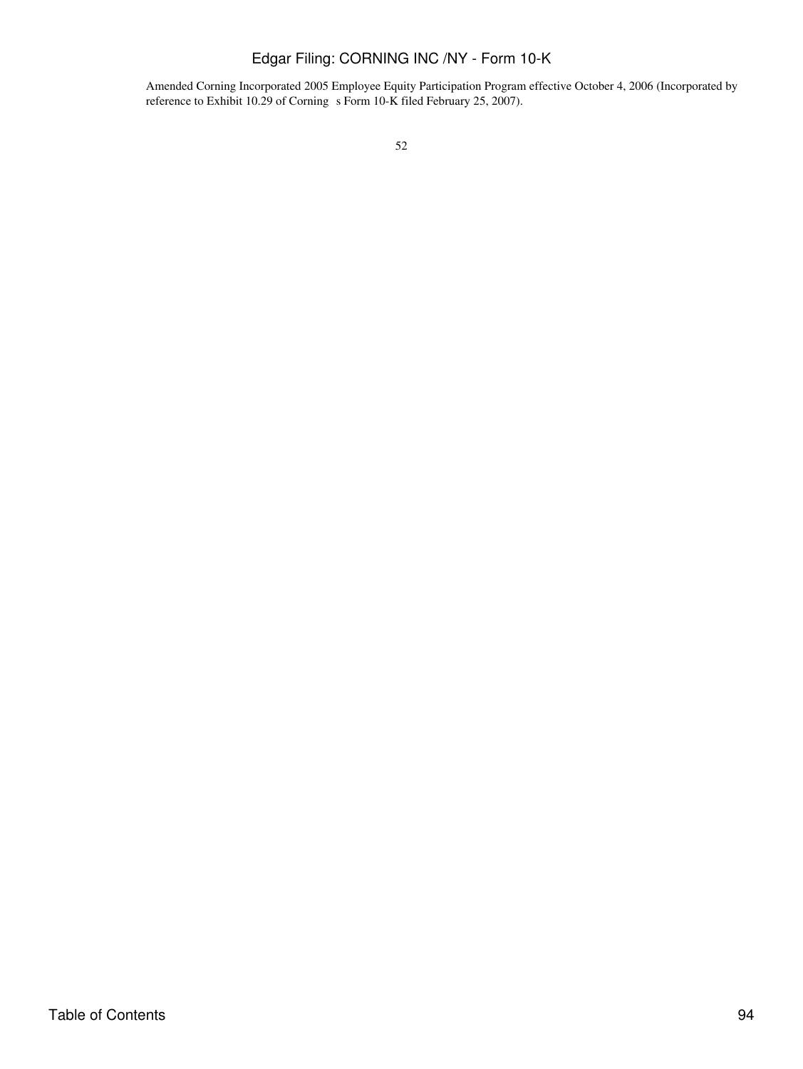Amended Corning Incorporated 2005 Employee Equity Participation Program effective October 4, 2006 (Incorporated by reference to Exhibit 10.29 of Corning s Form 10-K filed February 25, 2007).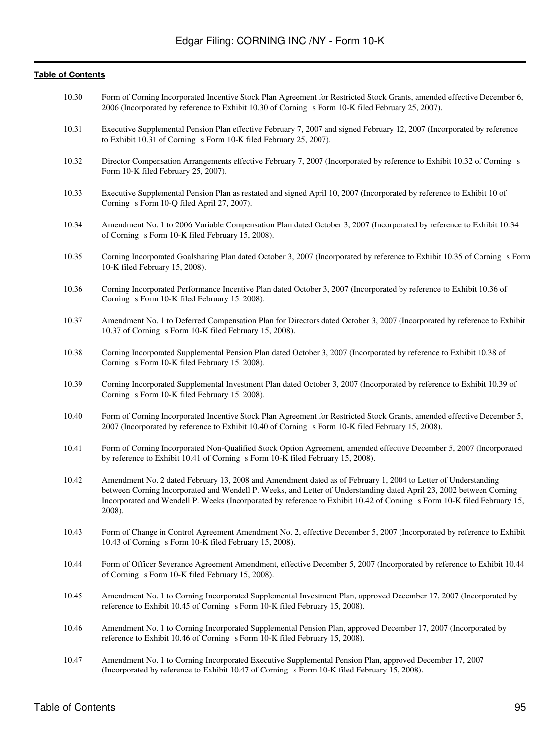10.30 Form of Corning Incorporated Incentive Stock Plan Agreement for Restricted Stock Grants, amended effective December 6, 2006 (Incorporated by reference to Exhibit 10.30 of Corning s Form 10-K filed February 25, 2007).

10.31 Executive Supplemental Pension Plan effective February 7, 2007 and signed February 12, 2007 (Incorporated by reference to Exhibit 10.31 of Corning s Form 10-K filed February 25, 2007).

10.32 Director Compensation Arrangements effective February 7, 2007 (Incorporated by reference to Exhibit 10.32 of Corning s Form 10-K filed February 25, 2007).

10.33 Executive Supplemental Pension Plan as restated and signed April 10, 2007 (Incorporated by reference to Exhibit 10 of Corning s Form 10-Q filed April 27, 2007).

10.34 Amendment No. 1 to 2006 Variable Compensation Plan dated October 3, 2007 (Incorporated by reference to Exhibit 10.34 of Corning s Form 10-K filed February 15, 2008).

10.35 Corning Incorporated Goalsharing Plan dated October 3, 2007 (Incorporated by reference to Exhibit 10.35 of Corning s Form 10-K filed February 15, 2008).

10.36 Corning Incorporated Performance Incentive Plan dated October 3, 2007 (Incorporated by reference to Exhibit 10.36 of Corning s Form 10-K filed February 15, 2008).

10.37 Amendment No. 1 to Deferred Compensation Plan for Directors dated October 3, 2007 (Incorporated by reference to Exhibit 10.37 of Corning s Form 10-K filed February 15, 2008).

10.38 Corning Incorporated Supplemental Pension Plan dated October 3, 2007 (Incorporated by reference to Exhibit 10.38 of Corning s Form 10-K filed February 15, 2008).

10.39 Corning Incorporated Supplemental Investment Plan dated October 3, 2007 (Incorporated by reference to Exhibit 10.39 of Corning s Form 10-K filed February 15, 2008).

10.40 Form of Corning Incorporated Incentive Stock Plan Agreement for Restricted Stock Grants, amended effective December 5, 2007 (Incorporated by reference to Exhibit 10.40 of Corning s Form 10-K filed February 15, 2008).

10.41 Form of Corning Incorporated Non-Qualified Stock Option Agreement, amended effective December 5, 2007 (Incorporated by reference to Exhibit 10.41 of Corning s Form 10-K filed February 15, 2008).

10.42 Amendment No. 2 dated February 13, 2008 and Amendment dated as of February 1, 2004 to Letter of Understanding between Corning Incorporated and Wendell P. Weeks, and Letter of Understanding dated April 23, 2002 between Corning Incorporated and Wendell P. Weeks (Incorporated by reference to Exhibit 10.42 of Corning s Form 10-K filed February 15, 2008).

10.43 Form of Change in Control Agreement Amendment No. 2, effective December 5, 2007 (Incorporated by reference to Exhibit 10.43 of Corning s Form 10-K filed February 15, 2008).

10.44 Form of Officer Severance Agreement Amendment, effective December 5, 2007 (Incorporated by reference to Exhibit 10.44 of Corning s Form 10-K filed February 15, 2008).

10.45 Amendment No. 1 to Corning Incorporated Supplemental Investment Plan, approved December 17, 2007 (Incorporated by reference to Exhibit 10.45 of Corning s Form 10-K filed February 15, 2008).

10.46 Amendment No. 1 to Corning Incorporated Supplemental Pension Plan, approved December 17, 2007 (Incorporated by reference to Exhibit 10.46 of Corning s Form 10-K filed February 15, 2008).

10.47 Amendment No. 1 to Corning Incorporated Executive Supplemental Pension Plan, approved December 17, 2007 (Incorporated by reference to Exhibit 10.47 of Corning s Form 10-K filed February 15, 2008).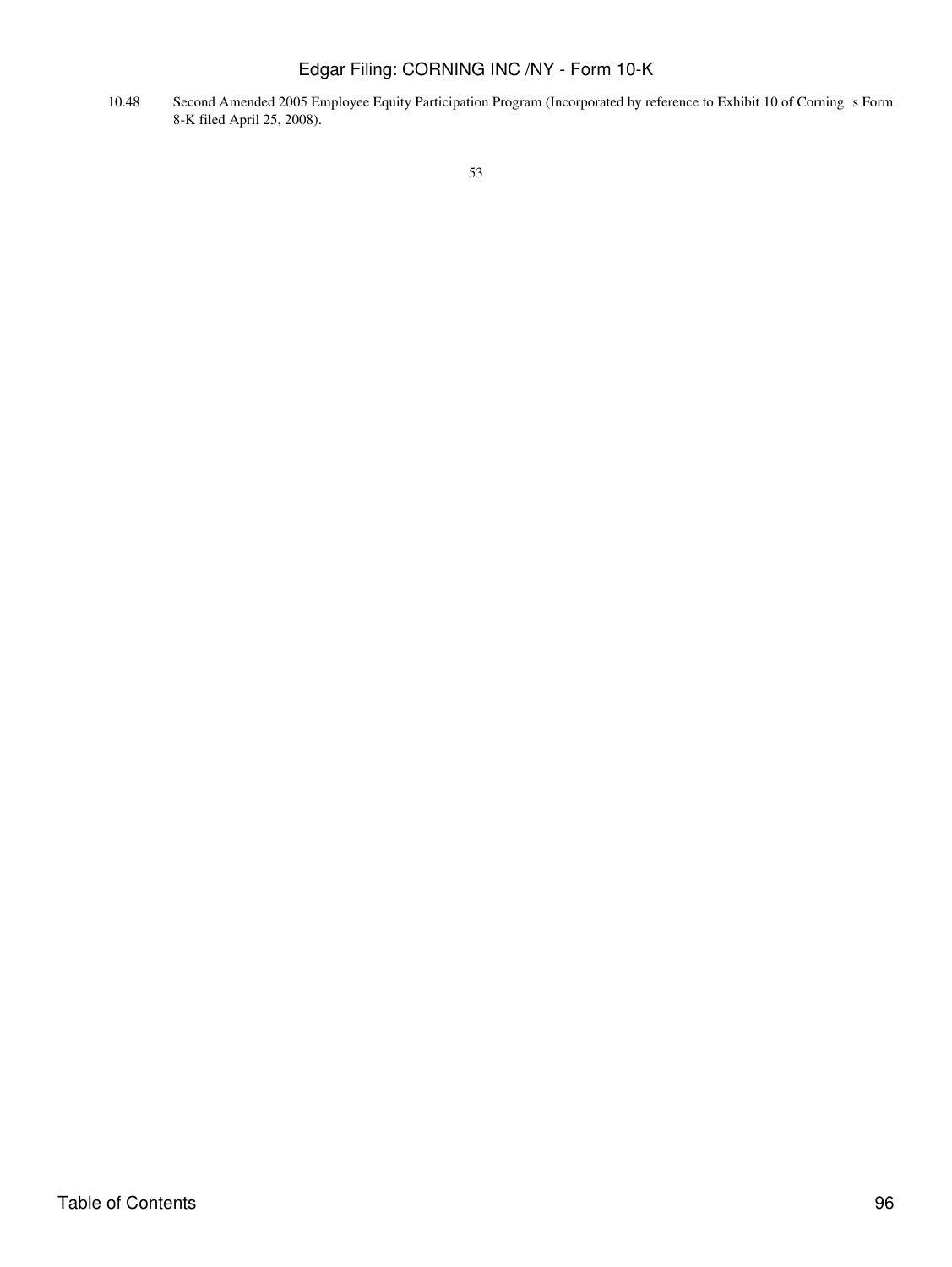| | |
|---|---|
| 10.48 | Second Amended 2005 Employee Equity Participation Program (Incorporated by reference to Exhibit 10 of Corning s Form 8-K filed April 25, 2008). |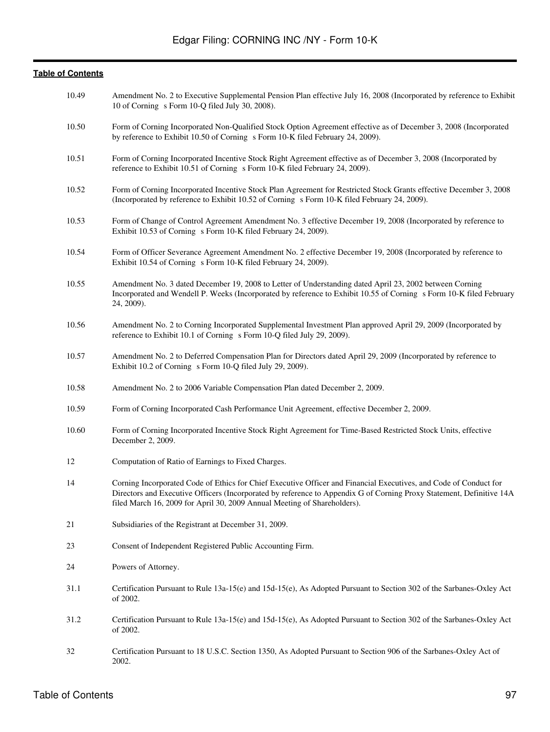[Table of Contents](#)

| | |
|---|---|
| 10.49 | Amendment No. 2 to Executive Supplemental Pension Plan effective July 16, 2008 (Incorporated by reference to Exhibit 10 of Corning s Form 10-Q filed July 30, 2008). |
| 10.50 | Form of Corning Incorporated Non-Qualified Stock Option Agreement effective as of December 3, 2008 (Incorporated by reference to Exhibit 10.50 of Corning s Form 10-K filed February 24, 2009). |
| 10.51 | Form of Corning Incorporated Incentive Stock Right Agreement effective as of December 3, 2008 (Incorporated by reference to Exhibit 10.51 of Corning s Form 10-K filed February 24, 2009). |
| 10.52 | Form of Corning Incorporated Incentive Stock Plan Agreement for Restricted Stock Grants effective December 3, 2008 (Incorporated by reference to Exhibit 10.52 of Corning s Form 10-K filed February 24, 2009). |
| 10.53 | Form of Change of Control Agreement Amendment No. 3 effective December 19, 2008 (Incorporated by reference to Exhibit 10.53 of Corning s Form 10-K filed February 24, 2009). |
| 10.54 | Form of Officer Severance Agreement Amendment No. 2 effective December 19, 2008 (Incorporated by reference to Exhibit 10.54 of Corning s Form 10-K filed February 24, 2009). |
| 10.55 | Amendment No. 3 dated December 19, 2008 to Letter of Understanding dated April 23, 2002 between Corning Incorporated and Wendell P. Weeks (Incorporated by reference to Exhibit 10.55 of Corning s Form 10-K filed February 24, 2009). |
| 10.56 | Amendment No. 2 to Corning Incorporated Supplemental Investment Plan approved April 29, 2009 (Incorporated by reference to Exhibit 10.1 of Corning s Form 10-Q filed July 29, 2009). |
| 10.57 | Amendment No. 2 to Deferred Compensation Plan for Directors dated April 29, 2009 (Incorporated by reference to Exhibit 10.2 of Corning s Form 10-Q filed July 29, 2009). |
| 10.58 | Amendment No. 2 to 2006 Variable Compensation Plan dated December 2, 2009. |
| 10.59 | Form of Corning Incorporated Cash Performance Unit Agreement, effective December 2, 2009. |
| 10.60 | Form of Corning Incorporated Incentive Stock Right Agreement for Time-Based Restricted Stock Units, effective December 2, 2009. |
| 12 | Computation of Ratio of Earnings to Fixed Charges. |
| 14 | Corning Incorporated Code of Ethics for Chief Executive Officer and Financial Executives, and Code of Conduct for Directors and Executive Officers (Incorporated by reference to Appendix G of Corning Proxy Statement, Definitive 14A filed March 16, 2009 for April 30, 2009 Annual Meeting of Shareholders). |
| 21 | Subsidiaries of the Registrant at December 31, 2009. |
| 23 | Consent of Independent Registered Public Accounting Firm. |
| 24 | Powers of Attorney. |
| 31.1 | Certification Pursuant to Rule 13a-15(e) and 15d-15(e), As Adopted Pursuant to Section 302 of the Sarbanes-Oxley Act of 2002. |
| 31.2 | Certification Pursuant to Rule 13a-15(e) and 15d-15(e), As Adopted Pursuant to Section 302 of the Sarbanes-Oxley Act of 2002. |
| 32 | Certification Pursuant to 18 U.S.C. Section 1350, As Adopted Pursuant to Section 906 of the Sarbanes-Oxley Act of 2002. |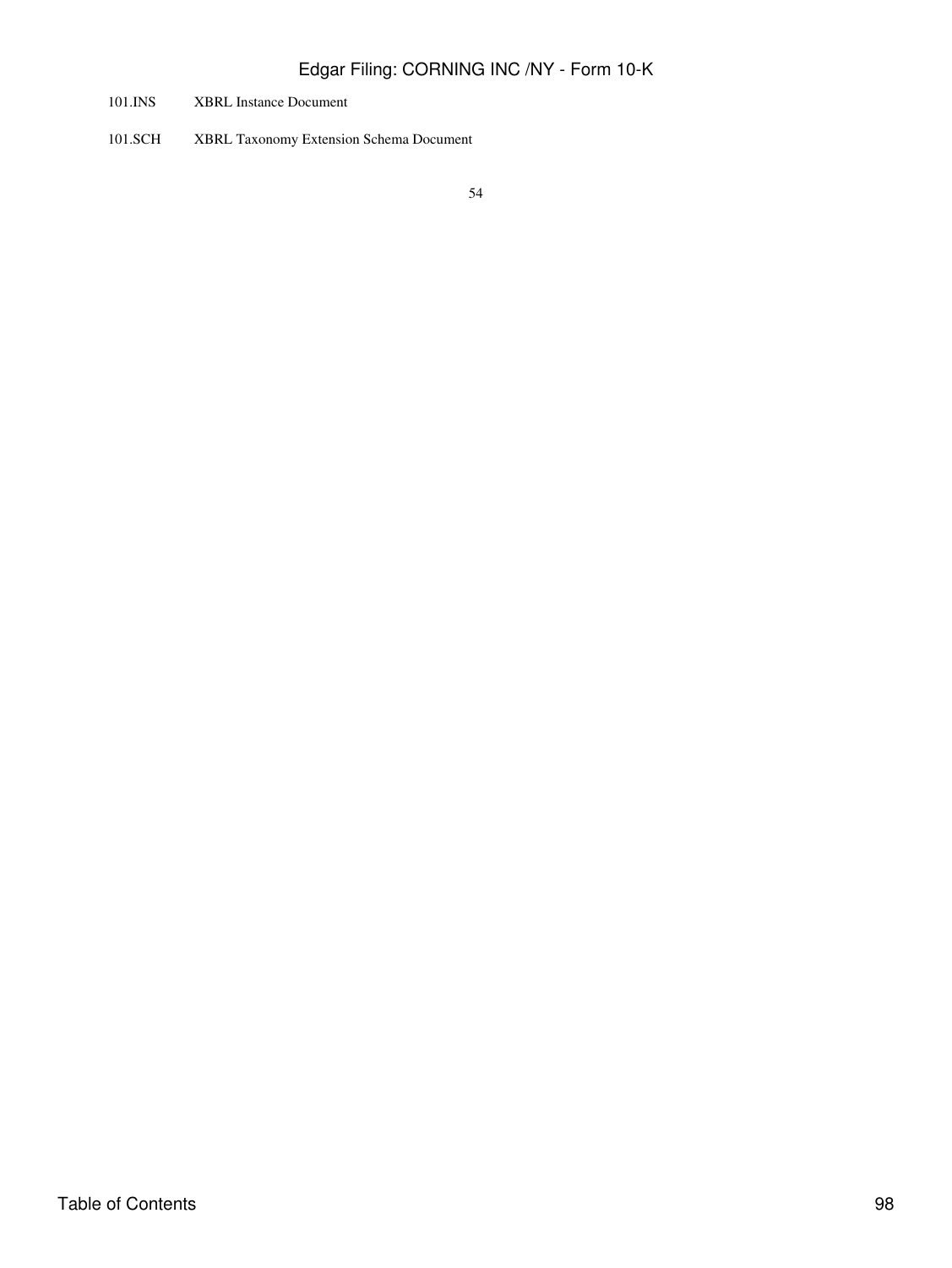| | |
|---|---|
| 101.INS | XBRL Instance Document |
| 101.SCH | XBRL Taxonomy Extension Schema Document |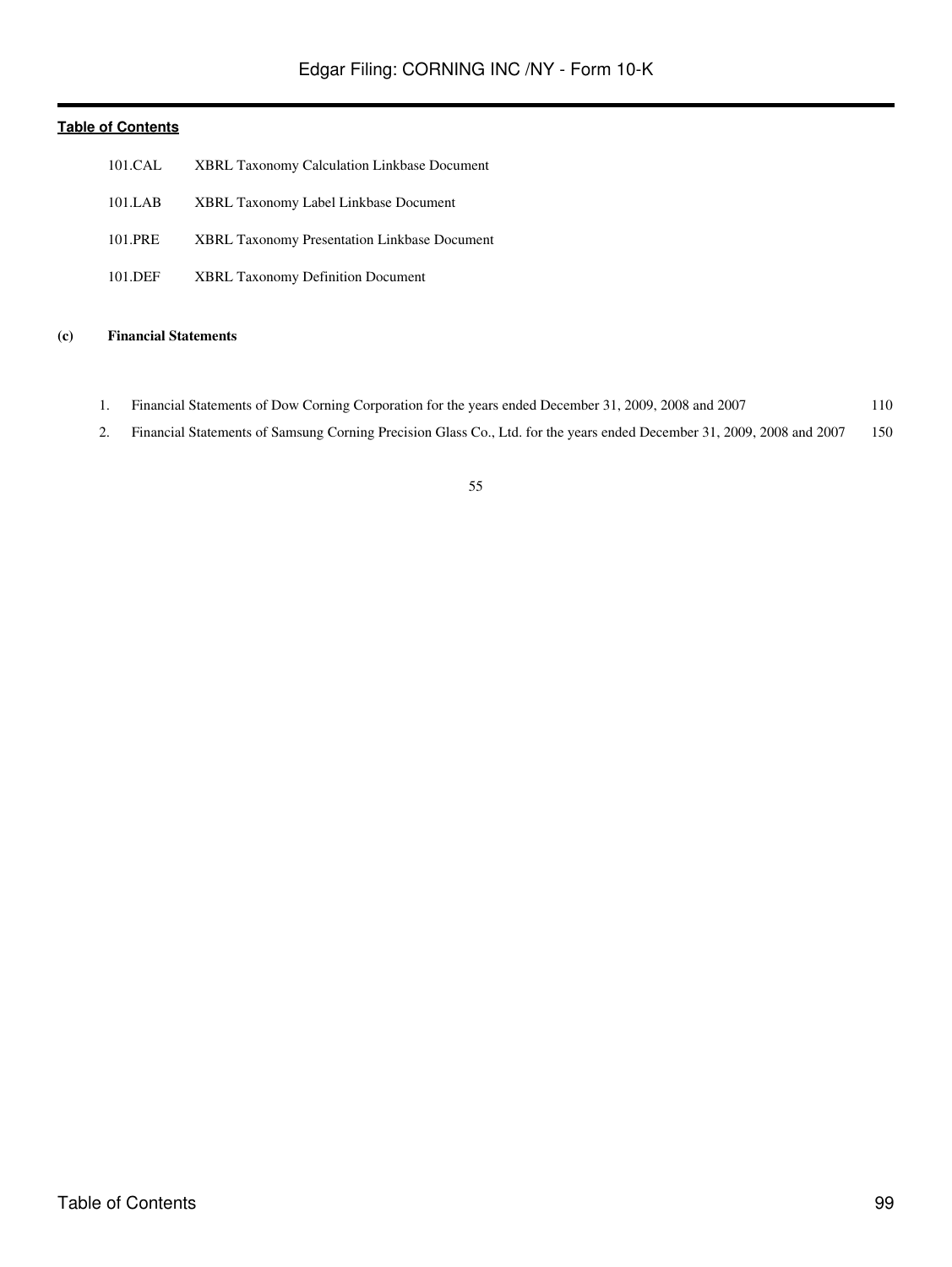| | |
|---|---|
| 101.CAL | XBRL Taxonomy Calculation Linkbase Document |
| 101.LAB | XBRL Taxonomy Label Linkbase Document |
| 101.PRE | XBRL Taxonomy Presentation Linkbase Document |
| 101.DEF | XBRL Taxonomy Definition Document |

**(c) Financial Statements**

| | | |
|---|---|---|
| 1. | Financial Statements of Dow Corning Corporation for the years ended December 31, 2009, 2008 and 2007 | 110 |
| 2. | Financial Statements of Samsung Corning Precision Glass Co., Ltd. for the years ended December 31, 2009, 2008 and 2007 | 150 |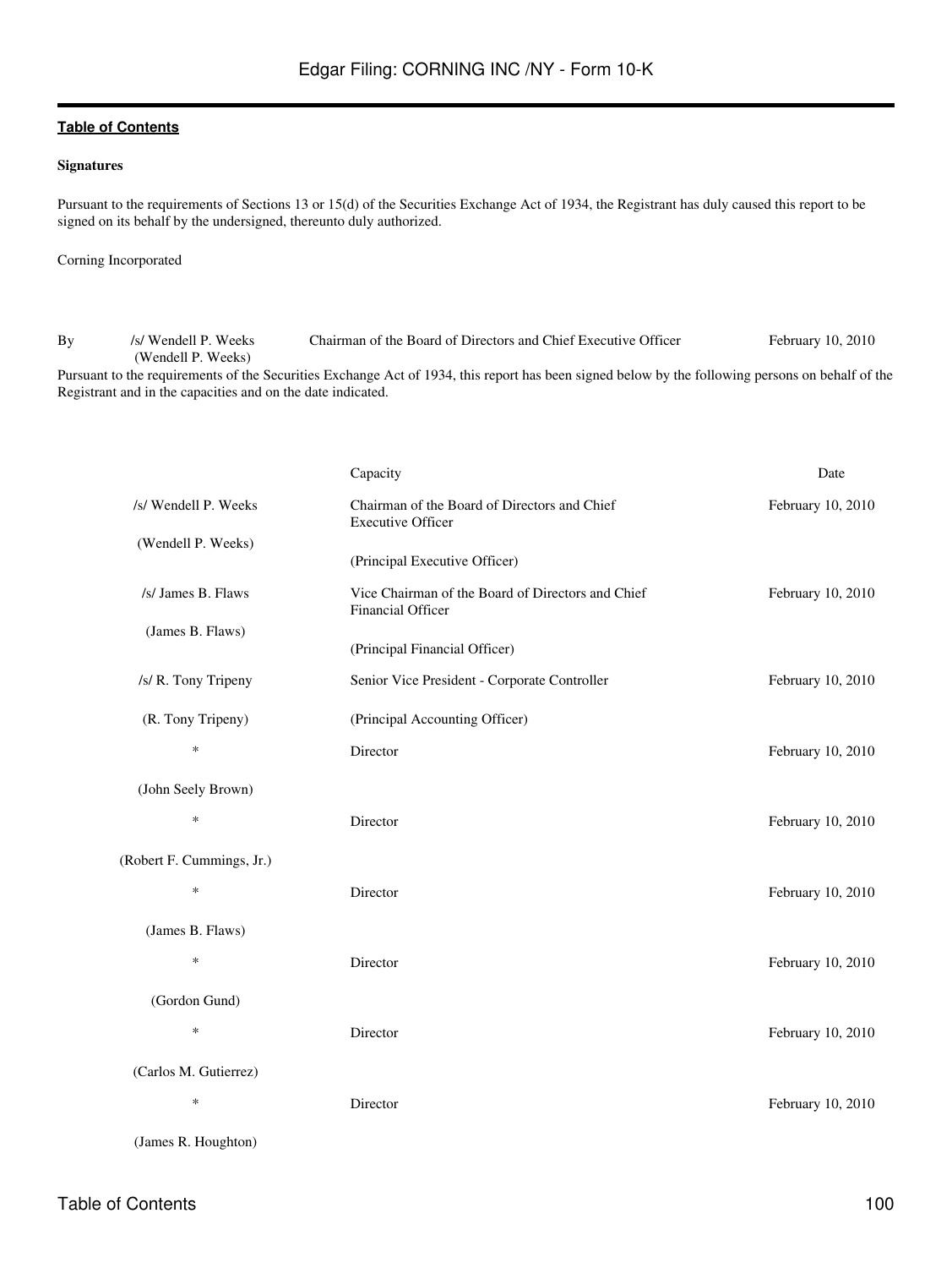[Table of Contents](#)

**Signatures**

Pursuant to the requirements of Sections 13 or 15(d) of the Securities Exchange Act of 1934, the Registrant has duly caused this report to be signed on its behalf by the undersigned, thereunto duly authorized.

Corning Incorporated

| By | /s/ Wendell P. Weeks (Wendell P. Weeks) | Chairman of the Board of Directors and Chief Executive Officer | February 10, 2010 |
|---|---|---|---|

Pursuant to the requirements of the Securities Exchange Act of 1934, this report has been signed below by the following persons on behalf of the Registrant and in the capacities and on the date indicated.

| | Capacity | Date |
|---|---|---|
| /s/ Wendell P. Weeks | Chairman of the Board of Directors and Chief Executive Officer | February 10, 2010 |
| (Wendell P. Weeks) | (Principal Executive Officer) | |
| /s/ James B. Flaws | Vice Chairman of the Board of Directors and Chief Financial Officer | February 10, 2010 |
| (James B. Flaws) | (Principal Financial Officer) | |
| /s/ R. Tony Tripeny | Senior Vice President - Corporate Controller | February 10, 2010 |
| (R. Tony Tripeny) | (Principal Accounting Officer) | |
| * | Director | February 10, 2010 |
| (John Seely Brown) | | |
| * | Director | February 10, 2010 |
| (Robert F. Cummings, Jr.) | | |
| * | Director | February 10, 2010 |
| (James B. Flaws) | | |
| * | Director | February 10, 2010 |
| (Gordon Gund) | | |
| * | Director | February 10, 2010 |
| (Carlos M. Gutierrez) | | |
| * | Director | February 10, 2010 |
| (James R. Houghton) | | |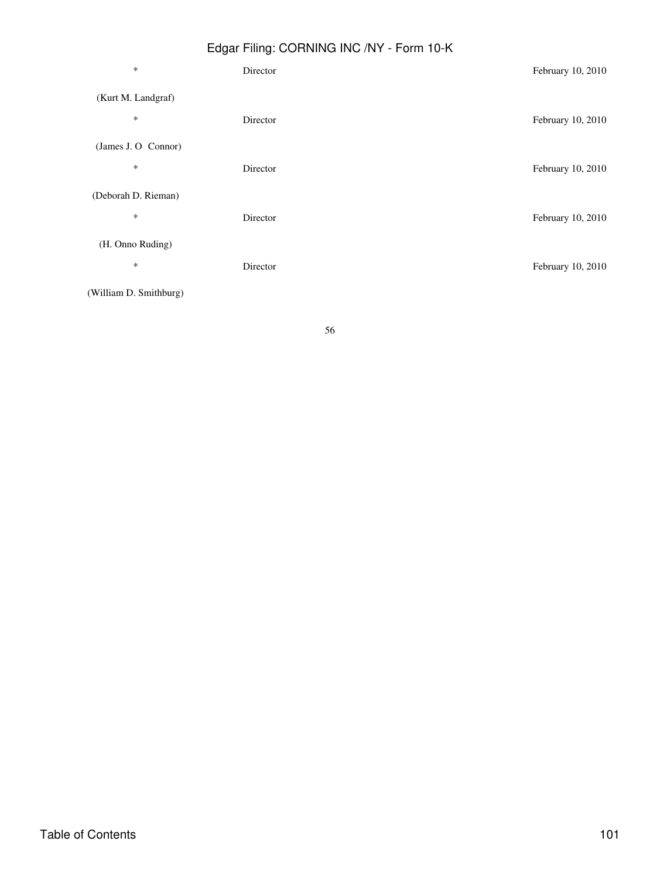| | | |
|---|---|---|
| * | Director | February 10, 2010 |
| (Kurt M. Landgraf) | | |
| * | Director | February 10, 2010 |
| (James J. O Connor) | | |
| * | Director | February 10, 2010 |
| (Deborah D. Rieman) | | |
| * | Director | February 10, 2010 |
| (H. Onno Ruding) | | |
| * | Director | February 10, 2010 |
| (William D. Smithburg) | | |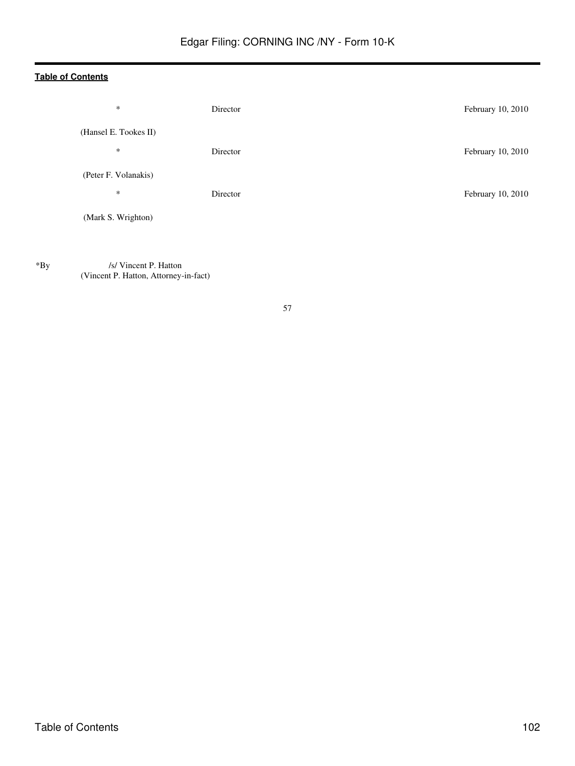**Table of Contents**

| | | |
|---|---|---|
| * | Director | February 10, 2010 |
| (Hansel E. Tookes II) | | |
| * | Director | February 10, 2010 |
| (Peter F. Volanakis) | | |
| * | Director | February 10, 2010 |
| (Mark S. Wrighton) | | |

*By /s/ Vincent P. Hatton
(Vincent P. Hatton, Attorney-in-fact)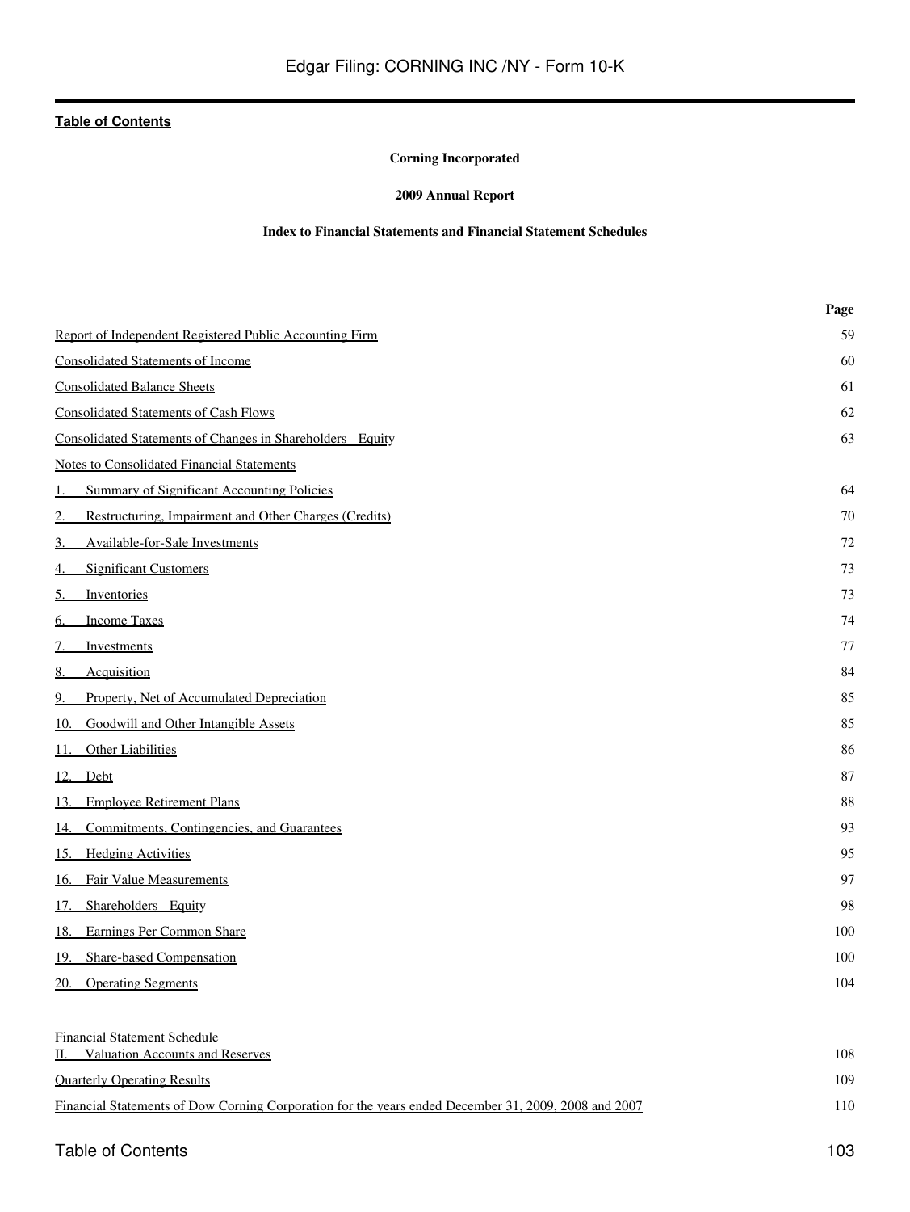[Table of Contents](#)

**Corning Incorporated**

**2009 Annual Report**

**Index to Financial Statements and Financial Statement Schedules**

| | Page |
|---|---|
| Report of Independent Registered Public Accounting Firm | 59 |
| Consolidated Statements of Income | 60 |
| Consolidated Balance Sheets | 61 |
| Consolidated Statements of Cash Flows | 62 |
| Consolidated Statements of Changes in Shareholders Equity | 63 |
| Notes to Consolidated Financial Statements | |
| 1. Summary of Significant Accounting Policies | 64 |
| 2. Restructuring, Impairment and Other Charges (Credits) | 70 |
| 3. Available-for-Sale Investments | 72 |
| 4. Significant Customers | 73 |
| 5. Inventories | 73 |
| 6. Income Taxes | 74 |
| 7. Investments | 77 |
| 8. Acquisition | 84 |
| 9. Property, Net of Accumulated Depreciation | 85 |
| 10. Goodwill and Other Intangible Assets | 85 |
| 11. Other Liabilities | 86 |
| 12. Debt | 87 |
| 13. Employee Retirement Plans | 88 |
| 14. Commitments, Contingencies, and Guarantees | 93 |
| 15. Hedging Activities | 95 |
| 16. Fair Value Measurements | 97 |
| 17. Shareholders Equity | 98 |
| 18. Earnings Per Common Share | 100 |
| 19. Share-based Compensation | 100 |
| 20. Operating Segments | 104 |
| Financial Statement Schedule<br>II. Valuation Accounts and Reserves | 108 |
| Quarterly Operating Results | 109 |
| Financial Statements of Dow Corning Corporation for the years ended December 31, 2009, 2008 and 2007 | 110 |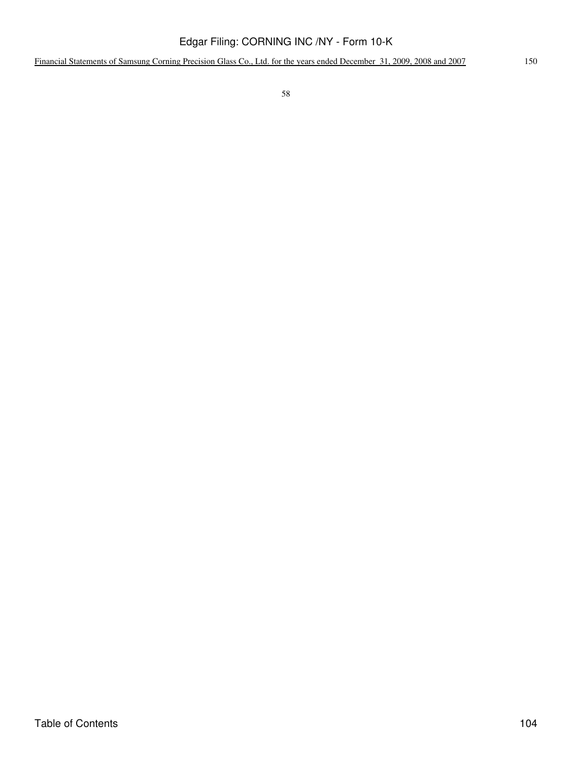| | |
|---|---|
| Financial Statements of Samsung Corning Precision Glass Co., Ltd. for the years ended December 31, 2009, 2008 and 2007 | 150 |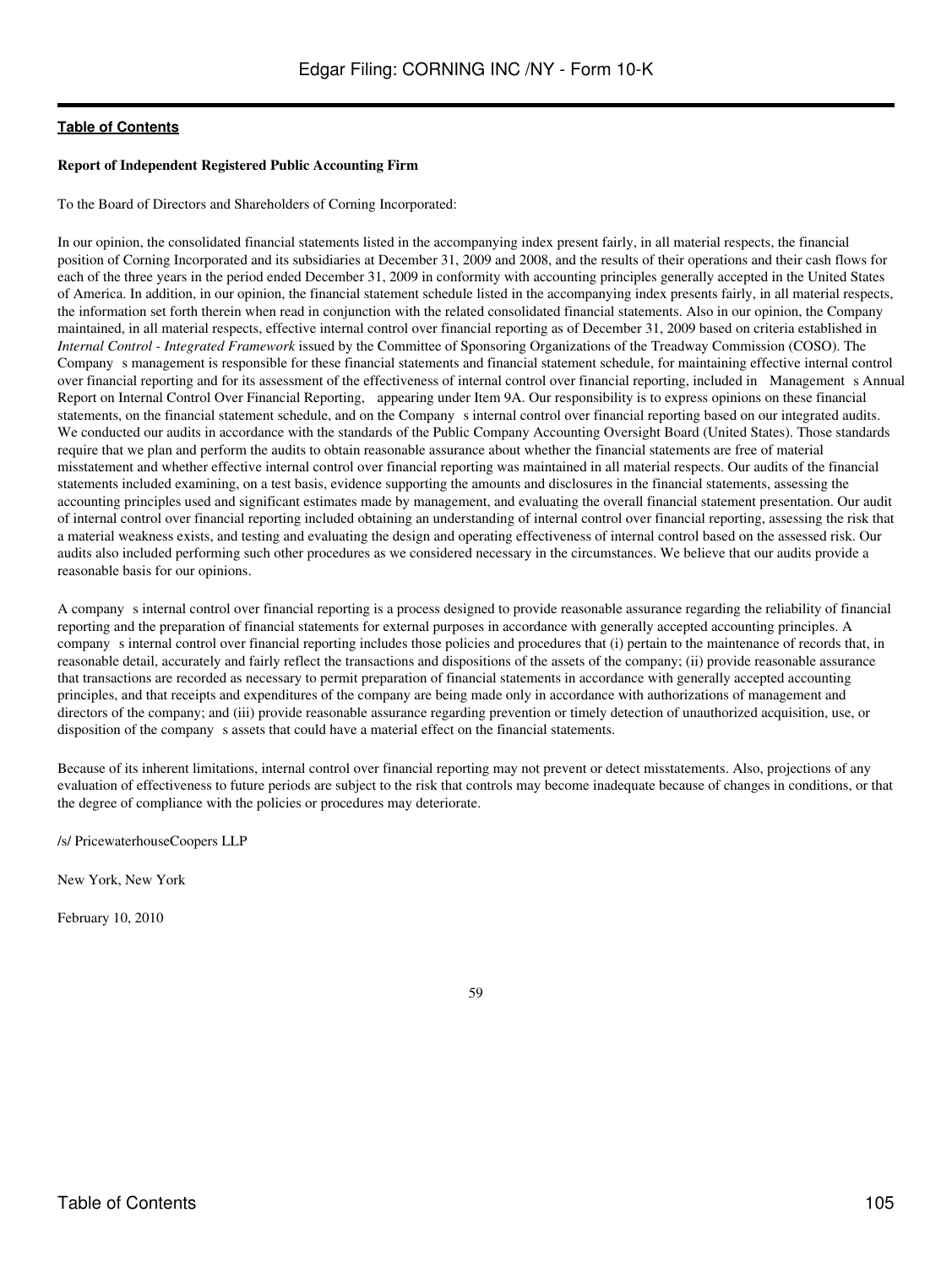**Report of Independent Registered Public Accounting Firm**

To the Board of Directors and Shareholders of Corning Incorporated:

In our opinion, the consolidated financial statements listed in the accompanying index present fairly, in all material respects, the financial position of Corning Incorporated and its subsidiaries at December 31, 2009 and 2008, and the results of their operations and their cash flows for each of the three years in the period ended December 31, 2009 in conformity with accounting principles generally accepted in the United States of America. In addition, in our opinion, the financial statement schedule listed in the accompanying index presents fairly, in all material respects, the information set forth therein when read in conjunction with the related consolidated financial statements. Also in our opinion, the Company maintained, in all material respects, effective internal control over financial reporting as of December 31, 2009 based on criteria established in *Internal Control - Integrated Framework* issued by the Committee of Sponsoring Organizations of the Treadway Commission (COSO). The Company s management is responsible for these financial statements and financial statement schedule, for maintaining effective internal control over financial reporting and for its assessment of the effectiveness of internal control over financial reporting, included in Management s Annual Report on Internal Control Over Financial Reporting, appearing under Item 9A. Our responsibility is to express opinions on these financial statements, on the financial statement schedule, and on the Company s internal control over financial reporting based on our integrated audits. We conducted our audits in accordance with the standards of the Public Company Accounting Oversight Board (United States). Those standards require that we plan and perform the audits to obtain reasonable assurance about whether the financial statements are free of material misstatement and whether effective internal control over financial reporting was maintained in all material respects. Our audits of the financial statements included examining, on a test basis, evidence supporting the amounts and disclosures in the financial statements, assessing the accounting principles used and significant estimates made by management, and evaluating the overall financial statement presentation. Our audit of internal control over financial reporting included obtaining an understanding of internal control over financial reporting, assessing the risk that a material weakness exists, and testing and evaluating the design and operating effectiveness of internal control based on the assessed risk. Our audits also included performing such other procedures as we considered necessary in the circumstances. We believe that our audits provide a reasonable basis for our opinions.

A company s internal control over financial reporting is a process designed to provide reasonable assurance regarding the reliability of financial reporting and the preparation of financial statements for external purposes in accordance with generally accepted accounting principles. A company s internal control over financial reporting includes those policies and procedures that (i) pertain to the maintenance of records that, in reasonable detail, accurately and fairly reflect the transactions and dispositions of the assets of the company; (ii) provide reasonable assurance that transactions are recorded as necessary to permit preparation of financial statements in accordance with generally accepted accounting principles, and that receipts and expenditures of the company are being made only in accordance with authorizations of management and directors of the company; and (iii) provide reasonable assurance regarding prevention or timely detection of unauthorized acquisition, use, or disposition of the company s assets that could have a material effect on the financial statements.

Because of its inherent limitations, internal control over financial reporting may not prevent or detect misstatements. Also, projections of any evaluation of effectiveness to future periods are subject to the risk that controls may become inadequate because of changes in conditions, or that the degree of compliance with the policies or procedures may deteriorate.

/s/ PricewaterhouseCoopers LLP

New York, New York

February 10, 2010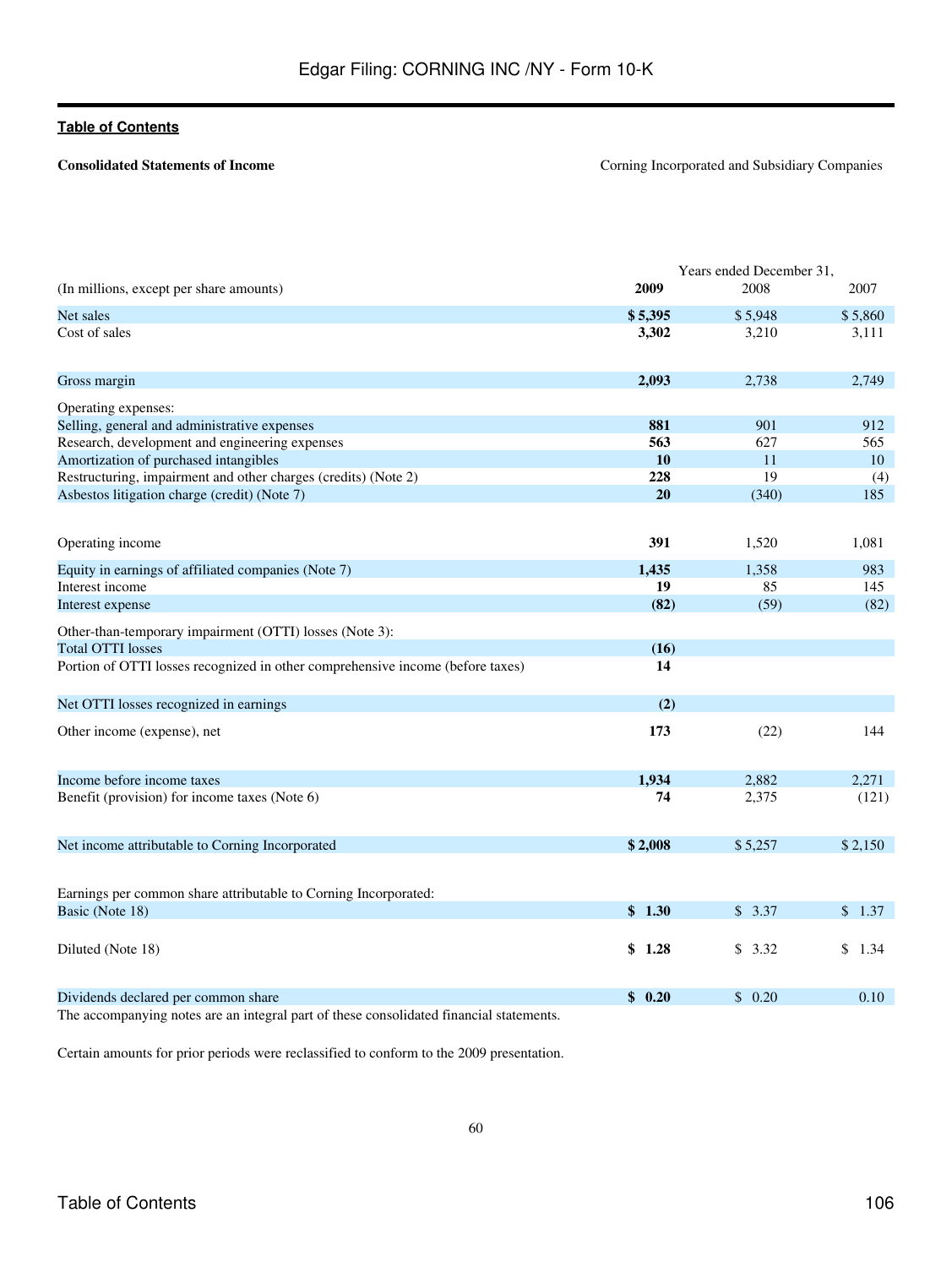**Table of Contents**

**Consolidated Statements of Income** Corning Incorporated and Subsidiary Companies

| (In millions, except per share amounts) | Years ended December 31, 2009 | 2008 | 2007 |
|---|---|---|---|
| Net sales | **$ 5,395** | $ 5,948 | $ 5,860 |
| Cost of sales | **3,302** | 3,210 | 3,111 |
| Gross margin | **2,093** | 2,738 | 2,749 |
| Operating expenses: | | | |
| Selling, general and administrative expenses | **881** | 901 | 912 |
| Research, development and engineering expenses | **563** | 627 | 565 |
| Amortization of purchased intangibles | **10** | 11 | 10 |
| Restructuring, impairment and other charges (credits) (Note 2) | **228** | 19 | (4) |
| Asbestos litigation charge (credit) (Note 7) | **20** | (340) | 185 |
| Operating income | **391** | 1,520 | 1,081 |
| Equity in earnings of affiliated companies (Note 7) | **1,435** | 1,358 | 983 |
| Interest income | **19** | 85 | 145 |
| Interest expense | **(82)** | (59) | (82) |
| Other-than-temporary impairment (OTTI) losses (Note 3): | | | |
| Total OTTI losses | **(16)** | | |
| Portion of OTTI losses recognized in other comprehensive income (before taxes) | **14** | | |
| Net OTTI losses recognized in earnings | **(2)** | | |
| Other income (expense), net | **173** | (22) | 144 |
| Income before income taxes | **1,934** | 2,882 | 2,271 |
| Benefit (provision) for income taxes (Note 6) | **74** | 2,375 | (121) |
| Net income attributable to Corning Incorporated | **$ 2,008** | $ 5,257 | $ 2,150 |
| Earnings per common share attributable to Corning Incorporated: | | | |
| Basic (Note 18) | **$ 1.30** | $ 3.37 | $ 1.37 |
| Diluted (Note 18) | **$ 1.28** | $ 3.32 | $ 1.34 |
| Dividends declared per common share | **$ 0.20** | $ 0.20 | 0.10 |

The accompanying notes are an integral part of these consolidated financial statements.

Certain amounts for prior periods were reclassified to conform to the 2009 presentation.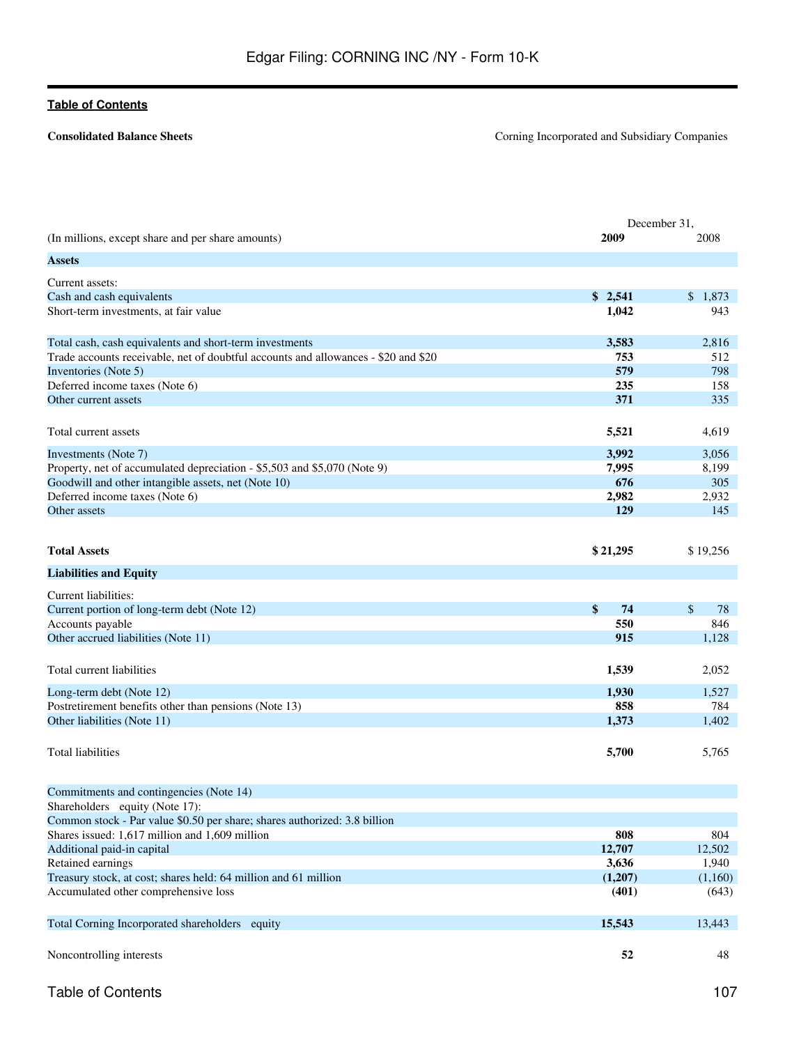Table of Contents

**Consolidated Balance Sheets**

Corning Incorporated and Subsidiary Companies

| (In millions, except share and per share amounts) | December 31, 2009 | 2008 |
|---|---|---|
| **Assets** | | |
| Current assets: | | |
| Cash and cash equivalents | **$ 2,541** | $ 1,873 |
| Short-term investments, at fair value | **1,042** | 943 |
| Total cash, cash equivalents and short-term investments | **3,583** | 2,816 |
| Trade accounts receivable, net of doubtful accounts and allowances - $20 and $20 | **753** | 512 |
| Inventories (Note 5) | **579** | 798 |
| Deferred income taxes (Note 6) | **235** | 158 |
| Other current assets | **371** | 335 |
| Total current assets | **5,521** | 4,619 |
| Investments (Note 7) | **3,992** | 3,056 |
| Property, net of accumulated depreciation - $5,503 and $5,070 (Note 9) | **7,995** | 8,199 |
| Goodwill and other intangible assets, net (Note 10) | **676** | 305 |
| Deferred income taxes (Note 6) | **2,982** | 2,932 |
| Other assets | **129** | 145 |
| **Total Assets** | **$ 21,295** | $ 19,256 |
| **Liabilities and Equity** | | |
| Current liabilities: | | |
| Current portion of long-term debt (Note 12) | **$ 74** | $ 78 |
| Accounts payable | **550** | 846 |
| Other accrued liabilities (Note 11) | **915** | 1,128 |
| Total current liabilities | **1,539** | 2,052 |
| Long-term debt (Note 12) | **1,930** | 1,527 |
| Postretirement benefits other than pensions (Note 13) | **858** | 784 |
| Other liabilities (Note 11) | **1,373** | 1,402 |
| Total liabilities | **5,700** | 5,765 |
| Commitments and contingencies (Note 14) | | |
| Shareholders equity (Note 17): | | |
| Common stock - Par value $0.50 per share; shares authorized: 3.8 billion | | |
| Shares issued: 1,617 million and 1,609 million | **808** | 804 |
| Additional paid-in capital | **12,707** | 12,502 |
| Retained earnings | **3,636** | 1,940 |
| Treasury stock, at cost; shares held: 64 million and 61 million | **(1,207)** | (1,160) |
| Accumulated other comprehensive loss | **(401)** | (643) |
| Total Corning Incorporated shareholders equity | **15,543** | 13,443 |
| Noncontrolling interests | **52** | 48 |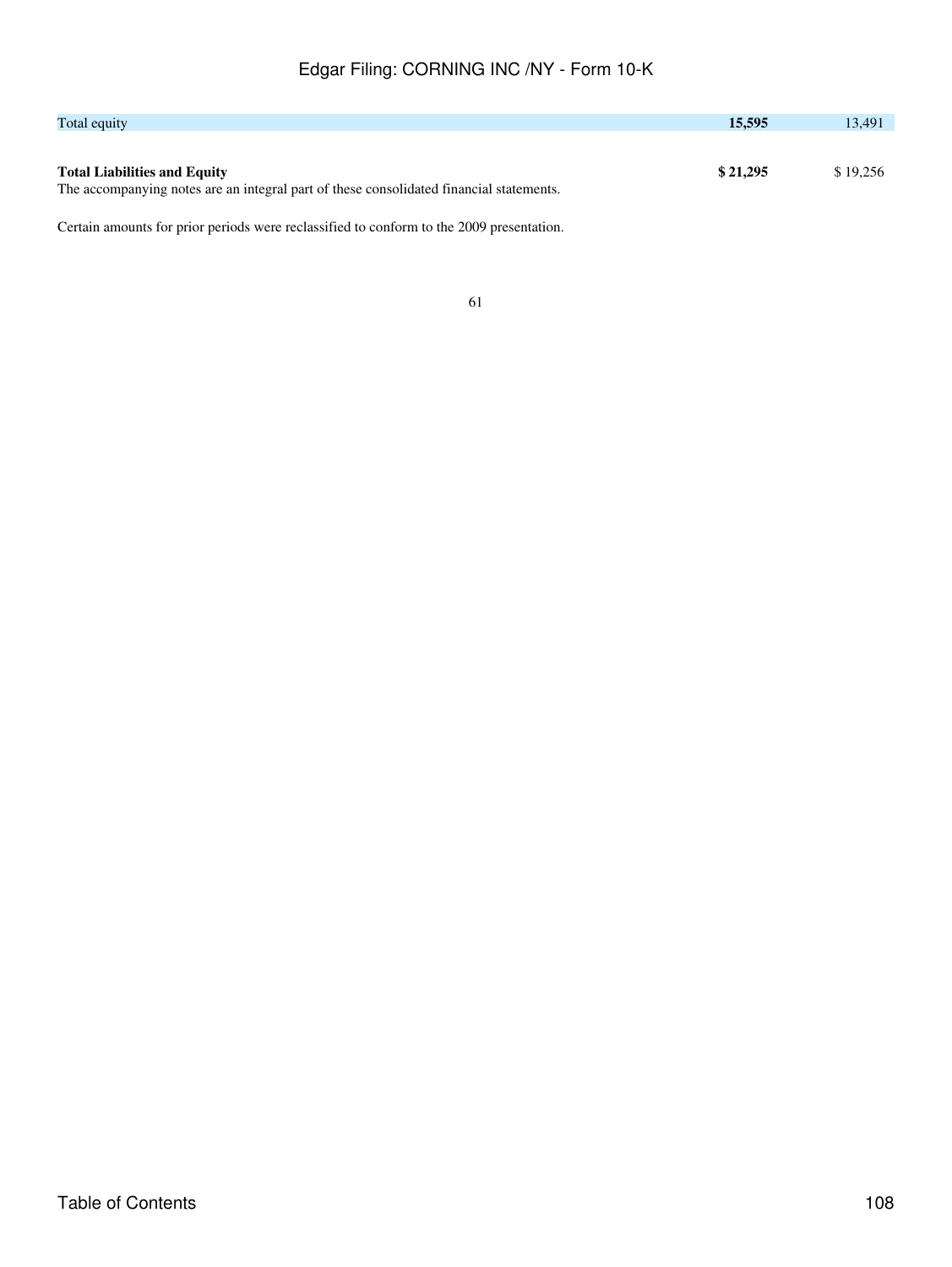| | | |
|---|---|---|
| Total equity | **15,595** | 13,491 |
| | | |
| **Total Liabilities and Equity** | **$ 21,295** | $ 19,256 |

The accompanying notes are an integral part of these consolidated financial statements.

Certain amounts for prior periods were reclassified to conform to the 2009 presentation.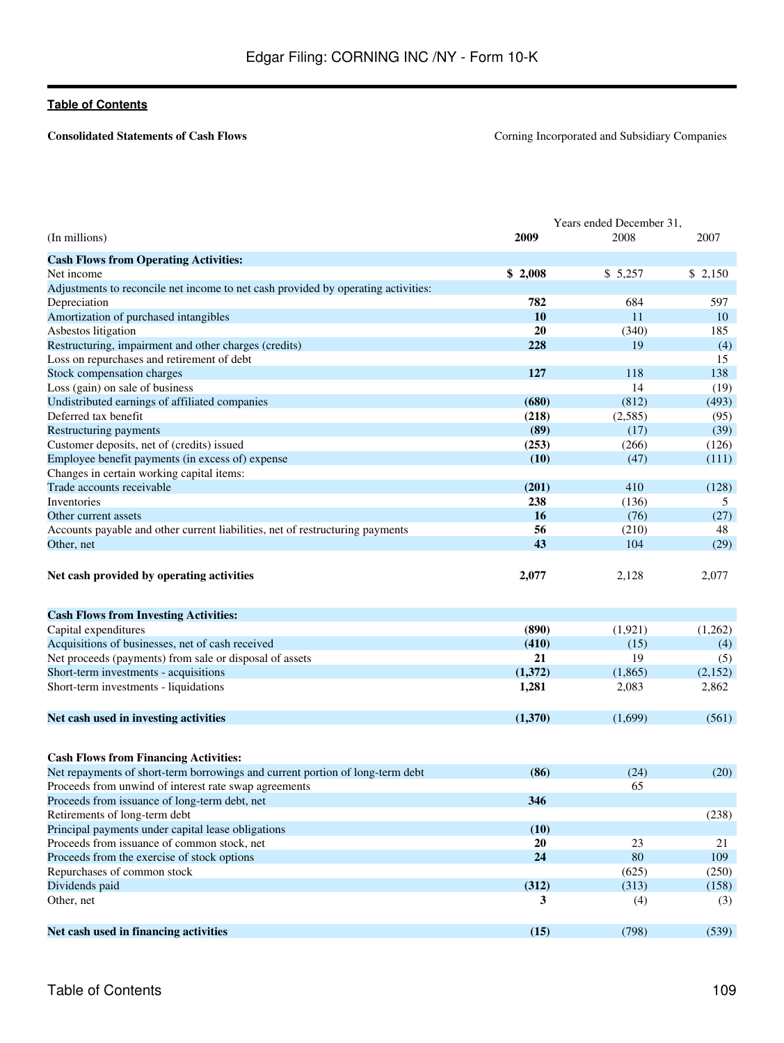[Table of Contents](#)

**Consolidated Statements of Cash Flows** Corning Incorporated and Subsidiary Companies

| (In millions) | Years ended December 31, 2009 | 2008 | 2007 |
|---|---|---|---|
| **Cash Flows from Operating Activities:** | | | |
| Net income | **$ 2,008** | $ 5,257 | $ 2,150 |
| Adjustments to reconcile net income to net cash provided by operating activities: | | | |
| Depreciation | **782** | 684 | 597 |
| Amortization of purchased intangibles | **10** | 11 | 10 |
| Asbestos litigation | **20** | (340) | 185 |
| Restructuring, impairment and other charges (credits) | **228** | 19 | (4) |
| Loss on repurchases and retirement of debt | | | 15 |
| Stock compensation charges | **127** | 118 | 138 |
| Loss (gain) on sale of business | | 14 | (19) |
| Undistributed earnings of affiliated companies | **(680)** | (812) | (493) |
| Deferred tax benefit | **(218)** | (2,585) | (95) |
| Restructuring payments | **(89)** | (17) | (39) |
| Customer deposits, net of (credits) issued | **(253)** | (266) | (126) |
| Employee benefit payments (in excess of) expense | **(10)** | (47) | (111) |
| Changes in certain working capital items: | | | |
| Trade accounts receivable | **(201)** | 410 | (128) |
| Inventories | **238** | (136) | 5 |
| Other current assets | **16** | (76) | (27) |
| Accounts payable and other current liabilities, net of restructuring payments | **56** | (210) | 48 |
| Other, net | **43** | 104 | (29) |
| **Net cash provided by operating activities** | **2,077** | 2,128 | 2,077 |
| **Cash Flows from Investing Activities:** | | | |
| Capital expenditures | **(890)** | (1,921) | (1,262) |
| Acquisitions of businesses, net of cash received | **(410)** | (15) | (4) |
| Net proceeds (payments) from sale or disposal of assets | **21** | 19 | (5) |
| Short-term investments - acquisitions | **(1,372)** | (1,865) | (2,152) |
| Short-term investments - liquidations | **1,281** | 2,083 | 2,862 |
| **Net cash used in investing activities** | **(1,370)** | (1,699) | (561) |
| **Cash Flows from Financing Activities:** | | | |
| Net repayments of short-term borrowings and current portion of long-term debt | **(86)** | (24) | (20) |
| Proceeds from unwind of interest rate swap agreements | | 65 | |
| Proceeds from issuance of long-term debt, net | **346** | | |
| Retirements of long-term debt | | | (238) |
| Principal payments under capital lease obligations | **(10)** | | |
| Proceeds from issuance of common stock, net | **20** | 23 | 21 |
| Proceeds from the exercise of stock options | **24** | 80 | 109 |
| Repurchases of common stock | | (625) | (250) |
| Dividends paid | **(312)** | (313) | (158) |
| Other, net | **3** | (4) | (3) |
| **Net cash used in financing activities** | **(15)** | (798) | (539) |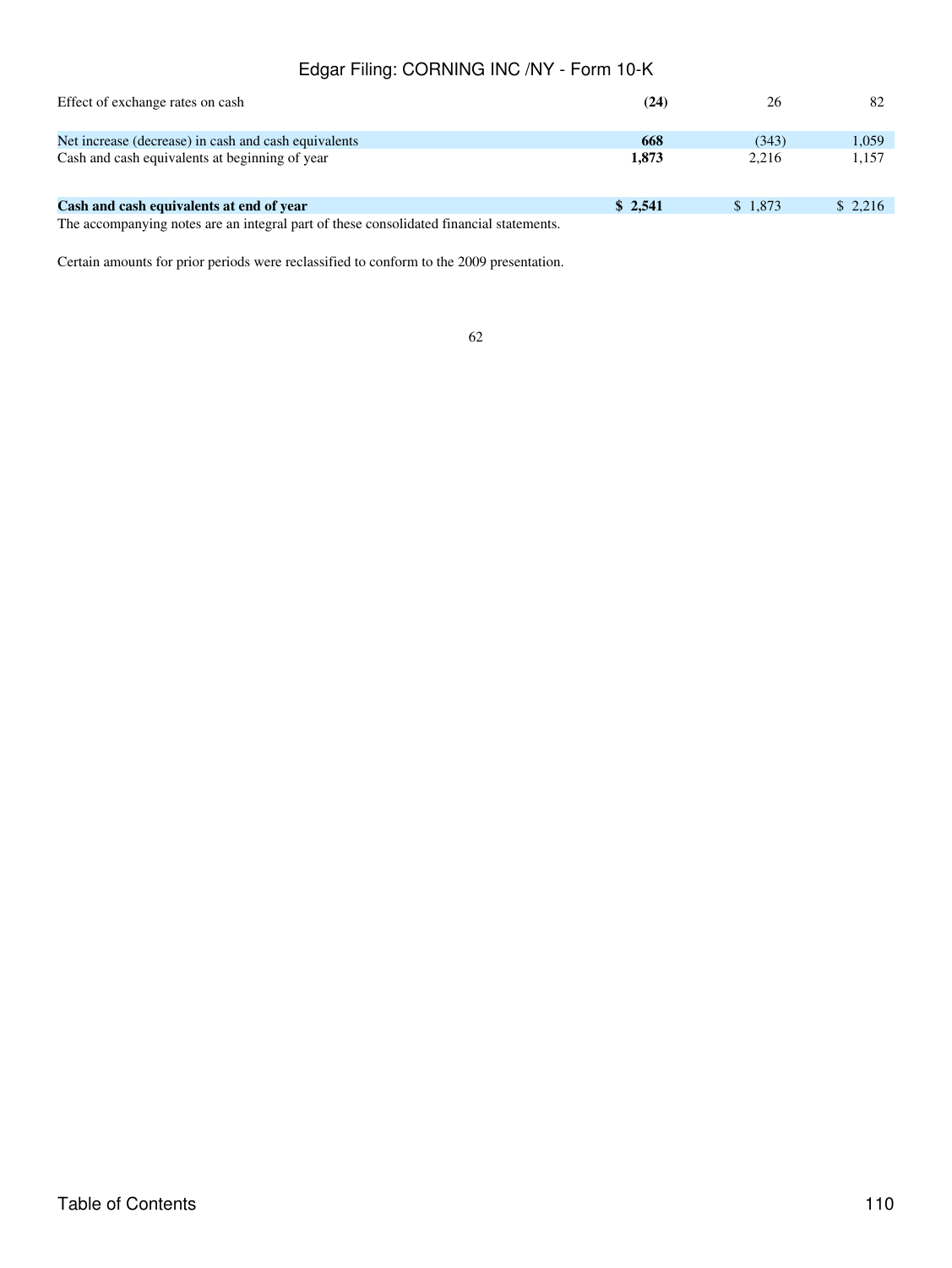| | | | |
|---|---|---|---|
| Effect of exchange rates on cash | **(24)** | 26 | 82 |
| Net increase (decrease) in cash and cash equivalents | **668** | (343) | 1,059 |
| Cash and cash equivalents at beginning of year | **1,873** | 2,216 | 1,157 |
| **Cash and cash equivalents at end of year** | **$ 2,541** | $ 1,873 | $ 2,216 |

The accompanying notes are an integral part of these consolidated financial statements.

Certain amounts for prior periods were reclassified to conform to the 2009 presentation.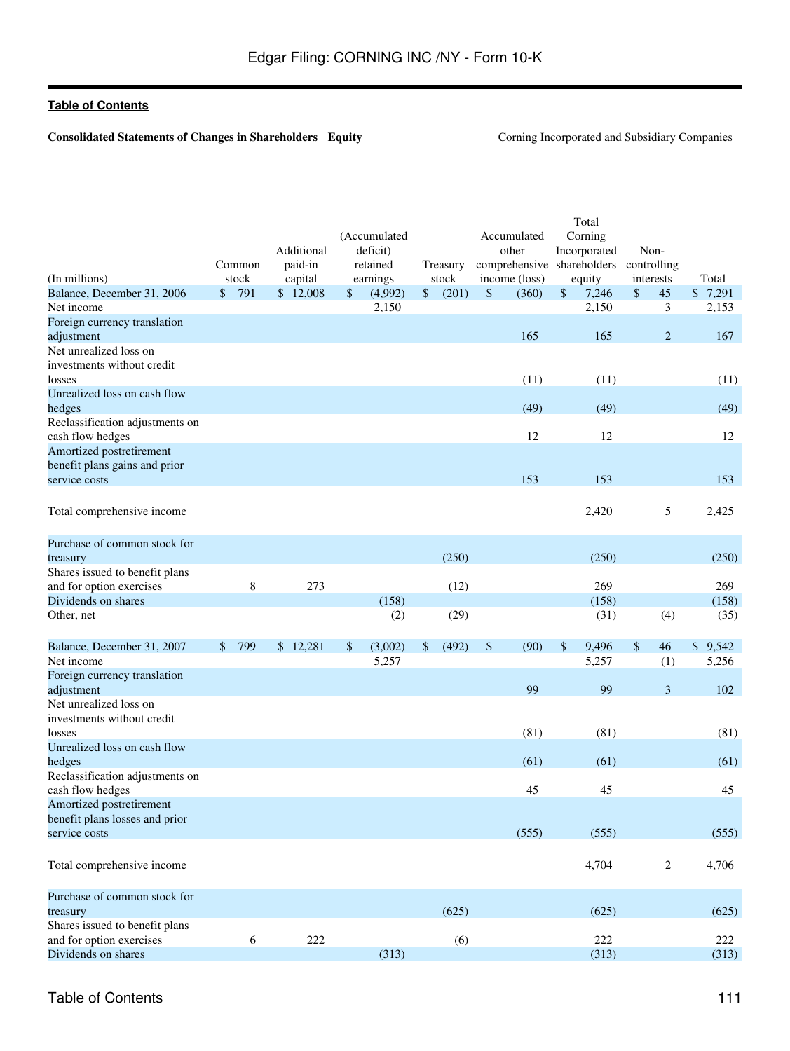**Table of Contents**

**Consolidated Statements of Changes in Shareholders Equity** Corning Incorporated and Subsidiary Companies

| (In millions) | Common stock | Additional paid-in capital | (Accumulated deficit) retained earnings | Treasury stock | Accumulated other comprehensive income (loss) | Total Corning Incorporated shareholders equity | Non-controlling interests | Total |
|---|---|---|---|---|---|---|---|---|
| Balance, December 31, 2006 | $ 791 | $ 12,008 | $ (4,992) | $ (201) | $ (360) | $ 7,246 | $ 45 | $ 7,291 |
| Net income | | | 2,150 | | | 2,150 | 3 | 2,153 |
| Foreign currency translation adjustment | | | | | 165 | 165 | 2 | 167 |
| Net unrealized loss on investments without credit losses | | | | | (11) | (11) | | (11) |
| Unrealized loss on cash flow hedges | | | | | (49) | (49) | | (49) |
| Reclassification adjustments on cash flow hedges | | | | | 12 | 12 | | 12 |
| Amortized postretirement benefit plans gains and prior service costs | | | | | 153 | 153 | | 153 |
| Total comprehensive income | | | | | | 2,420 | 5 | 2,425 |
| Purchase of common stock for treasury | | | | (250) | | (250) | | (250) |
| Shares issued to benefit plans and for option exercises | 8 | 273 | | (12) | | 269 | | 269 |
| Dividends on shares | | | (158) | | | (158) | | (158) |
| Other, net | | | (2) | (29) | | (31) | (4) | (35) |
| Balance, December 31, 2007 | $ 799 | $ 12,281 | $ (3,002) | $ (492) | $ (90) | $ 9,496 | $ 46 | $ 9,542 |
| Net income | | | 5,257 | | | 5,257 | (1) | 5,256 |
| Foreign currency translation adjustment | | | | | 99 | 99 | 3 | 102 |
| Net unrealized loss on investments without credit losses | | | | | (81) | (81) | | (81) |
| Unrealized loss on cash flow hedges | | | | | (61) | (61) | | (61) |
| Reclassification adjustments on cash flow hedges | | | | | 45 | 45 | | 45 |
| Amortized postretirement benefit plans losses and prior service costs | | | | | (555) | (555) | | (555) |
| Total comprehensive income | | | | | | 4,704 | 2 | 4,706 |
| Purchase of common stock for treasury | | | | (625) | | (625) | | (625) |
| Shares issued to benefit plans and for option exercises | 6 | 222 | | (6) | | 222 | | 222 |
| Dividends on shares | | | (313) | | | (313) | | (313) |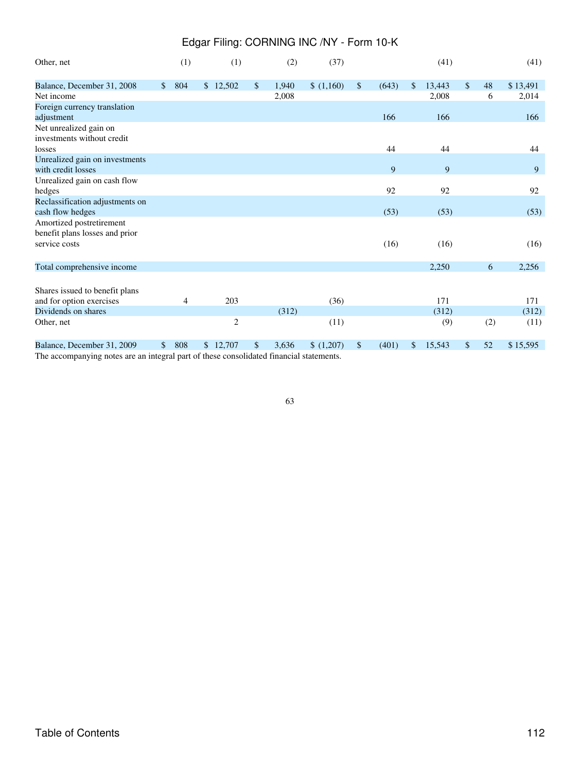| | | | | | | | | |
|---|---|---|---|---|---|---|---|---|
| Other, net | (1) | (1) | (2) | (37) | | (41) | | (41) |
| Balance, December 31, 2008 | $ 804 | $ 12,502 | $ 1,940 | $ (1,160) | $ (643) | $ 13,443 | $ 48 | $ 13,491 |
| Net income | | | 2,008 | | | 2,008 | 6 | 2,014 |
| Foreign currency translation adjustment | | | | | 166 | 166 | | 166 |
| Net unrealized gain on investments without credit losses | | | | | 44 | 44 | | 44 |
| Unrealized gain on investments with credit losses | | | | | 9 | 9 | | 9 |
| Unrealized gain on cash flow hedges | | | | | 92 | 92 | | 92 |
| Reclassification adjustments on cash flow hedges | | | | | (53) | (53) | | (53) |
| Amortized postretirement benefit plans losses and prior service costs | | | | | (16) | (16) | | (16) |
| Total comprehensive income | | | | | | 2,250 | 6 | 2,256 |
| Shares issued to benefit plans and for option exercises | 4 | 203 | | (36) | | 171 | | 171 |
| Dividends on shares | | | (312) | | | (312) | | (312) |
| Other, net | | 2 | | (11) | | (9) | (2) | (11) |
| Balance, December 31, 2009 | $ 808 | $ 12,707 | $ 3,636 | $ (1,207) | $ (401) | $ 15,543 | $ 52 | $ 15,595 |

The accompanying notes are an integral part of these consolidated financial statements.

63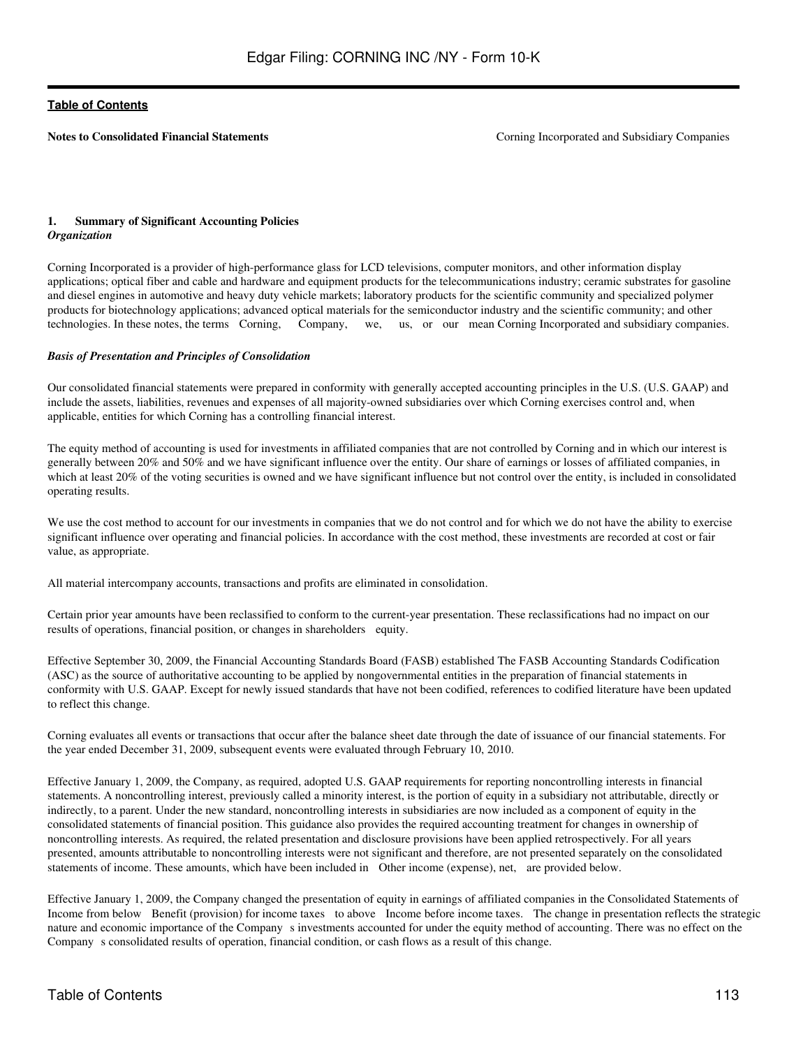**Notes to Consolidated Financial Statements** Corning Incorporated and Subsidiary Companies

## 1. Summary of Significant Accounting Policies

### *Organization*

Corning Incorporated is a provider of high-performance glass for LCD televisions, computer monitors, and other information display applications; optical fiber and cable and hardware and equipment products for the telecommunications industry; ceramic substrates for gasoline and diesel engines in automotive and heavy duty vehicle markets; laboratory products for the scientific community and specialized polymer products for biotechnology applications; advanced optical materials for the semiconductor industry and the scientific community; and other technologies. In these notes, the terms Corning, Company, we, us, or our mean Corning Incorporated and subsidiary companies.

### *Basis of Presentation and Principles of Consolidation*

Our consolidated financial statements were prepared in conformity with generally accepted accounting principles in the U.S. (U.S. GAAP) and include the assets, liabilities, revenues and expenses of all majority-owned subsidiaries over which Corning exercises control and, when applicable, entities for which Corning has a controlling financial interest.

The equity method of accounting is used for investments in affiliated companies that are not controlled by Corning and in which our interest is generally between 20% and 50% and we have significant influence over the entity. Our share of earnings or losses of affiliated companies, in which at least 20% of the voting securities is owned and we have significant influence but not control over the entity, is included in consolidated operating results.

We use the cost method to account for our investments in companies that we do not control and for which we do not have the ability to exercise significant influence over operating and financial policies. In accordance with the cost method, these investments are recorded at cost or fair value, as appropriate.

All material intercompany accounts, transactions and profits are eliminated in consolidation.

Certain prior year amounts have been reclassified to conform to the current-year presentation. These reclassifications had no impact on our results of operations, financial position, or changes in shareholders equity.

Effective September 30, 2009, the Financial Accounting Standards Board (FASB) established The FASB Accounting Standards Codification (ASC) as the source of authoritative accounting to be applied by nongovernmental entities in the preparation of financial statements in conformity with U.S. GAAP. Except for newly issued standards that have not been codified, references to codified literature have been updated to reflect this change.

Corning evaluates all events or transactions that occur after the balance sheet date through the date of issuance of our financial statements. For the year ended December 31, 2009, subsequent events were evaluated through February 10, 2010.

Effective January 1, 2009, the Company, as required, adopted U.S. GAAP requirements for reporting noncontrolling interests in financial statements. A noncontrolling interest, previously called a minority interest, is the portion of equity in a subsidiary not attributable, directly or indirectly, to a parent. Under the new standard, noncontrolling interests in subsidiaries are now included as a component of equity in the consolidated statements of financial position. This guidance also provides the required accounting treatment for changes in ownership of noncontrolling interests. As required, the related presentation and disclosure provisions have been applied retrospectively. For all years presented, amounts attributable to noncontrolling interests were not significant and therefore, are not presented separately on the consolidated statements of income. These amounts, which have been included in Other income (expense), net, are provided below.

Effective January 1, 2009, the Company changed the presentation of equity in earnings of affiliated companies in the Consolidated Statements of Income from below Benefit (provision) for income taxes to above Income before income taxes. The change in presentation reflects the strategic nature and economic importance of the Company s investments accounted for under the equity method of accounting. There was no effect on the Company s consolidated results of operation, financial condition, or cash flows as a result of this change.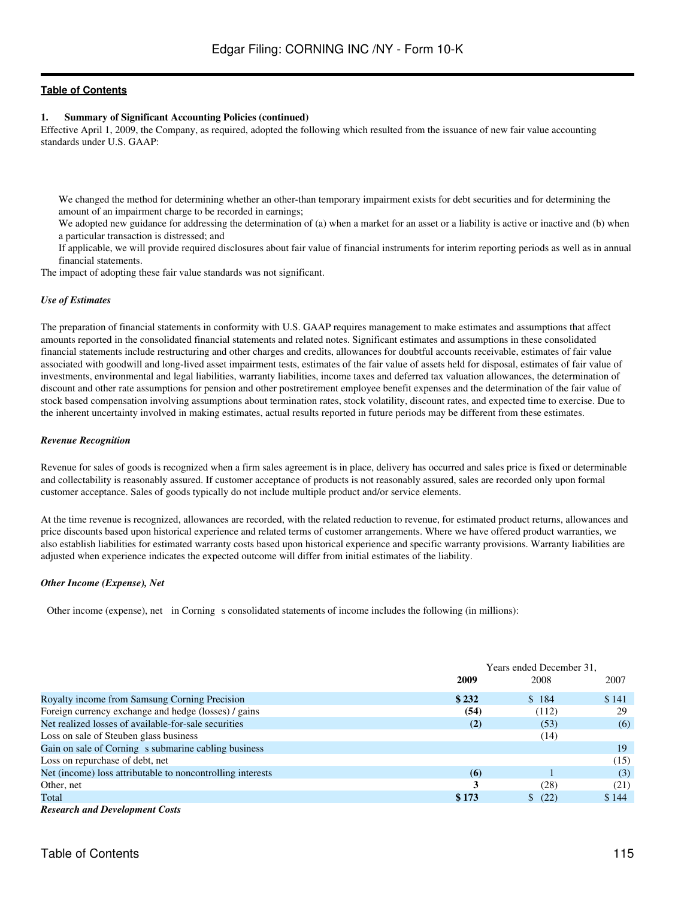**1. Summary of Significant Accounting Policies (continued)**

Effective April 1, 2009, the Company, as required, adopted the following which resulted from the issuance of new fair value accounting standards under U.S. GAAP:

- We changed the method for determining whether an other-than temporary impairment exists for debt securities and for determining the amount of an impairment charge to be recorded in earnings;
- We adopted new guidance for addressing the determination of (a) when a market for an asset or a liability is active or inactive and (b) when a particular transaction is distressed; and
- If applicable, we will provide required disclosures about fair value of financial instruments for interim reporting periods as well as in annual financial statements.

The impact of adopting these fair value standards was not significant.

***Use of Estimates***

The preparation of financial statements in conformity with U.S. GAAP requires management to make estimates and assumptions that affect amounts reported in the consolidated financial statements and related notes. Significant estimates and assumptions in these consolidated financial statements include restructuring and other charges and credits, allowances for doubtful accounts receivable, estimates of fair value associated with goodwill and long-lived asset impairment tests, estimates of the fair value of assets held for disposal, estimates of fair value of investments, environmental and legal liabilities, warranty liabilities, income taxes and deferred tax valuation allowances, the determination of discount and other rate assumptions for pension and other postretirement employee benefit expenses and the determination of the fair value of stock based compensation involving assumptions about termination rates, stock volatility, discount rates, and expected time to exercise. Due to the inherent uncertainty involved in making estimates, actual results reported in future periods may be different from these estimates.

***Revenue Recognition***

Revenue for sales of goods is recognized when a firm sales agreement is in place, delivery has occurred and sales price is fixed or determinable and collectability is reasonably assured. If customer acceptance of products is not reasonably assured, sales are recorded only upon formal customer acceptance. Sales of goods typically do not include multiple product and/or service elements.

At the time revenue is recognized, allowances are recorded, with the related reduction to revenue, for estimated product returns, allowances and price discounts based upon historical experience and related terms of customer arrangements. Where we have offered product warranties, we also establish liabilities for estimated warranty costs based upon historical experience and specific warranty provisions. Warranty liabilities are adjusted when experience indicates the expected outcome will differ from initial estimates of the liability.

***Other Income (Expense), Net***

Other income (expense), net in Corning s consolidated statements of income includes the following (in millions):

| | Years ended December 31, | | |
|---|---|---|---|
| | **2009** | 2008 | 2007 |
| Royalty income from Samsung Corning Precision | **$ 232** | $ 184 | $ 141 |
| Foreign currency exchange and hedge (losses) / gains | **(54)** | (112) | 29 |
| Net realized losses of available-for-sale securities | **(2)** | (53) | (6) |
| Loss on sale of Steuben glass business | | (14) | |
| Gain on sale of Corning s submarine cabling business | | | 19 |
| Loss on repurchase of debt, net | | | (15) |
| Net (income) loss attributable to noncontrolling interests | **(6)** | 1 | (3) |
| Other, net | **3** | (28) | (21) |
| Total | **$ 173** | $ (22) | $ 144 |

***Research and Development Costs***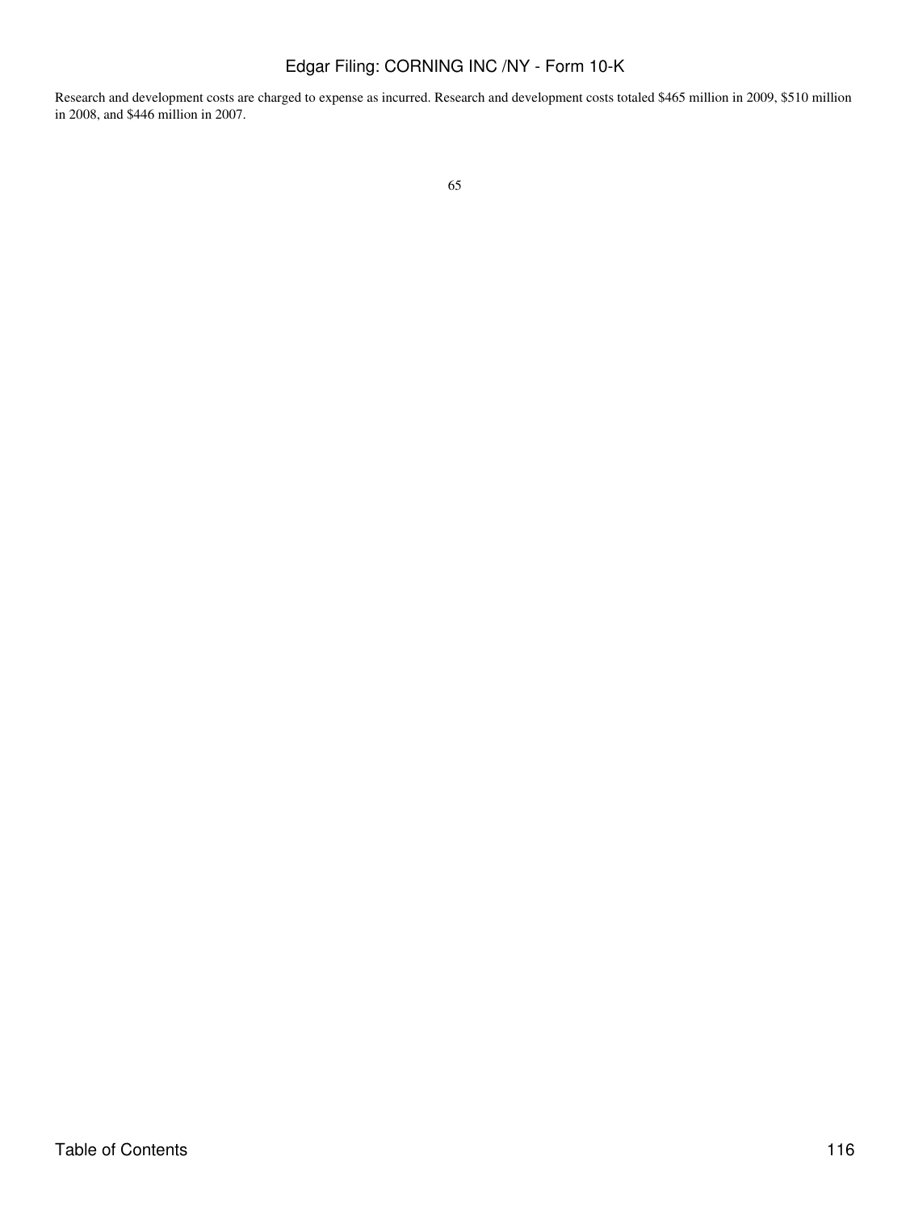Research and development costs are charged to expense as incurred. Research and development costs totaled $465 million in 2009, $510 million in 2008, and $446 million in 2007.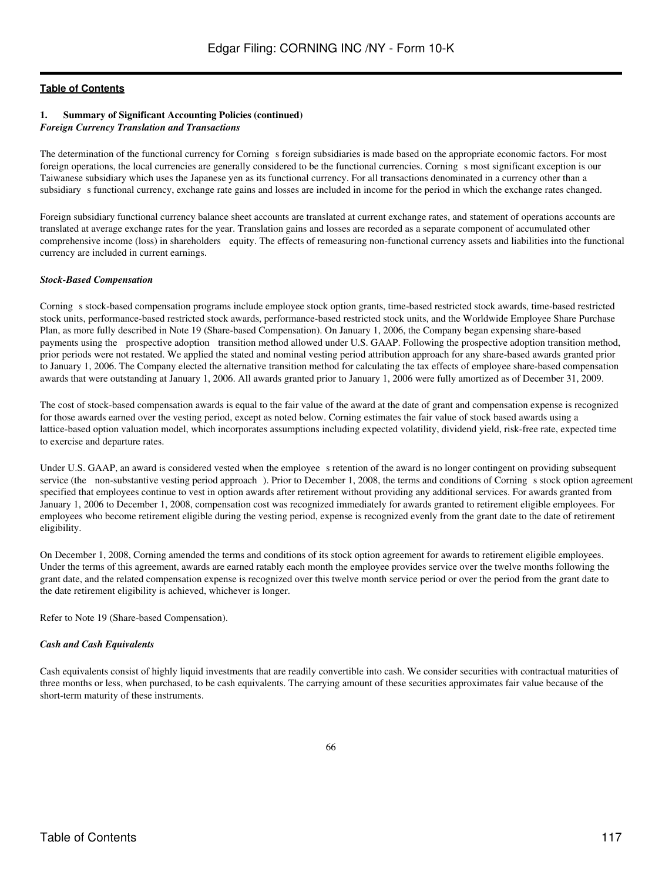## 1. Summary of Significant Accounting Policies (continued)

***Foreign Currency Translation and Transactions***

The determination of the functional currency for Corning s foreign subsidiaries is made based on the appropriate economic factors. For most foreign operations, the local currencies are generally considered to be the functional currencies. Corning s most significant exception is our Taiwanese subsidiary which uses the Japanese yen as its functional currency. For all transactions denominated in a currency other than a subsidiary s functional currency, exchange rate gains and losses are included in income for the period in which the exchange rates changed.

Foreign subsidiary functional currency balance sheet accounts are translated at current exchange rates, and statement of operations accounts are translated at average exchange rates for the year. Translation gains and losses are recorded as a separate component of accumulated other comprehensive income (loss) in shareholders equity. The effects of remeasuring non-functional currency assets and liabilities into the functional currency are included in current earnings.

***Stock-Based Compensation***

Corning s stock-based compensation programs include employee stock option grants, time-based restricted stock awards, time-based restricted stock units, performance-based restricted stock awards, performance-based restricted stock units, and the Worldwide Employee Share Purchase Plan, as more fully described in Note 19 (Share-based Compensation). On January 1, 2006, the Company began expensing share-based payments using the prospective adoption transition method allowed under U.S. GAAP. Following the prospective adoption transition method, prior periods were not restated. We applied the stated and nominal vesting period attribution approach for any share-based awards granted prior to January 1, 2006. The Company elected the alternative transition method for calculating the tax effects of employee share-based compensation awards that were outstanding at January 1, 2006. All awards granted prior to January 1, 2006 were fully amortized as of December 31, 2009.

The cost of stock-based compensation awards is equal to the fair value of the award at the date of grant and compensation expense is recognized for those awards earned over the vesting period, except as noted below. Corning estimates the fair value of stock based awards using a lattice-based option valuation model, which incorporates assumptions including expected volatility, dividend yield, risk-free rate, expected time to exercise and departure rates.

Under U.S. GAAP, an award is considered vested when the employee s retention of the award is no longer contingent on providing subsequent service (the non-substantive vesting period approach ). Prior to December 1, 2008, the terms and conditions of Corning s stock option agreement specified that employees continue to vest in option awards after retirement without providing any additional services. For awards granted from January 1, 2006 to December 1, 2008, compensation cost was recognized immediately for awards granted to retirement eligible employees. For employees who become retirement eligible during the vesting period, expense is recognized evenly from the grant date to the date of retirement eligibility.

On December 1, 2008, Corning amended the terms and conditions of its stock option agreement for awards to retirement eligible employees. Under the terms of this agreement, awards are earned ratably each month the employee provides service over the twelve months following the grant date, and the related compensation expense is recognized over this twelve month service period or over the period from the grant date to the date retirement eligibility is achieved, whichever is longer.

Refer to Note 19 (Share-based Compensation).

***Cash and Cash Equivalents***

Cash equivalents consist of highly liquid investments that are readily convertible into cash. We consider securities with contractual maturities of three months or less, when purchased, to be cash equivalents. The carrying amount of these securities approximates fair value because of the short-term maturity of these instruments.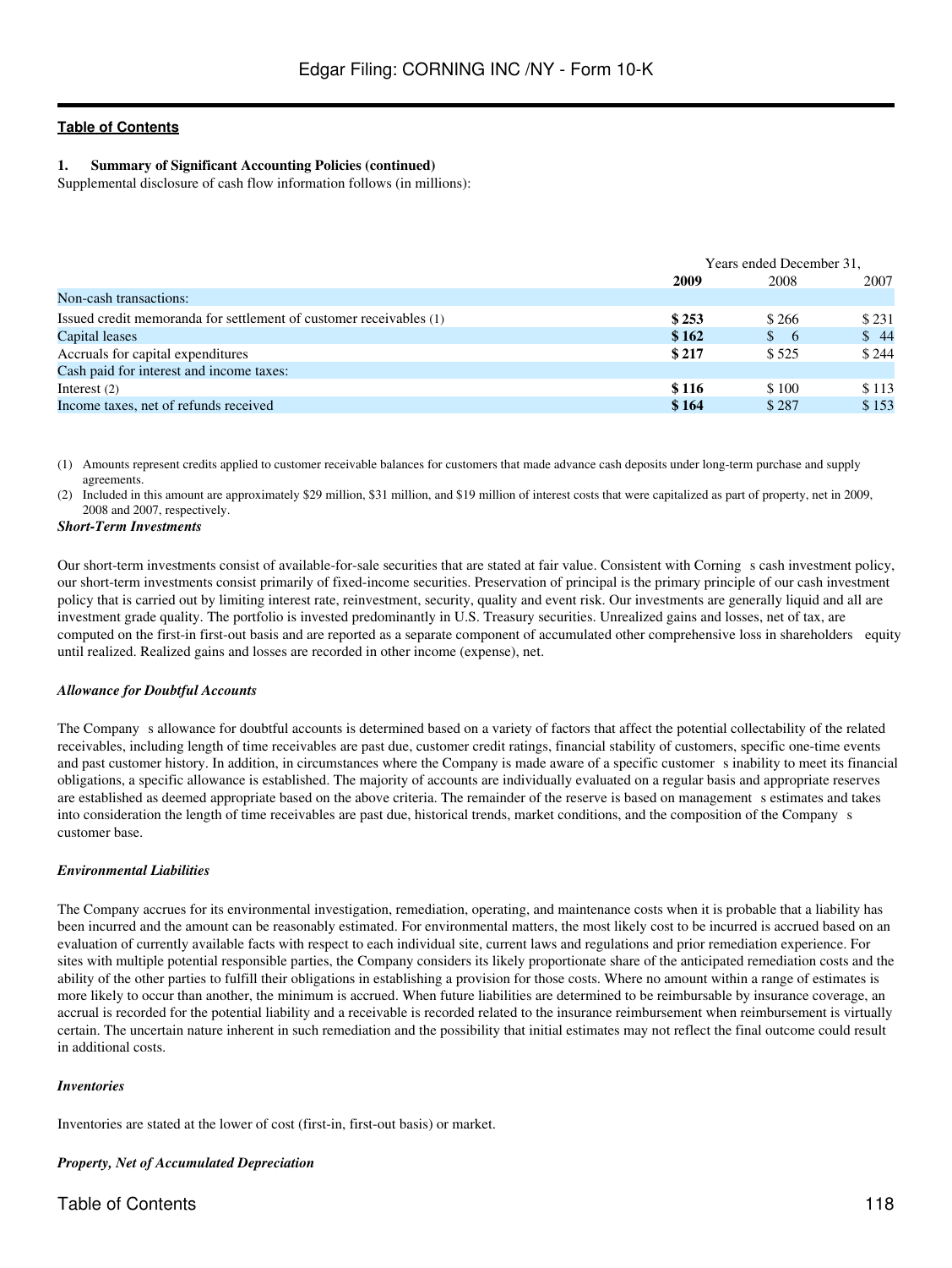**1. Summary of Significant Accounting Policies (continued)**

Supplemental disclosure of cash flow information follows (in millions):

| | Years ended December 31, | | |
|---|---|---|---|
| | **2009** | 2008 | 2007 |
| Non-cash transactions: | | | |
| Issued credit memoranda for settlement of customer receivables (1) | **$ 253** | $ 266 | $ 231 |
| Capital leases | **$ 162** | $ 6 | $ 44 |
| Accruals for capital expenditures | **$ 217** | $ 525 | $ 244 |
| Cash paid for interest and income taxes: | | | |
| Interest (2) | **$ 116** | $ 100 | $ 113 |
| Income taxes, net of refunds received | **$ 164** | $ 287 | $ 153 |

(1) Amounts represent credits applied to customer receivable balances for customers that made advance cash deposits under long-term purchase and supply agreements.

(2) Included in this amount are approximately $29 million, $31 million, and $19 million of interest costs that were capitalized as part of property, net in 2009, 2008 and 2007, respectively.

***Short-Term Investments***

Our short-term investments consist of available-for-sale securities that are stated at fair value. Consistent with Corning s cash investment policy, our short-term investments consist primarily of fixed-income securities. Preservation of principal is the primary principle of our cash investment policy that is carried out by limiting interest rate, reinvestment, security, quality and event risk. Our investments are generally liquid and all are investment grade quality. The portfolio is invested predominantly in U.S. Treasury securities. Unrealized gains and losses, net of tax, are computed on the first-in first-out basis and are reported as a separate component of accumulated other comprehensive loss in shareholders equity until realized. Realized gains and losses are recorded in other income (expense), net.

***Allowance for Doubtful Accounts***

The Company s allowance for doubtful accounts is determined based on a variety of factors that affect the potential collectability of the related receivables, including length of time receivables are past due, customer credit ratings, financial stability of customers, specific one-time events and past customer history. In addition, in circumstances where the Company is made aware of a specific customer s inability to meet its financial obligations, a specific allowance is established. The majority of accounts are individually evaluated on a regular basis and appropriate reserves are established as deemed appropriate based on the above criteria. The remainder of the reserve is based on management s estimates and takes into consideration the length of time receivables are past due, historical trends, market conditions, and the composition of the Company s customer base.

***Environmental Liabilities***

The Company accrues for its environmental investigation, remediation, operating, and maintenance costs when it is probable that a liability has been incurred and the amount can be reasonably estimated. For environmental matters, the most likely cost to be incurred is accrued based on an evaluation of currently available facts with respect to each individual site, current laws and regulations and prior remediation experience. For sites with multiple potential responsible parties, the Company considers its likely proportionate share of the anticipated remediation costs and the ability of the other parties to fulfill their obligations in establishing a provision for those costs. Where no amount within a range of estimates is more likely to occur than another, the minimum is accrued. When future liabilities are determined to be reimbursable by insurance coverage, an accrual is recorded for the potential liability and a receivable is recorded related to the insurance reimbursement when reimbursement is virtually certain. The uncertain nature inherent in such remediation and the possibility that initial estimates may not reflect the final outcome could result in additional costs.

***Inventories***

Inventories are stated at the lower of cost (first-in, first-out basis) or market.

***Property, Net of Accumulated Depreciation***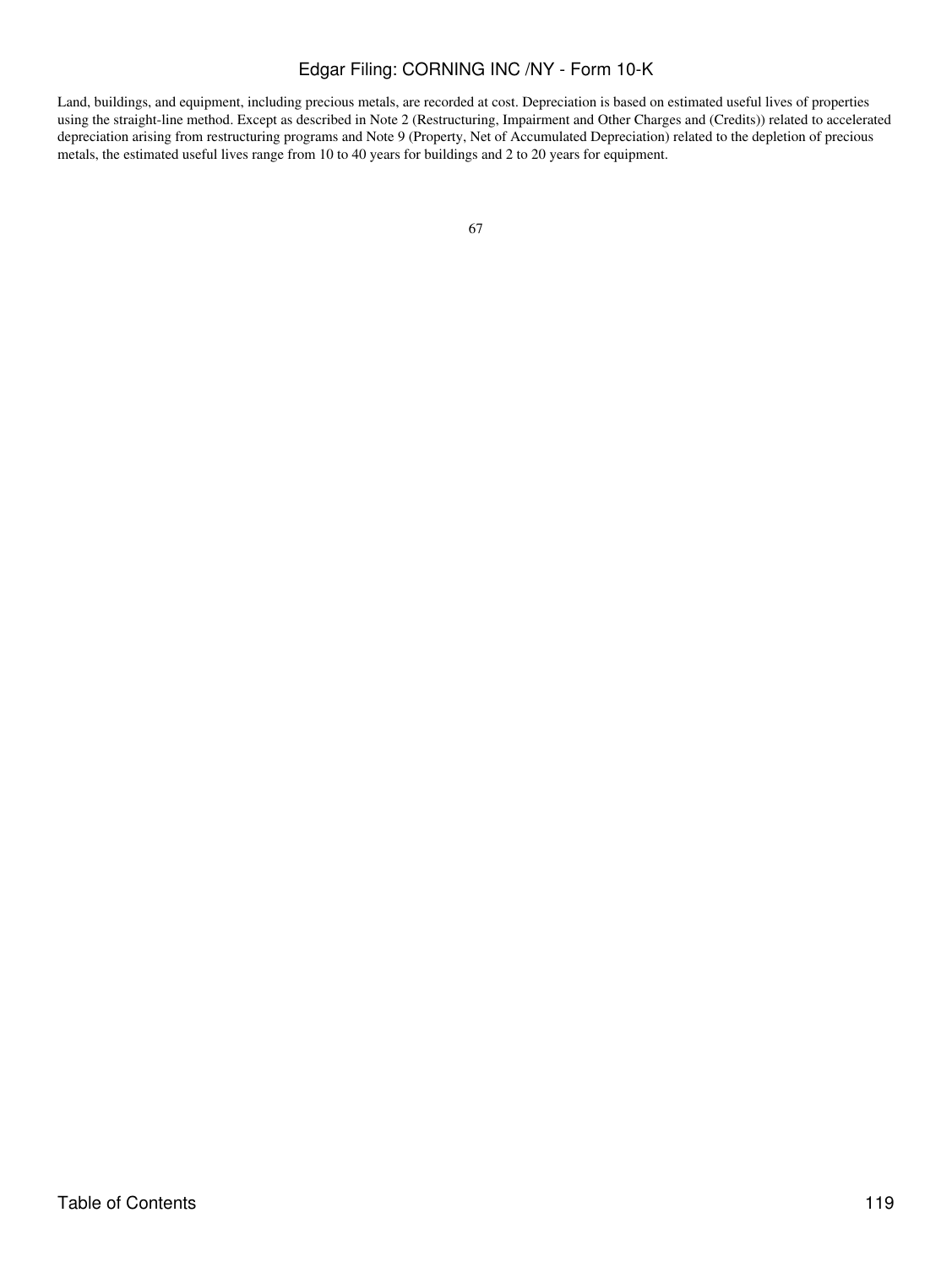Land, buildings, and equipment, including precious metals, are recorded at cost. Depreciation is based on estimated useful lives of properties using the straight-line method. Except as described in Note 2 (Restructuring, Impairment and Other Charges and (Credits)) related to accelerated depreciation arising from restructuring programs and Note 9 (Property, Net of Accumulated Depreciation) related to the depletion of precious metals, the estimated useful lives range from 10 to 40 years for buildings and 2 to 20 years for equipment.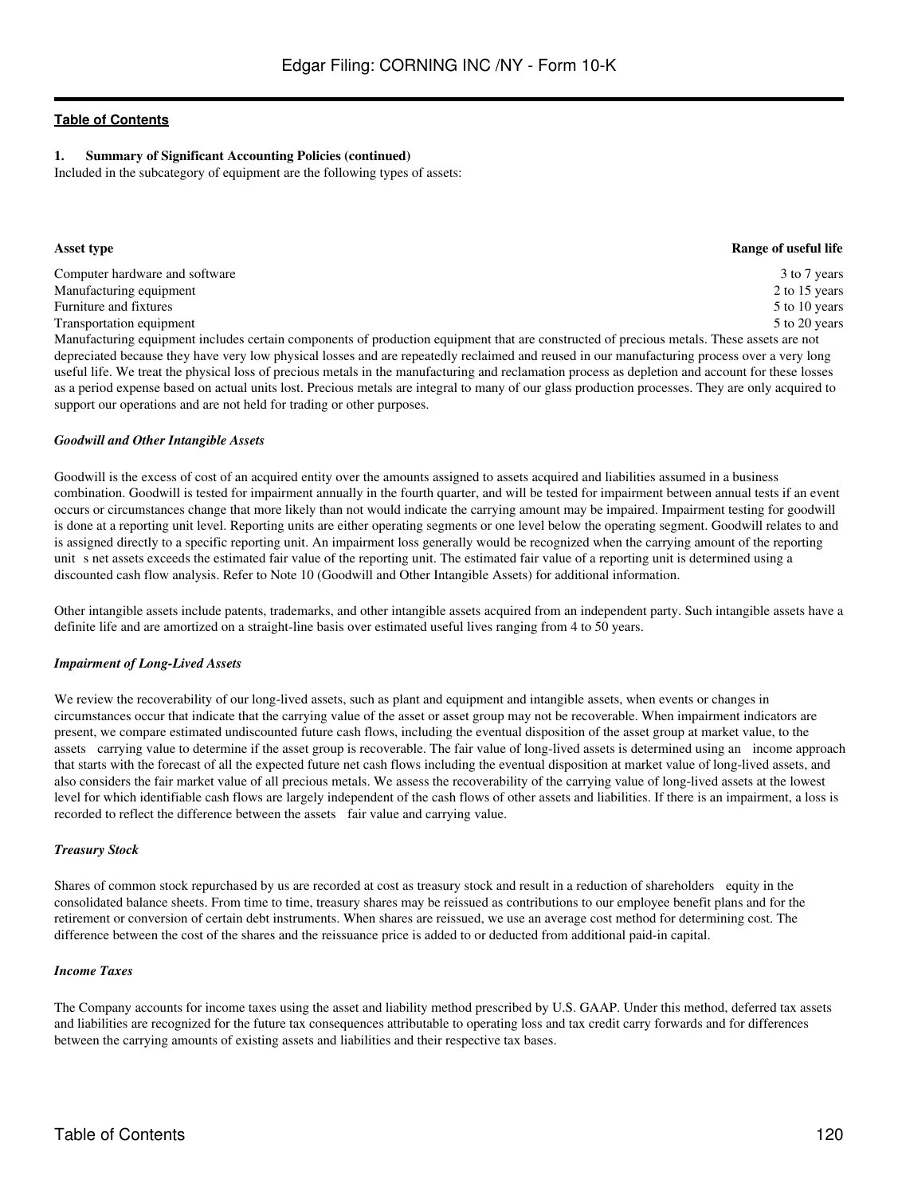**Table of Contents**

**1. Summary of Significant Accounting Policies (continued)**

Included in the subcategory of equipment are the following types of assets:

| Asset type | Range of useful life |
| --- | --- |
| Computer hardware and software | 3 to 7 years |
| Manufacturing equipment | 2 to 15 years |
| Furniture and fixtures | 5 to 10 years |
| Transportation equipment | 5 to 20 years |

Manufacturing equipment includes certain components of production equipment that are constructed of precious metals. These assets are not depreciated because they have very low physical losses and are repeatedly reclaimed and reused in our manufacturing process over a very long useful life. We treat the physical loss of precious metals in the manufacturing and reclamation process as depletion and account for these losses as a period expense based on actual units lost. Precious metals are integral to many of our glass production processes. They are only acquired to support our operations and are not held for trading or other purposes.

***Goodwill and Other Intangible Assets***

Goodwill is the excess of cost of an acquired entity over the amounts assigned to assets acquired and liabilities assumed in a business combination. Goodwill is tested for impairment annually in the fourth quarter, and will be tested for impairment between annual tests if an event occurs or circumstances change that more likely than not would indicate the carrying amount may be impaired. Impairment testing for goodwill is done at a reporting unit level. Reporting units are either operating segments or one level below the operating segment. Goodwill relates to and is assigned directly to a specific reporting unit. An impairment loss generally would be recognized when the carrying amount of the reporting unit s net assets exceeds the estimated fair value of the reporting unit. The estimated fair value of a reporting unit is determined using a discounted cash flow analysis. Refer to Note 10 (Goodwill and Other Intangible Assets) for additional information.

Other intangible assets include patents, trademarks, and other intangible assets acquired from an independent party. Such intangible assets have a definite life and are amortized on a straight-line basis over estimated useful lives ranging from 4 to 50 years.

***Impairment of Long-Lived Assets***

We review the recoverability of our long-lived assets, such as plant and equipment and intangible assets, when events or changes in circumstances occur that indicate that the carrying value of the asset or asset group may not be recoverable. When impairment indicators are present, we compare estimated undiscounted future cash flows, including the eventual disposition of the asset group at market value, to the assets carrying value to determine if the asset group is recoverable. The fair value of long-lived assets is determined using an income approach that starts with the forecast of all the expected future net cash flows including the eventual disposition at market value of long-lived assets, and also considers the fair market value of all precious metals. We assess the recoverability of the carrying value of long-lived assets at the lowest level for which identifiable cash flows are largely independent of the cash flows of other assets and liabilities. If there is an impairment, a loss is recorded to reflect the difference between the assets fair value and carrying value.

***Treasury Stock***

Shares of common stock repurchased by us are recorded at cost as treasury stock and result in a reduction of shareholders equity in the consolidated balance sheets. From time to time, treasury shares may be reissued as contributions to our employee benefit plans and for the retirement or conversion of certain debt instruments. When shares are reissued, we use an average cost method for determining cost. The difference between the cost of the shares and the reissuance price is added to or deducted from additional paid-in capital.

***Income Taxes***

The Company accounts for income taxes using the asset and liability method prescribed by U.S. GAAP. Under this method, deferred tax assets and liabilities are recognized for the future tax consequences attributable to operating loss and tax credit carry forwards and for differences between the carrying amounts of existing assets and liabilities and their respective tax bases.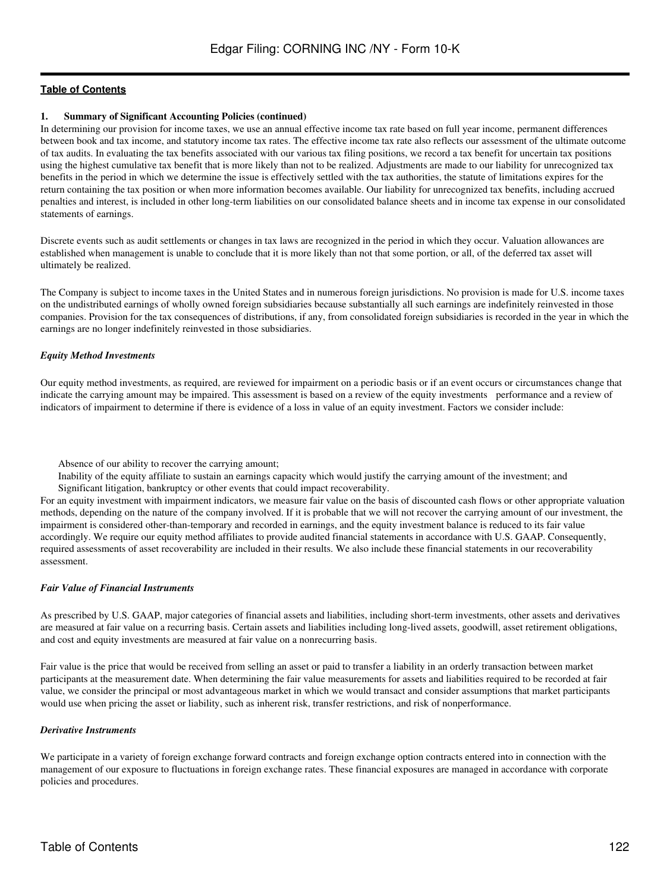**1. Summary of Significant Accounting Policies (continued)**

In determining our provision for income taxes, we use an annual effective income tax rate based on full year income, permanent differences between book and tax income, and statutory income tax rates. The effective income tax rate also reflects our assessment of the ultimate outcome of tax audits. In evaluating the tax benefits associated with our various tax filing positions, we record a tax benefit for uncertain tax positions using the highest cumulative tax benefit that is more likely than not to be realized. Adjustments are made to our liability for unrecognized tax benefits in the period in which we determine the issue is effectively settled with the tax authorities, the statute of limitations expires for the return containing the tax position or when more information becomes available. Our liability for unrecognized tax benefits, including accrued penalties and interest, is included in other long-term liabilities on our consolidated balance sheets and in income tax expense in our consolidated statements of earnings.

Discrete events such as audit settlements or changes in tax laws are recognized in the period in which they occur. Valuation allowances are established when management is unable to conclude that it is more likely than not that some portion, or all, of the deferred tax asset will ultimately be realized.

The Company is subject to income taxes in the United States and in numerous foreign jurisdictions. No provision is made for U.S. income taxes on the undistributed earnings of wholly owned foreign subsidiaries because substantially all such earnings are indefinitely reinvested in those companies. Provision for the tax consequences of distributions, if any, from consolidated foreign subsidiaries is recorded in the year in which the earnings are no longer indefinitely reinvested in those subsidiaries.

***Equity Method Investments***

Our equity method investments, as required, are reviewed for impairment on a periodic basis or if an event occurs or circumstances change that indicate the carrying amount may be impaired. This assessment is based on a review of the equity investments performance and a review of indicators of impairment to determine if there is evidence of a loss in value of an equity investment. Factors we consider include:

- Absence of our ability to recover the carrying amount;
- Inability of the equity affiliate to sustain an earnings capacity which would justify the carrying amount of the investment; and
- Significant litigation, bankruptcy or other events that could impact recoverability.

For an equity investment with impairment indicators, we measure fair value on the basis of discounted cash flows or other appropriate valuation methods, depending on the nature of the company involved. If it is probable that we will not recover the carrying amount of our investment, the impairment is considered other-than-temporary and recorded in earnings, and the equity investment balance is reduced to its fair value accordingly. We require our equity method affiliates to provide audited financial statements in accordance with U.S. GAAP. Consequently, required assessments of asset recoverability are included in their results. We also include these financial statements in our recoverability assessment.

***Fair Value of Financial Instruments***

As prescribed by U.S. GAAP, major categories of financial assets and liabilities, including short-term investments, other assets and derivatives are measured at fair value on a recurring basis. Certain assets and liabilities including long-lived assets, goodwill, asset retirement obligations, and cost and equity investments are measured at fair value on a nonrecurring basis.

Fair value is the price that would be received from selling an asset or paid to transfer a liability in an orderly transaction between market participants at the measurement date. When determining the fair value measurements for assets and liabilities required to be recorded at fair value, we consider the principal or most advantageous market in which we would transact and consider assumptions that market participants would use when pricing the asset or liability, such as inherent risk, transfer restrictions, and risk of nonperformance.

***Derivative Instruments***

We participate in a variety of foreign exchange forward contracts and foreign exchange option contracts entered into in connection with the management of our exposure to fluctuations in foreign exchange rates. These financial exposures are managed in accordance with corporate policies and procedures.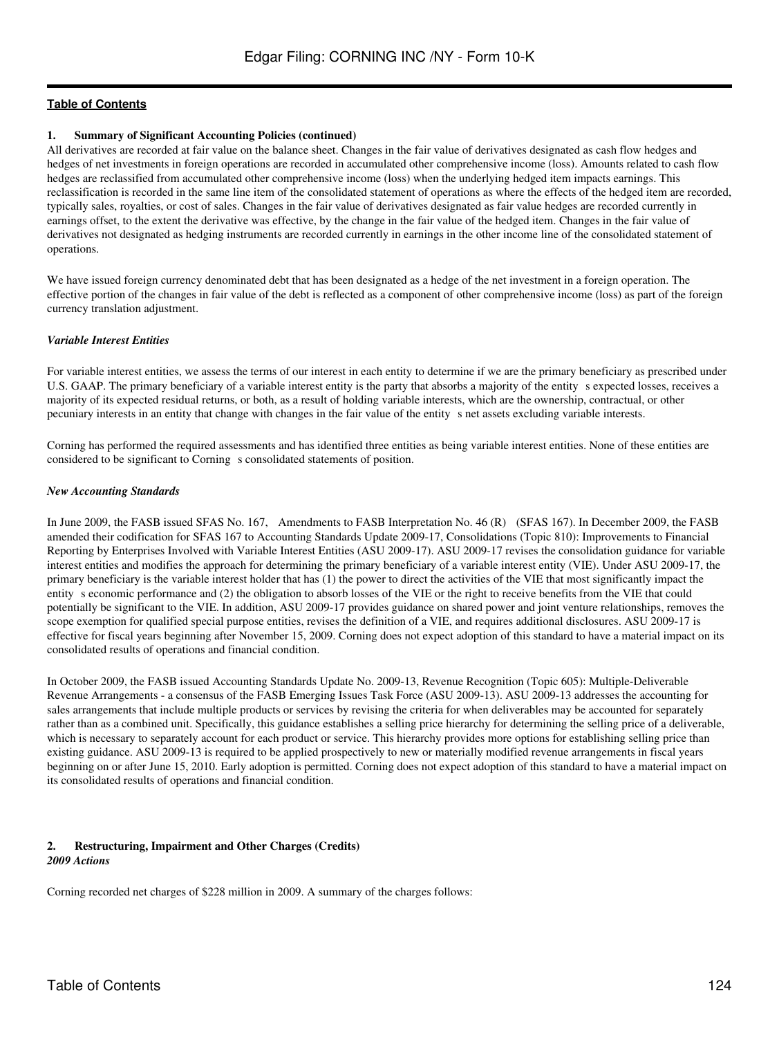**1. Summary of Significant Accounting Policies (continued)**

All derivatives are recorded at fair value on the balance sheet. Changes in the fair value of derivatives designated as cash flow hedges and hedges of net investments in foreign operations are recorded in accumulated other comprehensive income (loss). Amounts related to cash flow hedges are reclassified from accumulated other comprehensive income (loss) when the underlying hedged item impacts earnings. This reclassification is recorded in the same line item of the consolidated statement of operations as where the effects of the hedged item are recorded, typically sales, royalties, or cost of sales. Changes in the fair value of derivatives designated as fair value hedges are recorded currently in earnings offset, to the extent the derivative was effective, by the change in the fair value of the hedged item. Changes in the fair value of derivatives not designated as hedging instruments are recorded currently in earnings in the other income line of the consolidated statement of operations.

We have issued foreign currency denominated debt that has been designated as a hedge of the net investment in a foreign operation. The effective portion of the changes in fair value of the debt is reflected as a component of other comprehensive income (loss) as part of the foreign currency translation adjustment.

***Variable Interest Entities***

For variable interest entities, we assess the terms of our interest in each entity to determine if we are the primary beneficiary as prescribed under U.S. GAAP. The primary beneficiary of a variable interest entity is the party that absorbs a majority of the entity s expected losses, receives a majority of its expected residual returns, or both, as a result of holding variable interests, which are the ownership, contractual, or other pecuniary interests in an entity that change with changes in the fair value of the entity s net assets excluding variable interests.

Corning has performed the required assessments and has identified three entities as being variable interest entities. None of these entities are considered to be significant to Corning s consolidated statements of position.

***New Accounting Standards***

In June 2009, the FASB issued SFAS No. 167, Amendments to FASB Interpretation No. 46 (R) (SFAS 167). In December 2009, the FASB amended their codification for SFAS 167 to Accounting Standards Update 2009-17, Consolidations (Topic 810): Improvements to Financial Reporting by Enterprises Involved with Variable Interest Entities (ASU 2009-17). ASU 2009-17 revises the consolidation guidance for variable interest entities and modifies the approach for determining the primary beneficiary of a variable interest entity (VIE). Under ASU 2009-17, the primary beneficiary is the variable interest holder that has (1) the power to direct the activities of the VIE that most significantly impact the entity s economic performance and (2) the obligation to absorb losses of the VIE or the right to receive benefits from the VIE that could potentially be significant to the VIE. In addition, ASU 2009-17 provides guidance on shared power and joint venture relationships, removes the scope exemption for qualified special purpose entities, revises the definition of a VIE, and requires additional disclosures. ASU 2009-17 is effective for fiscal years beginning after November 15, 2009. Corning does not expect adoption of this standard to have a material impact on its consolidated results of operations and financial condition.

In October 2009, the FASB issued Accounting Standards Update No. 2009-13, Revenue Recognition (Topic 605): Multiple-Deliverable Revenue Arrangements - a consensus of the FASB Emerging Issues Task Force (ASU 2009-13). ASU 2009-13 addresses the accounting for sales arrangements that include multiple products or services by revising the criteria for when deliverables may be accounted for separately rather than as a combined unit. Specifically, this guidance establishes a selling price hierarchy for determining the selling price of a deliverable, which is necessary to separately account for each product or service. This hierarchy provides more options for establishing selling price than existing guidance. ASU 2009-13 is required to be applied prospectively to new or materially modified revenue arrangements in fiscal years beginning on or after June 15, 2010. Early adoption is permitted. Corning does not expect adoption of this standard to have a material impact on its consolidated results of operations and financial condition.

**2. Restructuring, Impairment and Other Charges (Credits)**

***2009 Actions***

Corning recorded net charges of $228 million in 2009. A summary of the charges follows: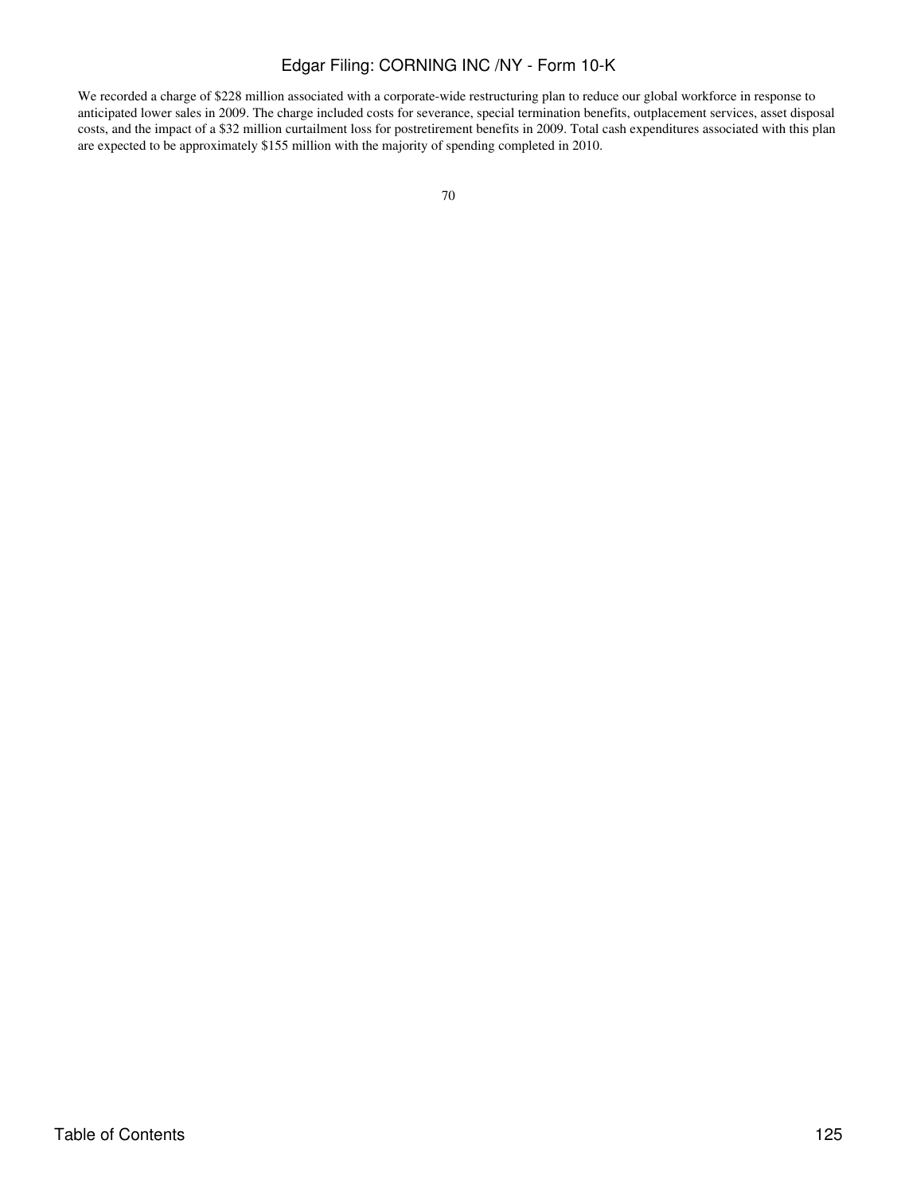We recorded a charge of $228 million associated with a corporate-wide restructuring plan to reduce our global workforce in response to anticipated lower sales in 2009. The charge included costs for severance, special termination benefits, outplacement services, asset disposal costs, and the impact of a $32 million curtailment loss for postretirement benefits in 2009. Total cash expenditures associated with this plan are expected to be approximately $155 million with the majority of spending completed in 2010.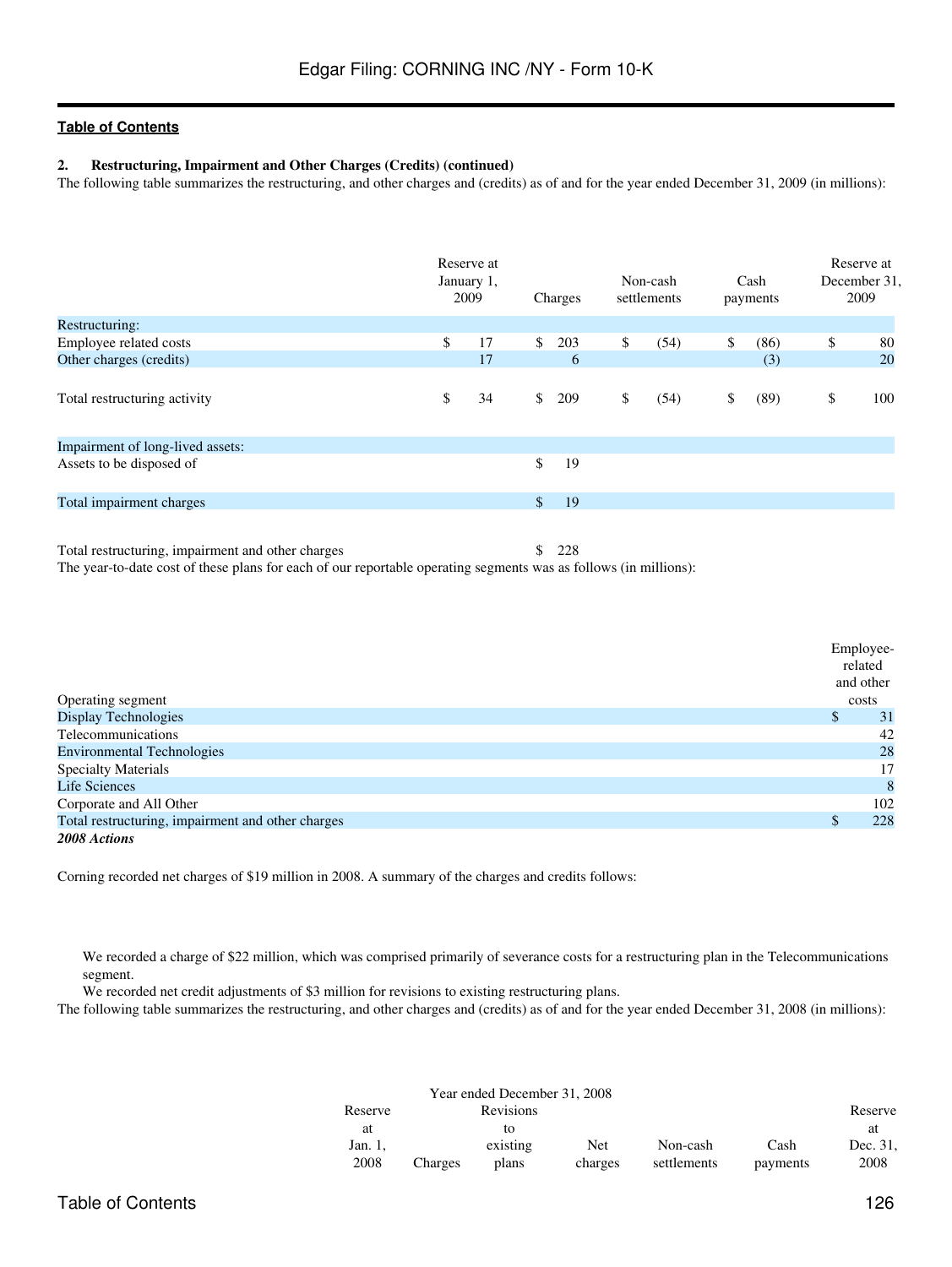**2. Restructuring, Impairment and Other Charges (Credits) (continued)**

The following table summarizes the restructuring, and other charges and (credits) as of and for the year ended December 31, 2009 (in millions):

| | Reserve at January 1, 2009 | Charges | Non-cash settlements | Cash payments | Reserve at December 31, 2009 |
|---|---|---|---|---|---|
| Restructuring: | | | | | |
| Employee related costs | $ 17 | $ 203 | $ (54) | $ (86) | $ 80 |
| Other charges (credits) | 17 | 6 | | (3) | 20 |
| Total restructuring activity | $ 34 | $ 209 | $ (54) | $ (89) | $ 100 |
| Impairment of long-lived assets: | | | | | |
| Assets to be disposed of | | $ 19 | | | |
| Total impairment charges | | $ 19 | | | |
| Total restructuring, impairment and other charges | | $ 228 | | | |

The year-to-date cost of these plans for each of our reportable operating segments was as follows (in millions):

| Operating segment | Employee-related and other costs |
|---|---|
| Display Technologies | $ 31 |
| Telecommunications | 42 |
| Environmental Technologies | 28 |
| Specialty Materials | 17 |
| Life Sciences | 8 |
| Corporate and All Other | 102 |
| Total restructuring, impairment and other charges | $ 228 |

***2008 Actions***

Corning recorded net charges of $19 million in 2008. A summary of the charges and credits follows:

- We recorded a charge of $22 million, which was comprised primarily of severance costs for a restructuring plan in the Telecommunications segment.
- We recorded net credit adjustments of $3 million for revisions to existing restructuring plans.

The following table summarizes the restructuring, and other charges and (credits) as of and for the year ended December 31, 2008 (in millions):

| Year ended December 31, 2008 | | | | | | |
|---|---|---|---|---|---|---|
| Reserve at Jan. 1, 2008 | Charges | Revisions to existing plans | Net charges | Non-cash settlements | Cash payments | Reserve at Dec. 31, 2008 |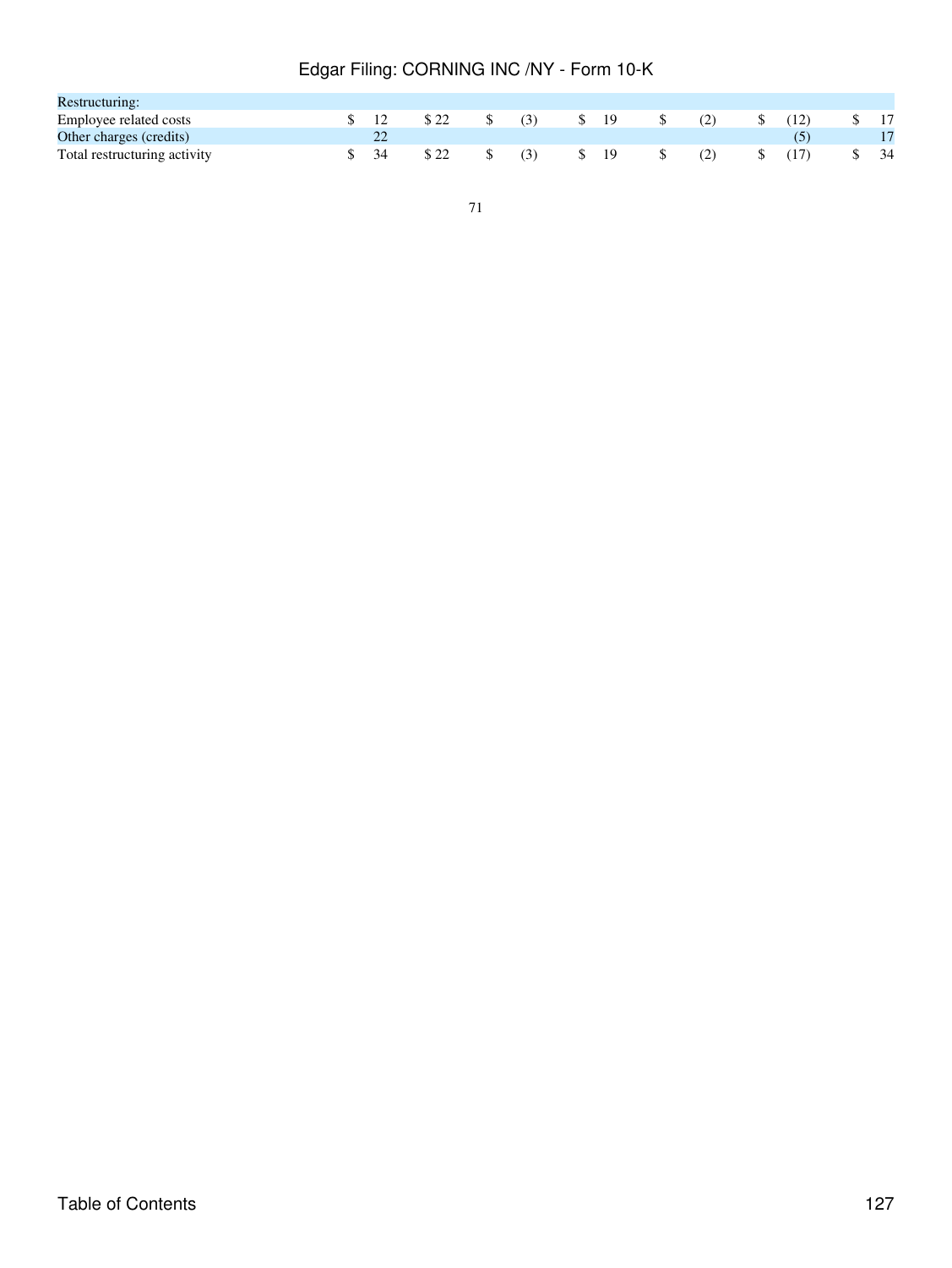| Restructuring: | | | | | | | |
|---|---|---|---|---|---|---|---|
| Employee related costs | $ 12 | $ 22 | $ (3) | $ 19 | $ (2) | $ (12) | $ 17 |
| Other charges (credits) | 22 | | | | | (5) | 17 |
| Total restructuring activity | $ 34 | $ 22 | $ (3) | $ 19 | $ (2) | $ (17) | $ 34 |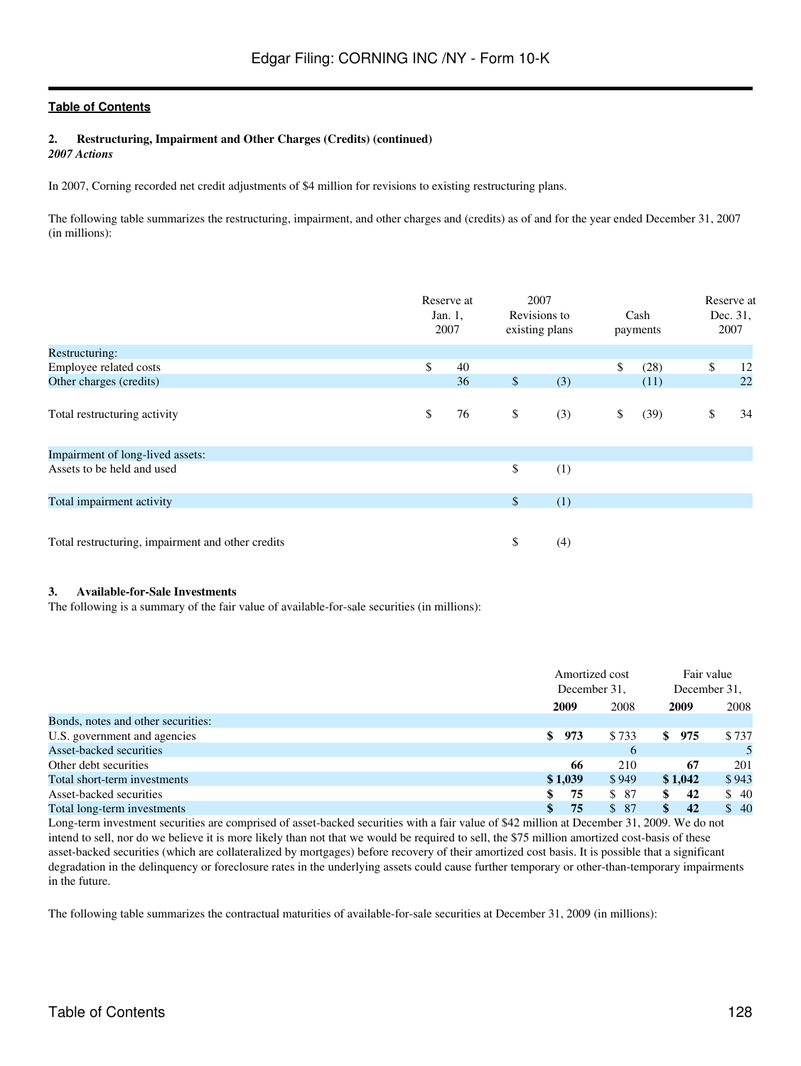**2. Restructuring, Impairment and Other Charges (Credits) (continued)**

***2007 Actions***

In 2007, Corning recorded net credit adjustments of $4 million for revisions to existing restructuring plans.

The following table summarizes the restructuring, impairment, and other charges and (credits) as of and for the year ended December 31, 2007 (in millions):

| | Reserve at Jan. 1, 2007 | 2007 Revisions to existing plans | Cash payments | Reserve at Dec. 31, 2007 |
|---|---|---|---|---|
| Restructuring: | | | | |
| Employee related costs | $ 40 | | $ (28) | $ 12 |
| Other charges (credits) | 36 | $ (3) | (11) | 22 |
| Total restructuring activity | $ 76 | $ (3) | $ (39) | $ 34 |
| Impairment of long-lived assets: | | | | |
| Assets to be held and used | | $ (1) | | |
| Total impairment activity | | $ (1) | | |
| Total restructuring, impairment and other credits | | $ (4) | | |

**3. Available-for-Sale Investments**

The following is a summary of the fair value of available-for-sale securities (in millions):

| | Amortized cost December 31, | | Fair value December 31, | |
|---|---|---|---|---|
| | **2009** | 2008 | **2009** | 2008 |
| Bonds, notes and other securities: | | | | |
| U.S. government and agencies | **$ 973** | $ 733 | **$ 975** | $ 737 |
| Asset-backed securities | | 6 | | 5 |
| Other debt securities | **66** | 210 | **67** | 201 |
| Total short-term investments | **$ 1,039** | $ 949 | **$ 1,042** | $ 943 |
| Asset-backed securities | **$ 75** | $ 87 | **$ 42** | $ 40 |
| Total long-term investments | **$ 75** | $ 87 | **$ 42** | $ 40 |

Long-term investment securities are comprised of asset-backed securities with a fair value of $42 million at December 31, 2009. We do not intend to sell, nor do we believe it is more likely than not that we would be required to sell, the $75 million amortized cost-basis of these asset-backed securities (which are collateralized by mortgages) before recovery of their amortized cost basis. It is possible that a significant degradation in the delinquency or foreclosure rates in the underlying assets could cause further temporary or other-than-temporary impairments in the future.

The following table summarizes the contractual maturities of available-for-sale securities at December 31, 2009 (in millions):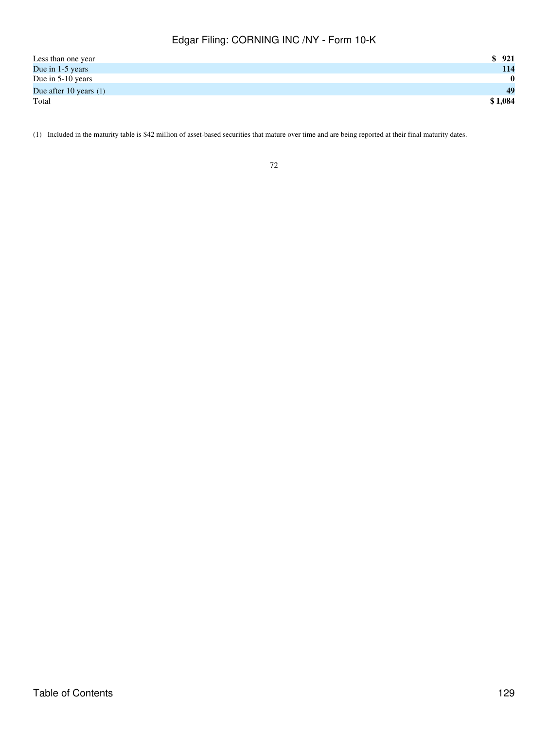| | |
|---|---|
| Less than one year | $ 921 |
| Due in 1-5 years | 114 |
| Due in 5-10 years | 0 |
| Due after 10 years (1) | 49 |
| Total | $ 1,084 |

(1) Included in the maturity table is $42 million of asset-based securities that mature over time and are being reported at their final maturity dates.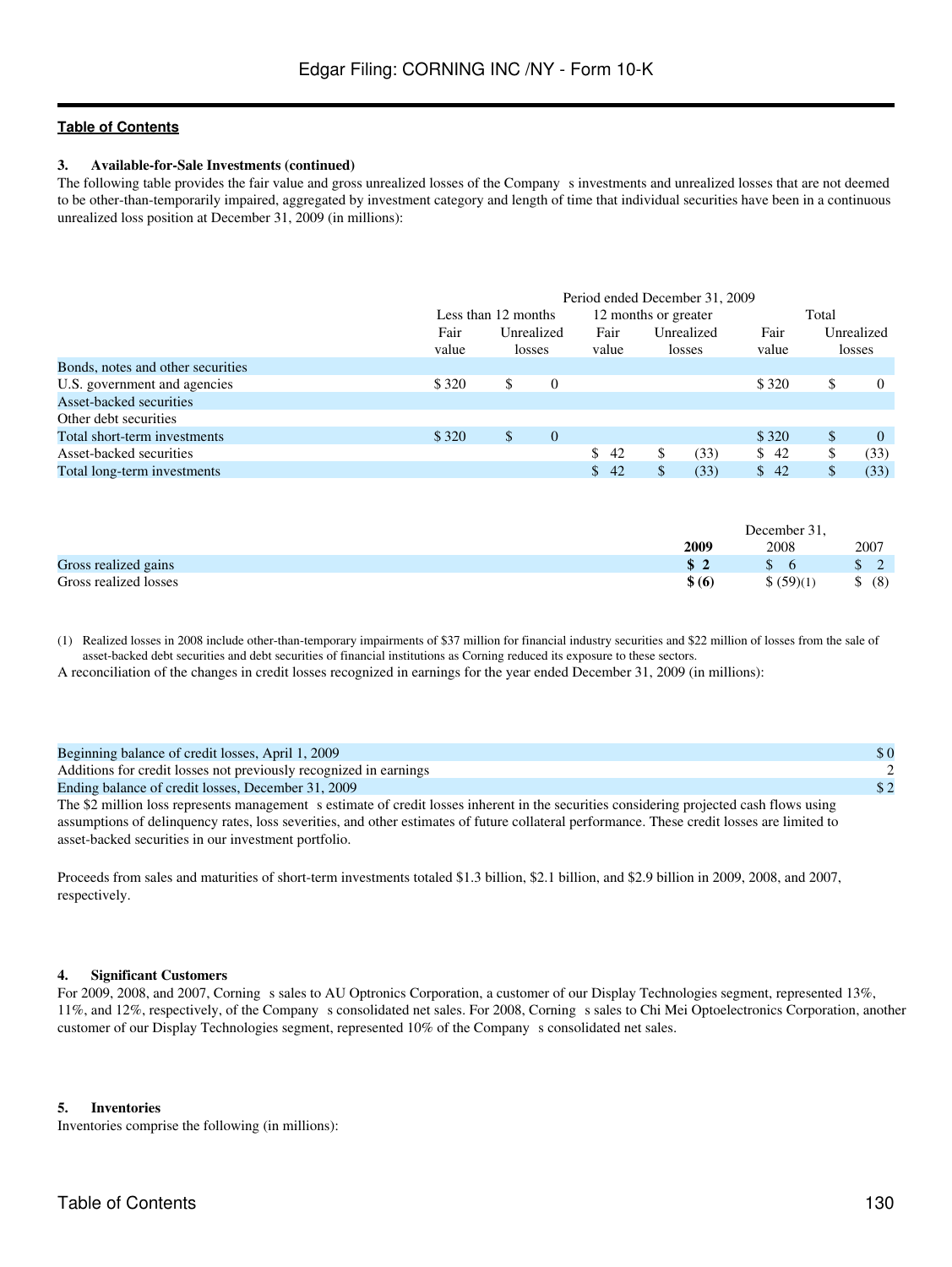**Table of Contents**

### 3. Available-for-Sale Investments (continued)

The following table provides the fair value and gross unrealized losses of the Company s investments and unrealized losses that are not deemed to be other-than-temporarily impaired, aggregated by investment category and length of time that individual securities have been in a continuous unrealized loss position at December 31, 2009 (in millions):

| | Period ended December 31, 2009 | | | | | |
|---|---|---|---|---|---|---|
| | Less than 12 months | | 12 months or greater | | Total | |
| | Fair value | Unrealized losses | Fair value | Unrealized losses | Fair value | Unrealized losses |
| Bonds, notes and other securities | | | | | | |
| U.S. government and agencies | $ 320 | $ 0 | | | $ 320 | $ 0 |
| Asset-backed securities | | | | | | |
| Other debt securities | | | | | | |
| Total short-term investments | $ 320 | $ 0 | | | $ 320 | $ 0 |
| Asset-backed securities | | | $ 42 | $ (33) | $ 42 | $ (33) |
| Total long-term investments | | | $ 42 | $ (33) | $ 42 | $ (33) |

| | December 31, | | |
|---|---|---|---|
| | **2009** | 2008 | 2007 |
| Gross realized gains | **$ 2** | $ 6 | $ 2 |
| Gross realized losses | **$ (6)** | $ (59)(1) | $ (8) |

(1) Realized losses in 2008 include other-than-temporary impairments of $37 million for financial industry securities and $22 million of losses from the sale of asset-backed debt securities and debt securities of financial institutions as Corning reduced its exposure to these sectors.

A reconciliation of the changes in credit losses recognized in earnings for the year ended December 31, 2009 (in millions):

| | |
|---|---|
| Beginning balance of credit losses, April 1, 2009 | $ 0 |
| Additions for credit losses not previously recognized in earnings | 2 |
| Ending balance of credit losses, December 31, 2009 | $ 2 |

The $2 million loss represents management s estimate of credit losses inherent in the securities considering projected cash flows using assumptions of delinquency rates, loss severities, and other estimates of future collateral performance. These credit losses are limited to asset-backed securities in our investment portfolio.

Proceeds from sales and maturities of short-term investments totaled $1.3 billion, $2.1 billion, and $2.9 billion in 2009, 2008, and 2007, respectively.

### 4. Significant Customers

For 2009, 2008, and 2007, Corning s sales to AU Optronics Corporation, a customer of our Display Technologies segment, represented 13%, 11%, and 12%, respectively, of the Company s consolidated net sales. For 2008, Corning s sales to Chi Mei Optoelectronics Corporation, another customer of our Display Technologies segment, represented 10% of the Company s consolidated net sales.

### 5. Inventories

Inventories comprise the following (in millions):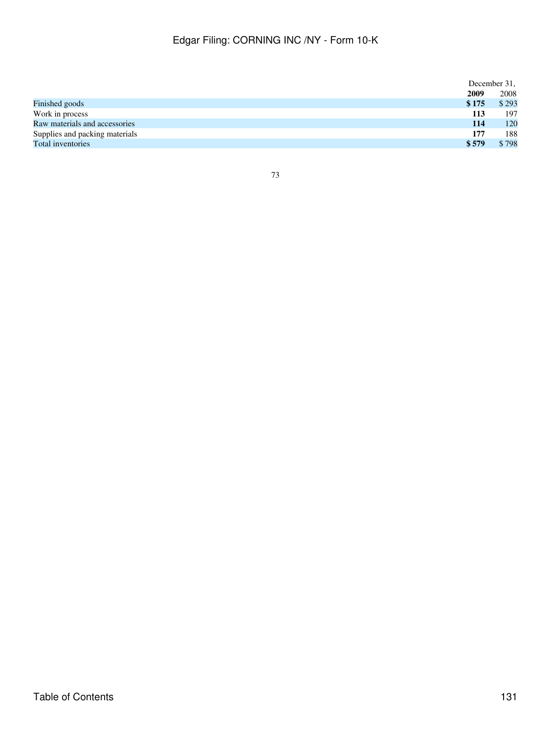| | December 31, | |
|---|---|---|
| | **2009** | 2008 |
| Finished goods | **$ 175** | $ 293 |
| Work in process | **113** | 197 |
| Raw materials and accessories | **114** | 120 |
| Supplies and packing materials | **177** | 188 |
| Total inventories | **$ 579** | $ 798 |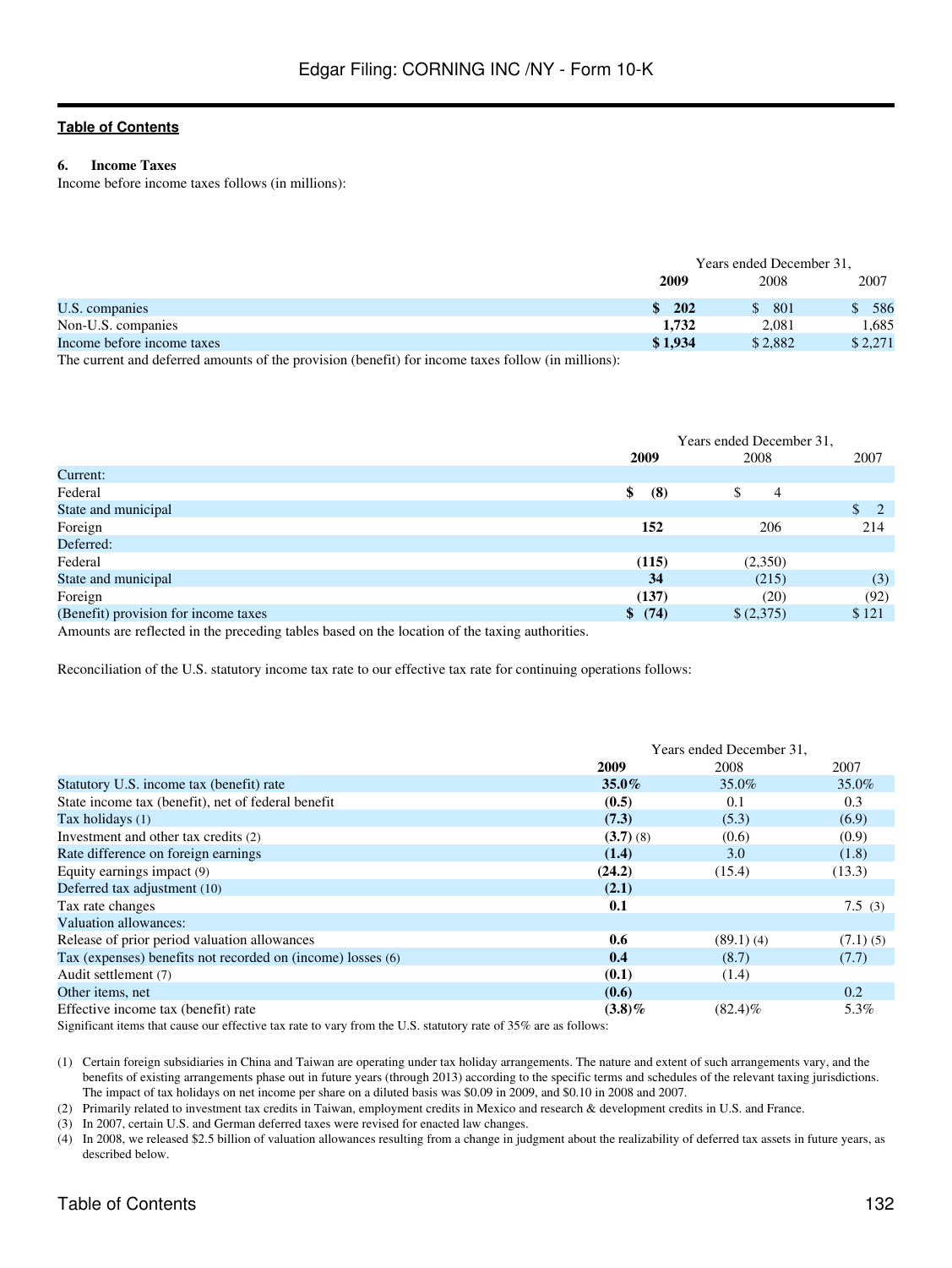## 6. Income Taxes

Income before income taxes follows (in millions):

| | Years ended December 31, | | |
|---|---|---|---|
| | **2009** | 2008 | 2007 |
| U.S. companies | **$ 202** | $ 801 | $ 586 |
| Non-U.S. companies | **1,732** | 2,081 | 1,685 |
| Income before income taxes | **$ 1,934** | $ 2,882 | $ 2,271 |

The current and deferred amounts of the provision (benefit) for income taxes follow (in millions):

| | Years ended December 31, | | |
|---|---|---|---|
| | **2009** | 2008 | 2007 |
| Current: | | | |
| Federal | **$ (8)** | $ 4 | |
| State and municipal | | | $ 2 |
| Foreign | **152** | 206 | 214 |
| Deferred: | | | |
| Federal | **(115)** | (2,350) | |
| State and municipal | **34** | (215) | (3) |
| Foreign | **(137)** | (20) | (92) |
| (Benefit) provision for income taxes | **$ (74)** | $ (2,375) | $ 121 |

Amounts are reflected in the preceding tables based on the location of the taxing authorities.

Reconciliation of the U.S. statutory income tax rate to our effective tax rate for continuing operations follows:

| | Years ended December 31, | | |
|---|---|---|---|
| | **2009** | 2008 | 2007 |
| Statutory U.S. income tax (benefit) rate | **35.0%** | 35.0% | 35.0% |
| State income tax (benefit), net of federal benefit | **(0.5)** | 0.1 | 0.3 |
| Tax holidays (1) | **(7.3)** | (5.3) | (6.9) |
| Investment and other tax credits (2) | **(3.7)** (8) | (0.6) | (0.9) |
| Rate difference on foreign earnings | **(1.4)** | 3.0 | (1.8) |
| Equity earnings impact (9) | **(24.2)** | (15.4) | (13.3) |
| Deferred tax adjustment (10) | **(2.1)** | | |
| Tax rate changes | **0.1** | | 7.5 (3) |
| Valuation allowances: | | | |
| Release of prior period valuation allowances | **0.6** | (89.1) (4) | (7.1) (5) |
| Tax (expenses) benefits not recorded on (income) losses (6) | **0.4** | (8.7) | (7.7) |
| Audit settlement (7) | **(0.1)** | (1.4) | |
| Other items, net | **(0.6)** | | 0.2 |
| Effective income tax (benefit) rate | **(3.8)%** | (82.4)% | 5.3% |

Significant items that cause our effective tax rate to vary from the U.S. statutory rate of 35% are as follows:

(1) Certain foreign subsidiaries in China and Taiwan are operating under tax holiday arrangements. The nature and extent of such arrangements vary, and the benefits of existing arrangements phase out in future years (through 2013) according to the specific terms and schedules of the relevant taxing jurisdictions. The impact of tax holidays on net income per share on a diluted basis was $0.09 in 2009, and $0.10 in 2008 and 2007.

(2) Primarily related to investment tax credits in Taiwan, employment credits in Mexico and research & development credits in U.S. and France.

(3) In 2007, certain U.S. and German deferred taxes were revised for enacted law changes.

(4) In 2008, we released $2.5 billion of valuation allowances resulting from a change in judgment about the realizability of deferred tax assets in future years, as described below.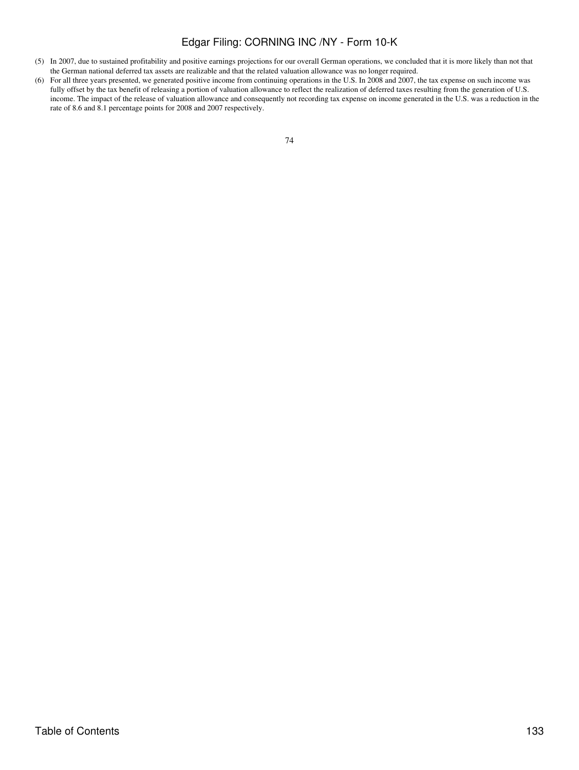(5) In 2007, due to sustained profitability and positive earnings projections for our overall German operations, we concluded that it is more likely than not that the German national deferred tax assets are realizable and that the related valuation allowance was no longer required.

(6) For all three years presented, we generated positive income from continuing operations in the U.S. In 2008 and 2007, the tax expense on such income was fully offset by the tax benefit of releasing a portion of valuation allowance to reflect the realization of deferred taxes resulting from the generation of U.S. income. The impact of the release of valuation allowance and consequently not recording tax expense on income generated in the U.S. was a reduction in the rate of 8.6 and 8.1 percentage points for 2008 and 2007 respectively.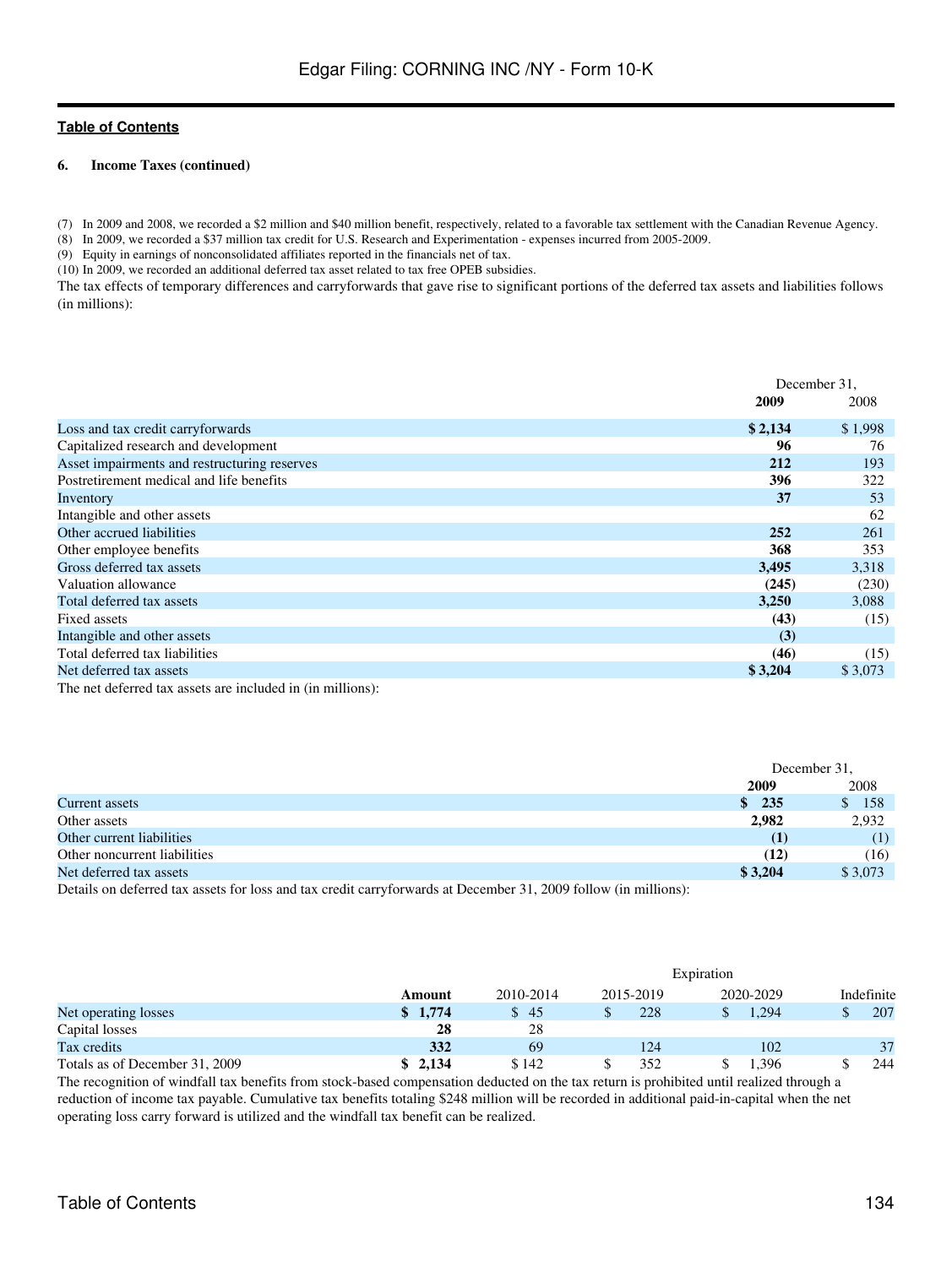**6. Income Taxes (continued)**

(7) In 2009 and 2008, we recorded a $2 million and $40 million benefit, respectively, related to a favorable tax settlement with the Canadian Revenue Agency.
(8) In 2009, we recorded a $37 million tax credit for U.S. Research and Experimentation - expenses incurred from 2005-2009.
(9) Equity in earnings of nonconsolidated affiliates reported in the financials net of tax.
(10) In 2009, we recorded an additional deferred tax asset related to tax free OPEB subsidies.

The tax effects of temporary differences and carryforwards that gave rise to significant portions of the deferred tax assets and liabilities follows (in millions):

| | December 31, 2009 | December 31, 2008 |
|---|---|---|
| Loss and tax credit carryforwards | **$ 2,134** | $ 1,998 |
| Capitalized research and development | **96** | 76 |
| Asset impairments and restructuring reserves | **212** | 193 |
| Postretirement medical and life benefits | **396** | 322 |
| Inventory | **37** | 53 |
| Intangible and other assets | | 62 |
| Other accrued liabilities | **252** | 261 |
| Other employee benefits | **368** | 353 |
| Gross deferred tax assets | **3,495** | 3,318 |
| Valuation allowance | **(245)** | (230) |
| Total deferred tax assets | **3,250** | 3,088 |
| Fixed assets | **(43)** | (15) |
| Intangible and other assets | **(3)** | |
| Total deferred tax liabilities | **(46)** | (15) |
| Net deferred tax assets | **$ 3,204** | $ 3,073 |

The net deferred tax assets are included in (in millions):

| | December 31, 2009 | December 31, 2008 |
|---|---|---|
| Current assets | **$ 235** | $ 158 |
| Other assets | **2,982** | 2,932 |
| Other current liabilities | **(1)** | (1) |
| Other noncurrent liabilities | **(12)** | (16) |
| Net deferred tax assets | **$ 3,204** | $ 3,073 |

Details on deferred tax assets for loss and tax credit carryforwards at December 31, 2009 follow (in millions):

| | | Expiration | | | |
|---|---|---|---|---|---|
| | **Amount** | 2010-2014 | 2015-2019 | 2020-2029 | Indefinite |
| Net operating losses | **$ 1,774** | $ 45 | $ 228 | $ 1,294 | $ 207 |
| Capital losses | **28** | 28 | | | |
| Tax credits | **332** | 69 | 124 | 102 | 37 |
| Totals as of December 31, 2009 | **$ 2,134** | $ 142 | $ 352 | $ 1,396 | $ 244 |

The recognition of windfall tax benefits from stock-based compensation deducted on the tax return is prohibited until realized through a reduction of income tax payable. Cumulative tax benefits totaling $248 million will be recorded in additional paid-in-capital when the net operating loss carry forward is utilized and the windfall tax benefit can be realized.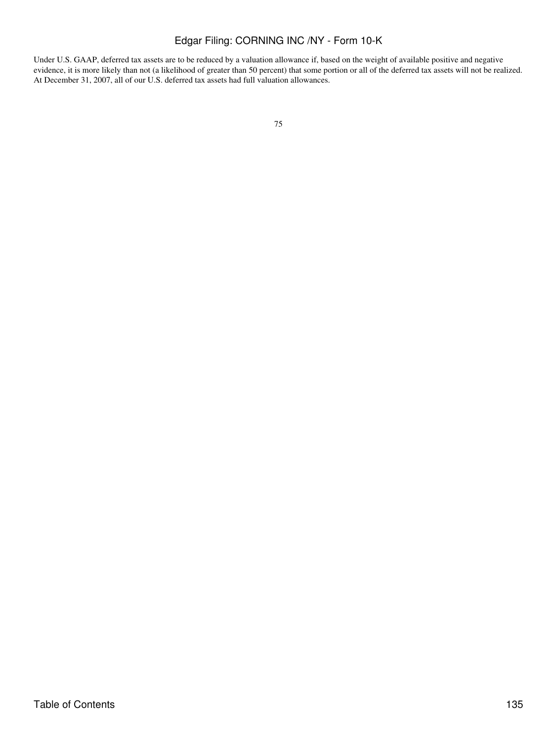Under U.S. GAAP, deferred tax assets are to be reduced by a valuation allowance if, based on the weight of available positive and negative evidence, it is more likely than not (a likelihood of greater than 50 percent) that some portion or all of the deferred tax assets will not be realized. At December 31, 2007, all of our U.S. deferred tax assets had full valuation allowances.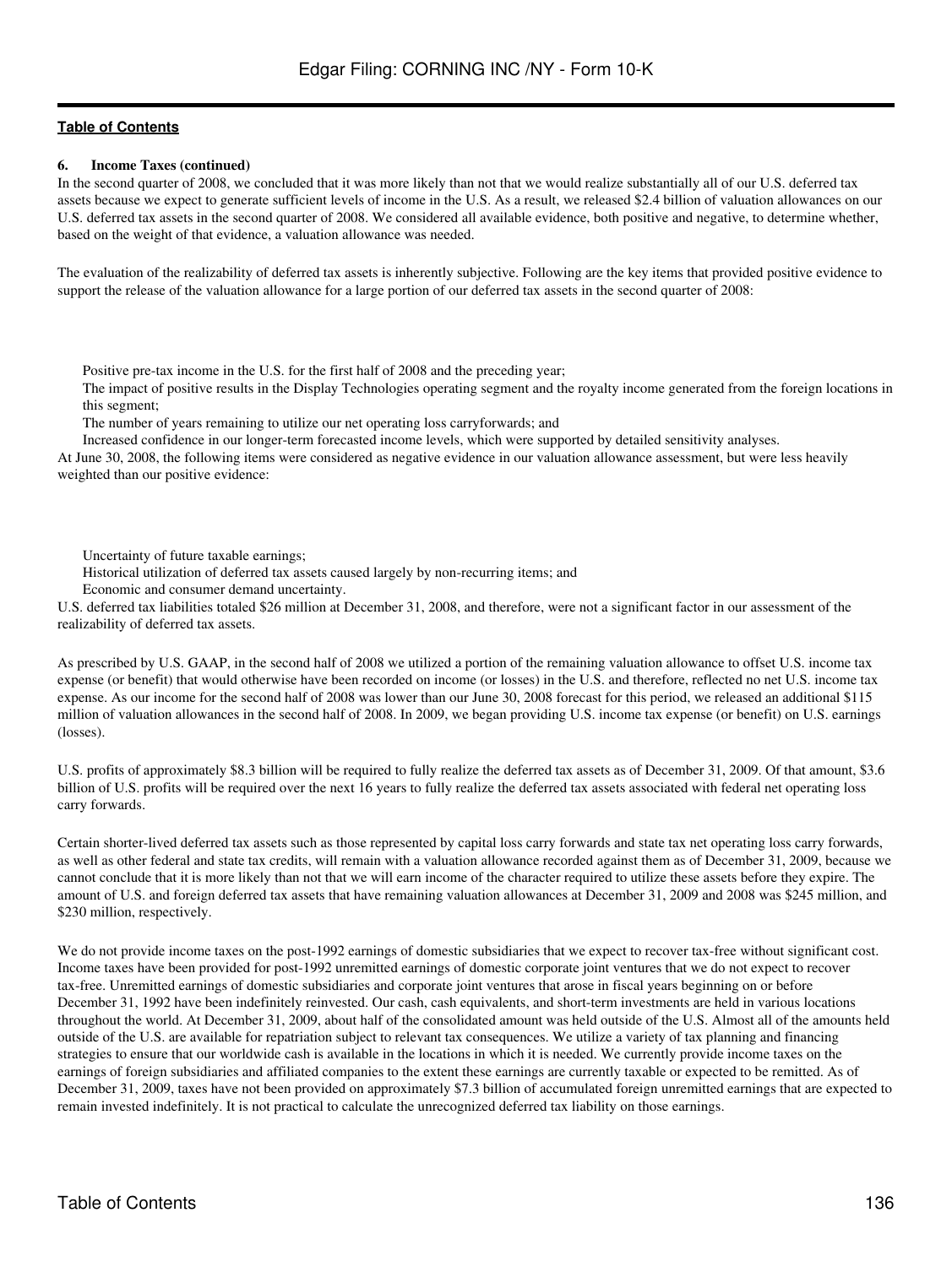**6. Income Taxes (continued)**

In the second quarter of 2008, we concluded that it was more likely than not that we would realize substantially all of our U.S. deferred tax assets because we expect to generate sufficient levels of income in the U.S. As a result, we released \$2.4 billion of valuation allowances on our U.S. deferred tax assets in the second quarter of 2008. We considered all available evidence, both positive and negative, to determine whether, based on the weight of that evidence, a valuation allowance was needed.

The evaluation of the realizability of deferred tax assets is inherently subjective. Following are the key items that provided positive evidence to support the release of the valuation allowance for a large portion of our deferred tax assets in the second quarter of 2008:

- Positive pre-tax income in the U.S. for the first half of 2008 and the preceding year;
- The impact of positive results in the Display Technologies operating segment and the royalty income generated from the foreign locations in this segment;
- The number of years remaining to utilize our net operating loss carryforwards; and
- Increased confidence in our longer-term forecasted income levels, which were supported by detailed sensitivity analyses.

At June 30, 2008, the following items were considered as negative evidence in our valuation allowance assessment, but were less heavily weighted than our positive evidence:

- Uncertainty of future taxable earnings;
- Historical utilization of deferred tax assets caused largely by non-recurring items; and
- Economic and consumer demand uncertainty.

U.S. deferred tax liabilities totaled \$26 million at December 31, 2008, and therefore, were not a significant factor in our assessment of the realizability of deferred tax assets.

As prescribed by U.S. GAAP, in the second half of 2008 we utilized a portion of the remaining valuation allowance to offset U.S. income tax expense (or benefit) that would otherwise have been recorded on income (or losses) in the U.S. and therefore, reflected no net U.S. income tax expense. As our income for the second half of 2008 was lower than our June 30, 2008 forecast for this period, we released an additional \$115 million of valuation allowances in the second half of 2008. In 2009, we began providing U.S. income tax expense (or benefit) on U.S. earnings (losses).

U.S. profits of approximately \$8.3 billion will be required to fully realize the deferred tax assets as of December 31, 2009. Of that amount, \$3.6 billion of U.S. profits will be required over the next 16 years to fully realize the deferred tax assets associated with federal net operating loss carry forwards.

Certain shorter-lived deferred tax assets such as those represented by capital loss carry forwards and state tax net operating loss carry forwards, as well as other federal and state tax credits, will remain with a valuation allowance recorded against them as of December 31, 2009, because we cannot conclude that it is more likely than not that we will earn income of the character required to utilize these assets before they expire. The amount of U.S. and foreign deferred tax assets that have remaining valuation allowances at December 31, 2009 and 2008 was \$245 million, and \$230 million, respectively.

We do not provide income taxes on the post-1992 earnings of domestic subsidiaries that we expect to recover tax-free without significant cost. Income taxes have been provided for post-1992 unremitted earnings of domestic corporate joint ventures that we do not expect to recover tax-free. Unremitted earnings of domestic subsidiaries and corporate joint ventures that arose in fiscal years beginning on or before December 31, 1992 have been indefinitely reinvested. Our cash, cash equivalents, and short-term investments are held in various locations throughout the world. At December 31, 2009, about half of the consolidated amount was held outside of the U.S. Almost all of the amounts held outside of the U.S. are available for repatriation subject to relevant tax consequences. We utilize a variety of tax planning and financing strategies to ensure that our worldwide cash is available in the locations in which it is needed. We currently provide income taxes on the earnings of foreign subsidiaries and affiliated companies to the extent these earnings are currently taxable or expected to be remitted. As of December 31, 2009, taxes have not been provided on approximately \$7.3 billion of accumulated foreign unremitted earnings that are expected to remain invested indefinitely. It is not practical to calculate the unrecognized deferred tax liability on those earnings.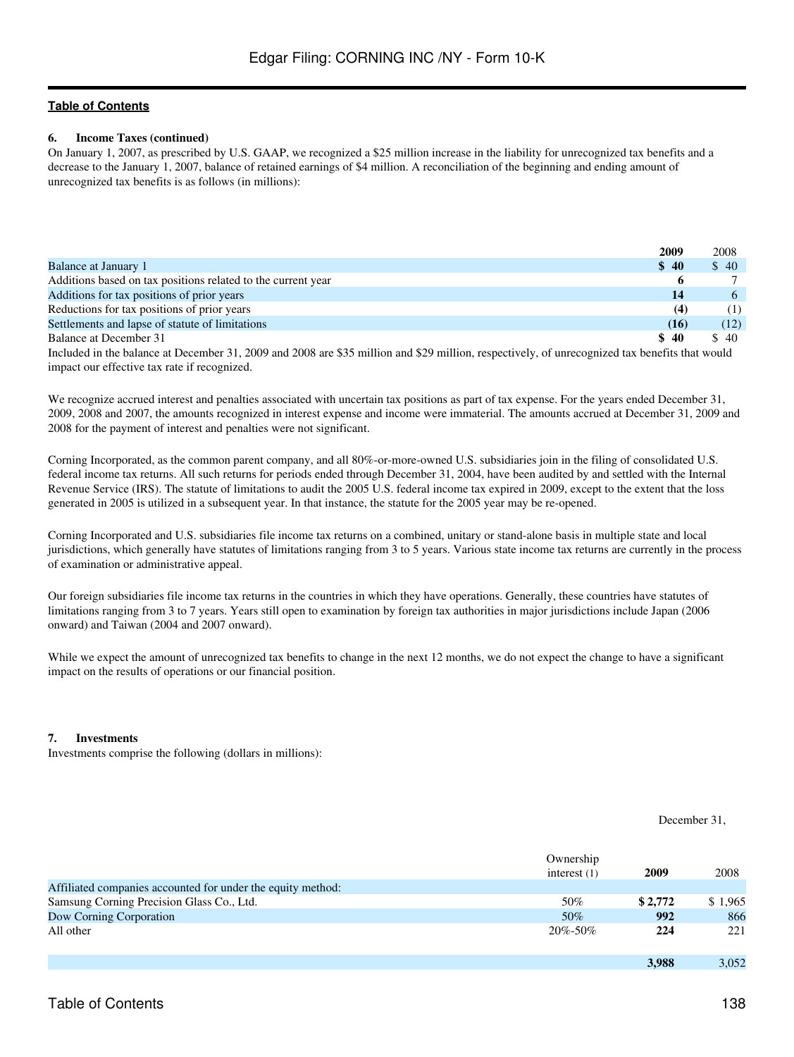[Table of Contents](#)

**6. Income Taxes (continued)**

On January 1, 2007, as prescribed by U.S. GAAP, we recognized a $25 million increase in the liability for unrecognized tax benefits and a decrease to the January 1, 2007, balance of retained earnings of $4 million. A reconciliation of the beginning and ending amount of unrecognized tax benefits is as follows (in millions):

| | **2009** | 2008 |
|---|---|---|
| Balance at January 1 | **$ 40** | $ 40 |
| Additions based on tax positions related to the current year | **6** | 7 |
| Additions for tax positions of prior years | **14** | 6 |
| Reductions for tax positions of prior years | **(4)** | (1) |
| Settlements and lapse of statute of limitations | **(16)** | (12) |
| Balance at December 31 | **$ 40** | $ 40 |

Included in the balance at December 31, 2009 and 2008 are $35 million and $29 million, respectively, of unrecognized tax benefits that would impact our effective tax rate if recognized.

We recognize accrued interest and penalties associated with uncertain tax positions as part of tax expense. For the years ended December 31, 2009, 2008 and 2007, the amounts recognized in interest expense and income were immaterial. The amounts accrued at December 31, 2009 and 2008 for the payment of interest and penalties were not significant.

Corning Incorporated, as the common parent company, and all 80%-or-more-owned U.S. subsidiaries join in the filing of consolidated U.S. federal income tax returns. All such returns for periods ended through December 31, 2004, have been audited by and settled with the Internal Revenue Service (IRS). The statute of limitations to audit the 2005 U.S. federal income tax expired in 2009, except to the extent that the loss generated in 2005 is utilized in a subsequent year. In that instance, the statute for the 2005 year may be re-opened.

Corning Incorporated and U.S. subsidiaries file income tax returns on a combined, unitary or stand-alone basis in multiple state and local jurisdictions, which generally have statutes of limitations ranging from 3 to 5 years. Various state income tax returns are currently in the process of examination or administrative appeal.

Our foreign subsidiaries file income tax returns in the countries in which they have operations. Generally, these countries have statutes of limitations ranging from 3 to 7 years. Years still open to examination by foreign tax authorities in major jurisdictions include Japan (2006 onward) and Taiwan (2004 and 2007 onward).

While we expect the amount of unrecognized tax benefits to change in the next 12 months, we do not expect the change to have a significant impact on the results of operations or our financial position.

**7. Investments**

Investments comprise the following (dollars in millions):

| | | December 31, | |
|---|---|---|---|
| | Ownership interest (1) | **2009** | 2008 |
| Affiliated companies accounted for under the equity method: | | | |
| Samsung Corning Precision Glass Co., Ltd. | 50% | **$ 2,772** | $ 1,965 |
| Dow Corning Corporation | 50% | **992** | 866 |
| All other | 20%-50% | **224** | 221 |
| | | **3,988** | 3,052 |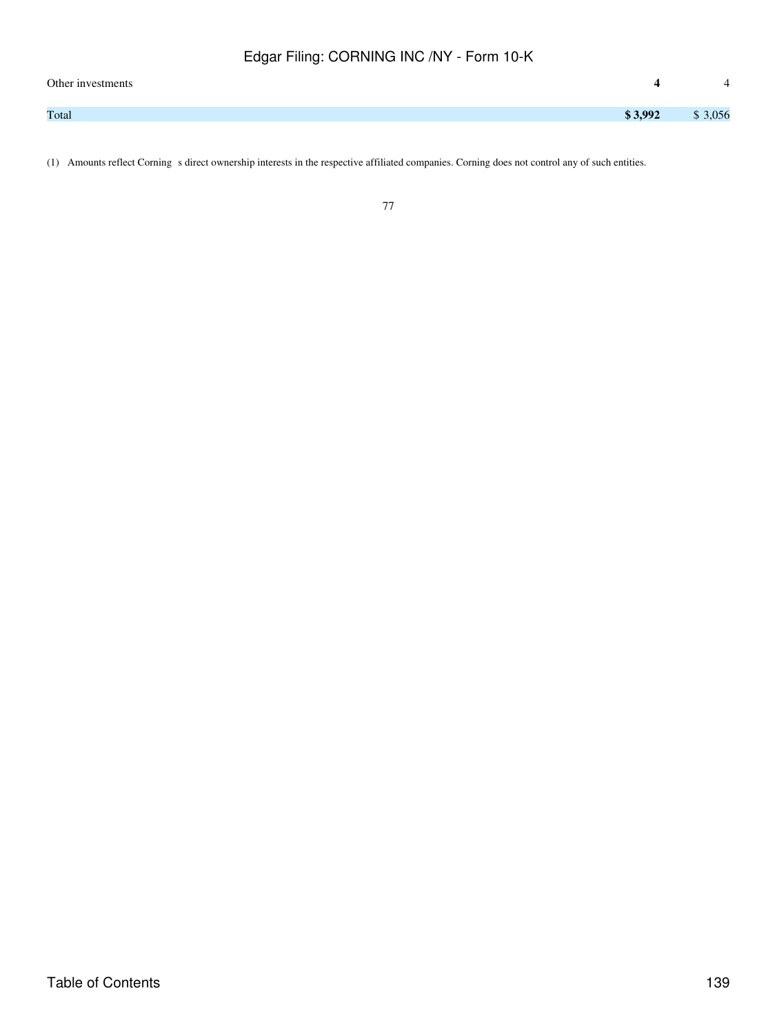| | | |
|---|---|---|
| Other investments | **4** | 4 |
| Total | **$ 3,992** | $ 3,056 |

(1) Amounts reflect Corning s direct ownership interests in the respective affiliated companies. Corning does not control any of such entities.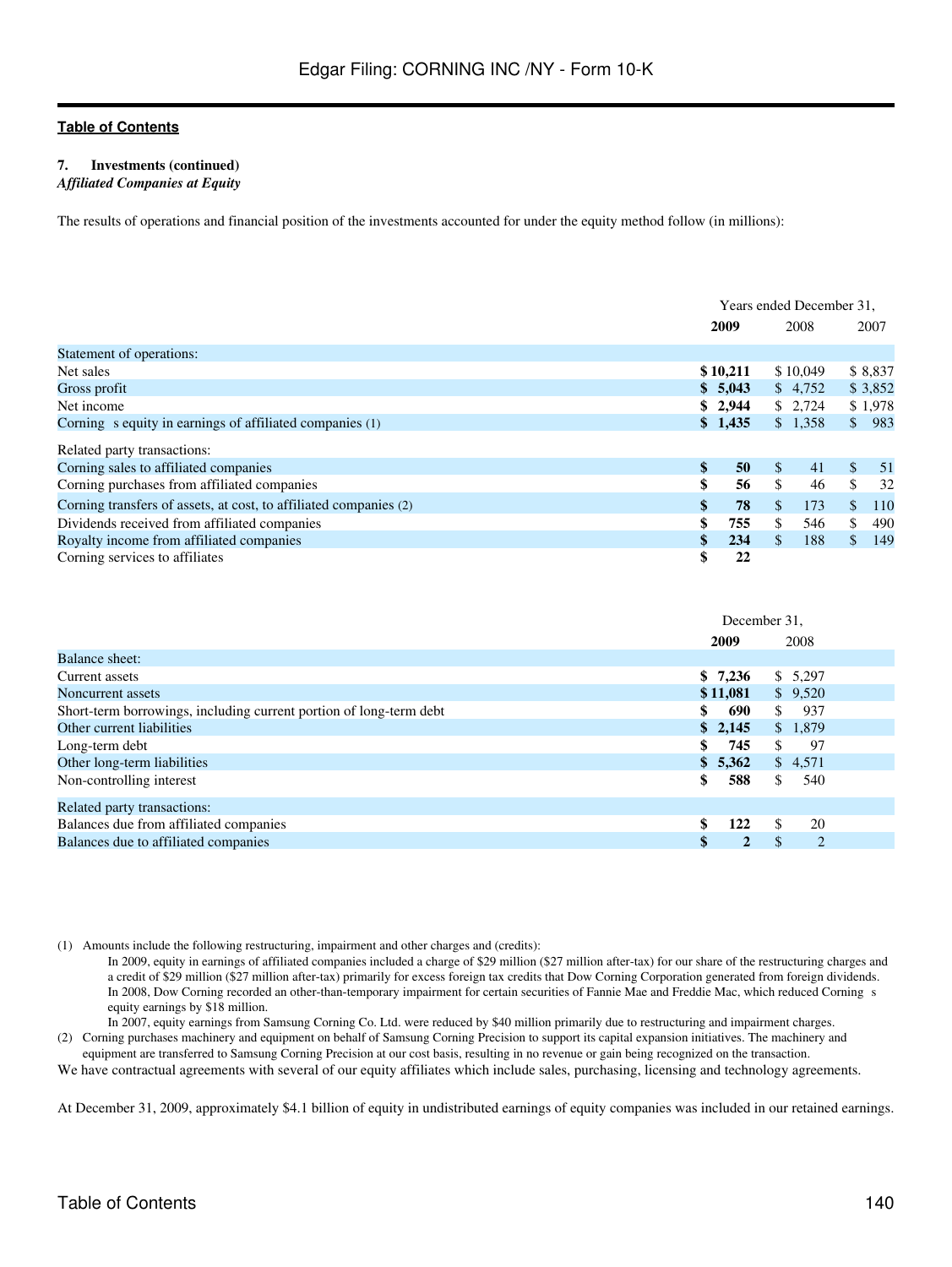**Table of Contents**

### 7. Investments (continued)

***Affiliated Companies at Equity***

The results of operations and financial position of the investments accounted for under the equity method follow (in millions):

| | Years ended December 31, | | |
|---|---|---|---|
| | **2009** | 2008 | 2007 |
| Statement of operations: | | | |
| Net sales | **$ 10,211** | $ 10,049 | $ 8,837 |
| Gross profit | **$ 5,043** | $ 4,752 | $ 3,852 |
| Net income | **$ 2,944** | $ 2,724 | $ 1,978 |
| Corning s equity in earnings of affiliated companies (1) | **$ 1,435** | $ 1,358 | $ 983 |
| Related party transactions: | | | |
| Corning sales to affiliated companies | **$ 50** | $ 41 | $ 51 |
| Corning purchases from affiliated companies | **$ 56** | $ 46 | $ 32 |
| Corning transfers of assets, at cost, to affiliated companies (2) | **$ 78** | $ 173 | $ 110 |
| Dividends received from affiliated companies | **$ 755** | $ 546 | $ 490 |
| Royalty income from affiliated companies | **$ 234** | $ 188 | $ 149 |
| Corning services to affiliates | **$ 22** | | |

| | December 31, | |
|---|---|---|
| | **2009** | 2008 |
| Balance sheet: | | |
| Current assets | **$ 7,236** | $ 5,297 |
| Noncurrent assets | **$ 11,081** | $ 9,520 |
| Short-term borrowings, including current portion of long-term debt | **$ 690** | $ 937 |
| Other current liabilities | **$ 2,145** | $ 1,879 |
| Long-term debt | **$ 745** | $ 97 |
| Other long-term liabilities | **$ 5,362** | $ 4,571 |
| Non-controlling interest | **$ 588** | $ 540 |
| Related party transactions: | | |
| Balances due from affiliated companies | **$ 122** | $ 20 |
| Balances due to affiliated companies | **$ 2** | $ 2 |

(1) Amounts include the following restructuring, impairment and other charges and (credits):

In 2009, equity in earnings of affiliated companies included a charge of $29 million ($27 million after-tax) for our share of the restructuring charges and a credit of $29 million ($27 million after-tax) primarily for excess foreign tax credits that Dow Corning Corporation generated from foreign dividends.

In 2008, Dow Corning recorded an other-than-temporary impairment for certain securities of Fannie Mae and Freddie Mac, which reduced Corning s equity earnings by $18 million.

In 2007, equity earnings from Samsung Corning Co. Ltd. were reduced by $40 million primarily due to restructuring and impairment charges.

(2) Corning purchases machinery and equipment on behalf of Samsung Corning Precision to support its capital expansion initiatives. The machinery and equipment are transferred to Samsung Corning Precision at our cost basis, resulting in no revenue or gain being recognized on the transaction.

We have contractual agreements with several of our equity affiliates which include sales, purchasing, licensing and technology agreements.

At December 31, 2009, approximately $4.1 billion of equity in undistributed earnings of equity companies was included in our retained earnings.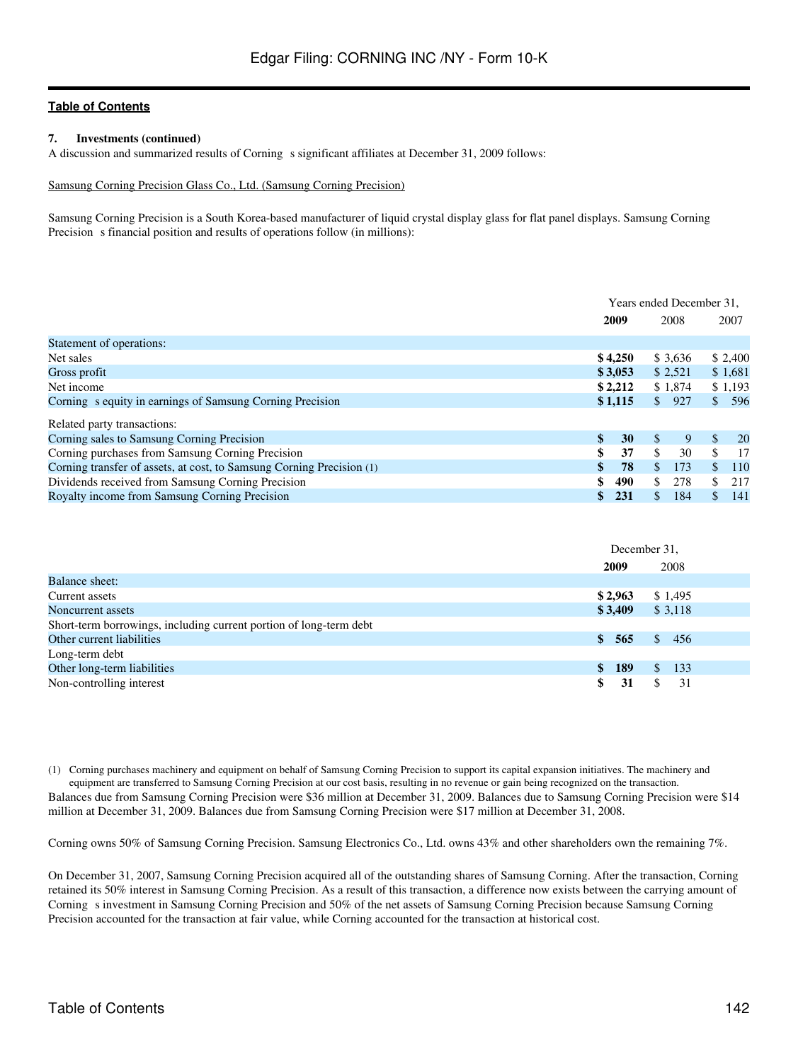**Table of Contents**

**7. Investments (continued)**

A discussion and summarized results of Corning s significant affiliates at December 31, 2009 follows:

Samsung Corning Precision Glass Co., Ltd. (Samsung Corning Precision)

Samsung Corning Precision is a South Korea-based manufacturer of liquid crystal display glass for flat panel displays. Samsung Corning Precision s financial position and results of operations follow (in millions):

| | Years ended December 31, | | |
|---|---|---|---|
| | **2009** | 2008 | 2007 |
| Statement of operations: | | | |
| Net sales | **$ 4,250** | $ 3,636 | $ 2,400 |
| Gross profit | **$ 3,053** | $ 2,521 | $ 1,681 |
| Net income | **$ 2,212** | $ 1,874 | $ 1,193 |
| Corning s equity in earnings of Samsung Corning Precision | **$ 1,115** | $ 927 | $ 596 |
| Related party transactions: | | | |
| Corning sales to Samsung Corning Precision | **$ 30** | $ 9 | $ 20 |
| Corning purchases from Samsung Corning Precision | **$ 37** | $ 30 | $ 17 |
| Corning transfer of assets, at cost, to Samsung Corning Precision (1) | **$ 78** | $ 173 | $ 110 |
| Dividends received from Samsung Corning Precision | **$ 490** | $ 278 | $ 217 |
| Royalty income from Samsung Corning Precision | **$ 231** | $ 184 | $ 141 |

| | December 31, | |
|---|---|---|
| | **2009** | 2008 |
| Balance sheet: | | |
| Current assets | **$ 2,963** | $ 1,495 |
| Noncurrent assets | **$ 3,409** | $ 3,118 |
| Short-term borrowings, including current portion of long-term debt | | |
| Other current liabilities | **$ 565** | $ 456 |
| Long-term debt | | |
| Other long-term liabilities | **$ 189** | $ 133 |
| Non-controlling interest | **$ 31** | $ 31 |

(1) Corning purchases machinery and equipment on behalf of Samsung Corning Precision to support its capital expansion initiatives. The machinery and equipment are transferred to Samsung Corning Precision at our cost basis, resulting in no revenue or gain being recognized on the transaction.

Balances due from Samsung Corning Precision were $36 million at December 31, 2009. Balances due to Samsung Corning Precision were $14 million at December 31, 2009. Balances due from Samsung Corning Precision were $17 million at December 31, 2008.

Corning owns 50% of Samsung Corning Precision. Samsung Electronics Co., Ltd. owns 43% and other shareholders own the remaining 7%.

On December 31, 2007, Samsung Corning Precision acquired all of the outstanding shares of Samsung Corning. After the transaction, Corning retained its 50% interest in Samsung Corning Precision. As a result of this transaction, a difference now exists between the carrying amount of Corning s investment in Samsung Corning Precision and 50% of the net assets of Samsung Corning Precision because Samsung Corning Precision accounted for the transaction at fair value, while Corning accounted for the transaction at historical cost.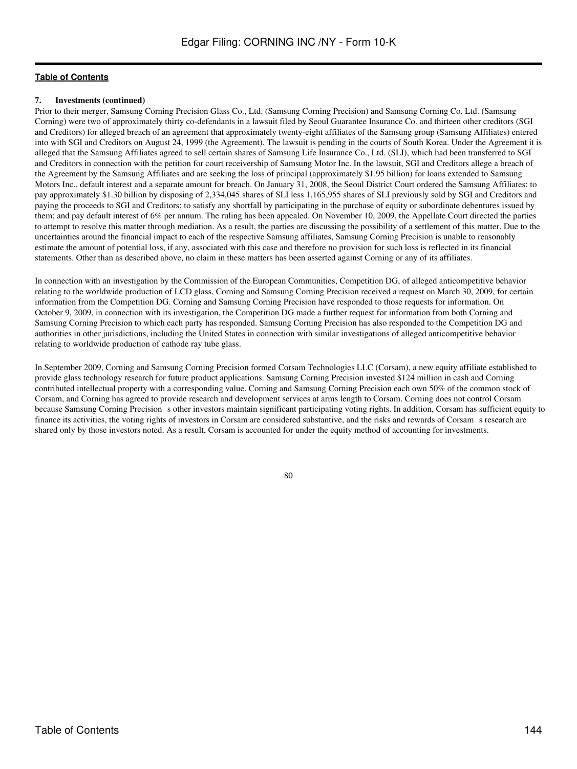**7. Investments (continued)**

Prior to their merger, Samsung Corning Precision Glass Co., Ltd. (Samsung Corning Precision) and Samsung Corning Co. Ltd. (Samsung Corning) were two of approximately thirty co-defendants in a lawsuit filed by Seoul Guarantee Insurance Co. and thirteen other creditors (SGI and Creditors) for alleged breach of an agreement that approximately twenty-eight affiliates of the Samsung group (Samsung Affiliates) entered into with SGI and Creditors on August 24, 1999 (the Agreement). The lawsuit is pending in the courts of South Korea. Under the Agreement it is alleged that the Samsung Affiliates agreed to sell certain shares of Samsung Life Insurance Co., Ltd. (SLI), which had been transferred to SGI and Creditors in connection with the petition for court receivership of Samsung Motor Inc. In the lawsuit, SGI and Creditors allege a breach of the Agreement by the Samsung Affiliates and are seeking the loss of principal (approximately $1.95 billion) for loans extended to Samsung Motors Inc., default interest and a separate amount for breach. On January 31, 2008, the Seoul District Court ordered the Samsung Affiliates: to pay approximately $1.30 billion by disposing of 2,334,045 shares of SLI less 1,165,955 shares of SLI previously sold by SGI and Creditors and paying the proceeds to SGI and Creditors; to satisfy any shortfall by participating in the purchase of equity or subordinate debentures issued by them; and pay default interest of 6% per annum. The ruling has been appealed. On November 10, 2009, the Appellate Court directed the parties to attempt to resolve this matter through mediation. As a result, the parties are discussing the possibility of a settlement of this matter. Due to the uncertainties around the financial impact to each of the respective Samsung affiliates, Samsung Corning Precision is unable to reasonably estimate the amount of potential loss, if any, associated with this case and therefore no provision for such loss is reflected in its financial statements. Other than as described above, no claim in these matters has been asserted against Corning or any of its affiliates.

In connection with an investigation by the Commission of the European Communities, Competition DG, of alleged anticompetitive behavior relating to the worldwide production of LCD glass, Corning and Samsung Corning Precision received a request on March 30, 2009, for certain information from the Competition DG. Corning and Samsung Corning Precision have responded to those requests for information. On October 9, 2009, in connection with its investigation, the Competition DG made a further request for information from both Corning and Samsung Corning Precision to which each party has responded. Samsung Corning Precision has also responded to the Competition DG and authorities in other jurisdictions, including the United States in connection with similar investigations of alleged anticompetitive behavior relating to worldwide production of cathode ray tube glass.

In September 2009, Corning and Samsung Corning Precision formed Corsam Technologies LLC (Corsam), a new equity affiliate established to provide glass technology research for future product applications. Samsung Corning Precision invested $124 million in cash and Corning contributed intellectual property with a corresponding value. Corning and Samsung Corning Precision each own 50% of the common stock of Corsam, and Corning has agreed to provide research and development services at arms length to Corsam. Corning does not control Corsam because Samsung Corning Precision s other investors maintain significant participating voting rights. In addition, Corsam has sufficient equity to finance its activities, the voting rights of investors in Corsam are considered substantive, and the risks and rewards of Corsam s research are shared only by those investors noted. As a result, Corsam is accounted for under the equity method of accounting for investments.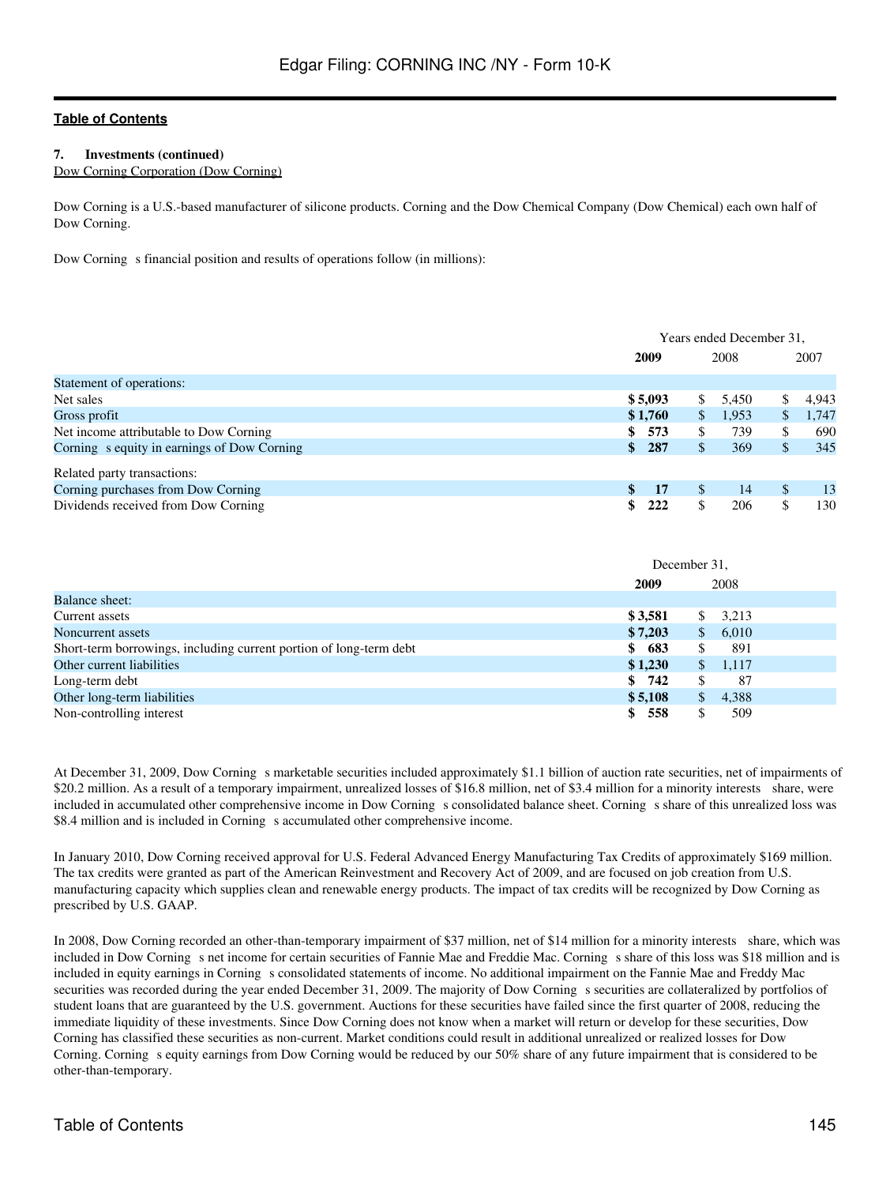**7. Investments (continued)**

Dow Corning Corporation (Dow Corning)

Dow Corning is a U.S.-based manufacturer of silicone products. Corning and the Dow Chemical Company (Dow Chemical) each own half of Dow Corning.

Dow Corning s financial position and results of operations follow (in millions):

| | Years ended December 31, | | |
|---|---|---|---|
| | **2009** | 2008 | 2007 |
| Statement of operations: | | | |
| Net sales | **$ 5,093** | $ 5,450 | $ 4,943 |
| Gross profit | **$ 1,760** | $ 1,953 | $ 1,747 |
| Net income attributable to Dow Corning | **$ 573** | $ 739 | $ 690 |
| Corning s equity in earnings of Dow Corning | **$ 287** | $ 369 | $ 345 |
| Related party transactions: | | | |
| Corning purchases from Dow Corning | **$ 17** | $ 14 | $ 13 |
| Dividends received from Dow Corning | **$ 222** | $ 206 | $ 130 |

| | December 31, | |
|---|---|---|
| | **2009** | 2008 |
| Balance sheet: | | |
| Current assets | **$ 3,581** | $ 3,213 |
| Noncurrent assets | **$ 7,203** | $ 6,010 |
| Short-term borrowings, including current portion of long-term debt | **$ 683** | $ 891 |
| Other current liabilities | **$ 1,230** | $ 1,117 |
| Long-term debt | **$ 742** | $ 87 |
| Other long-term liabilities | **$ 5,108** | $ 4,388 |
| Non-controlling interest | **$ 558** | $ 509 |

At December 31, 2009, Dow Corning s marketable securities included approximately $1.1 billion of auction rate securities, net of impairments of $20.2 million. As a result of a temporary impairment, unrealized losses of $16.8 million, net of $3.4 million for a minority interests share, were included in accumulated other comprehensive income in Dow Corning s consolidated balance sheet. Corning s share of this unrealized loss was $8.4 million and is included in Corning s accumulated other comprehensive income.

In January 2010, Dow Corning received approval for U.S. Federal Advanced Energy Manufacturing Tax Credits of approximately $169 million. The tax credits were granted as part of the American Reinvestment and Recovery Act of 2009, and are focused on job creation from U.S. manufacturing capacity which supplies clean and renewable energy products. The impact of tax credits will be recognized by Dow Corning as prescribed by U.S. GAAP.

In 2008, Dow Corning recorded an other-than-temporary impairment of $37 million, net of $14 million for a minority interests share, which was included in Dow Corning s net income for certain securities of Fannie Mae and Freddie Mac. Corning s share of this loss was $18 million and is included in equity earnings in Corning s consolidated statements of income. No additional impairment on the Fannie Mae and Freddy Mac securities was recorded during the year ended December 31, 2009. The majority of Dow Corning s securities are collateralized by portfolios of student loans that are guaranteed by the U.S. government. Auctions for these securities have failed since the first quarter of 2008, reducing the immediate liquidity of these investments. Since Dow Corning does not know when a market will return or develop for these securities, Dow Corning has classified these securities as non-current. Market conditions could result in additional unrealized or realized losses for Dow Corning. Corning s equity earnings from Dow Corning would be reduced by our 50% share of any future impairment that is considered to be other-than-temporary.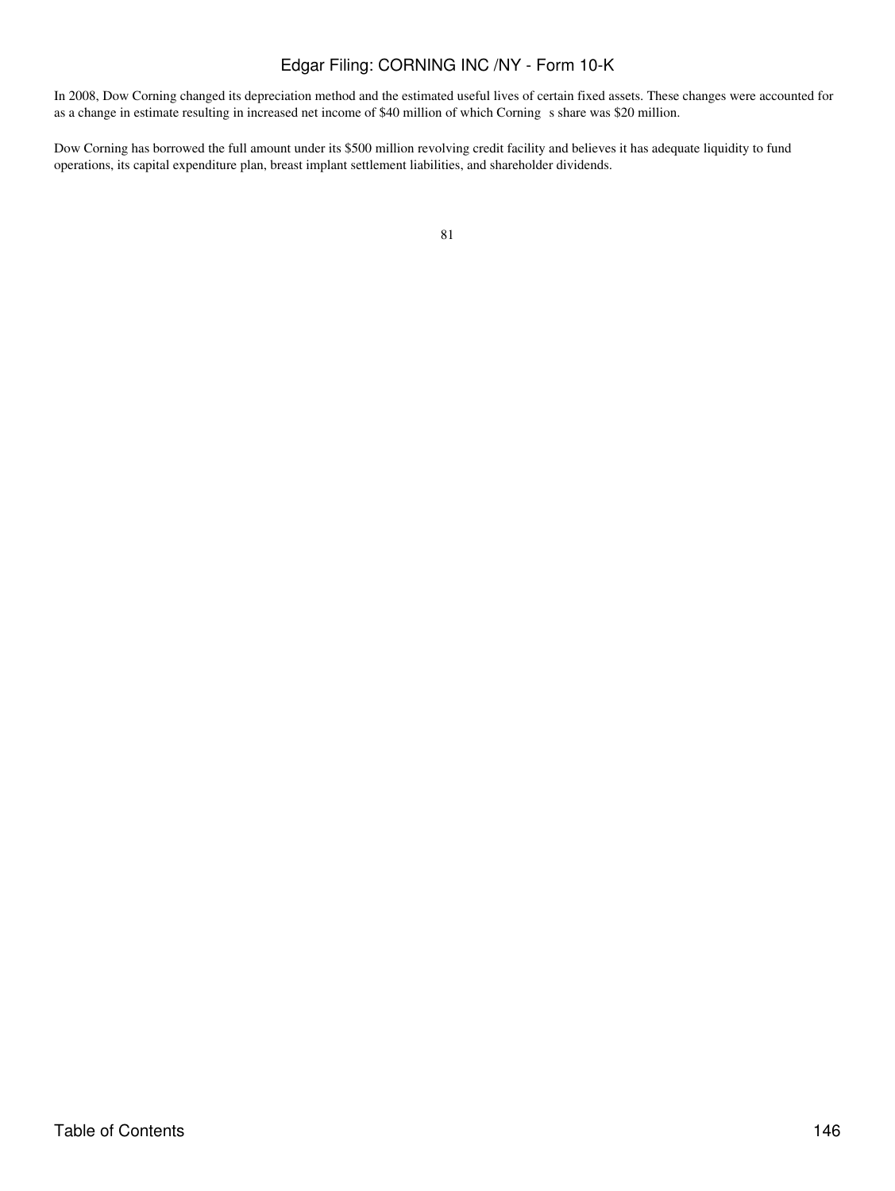In 2008, Dow Corning changed its depreciation method and the estimated useful lives of certain fixed assets. These changes were accounted for as a change in estimate resulting in increased net income of $40 million of which Corning s share was $20 million.

Dow Corning has borrowed the full amount under its $500 million revolving credit facility and believes it has adequate liquidity to fund operations, its capital expenditure plan, breast implant settlement liabilities, and shareholder dividends.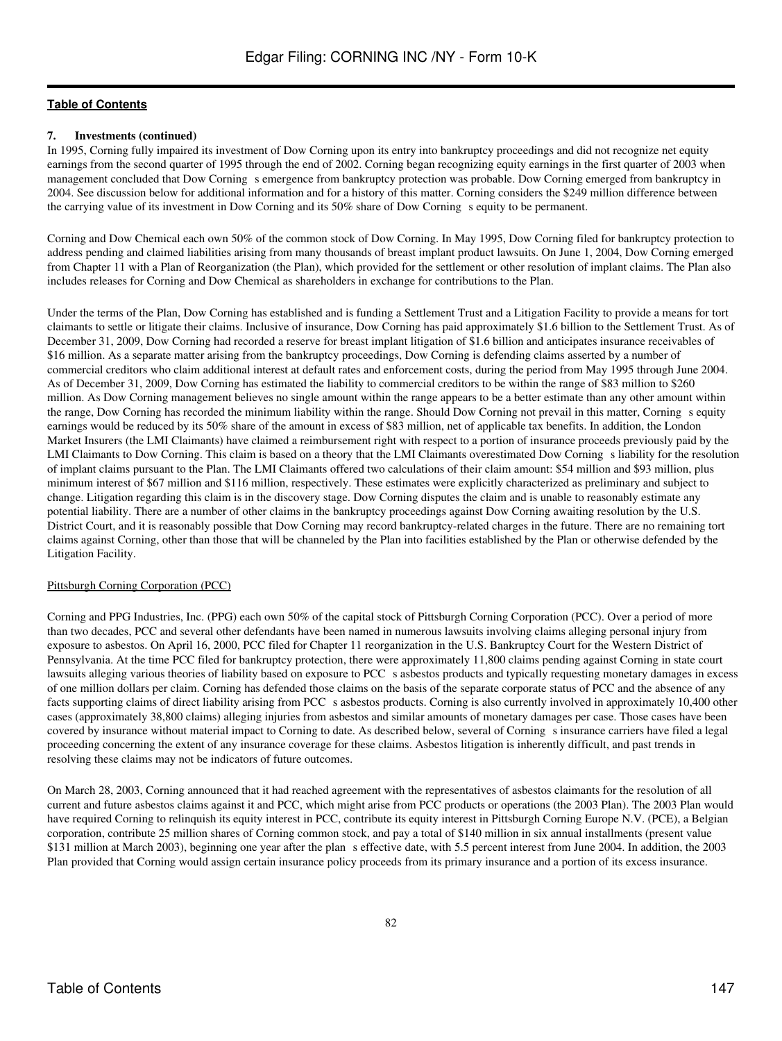**7. Investments (continued)**

In 1995, Corning fully impaired its investment of Dow Corning upon its entry into bankruptcy proceedings and did not recognize net equity earnings from the second quarter of 1995 through the end of 2002. Corning began recognizing equity earnings in the first quarter of 2003 when management concluded that Dow Corning s emergence from bankruptcy protection was probable. Dow Corning emerged from bankruptcy in 2004. See discussion below for additional information and for a history of this matter. Corning considers the $249 million difference between the carrying value of its investment in Dow Corning and its 50% share of Dow Corning s equity to be permanent.

Corning and Dow Chemical each own 50% of the common stock of Dow Corning. In May 1995, Dow Corning filed for bankruptcy protection to address pending and claimed liabilities arising from many thousands of breast implant product lawsuits. On June 1, 2004, Dow Corning emerged from Chapter 11 with a Plan of Reorganization (the Plan), which provided for the settlement or other resolution of implant claims. The Plan also includes releases for Corning and Dow Chemical as shareholders in exchange for contributions to the Plan.

Under the terms of the Plan, Dow Corning has established and is funding a Settlement Trust and a Litigation Facility to provide a means for tort claimants to settle or litigate their claims. Inclusive of insurance, Dow Corning has paid approximately $1.6 billion to the Settlement Trust. As of December 31, 2009, Dow Corning had recorded a reserve for breast implant litigation of $1.6 billion and anticipates insurance receivables of $16 million. As a separate matter arising from the bankruptcy proceedings, Dow Corning is defending claims asserted by a number of commercial creditors who claim additional interest at default rates and enforcement costs, during the period from May 1995 through June 2004. As of December 31, 2009, Dow Corning has estimated the liability to commercial creditors to be within the range of $83 million to $260 million. As Dow Corning management believes no single amount within the range appears to be a better estimate than any other amount within the range, Dow Corning has recorded the minimum liability within the range. Should Dow Corning not prevail in this matter, Corning s equity earnings would be reduced by its 50% share of the amount in excess of $83 million, net of applicable tax benefits. In addition, the London Market Insurers (the LMI Claimants) have claimed a reimbursement right with respect to a portion of insurance proceeds previously paid by the LMI Claimants to Dow Corning. This claim is based on a theory that the LMI Claimants overestimated Dow Corning s liability for the resolution of implant claims pursuant to the Plan. The LMI Claimants offered two calculations of their claim amount: $54 million and $93 million, plus minimum interest of $67 million and $116 million, respectively. These estimates were explicitly characterized as preliminary and subject to change. Litigation regarding this claim is in the discovery stage. Dow Corning disputes the claim and is unable to reasonably estimate any potential liability. There are a number of other claims in the bankruptcy proceedings against Dow Corning awaiting resolution by the U.S. District Court, and it is reasonably possible that Dow Corning may record bankruptcy-related charges in the future. There are no remaining tort claims against Corning, other than those that will be channeled by the Plan into facilities established by the Plan or otherwise defended by the Litigation Facility.

Pittsburgh Corning Corporation (PCC)

Corning and PPG Industries, Inc. (PPG) each own 50% of the capital stock of Pittsburgh Corning Corporation (PCC). Over a period of more than two decades, PCC and several other defendants have been named in numerous lawsuits involving claims alleging personal injury from exposure to asbestos. On April 16, 2000, PCC filed for Chapter 11 reorganization in the U.S. Bankruptcy Court for the Western District of Pennsylvania. At the time PCC filed for bankruptcy protection, there were approximately 11,800 claims pending against Corning in state court lawsuits alleging various theories of liability based on exposure to PCC s asbestos products and typically requesting monetary damages in excess of one million dollars per claim. Corning has defended those claims on the basis of the separate corporate status of PCC and the absence of any facts supporting claims of direct liability arising from PCC s asbestos products. Corning is also currently involved in approximately 10,400 other cases (approximately 38,800 claims) alleging injuries from asbestos and similar amounts of monetary damages per case. Those cases have been covered by insurance without material impact to Corning to date. As described below, several of Corning s insurance carriers have filed a legal proceeding concerning the extent of any insurance coverage for these claims. Asbestos litigation is inherently difficult, and past trends in resolving these claims may not be indicators of future outcomes.

On March 28, 2003, Corning announced that it had reached agreement with the representatives of asbestos claimants for the resolution of all current and future asbestos claims against it and PCC, which might arise from PCC products or operations (the 2003 Plan). The 2003 Plan would have required Corning to relinquish its equity interest in PCC, contribute its equity interest in Pittsburgh Corning Europe N.V. (PCE), a Belgian corporation, contribute 25 million shares of Corning common stock, and pay a total of $140 million in six annual installments (present value $131 million at March 2003), beginning one year after the plan s effective date, with 5.5 percent interest from June 2004. In addition, the 2003 Plan provided that Corning would assign certain insurance policy proceeds from its primary insurance and a portion of its excess insurance.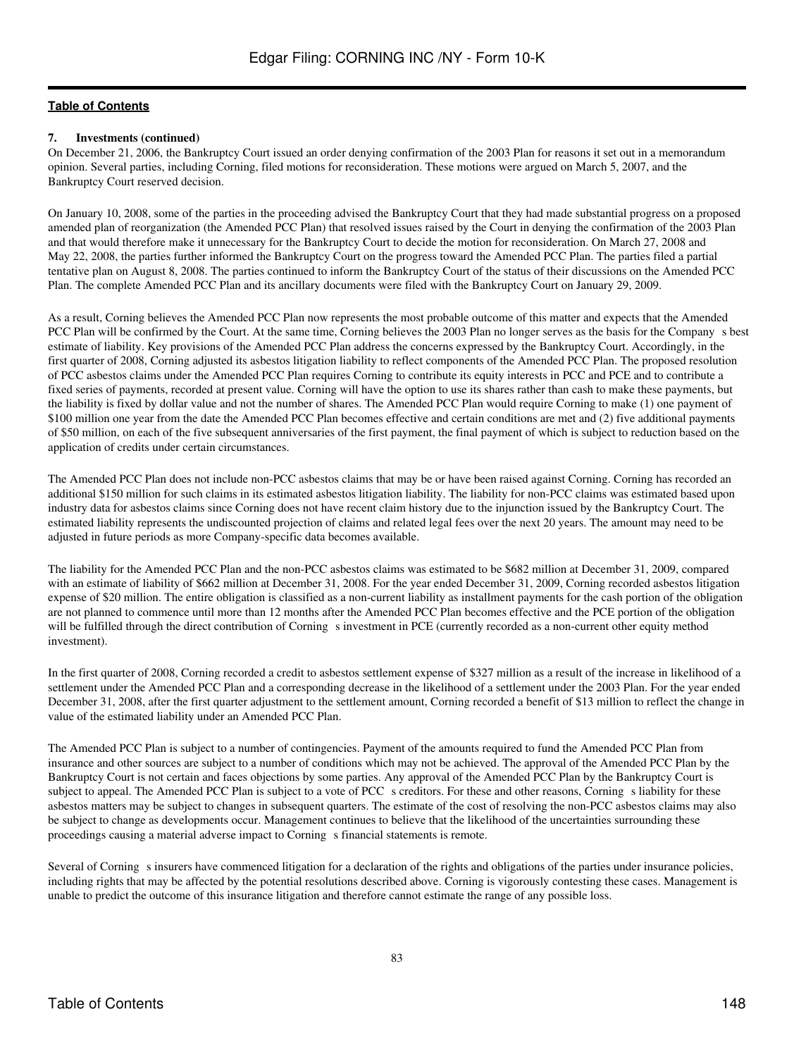**7. Investments (continued)**

On December 21, 2006, the Bankruptcy Court issued an order denying confirmation of the 2003 Plan for reasons it set out in a memorandum opinion. Several parties, including Corning, filed motions for reconsideration. These motions were argued on March 5, 2007, and the Bankruptcy Court reserved decision.

On January 10, 2008, some of the parties in the proceeding advised the Bankruptcy Court that they had made substantial progress on a proposed amended plan of reorganization (the Amended PCC Plan) that resolved issues raised by the Court in denying the confirmation of the 2003 Plan and that would therefore make it unnecessary for the Bankruptcy Court to decide the motion for reconsideration. On March 27, 2008 and May 22, 2008, the parties further informed the Bankruptcy Court on the progress toward the Amended PCC Plan. The parties filed a partial tentative plan on August 8, 2008. The parties continued to inform the Bankruptcy Court of the status of their discussions on the Amended PCC Plan. The complete Amended PCC Plan and its ancillary documents were filed with the Bankruptcy Court on January 29, 2009.

As a result, Corning believes the Amended PCC Plan now represents the most probable outcome of this matter and expects that the Amended PCC Plan will be confirmed by the Court. At the same time, Corning believes the 2003 Plan no longer serves as the basis for the Company s best estimate of liability. Key provisions of the Amended PCC Plan address the concerns expressed by the Bankruptcy Court. Accordingly, in the first quarter of 2008, Corning adjusted its asbestos litigation liability to reflect components of the Amended PCC Plan. The proposed resolution of PCC asbestos claims under the Amended PCC Plan requires Corning to contribute its equity interests in PCC and PCE and to contribute a fixed series of payments, recorded at present value. Corning will have the option to use its shares rather than cash to make these payments, but the liability is fixed by dollar value and not the number of shares. The Amended PCC Plan would require Corning to make (1) one payment of $100 million one year from the date the Amended PCC Plan becomes effective and certain conditions are met and (2) five additional payments of $50 million, on each of the five subsequent anniversaries of the first payment, the final payment of which is subject to reduction based on the application of credits under certain circumstances.

The Amended PCC Plan does not include non-PCC asbestos claims that may be or have been raised against Corning. Corning has recorded an additional $150 million for such claims in its estimated asbestos litigation liability. The liability for non-PCC claims was estimated based upon industry data for asbestos claims since Corning does not have recent claim history due to the injunction issued by the Bankruptcy Court. The estimated liability represents the undiscounted projection of claims and related legal fees over the next 20 years. The amount may need to be adjusted in future periods as more Company-specific data becomes available.

The liability for the Amended PCC Plan and the non-PCC asbestos claims was estimated to be $682 million at December 31, 2009, compared with an estimate of liability of $662 million at December 31, 2008. For the year ended December 31, 2009, Corning recorded asbestos litigation expense of $20 million. The entire obligation is classified as a non-current liability as installment payments for the cash portion of the obligation are not planned to commence until more than 12 months after the Amended PCC Plan becomes effective and the PCE portion of the obligation will be fulfilled through the direct contribution of Corning s investment in PCE (currently recorded as a non-current other equity method investment).

In the first quarter of 2008, Corning recorded a credit to asbestos settlement expense of $327 million as a result of the increase in likelihood of a settlement under the Amended PCC Plan and a corresponding decrease in the likelihood of a settlement under the 2003 Plan. For the year ended December 31, 2008, after the first quarter adjustment to the settlement amount, Corning recorded a benefit of $13 million to reflect the change in value of the estimated liability under an Amended PCC Plan.

The Amended PCC Plan is subject to a number of contingencies. Payment of the amounts required to fund the Amended PCC Plan from insurance and other sources are subject to a number of conditions which may not be achieved. The approval of the Amended PCC Plan by the Bankruptcy Court is not certain and faces objections by some parties. Any approval of the Amended PCC Plan by the Bankruptcy Court is subject to appeal. The Amended PCC Plan is subject to a vote of PCC s creditors. For these and other reasons, Corning s liability for these asbestos matters may be subject to changes in subsequent quarters. The estimate of the cost of resolving the non-PCC asbestos claims may also be subject to change as developments occur. Management continues to believe that the likelihood of the uncertainties surrounding these proceedings causing a material adverse impact to Corning s financial statements is remote.

Several of Corning s insurers have commenced litigation for a declaration of the rights and obligations of the parties under insurance policies, including rights that may be affected by the potential resolutions described above. Corning is vigorously contesting these cases. Management is unable to predict the outcome of this insurance litigation and therefore cannot estimate the range of any possible loss.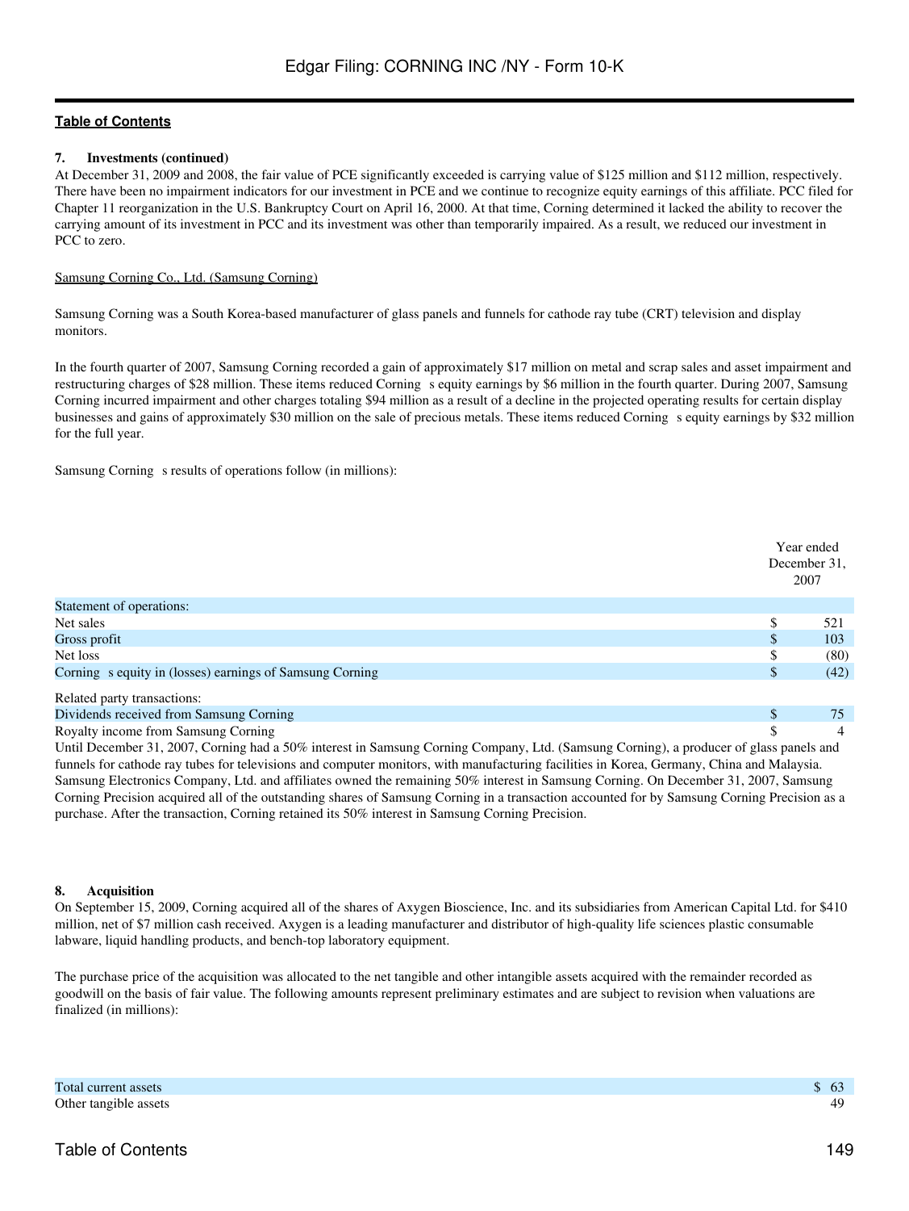**7. Investments (continued)**

At December 31, 2009 and 2008, the fair value of PCE significantly exceeded is carrying value of $125 million and $112 million, respectively. There have been no impairment indicators for our investment in PCE and we continue to recognize equity earnings of this affiliate. PCC filed for Chapter 11 reorganization in the U.S. Bankruptcy Court on April 16, 2000. At that time, Corning determined it lacked the ability to recover the carrying amount of its investment in PCC and its investment was other than temporarily impaired. As a result, we reduced our investment in PCC to zero.

Samsung Corning Co., Ltd. (Samsung Corning)

Samsung Corning was a South Korea-based manufacturer of glass panels and funnels for cathode ray tube (CRT) television and display monitors.

In the fourth quarter of 2007, Samsung Corning recorded a gain of approximately $17 million on metal and scrap sales and asset impairment and restructuring charges of $28 million. These items reduced Corning s equity earnings by $6 million in the fourth quarter. During 2007, Samsung Corning incurred impairment and other charges totaling $94 million as a result of a decline in the projected operating results for certain display businesses and gains of approximately $30 million on the sale of precious metals. These items reduced Corning s equity earnings by $32 million for the full year.

Samsung Corning s results of operations follow (in millions):

| | Year ended December 31, 2007 |
|---|---|
| Statement of operations: | |
| Net sales | $ 521 |
| Gross profit | $ 103 |
| Net loss | $ (80) |
| Corning s equity in (losses) earnings of Samsung Corning | $ (42) |
| Related party transactions: | |
| Dividends received from Samsung Corning | $ 75 |
| Royalty income from Samsung Corning | $ 4 |

Until December 31, 2007, Corning had a 50% interest in Samsung Corning Company, Ltd. (Samsung Corning), a producer of glass panels and funnels for cathode ray tubes for televisions and computer monitors, with manufacturing facilities in Korea, Germany, China and Malaysia. Samsung Electronics Company, Ltd. and affiliates owned the remaining 50% interest in Samsung Corning. On December 31, 2007, Samsung Corning Precision acquired all of the outstanding shares of Samsung Corning in a transaction accounted for by Samsung Corning Precision as a purchase. After the transaction, Corning retained its 50% interest in Samsung Corning Precision.

**8. Acquisition**

On September 15, 2009, Corning acquired all of the shares of Axygen Bioscience, Inc. and its subsidiaries from American Capital Ltd. for $410 million, net of $7 million cash received. Axygen is a leading manufacturer and distributor of high-quality life sciences plastic consumable labware, liquid handling products, and bench-top laboratory equipment.

The purchase price of the acquisition was allocated to the net tangible and other intangible assets acquired with the remainder recorded as goodwill on the basis of fair value. The following amounts represent preliminary estimates and are subject to revision when valuations are finalized (in millions):

| | |
|---|---|
| Total current assets | $ 63 |
| Other tangible assets | 49 |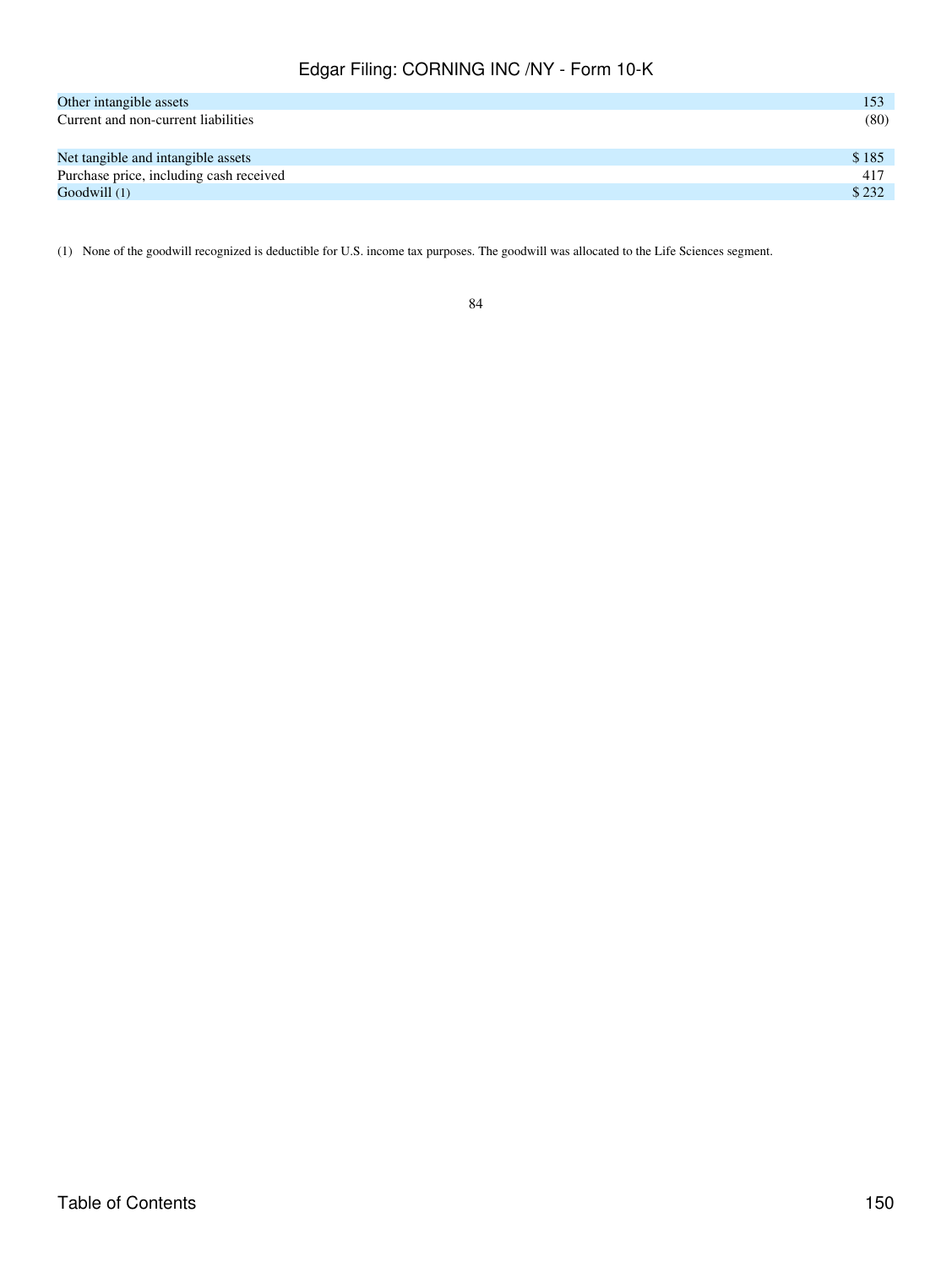| | |
|---|---|
| Other intangible assets | 153 |
| Current and non-current liabilities | (80) |
| | |
| Net tangible and intangible assets | $ 185 |
| Purchase price, including cash received | 417 |
| Goodwill (1) | $ 232 |

(1) None of the goodwill recognized is deductible for U.S. income tax purposes. The goodwill was allocated to the Life Sciences segment.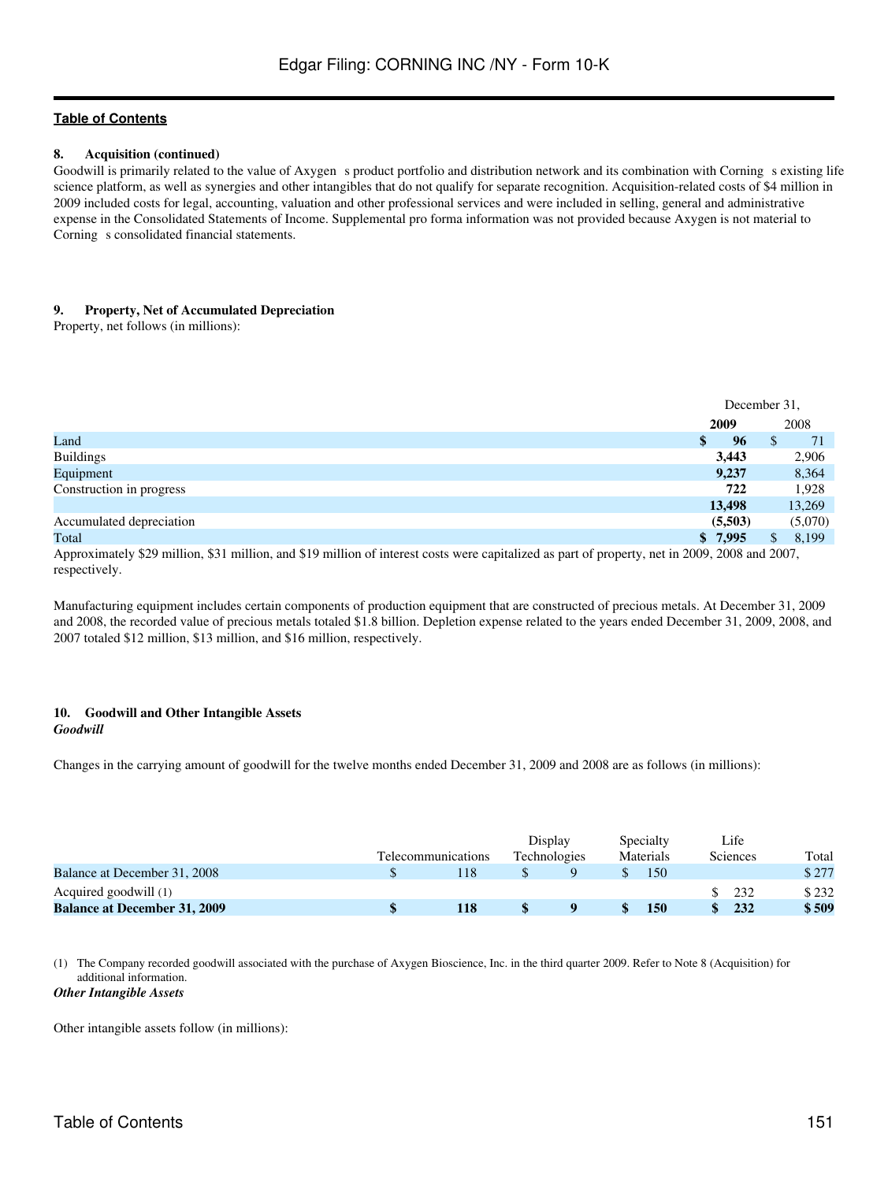**8. Acquisition (continued)**

Goodwill is primarily related to the value of Axygen s product portfolio and distribution network and its combination with Corning s existing life science platform, as well as synergies and other intangibles that do not qualify for separate recognition. Acquisition-related costs of $4 million in 2009 included costs for legal, accounting, valuation and other professional services and were included in selling, general and administrative expense in the Consolidated Statements of Income. Supplemental pro forma information was not provided because Axygen is not material to Corning s consolidated financial statements.

**9. Property, Net of Accumulated Depreciation**

Property, net follows (in millions):

| | December 31, 2009 | December 31, 2008 |
|---|---|---|
| Land | **$ 96** | $ 71 |
| Buildings | **3,443** | 2,906 |
| Equipment | **9,237** | 8,364 |
| Construction in progress | **722** | 1,928 |
| | **13,498** | 13,269 |
| Accumulated depreciation | **(5,503)** | (5,070) |
| Total | **$ 7,995** | $ 8,199 |

Approximately $29 million, $31 million, and $19 million of interest costs were capitalized as part of property, net in 2009, 2008 and 2007, respectively.

Manufacturing equipment includes certain components of production equipment that are constructed of precious metals. At December 31, 2009 and 2008, the recorded value of precious metals totaled $1.8 billion. Depletion expense related to the years ended December 31, 2009, 2008, and 2007 totaled $12 million, $13 million, and $16 million, respectively.

**10. Goodwill and Other Intangible Assets**

***Goodwill***

Changes in the carrying amount of goodwill for the twelve months ended December 31, 2009 and 2008 are as follows (in millions):

| | Telecommunications | Display Technologies | Specialty Materials | Life Sciences | Total |
|---|---|---|---|---|---|
| Balance at December 31, 2008 | $ 118 | $ 9 | $ 150 | | $ 277 |
| Acquired goodwill (1) | | | | $ 232 | $ 232 |
| **Balance at December 31, 2009** | **$ 118** | **$ 9** | **$ 150** | **$ 232** | **$ 509** |

(1) The Company recorded goodwill associated with the purchase of Axygen Bioscience, Inc. in the third quarter 2009. Refer to Note 8 (Acquisition) for additional information.

***Other Intangible Assets***

Other intangible assets follow (in millions):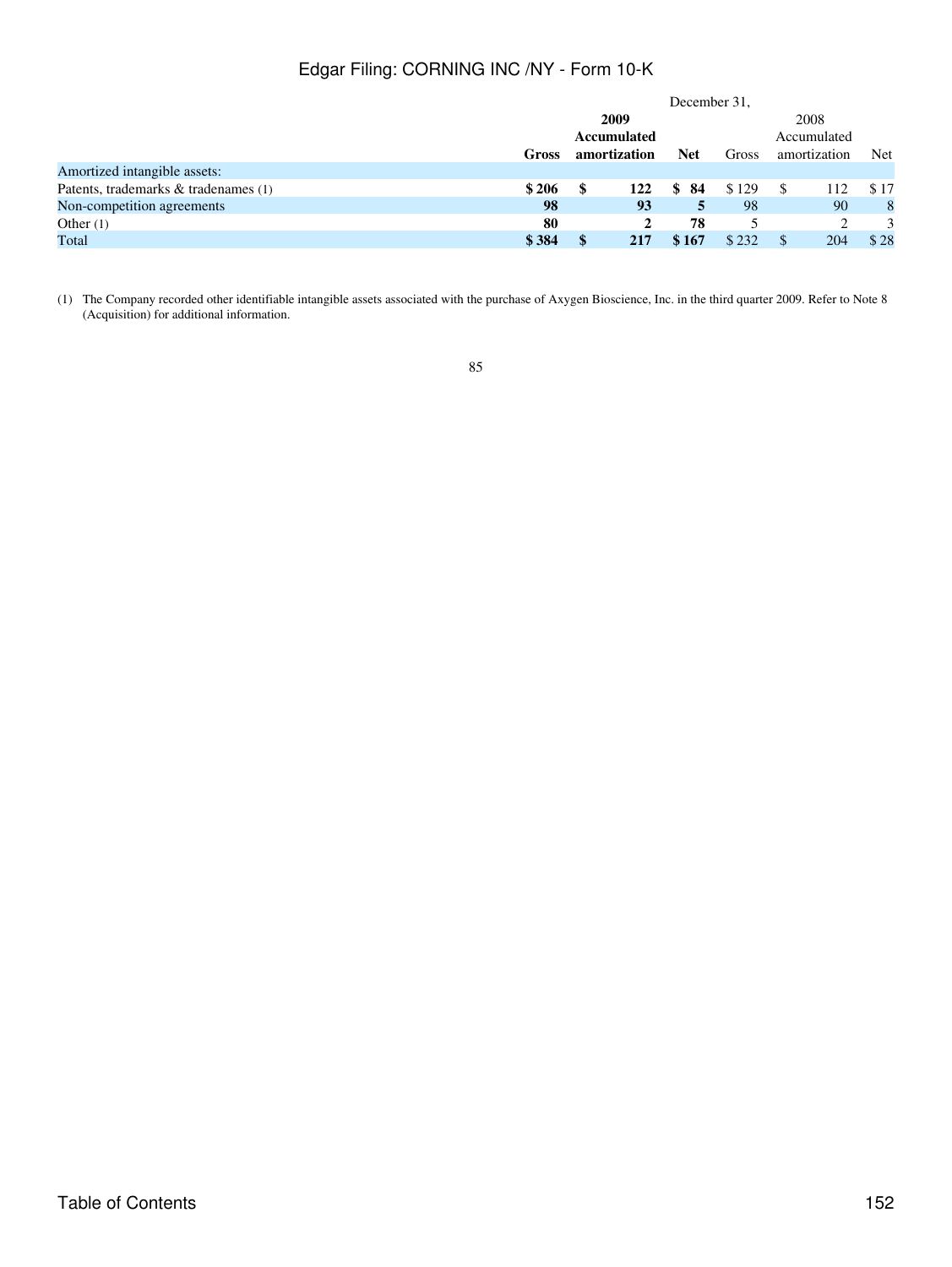| | December 31, | | | | | |
|---|---|---|---|---|---|---|
| | **2009** | | | 2008 | | |
| | **Gross** | **Accumulated amortization** | **Net** | Gross | Accumulated amortization | Net |
| Amortized intangible assets: | | | | | | |
| Patents, trademarks & tradenames (1) | **$ 206** | **$ 122** | **$ 84** | $ 129 | $ 112 | $ 17 |
| Non-competition agreements | **98** | **93** | **5** | 98 | 90 | 8 |
| Other (1) | **80** | **2** | **78** | 5 | 2 | 3 |
| Total | **$ 384** | **$ 217** | **$ 167** | $ 232 | $ 204 | $ 28 |

(1) The Company recorded other identifiable intangible assets associated with the purchase of Axygen Bioscience, Inc. in the third quarter 2009. Refer to Note 8 (Acquisition) for additional information.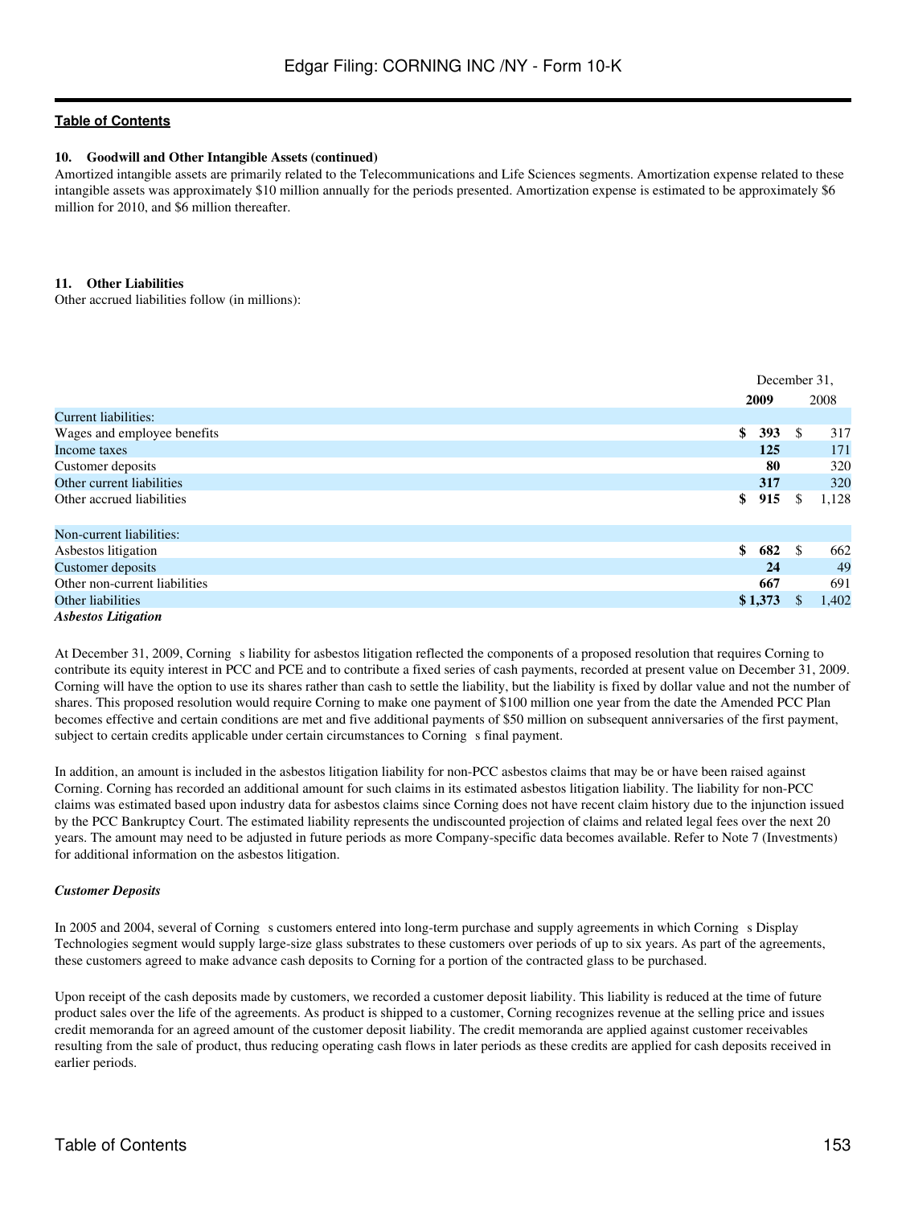[Table of Contents](#)

**10. Goodwill and Other Intangible Assets (continued)**

Amortized intangible assets are primarily related to the Telecommunications and Life Sciences segments. Amortization expense related to these intangible assets was approximately $10 million annually for the periods presented. Amortization expense is estimated to be approximately $6 million for 2010, and $6 million thereafter.

**11. Other Liabilities**

Other accrued liabilities follow (in millions):

| | December 31, | |
|---|---|---|
| | **2009** | 2008 |
| Current liabilities: | | |
| Wages and employee benefits | **$ 393** | $ 317 |
| Income taxes | **125** | 171 |
| Customer deposits | **80** | 320 |
| Other current liabilities | **317** | 320 |
| Other accrued liabilities | **$ 915** | $ 1,128 |
| | | |
| Non-current liabilities: | | |
| Asbestos litigation | **$ 682** | $ 662 |
| Customer deposits | **24** | 49 |
| Other non-current liabilities | **667** | 691 |
| Other liabilities | **$ 1,373** | $ 1,402 |

***Asbestos Litigation***

At December 31, 2009, Corning s liability for asbestos litigation reflected the components of a proposed resolution that requires Corning to contribute its equity interest in PCC and PCE and to contribute a fixed series of cash payments, recorded at present value on December 31, 2009. Corning will have the option to use its shares rather than cash to settle the liability, but the liability is fixed by dollar value and not the number of shares. This proposed resolution would require Corning to make one payment of $100 million one year from the date the Amended PCC Plan becomes effective and certain conditions are met and five additional payments of $50 million on subsequent anniversaries of the first payment, subject to certain credits applicable under certain circumstances to Corning s final payment.

In addition, an amount is included in the asbestos litigation liability for non-PCC asbestos claims that may be or have been raised against Corning. Corning has recorded an additional amount for such claims in its estimated asbestos litigation liability. The liability for non-PCC claims was estimated based upon industry data for asbestos claims since Corning does not have recent claim history due to the injunction issued by the PCC Bankruptcy Court. The estimated liability represents the undiscounted projection of claims and related legal fees over the next 20 years. The amount may need to be adjusted in future periods as more Company-specific data becomes available. Refer to Note 7 (Investments) for additional information on the asbestos litigation.

***Customer Deposits***

In 2005 and 2004, several of Corning s customers entered into long-term purchase and supply agreements in which Corning s Display Technologies segment would supply large-size glass substrates to these customers over periods of up to six years. As part of the agreements, these customers agreed to make advance cash deposits to Corning for a portion of the contracted glass to be purchased.

Upon receipt of the cash deposits made by customers, we recorded a customer deposit liability. This liability is reduced at the time of future product sales over the life of the agreements. As product is shipped to a customer, Corning recognizes revenue at the selling price and issues credit memoranda for an agreed amount of the customer deposit liability. The credit memoranda are applied against customer receivables resulting from the sale of product, thus reducing operating cash flows in later periods as these credits are applied for cash deposits received in earlier periods.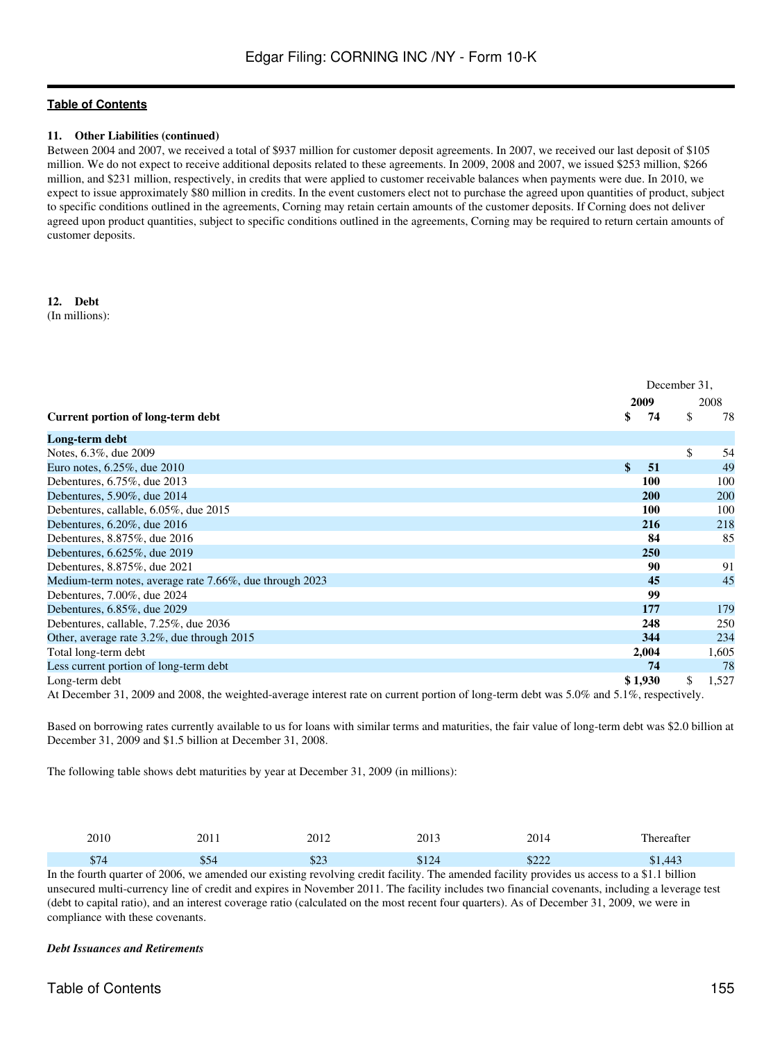**11. Other Liabilities (continued)**

Between 2004 and 2007, we received a total of $937 million for customer deposit agreements. In 2007, we received our last deposit of $105 million. We do not expect to receive additional deposits related to these agreements. In 2009, 2008 and 2007, we issued $253 million, $266 million, and $231 million, respectively, in credits that were applied to customer receivable balances when payments were due. In 2010, we expect to issue approximately $80 million in credits. In the event customers elect not to purchase the agreed upon quantities of product, subject to specific conditions outlined in the agreements, Corning may retain certain amounts of the customer deposits. If Corning does not deliver agreed upon product quantities, subject to specific conditions outlined in the agreements, Corning may be required to return certain amounts of customer deposits.

**12. Debt**

(In millions):

| | December 31, | |
|---|---|---|
| | **2009** | 2008 |
| **Current portion of long-term debt** | **$ 74** | $ 78 |
| **Long-term debt** | | |
| Notes, 6.3%, due 2009 | | $ 54 |
| Euro notes, 6.25%, due 2010 | **$ 51** | 49 |
| Debentures, 6.75%, due 2013 | **100** | 100 |
| Debentures, 5.90%, due 2014 | **200** | 200 |
| Debentures, callable, 6.05%, due 2015 | **100** | 100 |
| Debentures, 6.20%, due 2016 | **216** | 218 |
| Debentures, 8.875%, due 2016 | **84** | 85 |
| Debentures, 6.625%, due 2019 | **250** | |
| Debentures, 8.875%, due 2021 | **90** | 91 |
| Medium-term notes, average rate 7.66%, due through 2023 | **45** | 45 |
| Debentures, 7.00%, due 2024 | **99** | |
| Debentures, 6.85%, due 2029 | **177** | 179 |
| Debentures, callable, 7.25%, due 2036 | **248** | 250 |
| Other, average rate 3.2%, due through 2015 | **344** | 234 |
| Total long-term debt | **2,004** | 1,605 |
| Less current portion of long-term debt | **74** | 78 |
| Long-term debt | **$ 1,930** | $ 1,527 |

At December 31, 2009 and 2008, the weighted-average interest rate on current portion of long-term debt was 5.0% and 5.1%, respectively.

Based on borrowing rates currently available to us for loans with similar terms and maturities, the fair value of long-term debt was $2.0 billion at December 31, 2009 and $1.5 billion at December 31, 2008.

The following table shows debt maturities by year at December 31, 2009 (in millions):

| 2010 | 2011 | 2012 | 2013 | 2014 | Thereafter |
|---|---|---|---|---|---|
| $74 | $54 | $23 | $124 | $222 | $1,443 |

In the fourth quarter of 2006, we amended our existing revolving credit facility. The amended facility provides us access to a $1.1 billion unsecured multi-currency line of credit and expires in November 2011. The facility includes two financial covenants, including a leverage test (debt to capital ratio), and an interest coverage ratio (calculated on the most recent four quarters). As of December 31, 2009, we were in compliance with these covenants.

***Debt Issuances and Retirements***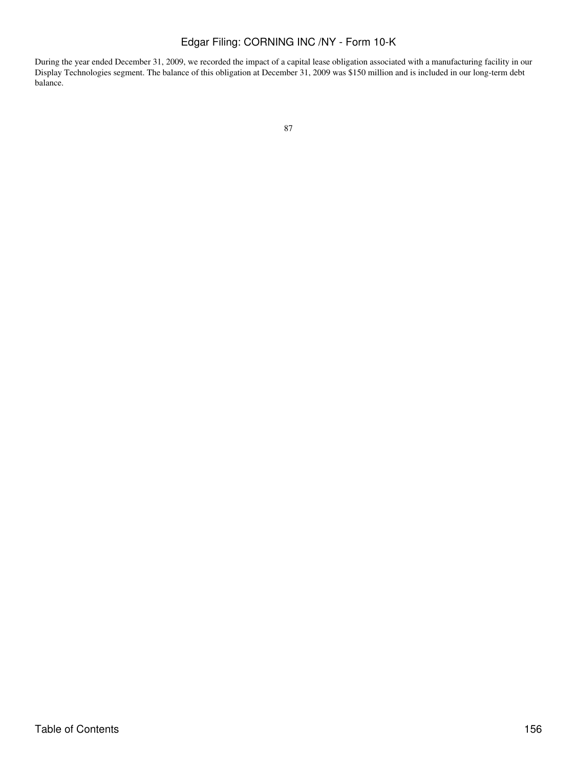During the year ended December 31, 2009, we recorded the impact of a capital lease obligation associated with a manufacturing facility in our Display Technologies segment. The balance of this obligation at December 31, 2009 was $150 million and is included in our long-term debt balance.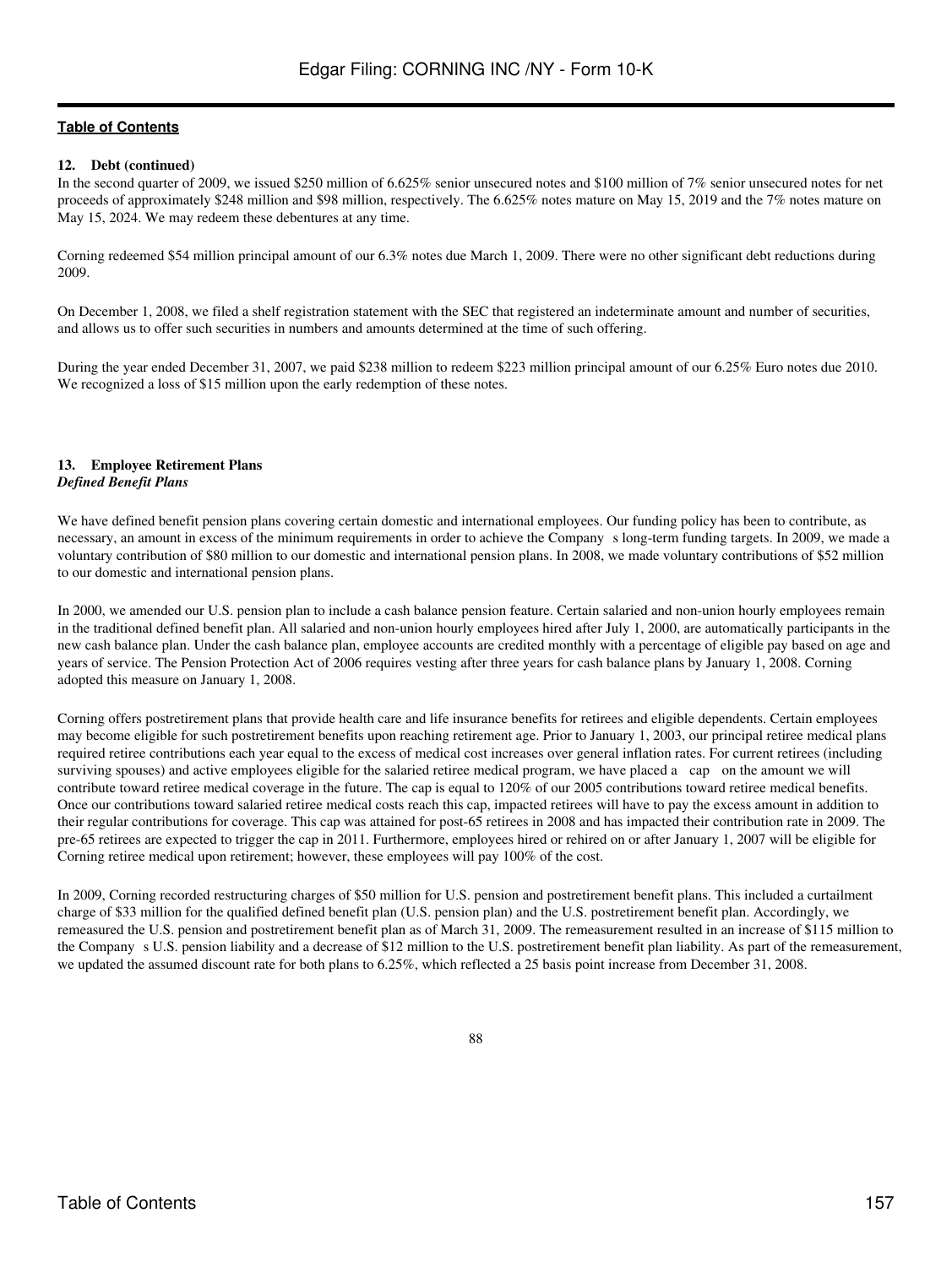#### 12. Debt (continued)

In the second quarter of 2009, we issued $250 million of 6.625% senior unsecured notes and $100 million of 7% senior unsecured notes for net proceeds of approximately $248 million and $98 million, respectively. The 6.625% notes mature on May 15, 2019 and the 7% notes mature on May 15, 2024. We may redeem these debentures at any time.

Corning redeemed $54 million principal amount of our 6.3% notes due March 1, 2009. There were no other significant debt reductions during 2009.

On December 1, 2008, we filed a shelf registration statement with the SEC that registered an indeterminate amount and number of securities, and allows us to offer such securities in numbers and amounts determined at the time of such offering.

During the year ended December 31, 2007, we paid $238 million to redeem $223 million principal amount of our 6.25% Euro notes due 2010. We recognized a loss of $15 million upon the early redemption of these notes.

#### 13. Employee Retirement Plans

***Defined Benefit Plans***

We have defined benefit pension plans covering certain domestic and international employees. Our funding policy has been to contribute, as necessary, an amount in excess of the minimum requirements in order to achieve the Company s long-term funding targets. In 2009, we made a voluntary contribution of $80 million to our domestic and international pension plans. In 2008, we made voluntary contributions of $52 million to our domestic and international pension plans.

In 2000, we amended our U.S. pension plan to include a cash balance pension feature. Certain salaried and non-union hourly employees remain in the traditional defined benefit plan. All salaried and non-union hourly employees hired after July 1, 2000, are automatically participants in the new cash balance plan. Under the cash balance plan, employee accounts are credited monthly with a percentage of eligible pay based on age and years of service. The Pension Protection Act of 2006 requires vesting after three years for cash balance plans by January 1, 2008. Corning adopted this measure on January 1, 2008.

Corning offers postretirement plans that provide health care and life insurance benefits for retirees and eligible dependents. Certain employees may become eligible for such postretirement benefits upon reaching retirement age. Prior to January 1, 2003, our principal retiree medical plans required retiree contributions each year equal to the excess of medical cost increases over general inflation rates. For current retirees (including surviving spouses) and active employees eligible for the salaried retiree medical program, we have placed a cap on the amount we will contribute toward retiree medical coverage in the future. The cap is equal to 120% of our 2005 contributions toward retiree medical benefits. Once our contributions toward salaried retiree medical costs reach this cap, impacted retirees will have to pay the excess amount in addition to their regular contributions for coverage. This cap was attained for post-65 retirees in 2008 and has impacted their contribution rate in 2009. The pre-65 retirees are expected to trigger the cap in 2011. Furthermore, employees hired or rehired on or after January 1, 2007 will be eligible for Corning retiree medical upon retirement; however, these employees will pay 100% of the cost.

In 2009, Corning recorded restructuring charges of $50 million for U.S. pension and postretirement benefit plans. This included a curtailment charge of $33 million for the qualified defined benefit plan (U.S. pension plan) and the U.S. postretirement benefit plan. Accordingly, we remeasured the U.S. pension and postretirement benefit plan as of March 31, 2009. The remeasurement resulted in an increase of $115 million to the Company s U.S. pension liability and a decrease of $12 million to the U.S. postretirement benefit plan liability. As part of the remeasurement, we updated the assumed discount rate for both plans to 6.25%, which reflected a 25 basis point increase from December 31, 2008.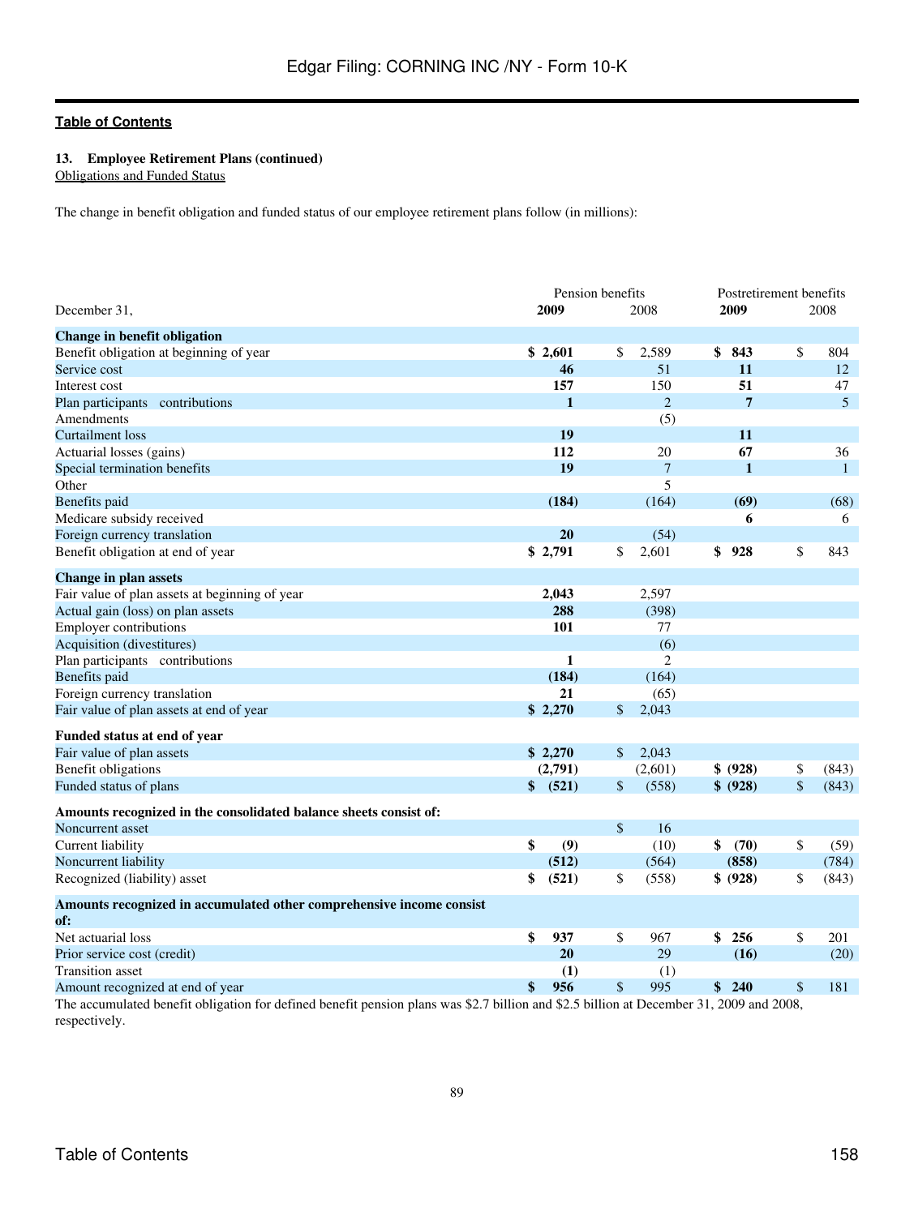**13. Employee Retirement Plans (continued)**

Obligations and Funded Status

The change in benefit obligation and funded status of our employee retirement plans follow (in millions):

| December 31, | Pension benefits 2009 | Pension benefits 2008 | Postretirement benefits 2009 | Postretirement benefits 2008 |
|---|---|---|---|---|
| **Change in benefit obligation** | | | | |
| Benefit obligation at beginning of year | **$ 2,601** | $ 2,589 | **$ 843** | $ 804 |
| Service cost | **46** | 51 | **11** | 12 |
| Interest cost | **157** | 150 | **51** | 47 |
| Plan participants contributions | **1** | 2 | **7** | 5 |
| Amendments | | (5) | | |
| Curtailment loss | **19** | | **11** | |
| Actuarial losses (gains) | **112** | 20 | **67** | 36 |
| Special termination benefits | **19** | 7 | **1** | 1 |
| Other | | 5 | | |
| Benefits paid | **(184)** | (164) | **(69)** | (68) |
| Medicare subsidy received | | | **6** | 6 |
| Foreign currency translation | **20** | (54) | | |
| Benefit obligation at end of year | **$ 2,791** | $ 2,601 | **$ 928** | $ 843 |
| **Change in plan assets** | | | | |
| Fair value of plan assets at beginning of year | **2,043** | 2,597 | | |
| Actual gain (loss) on plan assets | **288** | (398) | | |
| Employer contributions | **101** | 77 | | |
| Acquisition (divestitures) | | (6) | | |
| Plan participants contributions | **1** | 2 | | |
| Benefits paid | **(184)** | (164) | | |
| Foreign currency translation | **21** | (65) | | |
| Fair value of plan assets at end of year | **$ 2,270** | $ 2,043 | | |
| **Funded status at end of year** | | | | |
| Fair value of plan assets | **$ 2,270** | $ 2,043 | | |
| Benefit obligations | **(2,791)** | (2,601) | **$ (928)** | $ (843) |
| Funded status of plans | **$ (521)** | $ (558) | **$ (928)** | $ (843) |
| **Amounts recognized in the consolidated balance sheets consist of:** | | | | |
| Noncurrent asset | | $ 16 | | |
| Current liability | **$ (9)** | (10) | **$ (70)** | $ (59) |
| Noncurrent liability | **(512)** | (564) | **(858)** | (784) |
| Recognized (liability) asset | **$ (521)** | $ (558) | **$ (928)** | $ (843) |
| **Amounts recognized in accumulated other comprehensive income consist of:** | | | | |
| Net actuarial loss | **$ 937** | $ 967 | **$ 256** | $ 201 |
| Prior service cost (credit) | **20** | 29 | **(16)** | (20) |
| Transition asset | **(1)** | (1) | | |
| Amount recognized at end of year | **$ 956** | $ 995 | **$ 240** | $ 181 |

The accumulated benefit obligation for defined benefit pension plans was $2.7 billion and $2.5 billion at December 31, 2009 and 2008, respectively.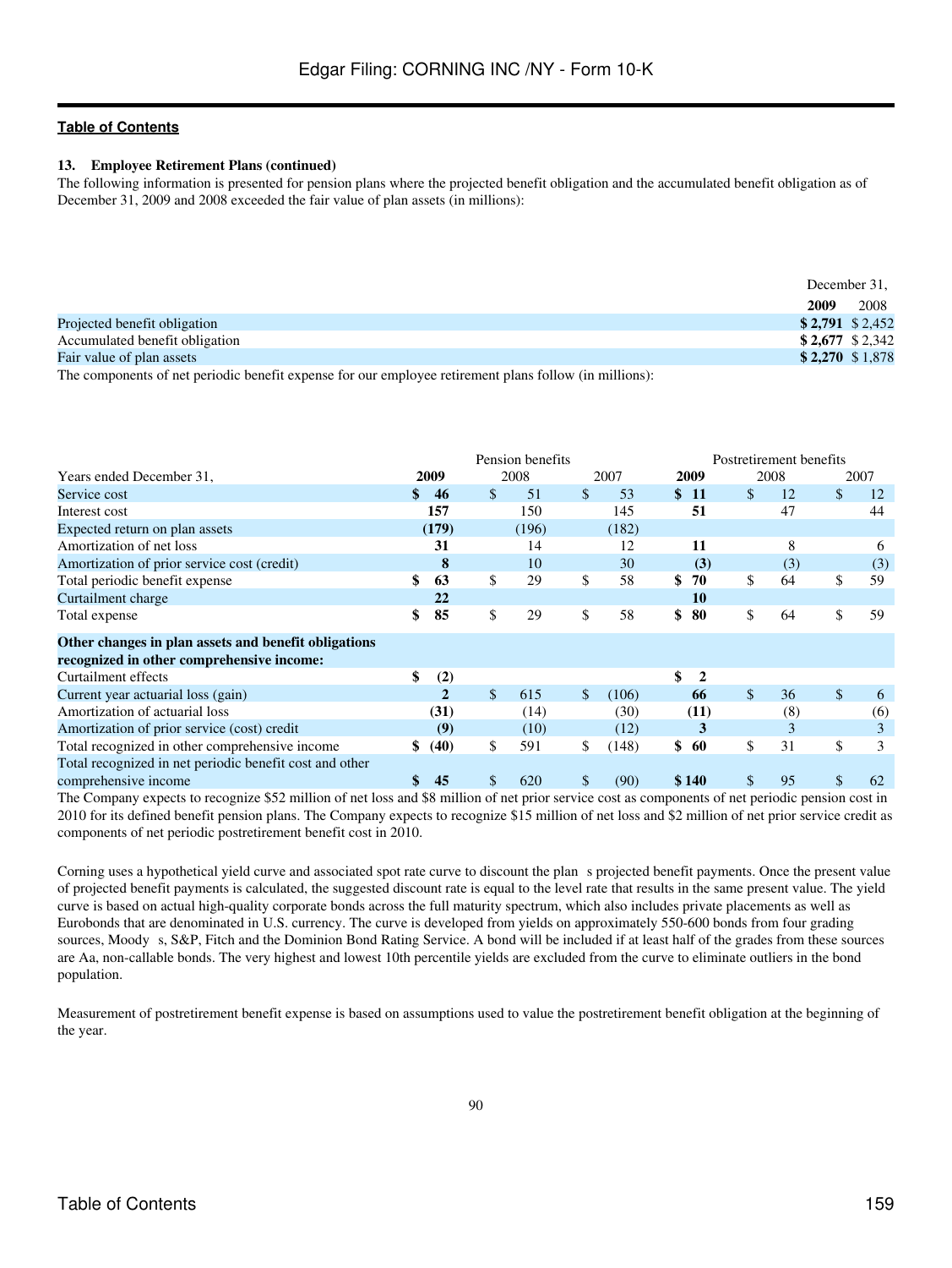**13. Employee Retirement Plans (continued)**

The following information is presented for pension plans where the projected benefit obligation and the accumulated benefit obligation as of December 31, 2009 and 2008 exceeded the fair value of plan assets (in millions):

| | December 31, | |
|---|---|---|
| | **2009** | 2008 |
| Projected benefit obligation | **$ 2,791** | $ 2,452 |
| Accumulated benefit obligation | **$ 2,677** | $ 2,342 |
| Fair value of plan assets | **$ 2,270** | $ 1,878 |

The components of net periodic benefit expense for our employee retirement plans follow (in millions):

| | Pension benefits | | | Postretirement benefits | | |
|---|---|---|---|---|---|---|
| Years ended December 31, | **2009** | 2008 | 2007 | **2009** | 2008 | 2007 |
| Service cost | **$ 46** | $ 51 | $ 53 | **$ 11** | $ 12 | $ 12 |
| Interest cost | **157** | 150 | 145 | **51** | 47 | 44 |
| Expected return on plan assets | **(179)** | (196) | (182) | | | |
| Amortization of net loss | **31** | 14 | 12 | **11** | 8 | 6 |
| Amortization of prior service cost (credit) | **8** | 10 | 30 | **(3)** | (3) | (3) |
| Total periodic benefit expense | **$ 63** | $ 29 | $ 58 | **$ 70** | $ 64 | $ 59 |
| Curtailment charge | **22** | | | **10** | | |
| Total expense | **$ 85** | $ 29 | $ 58 | **$ 80** | $ 64 | $ 59 |
| **Other changes in plan assets and benefit obligations recognized in other comprehensive income:** | | | | | | |
| Curtailment effects | **$ (2)** | | | **$ 2** | | |
| Current year actuarial loss (gain) | **2** | $ 615 | $ (106) | **66** | $ 36 | $ 6 |
| Amortization of actuarial loss | **(31)** | (14) | (30) | **(11)** | (8) | (6) |
| Amortization of prior service (cost) credit | **(9)** | (10) | (12) | **3** | 3 | 3 |
| Total recognized in other comprehensive income | **$ (40)** | $ 591 | $ (148) | **$ 60** | $ 31 | $ 3 |
| Total recognized in net periodic benefit cost and other comprehensive income | **$ 45** | $ 620 | $ (90) | **$ 140** | $ 95 | $ 62 |

The Company expects to recognize $52 million of net loss and $8 million of net prior service cost as components of net periodic pension cost in 2010 for its defined benefit pension plans. The Company expects to recognize $15 million of net loss and $2 million of net prior service credit as components of net periodic postretirement benefit cost in 2010.

Corning uses a hypothetical yield curve and associated spot rate curve to discount the plan s projected benefit payments. Once the present value of projected benefit payments is calculated, the suggested discount rate is equal to the level rate that results in the same present value. The yield curve is based on actual high-quality corporate bonds across the full maturity spectrum, which also includes private placements as well as Eurobonds that are denominated in U.S. currency. The curve is developed from yields on approximately 550-600 bonds from four grading sources, Moody s, S&P, Fitch and the Dominion Bond Rating Service. A bond will be included if at least half of the grades from these sources are Aa, non-callable bonds. The very highest and lowest 10th percentile yields are excluded from the curve to eliminate outliers in the bond population.

Measurement of postretirement benefit expense is based on assumptions used to value the postretirement benefit obligation at the beginning of the year.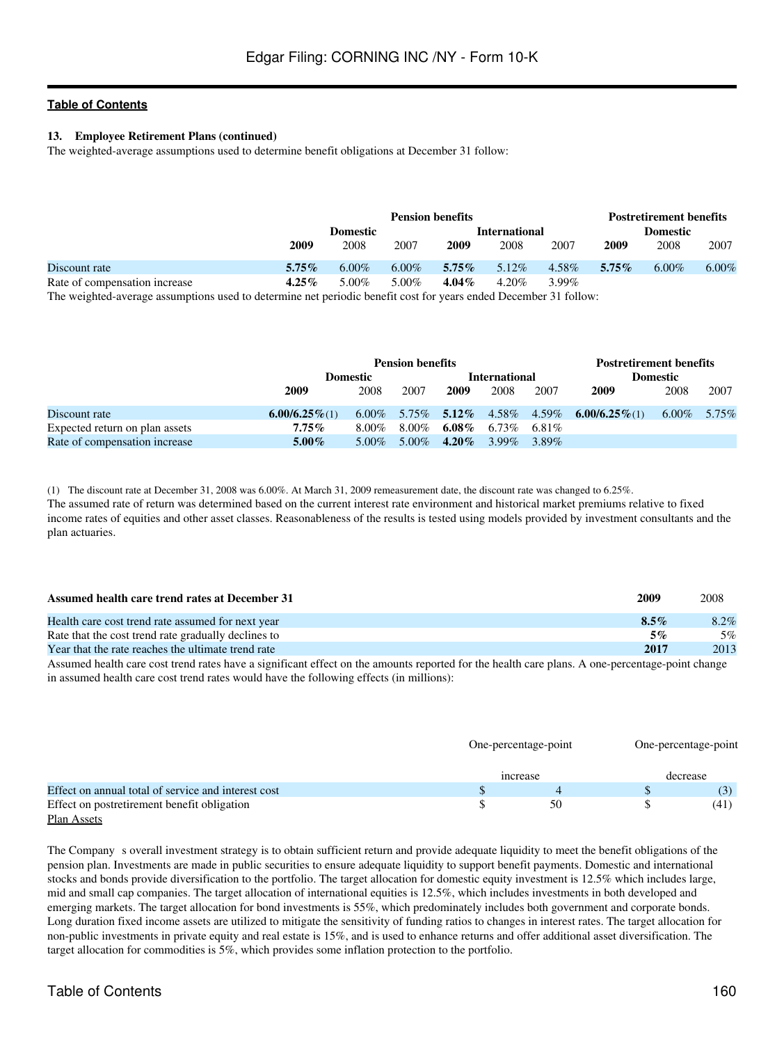**13. Employee Retirement Plans (continued)**

The weighted-average assumptions used to determine benefit obligations at December 31 follow:

| | Pension benefits | | | | | | Postretirement benefits | | |
|---|---|---|---|---|---|---|---|---|---|
| | Domestic | | | International | | | Domestic | | |
| | **2009** | 2008 | 2007 | **2009** | 2008 | 2007 | **2009** | 2008 | 2007 |
| Discount rate | **5.75%** | 6.00% | 6.00% | **5.75%** | 5.12% | 4.58% | **5.75%** | 6.00% | 6.00% |
| Rate of compensation increase | **4.25%** | 5.00% | 5.00% | **4.04%** | 4.20% | 3.99% | | | |

The weighted-average assumptions used to determine net periodic benefit cost for years ended December 31 follow:

| | Pension benefits | | | | | | Postretirement benefits | | |
|---|---|---|---|---|---|---|---|---|---|
| | Domestic | | | International | | | Domestic | | |
| | **2009** | 2008 | 2007 | **2009** | 2008 | 2007 | **2009** | 2008 | 2007 |
| Discount rate | **6.00/6.25%**(1) | 6.00% | 5.75% | **5.12%** | 4.58% | 4.59% | **6.00/6.25%**(1) | 6.00% | 5.75% |
| Expected return on plan assets | **7.75%** | 8.00% | 8.00% | **6.08%** | 6.73% | 6.81% | | | |
| Rate of compensation increase | **5.00%** | 5.00% | 5.00% | **4.20%** | 3.99% | 3.89% | | | |

(1) The discount rate at December 31, 2008 was 6.00%. At March 31, 2009 remeasurement date, the discount rate was changed to 6.25%.

The assumed rate of return was determined based on the current interest rate environment and historical market premiums relative to fixed income rates of equities and other asset classes. Reasonableness of the results is tested using models provided by investment consultants and the plan actuaries.

| **Assumed health care trend rates at December 31** | **2009** | 2008 |
|---|---|---|
| Health care cost trend rate assumed for next year | **8.5%** | 8.2% |
| Rate that the cost trend rate gradually declines to | **5%** | 5% |
| Year that the rate reaches the ultimate trend rate | **2017** | 2013 |

Assumed health care cost trend rates have a significant effect on the amounts reported for the health care plans. A one-percentage-point change in assumed health care cost trend rates would have the following effects (in millions):

| | One-percentage-point increase | One-percentage-point decrease |
|---|---|---|
| Effect on annual total of service and interest cost | $ 4 | $ (3) |
| Effect on postretirement benefit obligation | $ 50 | $ (41) |

Plan Assets

The Company s overall investment strategy is to obtain sufficient return and provide adequate liquidity to meet the benefit obligations of the pension plan. Investments are made in public securities to ensure adequate liquidity to support benefit payments. Domestic and international stocks and bonds provide diversification to the portfolio. The target allocation for domestic equity investment is 12.5% which includes large, mid and small cap companies. The target allocation of international equities is 12.5%, which includes investments in both developed and emerging markets. The target allocation for bond investments is 55%, which predominately includes both government and corporate bonds. Long duration fixed income assets are utilized to mitigate the sensitivity of funding ratios to changes in interest rates. The target allocation for non-public investments in private equity and real estate is 15%, and is used to enhance returns and offer additional asset diversification. The target allocation for commodities is 5%, which provides some inflation protection to the portfolio.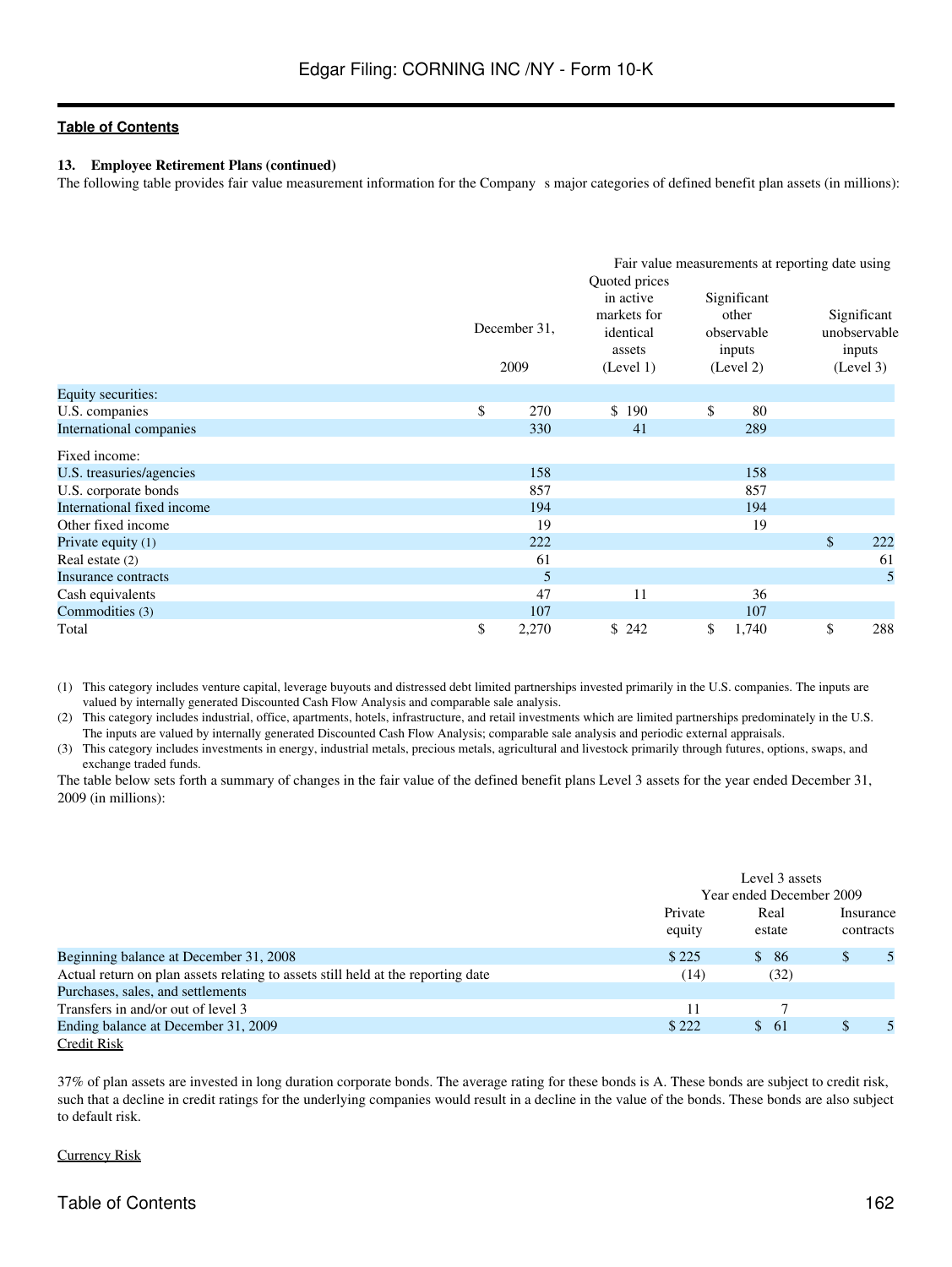**13. Employee Retirement Plans (continued)**

The following table provides fair value measurement information for the Company s major categories of defined benefit plan assets (in millions):

| | December 31, 2009 | Fair value measurements at reporting date using Quoted prices in active markets for identical assets (Level 1) | Significant other observable inputs (Level 2) | Significant unobservable inputs (Level 3) |
|---|---|---|---|---|
| Equity securities: | | | | |
| U.S. companies | $ 270 | $ 190 | $ 80 | |
| International companies | 330 | 41 | 289 | |
| Fixed income: | | | | |
| U.S. treasuries/agencies | 158 | | 158 | |
| U.S. corporate bonds | 857 | | 857 | |
| International fixed income | 194 | | 194 | |
| Other fixed income | 19 | | 19 | |
| Private equity (1) | 222 | | | $ 222 |
| Real estate (2) | 61 | | | 61 |
| Insurance contracts | 5 | | | 5 |
| Cash equivalents | 47 | 11 | 36 | |
| Commodities (3) | 107 | | 107 | |
| Total | $ 2,270 | $ 242 | $ 1,740 | $ 288 |

(1) This category includes venture capital, leverage buyouts and distressed debt limited partnerships invested primarily in the U.S. companies. The inputs are valued by internally generated Discounted Cash Flow Analysis and comparable sale analysis.

(2) This category includes industrial, office, apartments, hotels, infrastructure, and retail investments which are limited partnerships predominately in the U.S. The inputs are valued by internally generated Discounted Cash Flow Analysis; comparable sale analysis and periodic external appraisals.

(3) This category includes investments in energy, industrial metals, precious metals, agricultural and livestock primarily through futures, options, swaps, and exchange traded funds.

The table below sets forth a summary of changes in the fair value of the defined benefit plans Level 3 assets for the year ended December 31, 2009 (in millions):

| | Level 3 assets Year ended December 2009 Private equity | Real estate | Insurance contracts |
|---|---|---|---|
| Beginning balance at December 31, 2008 | $ 225 | $ 86 | $ 5 |
| Actual return on plan assets relating to assets still held at the reporting date | (14) | (32) | |
| Purchases, sales, and settlements | | | |
| Transfers in and/or out of level 3 | 11 | 7 | |
| Ending balance at December 31, 2009 | $ 222 | $ 61 | $ 5 |

Credit Risk

37% of plan assets are invested in long duration corporate bonds. The average rating for these bonds is A. These bonds are subject to credit risk, such that a decline in credit ratings for the underlying companies would result in a decline in the value of the bonds. These bonds are also subject to default risk.

Currency Risk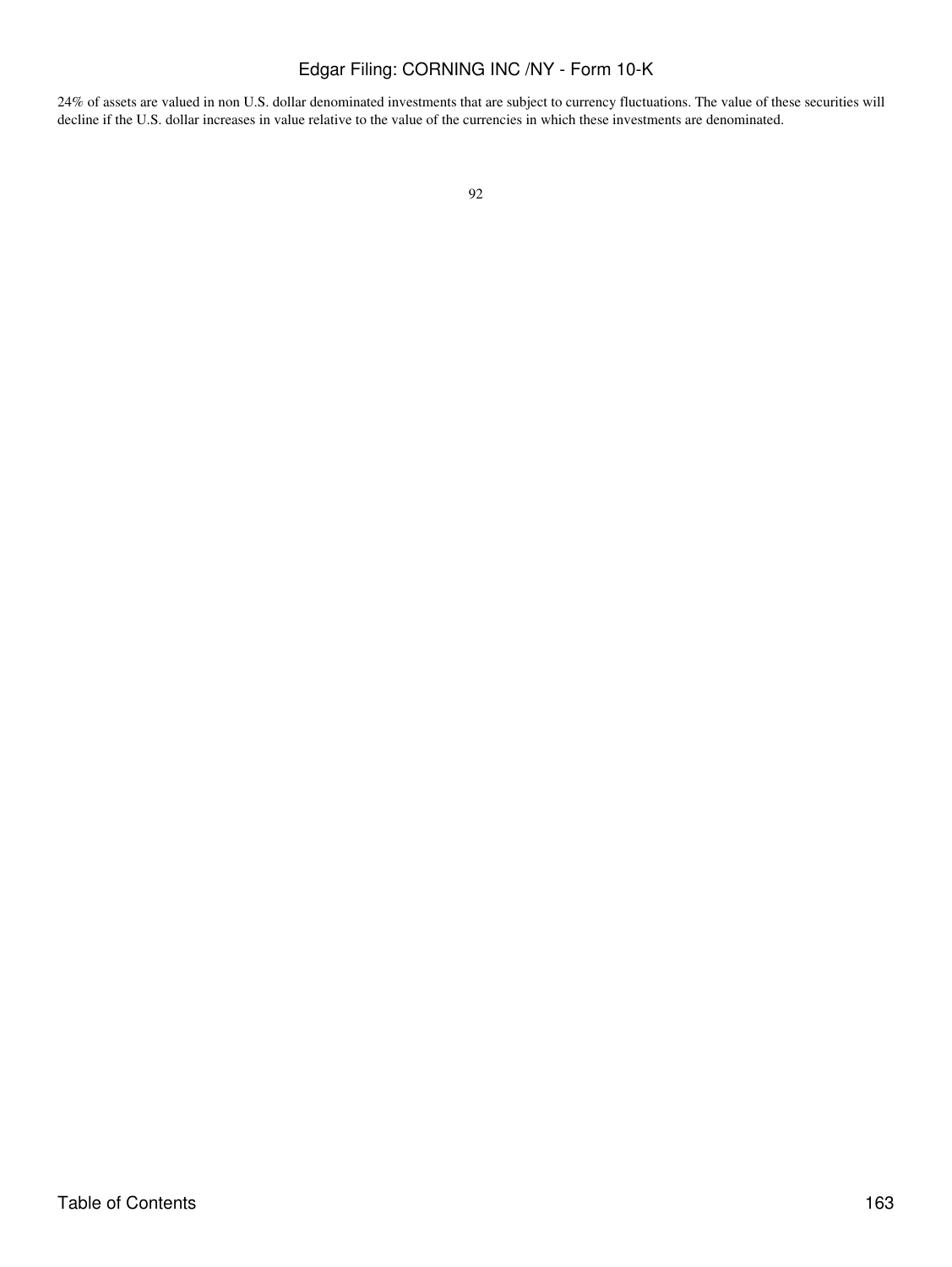24% of assets are valued in non U.S. dollar denominated investments that are subject to currency fluctuations. The value of these securities will decline if the U.S. dollar increases in value relative to the value of the currencies in which these investments are denominated.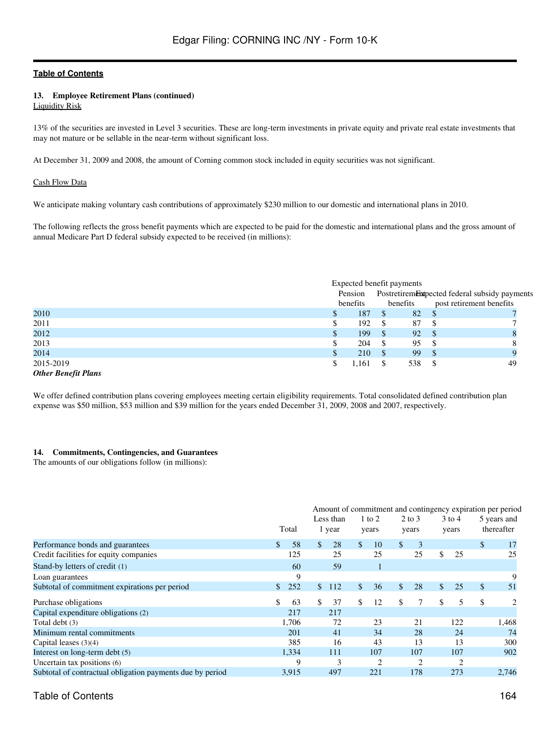**13. Employee Retirement Plans (continued)**

Liquidity Risk

13% of the securities are invested in Level 3 securities. These are long-term investments in private equity and private real estate investments that may not mature or be sellable in the near-term without significant loss.

At December 31, 2009 and 2008, the amount of Corning common stock included in equity securities was not significant.

Cash Flow Data

We anticipate making voluntary cash contributions of approximately $230 million to our domestic and international plans in 2010.

The following reflects the gross benefit payments which are expected to be paid for the domestic and international plans and the gross amount of annual Medicare Part D federal subsidy expected to be received (in millions):

| | Expected benefit payments | | |
|---|---|---|---|
| | Pension benefits | Postretirement benefits | Expected federal subsidy payments post retirement benefits |
| 2010 | $ 187 | $ 82 | $ 7 |
| 2011 | $ 192 | $ 87 | $ 7 |
| 2012 | $ 199 | $ 92 | $ 8 |
| 2013 | $ 204 | $ 95 | $ 8 |
| 2014 | $ 210 | $ 99 | $ 9 |
| 2015-2019 | $ 1,161 | $ 538 | $ 49 |

***Other Benefit Plans***

We offer defined contribution plans covering employees meeting certain eligibility requirements. Total consolidated defined contribution plan expense was $50 million, $53 million and $39 million for the years ended December 31, 2009, 2008 and 2007, respectively.

**14. Commitments, Contingencies, and Guarantees**

The amounts of our obligations follow (in millions):

| | | Amount of commitment and contingency expiration per period | | | | |
|---|---|---|---|---|---|---|
| | Total | Less than 1 year | 1 to 2 years | 2 to 3 years | 3 to 4 years | 5 years and thereafter |
| Performance bonds and guarantees | $ 58 | $ 28 | $ 10 | $ 3 | | $ 17 |
| Credit facilities for equity companies | 125 | 25 | 25 | 25 | $ 25 | 25 |
| Stand-by letters of credit (1) | 60 | 59 | 1 | | | |
| Loan guarantees | 9 | | | | | 9 |
| Subtotal of commitment expirations per period | $ 252 | $ 112 | $ 36 | $ 28 | $ 25 | $ 51 |
| Purchase obligations | $ 63 | $ 37 | $ 12 | $ 7 | $ 5 | $ 2 |
| Capital expenditure obligations (2) | 217 | 217 | | | | |
| Total debt (3) | 1,706 | 72 | 23 | 21 | 122 | 1,468 |
| Minimum rental commitments | 201 | 41 | 34 | 28 | 24 | 74 |
| Capital leases (3)(4) | 385 | 16 | 43 | 13 | 13 | 300 |
| Interest on long-term debt (5) | 1,334 | 111 | 107 | 107 | 107 | 902 |
| Uncertain tax positions (6) | 9 | 3 | 2 | 2 | 2 | |
| Subtotal of contractual obligation payments due by period | 3,915 | 497 | 221 | 178 | 273 | 2,746 |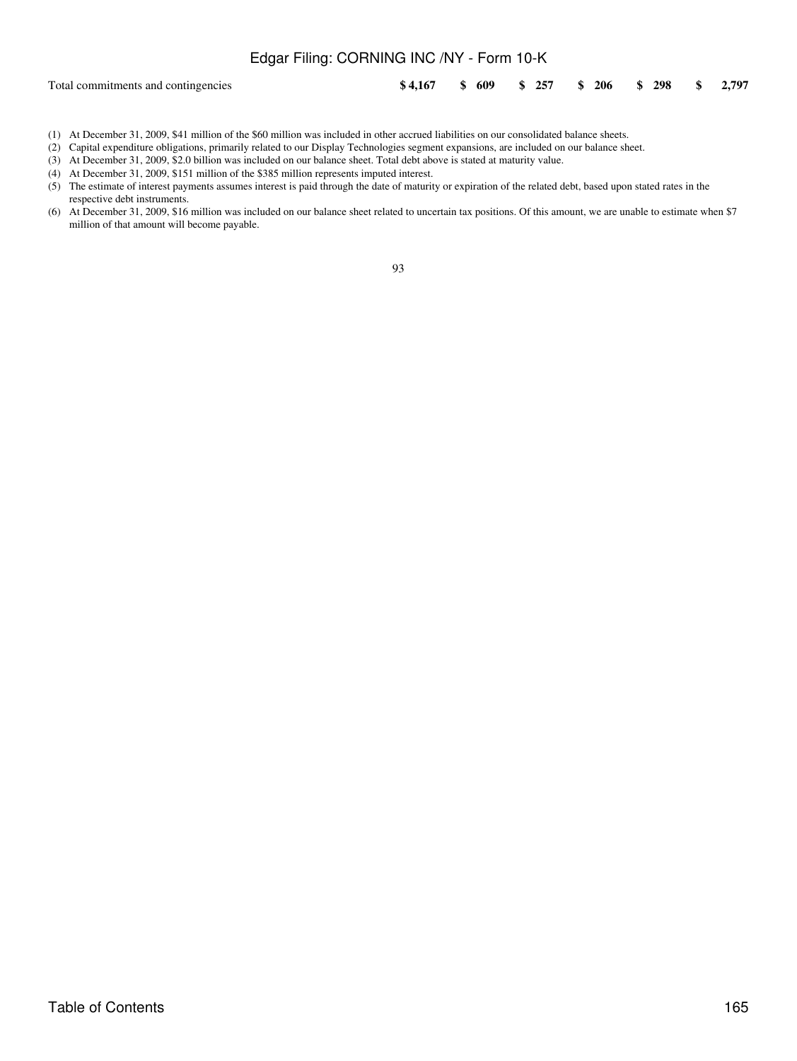| | | | | | | |
|---|---|---|---|---|---|---|
| **Total commitments and contingencies** | **$ 4,167** | **$ 609** | **$ 257** | **$ 206** | **$ 298** | **$ 2,797** |

(1) At December 31, 2009, $41 million of the $60 million was included in other accrued liabilities on our consolidated balance sheets.

(2) Capital expenditure obligations, primarily related to our Display Technologies segment expansions, are included on our balance sheet.

(3) At December 31, 2009, $2.0 billion was included on our balance sheet. Total debt above is stated at maturity value.

(4) At December 31, 2009, $151 million of the $385 million represents imputed interest.

(5) The estimate of interest payments assumes interest is paid through the date of maturity or expiration of the related debt, based upon stated rates in the respective debt instruments.

(6) At December 31, 2009, $16 million was included on our balance sheet related to uncertain tax positions. Of this amount, we are unable to estimate when $7 million of that amount will become payable.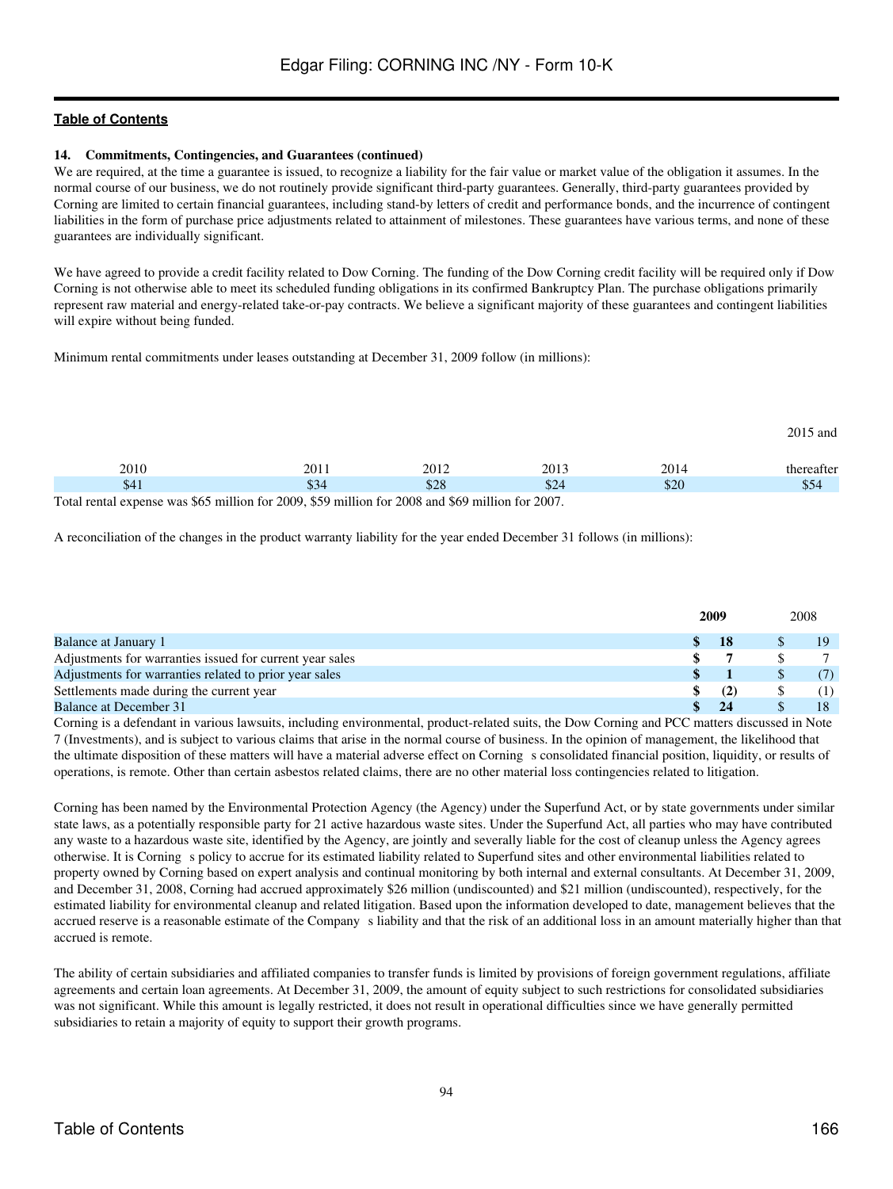**Table of Contents**

**14. Commitments, Contingencies, and Guarantees (continued)**

We are required, at the time a guarantee is issued, to recognize a liability for the fair value or market value of the obligation it assumes. In the normal course of our business, we do not routinely provide significant third-party guarantees. Generally, third-party guarantees provided by Corning are limited to certain financial guarantees, including stand-by letters of credit and performance bonds, and the incurrence of contingent liabilities in the form of purchase price adjustments related to attainment of milestones. These guarantees have various terms, and none of these guarantees are individually significant.

We have agreed to provide a credit facility related to Dow Corning. The funding of the Dow Corning credit facility will be required only if Dow Corning is not otherwise able to meet its scheduled funding obligations in its confirmed Bankruptcy Plan. The purchase obligations primarily represent raw material and energy-related take-or-pay contracts. We believe a significant majority of these guarantees and contingent liabilities will expire without being funded.

Minimum rental commitments under leases outstanding at December 31, 2009 follow (in millions):

| 2010 | 2011 | 2012 | 2013 | 2014 | 2015 and thereafter |
|---|---|---|---|---|---|
| $41 | $34 | $28 | $24 | $20 | $54 |

Total rental expense was $65 million for 2009, $59 million for 2008 and $69 million for 2007.

A reconciliation of the changes in the product warranty liability for the year ended December 31 follows (in millions):

| | **2009** | 2008 |
|---|---|---|
| Balance at January 1 | **$ 18** | $ 19 |
| Adjustments for warranties issued for current year sales | **$ 7** | $ 7 |
| Adjustments for warranties related to prior year sales | **$ 1** | $ (7) |
| Settlements made during the current year | **$ (2)** | $ (1) |
| Balance at December 31 | **$ 24** | $ 18 |

Corning is a defendant in various lawsuits, including environmental, product-related suits, the Dow Corning and PCC matters discussed in Note 7 (Investments), and is subject to various claims that arise in the normal course of business. In the opinion of management, the likelihood that the ultimate disposition of these matters will have a material adverse effect on Corning s consolidated financial position, liquidity, or results of operations, is remote. Other than certain asbestos related claims, there are no other material loss contingencies related to litigation.

Corning has been named by the Environmental Protection Agency (the Agency) under the Superfund Act, or by state governments under similar state laws, as a potentially responsible party for 21 active hazardous waste sites. Under the Superfund Act, all parties who may have contributed any waste to a hazardous waste site, identified by the Agency, are jointly and severally liable for the cost of cleanup unless the Agency agrees otherwise. It is Corning s policy to accrue for its estimated liability related to Superfund sites and other environmental liabilities related to property owned by Corning based on expert analysis and continual monitoring by both internal and external consultants. At December 31, 2009, and December 31, 2008, Corning had accrued approximately $26 million (undiscounted) and $21 million (undiscounted), respectively, for the estimated liability for environmental cleanup and related litigation. Based upon the information developed to date, management believes that the accrued reserve is a reasonable estimate of the Company s liability and that the risk of an additional loss in an amount materially higher than that accrued is remote.

The ability of certain subsidiaries and affiliated companies to transfer funds is limited by provisions of foreign government regulations, affiliate agreements and certain loan agreements. At December 31, 2009, the amount of equity subject to such restrictions for consolidated subsidiaries was not significant. While this amount is legally restricted, it does not result in operational difficulties since we have generally permitted subsidiaries to retain a majority of equity to support their growth programs.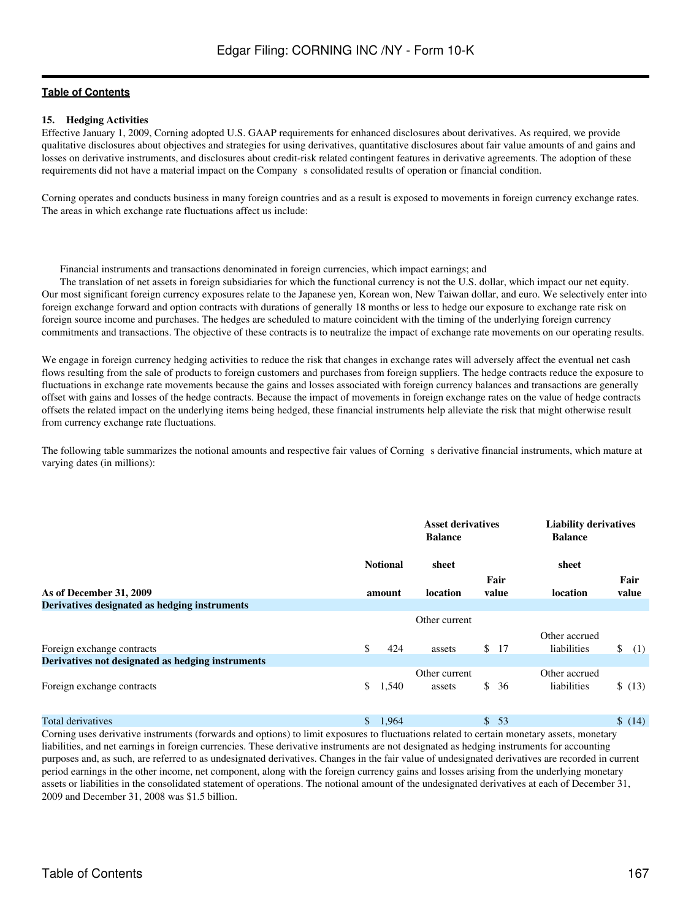**Table of Contents**

### 15. Hedging Activities

Effective January 1, 2009, Corning adopted U.S. GAAP requirements for enhanced disclosures about derivatives. As required, we provide qualitative disclosures about objectives and strategies for using derivatives, quantitative disclosures about fair value amounts of and gains and losses on derivative instruments, and disclosures about credit-risk related contingent features in derivative agreements. The adoption of these requirements did not have a material impact on the Company s consolidated results of operation or financial condition.

Corning operates and conducts business in many foreign countries and as a result is exposed to movements in foreign currency exchange rates. The areas in which exchange rate fluctuations affect us include:

- Financial instruments and transactions denominated in foreign currencies, which impact earnings; and
- The translation of net assets in foreign subsidiaries for which the functional currency is not the U.S. dollar, which impact our net equity.

Our most significant foreign currency exposures relate to the Japanese yen, Korean won, New Taiwan dollar, and euro. We selectively enter into foreign exchange forward and option contracts with durations of generally 18 months or less to hedge our exposure to exchange rate risk on foreign source income and purchases. The hedges are scheduled to mature coincident with the timing of the underlying foreign currency commitments and transactions. The objective of these contracts is to neutralize the impact of exchange rate movements on our operating results.

We engage in foreign currency hedging activities to reduce the risk that changes in exchange rates will adversely affect the eventual net cash flows resulting from the sale of products to foreign customers and purchases from foreign suppliers. The hedge contracts reduce the exposure to fluctuations in exchange rate movements because the gains and losses associated with foreign currency balances and transactions are generally offset with gains and losses of the hedge contracts. Because the impact of movements in foreign exchange rates on the value of hedge contracts offsets the related impact on the underlying items being hedged, these financial instruments help alleviate the risk that might otherwise result from currency exchange rate fluctuations.

The following table summarizes the notional amounts and respective fair values of Corning s derivative financial instruments, which mature at varying dates (in millions):

| | | Asset derivatives | | Liability derivatives | |
|---|---|---|---|---|---|
| **As of December 31, 2009** | **Notional amount** | **Balance sheet location** | **Fair value** | **Balance sheet location** | **Fair value** |
| **Derivatives designated as hedging instruments** | | | | | |
| Foreign exchange contracts | $ 424 | Other current assets | $ 17 | Other accrued liabilities | $ (1) |
| **Derivatives not designated as hedging instruments** | | | | | |
| Foreign exchange contracts | $ 1,540 | Other current assets | $ 36 | Other accrued liabilities | $ (13) |
| Total derivatives | $ 1,964 | | $ 53 | | $ (14) |

Corning uses derivative instruments (forwards and options) to limit exposures to fluctuations related to certain monetary assets, monetary liabilities, and net earnings in foreign currencies. These derivative instruments are not designated as hedging instruments for accounting purposes and, as such, are referred to as undesignated derivatives. Changes in the fair value of undesignated derivatives are recorded in current period earnings in the other income, net component, along with the foreign currency gains and losses arising from the underlying monetary assets or liabilities in the consolidated statement of operations. The notional amount of the undesignated derivatives at each of December 31, 2009 and December 31, 2008 was $1.5 billion.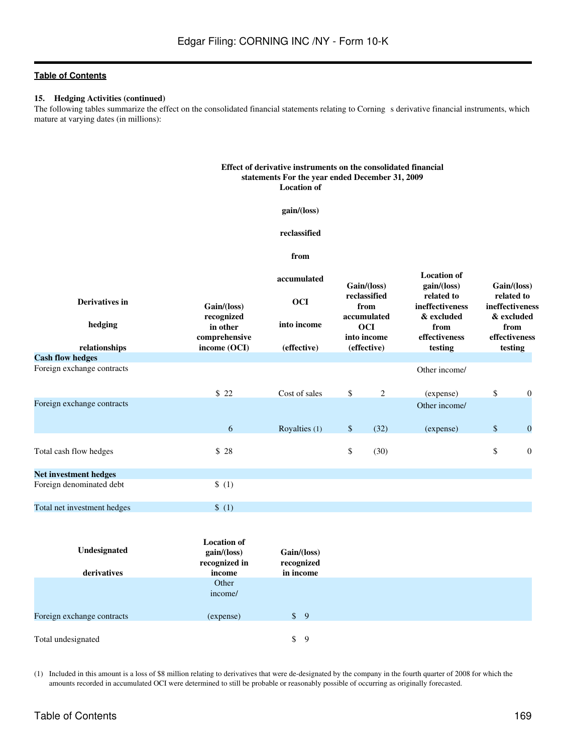**15. Hedging Activities (continued)**

The following tables summarize the effect on the consolidated financial statements relating to Corning s derivative financial instruments, which mature at varying dates (in millions):

**Effect of derivative instruments on the consolidated financial statements For the year ended December 31, 2009**

| Derivatives in hedging relationships | Gain/(loss) recognized in other comprehensive income (OCI) | Location of gain/(loss) reclassified from accumulated OCI into income (effective) | Gain/(loss) reclassified from accumulated OCI into income (effective) | Location of gain/(loss) related to ineffectiveness & excluded from effectiveness testing | Gain/(loss) related to ineffectiveness & excluded from effectiveness testing |
|---|---|---|---|---|---|
| **Cash flow hedges** | | | | | |
| Foreign exchange contracts | $ 22 | Cost of sales | $ 2 | Other income/ (expense) | $ 0 |
| Foreign exchange contracts | 6 | Royalties (1) | $ (32) | Other income/ (expense) | $ 0 |
| Total cash flow hedges | $ 28 | | $ (30) | | $ 0 |
| **Net investment hedges** | | | | | |
| Foreign denominated debt | $ (1) | | | | |
| Total net investment hedges | $ (1) | | | | |

| Undesignated derivatives | Location of gain/(loss) recognized in income | Gain/(loss) recognized in income |
|---|---|---|
| Foreign exchange contracts | Other income/ (expense) | $ 9 |
| Total undesignated | | $ 9 |

(1) Included in this amount is a loss of $8 million relating to derivatives that were de-designated by the company in the fourth quarter of 2008 for which the amounts recorded in accumulated OCI were determined to still be probable or reasonably possible of occurring as originally forecasted.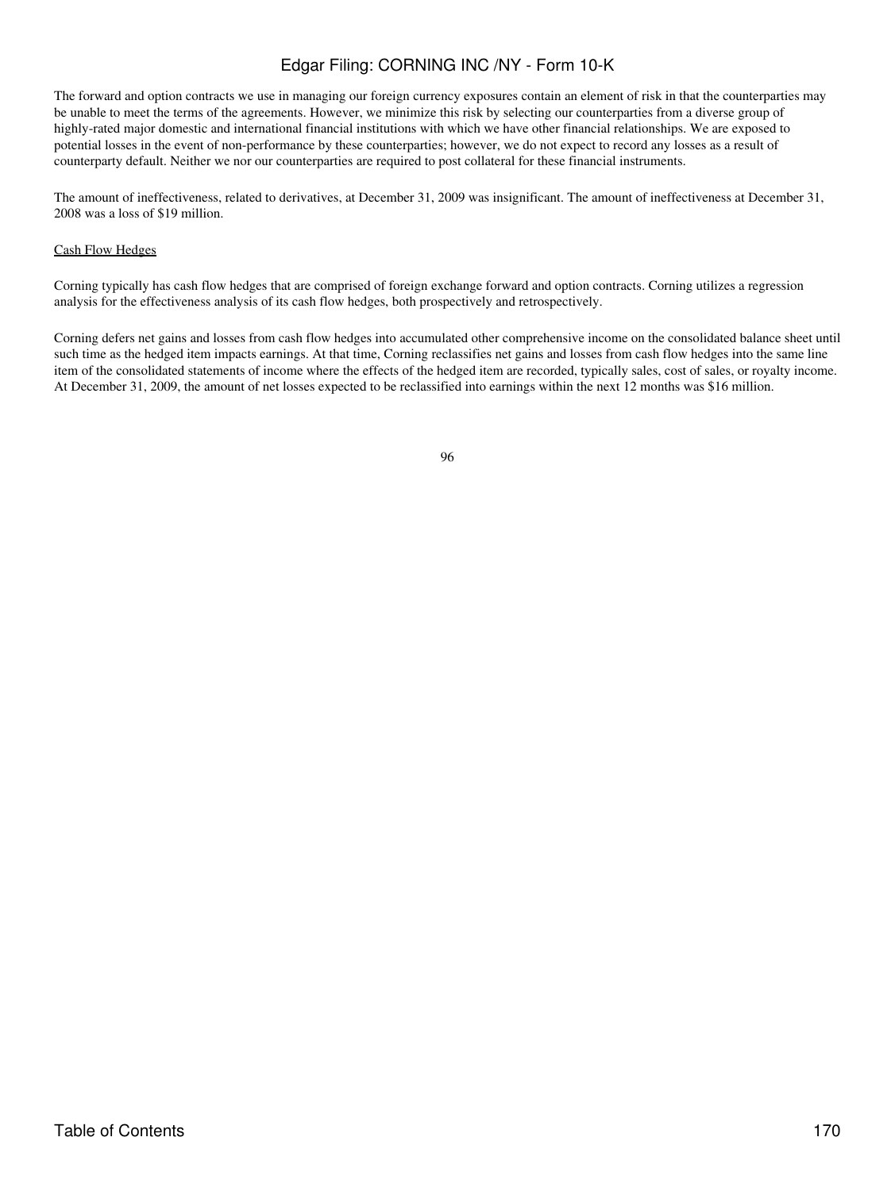The forward and option contracts we use in managing our foreign currency exposures contain an element of risk in that the counterparties may be unable to meet the terms of the agreements. However, we minimize this risk by selecting our counterparties from a diverse group of highly-rated major domestic and international financial institutions with which we have other financial relationships. We are exposed to potential losses in the event of non-performance by these counterparties; however, we do not expect to record any losses as a result of counterparty default. Neither we nor our counterparties are required to post collateral for these financial instruments.

The amount of ineffectiveness, related to derivatives, at December 31, 2009 was insignificant. The amount of ineffectiveness at December 31, 2008 was a loss of $19 million.

Cash Flow Hedges

Corning typically has cash flow hedges that are comprised of foreign exchange forward and option contracts. Corning utilizes a regression analysis for the effectiveness analysis of its cash flow hedges, both prospectively and retrospectively.

Corning defers net gains and losses from cash flow hedges into accumulated other comprehensive income on the consolidated balance sheet until such time as the hedged item impacts earnings. At that time, Corning reclassifies net gains and losses from cash flow hedges into the same line item of the consolidated statements of income where the effects of the hedged item are recorded, typically sales, cost of sales, or royalty income. At December 31, 2009, the amount of net losses expected to be reclassified into earnings within the next 12 months was $16 million.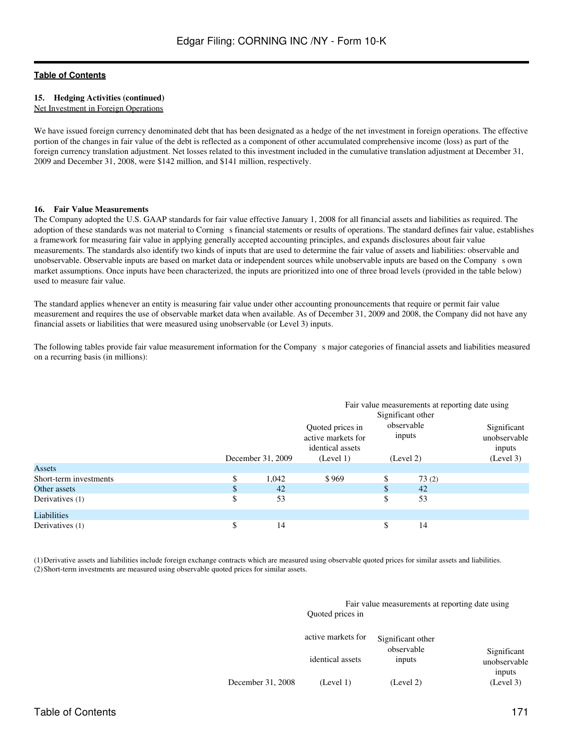### 15. Hedging Activities (continued)

Net Investment in Foreign Operations

We have issued foreign currency denominated debt that has been designated as a hedge of the net investment in foreign operations. The effective portion of the changes in fair value of the debt is reflected as a component of other accumulated comprehensive income (loss) as part of the foreign currency translation adjustment. Net losses related to this investment included in the cumulative translation adjustment at December 31, 2009 and December 31, 2008, were $142 million, and $141 million, respectively.

### 16. Fair Value Measurements

The Company adopted the U.S. GAAP standards for fair value effective January 1, 2008 for all financial assets and liabilities as required. The adoption of these standards was not material to Corning s financial statements or results of operations. The standard defines fair value, establishes a framework for measuring fair value in applying generally accepted accounting principles, and expands disclosures about fair value measurements. The standards also identify two kinds of inputs that are used to determine the fair value of assets and liabilities: observable and unobservable. Observable inputs are based on market data or independent sources while unobservable inputs are based on the Company s own market assumptions. Once inputs have been characterized, the inputs are prioritized into one of three broad levels (provided in the table below) used to measure fair value.

The standard applies whenever an entity is measuring fair value under other accounting pronouncements that require or permit fair value measurement and requires the use of observable market data when available. As of December 31, 2009 and 2008, the Company did not have any financial assets or liabilities that were measured using unobservable (or Level 3) inputs.

The following tables provide fair value measurement information for the Company s major categories of financial assets and liabilities measured on a recurring basis (in millions):

| | | Fair value measurements at reporting date using | | |
|---|---|---|---|---|
| | December 31, 2009 | Quoted prices in active markets for identical assets (Level 1) | Significant other observable inputs (Level 2) | Significant unobservable inputs (Level 3) |
| **Assets** | | | | |
| Short-term investments | $ 1,042 | $ 969 | $ 73 (2) | |
| Other assets | $ 42 | | $ 42 | |
| Derivatives (1) | $ 53 | | $ 53 | |
| **Liabilities** | | | | |
| Derivatives (1) | $ 14 | | $ 14 | |

(1) Derivative assets and liabilities include foreign exchange contracts which are measured using observable quoted prices for similar assets and liabilities.
(2) Short-term investments are measured using observable quoted prices for similar assets.

| | | Fair value measurements at reporting date using | | |
|---|---|---|---|---|
| | December 31, 2008 | Quoted prices in active markets for identical assets (Level 1) | Significant other observable inputs (Level 2) | Significant unobservable inputs (Level 3) |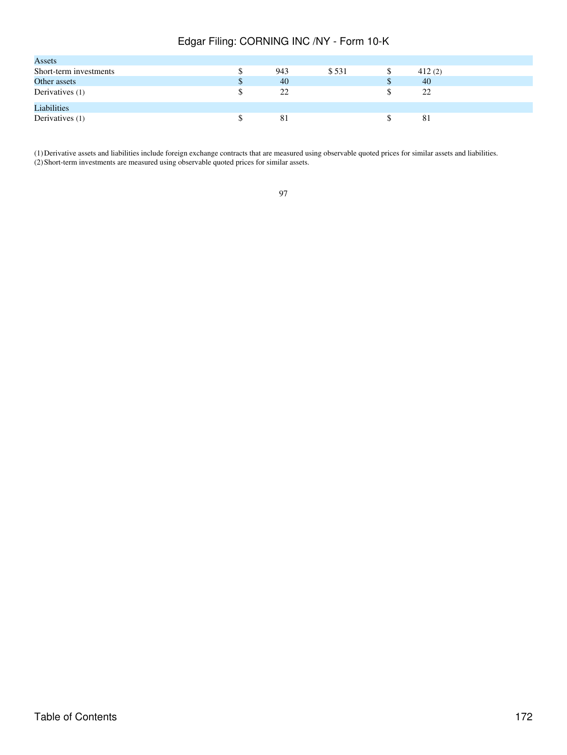| | | | | |
|---|---|---|---|---|
| **Assets** | | | | |
| Short-term investments | $ | 943 | $ 531 | $ 412 (2) |
| Other assets | $ | 40 | | $ 40 |
| Derivatives (1) | $ | 22 | | $ 22 |
| **Liabilities** | | | | |
| Derivatives (1) | $ | 81 | | $ 81 |

(1) Derivative assets and liabilities include foreign exchange contracts that are measured using observable quoted prices for similar assets and liabilities.
(2) Short-term investments are measured using observable quoted prices for similar assets.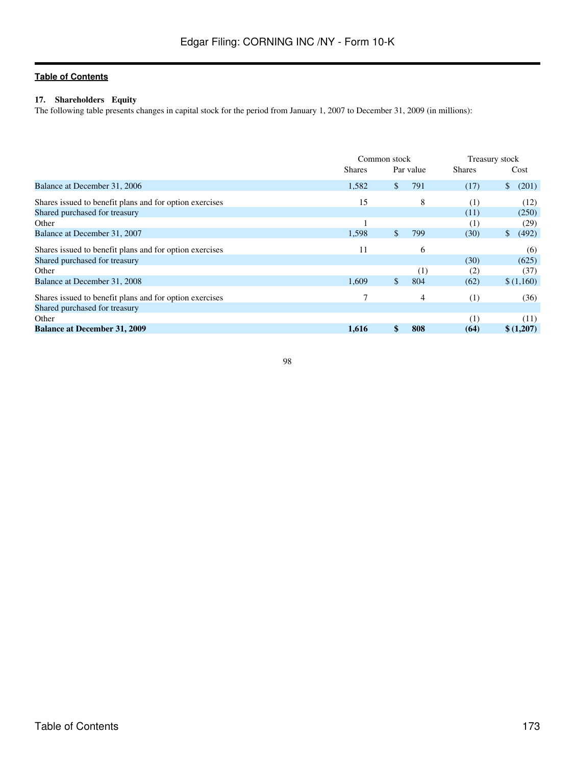## 17. Shareholders Equity

The following table presents changes in capital stock for the period from January 1, 2007 to December 31, 2009 (in millions):

| | Common stock | | Treasury stock | |
|---|---|---|---|---|
| | Shares | Par value | Shares | Cost |
| Balance at December 31, 2006 | 1,582 | $ 791 | (17) | $ (201) |
| Shares issued to benefit plans and for option exercises | 15 | 8 | (1) | (12) |
| Shared purchased for treasury | | | (11) | (250) |
| Other | 1 | | (1) | (29) |
| Balance at December 31, 2007 | 1,598 | $ 799 | (30) | $ (492) |
| Shares issued to benefit plans and for option exercises | 11 | 6 | | (6) |
| Shared purchased for treasury | | | (30) | (625) |
| Other | | (1) | (2) | (37) |
| Balance at December 31, 2008 | 1,609 | $ 804 | (62) | $ (1,160) |
| Shares issued to benefit plans and for option exercises | 7 | 4 | (1) | (36) |
| Shared purchased for treasury | | | | |
| Other | | | (1) | (11) |
| **Balance at December 31, 2009** | **1,616** | **$ 808** | **(64)** | **$ (1,207)** |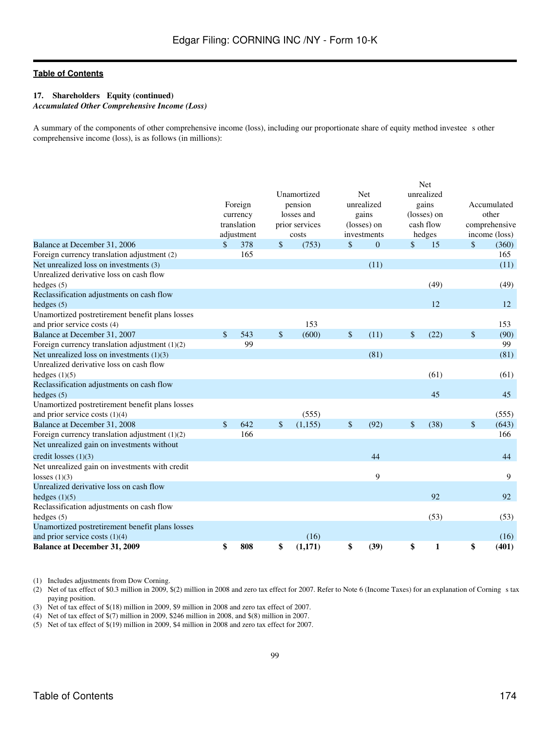## 17. Shareholders' Equity (continued)

### *Accumulated Other Comprehensive Income (Loss)*

A summary of the components of other comprehensive income (loss), including our proportionate share of equity method investee's other comprehensive income (loss), is as follows (in millions):

| | Foreign currency translation adjustment | Unamortized pension losses and prior services costs | Net unrealized gains (losses) on investments | Net unrealized gains (losses) on cash flow hedges | Accumulated other comprehensive income (loss) |
|---|---|---|---|---|---|
| Balance at December 31, 2006 | $ 378 | $ (753) | $ 0 | $ 15 | $ (360) |
| Foreign currency translation adjustment (2) | 165 | | | | 165 |
| Net unrealized loss on investments (3) | | | (11) | | (11) |
| Unrealized derivative loss on cash flow hedges (5) | | | | (49) | (49) |
| Reclassification adjustments on cash flow hedges (5) | | | | 12 | 12 |
| Unamortized postretirement benefit plans losses and prior service costs (4) | | 153 | | | 153 |
| Balance at December 31, 2007 | $ 543 | $ (600) | $ (11) | $ (22) | $ (90) |
| Foreign currency translation adjustment (1)(2) | 99 | | | | 99 |
| Net unrealized loss on investments (1)(3) | | | (81) | | (81) |
| Unrealized derivative loss on cash flow hedges (1)(5) | | | | (61) | (61) |
| Reclassification adjustments on cash flow hedges (5) | | | | 45 | 45 |
| Unamortized postretirement benefit plans losses and prior service costs (1)(4) | | (555) | | | (555) |
| Balance at December 31, 2008 | $ 642 | $ (1,155) | $ (92) | $ (38) | $ (643) |
| Foreign currency translation adjustment (1)(2) | 166 | | | | 166 |
| Net unrealized gain on investments without credit losses (1)(3) | | | 44 | | 44 |
| Net unrealized gain on investments with credit losses (1)(3) | | | 9 | | 9 |
| Unrealized derivative loss on cash flow hedges (1)(5) | | | | 92 | 92 |
| Reclassification adjustments on cash flow hedges (5) | | | | (53) | (53) |
| Unamortized postretirement benefit plans losses and prior service costs (1)(4) | | (16) | | | (16) |
| **Balance at December 31, 2009** | **$ 808** | **$ (1,171)** | **$ (39)** | **$ 1** | **$ (401)** |

(1) Includes adjustments from Dow Corning.
(2) Net of tax effect of $0.3 million in 2009, $(2) million in 2008 and zero tax effect for 2007. Refer to Note 6 (Income Taxes) for an explanation of Corning's tax paying position.
(3) Net of tax effect of $(18) million in 2009, $9 million in 2008 and zero tax effect of 2007.
(4) Net of tax effect of $(7) million in 2009, $246 million in 2008, and $(8) million in 2007.
(5) Net of tax effect of $(19) million in 2009, $4 million in 2008 and zero tax effect for 2007.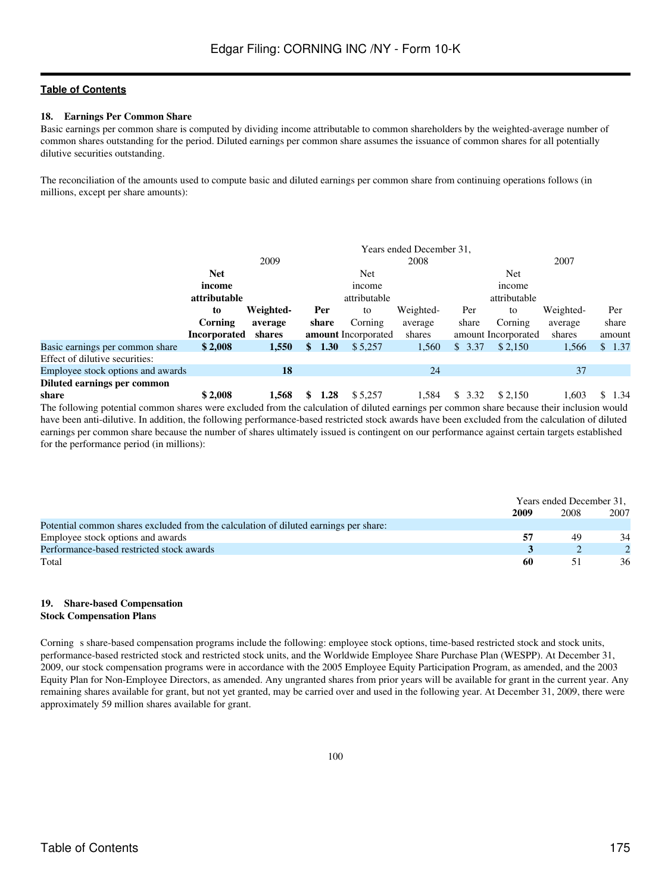**Table of Contents**

### 18. Earnings Per Common Share

Basic earnings per common share is computed by dividing income attributable to common shareholders by the weighted-average number of common shares outstanding for the period. Diluted earnings per common share assumes the issuance of common shares for all potentially dilutive securities outstanding.

The reconciliation of the amounts used to compute basic and diluted earnings per common share from continuing operations follows (in millions, except per share amounts):

| | Years ended December 31, | | | | | | | | |
|---|---|---|---|---|---|---|---|---|---|
| | 2009 | | | 2008 | | | 2007 | | |
| | **Net income attributable to Corning Incorporated** | **Weighted-average shares** | **Per share amount** | Net income attributable to Corning Incorporated | Weighted-average shares | Per share amount | Net income attributable to Corning Incorporated | Weighted-average shares | Per share amount |
| Basic earnings per common share | **$ 2,008** | **1,550** | **$ 1.30** | $ 5,257 | 1,560 | $ 3.37 | $ 2,150 | 1,566 | $ 1.37 |
| Effect of dilutive securities: | | | | | | | | | |
| Employee stock options and awards | | **18** | | | 24 | | | 37 | |
| **Diluted earnings per common share** | **$ 2,008** | **1,568** | **$ 1.28** | $ 5,257 | 1,584 | $ 3.32 | $ 2,150 | 1,603 | $ 1.34 |

The following potential common shares were excluded from the calculation of diluted earnings per common share because their inclusion would have been anti-dilutive. In addition, the following performance-based restricted stock awards have been excluded from the calculation of diluted earnings per common share because the number of shares ultimately issued is contingent on our performance against certain targets established for the performance period (in millions):

| | Years ended December 31, | | |
|---|---|---|---|
| | **2009** | 2008 | 2007 |
| Potential common shares excluded from the calculation of diluted earnings per share: | | | |
| Employee stock options and awards | **57** | 49 | 34 |
| Performance-based restricted stock awards | **3** | 2 | 2 |
| Total | **60** | 51 | 36 |

### 19. Share-based Compensation

**Stock Compensation Plans**

Corning s share-based compensation programs include the following: employee stock options, time-based restricted stock and stock units, performance-based restricted stock and restricted stock units, and the Worldwide Employee Share Purchase Plan (WESPP). At December 31, 2009, our stock compensation programs were in accordance with the 2005 Employee Equity Participation Program, as amended, and the 2003 Equity Plan for Non-Employee Directors, as amended. Any ungranted shares from prior years will be available for grant in the current year. Any remaining shares available for grant, but not yet granted, may be carried over and used in the following year. At December 31, 2009, there were approximately 59 million shares available for grant.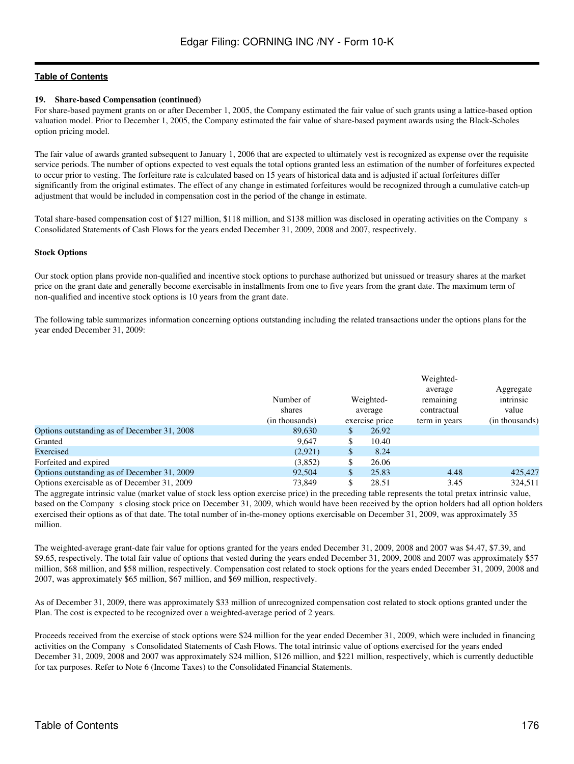**19. Share-based Compensation (continued)**

For share-based payment grants on or after December 1, 2005, the Company estimated the fair value of such grants using a lattice-based option valuation model. Prior to December 1, 2005, the Company estimated the fair value of share-based payment awards using the Black-Scholes option pricing model.

The fair value of awards granted subsequent to January 1, 2006 that are expected to ultimately vest is recognized as expense over the requisite service periods. The number of options expected to vest equals the total options granted less an estimation of the number of forfeitures expected to occur prior to vesting. The forfeiture rate is calculated based on 15 years of historical data and is adjusted if actual forfeitures differ significantly from the original estimates. The effect of any change in estimated forfeitures would be recognized through a cumulative catch-up adjustment that would be included in compensation cost in the period of the change in estimate.

Total share-based compensation cost of $127 million, $118 million, and $138 million was disclosed in operating activities on the Company s Consolidated Statements of Cash Flows for the years ended December 31, 2009, 2008 and 2007, respectively.

**Stock Options**

Our stock option plans provide non-qualified and incentive stock options to purchase authorized but unissued or treasury shares at the market price on the grant date and generally become exercisable in installments from one to five years from the grant date. The maximum term of non-qualified and incentive stock options is 10 years from the grant date.

The following table summarizes information concerning options outstanding including the related transactions under the options plans for the year ended December 31, 2009:

| | Number of shares (in thousands) | Weighted-average exercise price | Weighted-average remaining contractual term in years | Aggregate intrinsic value (in thousands) |
|---|---|---|---|---|
| Options outstanding as of December 31, 2008 | 89,630 | $ 26.92 | | |
| Granted | 9,647 | $ 10.40 | | |
| Exercised | (2,921) | $ 8.24 | | |
| Forfeited and expired | (3,852) | $ 26.06 | | |
| Options outstanding as of December 31, 2009 | 92,504 | $ 25.83 | 4.48 | 425,427 |
| Options exercisable as of December 31, 2009 | 73,849 | $ 28.51 | 3.45 | 324,511 |

The aggregate intrinsic value (market value of stock less option exercise price) in the preceding table represents the total pretax intrinsic value, based on the Company s closing stock price on December 31, 2009, which would have been received by the option holders had all option holders exercised their options as of that date. The total number of in-the-money options exercisable on December 31, 2009, was approximately 35 million.

The weighted-average grant-date fair value for options granted for the years ended December 31, 2009, 2008 and 2007 was $4.47, $7.39, and $9.65, respectively. The total fair value of options that vested during the years ended December 31, 2009, 2008 and 2007 was approximately $57 million, $68 million, and $58 million, respectively. Compensation cost related to stock options for the years ended December 31, 2009, 2008 and 2007, was approximately $65 million, $67 million, and $69 million, respectively.

As of December 31, 2009, there was approximately $33 million of unrecognized compensation cost related to stock options granted under the Plan. The cost is expected to be recognized over a weighted-average period of 2 years.

Proceeds received from the exercise of stock options were $24 million for the year ended December 31, 2009, which were included in financing activities on the Company s Consolidated Statements of Cash Flows. The total intrinsic value of options exercised for the years ended December 31, 2009, 2008 and 2007 was approximately $24 million, $126 million, and $221 million, respectively, which is currently deductible for tax purposes. Refer to Note 6 (Income Taxes) to the Consolidated Financial Statements.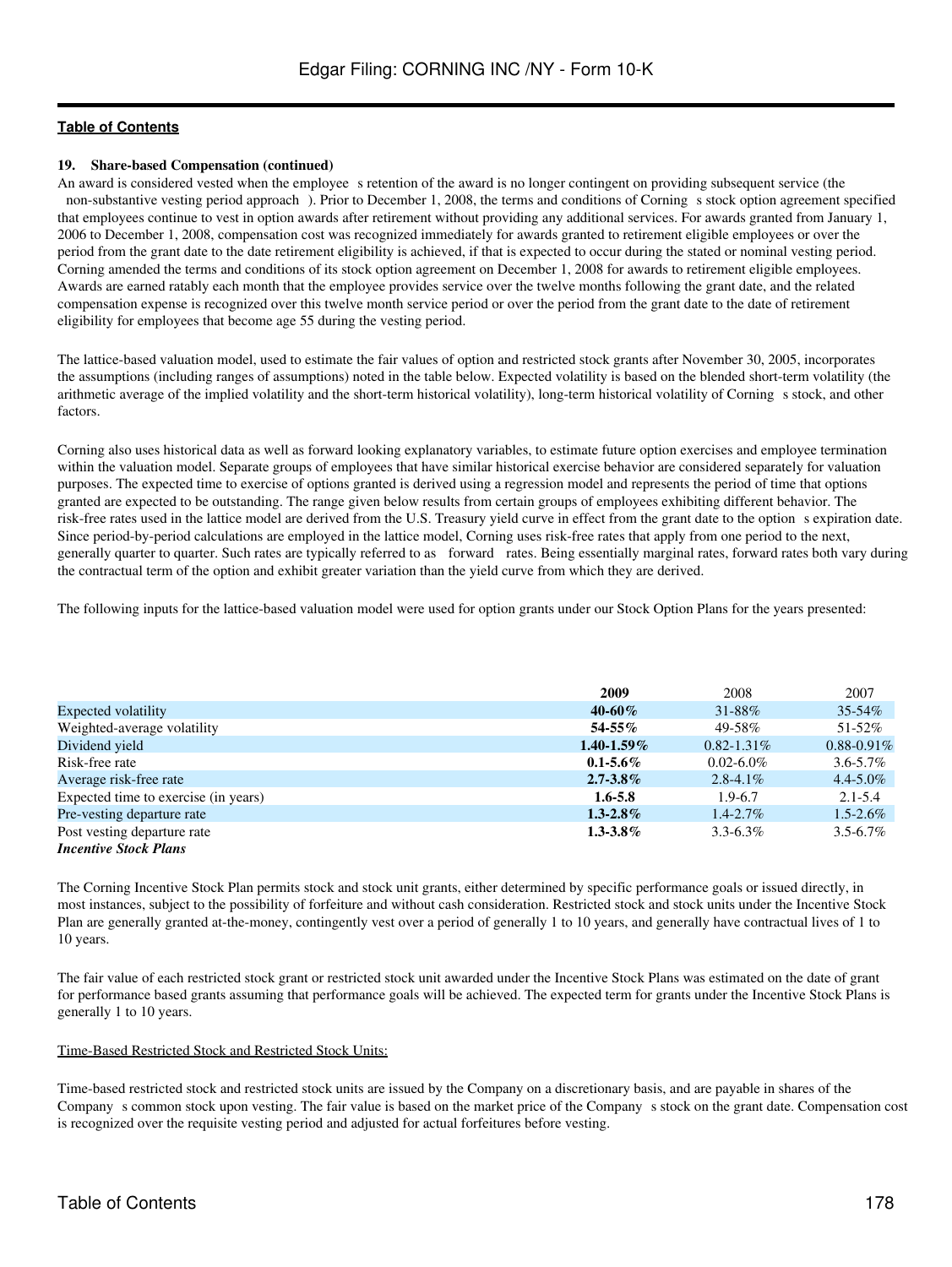**19. Share-based Compensation (continued)**

An award is considered vested when the employee s retention of the award is no longer contingent on providing subsequent service (the non-substantive vesting period approach ). Prior to December 1, 2008, the terms and conditions of Corning s stock option agreement specified that employees continue to vest in option awards after retirement without providing any additional services. For awards granted from January 1, 2006 to December 1, 2008, compensation cost was recognized immediately for awards granted to retirement eligible employees or over the period from the grant date to the date retirement eligibility is achieved, if that is expected to occur during the stated or nominal vesting period. Corning amended the terms and conditions of its stock option agreement on December 1, 2008 for awards to retirement eligible employees. Awards are earned ratably each month that the employee provides service over the twelve months following the grant date, and the related compensation expense is recognized over this twelve month service period or over the period from the grant date to the date of retirement eligibility for employees that become age 55 during the vesting period.

The lattice-based valuation model, used to estimate the fair values of option and restricted stock grants after November 30, 2005, incorporates the assumptions (including ranges of assumptions) noted in the table below. Expected volatility is based on the blended short-term volatility (the arithmetic average of the implied volatility and the short-term historical volatility), long-term historical volatility of Corning s stock, and other factors.

Corning also uses historical data as well as forward looking explanatory variables, to estimate future option exercises and employee termination within the valuation model. Separate groups of employees that have similar historical exercise behavior are considered separately for valuation purposes. The expected time to exercise of options granted is derived using a regression model and represents the period of time that options granted are expected to be outstanding. The range given below results from certain groups of employees exhibiting different behavior. The risk-free rates used in the lattice model are derived from the U.S. Treasury yield curve in effect from the grant date to the option s expiration date. Since period-by-period calculations are employed in the lattice model, Corning uses risk-free rates that apply from one period to the next, generally quarter to quarter. Such rates are typically referred to as forward rates. Being essentially marginal rates, forward rates both vary during the contractual term of the option and exhibit greater variation than the yield curve from which they are derived.

The following inputs for the lattice-based valuation model were used for option grants under our Stock Option Plans for the years presented:

| | **2009** | 2008 | 2007 |
|---|---|---|---|
| Expected volatility | **40-60%** | 31-88% | 35-54% |
| Weighted-average volatility | **54-55%** | 49-58% | 51-52% |
| Dividend yield | **1.40-1.59%** | 0.82-1.31% | 0.88-0.91% |
| Risk-free rate | **0.1-5.6%** | 0.02-6.0% | 3.6-5.7% |
| Average risk-free rate | **2.7-3.8%** | 2.8-4.1% | 4.4-5.0% |
| Expected time to exercise (in years) | **1.6-5.8** | 1.9-6.7 | 2.1-5.4 |
| Pre-vesting departure rate | **1.3-2.8%** | 1.4-2.7% | 1.5-2.6% |
| Post vesting departure rate | **1.3-3.8%** | 3.3-6.3% | 3.5-6.7% |

***Incentive Stock Plans***

The Corning Incentive Stock Plan permits stock and stock unit grants, either determined by specific performance goals or issued directly, in most instances, subject to the possibility of forfeiture and without cash consideration. Restricted stock and stock units under the Incentive Stock Plan are generally granted at-the-money, contingently vest over a period of generally 1 to 10 years, and generally have contractual lives of 1 to 10 years.

The fair value of each restricted stock grant or restricted stock unit awarded under the Incentive Stock Plans was estimated on the date of grant for performance based grants assuming that performance goals will be achieved. The expected term for grants under the Incentive Stock Plans is generally 1 to 10 years.

Time-Based Restricted Stock and Restricted Stock Units:

Time-based restricted stock and restricted stock units are issued by the Company on a discretionary basis, and are payable in shares of the Company s common stock upon vesting. The fair value is based on the market price of the Company s stock on the grant date. Compensation cost is recognized over the requisite vesting period and adjusted for actual forfeitures before vesting.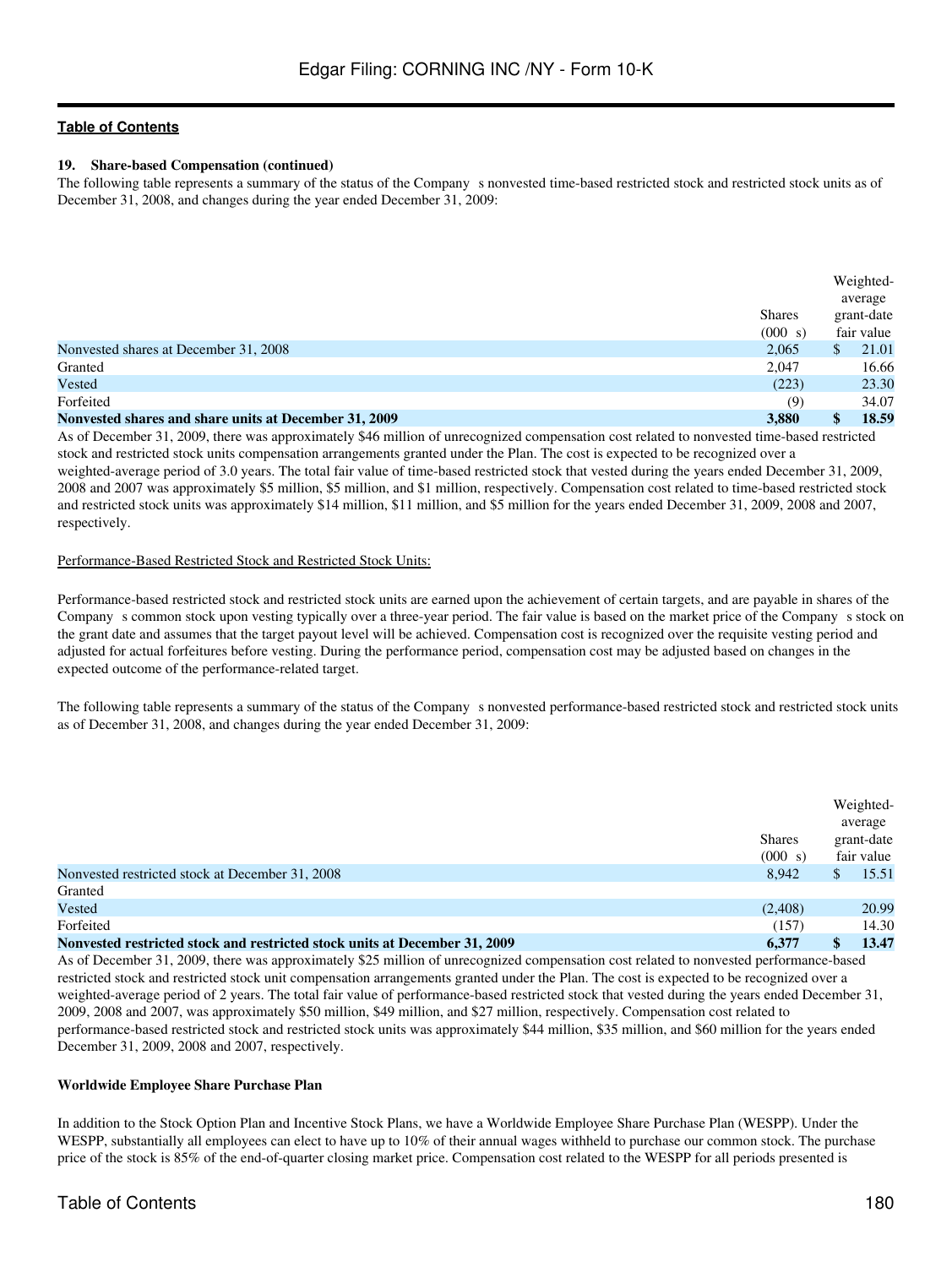**Table of Contents**

**19. Share-based Compensation (continued)**

The following table represents a summary of the status of the Company s nonvested time-based restricted stock and restricted stock units as of December 31, 2008, and changes during the year ended December 31, 2009:

| | Shares (000 s) | Weighted-average grant-date fair value |
|---|---|---|
| Nonvested shares at December 31, 2008 | 2,065 | $ 21.01 |
| Granted | 2,047 | 16.66 |
| Vested | (223) | 23.30 |
| Forfeited | (9) | 34.07 |
| **Nonvested shares and share units at December 31, 2009** | **3,880** | **$ 18.59** |

As of December 31, 2009, there was approximately $46 million of unrecognized compensation cost related to nonvested time-based restricted stock and restricted stock units compensation arrangements granted under the Plan. The cost is expected to be recognized over a weighted-average period of 3.0 years. The total fair value of time-based restricted stock that vested during the years ended December 31, 2009, 2008 and 2007 was approximately $5 million, $5 million, and $1 million, respectively. Compensation cost related to time-based restricted stock and restricted stock units was approximately $14 million, $11 million, and $5 million for the years ended December 31, 2009, 2008 and 2007, respectively.

Performance-Based Restricted Stock and Restricted Stock Units:

Performance-based restricted stock and restricted stock units are earned upon the achievement of certain targets, and are payable in shares of the Company s common stock upon vesting typically over a three-year period. The fair value is based on the market price of the Company s stock on the grant date and assumes that the target payout level will be achieved. Compensation cost is recognized over the requisite vesting period and adjusted for actual forfeitures before vesting. During the performance period, compensation cost may be adjusted based on changes in the expected outcome of the performance-related target.

The following table represents a summary of the status of the Company s nonvested performance-based restricted stock and restricted stock units as of December 31, 2008, and changes during the year ended December 31, 2009:

| | Shares (000 s) | Weighted-average grant-date fair value |
|---|---|---|
| Nonvested restricted stock at December 31, 2008 | 8,942 | $ 15.51 |
| Granted | | |
| Vested | (2,408) | 20.99 |
| Forfeited | (157) | 14.30 |
| **Nonvested restricted stock and restricted stock units at December 31, 2009** | **6,377** | **$ 13.47** |

As of December 31, 2009, there was approximately $25 million of unrecognized compensation cost related to nonvested performance-based restricted stock and restricted stock unit compensation arrangements granted under the Plan. The cost is expected to be recognized over a weighted-average period of 2 years. The total fair value of performance-based restricted stock that vested during the years ended December 31, 2009, 2008 and 2007, was approximately $50 million, $49 million, and $27 million, respectively. Compensation cost related to performance-based restricted stock and restricted stock units was approximately $44 million, $35 million, and $60 million for the years ended December 31, 2009, 2008 and 2007, respectively.

**Worldwide Employee Share Purchase Plan**

In addition to the Stock Option Plan and Incentive Stock Plans, we have a Worldwide Employee Share Purchase Plan (WESPP). Under the WESPP, substantially all employees can elect to have up to 10% of their annual wages withheld to purchase our common stock. The purchase price of the stock is 85% of the end-of-quarter closing market price. Compensation cost related to the WESPP for all periods presented is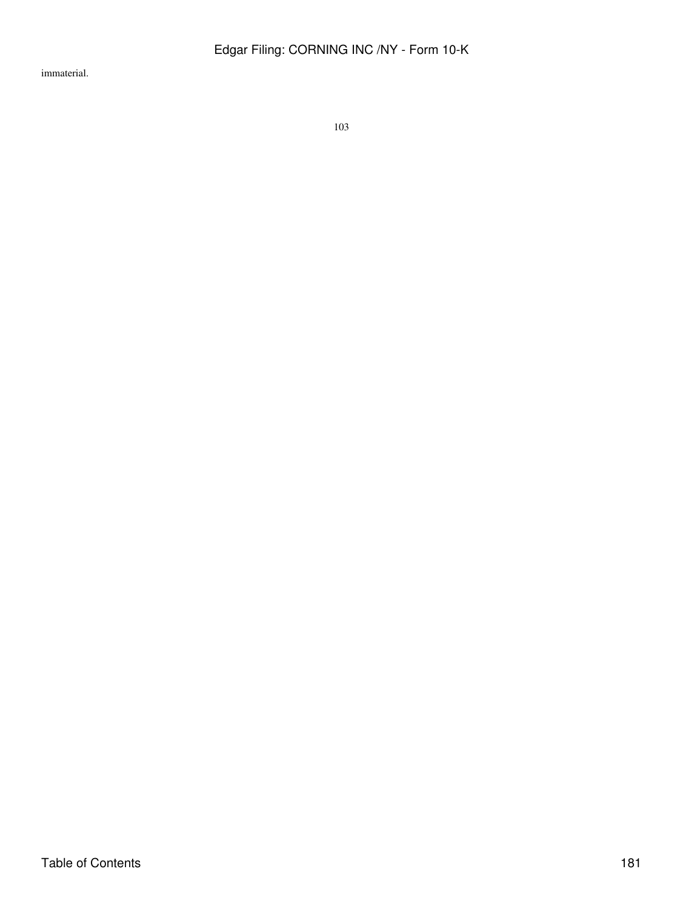immaterial.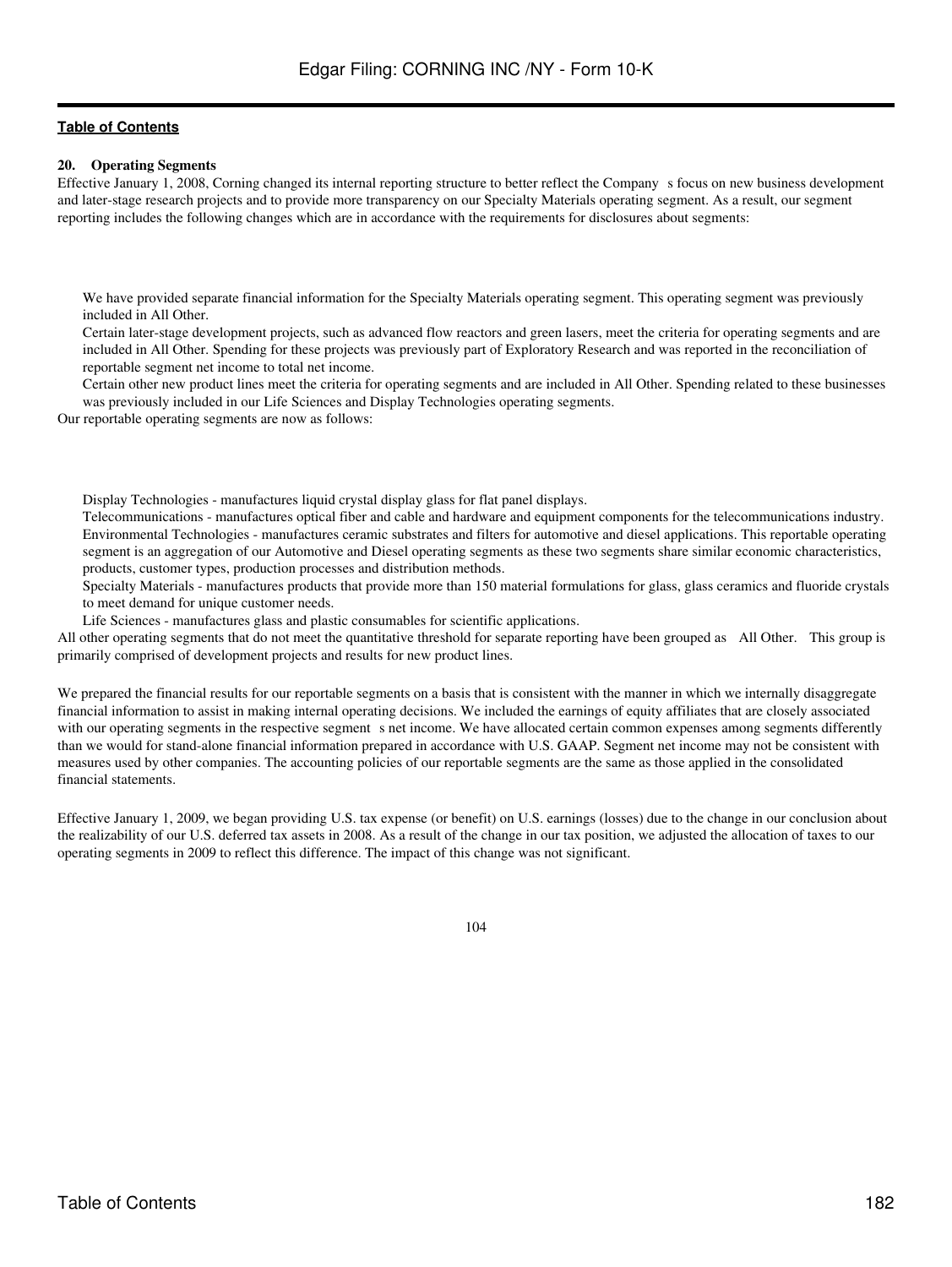**20. Operating Segments**

Effective January 1, 2008, Corning changed its internal reporting structure to better reflect the Company s focus on new business development and later-stage research projects and to provide more transparency on our Specialty Materials operating segment. As a result, our segment reporting includes the following changes which are in accordance with the requirements for disclosures about segments:

- We have provided separate financial information for the Specialty Materials operating segment. This operating segment was previously included in All Other.
- Certain later-stage development projects, such as advanced flow reactors and green lasers, meet the criteria for operating segments and are included in All Other. Spending for these projects was previously part of Exploratory Research and was reported in the reconciliation of reportable segment net income to total net income.
- Certain other new product lines meet the criteria for operating segments and are included in All Other. Spending related to these businesses was previously included in our Life Sciences and Display Technologies operating segments.

Our reportable operating segments are now as follows:

- Display Technologies - manufactures liquid crystal display glass for flat panel displays.
- Telecommunications - manufactures optical fiber and cable and hardware and equipment components for the telecommunications industry.
- Environmental Technologies - manufactures ceramic substrates and filters for automotive and diesel applications. This reportable operating segment is an aggregation of our Automotive and Diesel operating segments as these two segments share similar economic characteristics, products, customer types, production processes and distribution methods.
- Specialty Materials - manufactures products that provide more than 150 material formulations for glass, glass ceramics and fluoride crystals to meet demand for unique customer needs.
- Life Sciences - manufactures glass and plastic consumables for scientific applications.

All other operating segments that do not meet the quantitative threshold for separate reporting have been grouped as All Other. This group is primarily comprised of development projects and results for new product lines.

We prepared the financial results for our reportable segments on a basis that is consistent with the manner in which we internally disaggregate financial information to assist in making internal operating decisions. We included the earnings of equity affiliates that are closely associated with our operating segments in the respective segment s net income. We have allocated certain common expenses among segments differently than we would for stand-alone financial information prepared in accordance with U.S. GAAP. Segment net income may not be consistent with measures used by other companies. The accounting policies of our reportable segments are the same as those applied in the consolidated financial statements.

Effective January 1, 2009, we began providing U.S. tax expense (or benefit) on U.S. earnings (losses) due to the change in our conclusion about the realizability of our U.S. deferred tax assets in 2008. As a result of the change in our tax position, we adjusted the allocation of taxes to our operating segments in 2009 to reflect this difference. The impact of this change was not significant.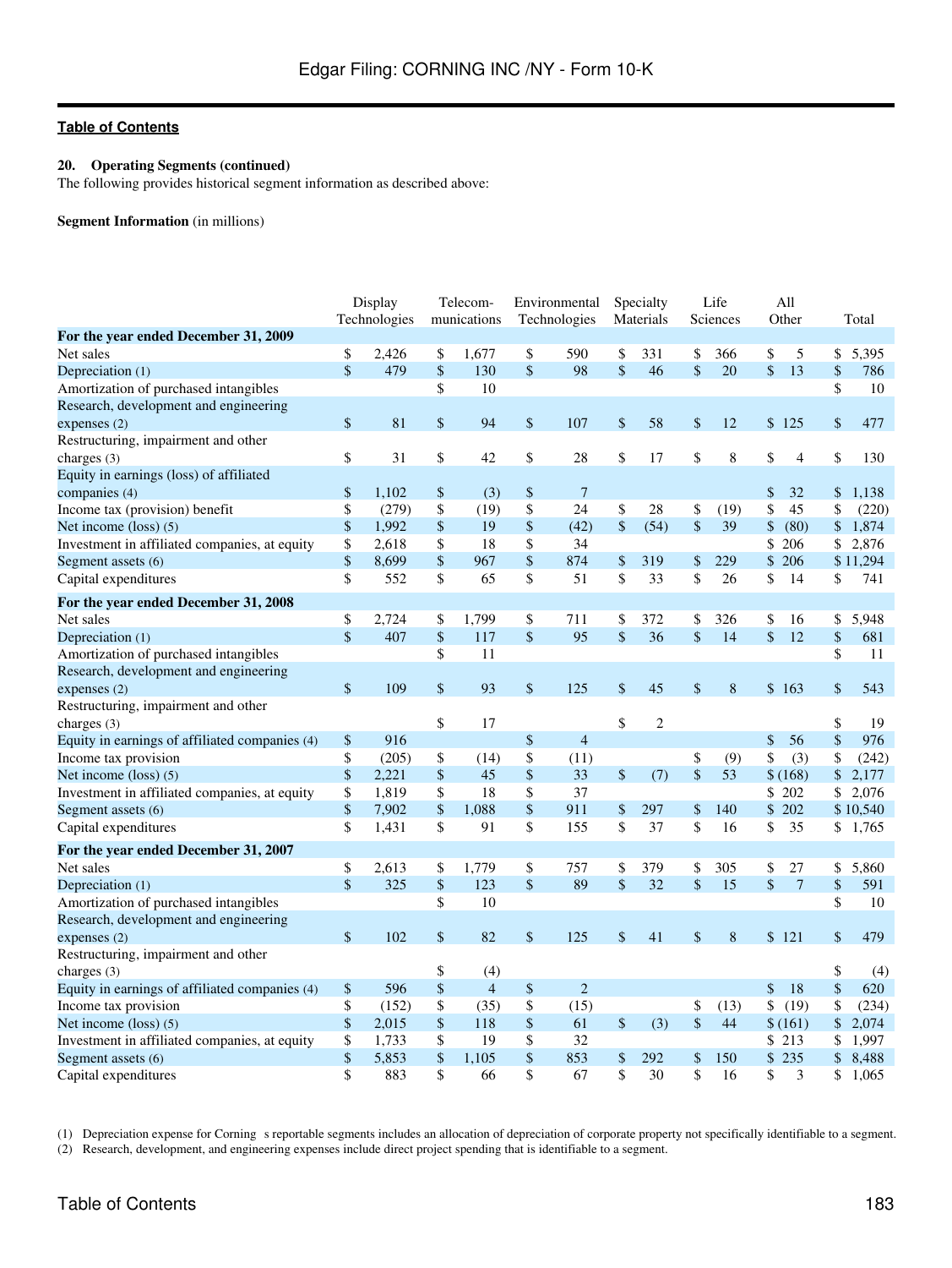**20. Operating Segments (continued)**

The following provides historical segment information as described above:

**Segment Information** (in millions)

| | Display Technologies | Telecom-munications | Environmental Technologies | Specialty Materials | Life Sciences | All Other | Total |
|---|---|---|---|---|---|---|---|
| **For the year ended December 31, 2009** | | | | | | | |
| Net sales | $ 2,426 | $ 1,677 | $ 590 | $ 331 | $ 366 | $ 5 | $ 5,395 |
| Depreciation (1) | $ 479 | $ 130 | $ 98 | $ 46 | $ 20 | $ 13 | $ 786 |
| Amortization of purchased intangibles | | $ 10 | | | | | $ 10 |
| Research, development and engineering expenses (2) | $ 81 | $ 94 | $ 107 | $ 58 | $ 12 | $ 125 | $ 477 |
| Restructuring, impairment and other charges (3) | $ 31 | $ 42 | $ 28 | $ 17 | $ 8 | $ 4 | $ 130 |
| Equity in earnings (loss) of affiliated companies (4) | $ 1,102 | $ (3) | $ 7 | | | $ 32 | $ 1,138 |
| Income tax (provision) benefit | $ (279) | $ (19) | $ 24 | $ 28 | $ (19) | $ 45 | $ (220) |
| Net income (loss) (5) | $ 1,992 | $ 19 | $ (42) | $ (54) | $ 39 | $ (80) | $ 1,874 |
| Investment in affiliated companies, at equity | $ 2,618 | $ 18 | $ 34 | | | $ 206 | $ 2,876 |
| Segment assets (6) | $ 8,699 | $ 967 | $ 874 | $ 319 | $ 229 | $ 206 | $ 11,294 |
| Capital expenditures | $ 552 | $ 65 | $ 51 | $ 33 | $ 26 | $ 14 | $ 741 |
| **For the year ended December 31, 2008** | | | | | | | |
| Net sales | $ 2,724 | $ 1,799 | $ 711 | $ 372 | $ 326 | $ 16 | $ 5,948 |
| Depreciation (1) | $ 407 | $ 117 | $ 95 | $ 36 | $ 14 | $ 12 | $ 681 |
| Amortization of purchased intangibles | | $ 11 | | | | | $ 11 |
| Research, development and engineering expenses (2) | $ 109 | $ 93 | $ 125 | $ 45 | $ 8 | $ 163 | $ 543 |
| Restructuring, impairment and other charges (3) | | $ 17 | | $ 2 | | | $ 19 |
| Equity in earnings of affiliated companies (4) | $ 916 | | $ 4 | | | $ 56 | $ 976 |
| Income tax provision | $ (205) | $ (14) | $ (11) | | $ (9) | $ (3) | $ (242) |
| Net income (loss) (5) | $ 2,221 | $ 45 | $ 33 | $ (7) | $ 53 | $ (168) | $ 2,177 |
| Investment in affiliated companies, at equity | $ 1,819 | $ 18 | $ 37 | | | $ 202 | $ 2,076 |
| Segment assets (6) | $ 7,902 | $ 1,088 | $ 911 | $ 297 | $ 140 | $ 202 | $ 10,540 |
| Capital expenditures | $ 1,431 | $ 91 | $ 155 | $ 37 | $ 16 | $ 35 | $ 1,765 |
| **For the year ended December 31, 2007** | | | | | | | |
| Net sales | $ 2,613 | $ 1,779 | $ 757 | $ 379 | $ 305 | $ 27 | $ 5,860 |
| Depreciation (1) | $ 325 | $ 123 | $ 89 | $ 32 | $ 15 | $ 7 | $ 591 |
| Amortization of purchased intangibles | | $ 10 | | | | | $ 10 |
| Research, development and engineering expenses (2) | $ 102 | $ 82 | $ 125 | $ 41 | $ 8 | $ 121 | $ 479 |
| Restructuring, impairment and other charges (3) | | $ (4) | | | | | $ (4) |
| Equity in earnings of affiliated companies (4) | $ 596 | $ 4 | $ 2 | | | $ 18 | $ 620 |
| Income tax provision | $ (152) | $ (35) | $ (15) | | $ (13) | $ (19) | $ (234) |
| Net income (loss) (5) | $ 2,015 | $ 118 | $ 61 | $ (3) | $ 44 | $ (161) | $ 2,074 |
| Investment in affiliated companies, at equity | $ 1,733 | $ 19 | $ 32 | | | $ 213 | $ 1,997 |
| Segment assets (6) | $ 5,853 | $ 1,105 | $ 853 | $ 292 | $ 150 | $ 235 | $ 8,488 |
| Capital expenditures | $ 883 | $ 66 | $ 67 | $ 30 | $ 16 | $ 3 | $ 1,065 |

(1) Depreciation expense for Corning s reportable segments includes an allocation of depreciation of corporate property not specifically identifiable to a segment.

(2) Research, development, and engineering expenses include direct project spending that is identifiable to a segment.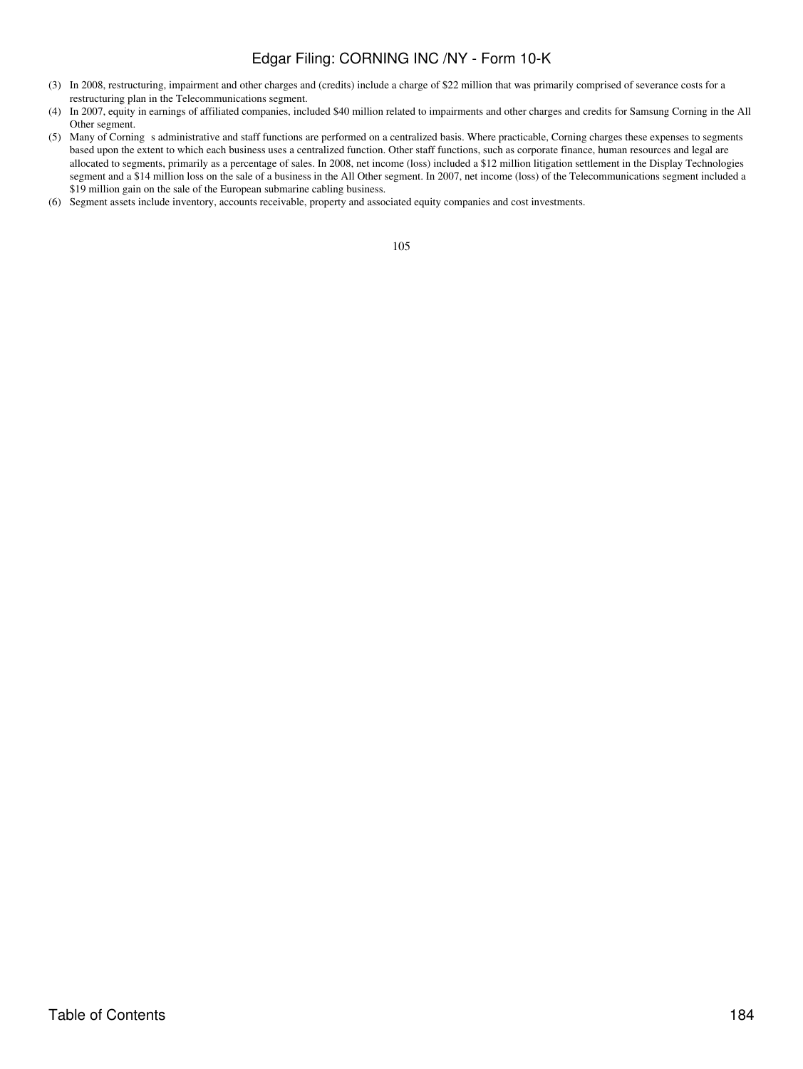(3) In 2008, restructuring, impairment and other charges and (credits) include a charge of $22 million that was primarily comprised of severance costs for a restructuring plan in the Telecommunications segment.

(4) In 2007, equity in earnings of affiliated companies, included $40 million related to impairments and other charges and credits for Samsung Corning in the All Other segment.

(5) Many of Corning s administrative and staff functions are performed on a centralized basis. Where practicable, Corning charges these expenses to segments based upon the extent to which each business uses a centralized function. Other staff functions, such as corporate finance, human resources and legal are allocated to segments, primarily as a percentage of sales. In 2008, net income (loss) included a $12 million litigation settlement in the Display Technologies segment and a $14 million loss on the sale of a business in the All Other segment. In 2007, net income (loss) of the Telecommunications segment included a $19 million gain on the sale of the European submarine cabling business.

(6) Segment assets include inventory, accounts receivable, property and associated equity companies and cost investments.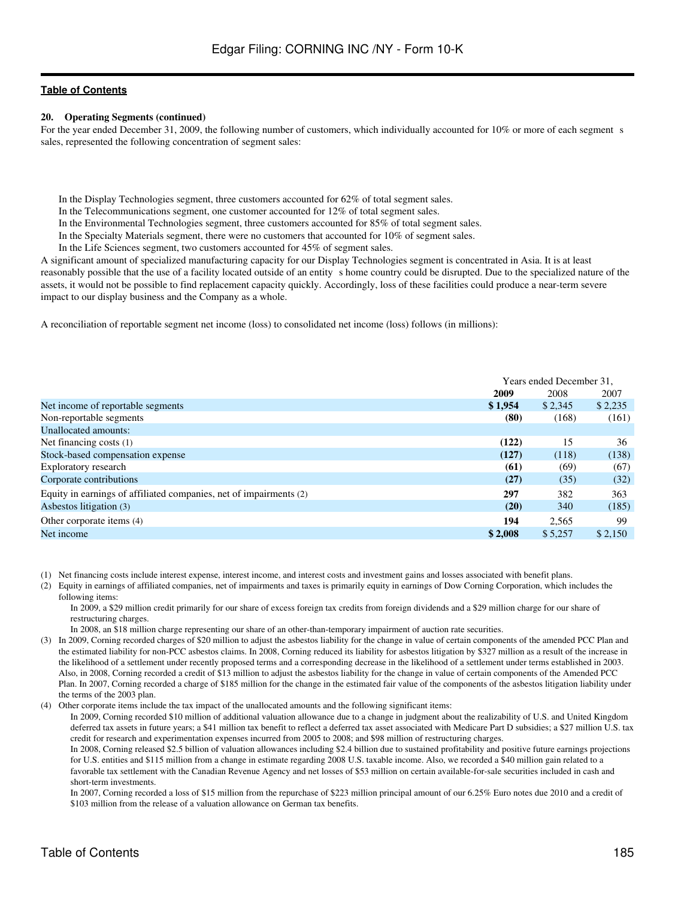**20. Operating Segments (continued)**

For the year ended December 31, 2009, the following number of customers, which individually accounted for 10% or more of each segment s sales, represented the following concentration of segment sales:

In the Display Technologies segment, three customers accounted for 62% of total segment sales.
In the Telecommunications segment, one customer accounted for 12% of total segment sales.
In the Environmental Technologies segment, three customers accounted for 85% of total segment sales.
In the Specialty Materials segment, there were no customers that accounted for 10% of segment sales.
In the Life Sciences segment, two customers accounted for 45% of segment sales.

A significant amount of specialized manufacturing capacity for our Display Technologies segment is concentrated in Asia. It is at least reasonably possible that the use of a facility located outside of an entity s home country could be disrupted. Due to the specialized nature of the assets, it would not be possible to find replacement capacity quickly. Accordingly, loss of these facilities could produce a near-term severe impact to our display business and the Company as a whole.

A reconciliation of reportable segment net income (loss) to consolidated net income (loss) follows (in millions):

| | Years ended December 31, | | |
|---|---|---|---|
| | **2009** | 2008 | 2007 |
| Net income of reportable segments | **$ 1,954** | $ 2,345 | $ 2,235 |
| Non-reportable segments | **(80)** | (168) | (161) |
| Unallocated amounts: | | | |
| Net financing costs (1) | **(122)** | 15 | 36 |
| Stock-based compensation expense | **(127)** | (118) | (138) |
| Exploratory research | **(61)** | (69) | (67) |
| Corporate contributions | **(27)** | (35) | (32) |
| Equity in earnings of affiliated companies, net of impairments (2) | **297** | 382 | 363 |
| Asbestos litigation (3) | **(20)** | 340 | (185) |
| Other corporate items (4) | **194** | 2,565 | 99 |
| Net income | **$ 2,008** | $ 5,257 | $ 2,150 |

(1) Net financing costs include interest expense, interest income, and interest costs and investment gains and losses associated with benefit plans.

(2) Equity in earnings of affiliated companies, net of impairments and taxes is primarily equity in earnings of Dow Corning Corporation, which includes the following items:
In 2009, a $29 million credit primarily for our share of excess foreign tax credits from foreign dividends and a $29 million charge for our share of restructuring charges.
In 2008, an $18 million charge representing our share of an other-than-temporary impairment of auction rate securities.

(3) In 2009, Corning recorded charges of $20 million to adjust the asbestos liability for the change in value of certain components of the amended PCC Plan and the estimated liability for non-PCC asbestos claims. In 2008, Corning reduced its liability for asbestos litigation by $327 million as a result of the increase in the likelihood of a settlement under recently proposed terms and a corresponding decrease in the likelihood of a settlement under terms established in 2003. Also, in 2008, Corning recorded a credit of $13 million to adjust the asbestos liability for the change in value of certain components of the Amended PCC Plan. In 2007, Corning recorded a charge of $185 million for the change in the estimated fair value of the components of the asbestos litigation liability under the terms of the 2003 plan.

(4) Other corporate items include the tax impact of the unallocated amounts and the following significant items:
In 2009, Corning recorded $10 million of additional valuation allowance due to a change in judgment about the realizability of U.S. and United Kingdom deferred tax assets in future years; a $41 million tax benefit to reflect a deferred tax asset associated with Medicare Part D subsidies; a $27 million U.S. tax credit for research and experimentation expenses incurred from 2005 to 2008; and $98 million of restructuring charges.
In 2008, Corning released $2.5 billion of valuation allowances including $2.4 billion due to sustained profitability and positive future earnings projections for U.S. entities and $115 million from a change in estimate regarding 2008 U.S. taxable income. Also, we recorded a $40 million gain related to a favorable tax settlement with the Canadian Revenue Agency and net losses of $53 million on certain available-for-sale securities included in cash and short-term investments.
In 2007, Corning recorded a loss of $15 million from the repurchase of $223 million principal amount of our 6.25% Euro notes due 2010 and a credit of $103 million from the release of a valuation allowance on German tax benefits.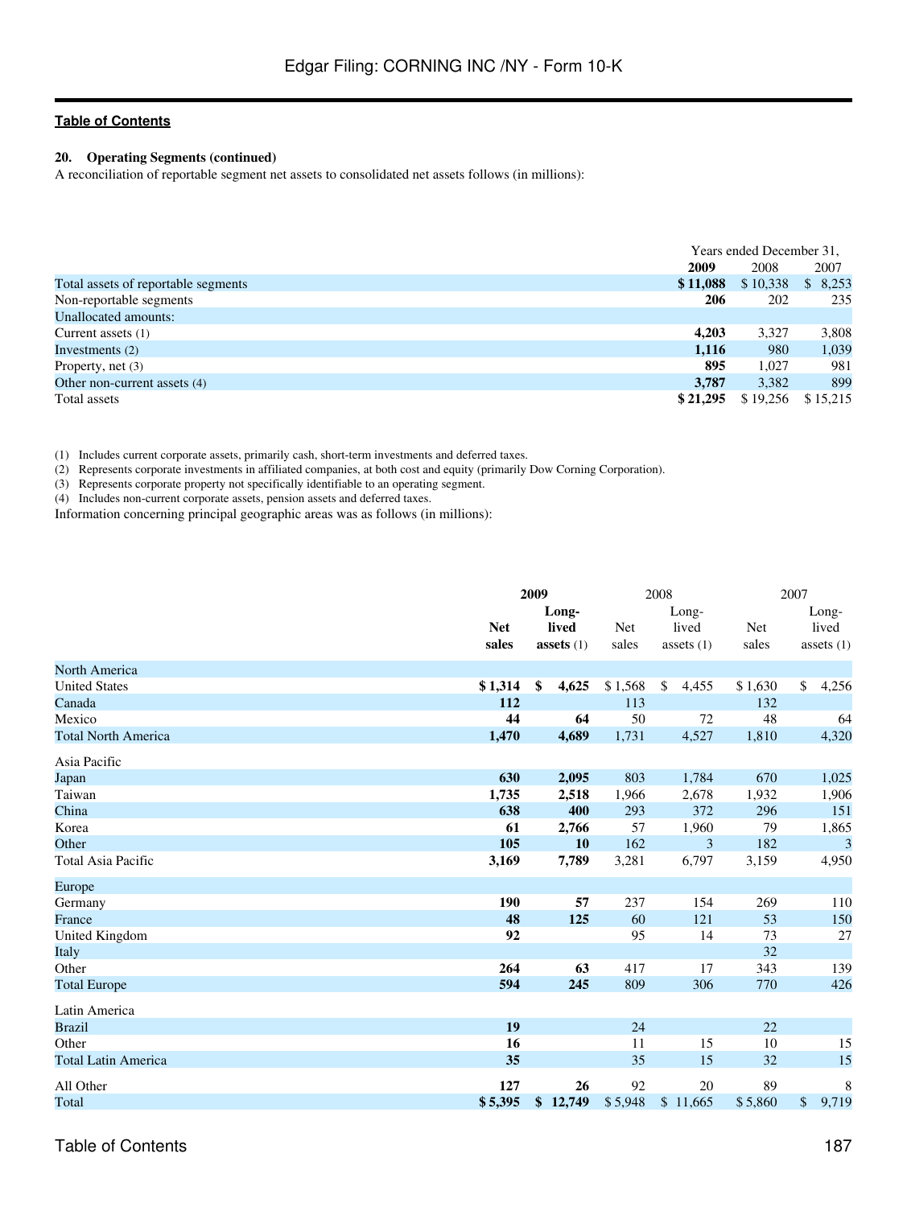**Table of Contents**

**20. Operating Segments (continued)**

A reconciliation of reportable segment net assets to consolidated net assets follows (in millions):

| | Years ended December 31, | | |
|---|---|---|---|
| | **2009** | 2008 | 2007 |
| Total assets of reportable segments | **$ 11,088** | $ 10,338 | $ 8,253 |
| Non-reportable segments | **206** | 202 | 235 |
| Unallocated amounts: | | | |
| Current assets (1) | **4,203** | 3,327 | 3,808 |
| Investments (2) | **1,116** | 980 | 1,039 |
| Property, net (3) | **895** | 1,027 | 981 |
| Other non-current assets (4) | **3,787** | 3,382 | 899 |
| Total assets | **$ 21,295** | $ 19,256 | $ 15,215 |

(1) Includes current corporate assets, primarily cash, short-term investments and deferred taxes.
(2) Represents corporate investments in affiliated companies, at both cost and equity (primarily Dow Corning Corporation).
(3) Represents corporate property not specifically identifiable to an operating segment.
(4) Includes non-current corporate assets, pension assets and deferred taxes.

Information concerning principal geographic areas was as follows (in millions):

| | **2009** | | 2008 | | 2007 | |
|---|---|---|---|---|---|---|
| | **Net sales** | **Long-lived assets (1)** | Net sales | Long-lived assets (1) | Net sales | Long-lived assets (1) |
| North America | | | | | | |
| United States | **$ 1,314** | **$ 4,625** | $ 1,568 | $ 4,455 | $ 1,630 | $ 4,256 |
| Canada | **112** | | 113 | | 132 | |
| Mexico | **44** | **64** | 50 | 72 | 48 | 64 |
| Total North America | **1,470** | **4,689** | 1,731 | 4,527 | 1,810 | 4,320 |
| Asia Pacific | | | | | | |
| Japan | **630** | **2,095** | 803 | 1,784 | 670 | 1,025 |
| Taiwan | **1,735** | **2,518** | 1,966 | 2,678 | 1,932 | 1,906 |
| China | **638** | **400** | 293 | 372 | 296 | 151 |
| Korea | **61** | **2,766** | 57 | 1,960 | 79 | 1,865 |
| Other | **105** | **10** | 162 | 3 | 182 | 3 |
| Total Asia Pacific | **3,169** | **7,789** | 3,281 | 6,797 | 3,159 | 4,950 |
| Europe | | | | | | |
| Germany | **190** | **57** | 237 | 154 | 269 | 110 |
| France | **48** | **125** | 60 | 121 | 53 | 150 |
| United Kingdom | **92** | | 95 | 14 | 73 | 27 |
| Italy | | | | | 32 | |
| Other | **264** | **63** | 417 | 17 | 343 | 139 |
| Total Europe | **594** | **245** | 809 | 306 | 770 | 426 |
| Latin America | | | | | | |
| Brazil | **19** | | 24 | | 22 | |
| Other | **16** | | 11 | 15 | 10 | 15 |
| Total Latin America | **35** | | 35 | 15 | 32 | 15 |
| All Other | **127** | **26** | 92 | 20 | 89 | 8 |
| Total | **$ 5,395** | **$ 12,749** | $ 5,948 | $ 11,665 | $ 5,860 | $ 9,719 |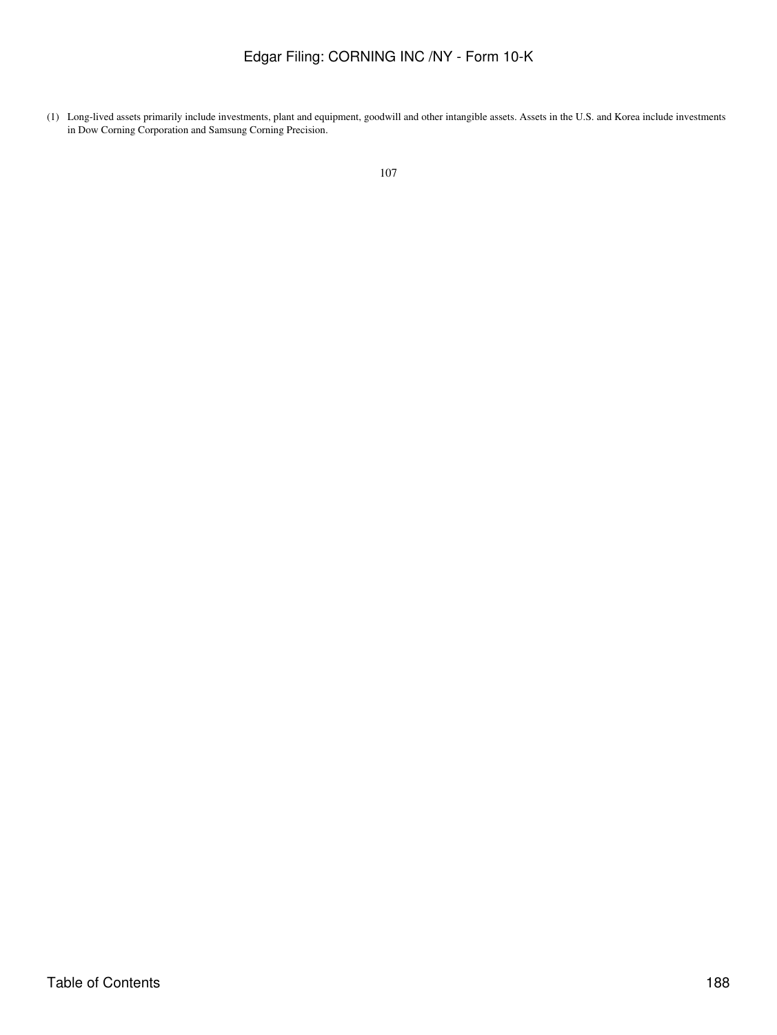(1) Long-lived assets primarily include investments, plant and equipment, goodwill and other intangible assets. Assets in the U.S. and Korea include investments in Dow Corning Corporation and Samsung Corning Precision.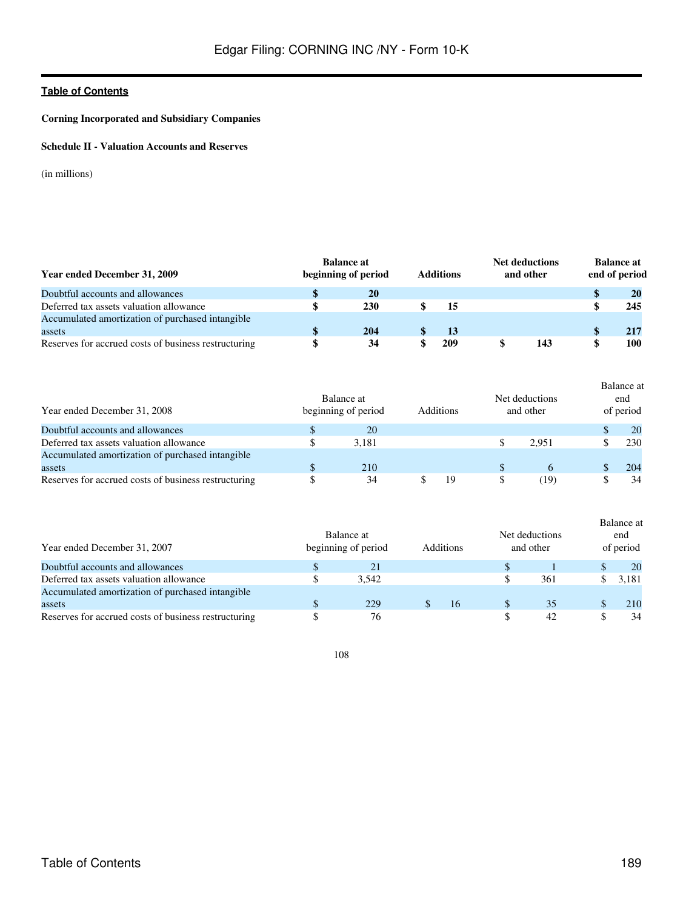**Corning Incorporated and Subsidiary Companies**

**Schedule II - Valuation Accounts and Reserves**

(in millions)

| **Year ended December 31, 2009** | **Balance at beginning of period** | **Additions** | **Net deductions and other** | **Balance at end of period** |
|---|---|---|---|---|
| Doubtful accounts and allowances | **$ 20** | | | **$ 20** |
| Deferred tax assets valuation allowance | **$ 230** | **$ 15** | | **$ 245** |
| Accumulated amortization of purchased intangible assets | **$ 204** | **$ 13** | | **$ 217** |
| Reserves for accrued costs of business restructuring | **$ 34** | **$ 209** | **$ 143** | **$ 100** |

| Year ended December 31, 2008 | Balance at beginning of period | Additions | Net deductions and other | Balance at end of period |
|---|---|---|---|---|
| Doubtful accounts and allowances | $ 20 | | | $ 20 |
| Deferred tax assets valuation allowance | $ 3,181 | | $ 2,951 | $ 230 |
| Accumulated amortization of purchased intangible assets | $ 210 | | $ 6 | $ 204 |
| Reserves for accrued costs of business restructuring | $ 34 | $ 19 | $ (19) | $ 34 |

| Year ended December 31, 2007 | Balance at beginning of period | Additions | Net deductions and other | Balance at end of period |
|---|---|---|---|---|
| Doubtful accounts and allowances | $ 21 | | $ 1 | $ 20 |
| Deferred tax assets valuation allowance | $ 3,542 | | $ 361 | $ 3,181 |
| Accumulated amortization of purchased intangible assets | $ 229 | $ 16 | $ 35 | $ 210 |
| Reserves for accrued costs of business restructuring | $ 76 | | $ 42 | $ 34 |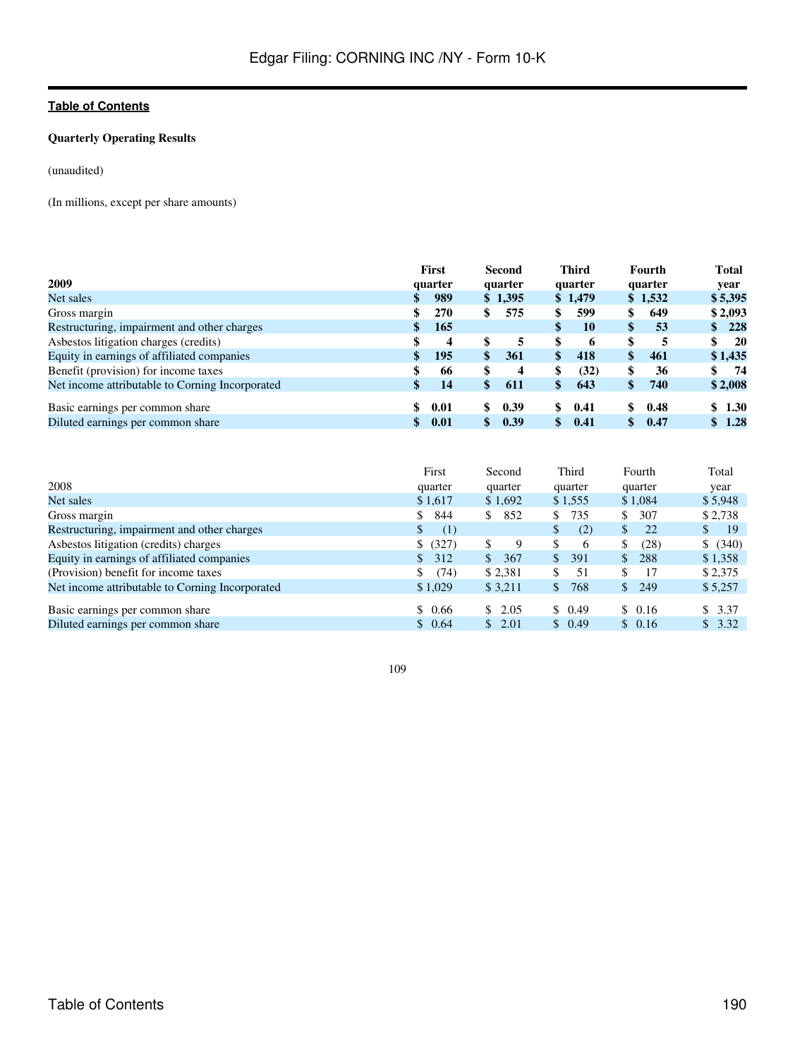**Quarterly Operating Results**

(unaudited)

(In millions, except per share amounts)

| **2009** | **First quarter** | **Second quarter** | **Third quarter** | **Fourth quarter** | **Total year** |
|---|---|---|---|---|---|
| Net sales | **$ 989** | **$ 1,395** | **$ 1,479** | **$ 1,532** | **$ 5,395** |
| Gross margin | **$ 270** | **$ 575** | **$ 599** | **$ 649** | **$ 2,093** |
| Restructuring, impairment and other charges | **$ 165** | | **$ 10** | **$ 53** | **$ 228** |
| Asbestos litigation charges (credits) | **$ 4** | **$ 5** | **$ 6** | **$ 5** | **$ 20** |
| Equity in earnings of affiliated companies | **$ 195** | **$ 361** | **$ 418** | **$ 461** | **$ 1,435** |
| Benefit (provision) for income taxes | **$ 66** | **$ 4** | **$ (32)** | **$ 36** | **$ 74** |
| Net income attributable to Corning Incorporated | **$ 14** | **$ 611** | **$ 643** | **$ 740** | **$ 2,008** |
| Basic earnings per common share | **$ 0.01** | **$ 0.39** | **$ 0.41** | **$ 0.48** | **$ 1.30** |
| Diluted earnings per common share | **$ 0.01** | **$ 0.39** | **$ 0.41** | **$ 0.47** | **$ 1.28** |

| 2008 | First quarter | Second quarter | Third quarter | Fourth quarter | Total year |
|---|---|---|---|---|---|
| Net sales | $ 1,617 | $ 1,692 | $ 1,555 | $ 1,084 | $ 5,948 |
| Gross margin | $ 844 | $ 852 | $ 735 | $ 307 | $ 2,738 |
| Restructuring, impairment and other charges | $ (1) | | $ (2) | $ 22 | $ 19 |
| Asbestos litigation (credits) charges | $ (327) | $ 9 | $ 6 | $ (28) | $ (340) |
| Equity in earnings of affiliated companies | $ 312 | $ 367 | $ 391 | $ 288 | $ 1,358 |
| (Provision) benefit for income taxes | $ (74) | $ 2,381 | $ 51 | $ 17 | $ 2,375 |
| Net income attributable to Corning Incorporated | $ 1,029 | $ 3,211 | $ 768 | $ 249 | $ 5,257 |
| Basic earnings per common share | $ 0.66 | $ 2.05 | $ 0.49 | $ 0.16 | $ 3.37 |
| Diluted earnings per common share | $ 0.64 | $ 2.01 | $ 0.49 | $ 0.16 | $ 3.32 |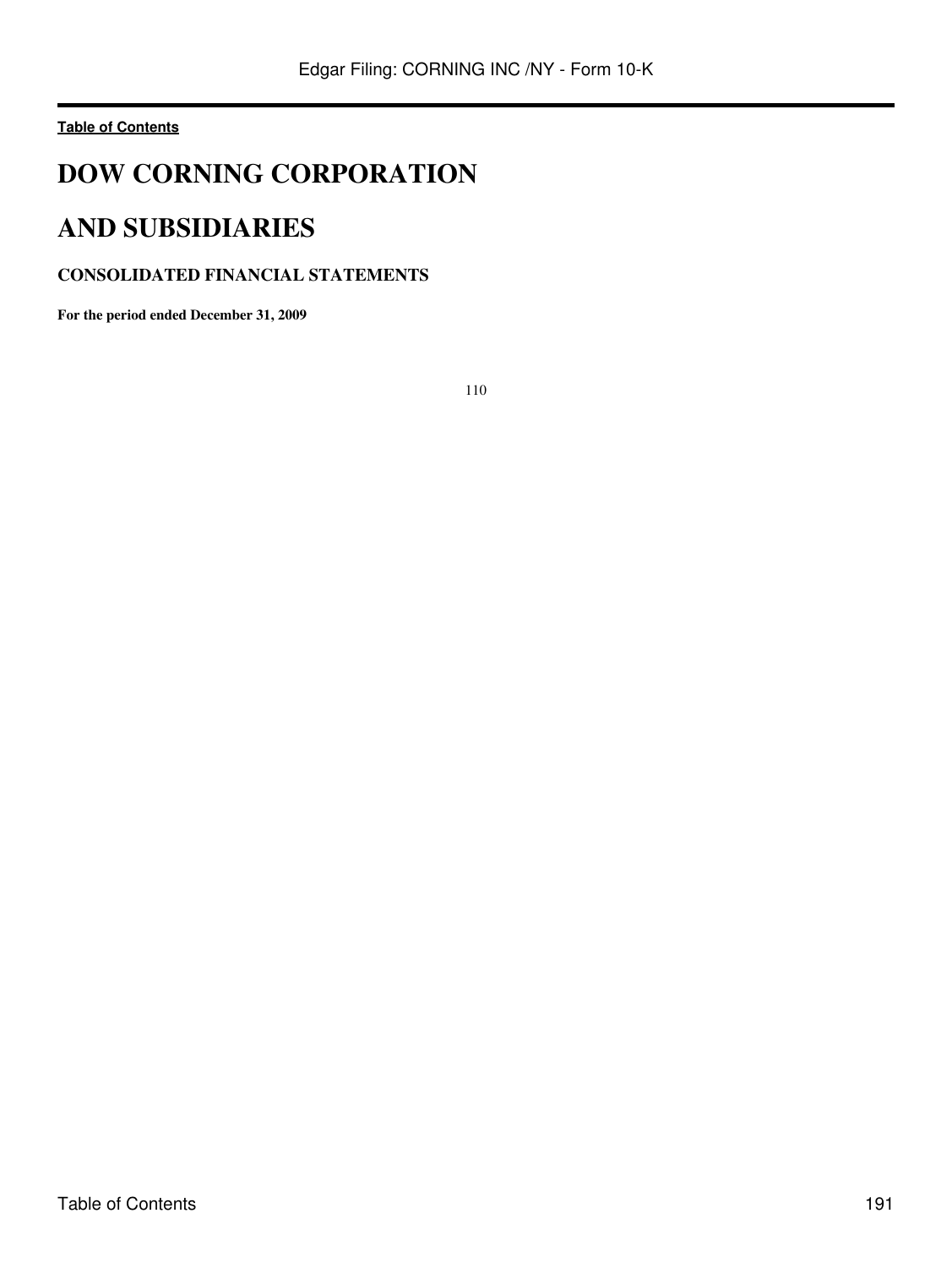[Table of Contents](#)

# DOW CORNING CORPORATION

# AND SUBSIDIARIES

### CONSOLIDATED FINANCIAL STATEMENTS

**For the period ended December 31, 2009**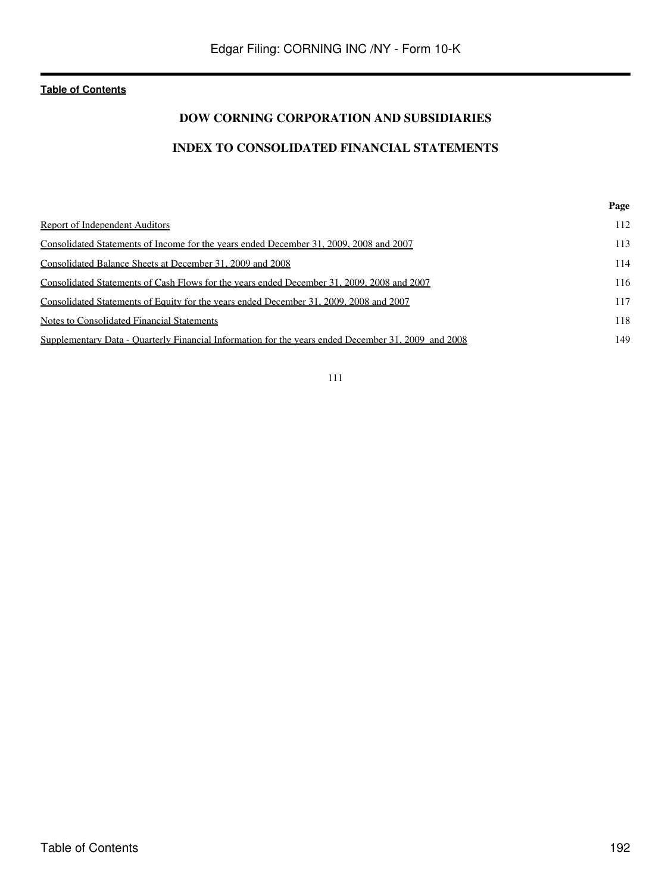[Table of Contents](#)

## DOW CORNING CORPORATION AND SUBSIDIARIES

## INDEX TO CONSOLIDATED FINANCIAL STATEMENTS

| | Page |
|---|---|
| Report of Independent Auditors | 112 |
| Consolidated Statements of Income for the years ended December 31, 2009, 2008 and 2007 | 113 |
| Consolidated Balance Sheets at December 31, 2009 and 2008 | 114 |
| Consolidated Statements of Cash Flows for the years ended December 31, 2009, 2008 and 2007 | 116 |
| Consolidated Statements of Equity for the years ended December 31, 2009, 2008 and 2007 | 117 |
| Notes to Consolidated Financial Statements | 118 |
| Supplementary Data - Quarterly Financial Information for the years ended December 31, 2009 and 2008 | 149 |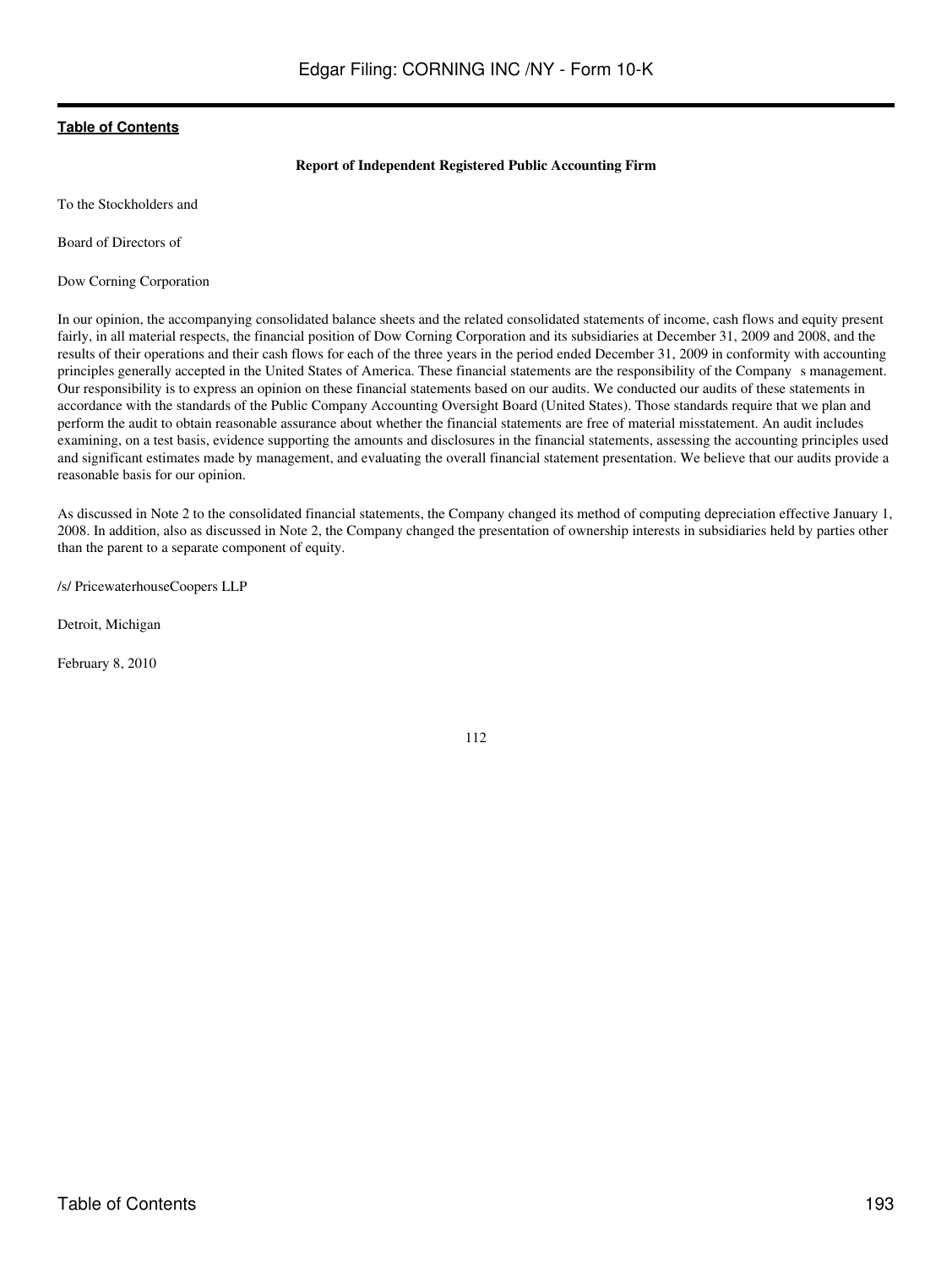**Report of Independent Registered Public Accounting Firm**

To the Stockholders and

Board of Directors of

Dow Corning Corporation

In our opinion, the accompanying consolidated balance sheets and the related consolidated statements of income, cash flows and equity present fairly, in all material respects, the financial position of Dow Corning Corporation and its subsidiaries at December 31, 2009 and 2008, and the results of their operations and their cash flows for each of the three years in the period ended December 31, 2009 in conformity with accounting principles generally accepted in the United States of America. These financial statements are the responsibility of the Company s management. Our responsibility is to express an opinion on these financial statements based on our audits. We conducted our audits of these statements in accordance with the standards of the Public Company Accounting Oversight Board (United States). Those standards require that we plan and perform the audit to obtain reasonable assurance about whether the financial statements are free of material misstatement. An audit includes examining, on a test basis, evidence supporting the amounts and disclosures in the financial statements, assessing the accounting principles used and significant estimates made by management, and evaluating the overall financial statement presentation. We believe that our audits provide a reasonable basis for our opinion.

As discussed in Note 2 to the consolidated financial statements, the Company changed its method of computing depreciation effective January 1, 2008. In addition, also as discussed in Note 2, the Company changed the presentation of ownership interests in subsidiaries held by parties other than the parent to a separate component of equity.

/s/ PricewaterhouseCoopers LLP

Detroit, Michigan

February 8, 2010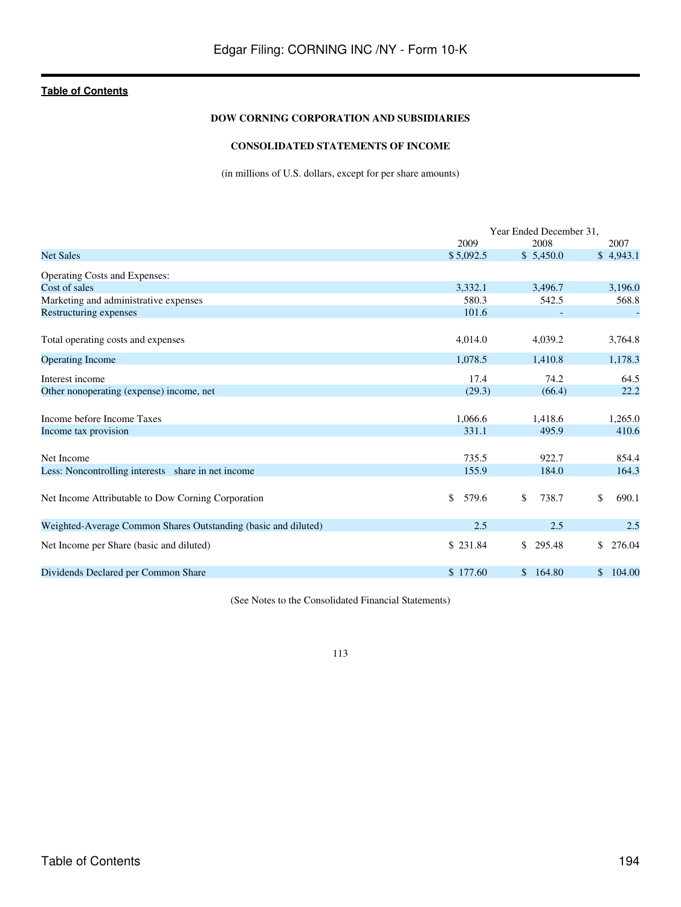[Table of Contents](#)

**DOW CORNING CORPORATION AND SUBSIDIARIES**

**CONSOLIDATED STATEMENTS OF INCOME**

(in millions of U.S. dollars, except for per share amounts)

| | Year Ended December 31, | | |
|---|---|---|---|
| | 2009 | 2008 | 2007 |
| Net Sales | $ 5,092.5 | $ 5,450.0 | $ 4,943.1 |
| Operating Costs and Expenses: | | | |
| Cost of sales | 3,332.1 | 3,496.7 | 3,196.0 |
| Marketing and administrative expenses | 580.3 | 542.5 | 568.8 |
| Restructuring expenses | 101.6 | - | - |
| Total operating costs and expenses | 4,014.0 | 4,039.2 | 3,764.8 |
| Operating Income | 1,078.5 | 1,410.8 | 1,178.3 |
| Interest income | 17.4 | 74.2 | 64.5 |
| Other nonoperating (expense) income, net | (29.3) | (66.4) | 22.2 |
| Income before Income Taxes | 1,066.6 | 1,418.6 | 1,265.0 |
| Income tax provision | 331.1 | 495.9 | 410.6 |
| Net Income | 735.5 | 922.7 | 854.4 |
| Less: Noncontrolling interests share in net income | 155.9 | 184.0 | 164.3 |
| Net Income Attributable to Dow Corning Corporation | $ 579.6 | $ 738.7 | $ 690.1 |
| Weighted-Average Common Shares Outstanding (basic and diluted) | 2.5 | 2.5 | 2.5 |
| Net Income per Share (basic and diluted) | $ 231.84 | $ 295.48 | $ 276.04 |
| Dividends Declared per Common Share | $ 177.60 | $ 164.80 | $ 104.00 |

(See Notes to the Consolidated Financial Statements)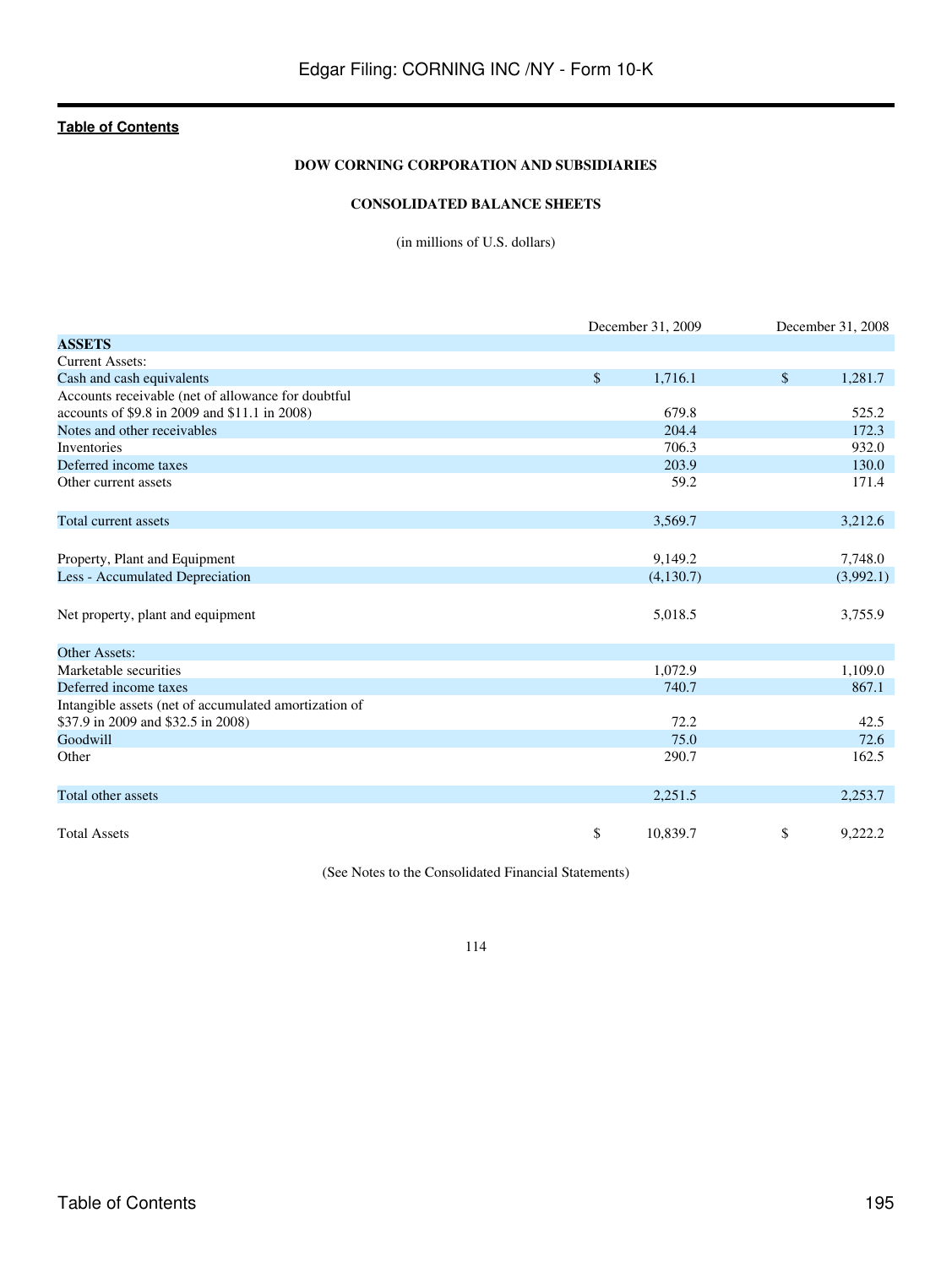[Table of Contents](#)

**DOW CORNING CORPORATION AND SUBSIDIARIES**

**CONSOLIDATED BALANCE SHEETS**

(in millions of U.S. dollars)

| | December 31, 2009 | December 31, 2008 |
|---|---|---|
| **ASSETS** | | |
| Current Assets: | | |
| Cash and cash equivalents | $ 1,716.1 | $ 1,281.7 |
| Accounts receivable (net of allowance for doubtful accounts of $9.8 in 2009 and $11.1 in 2008) | 679.8 | 525.2 |
| Notes and other receivables | 204.4 | 172.3 |
| Inventories | 706.3 | 932.0 |
| Deferred income taxes | 203.9 | 130.0 |
| Other current assets | 59.2 | 171.4 |
| Total current assets | 3,569.7 | 3,212.6 |
| Property, Plant and Equipment | 9,149.2 | 7,748.0 |
| Less - Accumulated Depreciation | (4,130.7) | (3,992.1) |
| Net property, plant and equipment | 5,018.5 | 3,755.9 |
| Other Assets: | | |
| Marketable securities | 1,072.9 | 1,109.0 |
| Deferred income taxes | 740.7 | 867.1 |
| Intangible assets (net of accumulated amortization of $37.9 in 2009 and $32.5 in 2008) | 72.2 | 42.5 |
| Goodwill | 75.0 | 72.6 |
| Other | 290.7 | 162.5 |
| Total other assets | 2,251.5 | 2,253.7 |
| Total Assets | $ 10,839.7 | $ 9,222.2 |

(See Notes to the Consolidated Financial Statements)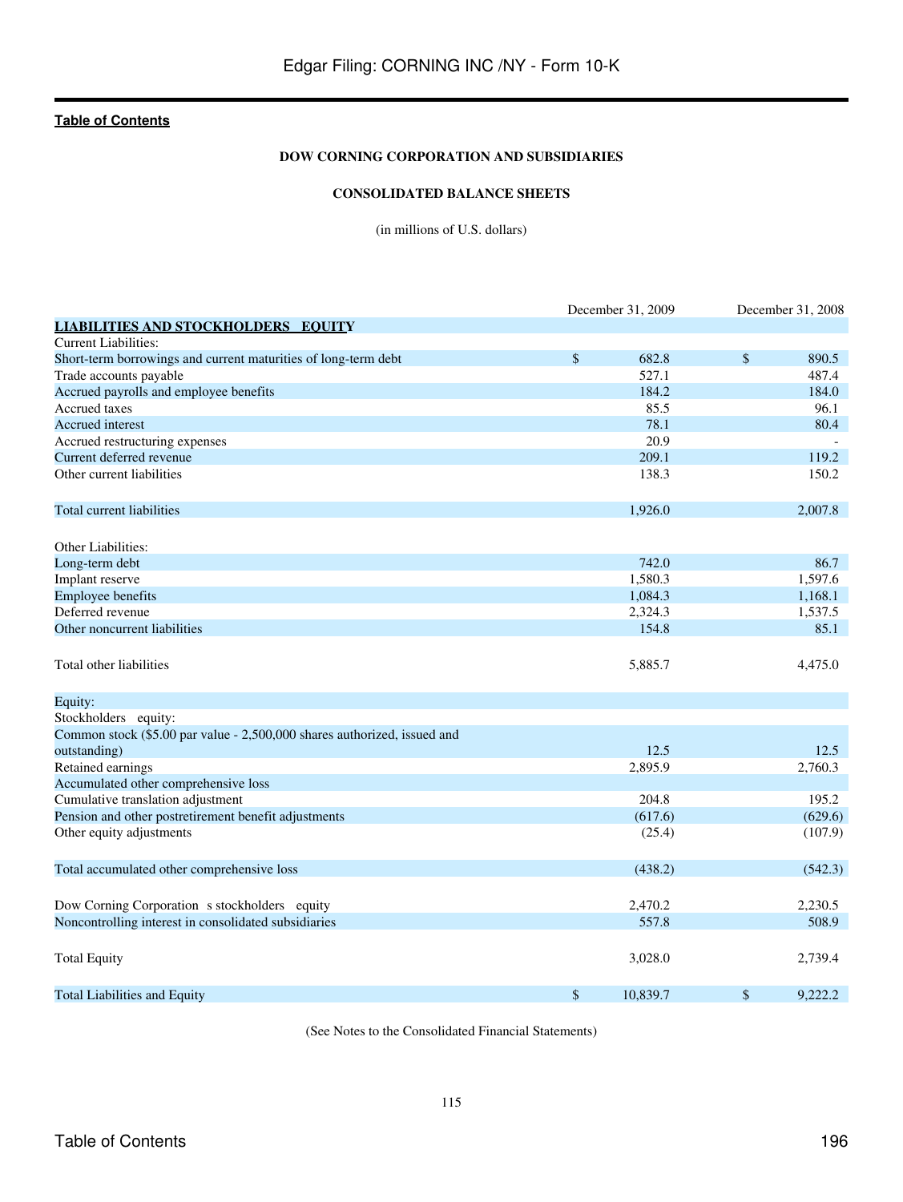[Table of Contents](#)

**DOW CORNING CORPORATION AND SUBSIDIARIES**

**CONSOLIDATED BALANCE SHEETS**

(in millions of U.S. dollars)

| | December 31, 2009 | December 31, 2008 |
|---|---|---|
| **LIABILITIES AND STOCKHOLDERS EQUITY** | | |
| Current Liabilities: | | |
| Short-term borrowings and current maturities of long-term debt | $ 682.8 | $ 890.5 |
| Trade accounts payable | 527.1 | 487.4 |
| Accrued payrolls and employee benefits | 184.2 | 184.0 |
| Accrued taxes | 85.5 | 96.1 |
| Accrued interest | 78.1 | 80.4 |
| Accrued restructuring expenses | 20.9 | - |
| Current deferred revenue | 209.1 | 119.2 |
| Other current liabilities | 138.3 | 150.2 |
| Total current liabilities | 1,926.0 | 2,007.8 |
| Other Liabilities: | | |
| Long-term debt | 742.0 | 86.7 |
| Implant reserve | 1,580.3 | 1,597.6 |
| Employee benefits | 1,084.3 | 1,168.1 |
| Deferred revenue | 2,324.3 | 1,537.5 |
| Other noncurrent liabilities | 154.8 | 85.1 |
| Total other liabilities | 5,885.7 | 4,475.0 |
| Equity: | | |
| Stockholders equity: | | |
| Common stock ($5.00 par value - 2,500,000 shares authorized, issued and outstanding) | 12.5 | 12.5 |
| Retained earnings | 2,895.9 | 2,760.3 |
| Accumulated other comprehensive loss | | |
| Cumulative translation adjustment | 204.8 | 195.2 |
| Pension and other postretirement benefit adjustments | (617.6) | (629.6) |
| Other equity adjustments | (25.4) | (107.9) |
| Total accumulated other comprehensive loss | (438.2) | (542.3) |
| Dow Corning Corporation s stockholders equity | 2,470.2 | 2,230.5 |
| Noncontrolling interest in consolidated subsidiaries | 557.8 | 508.9 |
| Total Equity | 3,028.0 | 2,739.4 |
| Total Liabilities and Equity | $ 10,839.7 | $ 9,222.2 |

(See Notes to the Consolidated Financial Statements)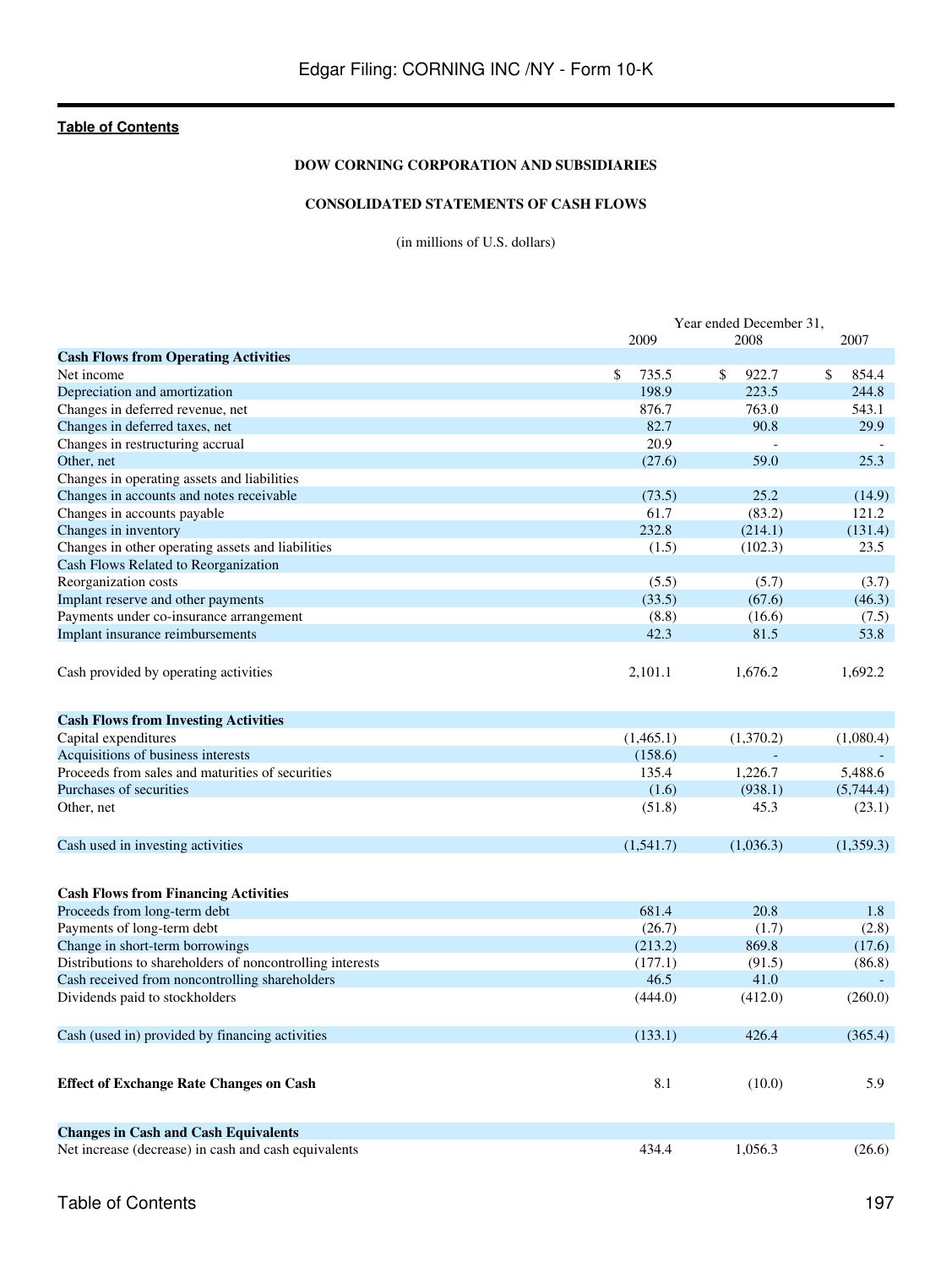**Table of Contents**

**DOW CORNING CORPORATION AND SUBSIDIARIES**

**CONSOLIDATED STATEMENTS OF CASH FLOWS**

(in millions of U.S. dollars)

| | Year ended December 31, | | |
|---|---|---|---|
| | 2009 | 2008 | 2007 |
| **Cash Flows from Operating Activities** | | | |
| Net income | $ 735.5 | $ 922.7 | $ 854.4 |
| Depreciation and amortization | 198.9 | 223.5 | 244.8 |
| Changes in deferred revenue, net | 876.7 | 763.0 | 543.1 |
| Changes in deferred taxes, net | 82.7 | 90.8 | 29.9 |
| Changes in restructuring accrual | 20.9 | - | - |
| Other, net | (27.6) | 59.0 | 25.3 |
| Changes in operating assets and liabilities | | | |
| Changes in accounts and notes receivable | (73.5) | 25.2 | (14.9) |
| Changes in accounts payable | 61.7 | (83.2) | 121.2 |
| Changes in inventory | 232.8 | (214.1) | (131.4) |
| Changes in other operating assets and liabilities | (1.5) | (102.3) | 23.5 |
| Cash Flows Related to Reorganization | | | |
| Reorganization costs | (5.5) | (5.7) | (3.7) |
| Implant reserve and other payments | (33.5) | (67.6) | (46.3) |
| Payments under co-insurance arrangement | (8.8) | (16.6) | (7.5) |
| Implant insurance reimbursements | 42.3 | 81.5 | 53.8 |
| Cash provided by operating activities | 2,101.1 | 1,676.2 | 1,692.2 |
| **Cash Flows from Investing Activities** | | | |
| Capital expenditures | (1,465.1) | (1,370.2) | (1,080.4) |
| Acquisitions of business interests | (158.6) | - | - |
| Proceeds from sales and maturities of securities | 135.4 | 1,226.7 | 5,488.6 |
| Purchases of securities | (1.6) | (938.1) | (5,744.4) |
| Other, net | (51.8) | 45.3 | (23.1) |
| Cash used in investing activities | (1,541.7) | (1,036.3) | (1,359.3) |
| **Cash Flows from Financing Activities** | | | |
| Proceeds from long-term debt | 681.4 | 20.8 | 1.8 |
| Payments of long-term debt | (26.7) | (1.7) | (2.8) |
| Change in short-term borrowings | (213.2) | 869.8 | (17.6) |
| Distributions to shareholders of noncontrolling interests | (177.1) | (91.5) | (86.8) |
| Cash received from noncontrolling shareholders | 46.5 | 41.0 | - |
| Dividends paid to stockholders | (444.0) | (412.0) | (260.0) |
| Cash (used in) provided by financing activities | (133.1) | 426.4 | (365.4) |
| **Effect of Exchange Rate Changes on Cash** | 8.1 | (10.0) | 5.9 |
| **Changes in Cash and Cash Equivalents** | | | |
| Net increase (decrease) in cash and cash equivalents | 434.4 | 1,056.3 | (26.6) |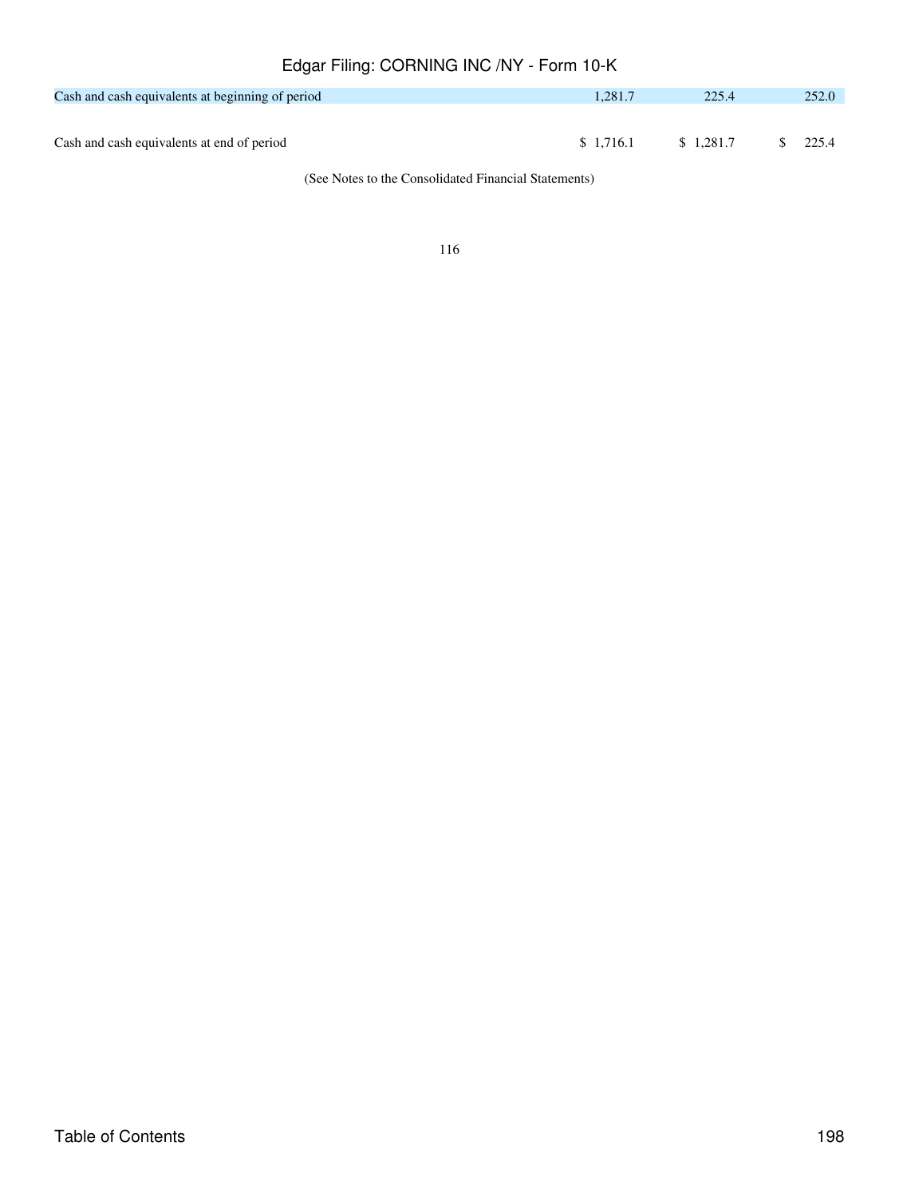| | | | |
|---|---|---|---|
| Cash and cash equivalents at beginning of period | 1,281.7 | 225.4 | 252.0 |
| Cash and cash equivalents at end of period | $ 1,716.1 | $ 1,281.7 | $ 225.4 |

(See Notes to the Consolidated Financial Statements)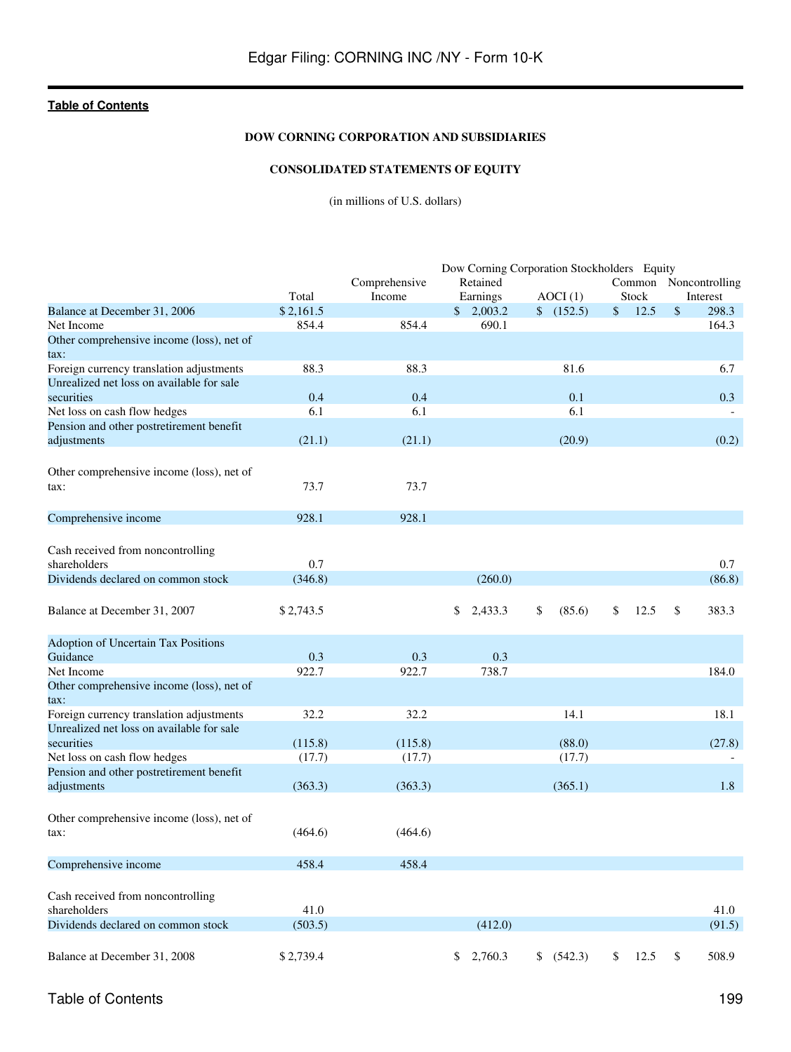**Table of Contents**

### DOW CORNING CORPORATION AND SUBSIDIARIES

### CONSOLIDATED STATEMENTS OF EQUITY

(in millions of U.S. dollars)

| | | | Dow Corning Corporation Stockholders Equity | | | |
|---|---|---|---|---|---|---|
| | Total | Comprehensive Income | Retained Earnings | AOCI (1) | Common Stock | Noncontrolling Interest |
| Balance at December 31, 2006 | $ 2,161.5 | | $ 2,003.2 | $ (152.5) | $ 12.5 | $ 298.3 |
| Net Income | 854.4 | 854.4 | 690.1 | | | 164.3 |
| Other comprehensive income (loss), net of tax: | | | | | | |
| Foreign currency translation adjustments | 88.3 | 88.3 | | 81.6 | | 6.7 |
| Unrealized net loss on available for sale securities | 0.4 | 0.4 | | 0.1 | | 0.3 |
| Net loss on cash flow hedges | 6.1 | 6.1 | | 6.1 | | - |
| Pension and other postretirement benefit adjustments | (21.1) | (21.1) | | (20.9) | | (0.2) |
| Other comprehensive income (loss), net of tax: | 73.7 | 73.7 | | | | |
| Comprehensive income | 928.1 | 928.1 | | | | |
| Cash received from noncontrolling shareholders | 0.7 | | | | | 0.7 |
| Dividends declared on common stock | (346.8) | | (260.0) | | | (86.8) |
| Balance at December 31, 2007 | $ 2,743.5 | | $ 2,433.3 | $ (85.6) | $ 12.5 | $ 383.3 |
| Adoption of Uncertain Tax Positions Guidance | 0.3 | 0.3 | 0.3 | | | |
| Net Income | 922.7 | 922.7 | 738.7 | | | 184.0 |
| Other comprehensive income (loss), net of tax: | | | | | | |
| Foreign currency translation adjustments | 32.2 | 32.2 | | 14.1 | | 18.1 |
| Unrealized net loss on available for sale securities | (115.8) | (115.8) | | (88.0) | | (27.8) |
| Net loss on cash flow hedges | (17.7) | (17.7) | | (17.7) | | - |
| Pension and other postretirement benefit adjustments | (363.3) | (363.3) | | (365.1) | | 1.8 |
| Other comprehensive income (loss), net of tax: | (464.6) | (464.6) | | | | |
| Comprehensive income | 458.4 | 458.4 | | | | |
| Cash received from noncontrolling shareholders | 41.0 | | | | | 41.0 |
| Dividends declared on common stock | (503.5) | | (412.0) | | | (91.5) |
| Balance at December 31, 2008 | $ 2,739.4 | | $ 2,760.3 | $ (542.3) | $ 12.5 | $ 508.9 |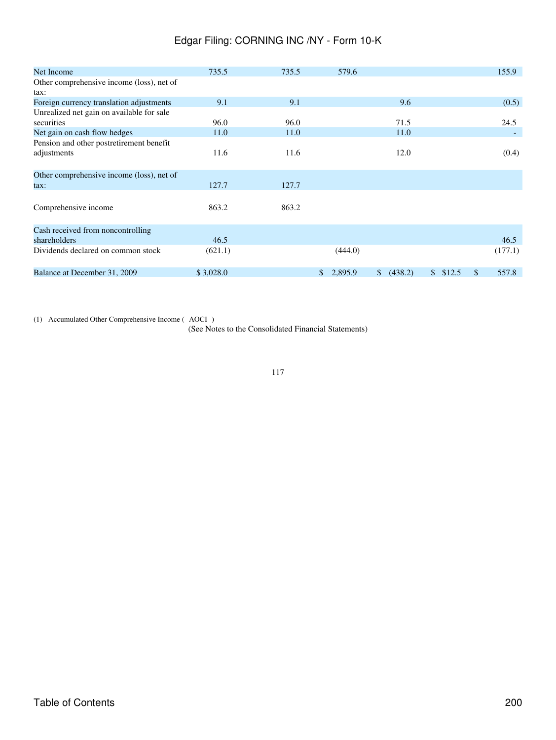| | | | | | | |
|---|---|---|---|---|---|---|
| Net Income | 735.5 | 735.5 | 579.6 | | | 155.9 |
| Other comprehensive income (loss), net of tax: | | | | | | |
| Foreign currency translation adjustments | 9.1 | 9.1 | | 9.6 | | (0.5) |
| Unrealized net gain on available for sale securities | 96.0 | 96.0 | | 71.5 | | 24.5 |
| Net gain on cash flow hedges | 11.0 | 11.0 | | 11.0 | | - |
| Pension and other postretirement benefit adjustments | 11.6 | 11.6 | | 12.0 | | (0.4) |
| Other comprehensive income (loss), net of tax: | 127.7 | 127.7 | | | | |
| Comprehensive income | 863.2 | 863.2 | | | | |
| Cash received from noncontrolling shareholders | 46.5 | | | | | 46.5 |
| Dividends declared on common stock | (621.1) | | (444.0) | | | (177.1) |
| Balance at December 31, 2009 | $ 3,028.0 | | $ 2,895.9 | $ (438.2) | $ $12.5 | $ 557.8 |

(1) Accumulated Other Comprehensive Income ( AOCI )

(See Notes to the Consolidated Financial Statements)

117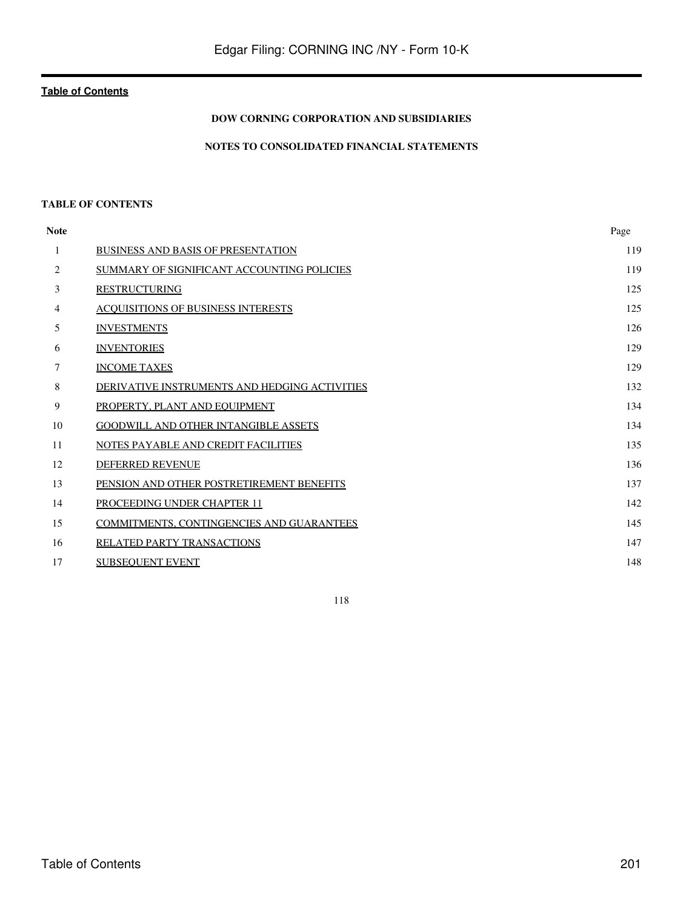## DOW CORNING CORPORATION AND SUBSIDIARIES

## NOTES TO CONSOLIDATED FINANCIAL STATEMENTS

### TABLE OF CONTENTS

| Note | | Page |
|---|---|---|
| 1 | BUSINESS AND BASIS OF PRESENTATION | 119 |
| 2 | SUMMARY OF SIGNIFICANT ACCOUNTING POLICIES | 119 |
| 3 | RESTRUCTURING | 125 |
| 4 | ACQUISITIONS OF BUSINESS INTERESTS | 125 |
| 5 | INVESTMENTS | 126 |
| 6 | INVENTORIES | 129 |
| 7 | INCOME TAXES | 129 |
| 8 | DERIVATIVE INSTRUMENTS AND HEDGING ACTIVITIES | 132 |
| 9 | PROPERTY, PLANT AND EQUIPMENT | 134 |
| 10 | GOODWILL AND OTHER INTANGIBLE ASSETS | 134 |
| 11 | NOTES PAYABLE AND CREDIT FACILITIES | 135 |
| 12 | DEFERRED REVENUE | 136 |
| 13 | PENSION AND OTHER POSTRETIREMENT BENEFITS | 137 |
| 14 | PROCEEDING UNDER CHAPTER 11 | 142 |
| 15 | COMMITMENTS, CONTINGENCIES AND GUARANTEES | 145 |
| 16 | RELATED PARTY TRANSACTIONS | 147 |
| 17 | SUBSEQUENT EVENT | 148 |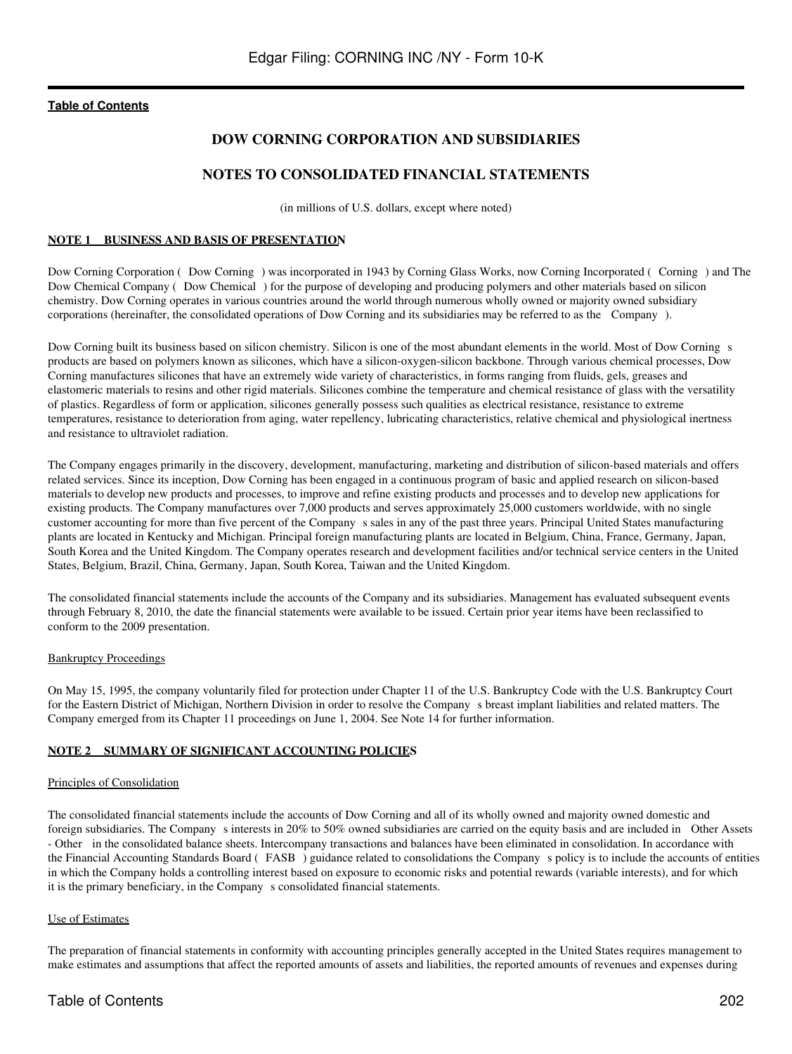[Table of Contents](#)

## DOW CORNING CORPORATION AND SUBSIDIARIES

## NOTES TO CONSOLIDATED FINANCIAL STATEMENTS

(in millions of U.S. dollars, except where noted)

**NOTE 1 BUSINESS AND BASIS OF PRESENTATION**

Dow Corning Corporation ( Dow Corning ) was incorporated in 1943 by Corning Glass Works, now Corning Incorporated ( Corning ) and The Dow Chemical Company ( Dow Chemical ) for the purpose of developing and producing polymers and other materials based on silicon chemistry. Dow Corning operates in various countries around the world through numerous wholly owned or majority owned subsidiary corporations (hereinafter, the consolidated operations of Dow Corning and its subsidiaries may be referred to as the Company ).

Dow Corning built its business based on silicon chemistry. Silicon is one of the most abundant elements in the world. Most of Dow Corning s products are based on polymers known as silicones, which have a silicon-oxygen-silicon backbone. Through various chemical processes, Dow Corning manufactures silicones that have an extremely wide variety of characteristics, in forms ranging from fluids, gels, greases and elastomeric materials to resins and other rigid materials. Silicones combine the temperature and chemical resistance of glass with the versatility of plastics. Regardless of form or application, silicones generally possess such qualities as electrical resistance, resistance to extreme temperatures, resistance to deterioration from aging, water repellency, lubricating characteristics, relative chemical and physiological inertness and resistance to ultraviolet radiation.

The Company engages primarily in the discovery, development, manufacturing, marketing and distribution of silicon-based materials and offers related services. Since its inception, Dow Corning has been engaged in a continuous program of basic and applied research on silicon-based materials to develop new products and processes, to improve and refine existing products and processes and to develop new applications for existing products. The Company manufactures over 7,000 products and serves approximately 25,000 customers worldwide, with no single customer accounting for more than five percent of the Company s sales in any of the past three years. Principal United States manufacturing plants are located in Kentucky and Michigan. Principal foreign manufacturing plants are located in Belgium, China, France, Germany, Japan, South Korea and the United Kingdom. The Company operates research and development facilities and/or technical service centers in the United States, Belgium, Brazil, China, Germany, Japan, South Korea, Taiwan and the United Kingdom.

The consolidated financial statements include the accounts of the Company and its subsidiaries. Management has evaluated subsequent events through February 8, 2010, the date the financial statements were available to be issued. Certain prior year items have been reclassified to conform to the 2009 presentation.

Bankruptcy Proceedings

On May 15, 1995, the company voluntarily filed for protection under Chapter 11 of the U.S. Bankruptcy Code with the U.S. Bankruptcy Court for the Eastern District of Michigan, Northern Division in order to resolve the Company s breast implant liabilities and related matters. The Company emerged from its Chapter 11 proceedings on June 1, 2004. See Note 14 for further information.

**NOTE 2 SUMMARY OF SIGNIFICANT ACCOUNTING POLICIES**

Principles of Consolidation

The consolidated financial statements include the accounts of Dow Corning and all of its wholly owned and majority owned domestic and foreign subsidiaries. The Company s interests in 20% to 50% owned subsidiaries are carried on the equity basis and are included in Other Assets - Other in the consolidated balance sheets. Intercompany transactions and balances have been eliminated in consolidation. In accordance with the Financial Accounting Standards Board ( FASB ) guidance related to consolidations the Company s policy is to include the accounts of entities in which the Company holds a controlling interest based on exposure to economic risks and potential rewards (variable interests), and for which it is the primary beneficiary, in the Company s consolidated financial statements.

Use of Estimates

The preparation of financial statements in conformity with accounting principles generally accepted in the United States requires management to make estimates and assumptions that affect the reported amounts of assets and liabilities, the reported amounts of revenues and expenses during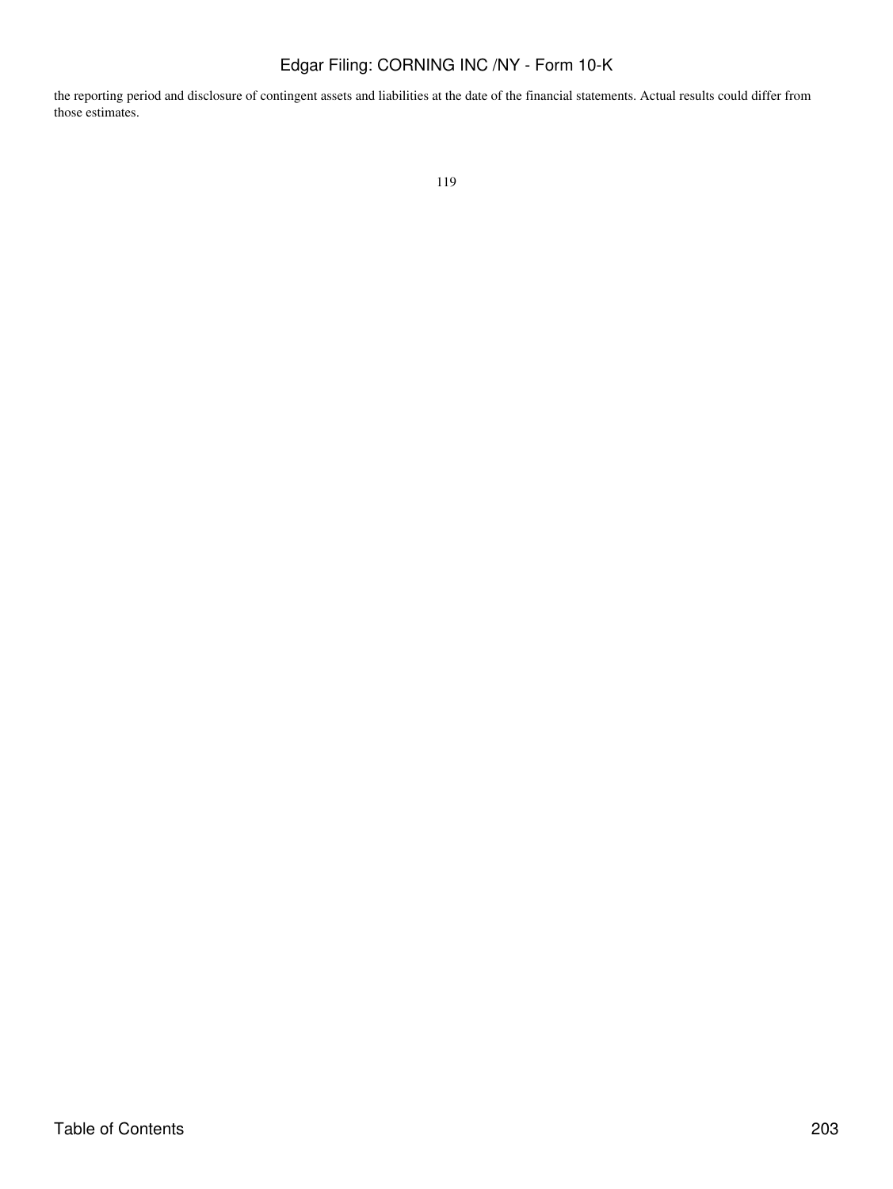the reporting period and disclosure of contingent assets and liabilities at the date of the financial statements. Actual results could differ from those estimates.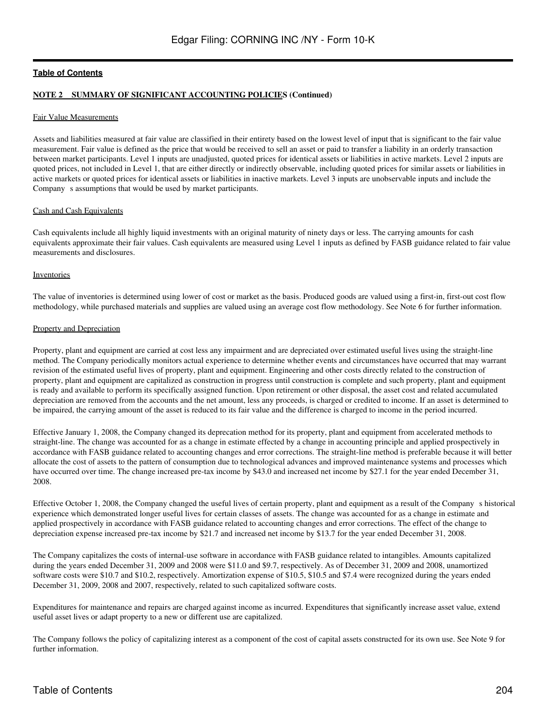**NOTE 2 SUMMARY OF SIGNIFICANT ACCOUNTING POLICIES (Continued)**

Fair Value Measurements

Assets and liabilities measured at fair value are classified in their entirety based on the lowest level of input that is significant to the fair value measurement. Fair value is defined as the price that would be received to sell an asset or paid to transfer a liability in an orderly transaction between market participants. Level 1 inputs are unadjusted, quoted prices for identical assets or liabilities in active markets. Level 2 inputs are quoted prices, not included in Level 1, that are either directly or indirectly observable, including quoted prices for similar assets or liabilities in active markets or quoted prices for identical assets or liabilities in inactive markets. Level 3 inputs are unobservable inputs and include the Company s assumptions that would be used by market participants.

Cash and Cash Equivalents

Cash equivalents include all highly liquid investments with an original maturity of ninety days or less. The carrying amounts for cash equivalents approximate their fair values. Cash equivalents are measured using Level 1 inputs as defined by FASB guidance related to fair value measurements and disclosures.

Inventories

The value of inventories is determined using lower of cost or market as the basis. Produced goods are valued using a first-in, first-out cost flow methodology, while purchased materials and supplies are valued using an average cost flow methodology. See Note 6 for further information.

Property and Depreciation

Property, plant and equipment are carried at cost less any impairment and are depreciated over estimated useful lives using the straight-line method. The Company periodically monitors actual experience to determine whether events and circumstances have occurred that may warrant revision of the estimated useful lives of property, plant and equipment. Engineering and other costs directly related to the construction of property, plant and equipment are capitalized as construction in progress until construction is complete and such property, plant and equipment is ready and available to perform its specifically assigned function. Upon retirement or other disposal, the asset cost and related accumulated depreciation are removed from the accounts and the net amount, less any proceeds, is charged or credited to income. If an asset is determined to be impaired, the carrying amount of the asset is reduced to its fair value and the difference is charged to income in the period incurred.

Effective January 1, 2008, the Company changed its deprecation method for its property, plant and equipment from accelerated methods to straight-line. The change was accounted for as a change in estimate effected by a change in accounting principle and applied prospectively in accordance with FASB guidance related to accounting changes and error corrections. The straight-line method is preferable because it will better allocate the cost of assets to the pattern of consumption due to technological advances and improved maintenance systems and processes which have occurred over time. The change increased pre-tax income by $43.0 and increased net income by $27.1 for the year ended December 31, 2008.

Effective October 1, 2008, the Company changed the useful lives of certain property, plant and equipment as a result of the Company s historical experience which demonstrated longer useful lives for certain classes of assets. The change was accounted for as a change in estimate and applied prospectively in accordance with FASB guidance related to accounting changes and error corrections. The effect of the change to depreciation expense increased pre-tax income by $21.7 and increased net income by $13.7 for the year ended December 31, 2008.

The Company capitalizes the costs of internal-use software in accordance with FASB guidance related to intangibles. Amounts capitalized during the years ended December 31, 2009 and 2008 were $11.0 and $9.7, respectively. As of December 31, 2009 and 2008, unamortized software costs were $10.7 and $10.2, respectively. Amortization expense of $10.5, $10.5 and $7.4 were recognized during the years ended December 31, 2009, 2008 and 2007, respectively, related to such capitalized software costs.

Expenditures for maintenance and repairs are charged against income as incurred. Expenditures that significantly increase asset value, extend useful asset lives or adapt property to a new or different use are capitalized.

The Company follows the policy of capitalizing interest as a component of the cost of capital assets constructed for its own use. See Note 9 for further information.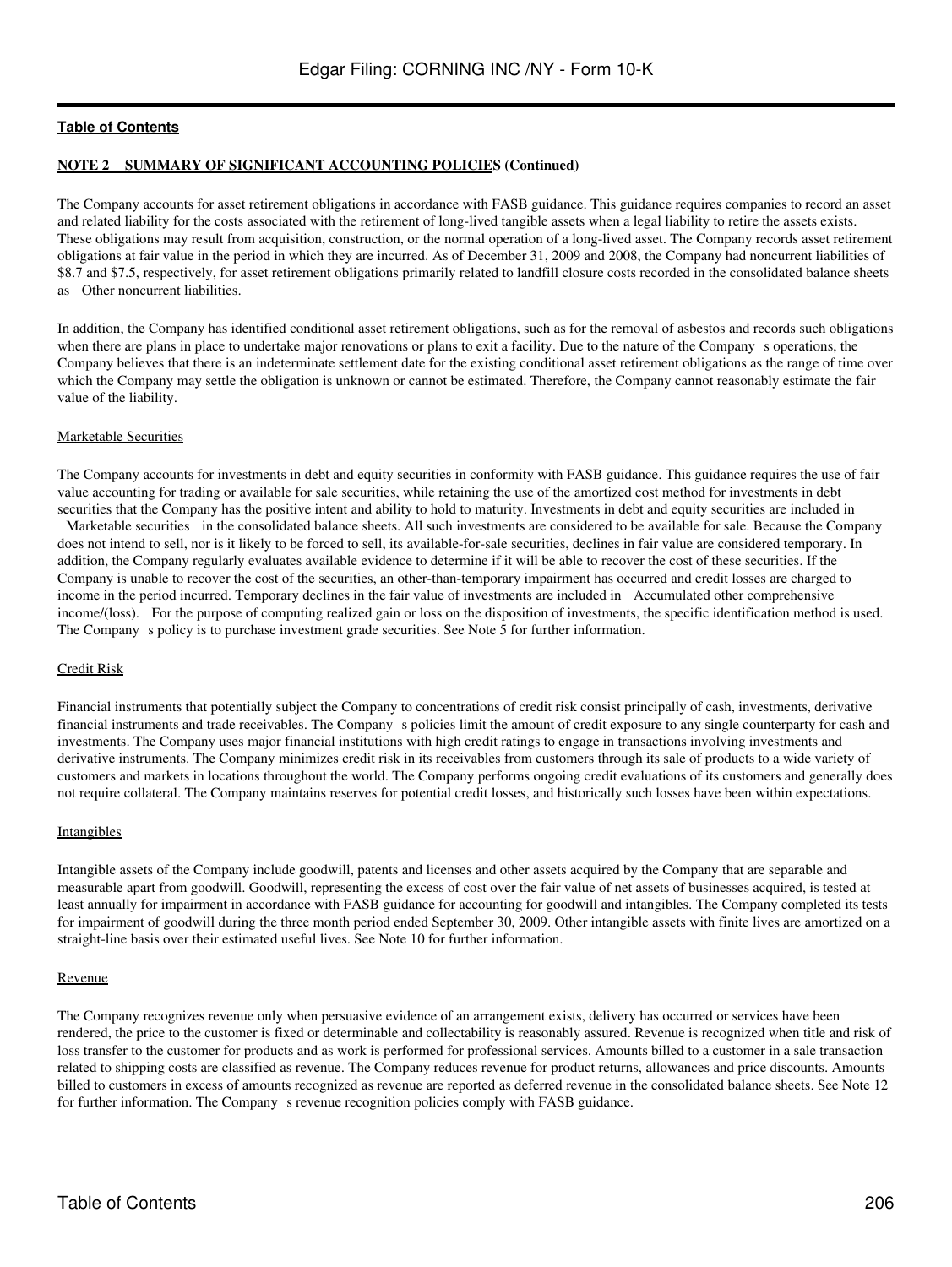**NOTE 2 SUMMARY OF SIGNIFICANT ACCOUNTING POLICIES (Continued)**

The Company accounts for asset retirement obligations in accordance with FASB guidance. This guidance requires companies to record an asset and related liability for the costs associated with the retirement of long-lived tangible assets when a legal liability to retire the assets exists. These obligations may result from acquisition, construction, or the normal operation of a long-lived asset. The Company records asset retirement obligations at fair value in the period in which they are incurred. As of December 31, 2009 and 2008, the Company had noncurrent liabilities of \$8.7 and \$7.5, respectively, for asset retirement obligations primarily related to landfill closure costs recorded in the consolidated balance sheets as Other noncurrent liabilities.

In addition, the Company has identified conditional asset retirement obligations, such as for the removal of asbestos and records such obligations when there are plans in place to undertake major renovations or plans to exit a facility. Due to the nature of the Company s operations, the Company believes that there is an indeterminate settlement date for the existing conditional asset retirement obligations as the range of time over which the Company may settle the obligation is unknown or cannot be estimated. Therefore, the Company cannot reasonably estimate the fair value of the liability.

Marketable Securities

The Company accounts for investments in debt and equity securities in conformity with FASB guidance. This guidance requires the use of fair value accounting for trading or available for sale securities, while retaining the use of the amortized cost method for investments in debt securities that the Company has the positive intent and ability to hold to maturity. Investments in debt and equity securities are included in Marketable securities in the consolidated balance sheets. All such investments are considered to be available for sale. Because the Company does not intend to sell, nor is it likely to be forced to sell, its available-for-sale securities, declines in fair value are considered temporary. In addition, the Company regularly evaluates available evidence to determine if it will be able to recover the cost of these securities. If the Company is unable to recover the cost of the securities, an other-than-temporary impairment has occurred and credit losses are charged to income in the period incurred. Temporary declines in the fair value of investments are included in Accumulated other comprehensive income/(loss). For the purpose of computing realized gain or loss on the disposition of investments, the specific identification method is used. The Company s policy is to purchase investment grade securities. See Note 5 for further information.

Credit Risk

Financial instruments that potentially subject the Company to concentrations of credit risk consist principally of cash, investments, derivative financial instruments and trade receivables. The Company s policies limit the amount of credit exposure to any single counterparty for cash and investments. The Company uses major financial institutions with high credit ratings to engage in transactions involving investments and derivative instruments. The Company minimizes credit risk in its receivables from customers through its sale of products to a wide variety of customers and markets in locations throughout the world. The Company performs ongoing credit evaluations of its customers and generally does not require collateral. The Company maintains reserves for potential credit losses, and historically such losses have been within expectations.

Intangibles

Intangible assets of the Company include goodwill, patents and licenses and other assets acquired by the Company that are separable and measurable apart from goodwill. Goodwill, representing the excess of cost over the fair value of net assets of businesses acquired, is tested at least annually for impairment in accordance with FASB guidance for accounting for goodwill and intangibles. The Company completed its tests for impairment of goodwill during the three month period ended September 30, 2009. Other intangible assets with finite lives are amortized on a straight-line basis over their estimated useful lives. See Note 10 for further information.

Revenue

The Company recognizes revenue only when persuasive evidence of an arrangement exists, delivery has occurred or services have been rendered, the price to the customer is fixed or determinable and collectability is reasonably assured. Revenue is recognized when title and risk of loss transfer to the customer for products and as work is performed for professional services. Amounts billed to a customer in a sale transaction related to shipping costs are classified as revenue. The Company reduces revenue for product returns, allowances and price discounts. Amounts billed to customers in excess of amounts recognized as revenue are reported as deferred revenue in the consolidated balance sheets. See Note 12 for further information. The Company s revenue recognition policies comply with FASB guidance.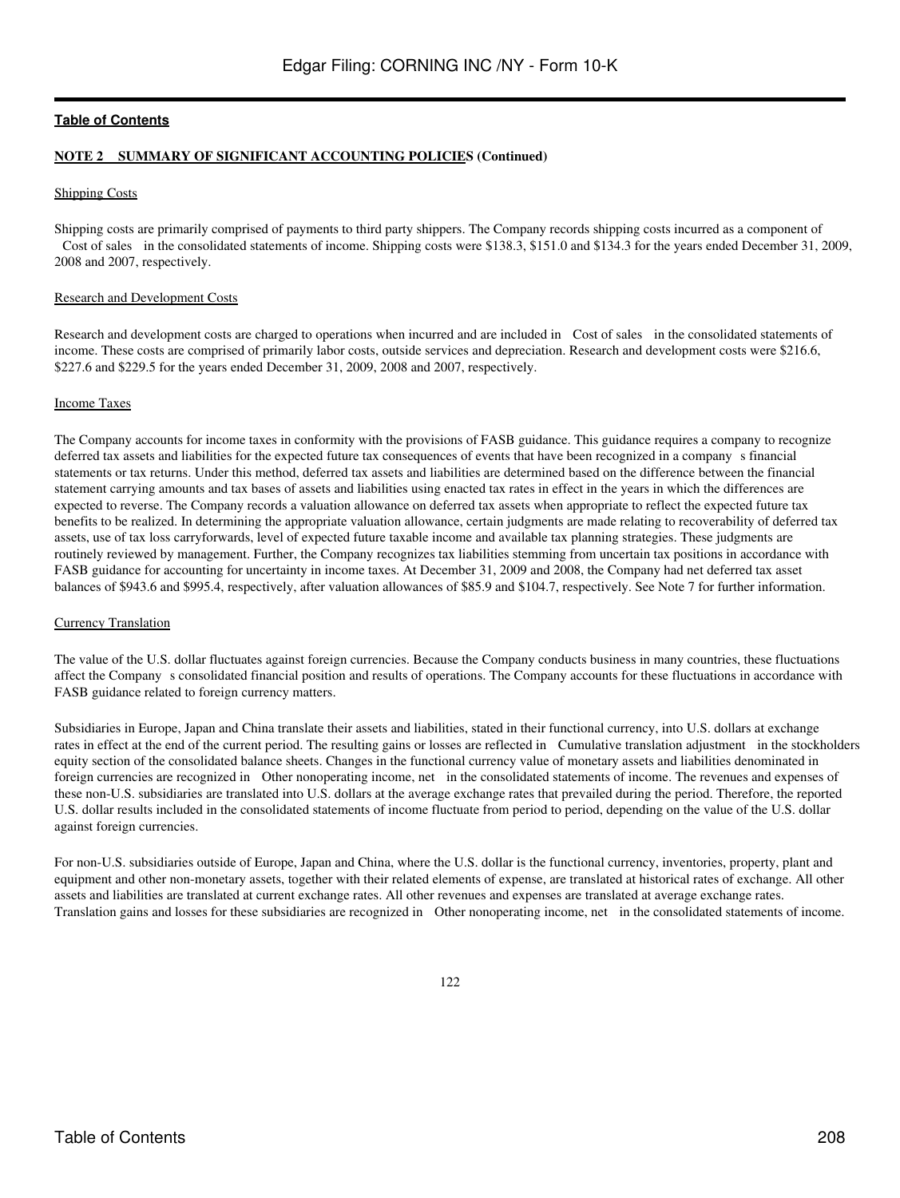**NOTE 2 SUMMARY OF SIGNIFICANT ACCOUNTING POLICIES (Continued)**

Shipping Costs

Shipping costs are primarily comprised of payments to third party shippers. The Company records shipping costs incurred as a component of Cost of sales in the consolidated statements of income. Shipping costs were $138.3, $151.0 and $134.3 for the years ended December 31, 2009, 2008 and 2007, respectively.

Research and Development Costs

Research and development costs are charged to operations when incurred and are included in Cost of sales in the consolidated statements of income. These costs are comprised of primarily labor costs, outside services and depreciation. Research and development costs were $216.6, $227.6 and $229.5 for the years ended December 31, 2009, 2008 and 2007, respectively.

Income Taxes

The Company accounts for income taxes in conformity with the provisions of FASB guidance. This guidance requires a company to recognize deferred tax assets and liabilities for the expected future tax consequences of events that have been recognized in a company s financial statements or tax returns. Under this method, deferred tax assets and liabilities are determined based on the difference between the financial statement carrying amounts and tax bases of assets and liabilities using enacted tax rates in effect in the years in which the differences are expected to reverse. The Company records a valuation allowance on deferred tax assets when appropriate to reflect the expected future tax benefits to be realized. In determining the appropriate valuation allowance, certain judgments are made relating to recoverability of deferred tax assets, use of tax loss carryforwards, level of expected future taxable income and available tax planning strategies. These judgments are routinely reviewed by management. Further, the Company recognizes tax liabilities stemming from uncertain tax positions in accordance with FASB guidance for accounting for uncertainty in income taxes. At December 31, 2009 and 2008, the Company had net deferred tax asset balances of $943.6 and $995.4, respectively, after valuation allowances of $85.9 and $104.7, respectively. See Note 7 for further information.

Currency Translation

The value of the U.S. dollar fluctuates against foreign currencies. Because the Company conducts business in many countries, these fluctuations affect the Company s consolidated financial position and results of operations. The Company accounts for these fluctuations in accordance with FASB guidance related to foreign currency matters.

Subsidiaries in Europe, Japan and China translate their assets and liabilities, stated in their functional currency, into U.S. dollars at exchange rates in effect at the end of the current period. The resulting gains or losses are reflected in Cumulative translation adjustment in the stockholders equity section of the consolidated balance sheets. Changes in the functional currency value of monetary assets and liabilities denominated in foreign currencies are recognized in Other nonoperating income, net in the consolidated statements of income. The revenues and expenses of these non-U.S. subsidiaries are translated into U.S. dollars at the average exchange rates that prevailed during the period. Therefore, the reported U.S. dollar results included in the consolidated statements of income fluctuate from period to period, depending on the value of the U.S. dollar against foreign currencies.

For non-U.S. subsidiaries outside of Europe, Japan and China, where the U.S. dollar is the functional currency, inventories, property, plant and equipment and other non-monetary assets, together with their related elements of expense, are translated at historical rates of exchange. All other assets and liabilities are translated at current exchange rates. All other revenues and expenses are translated at average exchange rates. Translation gains and losses for these subsidiaries are recognized in Other nonoperating income, net in the consolidated statements of income.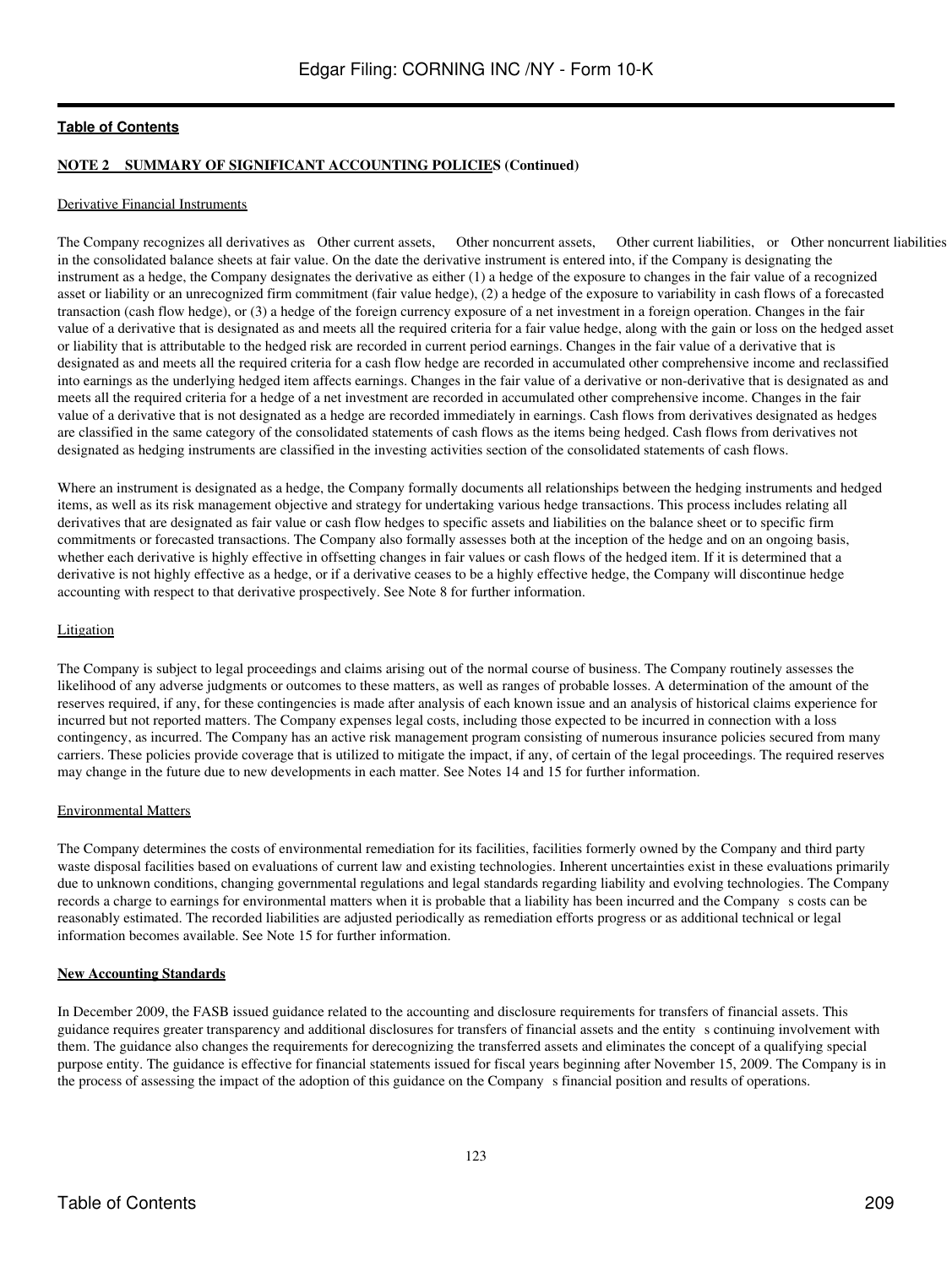**NOTE 2    SUMMARY OF SIGNIFICANT ACCOUNTING POLICIES (Continued)**

Derivative Financial Instruments

The Company recognizes all derivatives as Other current assets, Other noncurrent assets, Other current liabilities, or Other noncurrent liabilities in the consolidated balance sheets at fair value. On the date the derivative instrument is entered into, if the Company is designating the instrument as a hedge, the Company designates the derivative as either (1) a hedge of the exposure to changes in the fair value of a recognized asset or liability or an unrecognized firm commitment (fair value hedge), (2) a hedge of the exposure to variability in cash flows of a forecasted transaction (cash flow hedge), or (3) a hedge of the foreign currency exposure of a net investment in a foreign operation. Changes in the fair value of a derivative that is designated as and meets all the required criteria for a fair value hedge, along with the gain or loss on the hedged asset or liability that is attributable to the hedged risk are recorded in current period earnings. Changes in the fair value of a derivative that is designated as and meets all the required criteria for a cash flow hedge are recorded in accumulated other comprehensive income and reclassified into earnings as the underlying hedged item affects earnings. Changes in the fair value of a derivative or non-derivative that is designated as and meets all the required criteria for a hedge of a net investment are recorded in accumulated other comprehensive income. Changes in the fair value of a derivative that is not designated as a hedge are recorded immediately in earnings. Cash flows from derivatives designated as hedges are classified in the same category of the consolidated statements of cash flows as the items being hedged. Cash flows from derivatives not designated as hedging instruments are classified in the investing activities section of the consolidated statements of cash flows.

Where an instrument is designated as a hedge, the Company formally documents all relationships between the hedging instruments and hedged items, as well as its risk management objective and strategy for undertaking various hedge transactions. This process includes relating all derivatives that are designated as fair value or cash flow hedges to specific assets and liabilities on the balance sheet or to specific firm commitments or forecasted transactions. The Company also formally assesses both at the inception of the hedge and on an ongoing basis, whether each derivative is highly effective in offsetting changes in fair values or cash flows of the hedged item. If it is determined that a derivative is not highly effective as a hedge, or if a derivative ceases to be a highly effective hedge, the Company will discontinue hedge accounting with respect to that derivative prospectively. See Note 8 for further information.

Litigation

The Company is subject to legal proceedings and claims arising out of the normal course of business. The Company routinely assesses the likelihood of any adverse judgments or outcomes to these matters, as well as ranges of probable losses. A determination of the amount of the reserves required, if any, for these contingencies is made after analysis of each known issue and an analysis of historical claims experience for incurred but not reported matters. The Company expenses legal costs, including those expected to be incurred in connection with a loss contingency, as incurred. The Company has an active risk management program consisting of numerous insurance policies secured from many carriers. These policies provide coverage that is utilized to mitigate the impact, if any, of certain of the legal proceedings. The required reserves may change in the future due to new developments in each matter. See Notes 14 and 15 for further information.

Environmental Matters

The Company determines the costs of environmental remediation for its facilities, facilities formerly owned by the Company and third party waste disposal facilities based on evaluations of current law and existing technologies. Inherent uncertainties exist in these evaluations primarily due to unknown conditions, changing governmental regulations and legal standards regarding liability and evolving technologies. The Company records a charge to earnings for environmental matters when it is probable that a liability has been incurred and the Company s costs can be reasonably estimated. The recorded liabilities are adjusted periodically as remediation efforts progress or as additional technical or legal information becomes available. See Note 15 for further information.

**New Accounting Standards**

In December 2009, the FASB issued guidance related to the accounting and disclosure requirements for transfers of financial assets. This guidance requires greater transparency and additional disclosures for transfers of financial assets and the entity s continuing involvement with them. The guidance also changes the requirements for derecognizing the transferred assets and eliminates the concept of a qualifying special purpose entity. The guidance is effective for financial statements issued for fiscal years beginning after November 15, 2009. The Company is in the process of assessing the impact of the adoption of this guidance on the Company s financial position and results of operations.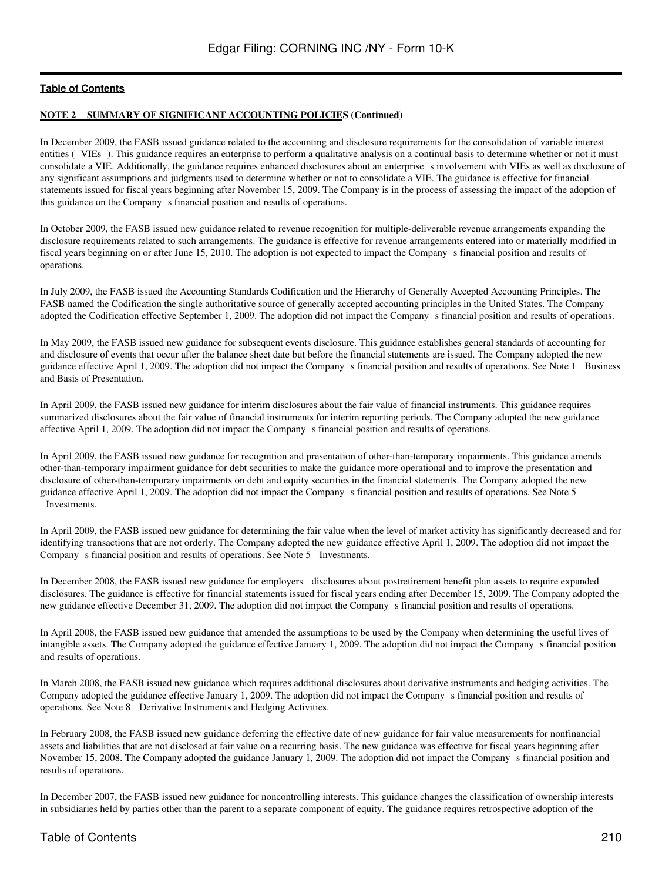**NOTE 2 SUMMARY OF SIGNIFICANT ACCOUNTING POLICIES (Continued)**

In December 2009, the FASB issued guidance related to the accounting and disclosure requirements for the consolidation of variable interest entities ( VIEs ). This guidance requires an enterprise to perform a qualitative analysis on a continual basis to determine whether or not it must consolidate a VIE. Additionally, the guidance requires enhanced disclosures about an enterprise s involvement with VIEs as well as disclosure of any significant assumptions and judgments used to determine whether or not to consolidate a VIE. The guidance is effective for financial statements issued for fiscal years beginning after November 15, 2009. The Company is in the process of assessing the impact of the adoption of this guidance on the Company s financial position and results of operations.

In October 2009, the FASB issued new guidance related to revenue recognition for multiple-deliverable revenue arrangements expanding the disclosure requirements related to such arrangements. The guidance is effective for revenue arrangements entered into or materially modified in fiscal years beginning on or after June 15, 2010. The adoption is not expected to impact the Company s financial position and results of operations.

In July 2009, the FASB issued the Accounting Standards Codification and the Hierarchy of Generally Accepted Accounting Principles. The FASB named the Codification the single authoritative source of generally accepted accounting principles in the United States. The Company adopted the Codification effective September 1, 2009. The adoption did not impact the Company s financial position and results of operations.

In May 2009, the FASB issued new guidance for subsequent events disclosure. This guidance establishes general standards of accounting for and disclosure of events that occur after the balance sheet date but before the financial statements are issued. The Company adopted the new guidance effective April 1, 2009. The adoption did not impact the Company s financial position and results of operations. See Note 1 Business and Basis of Presentation.

In April 2009, the FASB issued new guidance for interim disclosures about the fair value of financial instruments. This guidance requires summarized disclosures about the fair value of financial instruments for interim reporting periods. The Company adopted the new guidance effective April 1, 2009. The adoption did not impact the Company s financial position and results of operations.

In April 2009, the FASB issued new guidance for recognition and presentation of other-than-temporary impairments. This guidance amends other-than-temporary impairment guidance for debt securities to make the guidance more operational and to improve the presentation and disclosure of other-than-temporary impairments on debt and equity securities in the financial statements. The Company adopted the new guidance effective April 1, 2009. The adoption did not impact the Company s financial position and results of operations. See Note 5 Investments.

In April 2009, the FASB issued new guidance for determining the fair value when the level of market activity has significantly decreased and for identifying transactions that are not orderly. The Company adopted the new guidance effective April 1, 2009. The adoption did not impact the Company s financial position and results of operations. See Note 5 Investments.

In December 2008, the FASB issued new guidance for employers disclosures about postretirement benefit plan assets to require expanded disclosures. The guidance is effective for financial statements issued for fiscal years ending after December 15, 2009. The Company adopted the new guidance effective December 31, 2009. The adoption did not impact the Company s financial position and results of operations.

In April 2008, the FASB issued new guidance that amended the assumptions to be used by the Company when determining the useful lives of intangible assets. The Company adopted the guidance effective January 1, 2009. The adoption did not impact the Company s financial position and results of operations.

In March 2008, the FASB issued new guidance which requires additional disclosures about derivative instruments and hedging activities. The Company adopted the guidance effective January 1, 2009. The adoption did not impact the Company s financial position and results of operations. See Note 8 Derivative Instruments and Hedging Activities.

In February 2008, the FASB issued new guidance deferring the effective date of new guidance for fair value measurements for nonfinancial assets and liabilities that are not disclosed at fair value on a recurring basis. The new guidance was effective for fiscal years beginning after November 15, 2008. The Company adopted the guidance January 1, 2009. The adoption did not impact the Company s financial position and results of operations.

In December 2007, the FASB issued new guidance for noncontrolling interests. This guidance changes the classification of ownership interests in subsidiaries held by parties other than the parent to a separate component of equity. The guidance requires retrospective adoption of the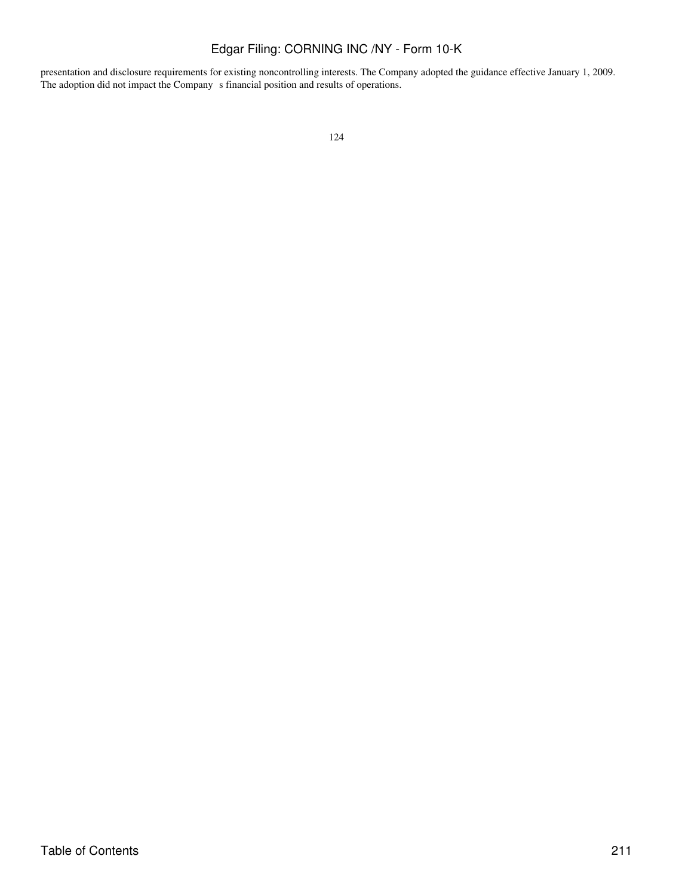presentation and disclosure requirements for existing noncontrolling interests. The Company adopted the guidance effective January 1, 2009. The adoption did not impact the Company s financial position and results of operations.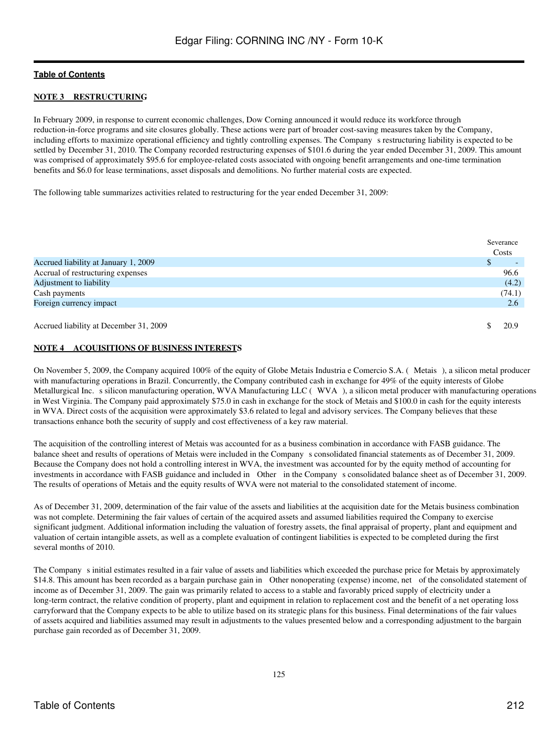**Table of Contents**

**NOTE 3  RESTRUCTURING**

In February 2009, in response to current economic challenges, Dow Corning announced it would reduce its workforce through reduction-in-force programs and site closures globally. These actions were part of broader cost-saving measures taken by the Company, including efforts to maximize operational efficiency and tightly controlling expenses. The Company s restructuring liability is expected to be settled by December 31, 2010. The Company recorded restructuring expenses of $101.6 during the year ended December 31, 2009. This amount was comprised of approximately $95.6 for employee-related costs associated with ongoing benefit arrangements and one-time termination benefits and $6.0 for lease terminations, asset disposals and demolitions. No further material costs are expected.

The following table summarizes activities related to restructuring for the year ended December 31, 2009:

| | Severance Costs |
|---|---|
| Accrued liability at January 1, 2009 | $ - |
| Accrual of restructuring expenses | 96.6 |
| Adjustment to liability | (4.2) |
| Cash payments | (74.1) |
| Foreign currency impact | 2.6 |
| Accrued liability at December 31, 2009 | $ 20.9 |

**NOTE 4  ACQUISITIONS OF BUSINESS INTERESTS**

On November 5, 2009, the Company acquired 100% of the equity of Globe Metais Industria e Comercio S.A. ( Metais ), a silicon metal producer with manufacturing operations in Brazil. Concurrently, the Company contributed cash in exchange for 49% of the equity interests of Globe Metallurgical Inc. s silicon manufacturing operation, WVA Manufacturing LLC ( WVA ), a silicon metal producer with manufacturing operations in West Virginia. The Company paid approximately $75.0 in cash in exchange for the stock of Metais and $100.0 in cash for the equity interests in WVA. Direct costs of the acquisition were approximately $3.6 related to legal and advisory services. The Company believes that these transactions enhance both the security of supply and cost effectiveness of a key raw material.

The acquisition of the controlling interest of Metais was accounted for as a business combination in accordance with FASB guidance. The balance sheet and results of operations of Metais were included in the Company s consolidated financial statements as of December 31, 2009. Because the Company does not hold a controlling interest in WVA, the investment was accounted for by the equity method of accounting for investments in accordance with FASB guidance and included in Other in the Company s consolidated balance sheet as of December 31, 2009. The results of operations of Metais and the equity results of WVA were not material to the consolidated statement of income.

As of December 31, 2009, determination of the fair value of the assets and liabilities at the acquisition date for the Metais business combination was not complete. Determining the fair values of certain of the acquired assets and assumed liabilities required the Company to exercise significant judgment. Additional information including the valuation of forestry assets, the final appraisal of property, plant and equipment and valuation of certain intangible assets, as well as a complete evaluation of contingent liabilities is expected to be completed during the first several months of 2010.

The Company s initial estimates resulted in a fair value of assets and liabilities which exceeded the purchase price for Metais by approximately $14.8. This amount has been recorded as a bargain purchase gain in Other nonoperating (expense) income, net of the consolidated statement of income as of December 31, 2009. The gain was primarily related to access to a stable and favorably priced supply of electricity under a long-term contract, the relative condition of property, plant and equipment in relation to replacement cost and the benefit of a net operating loss carryforward that the Company expects to be able to utilize based on its strategic plans for this business. Final determinations of the fair values of assets acquired and liabilities assumed may result in adjustments to the values presented below and a corresponding adjustment to the bargain purchase gain recorded as of December 31, 2009.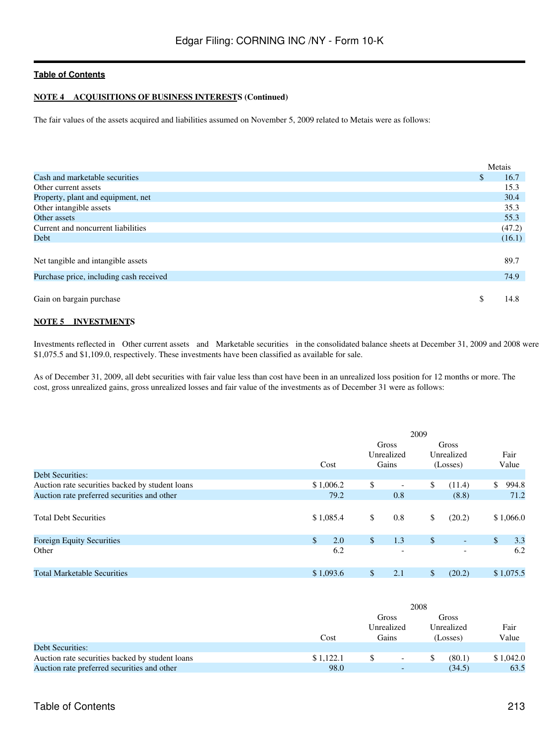**NOTE 4 ACQUISITIONS OF BUSINESS INTERESTS (Continued)**

The fair values of the assets acquired and liabilities assumed on November 5, 2009 related to Metais were as follows:

| | Metais |
|---|---|
| Cash and marketable securities | $ 16.7 |
| Other current assets | 15.3 |
| Property, plant and equipment, net | 30.4 |
| Other intangible assets | 35.3 |
| Other assets | 55.3 |
| Current and noncurrent liabilities | (47.2) |
| Debt | (16.1) |
| Net tangible and intangible assets | 89.7 |
| Purchase price, including cash received | 74.9 |
| Gain on bargain purchase | $ 14.8 |

**NOTE 5 INVESTMENTS**

Investments reflected in Other current assets and Marketable securities in the consolidated balance sheets at December 31, 2009 and 2008 were $1,075.5 and $1,109.0, respectively. These investments have been classified as available for sale.

As of December 31, 2009, all debt securities with fair value less than cost have been in an unrealized loss position for 12 months or more. The cost, gross unrealized gains, gross unrealized losses and fair value of the investments as of December 31 were as follows:

| | 2009 | | | |
|---|---|---|---|---|
| | Cost | Gross Unrealized Gains | Gross Unrealized (Losses) | Fair Value |
| Debt Securities: | | | | |
| Auction rate securities backed by student loans | $ 1,006.2 | $ - | $ (11.4) | $ 994.8 |
| Auction rate preferred securities and other | 79.2 | 0.8 | (8.8) | 71.2 |
| Total Debt Securities | $ 1,085.4 | $ 0.8 | $ (20.2) | $ 1,066.0 |
| Foreign Equity Securities | $ 2.0 | $ 1.3 | $ - | $ 3.3 |
| Other | 6.2 | - | - | 6.2 |
| Total Marketable Securities | $ 1,093.6 | $ 2.1 | $ (20.2) | $ 1,075.5 |

| | 2008 | | | |
|---|---|---|---|---|
| | Cost | Gross Unrealized Gains | Gross Unrealized (Losses) | Fair Value |
| Debt Securities: | | | | |
| Auction rate securities backed by student loans | $ 1,122.1 | $ - | $ (80.1) | $ 1,042.0 |
| Auction rate preferred securities and other | 98.0 | - | (34.5) | 63.5 |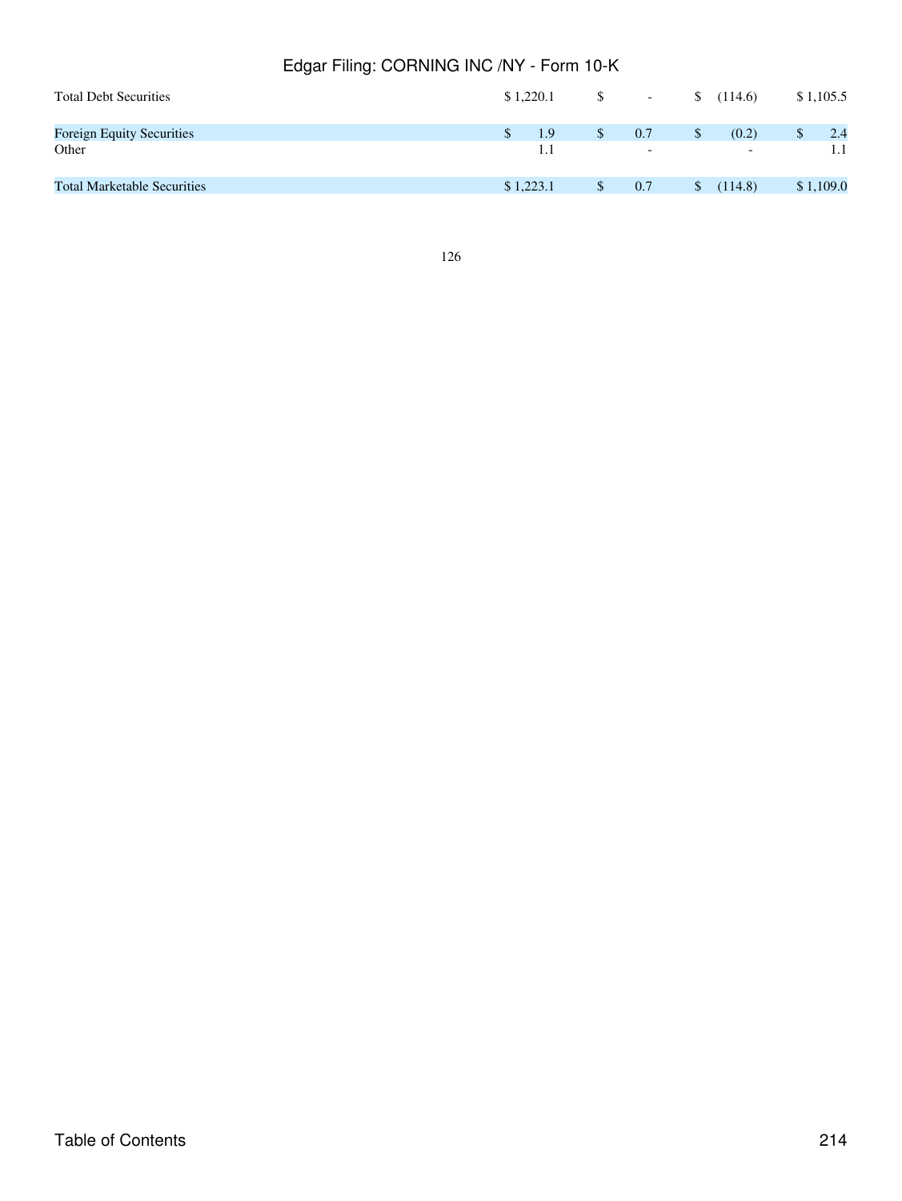| | | | | |
|---|---|---|---|---|
| Total Debt Securities | $ 1,220.1 | $ - | $ (114.6) | $ 1,105.5 |
| Foreign Equity Securities | $ 1.9 | $ 0.7 | $ (0.2) | $ 2.4 |
| Other | 1.1 | - | - | 1.1 |
| Total Marketable Securities | $ 1,223.1 | $ 0.7 | $ (114.8) | $ 1,109.0 |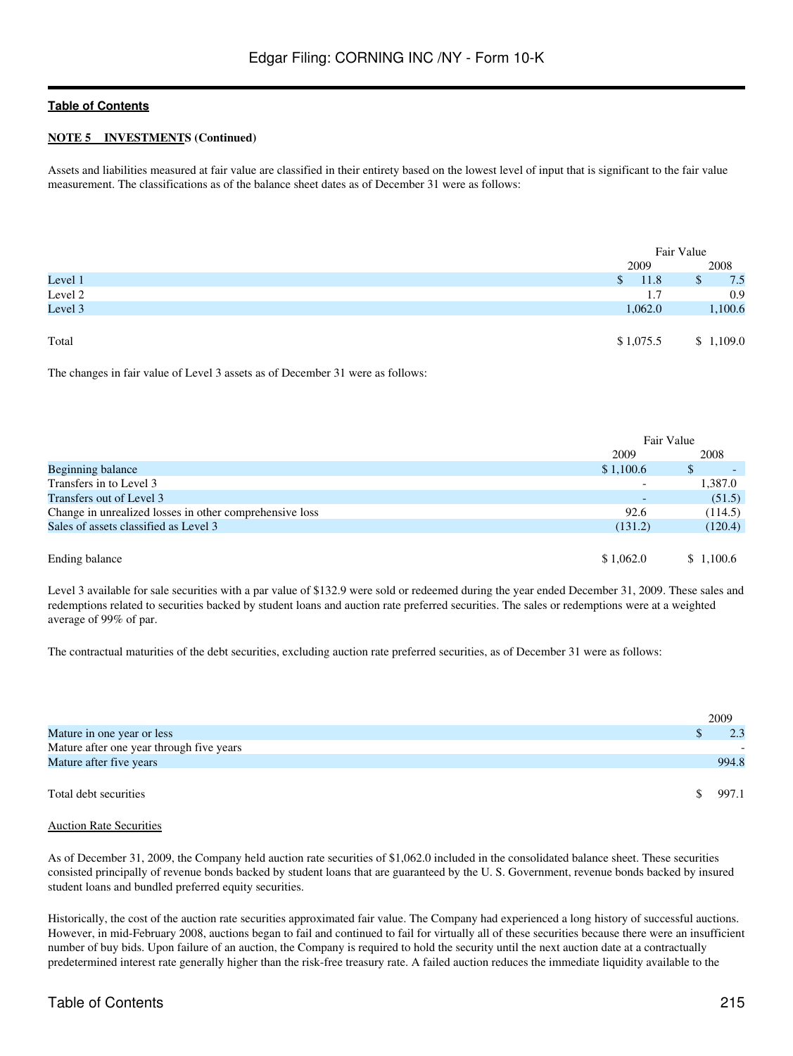**NOTE 5 INVESTMENTS (Continued)**

Assets and liabilities measured at fair value are classified in their entirety based on the lowest level of input that is significant to the fair value measurement. The classifications as of the balance sheet dates as of December 31 were as follows:

| | Fair Value | |
|---|---|---|
| | 2009 | 2008 |
| Level 1 | $ 11.8 | $ 7.5 |
| Level 2 | 1.7 | 0.9 |
| Level 3 | 1,062.0 | 1,100.6 |
| Total | $ 1,075.5 | $ 1,109.0 |

The changes in fair value of Level 3 assets as of December 31 were as follows:

| | Fair Value | |
|---|---|---|
| | 2009 | 2008 |
| Beginning balance | $ 1,100.6 | $ - |
| Transfers in to Level 3 | - | 1,387.0 |
| Transfers out of Level 3 | - | (51.5) |
| Change in unrealized losses in other comprehensive loss | 92.6 | (114.5) |
| Sales of assets classified as Level 3 | (131.2) | (120.4) |
| Ending balance | $ 1,062.0 | $ 1,100.6 |

Level 3 available for sale securities with a par value of $132.9 were sold or redeemed during the year ended December 31, 2009. These sales and redemptions related to securities backed by student loans and auction rate preferred securities. The sales or redemptions were at a weighted average of 99% of par.

The contractual maturities of the debt securities, excluding auction rate preferred securities, as of December 31 were as follows:

| | 2009 |
|---|---|
| Mature in one year or less | $ 2.3 |
| Mature after one year through five years | - |
| Mature after five years | 994.8 |
| Total debt securities | $ 997.1 |

Auction Rate Securities

As of December 31, 2009, the Company held auction rate securities of $1,062.0 included in the consolidated balance sheet. These securities consisted principally of revenue bonds backed by student loans that are guaranteed by the U. S. Government, revenue bonds backed by insured student loans and bundled preferred equity securities.

Historically, the cost of the auction rate securities approximated fair value. The Company had experienced a long history of successful auctions. However, in mid-February 2008, auctions began to fail and continued to fail for virtually all of these securities because there were an insufficient number of buy bids. Upon failure of an auction, the Company is required to hold the security until the next auction date at a contractually predetermined interest rate generally higher than the risk-free treasury rate. A failed auction reduces the immediate liquidity available to the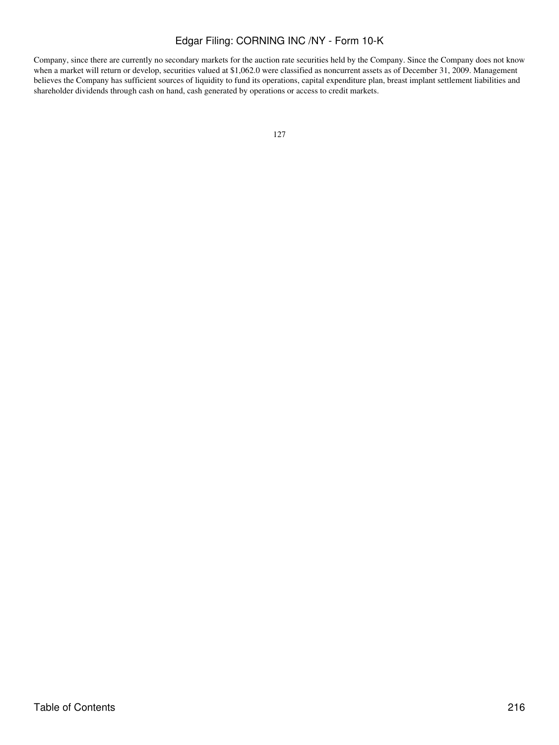Company, since there are currently no secondary markets for the auction rate securities held by the Company. Since the Company does not know when a market will return or develop, securities valued at $1,062.0 were classified as noncurrent assets as of December 31, 2009. Management believes the Company has sufficient sources of liquidity to fund its operations, capital expenditure plan, breast implant settlement liabilities and shareholder dividends through cash on hand, cash generated by operations or access to credit markets.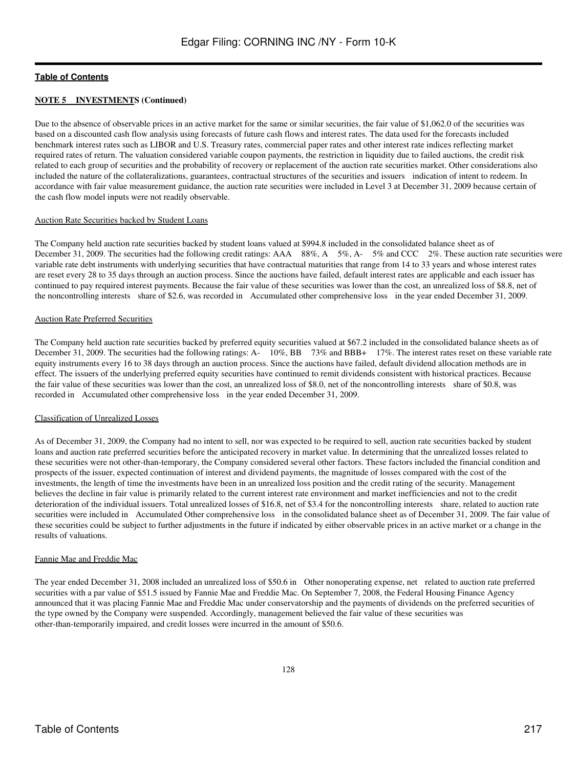**NOTE 5 INVESTMENTS (Continued)**

Due to the absence of observable prices in an active market for the same or similar securities, the fair value of $1,062.0 of the securities was based on a discounted cash flow analysis using forecasts of future cash flows and interest rates. The data used for the forecasts included benchmark interest rates such as LIBOR and U.S. Treasury rates, commercial paper rates and other interest rate indices reflecting market required rates of return. The valuation considered variable coupon payments, the restriction in liquidity due to failed auctions, the credit risk related to each group of securities and the probability of recovery or replacement of the auction rate securities market. Other considerations also included the nature of the collateralizations, guarantees, contractual structures of the securities and issuers indication of intent to redeem. In accordance with fair value measurement guidance, the auction rate securities were included in Level 3 at December 31, 2009 because certain of the cash flow model inputs were not readily observable.

Auction Rate Securities backed by Student Loans

The Company held auction rate securities backed by student loans valued at $994.8 included in the consolidated balance sheet as of December 31, 2009. The securities had the following credit ratings: AAA 88%, A 5%, A- 5% and CCC 2%. These auction rate securities were variable rate debt instruments with underlying securities that have contractual maturities that range from 14 to 33 years and whose interest rates are reset every 28 to 35 days through an auction process. Since the auctions have failed, default interest rates are applicable and each issuer has continued to pay required interest payments. Because the fair value of these securities was lower than the cost, an unrealized loss of $8.8, net of the noncontrolling interests share of $2.6, was recorded in Accumulated other comprehensive loss in the year ended December 31, 2009.

Auction Rate Preferred Securities

The Company held auction rate securities backed by preferred equity securities valued at $67.2 included in the consolidated balance sheets as of December 31, 2009. The securities had the following ratings: A- 10%, BB 73% and BBB+ 17%. The interest rates reset on these variable rate equity instruments every 16 to 38 days through an auction process. Since the auctions have failed, default dividend allocation methods are in effect. The issuers of the underlying preferred equity securities have continued to remit dividends consistent with historical practices. Because the fair value of these securities was lower than the cost, an unrealized loss of $8.0, net of the noncontrolling interests share of $0.8, was recorded in Accumulated other comprehensive loss in the year ended December 31, 2009.

Classification of Unrealized Losses

As of December 31, 2009, the Company had no intent to sell, nor was expected to be required to sell, auction rate securities backed by student loans and auction rate preferred securities before the anticipated recovery in market value. In determining that the unrealized losses related to these securities were not other-than-temporary, the Company considered several other factors. These factors included the financial condition and prospects of the issuer, expected continuation of interest and dividend payments, the magnitude of losses compared with the cost of the investments, the length of time the investments have been in an unrealized loss position and the credit rating of the security. Management believes the decline in fair value is primarily related to the current interest rate environment and market inefficiencies and not to the credit deterioration of the individual issuers. Total unrealized losses of $16.8, net of $3.4 for the noncontrolling interests share, related to auction rate securities were included in Accumulated Other comprehensive loss in the consolidated balance sheet as of December 31, 2009. The fair value of these securities could be subject to further adjustments in the future if indicated by either observable prices in an active market or a change in the results of valuations.

Fannie Mae and Freddie Mac

The year ended December 31, 2008 included an unrealized loss of $50.6 in Other nonoperating expense, net related to auction rate preferred securities with a par value of $51.5 issued by Fannie Mae and Freddie Mac. On September 7, 2008, the Federal Housing Finance Agency announced that it was placing Fannie Mae and Freddie Mac under conservatorship and the payments of dividends on the preferred securities of the type owned by the Company were suspended. Accordingly, management believed the fair value of these securities was other-than-temporarily impaired, and credit losses were incurred in the amount of $50.6.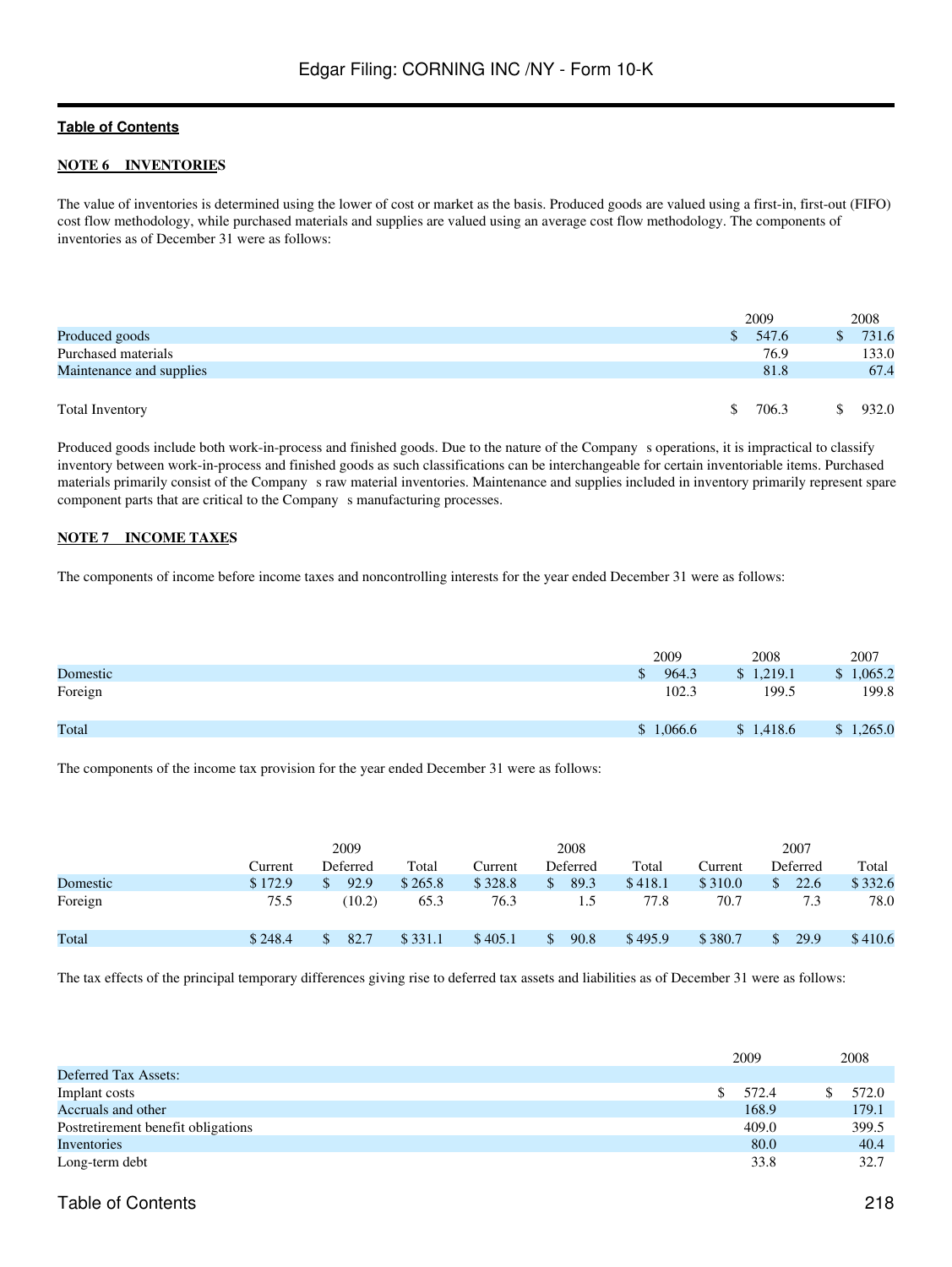**Table of Contents**

**NOTE 6    INVENTORIES**

The value of inventories is determined using the lower of cost or market as the basis. Produced goods are valued using a first-in, first-out (FIFO) cost flow methodology, while purchased materials and supplies are valued using an average cost flow methodology. The components of inventories as of December 31 were as follows:

| | 2009 | 2008 |
|---|---|---|
| Produced goods | $ 547.6 | $ 731.6 |
| Purchased materials | 76.9 | 133.0 |
| Maintenance and supplies | 81.8 | 67.4 |
| Total Inventory | $ 706.3 | $ 932.0 |

Produced goods include both work-in-process and finished goods. Due to the nature of the Company s operations, it is impractical to classify inventory between work-in-process and finished goods as such classifications can be interchangeable for certain inventoriable items. Purchased materials primarily consist of the Company s raw material inventories. Maintenance and supplies included in inventory primarily represent spare component parts that are critical to the Company s manufacturing processes.

**NOTE 7    INCOME TAXES**

The components of income before income taxes and noncontrolling interests for the year ended December 31 were as follows:

| | 2009 | 2008 | 2007 |
|---|---|---|---|
| Domestic | $ 964.3 | $ 1,219.1 | $ 1,065.2 |
| Foreign | 102.3 | 199.5 | 199.8 |
| Total | $ 1,066.6 | $ 1,418.6 | $ 1,265.0 |

The components of the income tax provision for the year ended December 31 were as follows:

| | 2009 | | | 2008 | | | 2007 | | |
|---|---|---|---|---|---|---|---|---|---|
| | Current | Deferred | Total | Current | Deferred | Total | Current | Deferred | Total |
| Domestic | $ 172.9 | $ 92.9 | $ 265.8 | $ 328.8 | $ 89.3 | $ 418.1 | $ 310.0 | $ 22.6 | $ 332.6 |
| Foreign | 75.5 | (10.2) | 65.3 | 76.3 | 1.5 | 77.8 | 70.7 | 7.3 | 78.0 |
| Total | $ 248.4 | $ 82.7 | $ 331.1 | $ 405.1 | $ 90.8 | $ 495.9 | $ 380.7 | $ 29.9 | $ 410.6 |

The tax effects of the principal temporary differences giving rise to deferred tax assets and liabilities as of December 31 were as follows:

| | 2009 | 2008 |
|---|---|---|
| Deferred Tax Assets: | | |
| Implant costs | $ 572.4 | $ 572.0 |
| Accruals and other | 168.9 | 179.1 |
| Postretirement benefit obligations | 409.0 | 399.5 |
| Inventories | 80.0 | 40.4 |
| Long-term debt | 33.8 | 32.7 |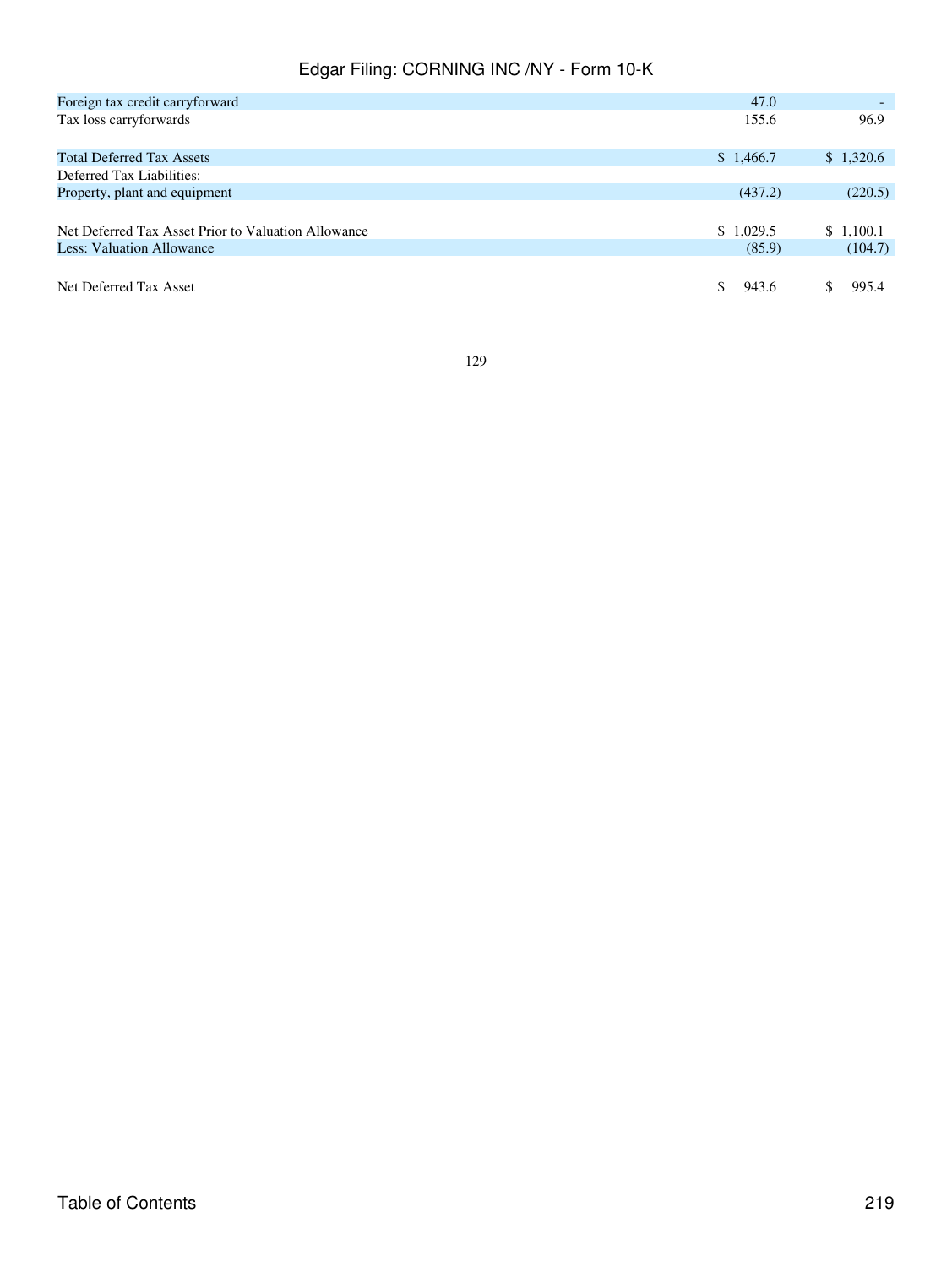| | | |
|---|---|---|
| Foreign tax credit carryforward | 47.0 | - |
| Tax loss carryforwards | 155.6 | 96.9 |
| Total Deferred Tax Assets | $ 1,466.7 | $ 1,320.6 |
| Deferred Tax Liabilities: | | |
| Property, plant and equipment | (437.2) | (220.5) |
| Net Deferred Tax Asset Prior to Valuation Allowance | $ 1,029.5 | $ 1,100.1 |
| Less: Valuation Allowance | (85.9) | (104.7) |
| Net Deferred Tax Asset | $ 943.6 | $ 995.4 |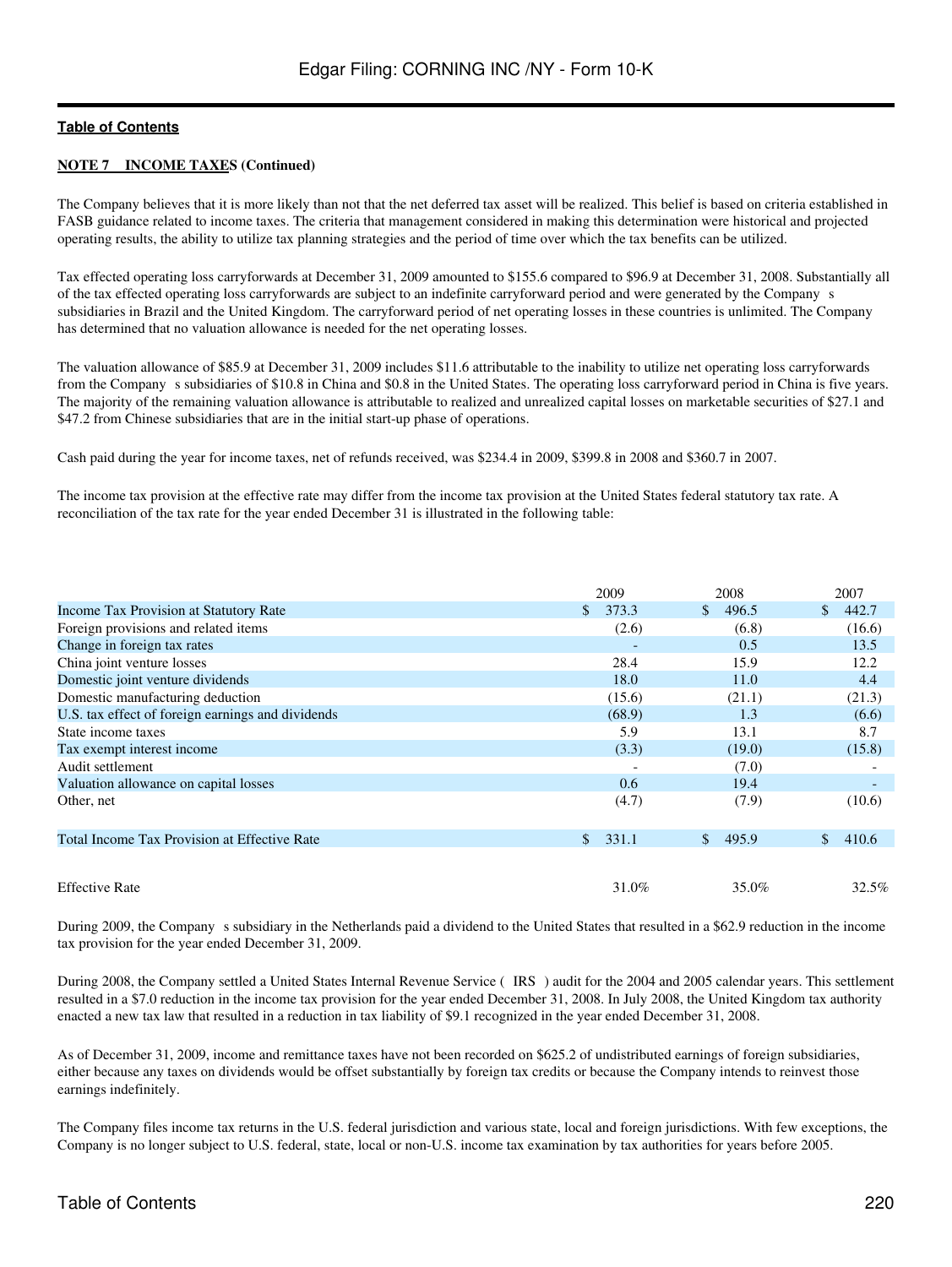**Table of Contents**

**NOTE 7 INCOME TAXES (Continued)**

The Company believes that it is more likely than not that the net deferred tax asset will be realized. This belief is based on criteria established in FASB guidance related to income taxes. The criteria that management considered in making this determination were historical and projected operating results, the ability to utilize tax planning strategies and the period of time over which the tax benefits can be utilized.

Tax effected operating loss carryforwards at December 31, 2009 amounted to $155.6 compared to $96.9 at December 31, 2008. Substantially all of the tax effected operating loss carryforwards are subject to an indefinite carryforward period and were generated by the Company s subsidiaries in Brazil and the United Kingdom. The carryforward period of net operating losses in these countries is unlimited. The Company has determined that no valuation allowance is needed for the net operating losses.

The valuation allowance of $85.9 at December 31, 2009 includes $11.6 attributable to the inability to utilize net operating loss carryforwards from the Company s subsidiaries of $10.8 in China and $0.8 in the United States. The operating loss carryforward period in China is five years. The majority of the remaining valuation allowance is attributable to realized and unrealized capital losses on marketable securities of $27.1 and $47.2 from Chinese subsidiaries that are in the initial start-up phase of operations.

Cash paid during the year for income taxes, net of refunds received, was $234.4 in 2009, $399.8 in 2008 and $360.7 in 2007.

The income tax provision at the effective rate may differ from the income tax provision at the United States federal statutory tax rate. A reconciliation of the tax rate for the year ended December 31 is illustrated in the following table:

| | 2009 | 2008 | 2007 |
|---|---|---|---|
| Income Tax Provision at Statutory Rate | $ 373.3 | $ 496.5 | $ 442.7 |
| Foreign provisions and related items | (2.6) | (6.8) | (16.6) |
| Change in foreign tax rates | - | 0.5 | 13.5 |
| China joint venture losses | 28.4 | 15.9 | 12.2 |
| Domestic joint venture dividends | 18.0 | 11.0 | 4.4 |
| Domestic manufacturing deduction | (15.6) | (21.1) | (21.3) |
| U.S. tax effect of foreign earnings and dividends | (68.9) | 1.3 | (6.6) |
| State income taxes | 5.9 | 13.1 | 8.7 |
| Tax exempt interest income | (3.3) | (19.0) | (15.8) |
| Audit settlement | - | (7.0) | - |
| Valuation allowance on capital losses | 0.6 | 19.4 | - |
| Other, net | (4.7) | (7.9) | (10.6) |
| Total Income Tax Provision at Effective Rate | $ 331.1 | $ 495.9 | $ 410.6 |
| Effective Rate | 31.0% | 35.0% | 32.5% |

During 2009, the Company s subsidiary in the Netherlands paid a dividend to the United States that resulted in a $62.9 reduction in the income tax provision for the year ended December 31, 2009.

During 2008, the Company settled a United States Internal Revenue Service ( IRS ) audit for the 2004 and 2005 calendar years. This settlement resulted in a $7.0 reduction in the income tax provision for the year ended December 31, 2008. In July 2008, the United Kingdom tax authority enacted a new tax law that resulted in a reduction in tax liability of $9.1 recognized in the year ended December 31, 2008.

As of December 31, 2009, income and remittance taxes have not been recorded on $625.2 of undistributed earnings of foreign subsidiaries, either because any taxes on dividends would be offset substantially by foreign tax credits or because the Company intends to reinvest those earnings indefinitely.

The Company files income tax returns in the U.S. federal jurisdiction and various state, local and foreign jurisdictions. With few exceptions, the Company is no longer subject to U.S. federal, state, local or non-U.S. income tax examination by tax authorities for years before 2005.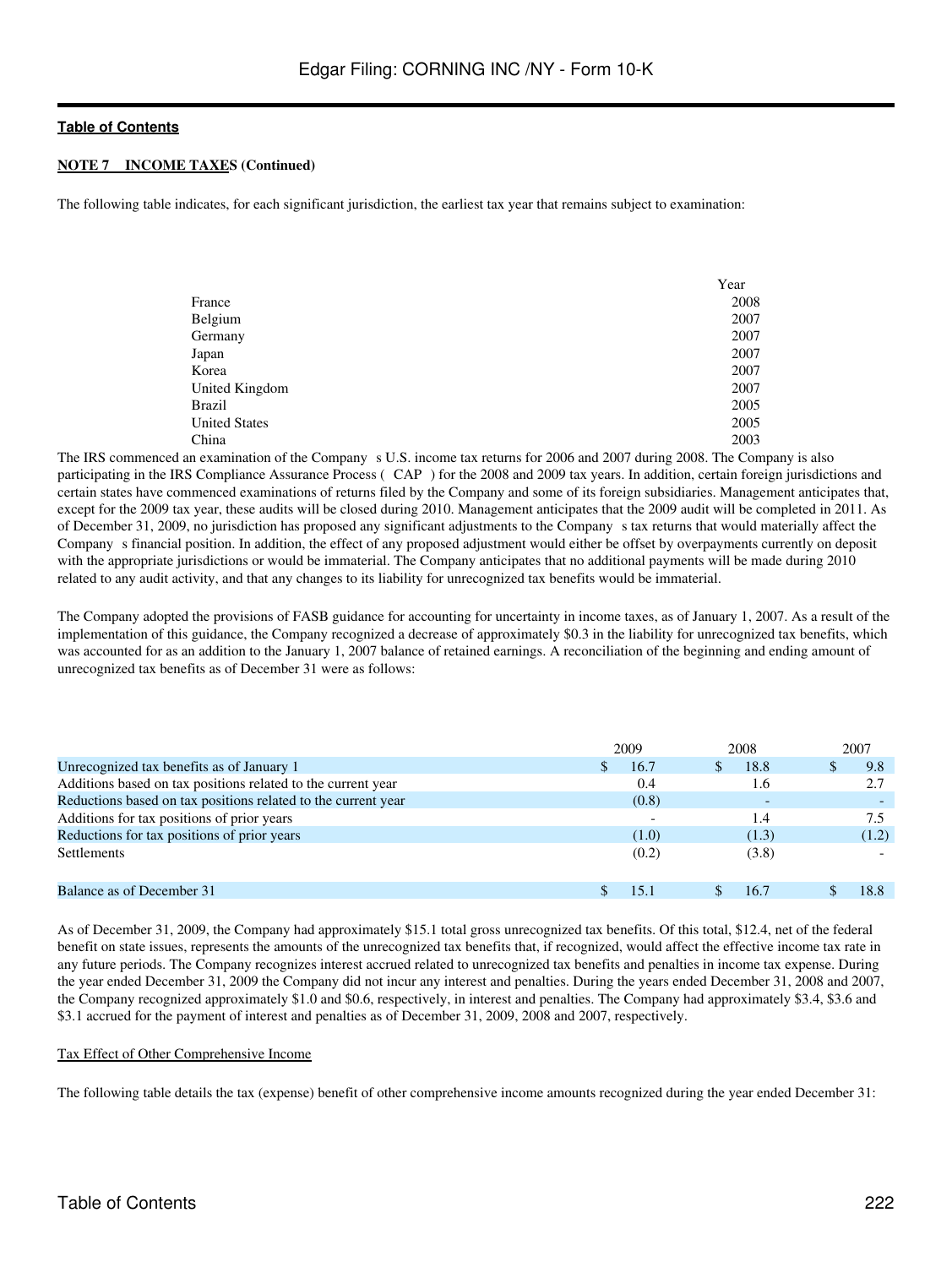**NOTE 7 INCOME TAXES (Continued)**

The following table indicates, for each significant jurisdiction, the earliest tax year that remains subject to examination:

| | Year |
|---|---|
| France | 2008 |
| Belgium | 2007 |
| Germany | 2007 |
| Japan | 2007 |
| Korea | 2007 |
| United Kingdom | 2007 |
| Brazil | 2005 |
| United States | 2005 |
| China | 2003 |

The IRS commenced an examination of the Company s U.S. income tax returns for 2006 and 2007 during 2008. The Company is also participating in the IRS Compliance Assurance Process ( CAP ) for the 2008 and 2009 tax years. In addition, certain foreign jurisdictions and certain states have commenced examinations of returns filed by the Company and some of its foreign subsidiaries. Management anticipates that, except for the 2009 tax year, these audits will be closed during 2010. Management anticipates that the 2009 audit will be completed in 2011. As of December 31, 2009, no jurisdiction has proposed any significant adjustments to the Company s tax returns that would materially affect the Company s financial position. In addition, the effect of any proposed adjustment would either be offset by overpayments currently on deposit with the appropriate jurisdictions or would be immaterial. The Company anticipates that no additional payments will be made during 2010 related to any audit activity, and that any changes to its liability for unrecognized tax benefits would be immaterial.

The Company adopted the provisions of FASB guidance for accounting for uncertainty in income taxes, as of January 1, 2007. As a result of the implementation of this guidance, the Company recognized a decrease of approximately $0.3 in the liability for unrecognized tax benefits, which was accounted for as an addition to the January 1, 2007 balance of retained earnings. A reconciliation of the beginning and ending amount of unrecognized tax benefits as of December 31 were as follows:

| | 2009 | 2008 | 2007 |
|---|---|---|---|
| Unrecognized tax benefits as of January 1 | $ 16.7 | $ 18.8 | $ 9.8 |
| Additions based on tax positions related to the current year | 0.4 | 1.6 | 2.7 |
| Reductions based on tax positions related to the current year | (0.8) | - | - |
| Additions for tax positions of prior years | - | 1.4 | 7.5 |
| Reductions for tax positions of prior years | (1.0) | (1.3) | (1.2) |
| Settlements | (0.2) | (3.8) | - |
| Balance as of December 31 | $ 15.1 | $ 16.7 | $ 18.8 |

As of December 31, 2009, the Company had approximately $15.1 total gross unrecognized tax benefits. Of this total, $12.4, net of the federal benefit on state issues, represents the amounts of the unrecognized tax benefits that, if recognized, would affect the effective income tax rate in any future periods. The Company recognizes interest accrued related to unrecognized tax benefits and penalties in income tax expense. During the year ended December 31, 2009 the Company did not incur any interest and penalties. During the years ended December 31, 2008 and 2007, the Company recognized approximately $1.0 and $0.6, respectively, in interest and penalties. The Company had approximately $3.4, $3.6 and $3.1 accrued for the payment of interest and penalties as of December 31, 2009, 2008 and 2007, respectively.

Tax Effect of Other Comprehensive Income

The following table details the tax (expense) benefit of other comprehensive income amounts recognized during the year ended December 31: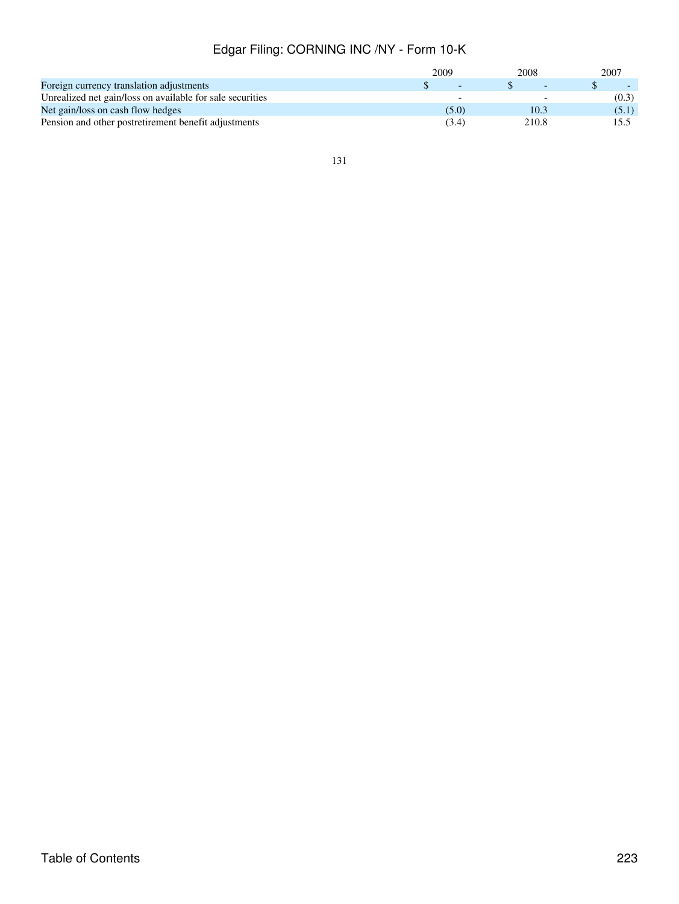| | 2009 | 2008 | 2007 |
|---|---|---|---|
| Foreign currency translation adjustments | $ - | $ - | $ - |
| Unrealized net gain/loss on available for sale securities | - | - | (0.3) |
| Net gain/loss on cash flow hedges | (5.0) | 10.3 | (5.1) |
| Pension and other postretirement benefit adjustments | (3.4) | 210.8 | 15.5 |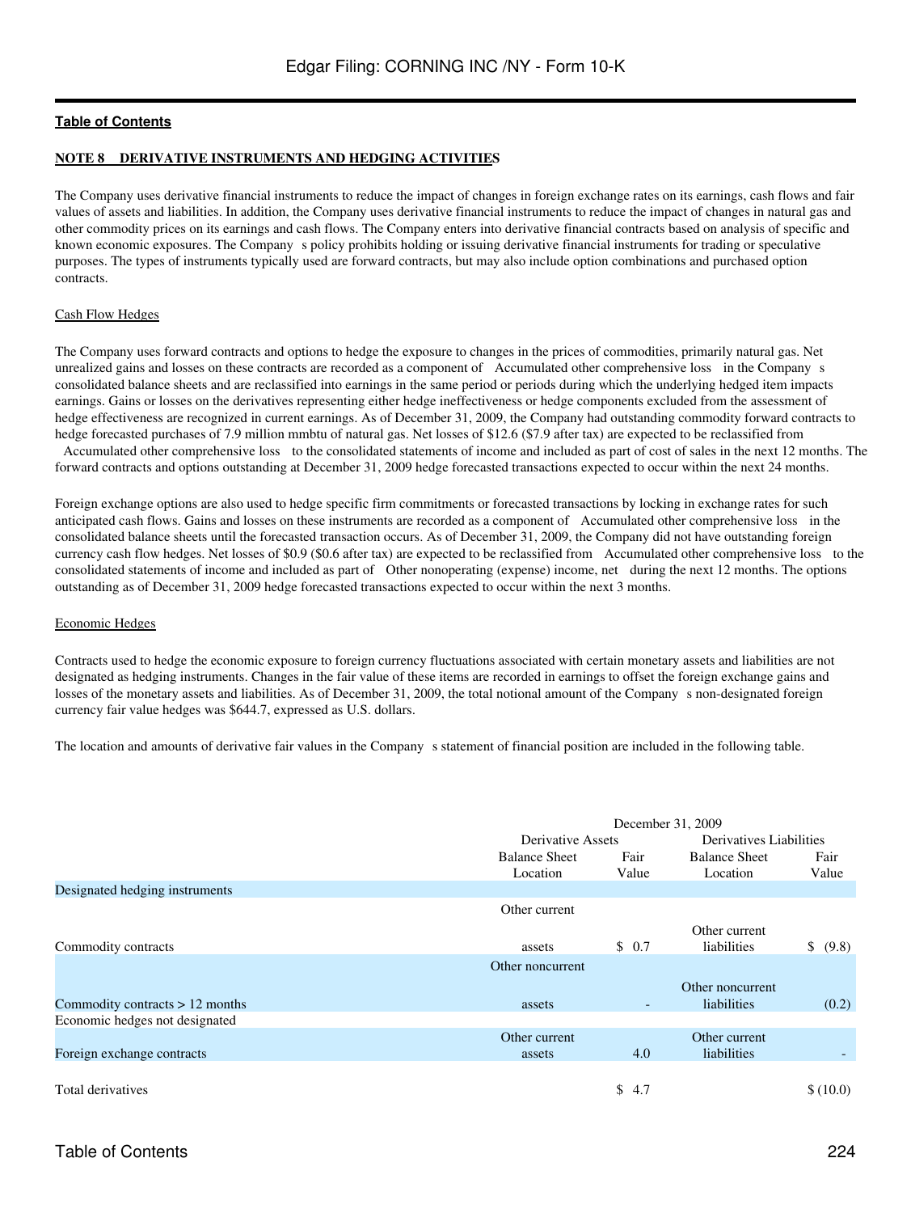**NOTE 8 DERIVATIVE INSTRUMENTS AND HEDGING ACTIVITIES**

The Company uses derivative financial instruments to reduce the impact of changes in foreign exchange rates on its earnings, cash flows and fair values of assets and liabilities. In addition, the Company uses derivative financial instruments to reduce the impact of changes in natural gas and other commodity prices on its earnings and cash flows. The Company enters into derivative financial contracts based on analysis of specific and known economic exposures. The Company s policy prohibits holding or issuing derivative financial instruments for trading or speculative purposes. The types of instruments typically used are forward contracts, but may also include option combinations and purchased option contracts.

Cash Flow Hedges

The Company uses forward contracts and options to hedge the exposure to changes in the prices of commodities, primarily natural gas. Net unrealized gains and losses on these contracts are recorded as a component of Accumulated other comprehensive loss in the Company s consolidated balance sheets and are reclassified into earnings in the same period or periods during which the underlying hedged item impacts earnings. Gains or losses on the derivatives representing either hedge ineffectiveness or hedge components excluded from the assessment of hedge effectiveness are recognized in current earnings. As of December 31, 2009, the Company had outstanding commodity forward contracts to hedge forecasted purchases of 7.9 million mmbtu of natural gas. Net losses of $12.6 ($7.9 after tax) are expected to be reclassified from Accumulated other comprehensive loss to the consolidated statements of income and included as part of cost of sales in the next 12 months. The forward contracts and options outstanding at December 31, 2009 hedge forecasted transactions expected to occur within the next 24 months.

Foreign exchange options are also used to hedge specific firm commitments or forecasted transactions by locking in exchange rates for such anticipated cash flows. Gains and losses on these instruments are recorded as a component of Accumulated other comprehensive loss in the consolidated balance sheets until the forecasted transaction occurs. As of December 31, 2009, the Company did not have outstanding foreign currency cash flow hedges. Net losses of $0.9 ($0.6 after tax) are expected to be reclassified from Accumulated other comprehensive loss to the consolidated statements of income and included as part of Other nonoperating (expense) income, net during the next 12 months. The options outstanding as of December 31, 2009 hedge forecasted transactions expected to occur within the next 3 months.

Economic Hedges

Contracts used to hedge the economic exposure to foreign currency fluctuations associated with certain monetary assets and liabilities are not designated as hedging instruments. Changes in the fair value of these items are recorded in earnings to offset the foreign exchange gains and losses of the monetary assets and liabilities. As of December 31, 2009, the total notional amount of the Company s non-designated foreign currency fair value hedges was $644.7, expressed as U.S. dollars.

The location and amounts of derivative fair values in the Company s statement of financial position are included in the following table.

| | December 31, 2009 | | | |
|---|---|---|---|---|
| | Derivative Assets | | Derivatives Liabilities | |
| | Balance Sheet Location | Fair Value | Balance Sheet Location | Fair Value |
| Designated hedging instruments | | | | |
| Commodity contracts | Other current assets | $ 0.7 | Other current liabilities | $ (9.8) |
| Commodity contracts > 12 months | Other noncurrent assets | - | Other noncurrent liabilities | (0.2) |
| Economic hedges not designated | | | | |
| Foreign exchange contracts | Other current assets | 4.0 | Other current liabilities | - |
| Total derivatives | | $ 4.7 | | $ (10.0) |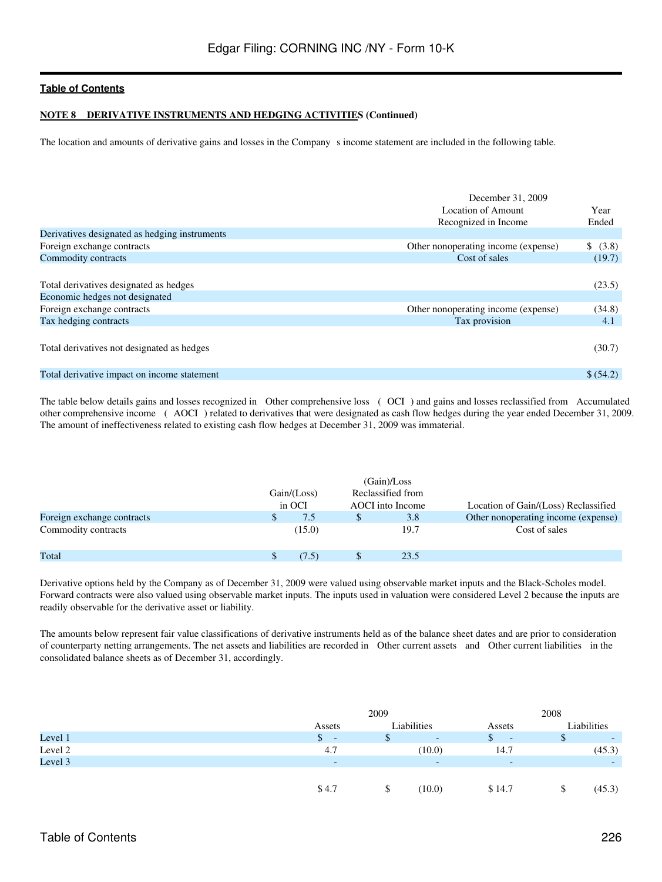**Table of Contents**

**NOTE 8 DERIVATIVE INSTRUMENTS AND HEDGING ACTIVITIES (Continued)**

The location and amounts of derivative gains and losses in the Company s income statement are included in the following table.

| | December 31, 2009 | |
|---|---|---|
| | Location of Amount Recognized in Income | Year Ended |
| Derivatives designated as hedging instruments | | |
| Foreign exchange contracts | Other nonoperating income (expense) | $ (3.8) |
| Commodity contracts | Cost of sales | (19.7) |
| Total derivatives designated as hedges | | (23.5) |
| Economic hedges not designated | | |
| Foreign exchange contracts | Other nonoperating income (expense) | (34.8) |
| Tax hedging contracts | Tax provision | 4.1 |
| Total derivatives not designated as hedges | | (30.7) |
| Total derivative impact on income statement | | $ (54.2) |

The table below details gains and losses recognized in Other comprehensive loss ( OCI ) and gains and losses reclassified from Accumulated other comprehensive income ( AOCI ) related to derivatives that were designated as cash flow hedges during the year ended December 31, 2009. The amount of ineffectiveness related to existing cash flow hedges at December 31, 2009 was immaterial.

| | Gain/(Loss) in OCI | (Gain)/Loss Reclassified from AOCI into Income | Location of Gain/(Loss) Reclassified |
|---|---|---|---|
| Foreign exchange contracts | $ 7.5 | $ 3.8 | Other nonoperating income (expense) |
| Commodity contracts | (15.0) | 19.7 | Cost of sales |
| Total | $ (7.5) | $ 23.5 | |

Derivative options held by the Company as of December 31, 2009 were valued using observable market inputs and the Black-Scholes model. Forward contracts were also valued using observable market inputs. The inputs used in valuation were considered Level 2 because the inputs are readily observable for the derivative asset or liability.

The amounts below represent fair value classifications of derivative instruments held as of the balance sheet dates and are prior to consideration of counterparty netting arrangements. The net assets and liabilities are recorded in Other current assets and Other current liabilities in the consolidated balance sheets as of December 31, accordingly.

| | 2009 | | 2008 | |
|---|---|---|---|---|
| | Assets | Liabilities | Assets | Liabilities |
| Level 1 | $ - | $ - | $ - | $ - |
| Level 2 | 4.7 | (10.0) | 14.7 | (45.3) |
| Level 3 | - | - | - | - |
| | $ 4.7 | $ (10.0) | $ 14.7 | $ (45.3) |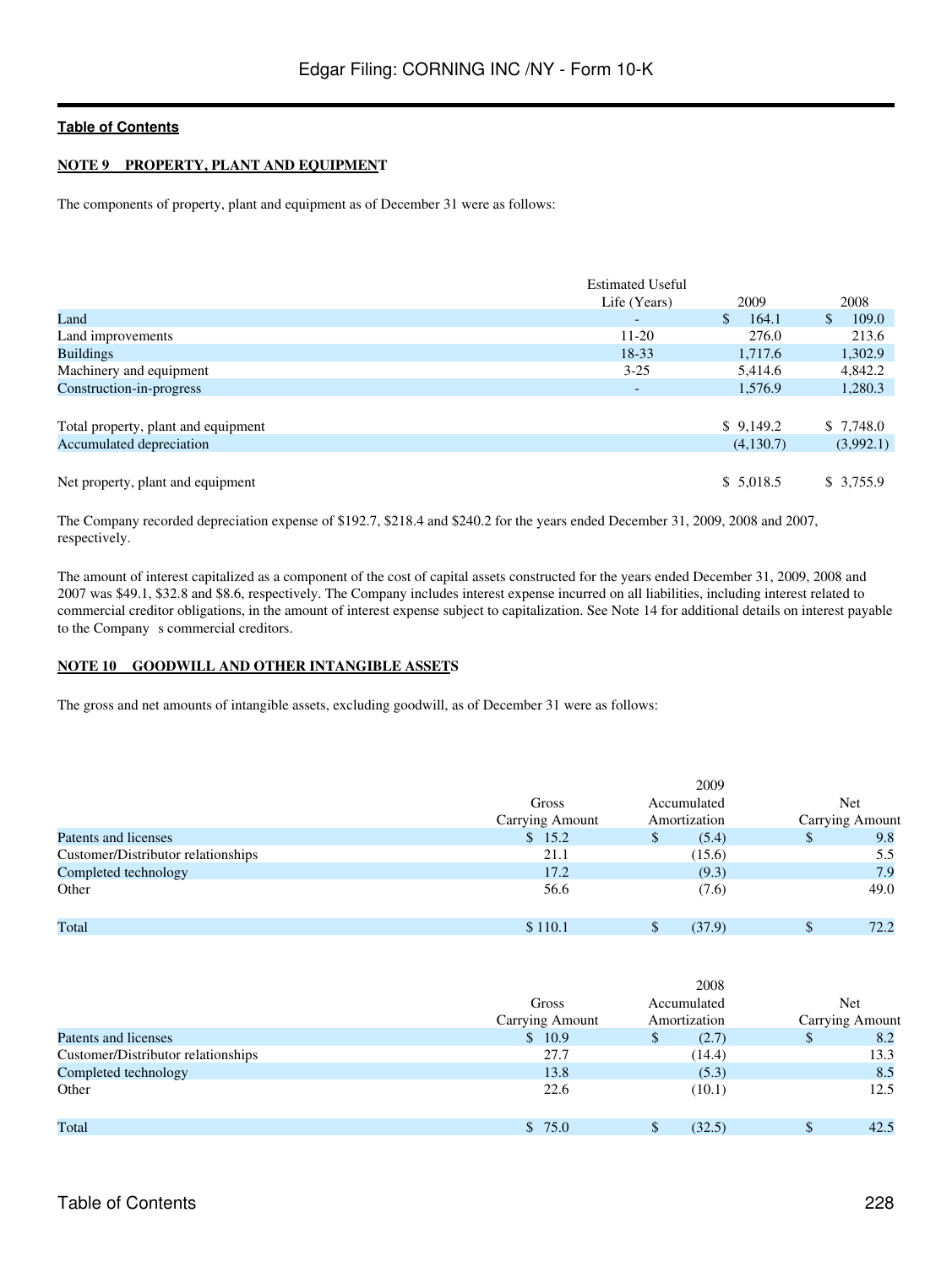[Table of Contents](#)

## NOTE 9 PROPERTY, PLANT AND EQUIPMENT

The components of property, plant and equipment as of December 31 were as follows:

| | Estimated Useful Life (Years) | 2009 | 2008 |
|---|---|---|---|
| Land | - | $ 164.1 | $ 109.0 |
| Land improvements | 11-20 | 276.0 | 213.6 |
| Buildings | 18-33 | 1,717.6 | 1,302.9 |
| Machinery and equipment | 3-25 | 5,414.6 | 4,842.2 |
| Construction-in-progress | - | 1,576.9 | 1,280.3 |
| Total property, plant and equipment | | $ 9,149.2 | $ 7,748.0 |
| Accumulated depreciation | | (4,130.7) | (3,992.1) |
| Net property, plant and equipment | | $ 5,018.5 | $ 3,755.9 |

The Company recorded depreciation expense of $192.7, $218.4 and $240.2 for the years ended December 31, 2009, 2008 and 2007, respectively.

The amount of interest capitalized as a component of the cost of capital assets constructed for the years ended December 31, 2009, 2008 and 2007 was $49.1, $32.8 and $8.6, respectively. The Company includes interest expense incurred on all liabilities, including interest related to commercial creditor obligations, in the amount of interest expense subject to capitalization. See Note 14 for additional details on interest payable to the Company s commercial creditors.

## NOTE 10 GOODWILL AND OTHER INTANGIBLE ASSETS

The gross and net amounts of intangible assets, excluding goodwill, as of December 31 were as follows:

| | 2009 | | |
|---|---|---|---|
| | Gross Carrying Amount | Accumulated Amortization | Net Carrying Amount |
| Patents and licenses | $ 15.2 | $ (5.4) | $ 9.8 |
| Customer/Distributor relationships | 21.1 | (15.6) | 5.5 |
| Completed technology | 17.2 | (9.3) | 7.9 |
| Other | 56.6 | (7.6) | 49.0 |
| Total | $ 110.1 | $ (37.9) | $ 72.2 |

| | 2008 | | |
|---|---|---|---|
| | Gross Carrying Amount | Accumulated Amortization | Net Carrying Amount |
| Patents and licenses | $ 10.9 | $ (2.7) | $ 8.2 |
| Customer/Distributor relationships | 27.7 | (14.4) | 13.3 |
| Completed technology | 13.8 | (5.3) | 8.5 |
| Other | 22.6 | (10.1) | 12.5 |
| Total | $ 75.0 | $ (32.5) | $ 42.5 |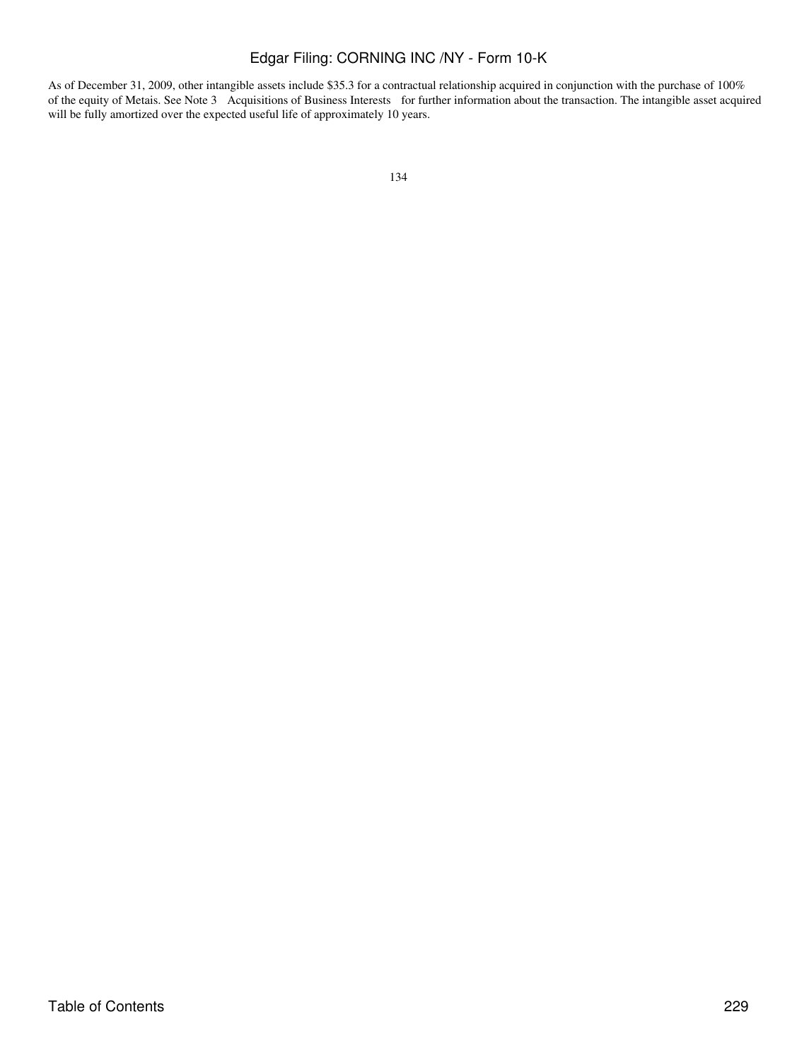As of December 31, 2009, other intangible assets include $35.3 for a contractual relationship acquired in conjunction with the purchase of 100% of the equity of Metais. See Note 3 Acquisitions of Business Interests for further information about the transaction. The intangible asset acquired will be fully amortized over the expected useful life of approximately 10 years.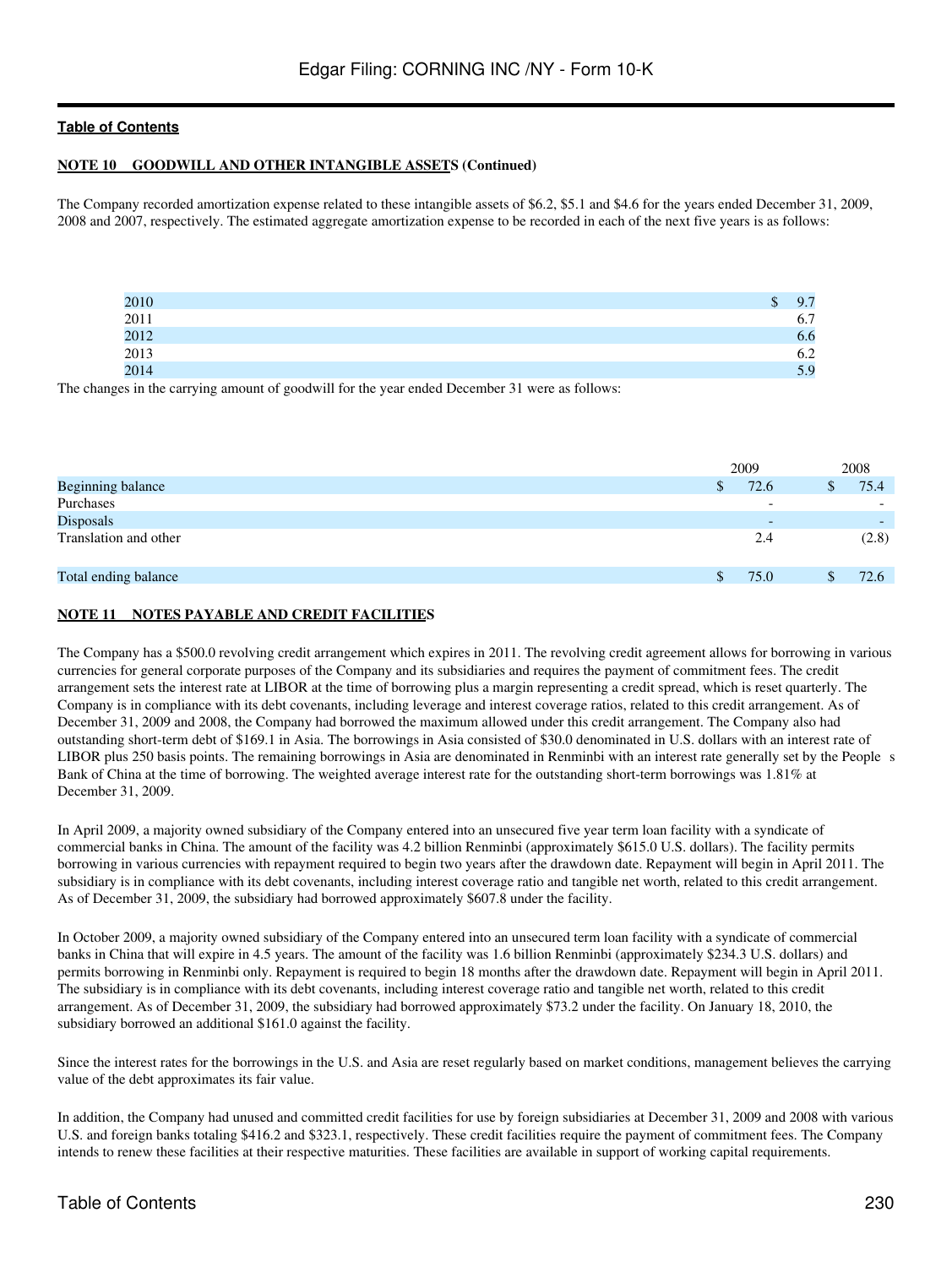**NOTE 10 GOODWILL AND OTHER INTANGIBLE ASSETS (Continued)**

The Company recorded amortization expense related to these intangible assets of $6.2, $5.1 and $4.6 for the years ended December 31, 2009, 2008 and 2007, respectively. The estimated aggregate amortization expense to be recorded in each of the next five years is as follows:

| | |
|---|---|
| 2010 | $ 9.7 |
| 2011 | 6.7 |
| 2012 | 6.6 |
| 2013 | 6.2 |
| 2014 | 5.9 |

The changes in the carrying amount of goodwill for the year ended December 31 were as follows:

| | 2009 | 2008 |
|---|---|---|
| Beginning balance | $ 72.6 | $ 75.4 |
| Purchases | - | - |
| Disposals | - | - |
| Translation and other | 2.4 | (2.8) |
| Total ending balance | $ 75.0 | $ 72.6 |

**NOTE 11 NOTES PAYABLE AND CREDIT FACILITIES**

The Company has a $500.0 revolving credit arrangement which expires in 2011. The revolving credit agreement allows for borrowing in various currencies for general corporate purposes of the Company and its subsidiaries and requires the payment of commitment fees. The credit arrangement sets the interest rate at LIBOR at the time of borrowing plus a margin representing a credit spread, which is reset quarterly. The Company is in compliance with its debt covenants, including leverage and interest coverage ratios, related to this credit arrangement. As of December 31, 2009 and 2008, the Company had borrowed the maximum allowed under this credit arrangement. The Company also had outstanding short-term debt of $169.1 in Asia. The borrowings in Asia consisted of $30.0 denominated in U.S. dollars with an interest rate of LIBOR plus 250 basis points. The remaining borrowings in Asia are denominated in Renminbi with an interest rate generally set by the People s Bank of China at the time of borrowing. The weighted average interest rate for the outstanding short-term borrowings was 1.81% at December 31, 2009.

In April 2009, a majority owned subsidiary of the Company entered into an unsecured five year term loan facility with a syndicate of commercial banks in China. The amount of the facility was 4.2 billion Renminbi (approximately $615.0 U.S. dollars). The facility permits borrowing in various currencies with repayment required to begin two years after the drawdown date. Repayment will begin in April 2011. The subsidiary is in compliance with its debt covenants, including interest coverage ratio and tangible net worth, related to this credit arrangement. As of December 31, 2009, the subsidiary had borrowed approximately $607.8 under the facility.

In October 2009, a majority owned subsidiary of the Company entered into an unsecured term loan facility with a syndicate of commercial banks in China that will expire in 4.5 years. The amount of the facility was 1.6 billion Renminbi (approximately $234.3 U.S. dollars) and permits borrowing in Renminbi only. Repayment is required to begin 18 months after the drawdown date. Repayment will begin in April 2011. The subsidiary is in compliance with its debt covenants, including interest coverage ratio and tangible net worth, related to this credit arrangement. As of December 31, 2009, the subsidiary had borrowed approximately $73.2 under the facility. On January 18, 2010, the subsidiary borrowed an additional $161.0 against the facility.

Since the interest rates for the borrowings in the U.S. and Asia are reset regularly based on market conditions, management believes the carrying value of the debt approximates its fair value.

In addition, the Company had unused and committed credit facilities for use by foreign subsidiaries at December 31, 2009 and 2008 with various U.S. and foreign banks totaling $416.2 and $323.1, respectively. These credit facilities require the payment of commitment fees. The Company intends to renew these facilities at their respective maturities. These facilities are available in support of working capital requirements.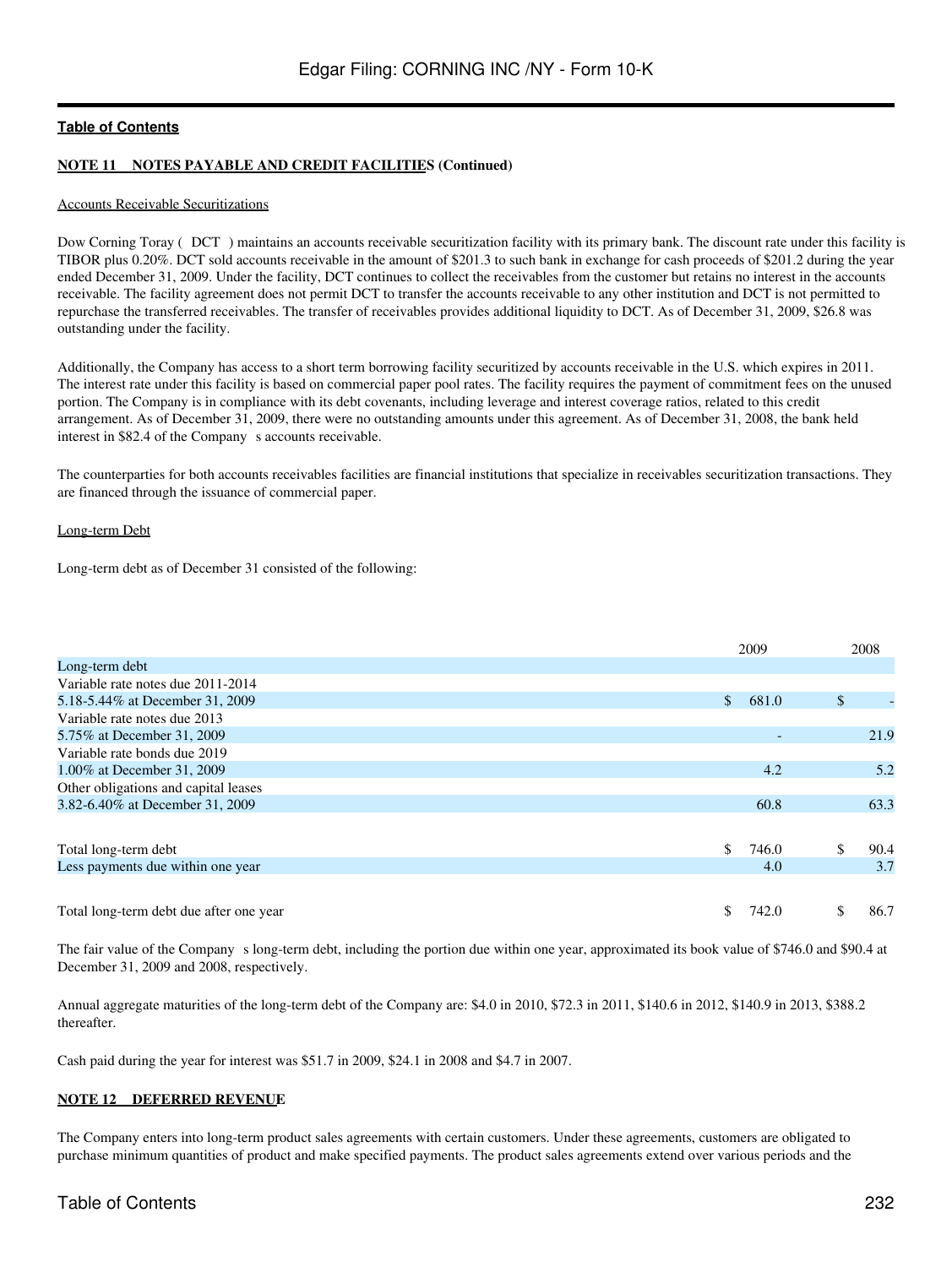**NOTE 11 NOTES PAYABLE AND CREDIT FACILITIES (Continued)**

Accounts Receivable Securitizations

Dow Corning Toray ( DCT ) maintains an accounts receivable securitization facility with its primary bank. The discount rate under this facility is TIBOR plus 0.20%. DCT sold accounts receivable in the amount of $201.3 to such bank in exchange for cash proceeds of $201.2 during the year ended December 31, 2009. Under the facility, DCT continues to collect the receivables from the customer but retains no interest in the accounts receivable. The facility agreement does not permit DCT to transfer the accounts receivable to any other institution and DCT is not permitted to repurchase the transferred receivables. The transfer of receivables provides additional liquidity to DCT. As of December 31, 2009, $26.8 was outstanding under the facility.

Additionally, the Company has access to a short term borrowing facility securitized by accounts receivable in the U.S. which expires in 2011. The interest rate under this facility is based on commercial paper pool rates. The facility requires the payment of commitment fees on the unused portion. The Company is in compliance with its debt covenants, including leverage and interest coverage ratios, related to this credit arrangement. As of December 31, 2009, there were no outstanding amounts under this agreement. As of December 31, 2008, the bank held interest in $82.4 of the Company s accounts receivable.

The counterparties for both accounts receivables facilities are financial institutions that specialize in receivables securitization transactions. They are financed through the issuance of commercial paper.

Long-term Debt

Long-term debt as of December 31 consisted of the following:

| | 2009 | 2008 |
|---|---|---|
| Long-term debt | | |
| Variable rate notes due 2011-2014 | | |
| 5.18-5.44% at December 31, 2009 | $ 681.0 | $ - |
| Variable rate notes due 2013 | | |
| 5.75% at December 31, 2009 | - | 21.9 |
| Variable rate bonds due 2019 | | |
| 1.00% at December 31, 2009 | 4.2 | 5.2 |
| Other obligations and capital leases | | |
| 3.82-6.40% at December 31, 2009 | 60.8 | 63.3 |
| Total long-term debt | $ 746.0 | $ 90.4 |
| Less payments due within one year | 4.0 | 3.7 |
| Total long-term debt due after one year | $ 742.0 | $ 86.7 |

The fair value of the Company s long-term debt, including the portion due within one year, approximated its book value of $746.0 and $90.4 at December 31, 2009 and 2008, respectively.

Annual aggregate maturities of the long-term debt of the Company are: $4.0 in 2010, $72.3 in 2011, $140.6 in 2012, $140.9 in 2013, $388.2 thereafter.

Cash paid during the year for interest was $51.7 in 2009, $24.1 in 2008 and $4.7 in 2007.

**NOTE 12 DEFERRED REVENUE**

The Company enters into long-term product sales agreements with certain customers. Under these agreements, customers are obligated to purchase minimum quantities of product and make specified payments. The product sales agreements extend over various periods and the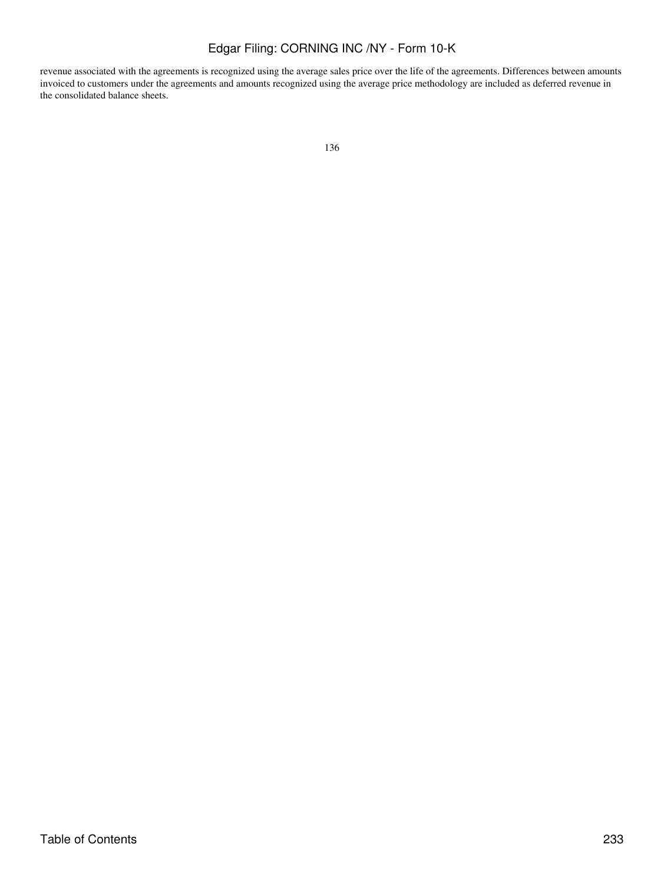revenue associated with the agreements is recognized using the average sales price over the life of the agreements. Differences between amounts invoiced to customers under the agreements and amounts recognized using the average price methodology are included as deferred revenue in the consolidated balance sheets.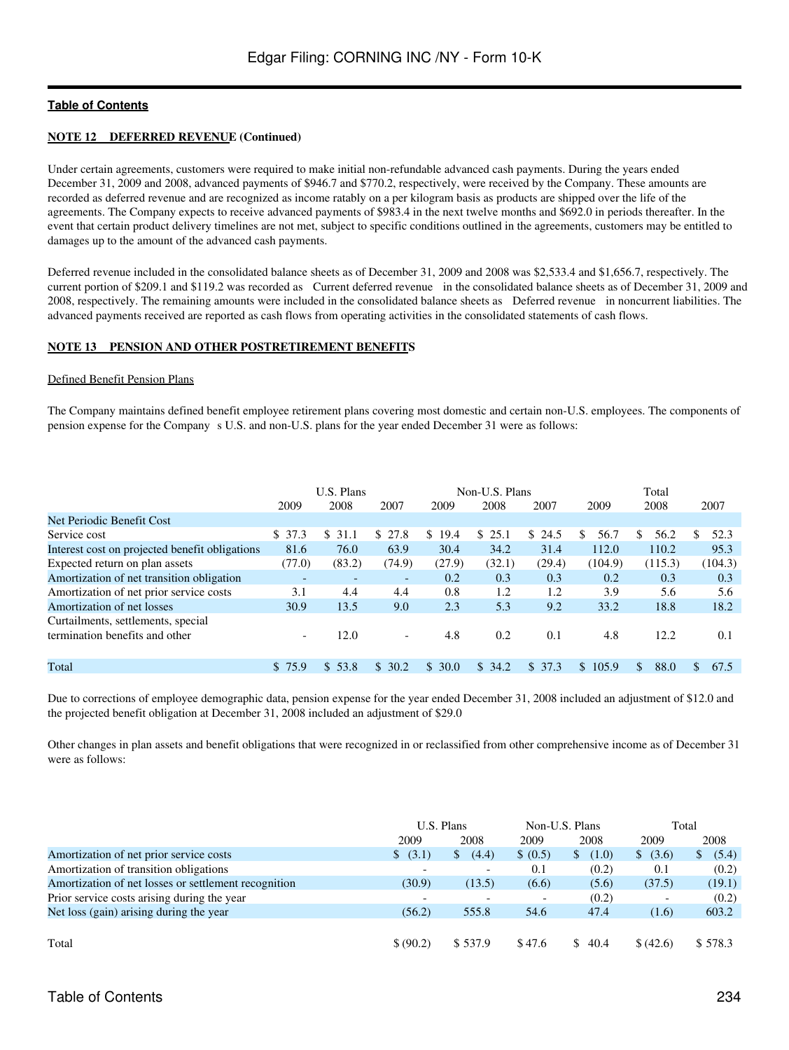**NOTE 12 DEFERRED REVENUE (Continued)**

Under certain agreements, customers were required to make initial non-refundable advanced cash payments. During the years ended December 31, 2009 and 2008, advanced payments of $946.7 and $770.2, respectively, were received by the Company. These amounts are recorded as deferred revenue and are recognized as income ratably on a per kilogram basis as products are shipped over the life of the agreements. The Company expects to receive advanced payments of $983.4 in the next twelve months and $692.0 in periods thereafter. In the event that certain product delivery timelines are not met, subject to specific conditions outlined in the agreements, customers may be entitled to damages up to the amount of the advanced cash payments.

Deferred revenue included in the consolidated balance sheets as of December 31, 2009 and 2008 was $2,533.4 and $1,656.7, respectively. The current portion of $209.1 and $119.2 was recorded as Current deferred revenue in the consolidated balance sheets as of December 31, 2009 and 2008, respectively. The remaining amounts were included in the consolidated balance sheets as Deferred revenue in noncurrent liabilities. The advanced payments received are reported as cash flows from operating activities in the consolidated statements of cash flows.

**NOTE 13 PENSION AND OTHER POSTRETIREMENT BENEFITS**

Defined Benefit Pension Plans

The Company maintains defined benefit employee retirement plans covering most domestic and certain non-U.S. employees. The components of pension expense for the Company s U.S. and non-U.S. plans for the year ended December 31 were as follows:

| | U.S. Plans | | | Non-U.S. Plans | | | Total | | |
|---|---|---|---|---|---|---|---|---|---|
| | 2009 | 2008 | 2007 | 2009 | 2008 | 2007 | 2009 | 2008 | 2007 |
| Net Periodic Benefit Cost | | | | | | | | | |
| Service cost | $ 37.3 | $ 31.1 | $ 27.8 | $ 19.4 | $ 25.1 | $ 24.5 | $ 56.7 | $ 56.2 | $ 52.3 |
| Interest cost on projected benefit obligations | 81.6 | 76.0 | 63.9 | 30.4 | 34.2 | 31.4 | 112.0 | 110.2 | 95.3 |
| Expected return on plan assets | (77.0) | (83.2) | (74.9) | (27.9) | (32.1) | (29.4) | (104.9) | (115.3) | (104.3) |
| Amortization of net transition obligation | - | - | - | 0.2 | 0.3 | 0.3 | 0.2 | 0.3 | 0.3 |
| Amortization of net prior service costs | 3.1 | 4.4 | 4.4 | 0.8 | 1.2 | 1.2 | 3.9 | 5.6 | 5.6 |
| Amortization of net losses | 30.9 | 13.5 | 9.0 | 2.3 | 5.3 | 9.2 | 33.2 | 18.8 | 18.2 |
| Curtailments, settlements, special termination benefits and other | - | 12.0 | - | 4.8 | 0.2 | 0.1 | 4.8 | 12.2 | 0.1 |
| Total | $ 75.9 | $ 53.8 | $ 30.2 | $ 30.0 | $ 34.2 | $ 37.3 | $ 105.9 | $ 88.0 | $ 67.5 |

Due to corrections of employee demographic data, pension expense for the year ended December 31, 2008 included an adjustment of $12.0 and the projected benefit obligation at December 31, 2008 included an adjustment of $29.0

Other changes in plan assets and benefit obligations that were recognized in or reclassified from other comprehensive income as of December 31 were as follows:

| | U.S. Plans | | Non-U.S. Plans | | Total | |
|---|---|---|---|---|---|---|
| | 2009 | 2008 | 2009 | 2008 | 2009 | 2008 |
| Amortization of net prior service costs | $ (3.1) | $ (4.4) | $ (0.5) | $ (1.0) | $ (3.6) | $ (5.4) |
| Amortization of transition obligations | - | - | 0.1 | (0.2) | 0.1 | (0.2) |
| Amortization of net losses or settlement recognition | (30.9) | (13.5) | (6.6) | (5.6) | (37.5) | (19.1) |
| Prior service costs arising during the year | - | - | - | (0.2) | - | (0.2) |
| Net loss (gain) arising during the year | (56.2) | 555.8 | 54.6 | 47.4 | (1.6) | 603.2 |
| Total | $ (90.2) | $ 537.9 | $ 47.6 | $ 40.4 | $ (42.6) | $ 578.3 |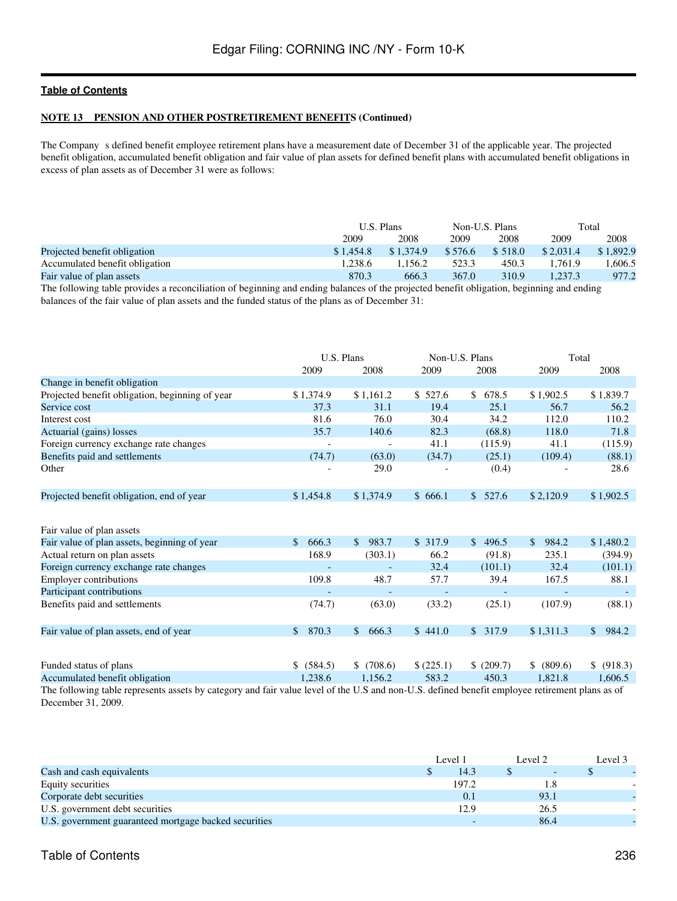**Table of Contents**

**NOTE 13 PENSION AND OTHER POSTRETIREMENT BENEFITS (Continued)**

The Company s defined benefit employee retirement plans have a measurement date of December 31 of the applicable year. The projected benefit obligation, accumulated benefit obligation and fair value of plan assets for defined benefit plans with accumulated benefit obligations in excess of plan assets as of December 31 were as follows:

| | U.S. Plans | | Non-U.S. Plans | | Total | |
|---|---|---|---|---|---|---|
| | 2009 | 2008 | 2009 | 2008 | 2009 | 2008 |
| Projected benefit obligation | $ 1,454.8 | $ 1,374.9 | $ 576.6 | $ 518.0 | $ 2,031.4 | $ 1,892.9 |
| Accumulated benefit obligation | 1,238.6 | 1,156.2 | 523.3 | 450.3 | 1,761.9 | 1,606.5 |
| Fair value of plan assets | 870.3 | 666.3 | 367.0 | 310.9 | 1,237.3 | 977.2 |

The following table provides a reconciliation of beginning and ending balances of the projected benefit obligation, beginning and ending balances of the fair value of plan assets and the funded status of the plans as of December 31:

| | U.S. Plans | | Non-U.S. Plans | | Total | |
|---|---|---|---|---|---|---|
| | 2009 | 2008 | 2009 | 2008 | 2009 | 2008 |
| Change in benefit obligation | | | | | | |
| Projected benefit obligation, beginning of year | $ 1,374.9 | $ 1,161.2 | $ 527.6 | $ 678.5 | $ 1,902.5 | $ 1,839.7 |
| Service cost | 37.3 | 31.1 | 19.4 | 25.1 | 56.7 | 56.2 |
| Interest cost | 81.6 | 76.0 | 30.4 | 34.2 | 112.0 | 110.2 |
| Actuarial (gains) losses | 35.7 | 140.6 | 82.3 | (68.8) | 118.0 | 71.8 |
| Foreign currency exchange rate changes | - | - | 41.1 | (115.9) | 41.1 | (115.9) |
| Benefits paid and settlements | (74.7) | (63.0) | (34.7) | (25.1) | (109.4) | (88.1) |
| Other | - | 29.0 | - | (0.4) | - | 28.6 |
| Projected benefit obligation, end of year | $ 1,454.8 | $ 1,374.9 | $ 666.1 | $ 527.6 | $ 2,120.9 | $ 1,902.5 |
| | | | | | | |
| Fair value of plan assets | | | | | | |
| Fair value of plan assets, beginning of year | $ 666.3 | $ 983.7 | $ 317.9 | $ 496.5 | $ 984.2 | $ 1,480.2 |
| Actual return on plan assets | 168.9 | (303.1) | 66.2 | (91.8) | 235.1 | (394.9) |
| Foreign currency exchange rate changes | - | - | 32.4 | (101.1) | 32.4 | (101.1) |
| Employer contributions | 109.8 | 48.7 | 57.7 | 39.4 | 167.5 | 88.1 |
| Participant contributions | - | - | - | - | - | - |
| Benefits paid and settlements | (74.7) | (63.0) | (33.2) | (25.1) | (107.9) | (88.1) |
| Fair value of plan assets, end of year | $ 870.3 | $ 666.3 | $ 441.0 | $ 317.9 | $ 1,311.3 | $ 984.2 |
| | | | | | | |
| Funded status of plans | $ (584.5) | $ (708.6) | $ (225.1) | $ (209.7) | $ (809.6) | $ (918.3) |
| Accumulated benefit obligation | 1,238.6 | 1,156.2 | 583.2 | 450.3 | 1,821.8 | 1,606.5 |

The following table represents assets by category and fair value level of the U.S and non-U.S. defined benefit employee retirement plans as of December 31, 2009.

| | Level 1 | Level 2 | Level 3 |
|---|---|---|---|
| Cash and cash equivalents | $ 14.3 | $ - | $ - |
| Equity securities | 197.2 | 1.8 | - |
| Corporate debt securities | 0.1 | 93.1 | - |
| U.S. government debt securities | 12.9 | 26.5 | - |
| U.S. government guaranteed mortgage backed securities | - | 86.4 | - |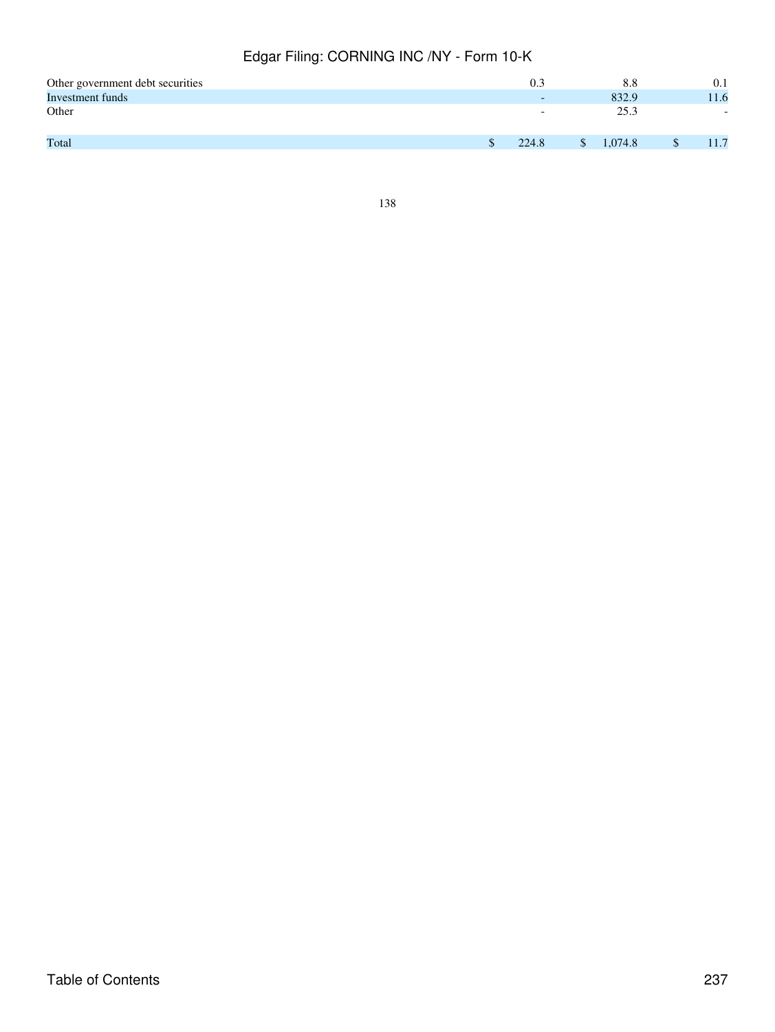| | | | |
|---|---|---|---|
| Other government debt securities | 0.3 | 8.8 | 0.1 |
| Investment funds | - | 832.9 | 11.6 |
| Other | - | 25.3 | - |
| Total | $ 224.8 | $ 1,074.8 | $ 11.7 |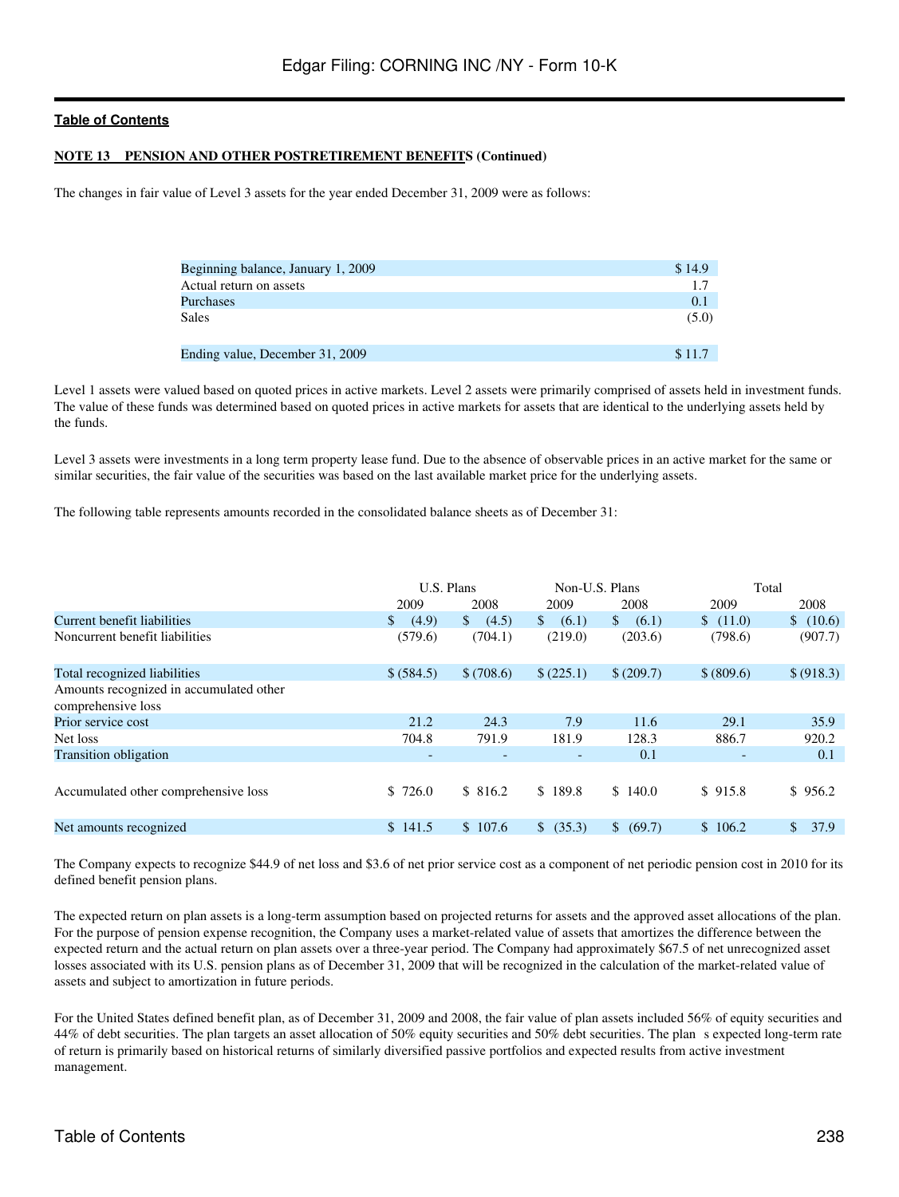**NOTE 13 PENSION AND OTHER POSTRETIREMENT BENEFITS (Continued)**

The changes in fair value of Level 3 assets for the year ended December 31, 2009 were as follows:

| | |
|---|---|
| Beginning balance, January 1, 2009 | $ 14.9 |
| Actual return on assets | 1.7 |
| Purchases | 0.1 |
| Sales | (5.0) |
| Ending value, December 31, 2009 | $ 11.7 |

Level 1 assets were valued based on quoted prices in active markets. Level 2 assets were primarily comprised of assets held in investment funds. The value of these funds was determined based on quoted prices in active markets for assets that are identical to the underlying assets held by the funds.

Level 3 assets were investments in a long term property lease fund. Due to the absence of observable prices in an active market for the same or similar securities, the fair value of the securities was based on the last available market price for the underlying assets.

The following table represents amounts recorded in the consolidated balance sheets as of December 31:

| | U.S. Plans | | Non-U.S. Plans | | Total | |
|---|---|---|---|---|---|---|
| | 2009 | 2008 | 2009 | 2008 | 2009 | 2008 |
| Current benefit liabilities | $ (4.9) | $ (4.5) | $ (6.1) | $ (6.1) | $ (11.0) | $ (10.6) |
| Noncurrent benefit liabilities | (579.6) | (704.1) | (219.0) | (203.6) | (798.6) | (907.7) |
| Total recognized liabilities | $ (584.5) | $ (708.6) | $ (225.1) | $ (209.7) | $ (809.6) | $ (918.3) |
| Amounts recognized in accumulated other comprehensive loss | | | | | | |
| Prior service cost | 21.2 | 24.3 | 7.9 | 11.6 | 29.1 | 35.9 |
| Net loss | 704.8 | 791.9 | 181.9 | 128.3 | 886.7 | 920.2 |
| Transition obligation | - | - | - | 0.1 | - | 0.1 |
| Accumulated other comprehensive loss | $ 726.0 | $ 816.2 | $ 189.8 | $ 140.0 | $ 915.8 | $ 956.2 |
| Net amounts recognized | $ 141.5 | $ 107.6 | $ (35.3) | $ (69.7) | $ 106.2 | $ 37.9 |

The Company expects to recognize $44.9 of net loss and $3.6 of net prior service cost as a component of net periodic pension cost in 2010 for its defined benefit pension plans.

The expected return on plan assets is a long-term assumption based on projected returns for assets and the approved asset allocations of the plan. For the purpose of pension expense recognition, the Company uses a market-related value of assets that amortizes the difference between the expected return and the actual return on plan assets over a three-year period. The Company had approximately $67.5 of net unrecognized asset losses associated with its U.S. pension plans as of December 31, 2009 that will be recognized in the calculation of the market-related value of assets and subject to amortization in future periods.

For the United States defined benefit plan, as of December 31, 2009 and 2008, the fair value of plan assets included 56% of equity securities and 44% of debt securities. The plan targets an asset allocation of 50% equity securities and 50% debt securities. The plan s expected long-term rate of return is primarily based on historical returns of similarly diversified passive portfolios and expected results from active investment management.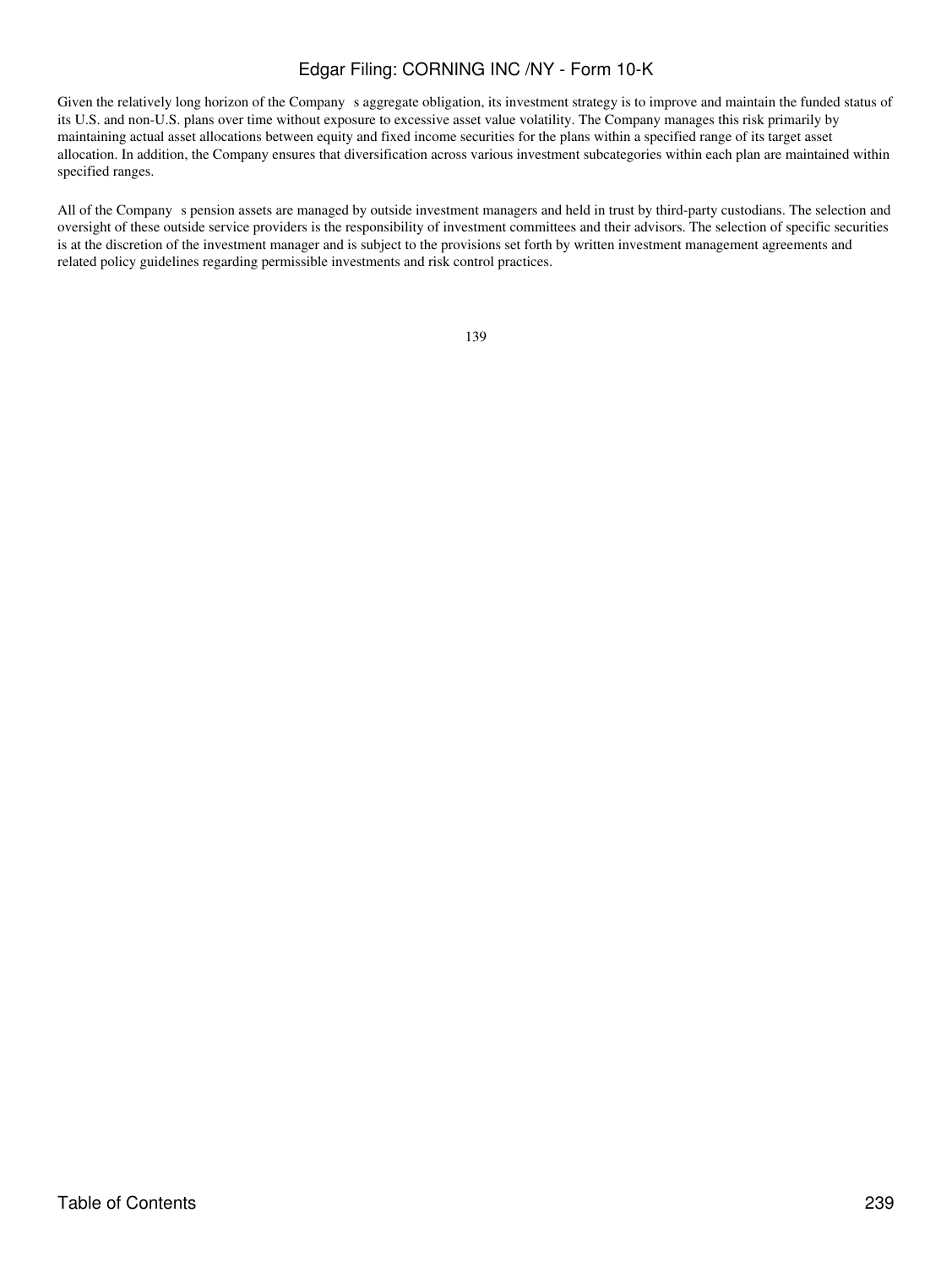Given the relatively long horizon of the Company s aggregate obligation, its investment strategy is to improve and maintain the funded status of its U.S. and non-U.S. plans over time without exposure to excessive asset value volatility. The Company manages this risk primarily by maintaining actual asset allocations between equity and fixed income securities for the plans within a specified range of its target asset allocation. In addition, the Company ensures that diversification across various investment subcategories within each plan are maintained within specified ranges.

All of the Company s pension assets are managed by outside investment managers and held in trust by third-party custodians. The selection and oversight of these outside service providers is the responsibility of investment committees and their advisors. The selection of specific securities is at the discretion of the investment manager and is subject to the provisions set forth by written investment management agreements and related policy guidelines regarding permissible investments and risk control practices.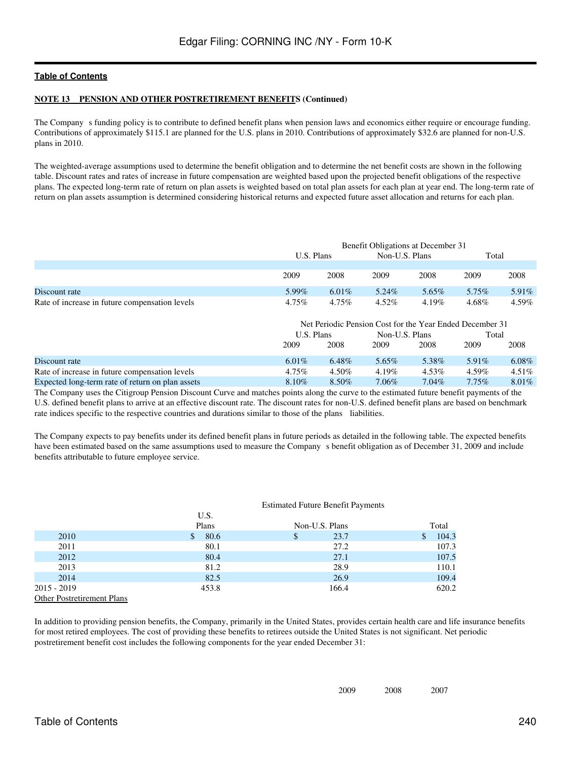**NOTE 13 PENSION AND OTHER POSTRETIREMENT BENEFITS (Continued)**

The Company s funding policy is to contribute to defined benefit plans when pension laws and economics either require or encourage funding. Contributions of approximately $115.1 are planned for the U.S. plans in 2010. Contributions of approximately $32.6 are planned for non-U.S. plans in 2010.

The weighted-average assumptions used to determine the benefit obligation and to determine the net benefit costs are shown in the following table. Discount rates and rates of increase in future compensation are weighted based upon the projected benefit obligations of the respective plans. The expected long-term rate of return on plan assets is weighted based on total plan assets for each plan at year end. The long-term rate of return on plan assets assumption is determined considering historical returns and expected future asset allocation and returns for each plan.

| | Benefit Obligations at December 31 | | | | | |
|---|---|---|---|---|---|---|
| | U.S. Plans | | Non-U.S. Plans | | Total | |
| | 2009 | 2008 | 2009 | 2008 | 2009 | 2008 |
| Discount rate | 5.99% | 6.01% | 5.24% | 5.65% | 5.75% | 5.91% |
| Rate of increase in future compensation levels | 4.75% | 4.75% | 4.52% | 4.19% | 4.68% | 4.59% |

| | Net Periodic Pension Cost for the Year Ended December 31 | | | | | |
|---|---|---|---|---|---|---|
| | U.S. Plans | | Non-U.S. Plans | | Total | |
| | 2009 | 2008 | 2009 | 2008 | 2009 | 2008 |
| Discount rate | 6.01% | 6.48% | 5.65% | 5.38% | 5.91% | 6.08% |
| Rate of increase in future compensation levels | 4.75% | 4.50% | 4.19% | 4.53% | 4.59% | 4.51% |
| Expected long-term rate of return on plan assets | 8.10% | 8.50% | 7.06% | 7.04% | 7.75% | 8.01% |

The Company uses the Citigroup Pension Discount Curve and matches points along the curve to the estimated future benefit payments of the U.S. defined benefit plans to arrive at an effective discount rate. The discount rates for non-U.S. defined benefit plans are based on benchmark rate indices specific to the respective countries and durations similar to those of the plans liabilities.

The Company expects to pay benefits under its defined benefit plans in future periods as detailed in the following table. The expected benefits have been estimated based on the same assumptions used to measure the Company s benefit obligation as of December 31, 2009 and include benefits attributable to future employee service.

| | Estimated Future Benefit Payments | | |
|---|---|---|---|
| | U.S. Plans | Non-U.S. Plans | Total |
| 2010 | $ 80.6 | $ 23.7 | $ 104.3 |
| 2011 | 80.1 | 27.2 | 107.3 |
| 2012 | 80.4 | 27.1 | 107.5 |
| 2013 | 81.2 | 28.9 | 110.1 |
| 2014 | 82.5 | 26.9 | 109.4 |
| 2015 - 2019 | 453.8 | 166.4 | 620.2 |

Other Postretirement Plans

In addition to providing pension benefits, the Company, primarily in the United States, provides certain health care and life insurance benefits for most retired employees. The cost of providing these benefits to retirees outside the United States is not significant. Net periodic postretirement benefit cost includes the following components for the year ended December 31:

| | 2009 | 2008 | 2007 |
|---|---|---|---|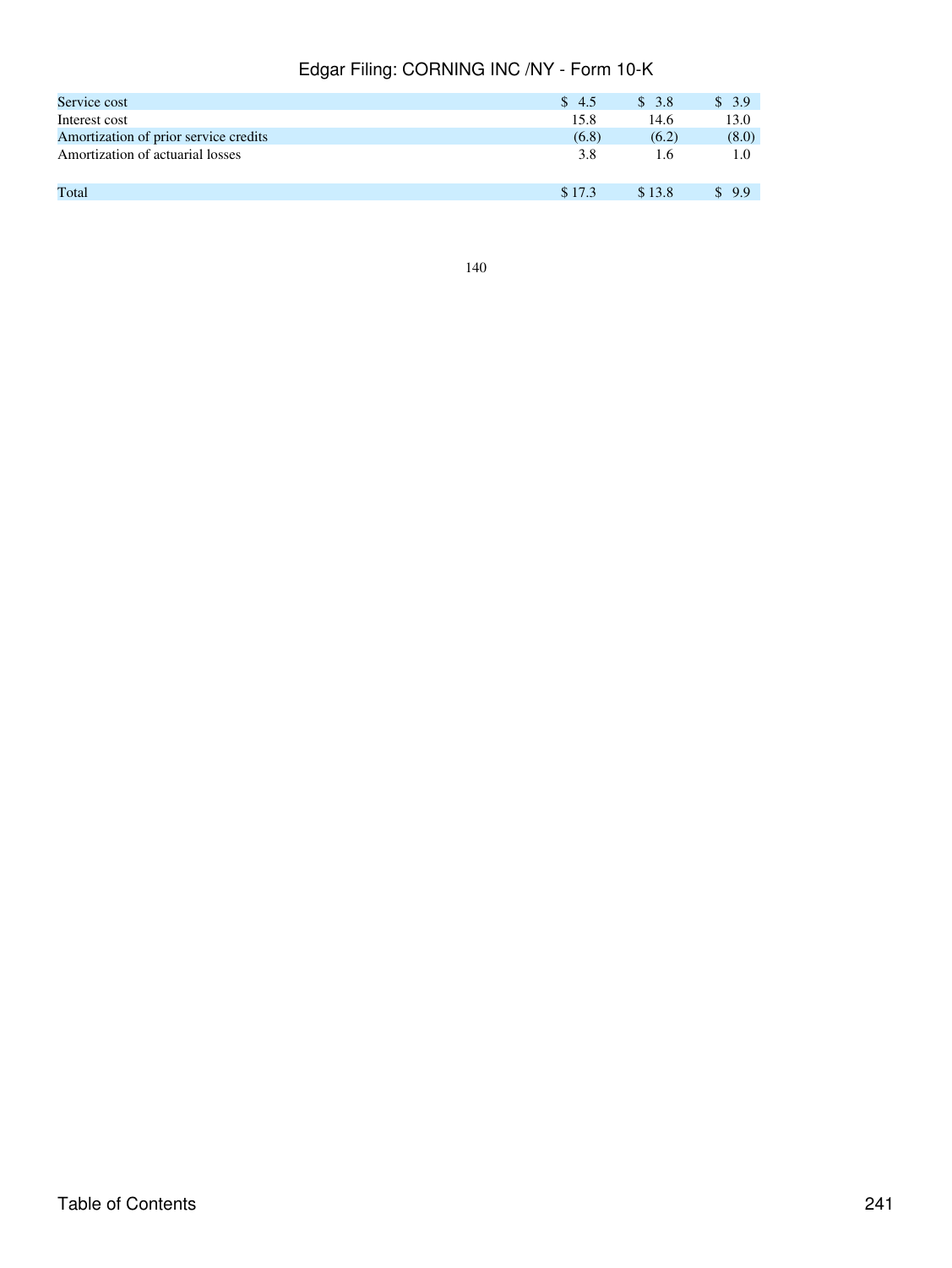|  |  |  |  |
|---|---|---|---|
| Service cost | $ 4.5 | $ 3.8 | $ 3.9 |
| Interest cost | 15.8 | 14.6 | 13.0 |
| Amortization of prior service credits | (6.8) | (6.2) | (8.0) |
| Amortization of actuarial losses | 3.8 | 1.6 | 1.0 |
| Total | $ 17.3 | $ 13.8 | $ 9.9 |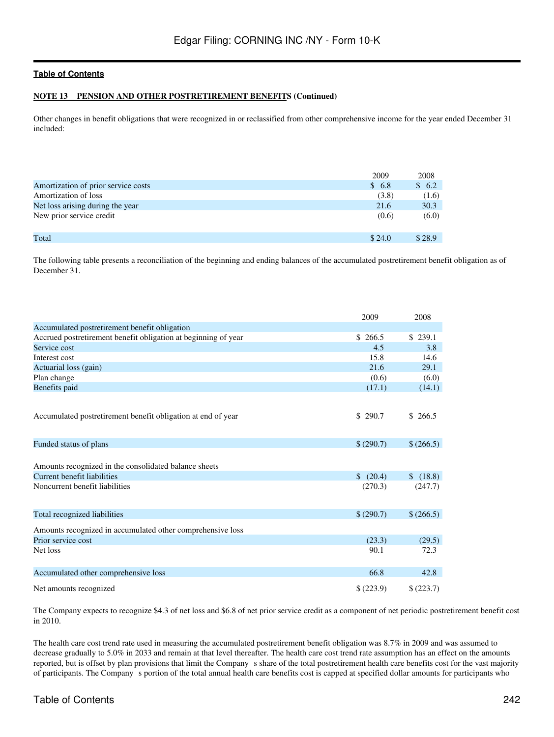**NOTE 13 PENSION AND OTHER POSTRETIREMENT BENEFITS (Continued)**

Other changes in benefit obligations that were recognized in or reclassified from other comprehensive income for the year ended December 31 included:

| | 2009 | 2008 |
|---|---|---|
| Amortization of prior service costs | $ 6.8 | $ 6.2 |
| Amortization of loss | (3.8) | (1.6) |
| Net loss arising during the year | 21.6 | 30.3 |
| New prior service credit | (0.6) | (6.0) |
| Total | $ 24.0 | $ 28.9 |

The following table presents a reconciliation of the beginning and ending balances of the accumulated postretirement benefit obligation as of December 31.

| | 2009 | 2008 |
|---|---|---|
| Accumulated postretirement benefit obligation | | |
| Accrued postretirement benefit obligation at beginning of year | $ 266.5 | $ 239.1 |
| Service cost | 4.5 | 3.8 |
| Interest cost | 15.8 | 14.6 |
| Actuarial loss (gain) | 21.6 | 29.1 |
| Plan change | (0.6) | (6.0) |
| Benefits paid | (17.1) | (14.1) |
| Accumulated postretirement benefit obligation at end of year | $ 290.7 | $ 266.5 |
| Funded status of plans | $ (290.7) | $ (266.5) |
| Amounts recognized in the consolidated balance sheets | | |
| Current benefit liabilities | $ (20.4) | $ (18.8) |
| Noncurrent benefit liabilities | (270.3) | (247.7) |
| Total recognized liabilities | $ (290.7) | $ (266.5) |
| Amounts recognized in accumulated other comprehensive loss | | |
| Prior service cost | (23.3) | (29.5) |
| Net loss | 90.1 | 72.3 |
| Accumulated other comprehensive loss | 66.8 | 42.8 |
| Net amounts recognized | $ (223.9) | $ (223.7) |

The Company expects to recognize $4.3 of net loss and $6.8 of net prior service credit as a component of net periodic postretirement benefit cost in 2010.

The health care cost trend rate used in measuring the accumulated postretirement benefit obligation was 8.7% in 2009 and was assumed to decrease gradually to 5.0% in 2033 and remain at that level thereafter. The health care cost trend rate assumption has an effect on the amounts reported, but is offset by plan provisions that limit the Company s share of the total postretirement health care benefits cost for the vast majority of participants. The Company s portion of the total annual health care benefits cost is capped at specified dollar amounts for participants who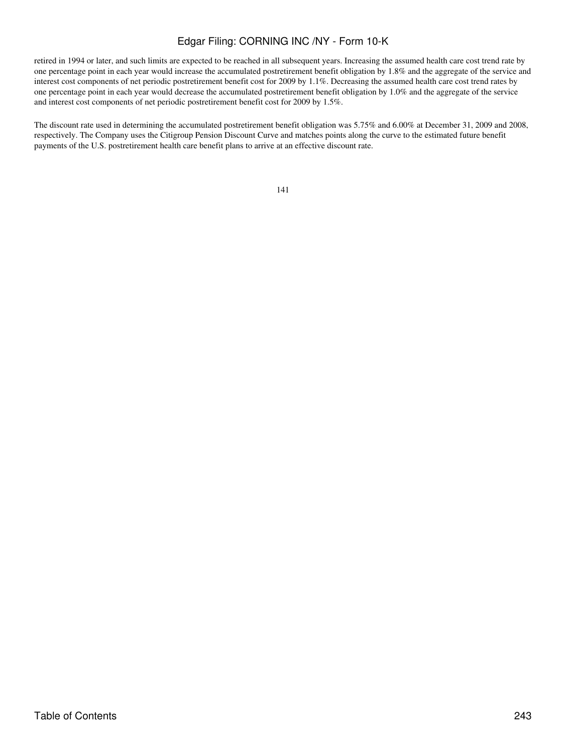retired in 1994 or later, and such limits are expected to be reached in all subsequent years. Increasing the assumed health care cost trend rate by one percentage point in each year would increase the accumulated postretirement benefit obligation by 1.8% and the aggregate of the service and interest cost components of net periodic postretirement benefit cost for 2009 by 1.1%. Decreasing the assumed health care cost trend rates by one percentage point in each year would decrease the accumulated postretirement benefit obligation by 1.0% and the aggregate of the service and interest cost components of net periodic postretirement benefit cost for 2009 by 1.5%.

The discount rate used in determining the accumulated postretirement benefit obligation was 5.75% and 6.00% at December 31, 2009 and 2008, respectively. The Company uses the Citigroup Pension Discount Curve and matches points along the curve to the estimated future benefit payments of the U.S. postretirement health care benefit plans to arrive at an effective discount rate.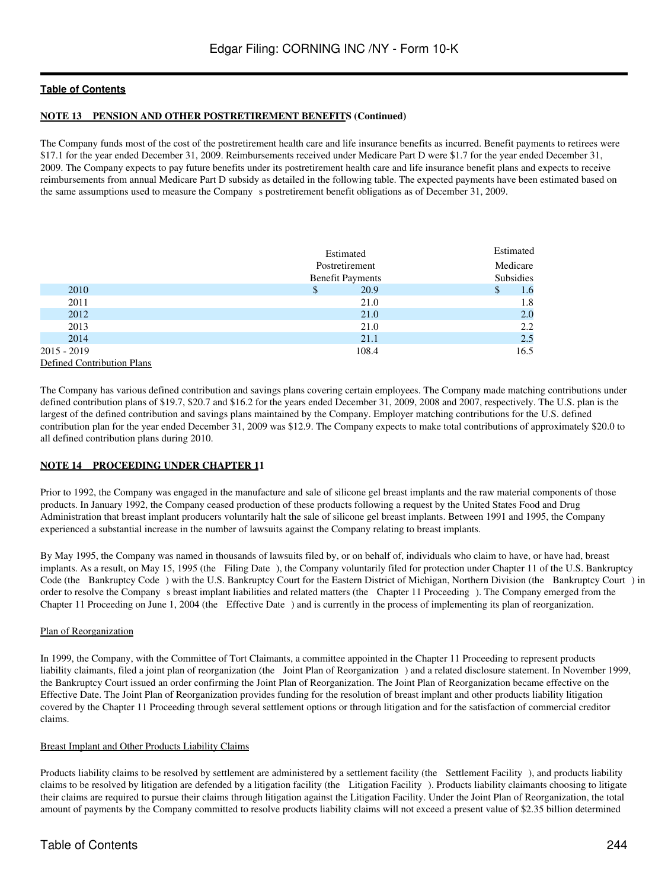**NOTE 13 PENSION AND OTHER POSTRETIREMENT BENEFITS (Continued)**

The Company funds most of the cost of the postretirement health care and life insurance benefits as incurred. Benefit payments to retirees were $17.1 for the year ended December 31, 2009. Reimbursements received under Medicare Part D were $1.7 for the year ended December 31, 2009. The Company expects to pay future benefits under its postretirement health care and life insurance benefit plans and expects to receive reimbursements from annual Medicare Part D subsidy as detailed in the following table. The expected payments have been estimated based on the same assumptions used to measure the Company s postretirement benefit obligations as of December 31, 2009.

| | Estimated Postretirement Benefit Payments | Estimated Medicare Subsidies |
|---|---|---|
| 2010 | $ 20.9 | $ 1.6 |
| 2011 | 21.0 | 1.8 |
| 2012 | 21.0 | 2.0 |
| 2013 | 21.0 | 2.2 |
| 2014 | 21.1 | 2.5 |
| 2015 - 2019 | 108.4 | 16.5 |

Defined Contribution Plans

The Company has various defined contribution and savings plans covering certain employees. The Company made matching contributions under defined contribution plans of $19.7, $20.7 and $16.2 for the years ended December 31, 2009, 2008 and 2007, respectively. The U.S. plan is the largest of the defined contribution and savings plans maintained by the Company. Employer matching contributions for the U.S. defined contribution plan for the year ended December 31, 2009 was $12.9. The Company expects to make total contributions of approximately $20.0 to all defined contribution plans during 2010.

**NOTE 14 PROCEEDING UNDER CHAPTER 11**

Prior to 1992, the Company was engaged in the manufacture and sale of silicone gel breast implants and the raw material components of those products. In January 1992, the Company ceased production of these products following a request by the United States Food and Drug Administration that breast implant producers voluntarily halt the sale of silicone gel breast implants. Between 1991 and 1995, the Company experienced a substantial increase in the number of lawsuits against the Company relating to breast implants.

By May 1995, the Company was named in thousands of lawsuits filed by, or on behalf of, individuals who claim to have, or have had, breast implants. As a result, on May 15, 1995 (the Filing Date ), the Company voluntarily filed for protection under Chapter 11 of the U.S. Bankruptcy Code (the Bankruptcy Code ) with the U.S. Bankruptcy Court for the Eastern District of Michigan, Northern Division (the Bankruptcy Court ) in order to resolve the Company s breast implant liabilities and related matters (the Chapter 11 Proceeding ). The Company emerged from the Chapter 11 Proceeding on June 1, 2004 (the Effective Date ) and is currently in the process of implementing its plan of reorganization.

Plan of Reorganization

In 1999, the Company, with the Committee of Tort Claimants, a committee appointed in the Chapter 11 Proceeding to represent products liability claimants, filed a joint plan of reorganization (the Joint Plan of Reorganization ) and a related disclosure statement. In November 1999, the Bankruptcy Court issued an order confirming the Joint Plan of Reorganization. The Joint Plan of Reorganization became effective on the Effective Date. The Joint Plan of Reorganization provides funding for the resolution of breast implant and other products liability litigation covered by the Chapter 11 Proceeding through several settlement options or through litigation and for the satisfaction of commercial creditor claims.

Breast Implant and Other Products Liability Claims

Products liability claims to be resolved by settlement are administered by a settlement facility (the Settlement Facility ), and products liability claims to be resolved by litigation are defended by a litigation facility (the Litigation Facility ). Products liability claimants choosing to litigate their claims are required to pursue their claims through litigation against the Litigation Facility. Under the Joint Plan of Reorganization, the total amount of payments by the Company committed to resolve products liability claims will not exceed a present value of $2.35 billion determined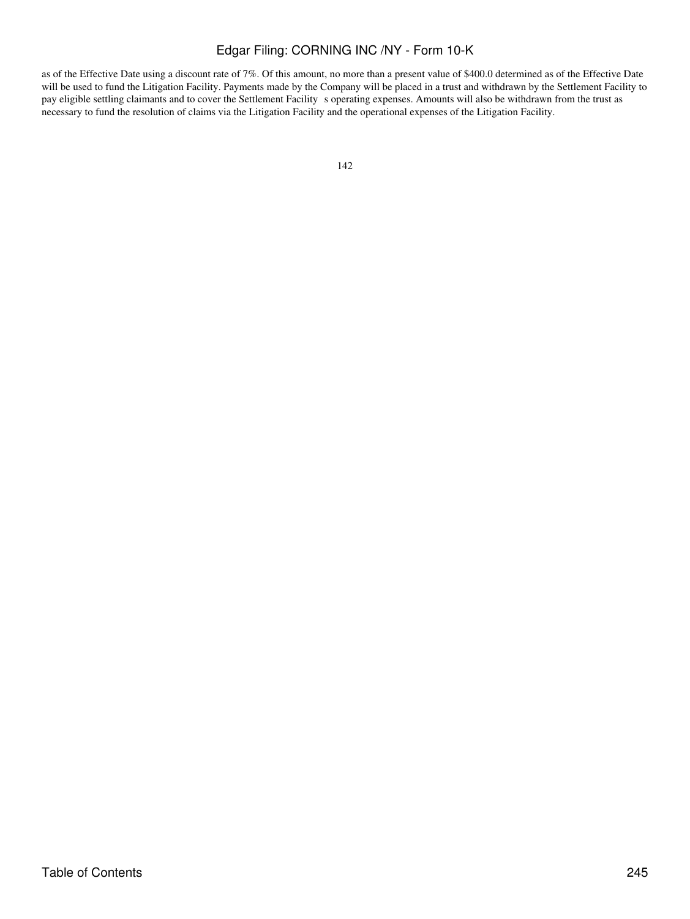as of the Effective Date using a discount rate of 7%. Of this amount, no more than a present value of $400.0 determined as of the Effective Date will be used to fund the Litigation Facility. Payments made by the Company will be placed in a trust and withdrawn by the Settlement Facility to pay eligible settling claimants and to cover the Settlement Facility s operating expenses. Amounts will also be withdrawn from the trust as necessary to fund the resolution of claims via the Litigation Facility and the operational expenses of the Litigation Facility.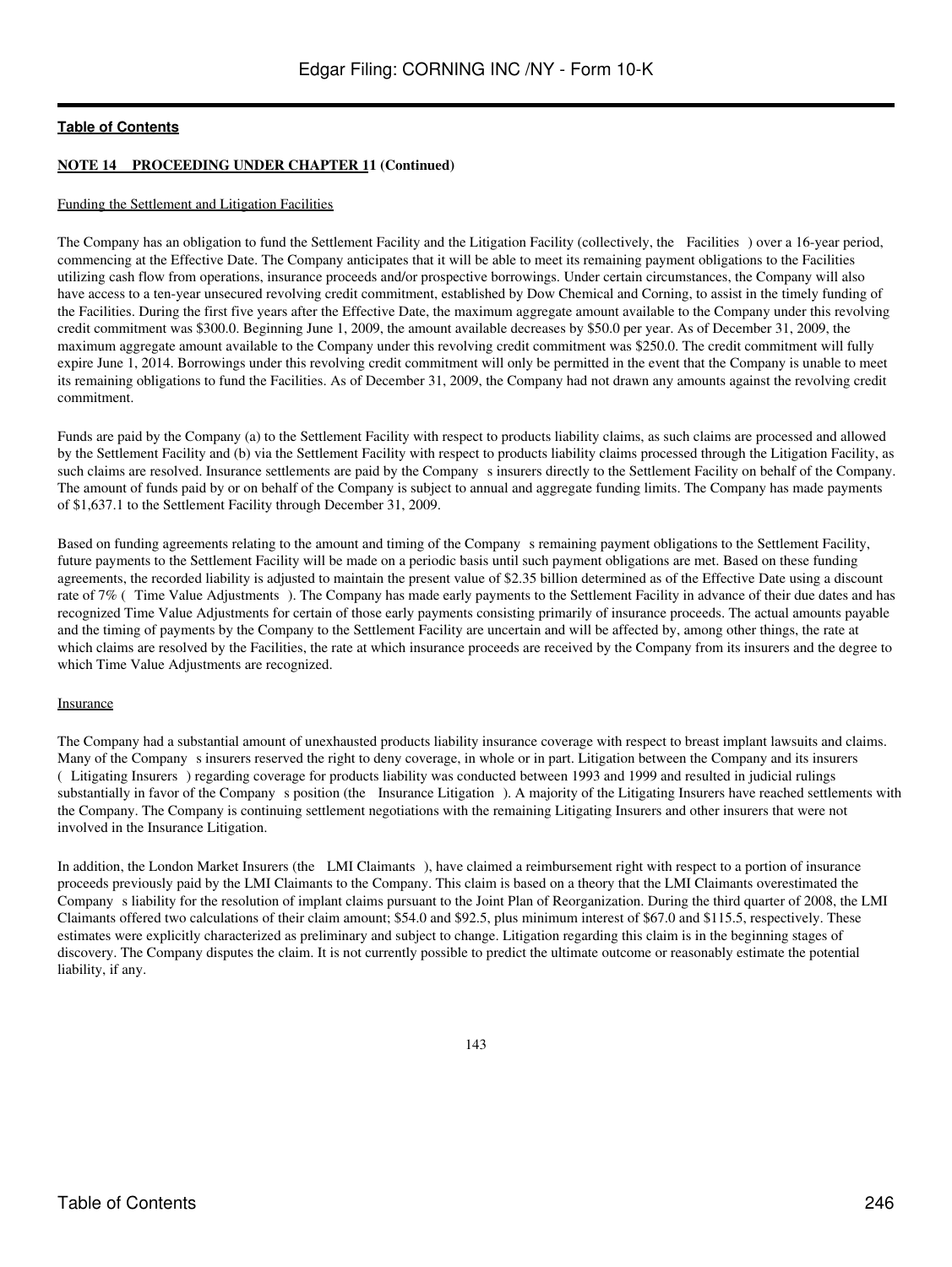**NOTE 14 PROCEEDING UNDER CHAPTER 11 (Continued)**

Funding the Settlement and Litigation Facilities

The Company has an obligation to fund the Settlement Facility and the Litigation Facility (collectively, the Facilities ) over a 16-year period, commencing at the Effective Date. The Company anticipates that it will be able to meet its remaining payment obligations to the Facilities utilizing cash flow from operations, insurance proceeds and/or prospective borrowings. Under certain circumstances, the Company will also have access to a ten-year unsecured revolving credit commitment, established by Dow Chemical and Corning, to assist in the timely funding of the Facilities. During the first five years after the Effective Date, the maximum aggregate amount available to the Company under this revolving credit commitment was $300.0. Beginning June 1, 2009, the amount available decreases by $50.0 per year. As of December 31, 2009, the maximum aggregate amount available to the Company under this revolving credit commitment was $250.0. The credit commitment will fully expire June 1, 2014. Borrowings under this revolving credit commitment will only be permitted in the event that the Company is unable to meet its remaining obligations to fund the Facilities. As of December 31, 2009, the Company had not drawn any amounts against the revolving credit commitment.

Funds are paid by the Company (a) to the Settlement Facility with respect to products liability claims, as such claims are processed and allowed by the Settlement Facility and (b) via the Settlement Facility with respect to products liability claims processed through the Litigation Facility, as such claims are resolved. Insurance settlements are paid by the Company s insurers directly to the Settlement Facility on behalf of the Company. The amount of funds paid by or on behalf of the Company is subject to annual and aggregate funding limits. The Company has made payments of $1,637.1 to the Settlement Facility through December 31, 2009.

Based on funding agreements relating to the amount and timing of the Company s remaining payment obligations to the Settlement Facility, future payments to the Settlement Facility will be made on a periodic basis until such payment obligations are met. Based on these funding agreements, the recorded liability is adjusted to maintain the present value of $2.35 billion determined as of the Effective Date using a discount rate of 7% ( Time Value Adjustments ). The Company has made early payments to the Settlement Facility in advance of their due dates and has recognized Time Value Adjustments for certain of those early payments consisting primarily of insurance proceeds. The actual amounts payable and the timing of payments by the Company to the Settlement Facility are uncertain and will be affected by, among other things, the rate at which claims are resolved by the Facilities, the rate at which insurance proceeds are received by the Company from its insurers and the degree to which Time Value Adjustments are recognized.

Insurance

The Company had a substantial amount of unexhausted products liability insurance coverage with respect to breast implant lawsuits and claims. Many of the Company s insurers reserved the right to deny coverage, in whole or in part. Litigation between the Company and its insurers ( Litigating Insurers ) regarding coverage for products liability was conducted between 1993 and 1999 and resulted in judicial rulings substantially in favor of the Company s position (the Insurance Litigation ). A majority of the Litigating Insurers have reached settlements with the Company. The Company is continuing settlement negotiations with the remaining Litigating Insurers and other insurers that were not involved in the Insurance Litigation.

In addition, the London Market Insurers (the LMI Claimants ), have claimed a reimbursement right with respect to a portion of insurance proceeds previously paid by the LMI Claimants to the Company. This claim is based on a theory that the LMI Claimants overestimated the Company s liability for the resolution of implant claims pursuant to the Joint Plan of Reorganization. During the third quarter of 2008, the LMI Claimants offered two calculations of their claim amount; $54.0 and $92.5, plus minimum interest of $67.0 and $115.5, respectively. These estimates were explicitly characterized as preliminary and subject to change. Litigation regarding this claim is in the beginning stages of discovery. The Company disputes the claim. It is not currently possible to predict the ultimate outcome or reasonably estimate the potential liability, if any.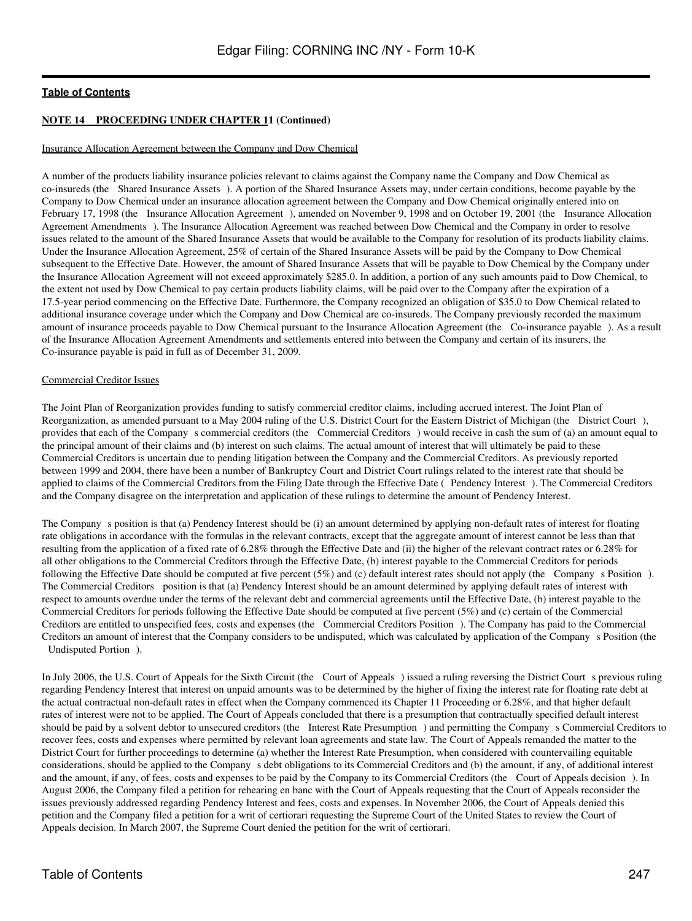**NOTE 14 PROCEEDING UNDER CHAPTER 11 (Continued)**

Insurance Allocation Agreement between the Company and Dow Chemical

A number of the products liability insurance policies relevant to claims against the Company name the Company and Dow Chemical as co-insureds (the Shared Insurance Assets). A portion of the Shared Insurance Assets may, under certain conditions, become payable by the Company to Dow Chemical under an insurance allocation agreement between the Company and Dow Chemical originally entered into on February 17, 1998 (the Insurance Allocation Agreement), amended on November 9, 1998 and on October 19, 2001 (the Insurance Allocation Agreement Amendments). The Insurance Allocation Agreement was reached between Dow Chemical and the Company in order to resolve issues related to the amount of the Shared Insurance Assets that would be available to the Company for resolution of its products liability claims. Under the Insurance Allocation Agreement, 25% of certain of the Shared Insurance Assets will be paid by the Company to Dow Chemical subsequent to the Effective Date. However, the amount of Shared Insurance Assets that will be payable to Dow Chemical by the Company under the Insurance Allocation Agreement will not exceed approximately $285.0. In addition, a portion of any such amounts paid to Dow Chemical, to the extent not used by Dow Chemical to pay certain products liability claims, will be paid over to the Company after the expiration of a 17.5-year period commencing on the Effective Date. Furthermore, the Company recognized an obligation of $35.0 to Dow Chemical related to additional insurance coverage under which the Company and Dow Chemical are co-insureds. The Company previously recorded the maximum amount of insurance proceeds payable to Dow Chemical pursuant to the Insurance Allocation Agreement (the Co-insurance payable). As a result of the Insurance Allocation Agreement Amendments and settlements entered into between the Company and certain of its insurers, the Co-insurance payable is paid in full as of December 31, 2009.

Commercial Creditor Issues

The Joint Plan of Reorganization provides funding to satisfy commercial creditor claims, including accrued interest. The Joint Plan of Reorganization, as amended pursuant to a May 2004 ruling of the U.S. District Court for the Eastern District of Michigan (the District Court), provides that each of the Company s commercial creditors (the Commercial Creditors) would receive in cash the sum of (a) an amount equal to the principal amount of their claims and (b) interest on such claims. The actual amount of interest that will ultimately be paid to these Commercial Creditors is uncertain due to pending litigation between the Company and the Commercial Creditors. As previously reported between 1999 and 2004, there have been a number of Bankruptcy Court and District Court rulings related to the interest rate that should be applied to claims of the Commercial Creditors from the Filing Date through the Effective Date (Pendency Interest). The Commercial Creditors and the Company disagree on the interpretation and application of these rulings to determine the amount of Pendency Interest.

The Company s position is that (a) Pendency Interest should be (i) an amount determined by applying non-default rates of interest for floating rate obligations in accordance with the formulas in the relevant contracts, except that the aggregate amount of interest cannot be less than that resulting from the application of a fixed rate of 6.28% through the Effective Date and (ii) the higher of the relevant contract rates or 6.28% for all other obligations to the Commercial Creditors through the Effective Date, (b) interest payable to the Commercial Creditors for periods following the Effective Date should be computed at five percent (5%) and (c) default interest rates should not apply (the Company s Position). The Commercial Creditors position is that (a) Pendency Interest should be an amount determined by applying default rates of interest with respect to amounts overdue under the terms of the relevant debt and commercial agreements until the Effective Date, (b) interest payable to the Commercial Creditors for periods following the Effective Date should be computed at five percent (5%) and (c) certain of the Commercial Creditors are entitled to unspecified fees, costs and expenses (the Commercial Creditors Position). The Company has paid to the Commercial Creditors an amount of interest that the Company considers to be undisputed, which was calculated by application of the Company s Position (the Undisputed Portion).

In July 2006, the U.S. Court of Appeals for the Sixth Circuit (the Court of Appeals) issued a ruling reversing the District Court s previous ruling regarding Pendency Interest that interest on unpaid amounts was to be determined by the higher of fixing the interest rate for floating rate debt at the actual contractual non-default rates in effect when the Company commenced its Chapter 11 Proceeding or 6.28%, and that higher default rates of interest were not to be applied. The Court of Appeals concluded that there is a presumption that contractually specified default interest should be paid by a solvent debtor to unsecured creditors (the Interest Rate Presumption) and permitting the Company s Commercial Creditors to recover fees, costs and expenses where permitted by relevant loan agreements and state law. The Court of Appeals remanded the matter to the District Court for further proceedings to determine (a) whether the Interest Rate Presumption, when considered with countervailing equitable considerations, should be applied to the Company s debt obligations to its Commercial Creditors and (b) the amount, if any, of additional interest and the amount, if any, of fees, costs and expenses to be paid by the Company to its Commercial Creditors (the Court of Appeals decision). In August 2006, the Company filed a petition for rehearing en banc with the Court of Appeals requesting that the Court of Appeals reconsider the issues previously addressed regarding Pendency Interest and fees, costs and expenses. In November 2006, the Court of Appeals denied this petition and the Company filed a petition for a writ of certiorari requesting the Supreme Court of the United States to review the Court of Appeals decision. In March 2007, the Supreme Court denied the petition for the writ of certiorari.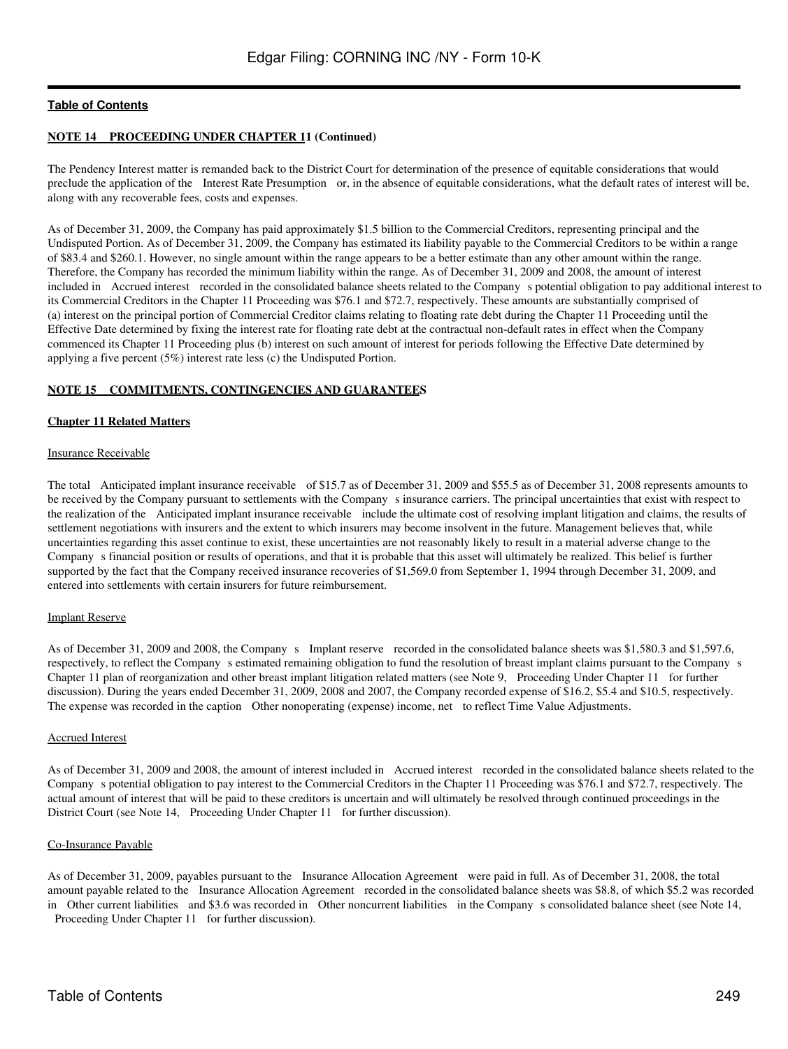**NOTE 14 PROCEEDING UNDER CHAPTER 11 (Continued)**

The Pendency Interest matter is remanded back to the District Court for determination of the presence of equitable considerations that would preclude the application of the Interest Rate Presumption or, in the absence of equitable considerations, what the default rates of interest will be, along with any recoverable fees, costs and expenses.

As of December 31, 2009, the Company has paid approximately $1.5 billion to the Commercial Creditors, representing principal and the Undisputed Portion. As of December 31, 2009, the Company has estimated its liability payable to the Commercial Creditors to be within a range of $83.4 and $260.1. However, no single amount within the range appears to be a better estimate than any other amount within the range. Therefore, the Company has recorded the minimum liability within the range. As of December 31, 2009 and 2008, the amount of interest included in Accrued interest recorded in the consolidated balance sheets related to the Company s potential obligation to pay additional interest to its Commercial Creditors in the Chapter 11 Proceeding was $76.1 and $72.7, respectively. These amounts are substantially comprised of (a) interest on the principal portion of Commercial Creditor claims relating to floating rate debt during the Chapter 11 Proceeding until the Effective Date determined by fixing the interest rate for floating rate debt at the contractual non-default rates in effect when the Company commenced its Chapter 11 Proceeding plus (b) interest on such amount of interest for periods following the Effective Date determined by applying a five percent (5%) interest rate less (c) the Undisputed Portion.

**NOTE 15 COMMITMENTS, CONTINGENCIES AND GUARANTEES**

**Chapter 11 Related Matters**

Insurance Receivable

The total Anticipated implant insurance receivable of $15.7 as of December 31, 2009 and $55.5 as of December 31, 2008 represents amounts to be received by the Company pursuant to settlements with the Company s insurance carriers. The principal uncertainties that exist with respect to the realization of the Anticipated implant insurance receivable include the ultimate cost of resolving implant litigation and claims, the results of settlement negotiations with insurers and the extent to which insurers may become insolvent in the future. Management believes that, while uncertainties regarding this asset continue to exist, these uncertainties are not reasonably likely to result in a material adverse change to the Company s financial position or results of operations, and that it is probable that this asset will ultimately be realized. This belief is further supported by the fact that the Company received insurance recoveries of $1,569.0 from September 1, 1994 through December 31, 2009, and entered into settlements with certain insurers for future reimbursement.

Implant Reserve

As of December 31, 2009 and 2008, the Company s Implant reserve recorded in the consolidated balance sheets was $1,580.3 and $1,597.6, respectively, to reflect the Company s estimated remaining obligation to fund the resolution of breast implant claims pursuant to the Company s Chapter 11 plan of reorganization and other breast implant litigation related matters (see Note 9, Proceeding Under Chapter 11 for further discussion). During the years ended December 31, 2009, 2008 and 2007, the Company recorded expense of $16.2, $5.4 and $10.5, respectively. The expense was recorded in the caption Other nonoperating (expense) income, net to reflect Time Value Adjustments.

Accrued Interest

As of December 31, 2009 and 2008, the amount of interest included in Accrued interest recorded in the consolidated balance sheets related to the Company s potential obligation to pay interest to the Commercial Creditors in the Chapter 11 Proceeding was $76.1 and $72.7, respectively. The actual amount of interest that will be paid to these creditors is uncertain and will ultimately be resolved through continued proceedings in the District Court (see Note 14, Proceeding Under Chapter 11 for further discussion).

Co-Insurance Payable

As of December 31, 2009, payables pursuant to the Insurance Allocation Agreement were paid in full. As of December 31, 2008, the total amount payable related to the Insurance Allocation Agreement recorded in the consolidated balance sheets was $8.8, of which $5.2 was recorded in Other current liabilities and $3.6 was recorded in Other noncurrent liabilities in the Company s consolidated balance sheet (see Note 14, Proceeding Under Chapter 11 for further discussion).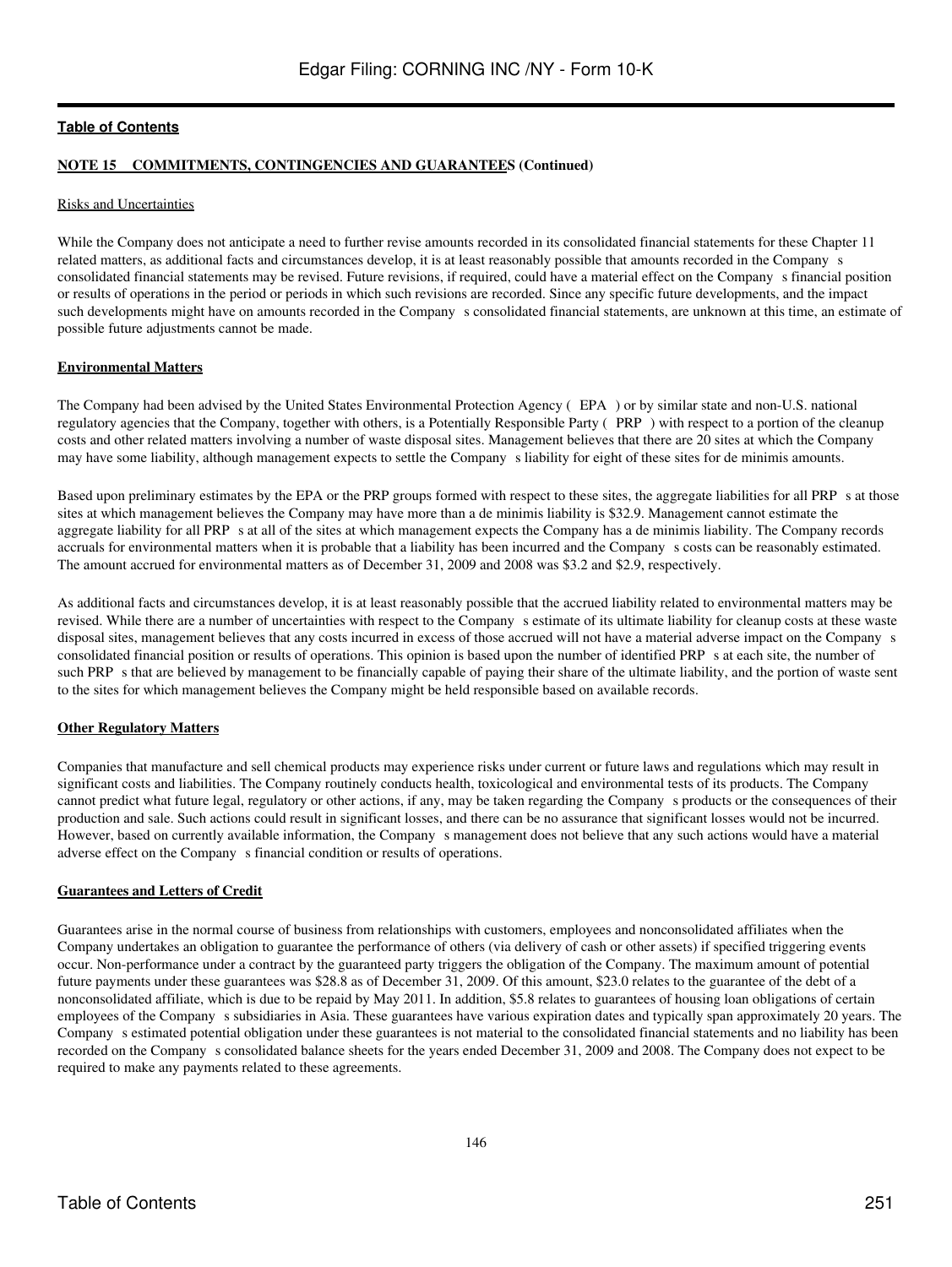**NOTE 15 COMMITMENTS, CONTINGENCIES AND GUARANTEES (Continued)**

Risks and Uncertainties

While the Company does not anticipate a need to further revise amounts recorded in its consolidated financial statements for these Chapter 11 related matters, as additional facts and circumstances develop, it is at least reasonably possible that amounts recorded in the Company s consolidated financial statements may be revised. Future revisions, if required, could have a material effect on the Company s financial position or results of operations in the period or periods in which such revisions are recorded. Since any specific future developments, and the impact such developments might have on amounts recorded in the Company s consolidated financial statements, are unknown at this time, an estimate of possible future adjustments cannot be made.

**Environmental Matters**

The Company had been advised by the United States Environmental Protection Agency ( EPA ) or by similar state and non-U.S. national regulatory agencies that the Company, together with others, is a Potentially Responsible Party ( PRP ) with respect to a portion of the cleanup costs and other related matters involving a number of waste disposal sites. Management believes that there are 20 sites at which the Company may have some liability, although management expects to settle the Company s liability for eight of these sites for de minimis amounts.

Based upon preliminary estimates by the EPA or the PRP groups formed with respect to these sites, the aggregate liabilities for all PRP s at those sites at which management believes the Company may have more than a de minimis liability is $32.9. Management cannot estimate the aggregate liability for all PRP s at all of the sites at which management expects the Company has a de minimis liability. The Company records accruals for environmental matters when it is probable that a liability has been incurred and the Company s costs can be reasonably estimated. The amount accrued for environmental matters as of December 31, 2009 and 2008 was $3.2 and $2.9, respectively.

As additional facts and circumstances develop, it is at least reasonably possible that the accrued liability related to environmental matters may be revised. While there are a number of uncertainties with respect to the Company s estimate of its ultimate liability for cleanup costs at these waste disposal sites, management believes that any costs incurred in excess of those accrued will not have a material adverse impact on the Company s consolidated financial position or results of operations. This opinion is based upon the number of identified PRP s at each site, the number of such PRP s that are believed by management to be financially capable of paying their share of the ultimate liability, and the portion of waste sent to the sites for which management believes the Company might be held responsible based on available records.

**Other Regulatory Matters**

Companies that manufacture and sell chemical products may experience risks under current or future laws and regulations which may result in significant costs and liabilities. The Company routinely conducts health, toxicological and environmental tests of its products. The Company cannot predict what future legal, regulatory or other actions, if any, may be taken regarding the Company s products or the consequences of their production and sale. Such actions could result in significant losses, and there can be no assurance that significant losses would not be incurred. However, based on currently available information, the Company s management does not believe that any such actions would have a material adverse effect on the Company s financial condition or results of operations.

**Guarantees and Letters of Credit**

Guarantees arise in the normal course of business from relationships with customers, employees and nonconsolidated affiliates when the Company undertakes an obligation to guarantee the performance of others (via delivery of cash or other assets) if specified triggering events occur. Non-performance under a contract by the guaranteed party triggers the obligation of the Company. The maximum amount of potential future payments under these guarantees was $28.8 as of December 31, 2009. Of this amount, $23.0 relates to the guarantee of the debt of a nonconsolidated affiliate, which is due to be repaid by May 2011. In addition, $5.8 relates to guarantees of housing loan obligations of certain employees of the Company s subsidiaries in Asia. These guarantees have various expiration dates and typically span approximately 20 years. The Company s estimated potential obligation under these guarantees is not material to the consolidated financial statements and no liability has been recorded on the Company s consolidated balance sheets for the years ended December 31, 2009 and 2008. The Company does not expect to be required to make any payments related to these agreements.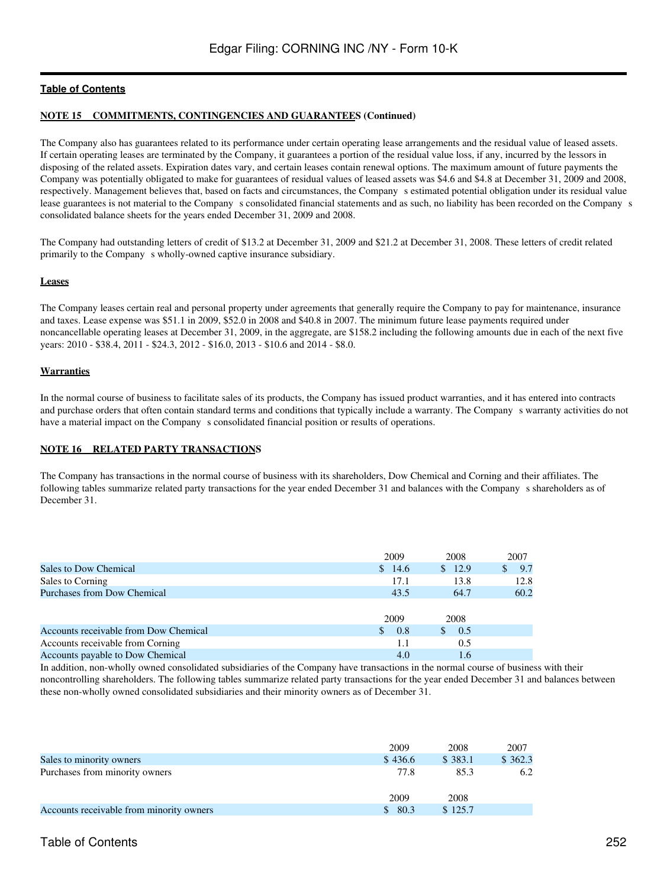**NOTE 15 COMMITMENTS, CONTINGENCIES AND GUARANTEES (Continued)**

The Company also has guarantees related to its performance under certain operating lease arrangements and the residual value of leased assets. If certain operating leases are terminated by the Company, it guarantees a portion of the residual value loss, if any, incurred by the lessors in disposing of the related assets. Expiration dates vary, and certain leases contain renewal options. The maximum amount of future payments the Company was potentially obligated to make for guarantees of residual values of leased assets was $4.6 and $4.8 at December 31, 2009 and 2008, respectively. Management believes that, based on facts and circumstances, the Company s estimated potential obligation under its residual value lease guarantees is not material to the Company s consolidated financial statements and as such, no liability has been recorded on the Company s consolidated balance sheets for the years ended December 31, 2009 and 2008.

The Company had outstanding letters of credit of $13.2 at December 31, 2009 and $21.2 at December 31, 2008. These letters of credit related primarily to the Company s wholly-owned captive insurance subsidiary.

**Leases**

The Company leases certain real and personal property under agreements that generally require the Company to pay for maintenance, insurance and taxes. Lease expense was $51.1 in 2009, $52.0 in 2008 and $40.8 in 2007. The minimum future lease payments required under noncancellable operating leases at December 31, 2009, in the aggregate, are $158.2 including the following amounts due in each of the next five years: 2010 - $38.4, 2011 - $24.3, 2012 - $16.0, 2013 - $10.6 and 2014 - $8.0.

**Warranties**

In the normal course of business to facilitate sales of its products, the Company has issued product warranties, and it has entered into contracts and purchase orders that often contain standard terms and conditions that typically include a warranty. The Company s warranty activities do not have a material impact on the Company s consolidated financial position or results of operations.

**NOTE 16 RELATED PARTY TRANSACTIONS**

The Company has transactions in the normal course of business with its shareholders, Dow Chemical and Corning and their affiliates. The following tables summarize related party transactions for the year ended December 31 and balances with the Company s shareholders as of December 31.

| | 2009 | 2008 | 2007 |
|---|---|---|---|
| Sales to Dow Chemical | $ 14.6 | $ 12.9 | $ 9.7 |
| Sales to Corning | 17.1 | 13.8 | 12.8 |
| Purchases from Dow Chemical | 43.5 | 64.7 | 60.2 |

| | 2009 | 2008 |
|---|---|---|
| Accounts receivable from Dow Chemical | $ 0.8 | $ 0.5 |
| Accounts receivable from Corning | 1.1 | 0.5 |
| Accounts payable to Dow Chemical | 4.0 | 1.6 |

In addition, non-wholly owned consolidated subsidiaries of the Company have transactions in the normal course of business with their noncontrolling shareholders. The following tables summarize related party transactions for the year ended December 31 and balances between these non-wholly owned consolidated subsidiaries and their minority owners as of December 31.

| | 2009 | 2008 | 2007 |
|---|---|---|---|
| Sales to minority owners | $ 436.6 | $ 383.1 | $ 362.3 |
| Purchases from minority owners | 77.8 | 85.3 | 6.2 |

| | 2009 | 2008 |
|---|---|---|
| Accounts receivable from minority owners | $ 80.3 | $ 125.7 |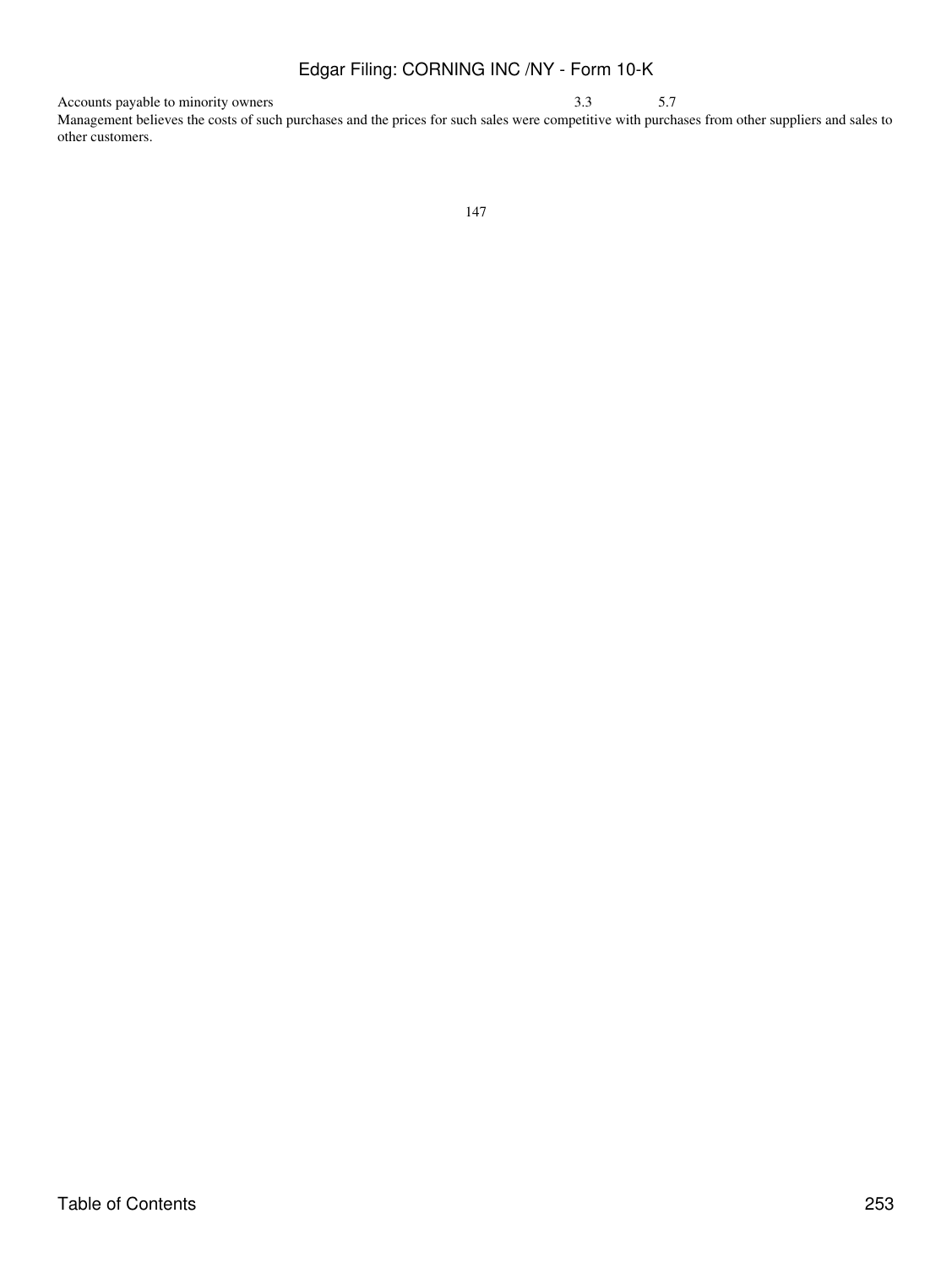| | | |
|---|---|---|
| Accounts payable to minority owners | 3.3 | 5.7 |

Management believes the costs of such purchases and the prices for such sales were competitive with purchases from other suppliers and sales to other customers.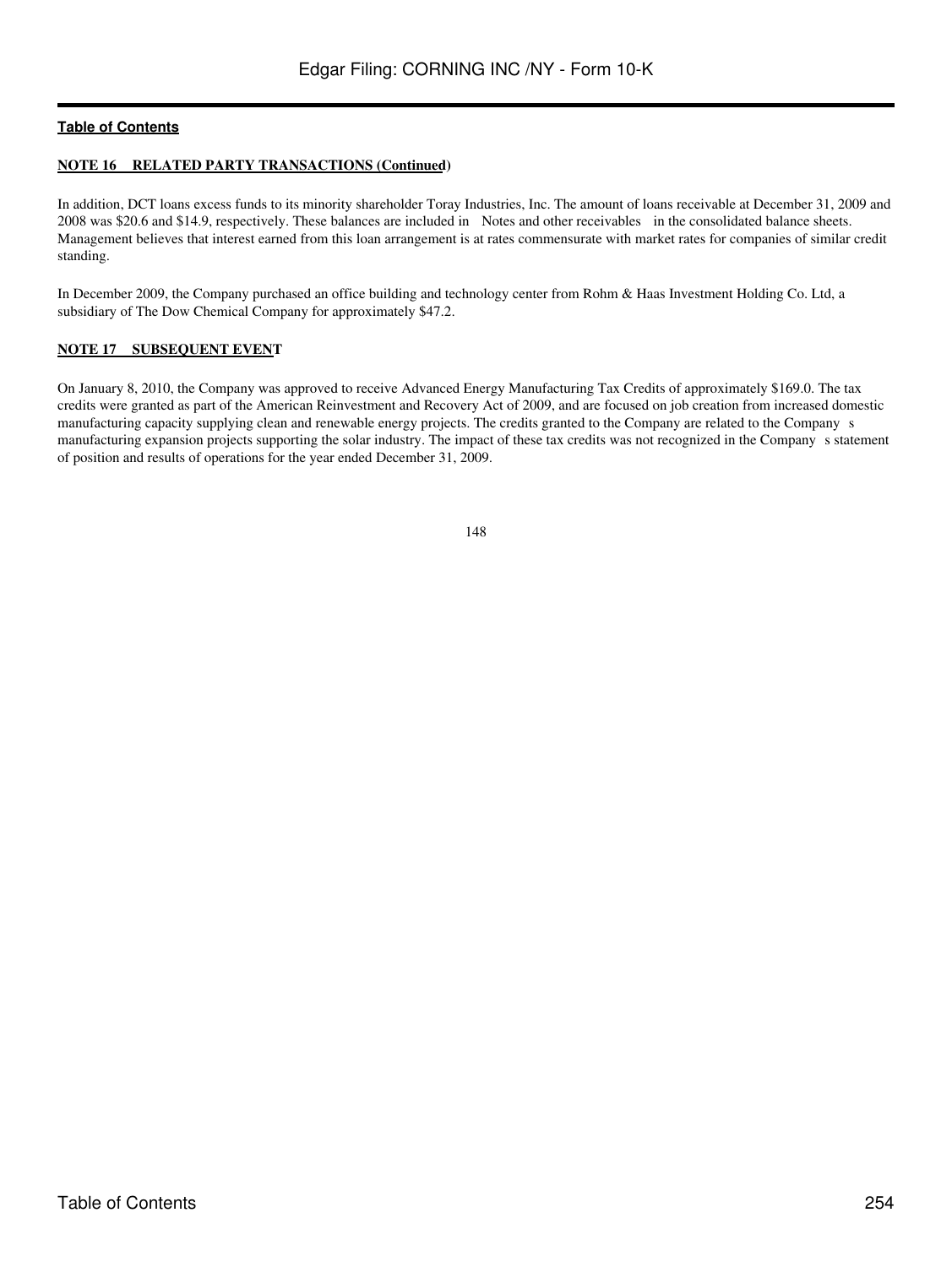**NOTE 16 RELATED PARTY TRANSACTIONS (Continued)**

In addition, DCT loans excess funds to its minority shareholder Toray Industries, Inc. The amount of loans receivable at December 31, 2009 and 2008 was $20.6 and $14.9, respectively. These balances are included in Notes and other receivables in the consolidated balance sheets. Management believes that interest earned from this loan arrangement is at rates commensurate with market rates for companies of similar credit standing.

In December 2009, the Company purchased an office building and technology center from Rohm & Haas Investment Holding Co. Ltd, a subsidiary of The Dow Chemical Company for approximately $47.2.

**NOTE 17 SUBSEQUENT EVENT**

On January 8, 2010, the Company was approved to receive Advanced Energy Manufacturing Tax Credits of approximately $169.0. The tax credits were granted as part of the American Reinvestment and Recovery Act of 2009, and are focused on job creation from increased domestic manufacturing capacity supplying clean and renewable energy projects. The credits granted to the Company are related to the Company s manufacturing expansion projects supporting the solar industry. The impact of these tax credits was not recognized in the Company s statement of position and results of operations for the year ended December 31, 2009.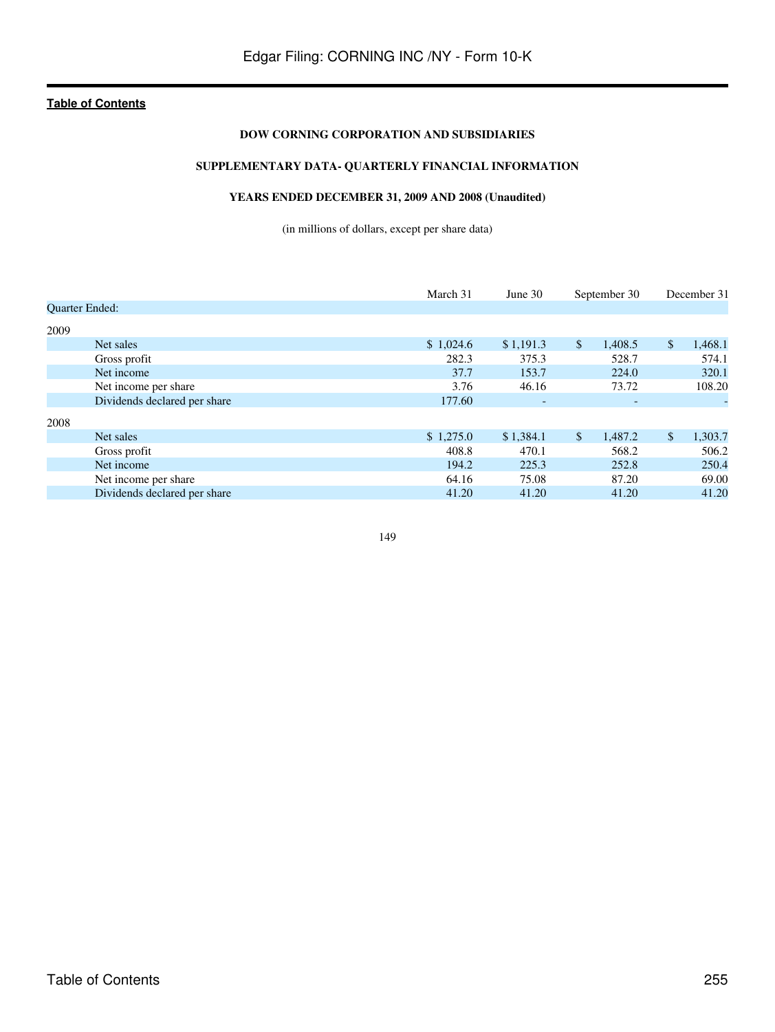**DOW CORNING CORPORATION AND SUBSIDIARIES**

**SUPPLEMENTARY DATA- QUARTERLY FINANCIAL INFORMATION**

**YEARS ENDED DECEMBER 31, 2009 AND 2008 (Unaudited)**

(in millions of dollars, except per share data)

| | March 31 | June 30 | September 30 | December 31 |
|---|---|---|---|---|
| Quarter Ended: | | | | |
| 2009 | | | | |
| Net sales | $ 1,024.6 | $ 1,191.3 | $ 1,408.5 | $ 1,468.1 |
| Gross profit | 282.3 | 375.3 | 528.7 | 574.1 |
| Net income | 37.7 | 153.7 | 224.0 | 320.1 |
| Net income per share | 3.76 | 46.16 | 73.72 | 108.20 |
| Dividends declared per share | 177.60 | - | - | - |
| 2008 | | | | |
| Net sales | $ 1,275.0 | $ 1,384.1 | $ 1,487.2 | $ 1,303.7 |
| Gross profit | 408.8 | 470.1 | 568.2 | 506.2 |
| Net income | 194.2 | 225.3 | 252.8 | 250.4 |
| Net income per share | 64.16 | 75.08 | 87.20 | 69.00 |
| Dividends declared per share | 41.20 | 41.20 | 41.20 | 41.20 |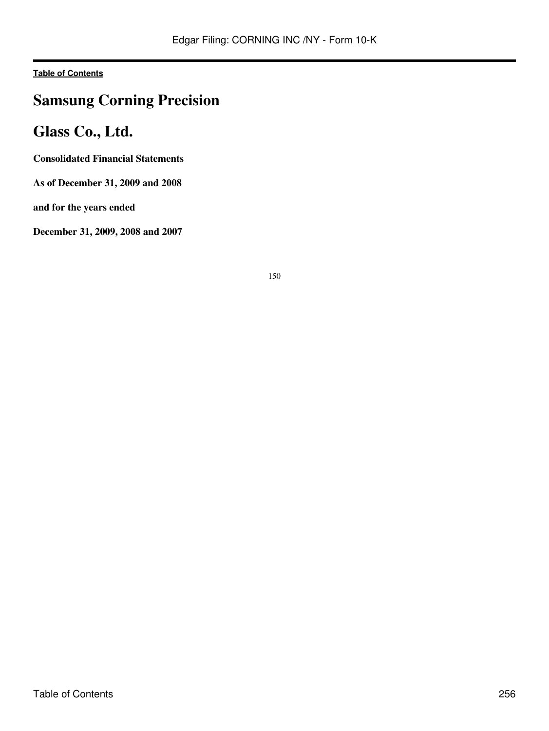# Samsung Corning Precision

# Glass Co., Ltd.

**Consolidated Financial Statements**

**As of December 31, 2009 and 2008**

**and for the years ended**

**December 31, 2009, 2008 and 2007**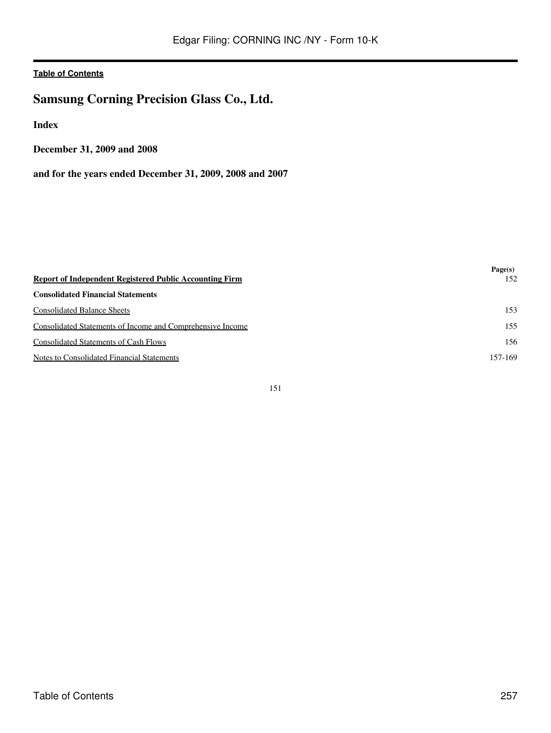[Table of Contents](#)

# Samsung Corning Precision Glass Co., Ltd.

**Index**

**December 31, 2009 and 2008**

**and for the years ended December 31, 2009, 2008 and 2007**

| | Page(s) |
|---|---|
| **Report of Independent Registered Public Accounting Firm** | 152 |
| **Consolidated Financial Statements** | |
| Consolidated Balance Sheets | 153 |
| Consolidated Statements of Income and Comprehensive Income | 155 |
| Consolidated Statements of Cash Flows | 156 |
| Notes to Consolidated Financial Statements | 157-169 |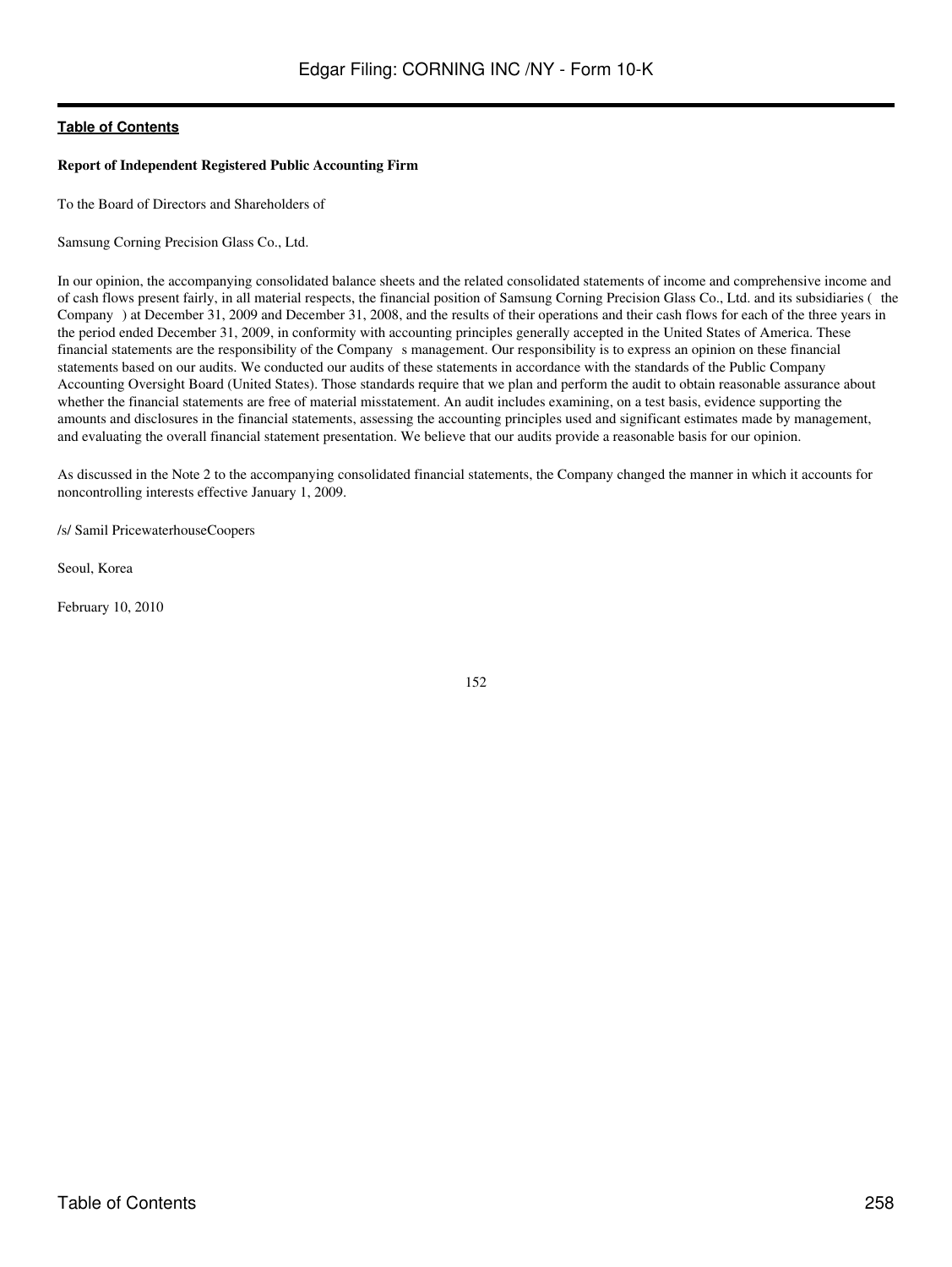**Report of Independent Registered Public Accounting Firm**

To the Board of Directors and Shareholders of

Samsung Corning Precision Glass Co., Ltd.

In our opinion, the accompanying consolidated balance sheets and the related consolidated statements of income and comprehensive income and of cash flows present fairly, in all material respects, the financial position of Samsung Corning Precision Glass Co., Ltd. and its subsidiaries ( the Company ) at December 31, 2009 and December 31, 2008, and the results of their operations and their cash flows for each of the three years in the period ended December 31, 2009, in conformity with accounting principles generally accepted in the United States of America. These financial statements are the responsibility of the Company s management. Our responsibility is to express an opinion on these financial statements based on our audits. We conducted our audits of these statements in accordance with the standards of the Public Company Accounting Oversight Board (United States). Those standards require that we plan and perform the audit to obtain reasonable assurance about whether the financial statements are free of material misstatement. An audit includes examining, on a test basis, evidence supporting the amounts and disclosures in the financial statements, assessing the accounting principles used and significant estimates made by management, and evaluating the overall financial statement presentation. We believe that our audits provide a reasonable basis for our opinion.

As discussed in the Note 2 to the accompanying consolidated financial statements, the Company changed the manner in which it accounts for noncontrolling interests effective January 1, 2009.

/s/ Samil PricewaterhouseCoopers

Seoul, Korea

February 10, 2010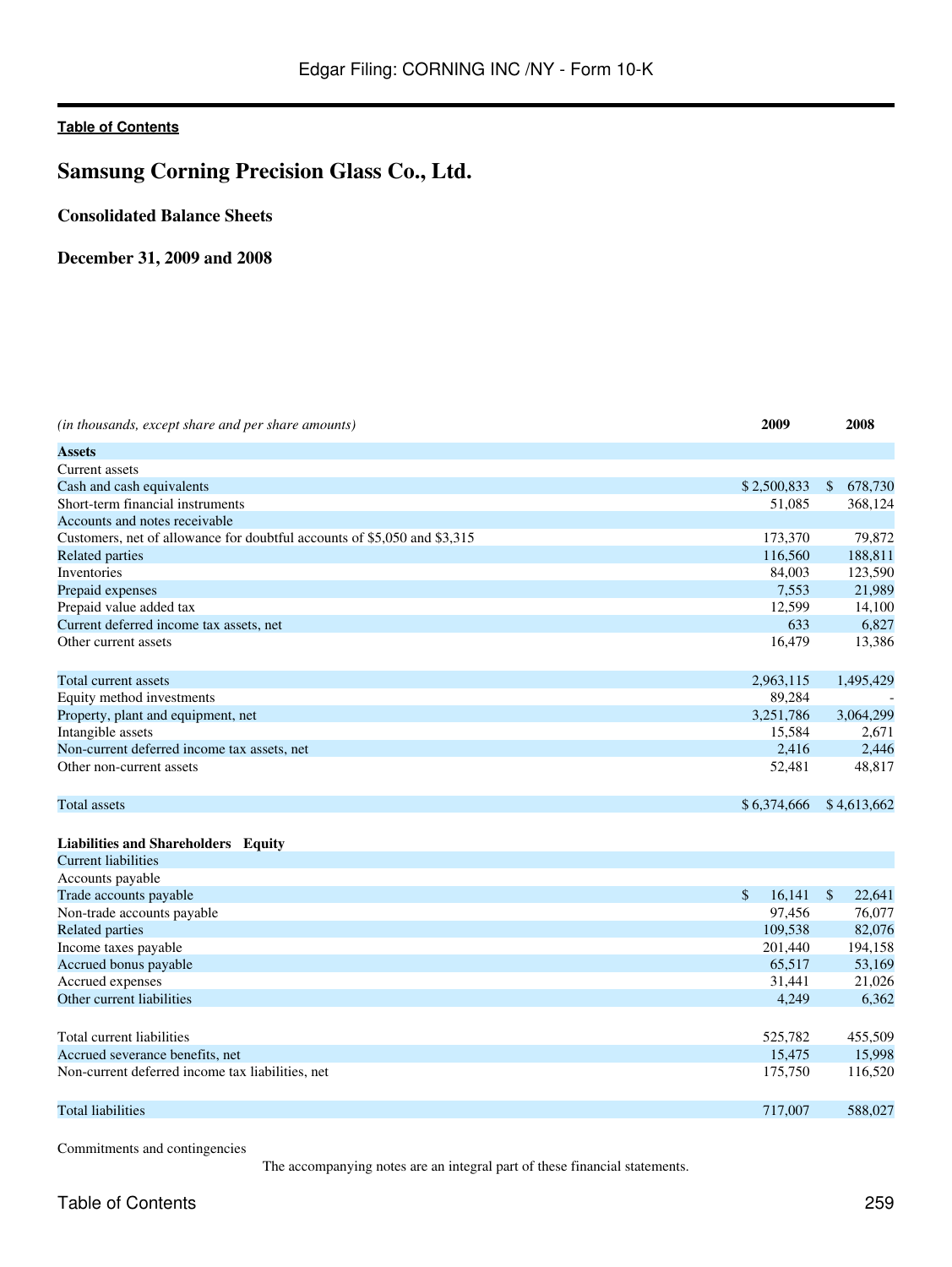## Samsung Corning Precision Glass Co., Ltd.

### Consolidated Balance Sheets

### December 31, 2009 and 2008

| *(in thousands, except share and per share amounts)* | **2009** | **2008** |
|---|---|---|
| **Assets** | | |
| Current assets | | |
| Cash and cash equivalents | $ 2,500,833 | $ 678,730 |
| Short-term financial instruments | 51,085 | 368,124 |
| Accounts and notes receivable | | |
| Customers, net of allowance for doubtful accounts of $5,050 and $3,315 | 173,370 | 79,872 |
| Related parties | 116,560 | 188,811 |
| Inventories | 84,003 | 123,590 |
| Prepaid expenses | 7,553 | 21,989 |
| Prepaid value added tax | 12,599 | 14,100 |
| Current deferred income tax assets, net | 633 | 6,827 |
| Other current assets | 16,479 | 13,386 |
| Total current assets | 2,963,115 | 1,495,429 |
| Equity method investments | 89,284 | - |
| Property, plant and equipment, net | 3,251,786 | 3,064,299 |
| Intangible assets | 15,584 | 2,671 |
| Non-current deferred income tax assets, net | 2,416 | 2,446 |
| Other non-current assets | 52,481 | 48,817 |
| Total assets | $ 6,374,666 | $ 4,613,662 |
| **Liabilities and Shareholders Equity** | | |
| Current liabilities | | |
| Accounts payable | | |
| Trade accounts payable | $ 16,141 | $ 22,641 |
| Non-trade accounts payable | 97,456 | 76,077 |
| Related parties | 109,538 | 82,076 |
| Income taxes payable | 201,440 | 194,158 |
| Accrued bonus payable | 65,517 | 53,169 |
| Accrued expenses | 31,441 | 21,026 |
| Other current liabilities | 4,249 | 6,362 |
| Total current liabilities | 525,782 | 455,509 |
| Accrued severance benefits, net | 15,475 | 15,998 |
| Non-current deferred income tax liabilities, net | 175,750 | 116,520 |
| Total liabilities | 717,007 | 588,027 |

Commitments and contingencies

The accompanying notes are an integral part of these financial statements.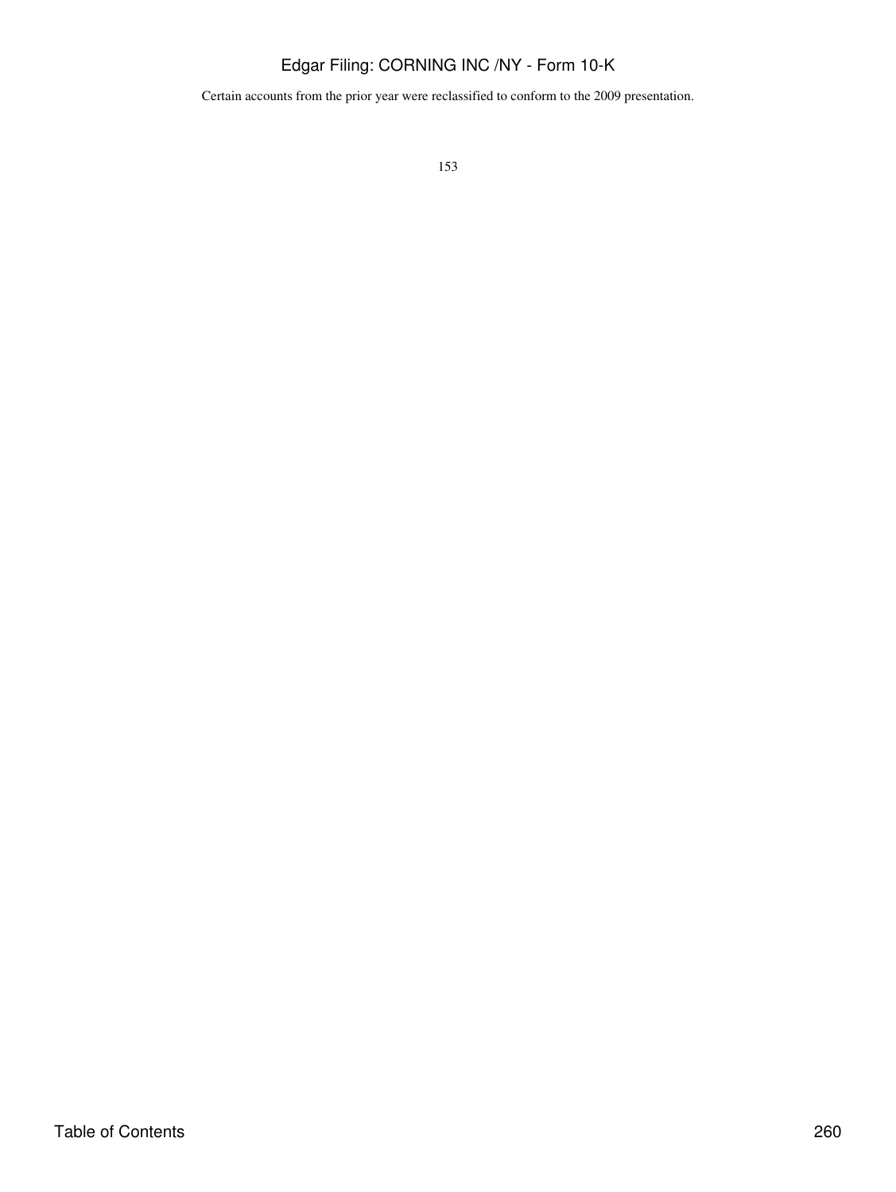Certain accounts from the prior year were reclassified to conform to the 2009 presentation.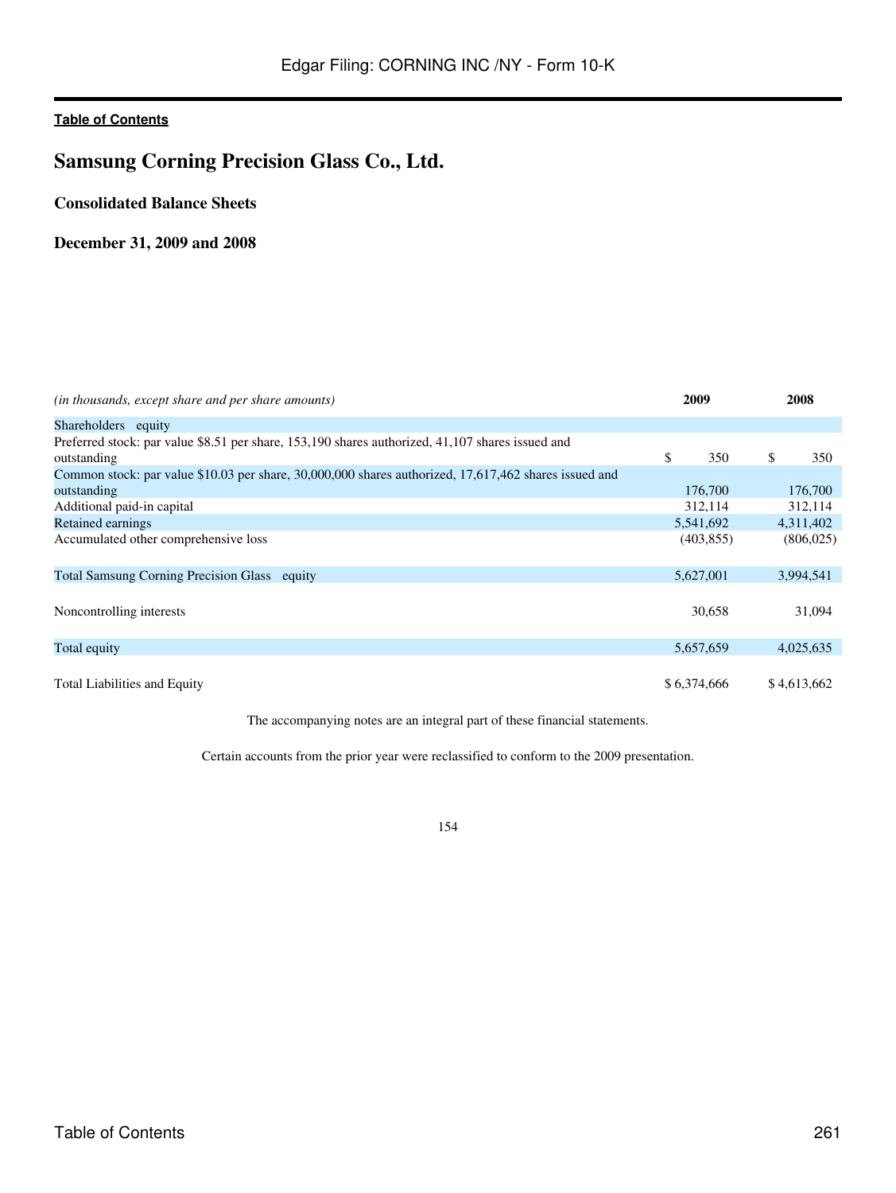## Samsung Corning Precision Glass Co., Ltd.

### Consolidated Balance Sheets

### December 31, 2009 and 2008

| *(in thousands, except share and per share amounts)* | 2009 | 2008 |
| --- | --- | --- |
| Shareholders equity | | |
| Preferred stock: par value $8.51 per share, 153,190 shares authorized, 41,107 shares issued and outstanding | $ 350 | $ 350 |
| Common stock: par value $10.03 per share, 30,000,000 shares authorized, 17,617,462 shares issued and outstanding | 176,700 | 176,700 |
| Additional paid-in capital | 312,114 | 312,114 |
| Retained earnings | 5,541,692 | 4,311,402 |
| Accumulated other comprehensive loss | (403,855) | (806,025) |
| Total Samsung Corning Precision Glass equity | 5,627,001 | 3,994,541 |
| Noncontrolling interests | 30,658 | 31,094 |
| Total equity | 5,657,659 | 4,025,635 |
| Total Liabilities and Equity | $ 6,374,666 | $ 4,613,662 |

The accompanying notes are an integral part of these financial statements.

Certain accounts from the prior year were reclassified to conform to the 2009 presentation.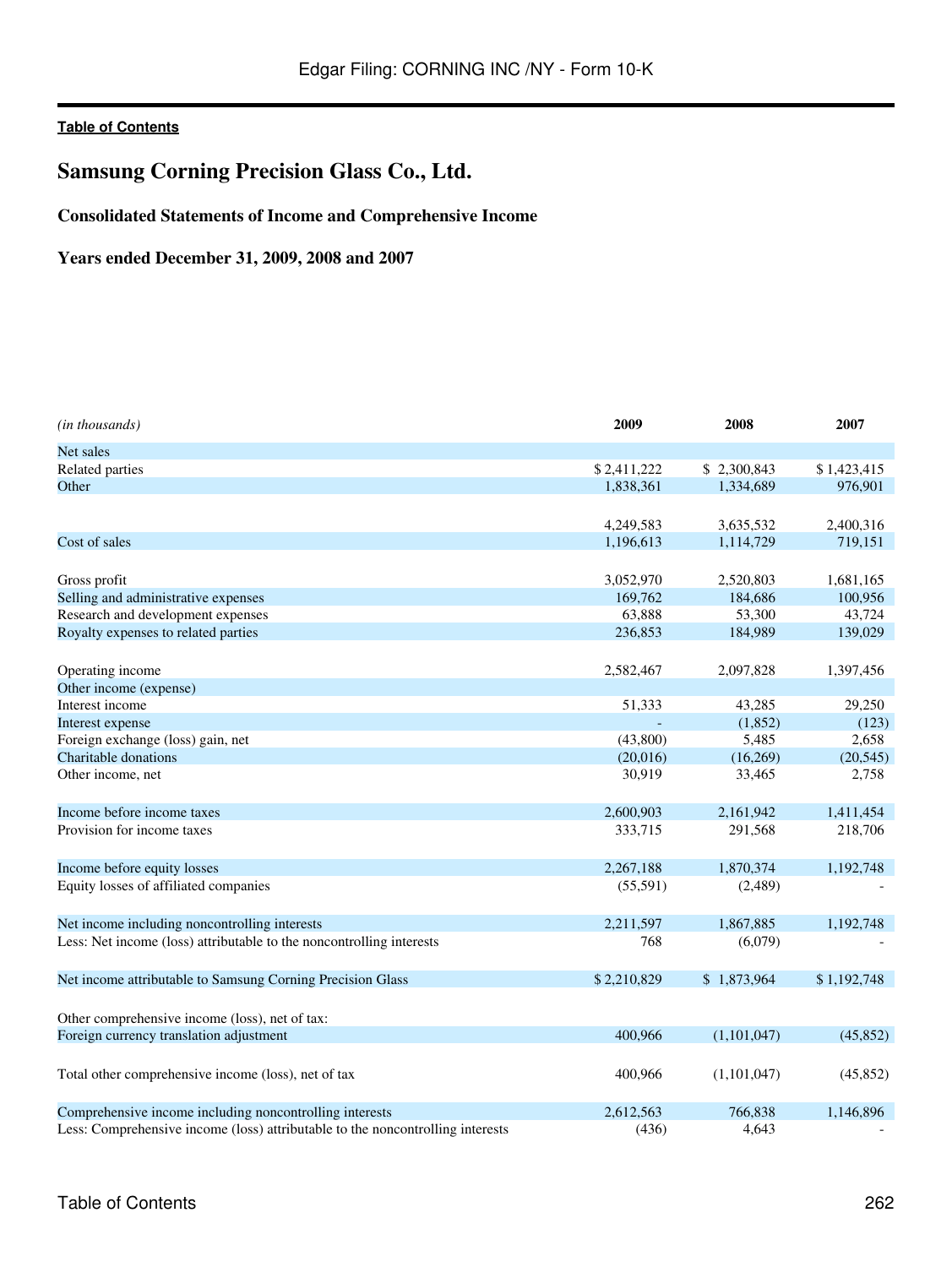[Table of Contents](#)

# Samsung Corning Precision Glass Co., Ltd.

## Consolidated Statements of Income and Comprehensive Income

## Years ended December 31, 2009, 2008 and 2007

| *(in thousands)* | 2009 | 2008 | 2007 |
|---|---|---|---|
| Net sales | | | |
| Related parties | $ 2,411,222 | $ 2,300,843 | $ 1,423,415 |
| Other | 1,838,361 | 1,334,689 | 976,901 |
| | 4,249,583 | 3,635,532 | 2,400,316 |
| Cost of sales | 1,196,613 | 1,114,729 | 719,151 |
| Gross profit | 3,052,970 | 2,520,803 | 1,681,165 |
| Selling and administrative expenses | 169,762 | 184,686 | 100,956 |
| Research and development expenses | 63,888 | 53,300 | 43,724 |
| Royalty expenses to related parties | 236,853 | 184,989 | 139,029 |
| Operating income | 2,582,467 | 2,097,828 | 1,397,456 |
| Other income (expense) | | | |
| Interest income | 51,333 | 43,285 | 29,250 |
| Interest expense | - | (1,852) | (123) |
| Foreign exchange (loss) gain, net | (43,800) | 5,485 | 2,658 |
| Charitable donations | (20,016) | (16,269) | (20,545) |
| Other income, net | 30,919 | 33,465 | 2,758 |
| Income before income taxes | 2,600,903 | 2,161,942 | 1,411,454 |
| Provision for income taxes | 333,715 | 291,568 | 218,706 |
| Income before equity losses | 2,267,188 | 1,870,374 | 1,192,748 |
| Equity losses of affiliated companies | (55,591) | (2,489) | - |
| Net income including noncontrolling interests | 2,211,597 | 1,867,885 | 1,192,748 |
| Less: Net income (loss) attributable to the noncontrolling interests | 768 | (6,079) | - |
| Net income attributable to Samsung Corning Precision Glass | $ 2,210,829 | $ 1,873,964 | $ 1,192,748 |
| Other comprehensive income (loss), net of tax: | | | |
| Foreign currency translation adjustment | 400,966 | (1,101,047) | (45,852) |
| Total other comprehensive income (loss), net of tax | 400,966 | (1,101,047) | (45,852) |
| Comprehensive income including noncontrolling interests | 2,612,563 | 766,838 | 1,146,896 |
| Less: Comprehensive income (loss) attributable to the noncontrolling interests | (436) | 4,643 | - |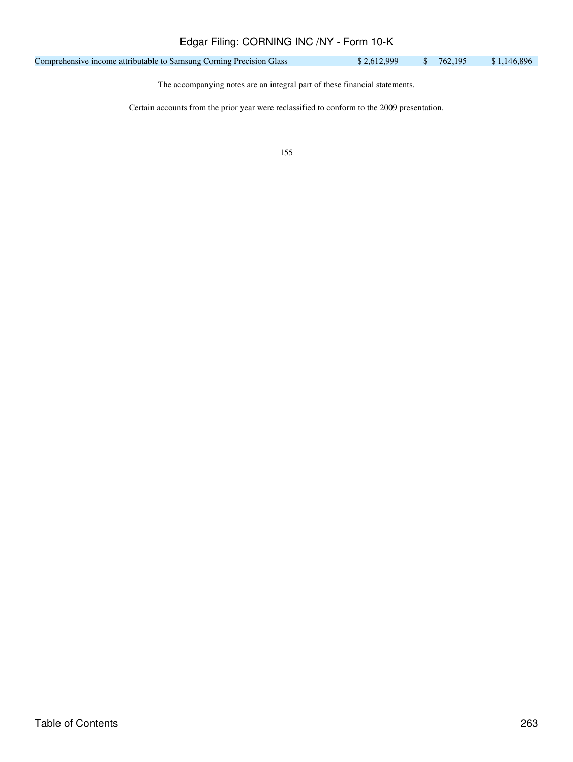| | | | |
|---|---|---|---|
| Comprehensive income attributable to Samsung Corning Precision Glass | $ 2,612,999 | $ 762,195 | $ 1,146,896 |

The accompanying notes are an integral part of these financial statements.

Certain accounts from the prior year were reclassified to conform to the 2009 presentation.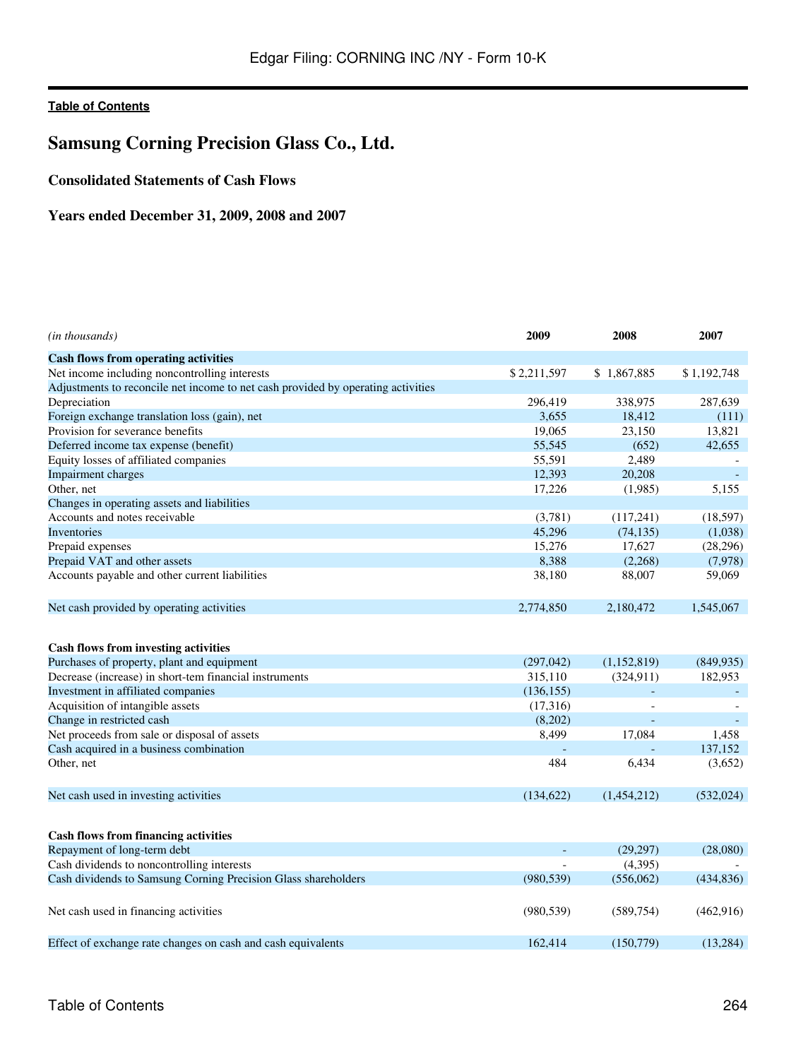# Samsung Corning Precision Glass Co., Ltd.

## Consolidated Statements of Cash Flows

## Years ended December 31, 2009, 2008 and 2007

| *(in thousands)* | 2009 | 2008 | 2007 |
|---|---|---|---|
| **Cash flows from operating activities** | | | |
| Net income including noncontrolling interests | $ 2,211,597 | $ 1,867,885 | $ 1,192,748 |
| Adjustments to reconcile net income to net cash provided by operating activities | | | |
| Depreciation | 296,419 | 338,975 | 287,639 |
| Foreign exchange translation loss (gain), net | 3,655 | 18,412 | (111) |
| Provision for severance benefits | 19,065 | 23,150 | 13,821 |
| Deferred income tax expense (benefit) | 55,545 | (652) | 42,655 |
| Equity losses of affiliated companies | 55,591 | 2,489 | - |
| Impairment charges | 12,393 | 20,208 | - |
| Other, net | 17,226 | (1,985) | 5,155 |
| Changes in operating assets and liabilities | | | |
| Accounts and notes receivable | (3,781) | (117,241) | (18,597) |
| Inventories | 45,296 | (74,135) | (1,038) |
| Prepaid expenses | 15,276 | 17,627 | (28,296) |
| Prepaid VAT and other assets | 8,388 | (2,268) | (7,978) |
| Accounts payable and other current liabilities | 38,180 | 88,007 | 59,069 |
| Net cash provided by operating activities | 2,774,850 | 2,180,472 | 1,545,067 |
| **Cash flows from investing activities** | | | |
| Purchases of property, plant and equipment | (297,042) | (1,152,819) | (849,935) |
| Decrease (increase) in short-tem financial instruments | 315,110 | (324,911) | 182,953 |
| Investment in affiliated companies | (136,155) | - | - |
| Acquisition of intangible assets | (17,316) | - | - |
| Change in restricted cash | (8,202) | - | - |
| Net proceeds from sale or disposal of assets | 8,499 | 17,084 | 1,458 |
| Cash acquired in a business combination | - | - | 137,152 |
| Other, net | 484 | 6,434 | (3,652) |
| Net cash used in investing activities | (134,622) | (1,454,212) | (532,024) |
| **Cash flows from financing activities** | | | |
| Repayment of long-term debt | - | (29,297) | (28,080) |
| Cash dividends to noncontrolling interests | - | (4,395) | - |
| Cash dividends to Samsung Corning Precision Glass shareholders | (980,539) | (556,062) | (434,836) |
| Net cash used in financing activities | (980,539) | (589,754) | (462,916) |
| Effect of exchange rate changes on cash and cash equivalents | 162,414 | (150,779) | (13,284) |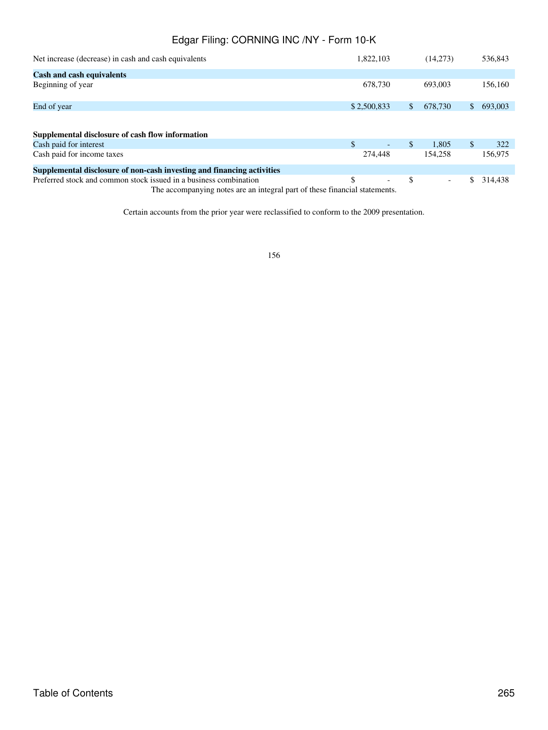| | | | |
|---|---|---|---|
| Net increase (decrease) in cash and cash equivalents | 1,822,103 | (14,273) | 536,843 |
| **Cash and cash equivalents** | | | |
| Beginning of year | 678,730 | 693,003 | 156,160 |
| End of year | $ 2,500,833 | $ 678,730 | $ 693,003 |
| | | | |
| **Supplemental disclosure of cash flow information** | | | |
| Cash paid for interest | $ - | $ 1,805 | $ 322 |
| Cash paid for income taxes | 274,448 | 154,258 | 156,975 |
| **Supplemental disclosure of non-cash investing and financing activities** | | | |
| Preferred stock and common stock issued in a business combination | $ - | $ - | $ 314,438 |

The accompanying notes are an integral part of these financial statements.

Certain accounts from the prior year were reclassified to conform to the 2009 presentation.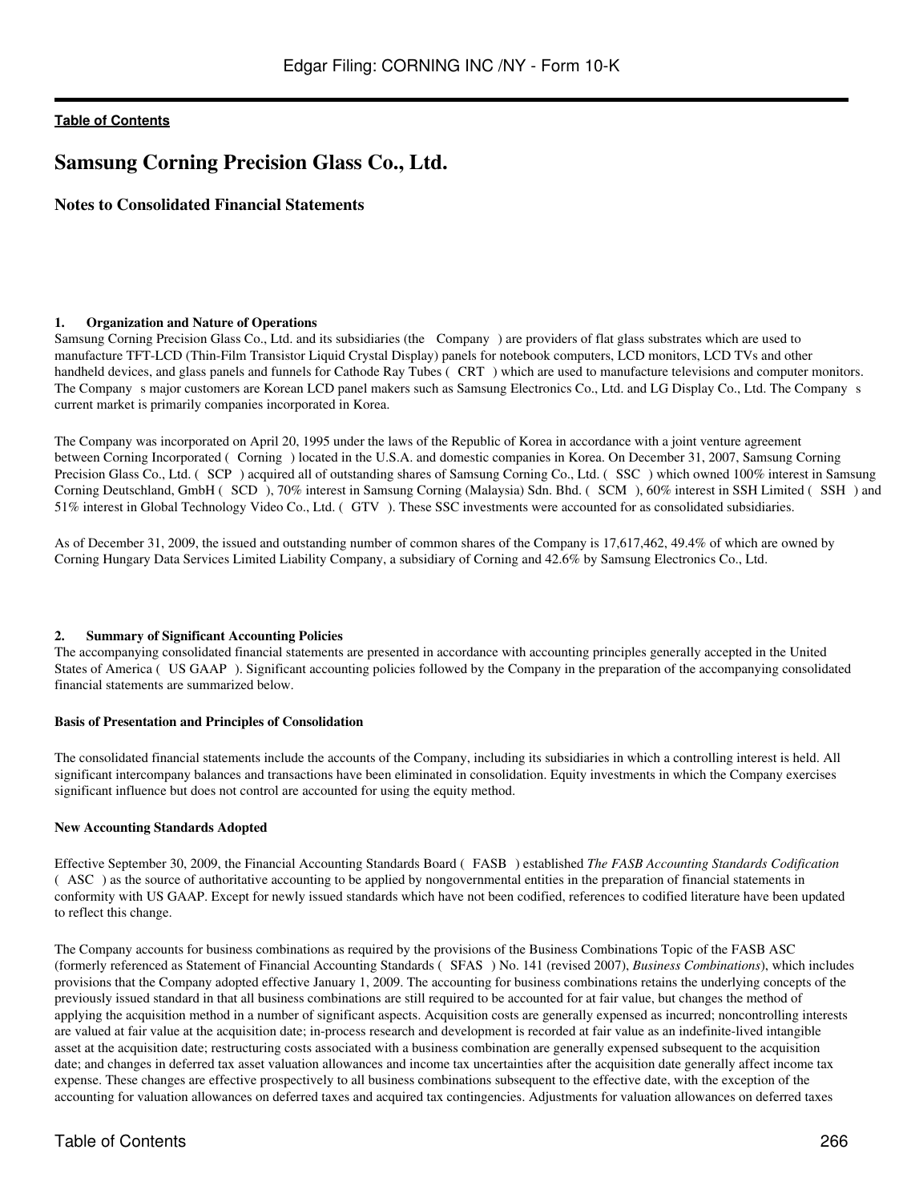# Samsung Corning Precision Glass Co., Ltd.

## Notes to Consolidated Financial Statements

### 1. Organization and Nature of Operations

Samsung Corning Precision Glass Co., Ltd. and its subsidiaries (the Company ) are providers of flat glass substrates which are used to manufacture TFT-LCD (Thin-Film Transistor Liquid Crystal Display) panels for notebook computers, LCD monitors, LCD TVs and other handheld devices, and glass panels and funnels for Cathode Ray Tubes ( CRT ) which are used to manufacture televisions and computer monitors. The Company s major customers are Korean LCD panel makers such as Samsung Electronics Co., Ltd. and LG Display Co., Ltd. The Company s current market is primarily companies incorporated in Korea.

The Company was incorporated on April 20, 1995 under the laws of the Republic of Korea in accordance with a joint venture agreement between Corning Incorporated ( Corning ) located in the U.S.A. and domestic companies in Korea. On December 31, 2007, Samsung Corning Precision Glass Co., Ltd. ( SCP ) acquired all of outstanding shares of Samsung Corning Co., Ltd. ( SSC ) which owned 100% interest in Samsung Corning Deutschland, GmbH ( SCD ), 70% interest in Samsung Corning (Malaysia) Sdn. Bhd. ( SCM ), 60% interest in SSH Limited ( SSH ) and 51% interest in Global Technology Video Co., Ltd. ( GTV ). These SSC investments were accounted for as consolidated subsidiaries.

As of December 31, 2009, the issued and outstanding number of common shares of the Company is 17,617,462, 49.4% of which are owned by Corning Hungary Data Services Limited Liability Company, a subsidiary of Corning and 42.6% by Samsung Electronics Co., Ltd.

### 2. Summary of Significant Accounting Policies

The accompanying consolidated financial statements are presented in accordance with accounting principles generally accepted in the United States of America ( US GAAP ). Significant accounting policies followed by the Company in the preparation of the accompanying consolidated financial statements are summarized below.

**Basis of Presentation and Principles of Consolidation**

The consolidated financial statements include the accounts of the Company, including its subsidiaries in which a controlling interest is held. All significant intercompany balances and transactions have been eliminated in consolidation. Equity investments in which the Company exercises significant influence but does not control are accounted for using the equity method.

**New Accounting Standards Adopted**

Effective September 30, 2009, the Financial Accounting Standards Board ( FASB ) established *The FASB Accounting Standards Codification* ( ASC ) as the source of authoritative accounting to be applied by nongovernmental entities in the preparation of financial statements in conformity with US GAAP. Except for newly issued standards which have not been codified, references to codified literature have been updated to reflect this change.

The Company accounts for business combinations as required by the provisions of the Business Combinations Topic of the FASB ASC (formerly referenced as Statement of Financial Accounting Standards ( SFAS ) No. 141 (revised 2007), *Business Combinations*), which includes provisions that the Company adopted effective January 1, 2009. The accounting for business combinations retains the underlying concepts of the previously issued standard in that all business combinations are still required to be accounted for at fair value, but changes the method of applying the acquisition method in a number of significant aspects. Acquisition costs are generally expensed as incurred; noncontrolling interests are valued at fair value at the acquisition date; in-process research and development is recorded at fair value as an indefinite-lived intangible asset at the acquisition date; restructuring costs associated with a business combination are generally expensed subsequent to the acquisition date; and changes in deferred tax asset valuation allowances and income tax uncertainties after the acquisition date generally affect income tax expense. These changes are effective prospectively to all business combinations subsequent to the effective date, with the exception of the accounting for valuation allowances on deferred taxes and acquired tax contingencies. Adjustments for valuation allowances on deferred taxes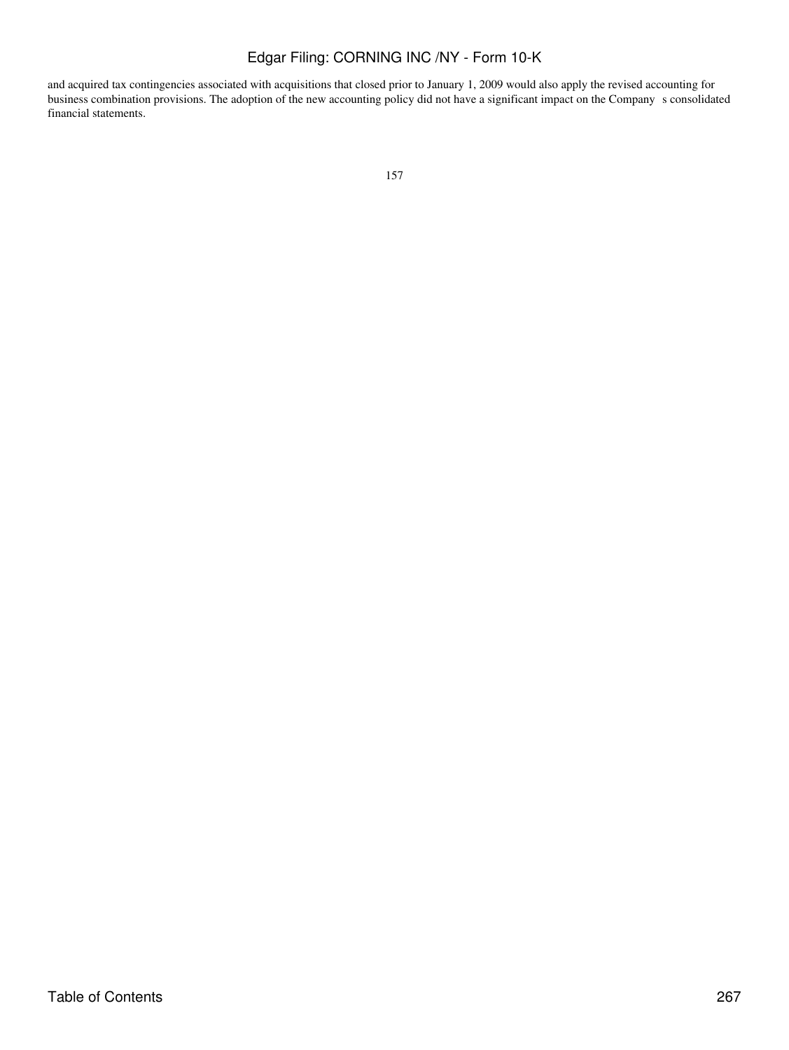and acquired tax contingencies associated with acquisitions that closed prior to January 1, 2009 would also apply the revised accounting for business combination provisions. The adoption of the new accounting policy did not have a significant impact on the Company s consolidated financial statements.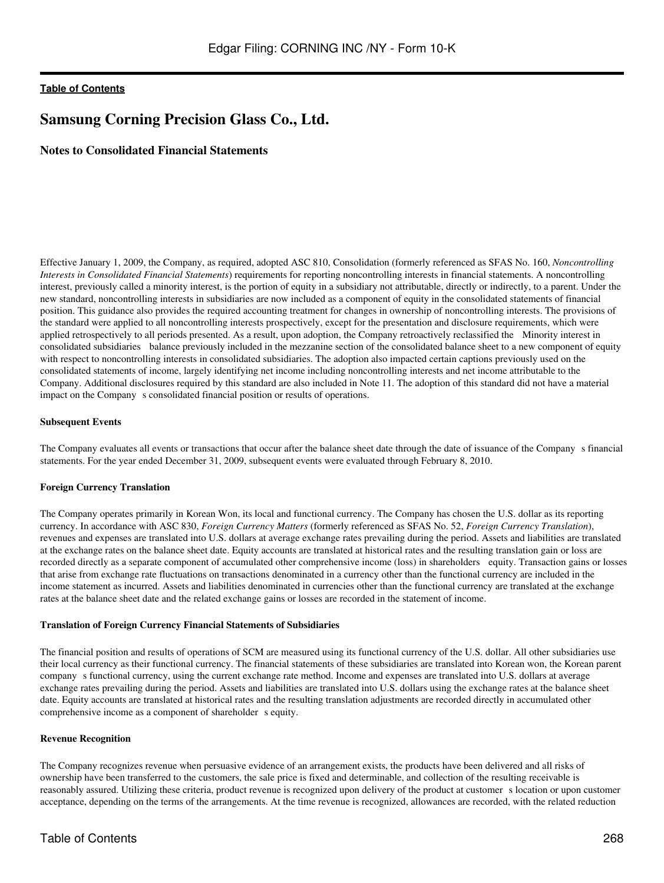# Samsung Corning Precision Glass Co., Ltd.

## Notes to Consolidated Financial Statements

Effective January 1, 2009, the Company, as required, adopted ASC 810, Consolidation (formerly referenced as SFAS No. 160, *Noncontrolling Interests in Consolidated Financial Statements*) requirements for reporting noncontrolling interests in financial statements. A noncontrolling interest, previously called a minority interest, is the portion of equity in a subsidiary not attributable, directly or indirectly, to a parent. Under the new standard, noncontrolling interests in subsidiaries are now included as a component of equity in the consolidated statements of financial position. This guidance also provides the required accounting treatment for changes in ownership of noncontrolling interests. The provisions of the standard were applied to all noncontrolling interests prospectively, except for the presentation and disclosure requirements, which were applied retrospectively to all periods presented. As a result, upon adoption, the Company retroactively reclassified the Minority interest in consolidated subsidiaries balance previously included in the mezzanine section of the consolidated balance sheet to a new component of equity with respect to noncontrolling interests in consolidated subsidiaries. The adoption also impacted certain captions previously used on the consolidated statements of income, largely identifying net income including noncontrolling interests and net income attributable to the Company. Additional disclosures required by this standard are also included in Note 11. The adoption of this standard did not have a material impact on the Company s consolidated financial position or results of operations.

#### Subsequent Events

The Company evaluates all events or transactions that occur after the balance sheet date through the date of issuance of the Company s financial statements. For the year ended December 31, 2009, subsequent events were evaluated through February 8, 2010.

#### Foreign Currency Translation

The Company operates primarily in Korean Won, its local and functional currency. The Company has chosen the U.S. dollar as its reporting currency. In accordance with ASC 830, *Foreign Currency Matters* (formerly referenced as SFAS No. 52, *Foreign Currency Translation*), revenues and expenses are translated into U.S. dollars at average exchange rates prevailing during the period. Assets and liabilities are translated at the exchange rates on the balance sheet date. Equity accounts are translated at historical rates and the resulting translation gain or loss are recorded directly as a separate component of accumulated other comprehensive income (loss) in shareholders equity. Transaction gains or losses that arise from exchange rate fluctuations on transactions denominated in a currency other than the functional currency are included in the income statement as incurred. Assets and liabilities denominated in currencies other than the functional currency are translated at the exchange rates at the balance sheet date and the related exchange gains or losses are recorded in the statement of income.

#### Translation of Foreign Currency Financial Statements of Subsidiaries

The financial position and results of operations of SCM are measured using its functional currency of the U.S. dollar. All other subsidiaries use their local currency as their functional currency. The financial statements of these subsidiaries are translated into Korean won, the Korean parent company s functional currency, using the current exchange rate method. Income and expenses are translated into U.S. dollars at average exchange rates prevailing during the period. Assets and liabilities are translated into U.S. dollars using the exchange rates at the balance sheet date. Equity accounts are translated at historical rates and the resulting translation adjustments are recorded directly in accumulated other comprehensive income as a component of shareholder s equity.

#### Revenue Recognition

The Company recognizes revenue when persuasive evidence of an arrangement exists, the products have been delivered and all risks of ownership have been transferred to the customers, the sale price is fixed and determinable, and collection of the resulting receivable is reasonably assured. Utilizing these criteria, product revenue is recognized upon delivery of the product at customer s location or upon customer acceptance, depending on the terms of the arrangements. At the time revenue is recognized, allowances are recorded, with the related reduction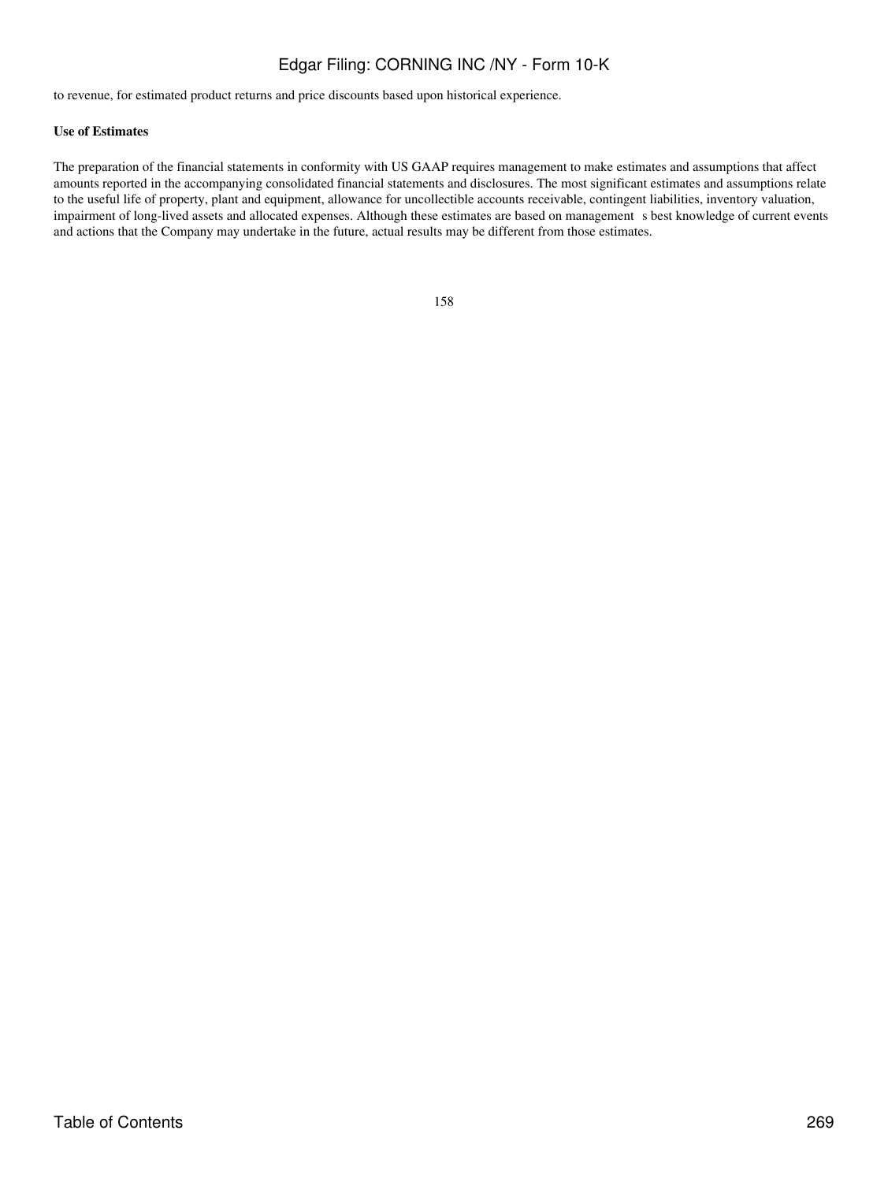to revenue, for estimated product returns and price discounts based upon historical experience.

**Use of Estimates**

The preparation of the financial statements in conformity with US GAAP requires management to make estimates and assumptions that affect amounts reported in the accompanying consolidated financial statements and disclosures. The most significant estimates and assumptions relate to the useful life of property, plant and equipment, allowance for uncollectible accounts receivable, contingent liabilities, inventory valuation, impairment of long-lived assets and allocated expenses. Although these estimates are based on management s best knowledge of current events and actions that the Company may undertake in the future, actual results may be different from those estimates.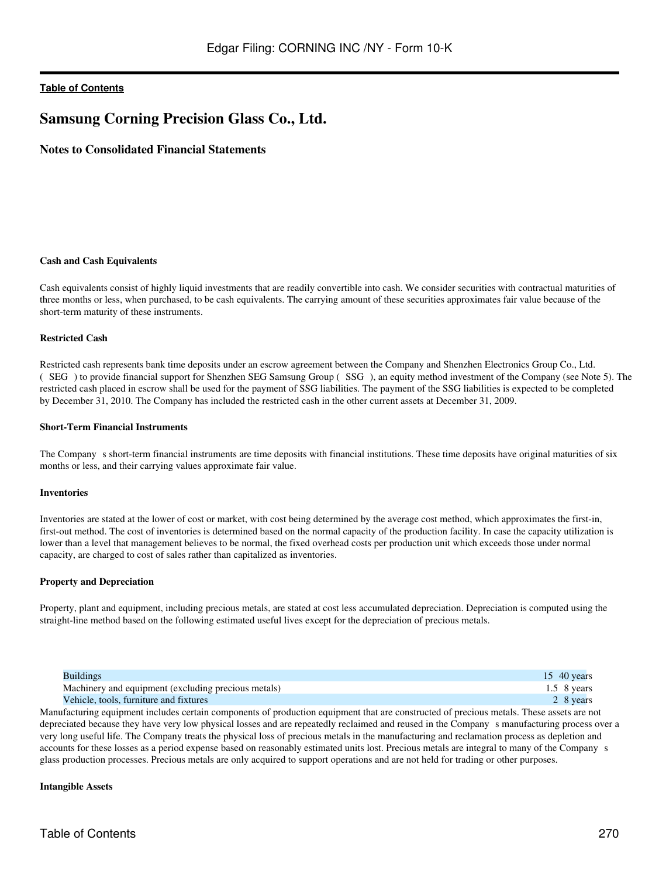## Samsung Corning Precision Glass Co., Ltd.

### Notes to Consolidated Financial Statements

**Cash and Cash Equivalents**

Cash equivalents consist of highly liquid investments that are readily convertible into cash. We consider securities with contractual maturities of three months or less, when purchased, to be cash equivalents. The carrying amount of these securities approximates fair value because of the short-term maturity of these instruments.

**Restricted Cash**

Restricted cash represents bank time deposits under an escrow agreement between the Company and Shenzhen Electronics Group Co., Ltd. ( SEG ) to provide financial support for Shenzhen SEG Samsung Group ( SSG ), an equity method investment of the Company (see Note 5). The restricted cash placed in escrow shall be used for the payment of SSG liabilities. The payment of the SSG liabilities is expected to be completed by December 31, 2010. The Company has included the restricted cash in the other current assets at December 31, 2009.

**Short-Term Financial Instruments**

The Company s short-term financial instruments are time deposits with financial institutions. These time deposits have original maturities of six months or less, and their carrying values approximate fair value.

**Inventories**

Inventories are stated at the lower of cost or market, with cost being determined by the average cost method, which approximates the first-in, first-out method. The cost of inventories is determined based on the normal capacity of the production facility. In case the capacity utilization is lower than a level that management believes to be normal, the fixed overhead costs per production unit which exceeds those under normal capacity, are charged to cost of sales rather than capitalized as inventories.

**Property and Depreciation**

Property, plant and equipment, including precious metals, are stated at cost less accumulated depreciation. Depreciation is computed using the straight-line method based on the following estimated useful lives except for the depreciation of precious metals.

| | |
|---|---|
| Buildings | 15 40 years |
| Machinery and equipment (excluding precious metals) | 1.5 8 years |
| Vehicle, tools, furniture and fixtures | 2 8 years |

Manufacturing equipment includes certain components of production equipment that are constructed of precious metals. These assets are not depreciated because they have very low physical losses and are repeatedly reclaimed and reused in the Company s manufacturing process over a very long useful life. The Company treats the physical loss of precious metals in the manufacturing and reclamation process as depletion and accounts for these losses as a period expense based on reasonably estimated units lost. Precious metals are integral to many of the Company s glass production processes. Precious metals are only acquired to support operations and are not held for trading or other purposes.

**Intangible Assets**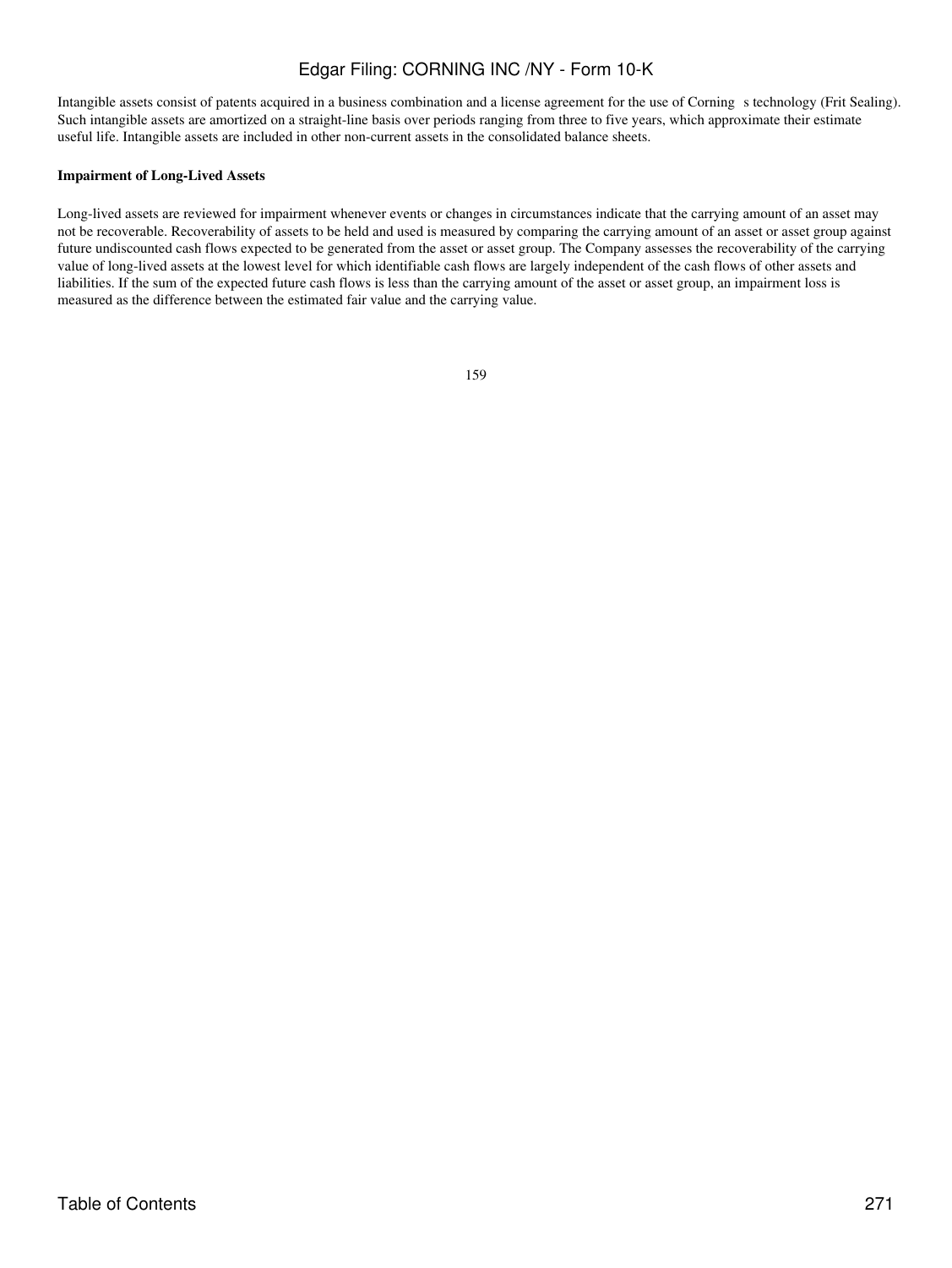Intangible assets consist of patents acquired in a business combination and a license agreement for the use of Corning s technology (Frit Sealing). Such intangible assets are amortized on a straight-line basis over periods ranging from three to five years, which approximate their estimate useful life. Intangible assets are included in other non-current assets in the consolidated balance sheets.

**Impairment of Long-Lived Assets**

Long-lived assets are reviewed for impairment whenever events or changes in circumstances indicate that the carrying amount of an asset may not be recoverable. Recoverability of assets to be held and used is measured by comparing the carrying amount of an asset or asset group against future undiscounted cash flows expected to be generated from the asset or asset group. The Company assesses the recoverability of the carrying value of long-lived assets at the lowest level for which identifiable cash flows are largely independent of the cash flows of other assets and liabilities. If the sum of the expected future cash flows is less than the carrying amount of the asset or asset group, an impairment loss is measured as the difference between the estimated fair value and the carrying value.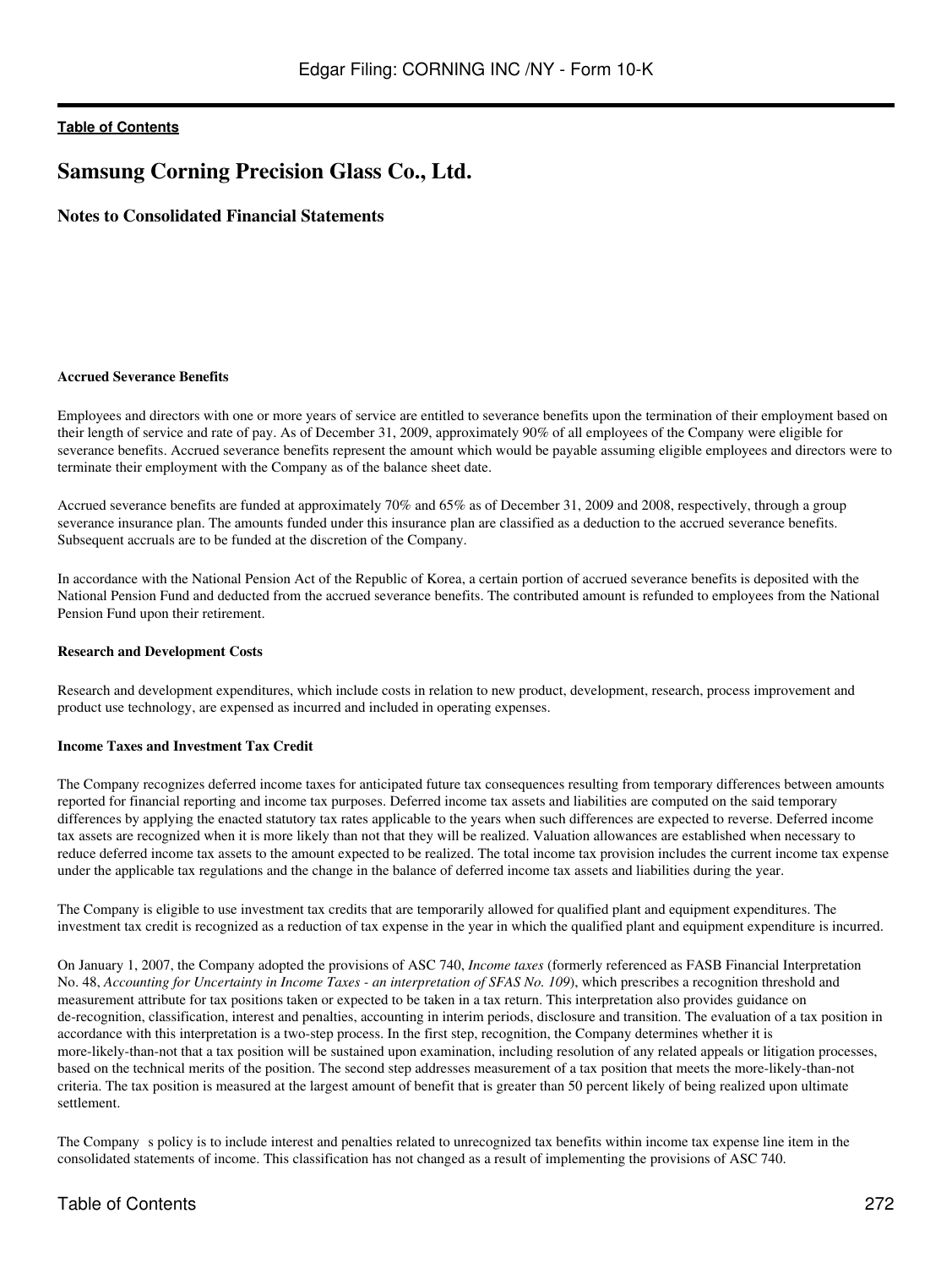# Samsung Corning Precision Glass Co., Ltd.

## Notes to Consolidated Financial Statements

**Accrued Severance Benefits**

Employees and directors with one or more years of service are entitled to severance benefits upon the termination of their employment based on their length of service and rate of pay. As of December 31, 2009, approximately 90% of all employees of the Company were eligible for severance benefits. Accrued severance benefits represent the amount which would be payable assuming eligible employees and directors were to terminate their employment with the Company as of the balance sheet date.

Accrued severance benefits are funded at approximately 70% and 65% as of December 31, 2009 and 2008, respectively, through a group severance insurance plan. The amounts funded under this insurance plan are classified as a deduction to the accrued severance benefits. Subsequent accruals are to be funded at the discretion of the Company.

In accordance with the National Pension Act of the Republic of Korea, a certain portion of accrued severance benefits is deposited with the National Pension Fund and deducted from the accrued severance benefits. The contributed amount is refunded to employees from the National Pension Fund upon their retirement.

**Research and Development Costs**

Research and development expenditures, which include costs in relation to new product, development, research, process improvement and product use technology, are expensed as incurred and included in operating expenses.

**Income Taxes and Investment Tax Credit**

The Company recognizes deferred income taxes for anticipated future tax consequences resulting from temporary differences between amounts reported for financial reporting and income tax purposes. Deferred income tax assets and liabilities are computed on the said temporary differences by applying the enacted statutory tax rates applicable to the years when such differences are expected to reverse. Deferred income tax assets are recognized when it is more likely than not that they will be realized. Valuation allowances are established when necessary to reduce deferred income tax assets to the amount expected to be realized. The total income tax provision includes the current income tax expense under the applicable tax regulations and the change in the balance of deferred income tax assets and liabilities during the year.

The Company is eligible to use investment tax credits that are temporarily allowed for qualified plant and equipment expenditures. The investment tax credit is recognized as a reduction of tax expense in the year in which the qualified plant and equipment expenditure is incurred.

On January 1, 2007, the Company adopted the provisions of ASC 740, *Income taxes* (formerly referenced as FASB Financial Interpretation No. 48, *Accounting for Uncertainty in Income Taxes - an interpretation of SFAS No. 109*), which prescribes a recognition threshold and measurement attribute for tax positions taken or expected to be taken in a tax return. This interpretation also provides guidance on de-recognition, classification, interest and penalties, accounting in interim periods, disclosure and transition. The evaluation of a tax position in accordance with this interpretation is a two-step process. In the first step, recognition, the Company determines whether it is more-likely-than-not that a tax position will be sustained upon examination, including resolution of any related appeals or litigation processes, based on the technical merits of the position. The second step addresses measurement of a tax position that meets the more-likely-than-not criteria. The tax position is measured at the largest amount of benefit that is greater than 50 percent likely of being realized upon ultimate settlement.

The Company s policy is to include interest and penalties related to unrecognized tax benefits within income tax expense line item in the consolidated statements of income. This classification has not changed as a result of implementing the provisions of ASC 740.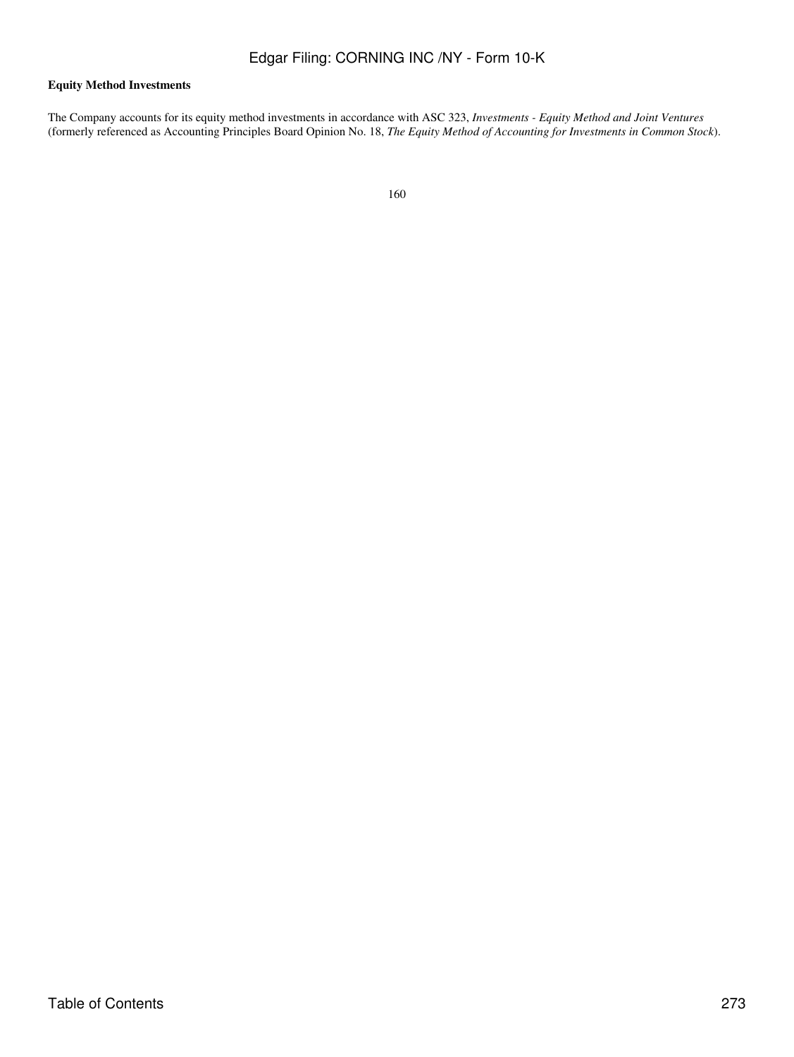**Equity Method Investments**

The Company accounts for its equity method investments in accordance with ASC 323, *Investments - Equity Method and Joint Ventures* (formerly referenced as Accounting Principles Board Opinion No. 18, *The Equity Method of Accounting for Investments in Common Stock*).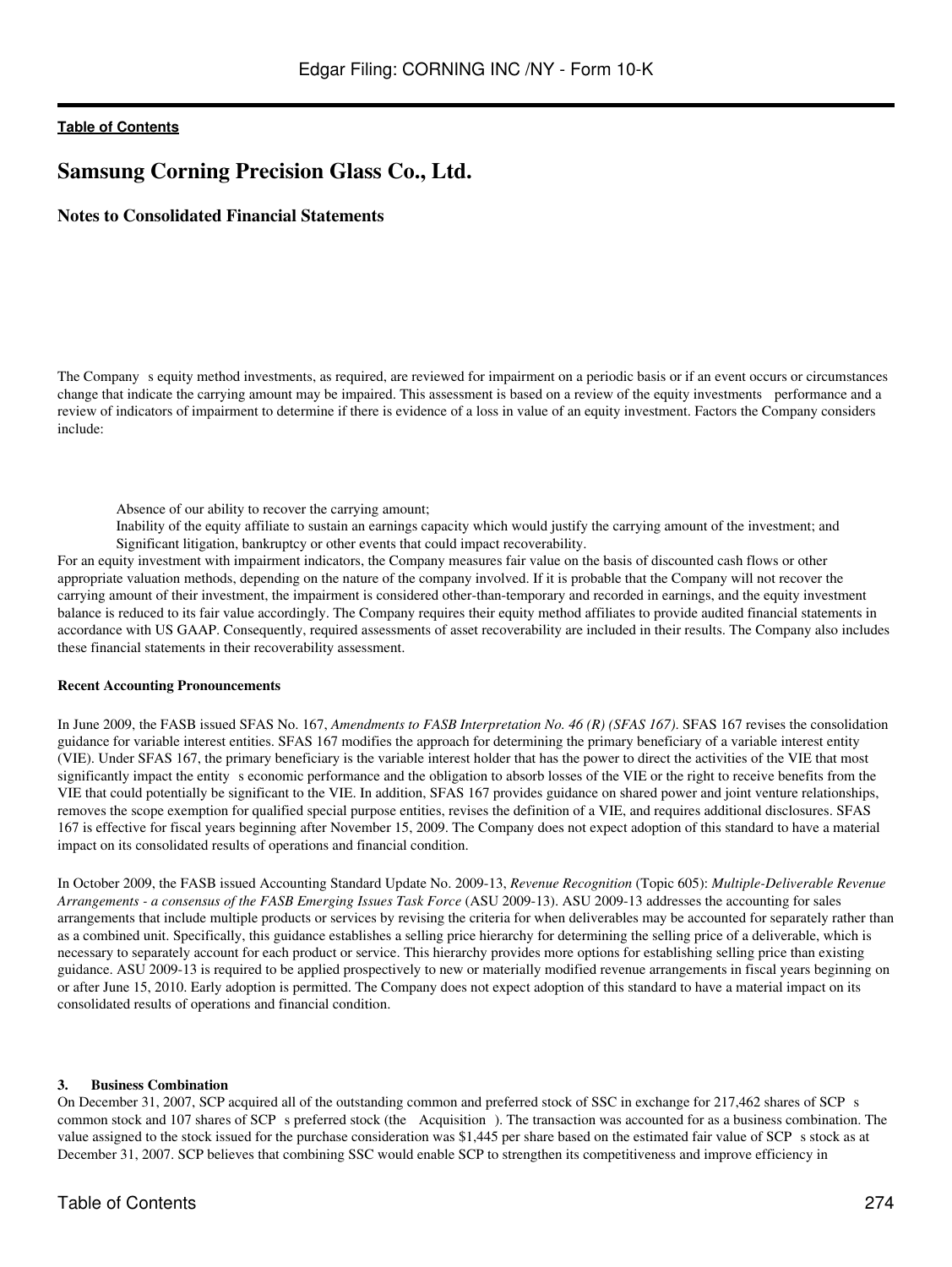## Samsung Corning Precision Glass Co., Ltd.

### Notes to Consolidated Financial Statements

The Company s equity method investments, as required, are reviewed for impairment on a periodic basis or if an event occurs or circumstances change that indicate the carrying amount may be impaired. This assessment is based on a review of the equity investments performance and a review of indicators of impairment to determine if there is evidence of a loss in value of an equity investment. Factors the Company considers include:

- Absence of our ability to recover the carrying amount;
- Inability of the equity affiliate to sustain an earnings capacity which would justify the carrying amount of the investment; and
- Significant litigation, bankruptcy or other events that could impact recoverability.

For an equity investment with impairment indicators, the Company measures fair value on the basis of discounted cash flows or other appropriate valuation methods, depending on the nature of the company involved. If it is probable that the Company will not recover the carrying amount of their investment, the impairment is considered other-than-temporary and recorded in earnings, and the equity investment balance is reduced to its fair value accordingly. The Company requires their equity method affiliates to provide audited financial statements in accordance with US GAAP. Consequently, required assessments of asset recoverability are included in their results. The Company also includes these financial statements in their recoverability assessment.

**Recent Accounting Pronouncements**

In June 2009, the FASB issued SFAS No. 167, *Amendments to FASB Interpretation No. 46 (R) (SFAS 167)*. SFAS 167 revises the consolidation guidance for variable interest entities. SFAS 167 modifies the approach for determining the primary beneficiary of a variable interest entity (VIE). Under SFAS 167, the primary beneficiary is the variable interest holder that has the power to direct the activities of the VIE that most significantly impact the entity s economic performance and the obligation to absorb losses of the VIE or the right to receive benefits from the VIE that could potentially be significant to the VIE. In addition, SFAS 167 provides guidance on shared power and joint venture relationships, removes the scope exemption for qualified special purpose entities, revises the definition of a VIE, and requires additional disclosures. SFAS 167 is effective for fiscal years beginning after November 15, 2009. The Company does not expect adoption of this standard to have a material impact on its consolidated results of operations and financial condition.

In October 2009, the FASB issued Accounting Standard Update No. 2009-13, *Revenue Recognition* (Topic 605): *Multiple-Deliverable Revenue Arrangements - a consensus of the FASB Emerging Issues Task Force* (ASU 2009-13). ASU 2009-13 addresses the accounting for sales arrangements that include multiple products or services by revising the criteria for when deliverables may be accounted for separately rather than as a combined unit. Specifically, this guidance establishes a selling price hierarchy for determining the selling price of a deliverable, which is necessary to separately account for each product or service. This hierarchy provides more options for establishing selling price than existing guidance. ASU 2009-13 is required to be applied prospectively to new or materially modified revenue arrangements in fiscal years beginning on or after June 15, 2010. Early adoption is permitted. The Company does not expect adoption of this standard to have a material impact on its consolidated results of operations and financial condition.

**3. Business Combination**

On December 31, 2007, SCP acquired all of the outstanding common and preferred stock of SSC in exchange for 217,462 shares of SCP s common stock and 107 shares of SCP s preferred stock (the Acquisition ). The transaction was accounted for as a business combination. The value assigned to the stock issued for the purchase consideration was $1,445 per share based on the estimated fair value of SCP s stock as at December 31, 2007. SCP believes that combining SSC would enable SCP to strengthen its competitiveness and improve efficiency in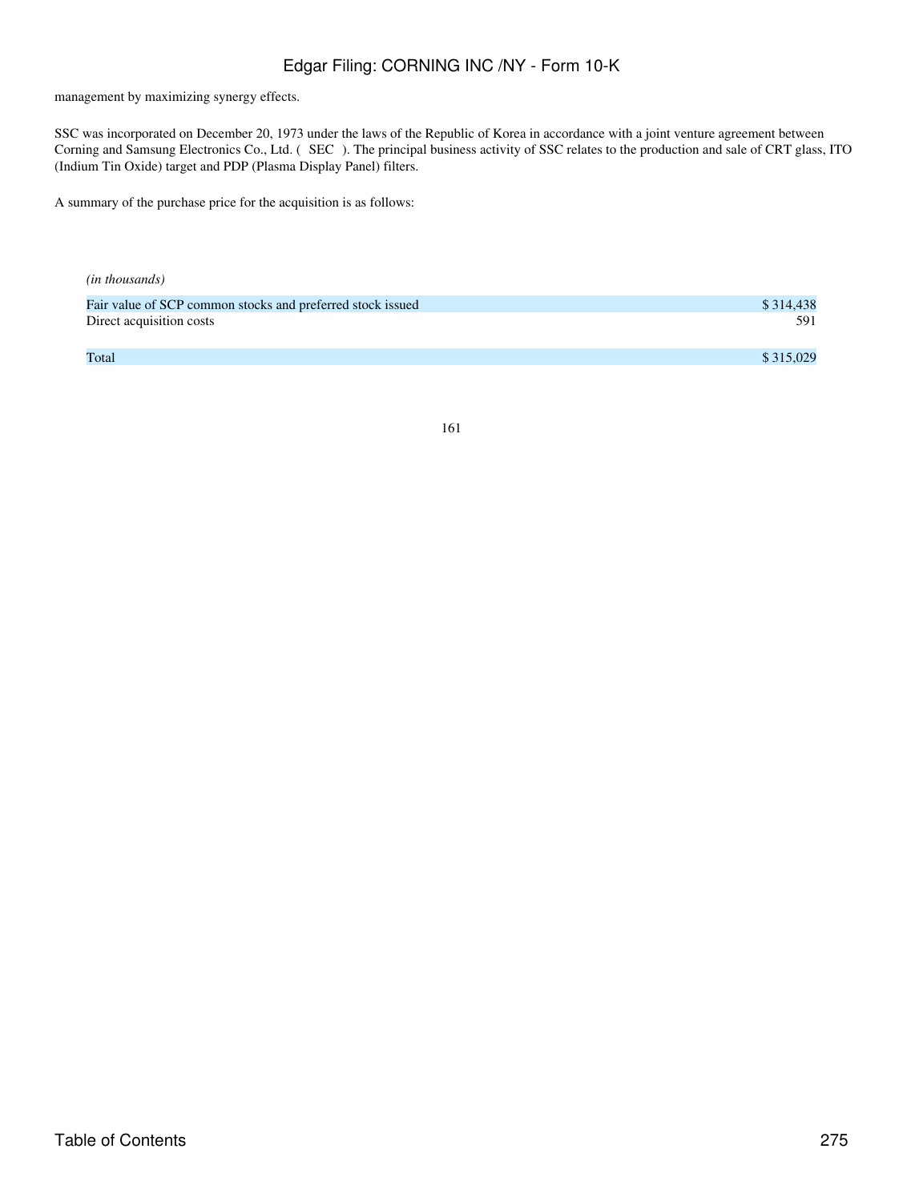management by maximizing synergy effects.

SSC was incorporated on December 20, 1973 under the laws of the Republic of Korea in accordance with a joint venture agreement between Corning and Samsung Electronics Co., Ltd. ( SEC ). The principal business activity of SSC relates to the production and sale of CRT glass, ITO (Indium Tin Oxide) target and PDP (Plasma Display Panel) filters.

A summary of the purchase price for the acquisition is as follows:

| *(in thousands)* | |
|---|---|
| Fair value of SCP common stocks and preferred stock issued | $ 314,438 |
| Direct acquisition costs | 591 |
| Total | $ 315,029 |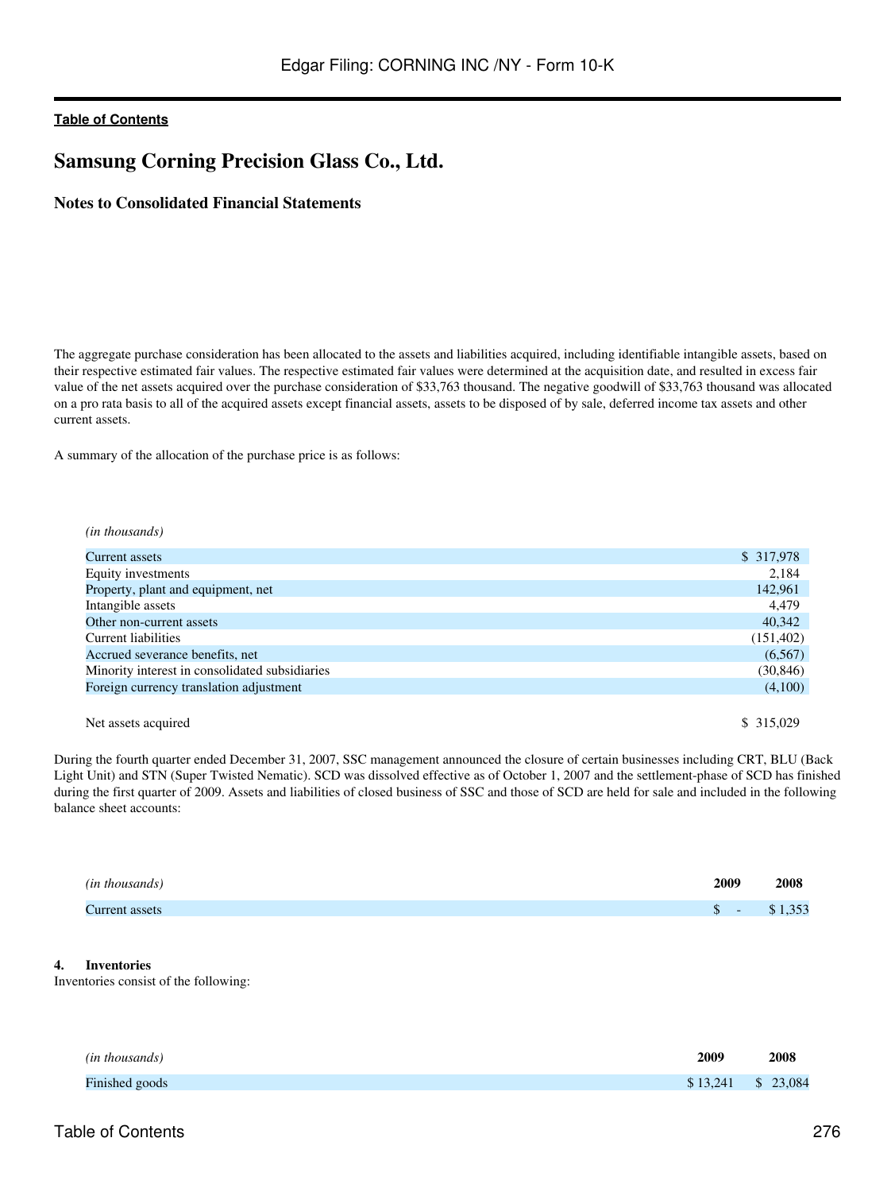# Samsung Corning Precision Glass Co., Ltd.

## Notes to Consolidated Financial Statements

The aggregate purchase consideration has been allocated to the assets and liabilities acquired, including identifiable intangible assets, based on their respective estimated fair values. The respective estimated fair values were determined at the acquisition date, and resulted in excess fair value of the net assets acquired over the purchase consideration of $33,763 thousand. The negative goodwill of $33,763 thousand was allocated on a pro rata basis to all of the acquired assets except financial assets, assets to be disposed of by sale, deferred income tax assets and other current assets.

A summary of the allocation of the purchase price is as follows:

| *(in thousands)* | |
|---|---|
| Current assets | $ 317,978 |
| Equity investments | 2,184 |
| Property, plant and equipment, net | 142,961 |
| Intangible assets | 4,479 |
| Other non-current assets | 40,342 |
| Current liabilities | (151,402) |
| Accrued severance benefits, net | (6,567) |
| Minority interest in consolidated subsidiaries | (30,846) |
| Foreign currency translation adjustment | (4,100) |
| Net assets acquired | $ 315,029 |

During the fourth quarter ended December 31, 2007, SSC management announced the closure of certain businesses including CRT, BLU (Back Light Unit) and STN (Super Twisted Nematic). SCD was dissolved effective as of October 1, 2007 and the settlement-phase of SCD has finished during the first quarter of 2009. Assets and liabilities of closed business of SSC and those of SCD are held for sale and included in the following balance sheet accounts:

| *(in thousands)* | **2009** | **2008** |
|---|---|---|
| Current assets | $ - | $ 1,353 |

**4. Inventories**

Inventories consist of the following:

| *(in thousands)* | **2009** | **2008** |
|---|---|---|
| Finished goods | $ 13,241 | $ 23,084 |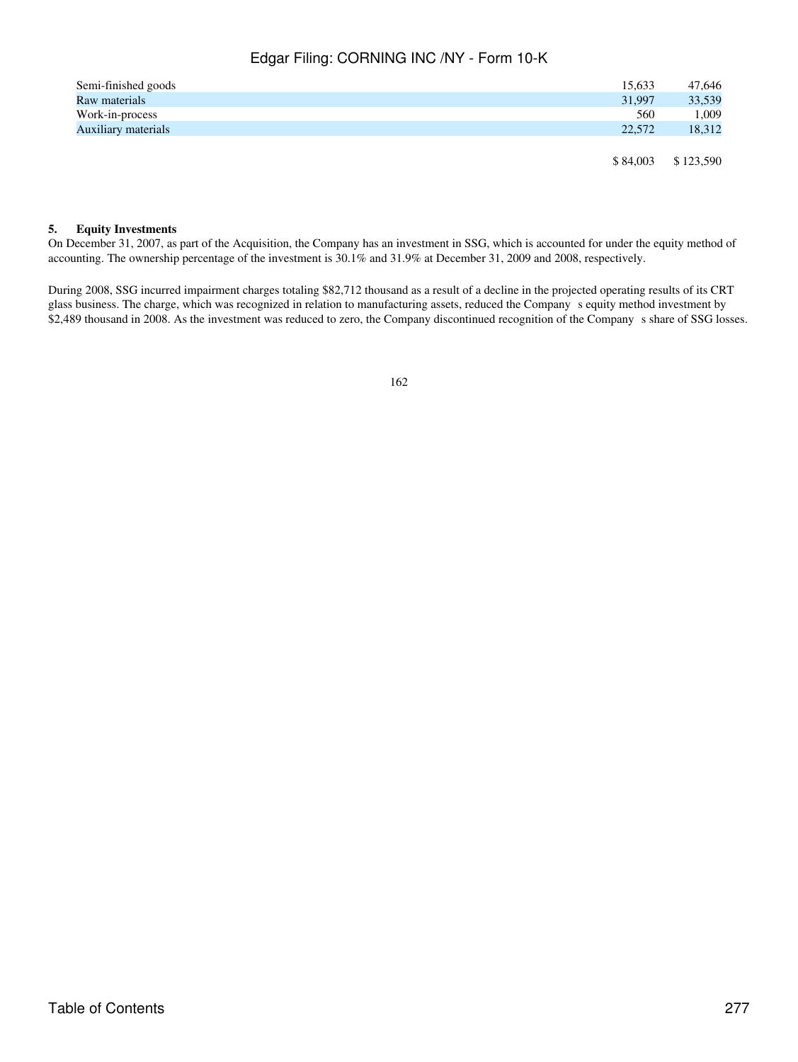| | | |
|---|---|---|
| Semi-finished goods | 15,633 | 47,646 |
| Raw materials | 31,997 | 33,539 |
| Work-in-process | 560 | 1,009 |
| Auxiliary materials | 22,572 | 18,312 |
| | $ 84,003 | $ 123,590 |

**5. Equity Investments**

On December 31, 2007, as part of the Acquisition, the Company has an investment in SSG, which is accounted for under the equity method of accounting. The ownership percentage of the investment is 30.1% and 31.9% at December 31, 2009 and 2008, respectively.

During 2008, SSG incurred impairment charges totaling $82,712 thousand as a result of a decline in the projected operating results of its CRT glass business. The charge, which was recognized in relation to manufacturing assets, reduced the Company s equity method investment by $2,489 thousand in 2008. As the investment was reduced to zero, the Company discontinued recognition of the Company s share of SSG losses.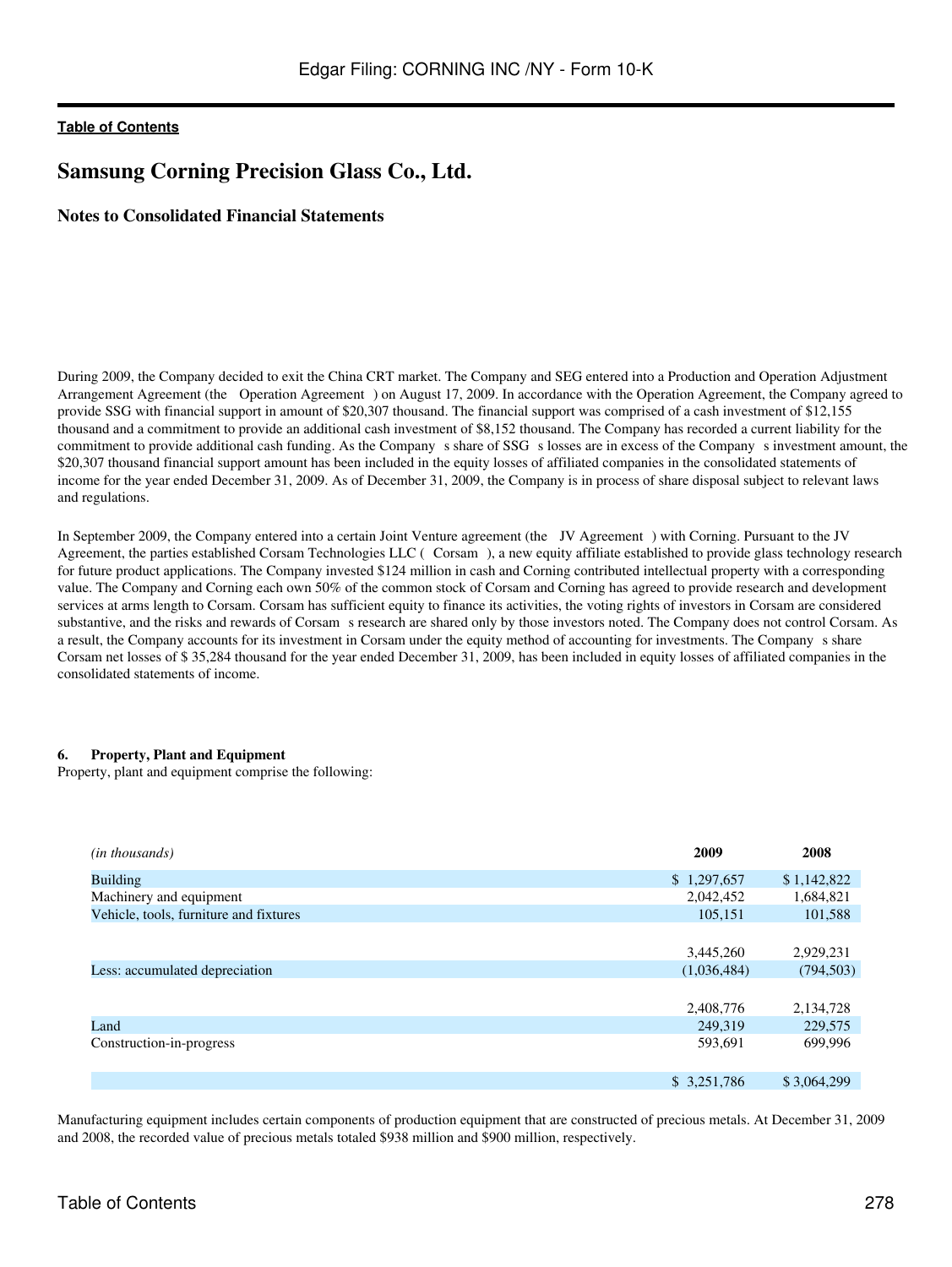# Samsung Corning Precision Glass Co., Ltd.

## Notes to Consolidated Financial Statements

During 2009, the Company decided to exit the China CRT market. The Company and SEG entered into a Production and Operation Adjustment Arrangement Agreement (the Operation Agreement ) on August 17, 2009. In accordance with the Operation Agreement, the Company agreed to provide SSG with financial support in amount of $20,307 thousand. The financial support was comprised of a cash investment of $12,155 thousand and a commitment to provide an additional cash investment of $8,152 thousand. The Company has recorded a current liability for the commitment to provide additional cash funding. As the Company s share of SSG s losses are in excess of the Company s investment amount, the $20,307 thousand financial support amount has been included in the equity losses of affiliated companies in the consolidated statements of income for the year ended December 31, 2009. As of December 31, 2009, the Company is in process of share disposal subject to relevant laws and regulations.

In September 2009, the Company entered into a certain Joint Venture agreement (the JV Agreement ) with Corning. Pursuant to the JV Agreement, the parties established Corsam Technologies LLC ( Corsam ), a new equity affiliate established to provide glass technology research for future product applications. The Company invested $124 million in cash and Corning contributed intellectual property with a corresponding value. The Company and Corning each own 50% of the common stock of Corsam and Corning has agreed to provide research and development services at arms length to Corsam. Corsam has sufficient equity to finance its activities, the voting rights of investors in Corsam are considered substantive, and the risks and rewards of Corsam s research are shared only by those investors noted. The Company does not control Corsam. As a result, the Company accounts for its investment in Corsam under the equity method of accounting for investments. The Company s share Corsam net losses of $ 35,284 thousand for the year ended December 31, 2009, has been included in equity losses of affiliated companies in the consolidated statements of income.

**6. Property, Plant and Equipment**

Property, plant and equipment comprise the following:

| *(in thousands)* | 2009 | 2008 |
|---|---|---|
| Building | $ 1,297,657 | $ 1,142,822 |
| Machinery and equipment | 2,042,452 | 1,684,821 |
| Vehicle, tools, furniture and fixtures | 105,151 | 101,588 |
| | 3,445,260 | 2,929,231 |
| Less: accumulated depreciation | (1,036,484) | (794,503) |
| | 2,408,776 | 2,134,728 |
| Land | 249,319 | 229,575 |
| Construction-in-progress | 593,691 | 699,996 |
| | $ 3,251,786 | $ 3,064,299 |

Manufacturing equipment includes certain components of production equipment that are constructed of precious metals. At December 31, 2009 and 2008, the recorded value of precious metals totaled $938 million and $900 million, respectively.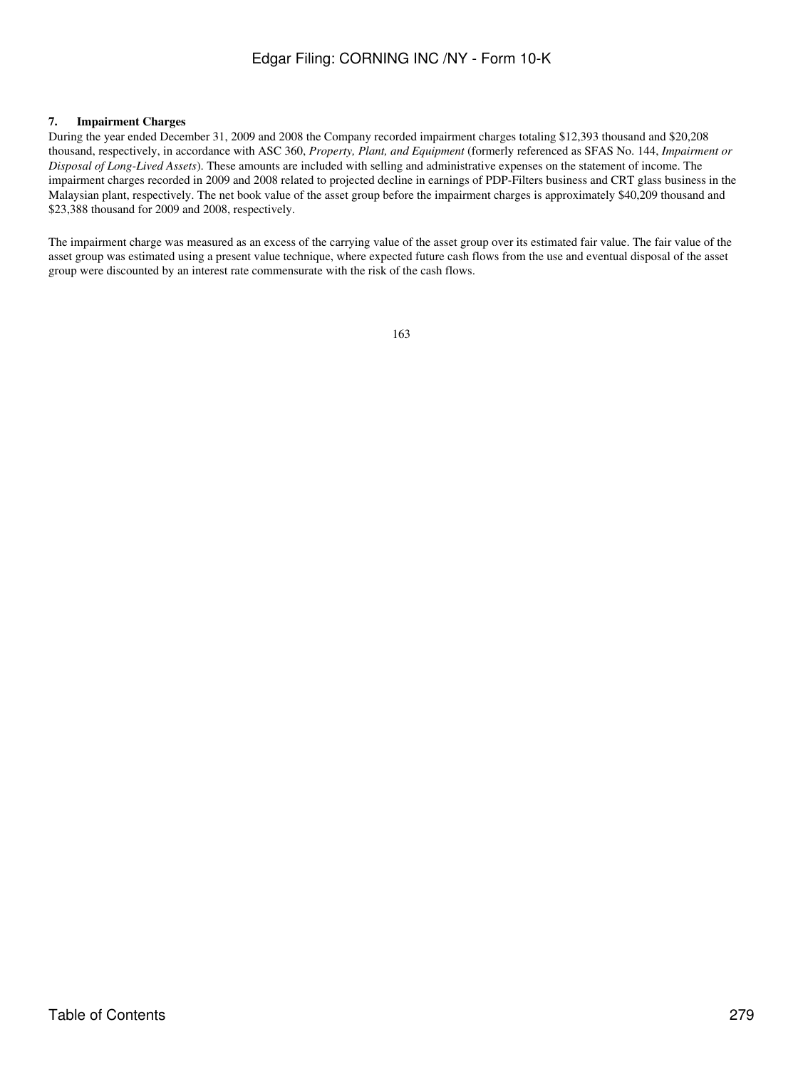## 7. Impairment Charges

During the year ended December 31, 2009 and 2008 the Company recorded impairment charges totaling \$12,393 thousand and \$20,208 thousand, respectively, in accordance with ASC 360, *Property, Plant, and Equipment* (formerly referenced as SFAS No. 144, *Impairment or Disposal of Long-Lived Assets*). These amounts are included with selling and administrative expenses on the statement of income. The impairment charges recorded in 2009 and 2008 related to projected decline in earnings of PDP-Filters business and CRT glass business in the Malaysian plant, respectively. The net book value of the asset group before the impairment charges is approximately \$40,209 thousand and \$23,388 thousand for 2009 and 2008, respectively.

The impairment charge was measured as an excess of the carrying value of the asset group over its estimated fair value. The fair value of the asset group was estimated using a present value technique, where expected future cash flows from the use and eventual disposal of the asset group were discounted by an interest rate commensurate with the risk of the cash flows.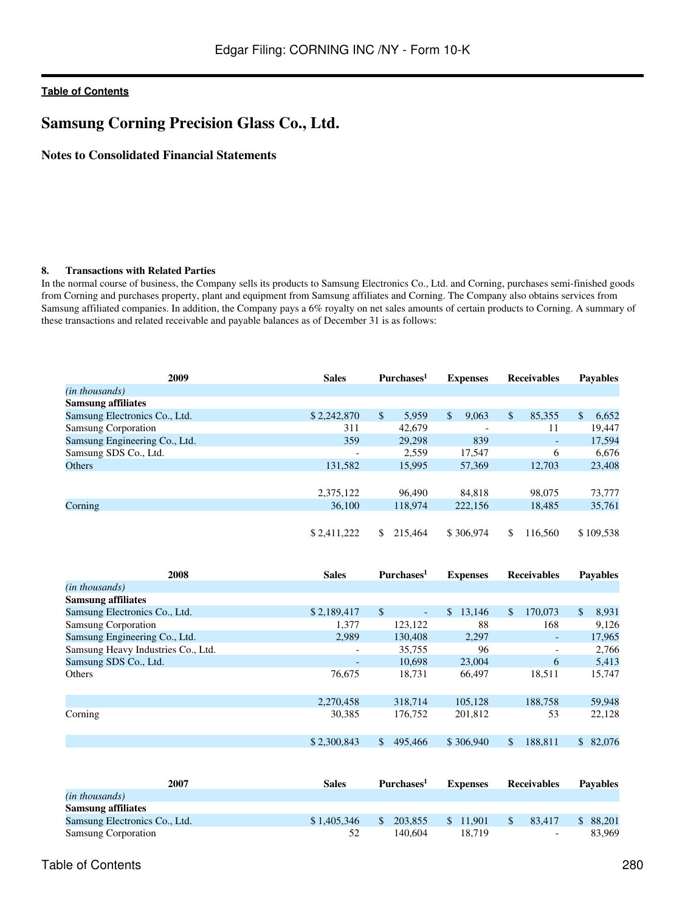## Samsung Corning Precision Glass Co., Ltd.

### Notes to Consolidated Financial Statements

**8. Transactions with Related Parties**

In the normal course of business, the Company sells its products to Samsung Electronics Co., Ltd. and Corning, purchases semi-finished goods from Corning and purchases property, plant and equipment from Samsung affiliates and Corning. The Company also obtains services from Samsung affiliated companies. In addition, the Company pays a 6% royalty on net sales amounts of certain products to Corning. A summary of these transactions and related receivable and payable balances as of December 31 is as follows:

| 2009 | Sales | Purchases[1] | Expenses | Receivables | Payables |
|---|---|---|---|---|---|
| *(in thousands)* | | | | | |
| **Samsung affiliates** | | | | | |
| Samsung Electronics Co., Ltd. | $ 2,242,870 | $ 5,959 | $ 9,063 | $ 85,355 | $ 6,652 |
| Samsung Corporation | 311 | 42,679 | - | 11 | 19,447 |
| Samsung Engineering Co., Ltd. | 359 | 29,298 | 839 | - | 17,594 |
| Samsung SDS Co., Ltd. | - | 2,559 | 17,547 | 6 | 6,676 |
| Others | 131,582 | 15,995 | 57,369 | 12,703 | 23,408 |
| | 2,375,122 | 96,490 | 84,818 | 98,075 | 73,777 |
| Corning | 36,100 | 118,974 | 222,156 | 18,485 | 35,761 |
| | $ 2,411,222 | $ 215,464 | $ 306,974 | $ 116,560 | $ 109,538 |

| 2008 | Sales | Purchases[1] | Expenses | Receivables | Payables |
|---|---|---|---|---|---|
| *(in thousands)* | | | | | |
| **Samsung affiliates** | | | | | |
| Samsung Electronics Co., Ltd. | $ 2,189,417 | $ - | $ 13,146 | $ 170,073 | $ 8,931 |
| Samsung Corporation | 1,377 | 123,122 | 88 | 168 | 9,126 |
| Samsung Engineering Co., Ltd. | 2,989 | 130,408 | 2,297 | - | 17,965 |
| Samsung Heavy Industries Co., Ltd. | - | 35,755 | 96 | - | 2,766 |
| Samsung SDS Co., Ltd. | - | 10,698 | 23,004 | 6 | 5,413 |
| Others | 76,675 | 18,731 | 66,497 | 18,511 | 15,747 |
| | 2,270,458 | 318,714 | 105,128 | 188,758 | 59,948 |
| Corning | 30,385 | 176,752 | 201,812 | 53 | 22,128 |
| | $ 2,300,843 | $ 495,466 | $ 306,940 | $ 188,811 | $ 82,076 |

| 2007 | Sales | Purchases[1] | Expenses | Receivables | Payables |
|---|---|---|---|---|---|
| *(in thousands)* | | | | | |
| **Samsung affiliates** | | | | | |
| Samsung Electronics Co., Ltd. | $ 1,405,346 | $ 203,855 | $ 11,901 | $ 83,417 | $ 88,201 |
| Samsung Corporation | 52 | 140,604 | 18,719 | - | 83,969 |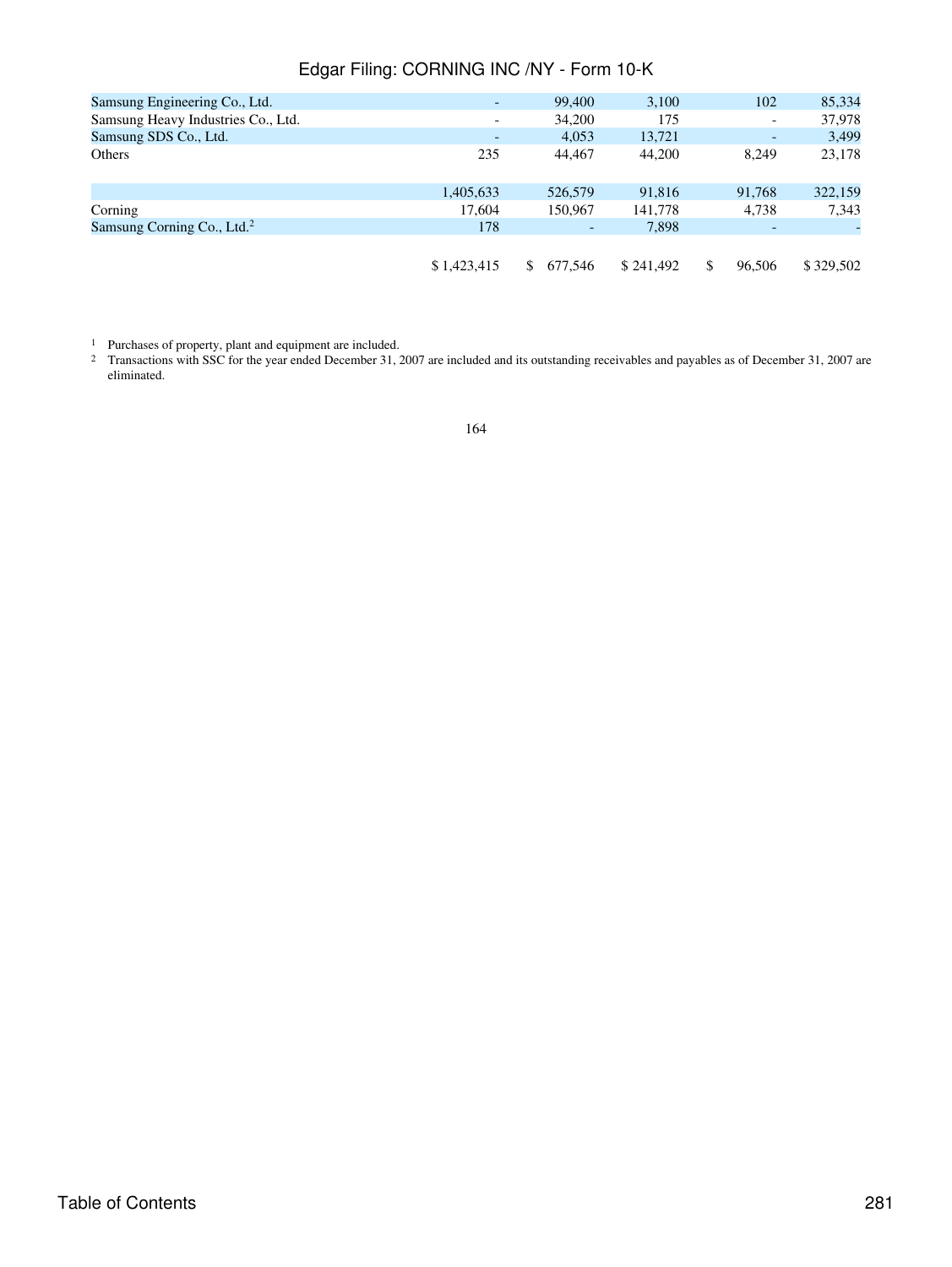| | | | | | |
|---|---|---|---|---|---|
| Samsung Engineering Co., Ltd. | - | 99,400 | 3,100 | 102 | 85,334 |
| Samsung Heavy Industries Co., Ltd. | - | 34,200 | 175 | - | 37,978 |
| Samsung SDS Co., Ltd. | - | 4,053 | 13,721 | - | 3,499 |
| Others | 235 | 44,467 | 44,200 | 8,249 | 23,178 |
| | 1,405,633 | 526,579 | 91,816 | 91,768 | 322,159 |
| Corning | 17,604 | 150,967 | 141,778 | 4,738 | 7,343 |
| Samsung Corning Co., Ltd.[2] | 178 | - | 7,898 | - | - |
| | $ 1,423,415 | $ 677,546 | $ 241,492 | $ 96,506 | $ 329,502 |

[1] Purchases of property, plant and equipment are included.

[2] Transactions with SSC for the year ended December 31, 2007 are included and its outstanding receivables and payables as of December 31, 2007 are eliminated.

164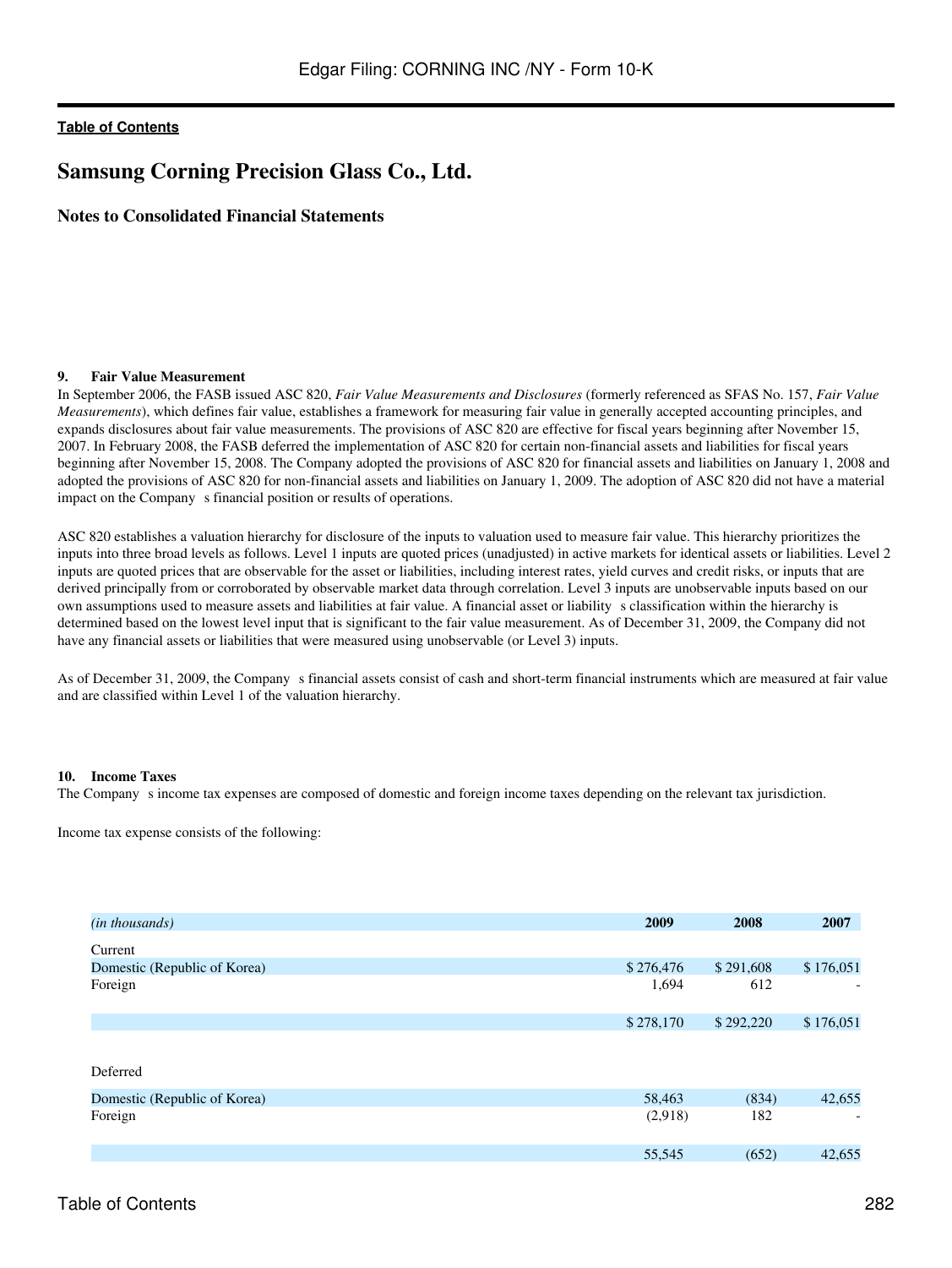## Samsung Corning Precision Glass Co., Ltd.

### Notes to Consolidated Financial Statements

**9. Fair Value Measurement**

In September 2006, the FASB issued ASC 820, *Fair Value Measurements and Disclosures* (formerly referenced as SFAS No. 157, *Fair Value Measurements*), which defines fair value, establishes a framework for measuring fair value in generally accepted accounting principles, and expands disclosures about fair value measurements. The provisions of ASC 820 are effective for fiscal years beginning after November 15, 2007. In February 2008, the FASB deferred the implementation of ASC 820 for certain non-financial assets and liabilities for fiscal years beginning after November 15, 2008. The Company adopted the provisions of ASC 820 for financial assets and liabilities on January 1, 2008 and adopted the provisions of ASC 820 for non-financial assets and liabilities on January 1, 2009. The adoption of ASC 820 did not have a material impact on the Company s financial position or results of operations.

ASC 820 establishes a valuation hierarchy for disclosure of the inputs to valuation used to measure fair value. This hierarchy prioritizes the inputs into three broad levels as follows. Level 1 inputs are quoted prices (unadjusted) in active markets for identical assets or liabilities. Level 2 inputs are quoted prices that are observable for the asset or liabilities, including interest rates, yield curves and credit risks, or inputs that are derived principally from or corroborated by observable market data through correlation. Level 3 inputs are unobservable inputs based on our own assumptions used to measure assets and liabilities at fair value. A financial asset or liability s classification within the hierarchy is determined based on the lowest level input that is significant to the fair value measurement. As of December 31, 2009, the Company did not have any financial assets or liabilities that were measured using unobservable (or Level 3) inputs.

As of December 31, 2009, the Company s financial assets consist of cash and short-term financial instruments which are measured at fair value and are classified within Level 1 of the valuation hierarchy.

**10. Income Taxes**

The Company s income tax expenses are composed of domestic and foreign income taxes depending on the relevant tax jurisdiction.

Income tax expense consists of the following:

| *(in thousands)* | 2009 | 2008 | 2007 |
|---|---|---|---|
| Current | | | |
| Domestic (Republic of Korea) | $ 276,476 | $ 291,608 | $ 176,051 |
| Foreign | 1,694 | 612 | - |
| | $ 278,170 | $ 292,220 | $ 176,051 |
| Deferred | | | |
| Domestic (Republic of Korea) | 58,463 | (834) | 42,655 |
| Foreign | (2,918) | 182 | - |
| | 55,545 | (652) | 42,655 |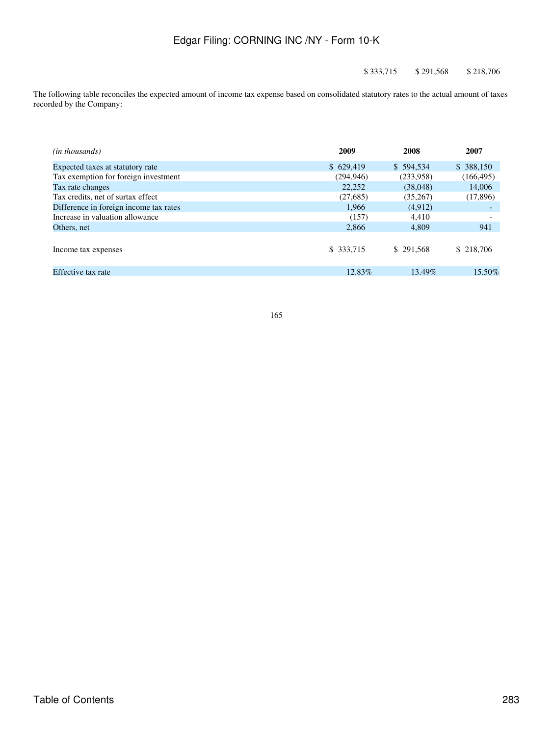| | | | |
|---|---|---|---|
| | $ 333,715 | $ 291,568 | $ 218,706 |

The following table reconciles the expected amount of income tax expense based on consolidated statutory rates to the actual amount of taxes recorded by the Company:

| *(in thousands)* | **2009** | **2008** | **2007** |
|---|---|---|---|
| Expected taxes at statutory rate | $ 629,419 | $ 594,534 | $ 388,150 |
| Tax exemption for foreign investment | (294,946) | (233,958) | (166,495) |
| Tax rate changes | 22,252 | (38,048) | 14,006 |
| Tax credits, net of surtax effect | (27,685) | (35,267) | (17,896) |
| Difference in foreign income tax rates | 1,966 | (4,912) | - |
| Increase in valuation allowance | (157) | 4,410 | - |
| Others, net | 2,866 | 4,809 | 941 |
| Income tax expenses | $ 333,715 | $ 291,568 | $ 218,706 |
| Effective tax rate | 12.83% | 13.49% | 15.50% |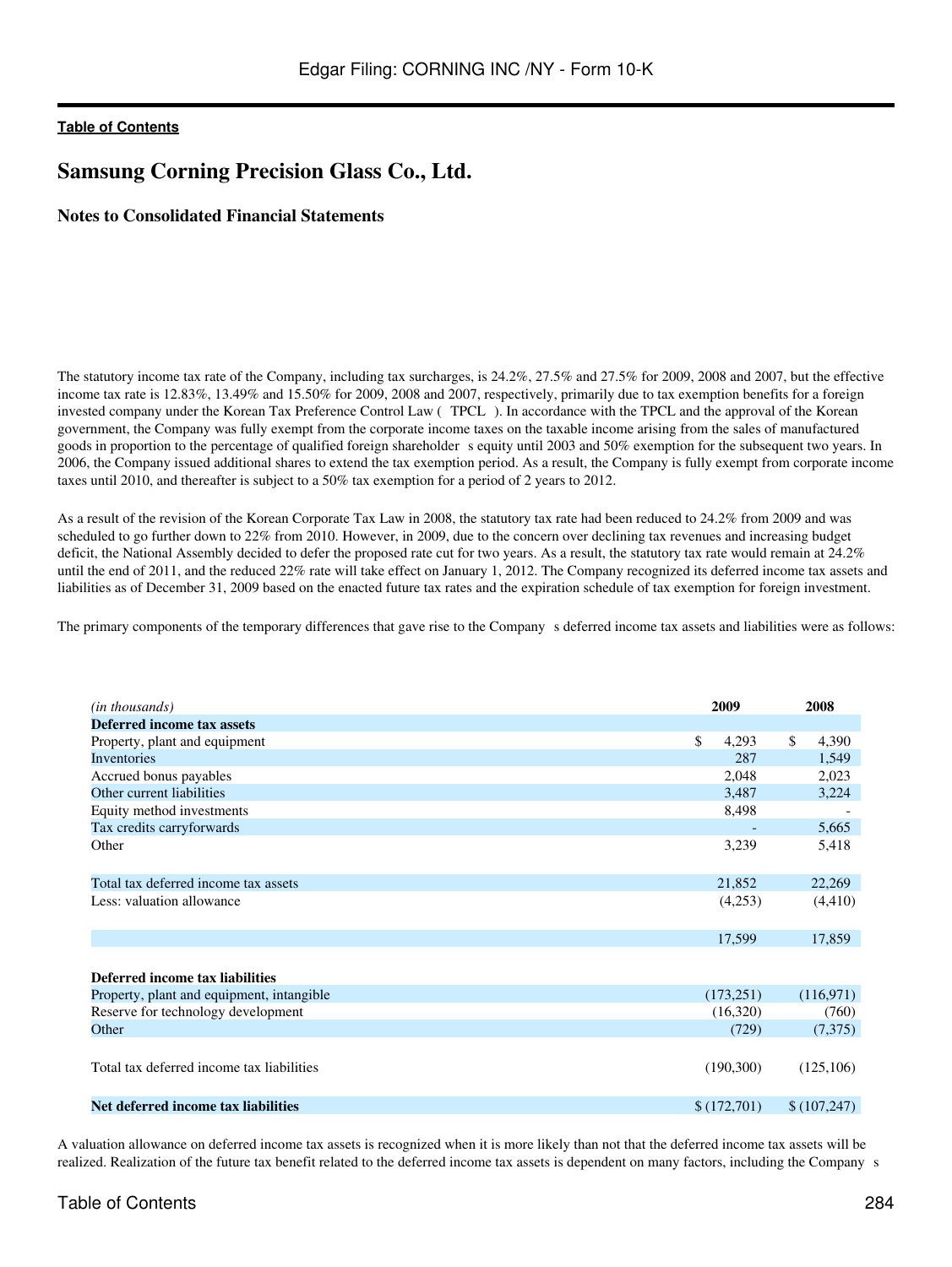# Samsung Corning Precision Glass Co., Ltd.

## Notes to Consolidated Financial Statements

The statutory income tax rate of the Company, including tax surcharges, is 24.2%, 27.5% and 27.5% for 2009, 2008 and 2007, but the effective income tax rate is 12.83%, 13.49% and 15.50% for 2009, 2008 and 2007, respectively, primarily due to tax exemption benefits for a foreign invested company under the Korean Tax Preference Control Law ( TPCL ). In accordance with the TPCL and the approval of the Korean government, the Company was fully exempt from the corporate income taxes on the taxable income arising from the sales of manufactured goods in proportion to the percentage of qualified foreign shareholder s equity until 2003 and 50% exemption for the subsequent two years. In 2006, the Company issued additional shares to extend the tax exemption period. As a result, the Company is fully exempt from corporate income taxes until 2010, and thereafter is subject to a 50% tax exemption for a period of 2 years to 2012.

As a result of the revision of the Korean Corporate Tax Law in 2008, the statutory tax rate had been reduced to 24.2% from 2009 and was scheduled to go further down to 22% from 2010. However, in 2009, due to the concern over declining tax revenues and increasing budget deficit, the National Assembly decided to defer the proposed rate cut for two years. As a result, the statutory tax rate would remain at 24.2% until the end of 2011, and the reduced 22% rate will take effect on January 1, 2012. The Company recognized its deferred income tax assets and liabilities as of December 31, 2009 based on the enacted future tax rates and the expiration schedule of tax exemption for foreign investment.

The primary components of the temporary differences that gave rise to the Company s deferred income tax assets and liabilities were as follows:

| *(in thousands)* | **2009** | **2008** |
|---|---|---|
| **Deferred income tax assets** | | |
| Property, plant and equipment | $ 4,293 | $ 4,390 |
| Inventories | 287 | 1,549 |
| Accrued bonus payables | 2,048 | 2,023 |
| Other current liabilities | 3,487 | 3,224 |
| Equity method investments | 8,498 | - |
| Tax credits carryforwards | - | 5,665 |
| Other | 3,239 | 5,418 |
| Total tax deferred income tax assets | 21,852 | 22,269 |
| Less: valuation allowance | (4,253) | (4,410) |
| | 17,599 | 17,859 |
| **Deferred income tax liabilities** | | |
| Property, plant and equipment, intangible | (173,251) | (116,971) |
| Reserve for technology development | (16,320) | (760) |
| Other | (729) | (7,375) |
| Total tax deferred income tax liabilities | (190,300) | (125,106) |
| **Net deferred income tax liabilities** | $ (172,701) | $ (107,247) |

A valuation allowance on deferred income tax assets is recognized when it is more likely than not that the deferred income tax assets will be realized. Realization of the future tax benefit related to the deferred income tax assets is dependent on many factors, including the Company s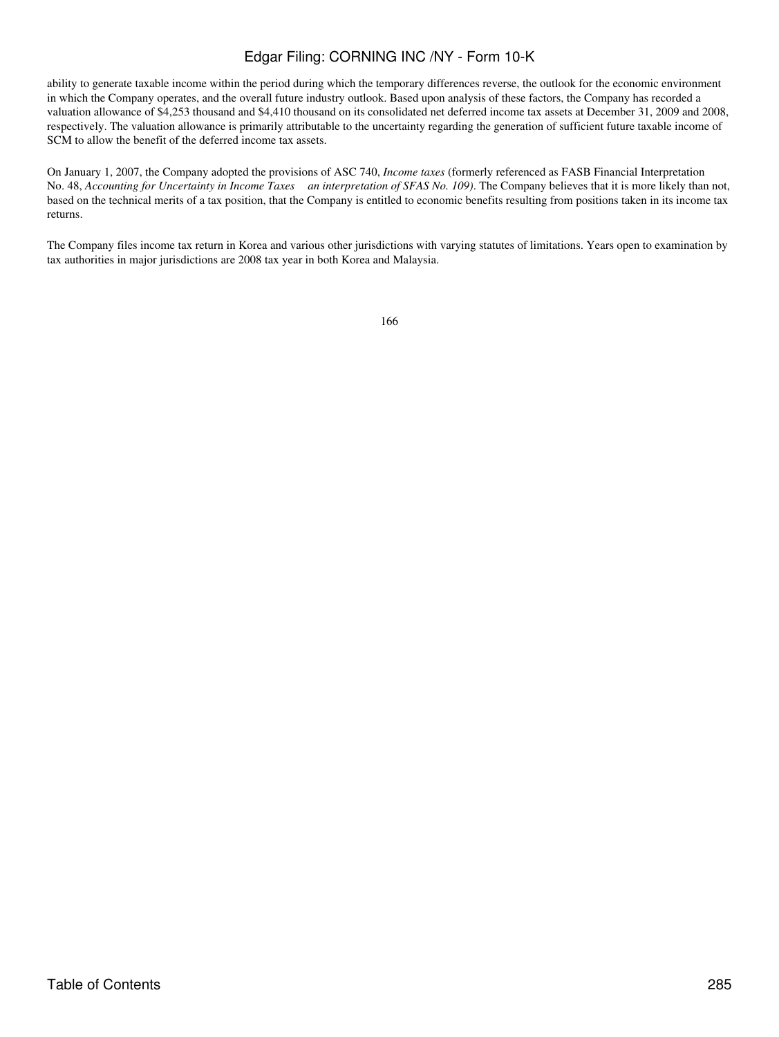ability to generate taxable income within the period during which the temporary differences reverse, the outlook for the economic environment in which the Company operates, and the overall future industry outlook. Based upon analysis of these factors, the Company has recorded a valuation allowance of $4,253 thousand and $4,410 thousand on its consolidated net deferred income tax assets at December 31, 2009 and 2008, respectively. The valuation allowance is primarily attributable to the uncertainty regarding the generation of sufficient future taxable income of SCM to allow the benefit of the deferred income tax assets.

On January 1, 2007, the Company adopted the provisions of ASC 740, *Income taxes* (formerly referenced as FASB Financial Interpretation No. 48, *Accounting for Uncertainty in Income Taxes an interpretation of SFAS No. 109)*. The Company believes that it is more likely than not, based on the technical merits of a tax position, that the Company is entitled to economic benefits resulting from positions taken in its income tax returns.

The Company files income tax return in Korea and various other jurisdictions with varying statutes of limitations. Years open to examination by tax authorities in major jurisdictions are 2008 tax year in both Korea and Malaysia.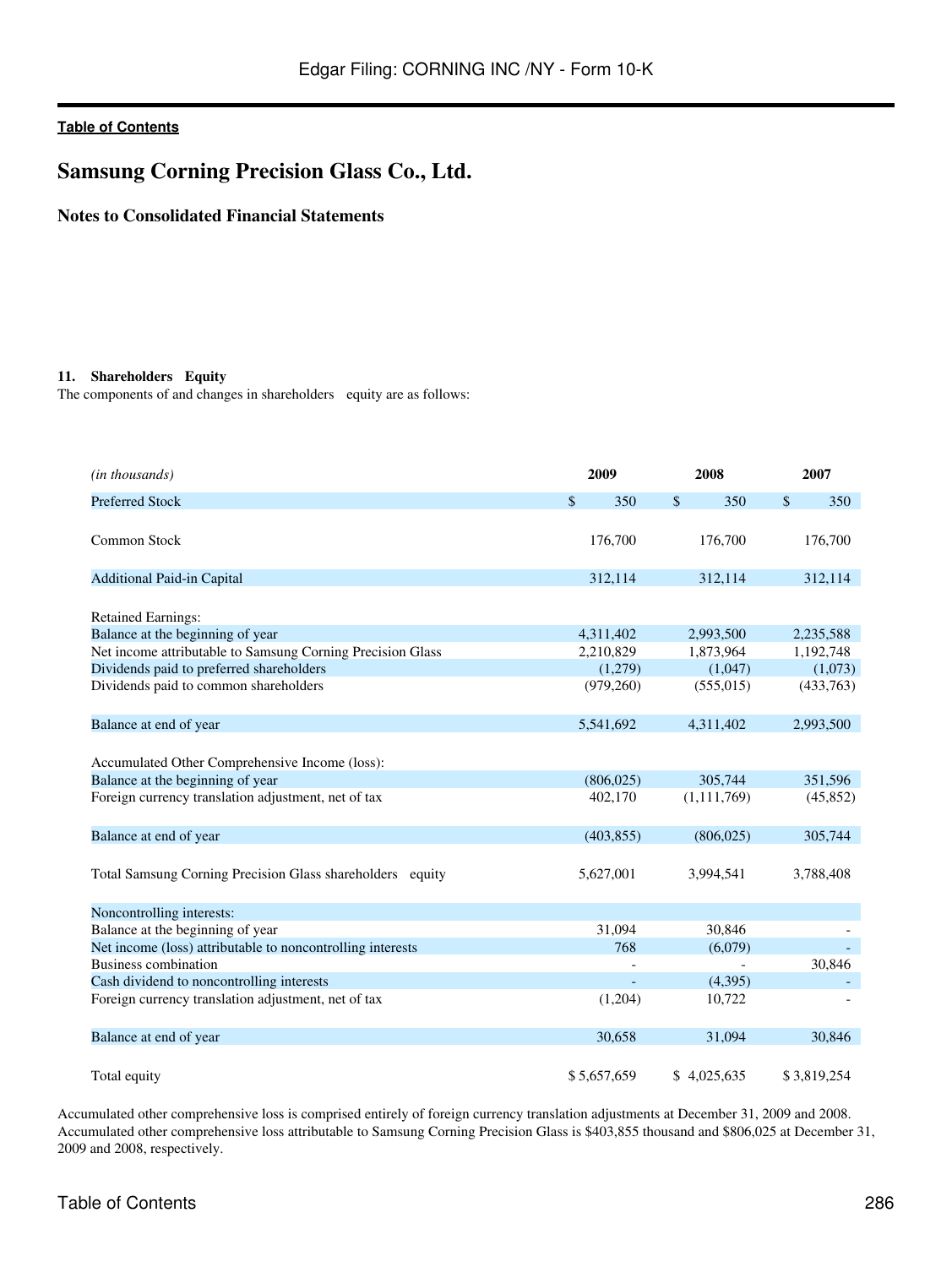Table of Contents

# Samsung Corning Precision Glass Co., Ltd.

## Notes to Consolidated Financial Statements

### 11. Shareholders Equity

The components of and changes in shareholders equity are as follows:

| *(in thousands)* | 2009 | 2008 | 2007 |
|---|---|---|---|
| Preferred Stock | $ 350 | $ 350 | $ 350 |
| Common Stock | 176,700 | 176,700 | 176,700 |
| Additional Paid-in Capital | 312,114 | 312,114 | 312,114 |
| Retained Earnings: | | | |
| Balance at the beginning of year | 4,311,402 | 2,993,500 | 2,235,588 |
| Net income attributable to Samsung Corning Precision Glass | 2,210,829 | 1,873,964 | 1,192,748 |
| Dividends paid to preferred shareholders | (1,279) | (1,047) | (1,073) |
| Dividends paid to common shareholders | (979,260) | (555,015) | (433,763) |
| Balance at end of year | 5,541,692 | 4,311,402 | 2,993,500 |
| Accumulated Other Comprehensive Income (loss): | | | |
| Balance at the beginning of year | (806,025) | 305,744 | 351,596 |
| Foreign currency translation adjustment, net of tax | 402,170 | (1,111,769) | (45,852) |
| Balance at end of year | (403,855) | (806,025) | 305,744 |
| Total Samsung Corning Precision Glass shareholders equity | 5,627,001 | 3,994,541 | 3,788,408 |
| Noncontrolling interests: | | | |
| Balance at the beginning of year | 31,094 | 30,846 | - |
| Net income (loss) attributable to noncontrolling interests | 768 | (6,079) | - |
| Business combination | - | - | 30,846 |
| Cash dividend to noncontrolling interests | - | (4,395) | - |
| Foreign currency translation adjustment, net of tax | (1,204) | 10,722 | - |
| Balance at end of year | 30,658 | 31,094 | 30,846 |
| Total equity | $ 5,657,659 | $ 4,025,635 | $ 3,819,254 |

Accumulated other comprehensive loss is comprised entirely of foreign currency translation adjustments at December 31, 2009 and 2008. Accumulated other comprehensive loss attributable to Samsung Corning Precision Glass is $403,855 thousand and $806,025 at December 31, 2009 and 2008, respectively.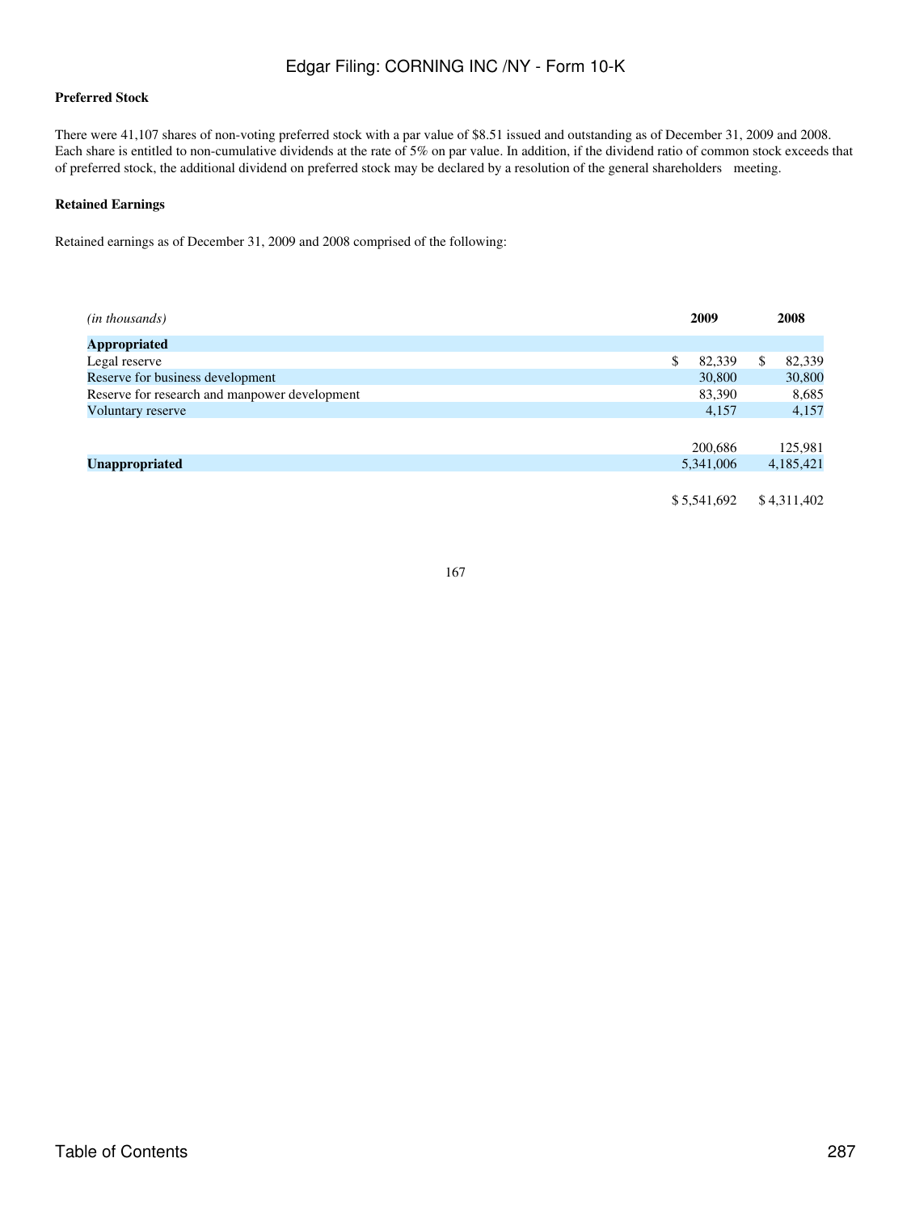**Preferred Stock**

There were 41,107 shares of non-voting preferred stock with a par value of $8.51 issued and outstanding as of December 31, 2009 and 2008. Each share is entitled to non-cumulative dividends at the rate of 5% on par value. In addition, if the dividend ratio of common stock exceeds that of preferred stock, the additional dividend on preferred stock may be declared by a resolution of the general shareholders meeting.

**Retained Earnings**

Retained earnings as of December 31, 2009 and 2008 comprised of the following:

| *(in thousands)* | 2009 | 2008 |
|---|---|---|
| **Appropriated** | | |
| Legal reserve | $ 82,339 | $ 82,339 |
| Reserve for business development | 30,800 | 30,800 |
| Reserve for research and manpower development | 83,390 | 8,685 |
| Voluntary reserve | 4,157 | 4,157 |
| | 200,686 | 125,981 |
| **Unappropriated** | 5,341,006 | 4,185,421 |
| | $ 5,541,692 | $ 4,311,402 |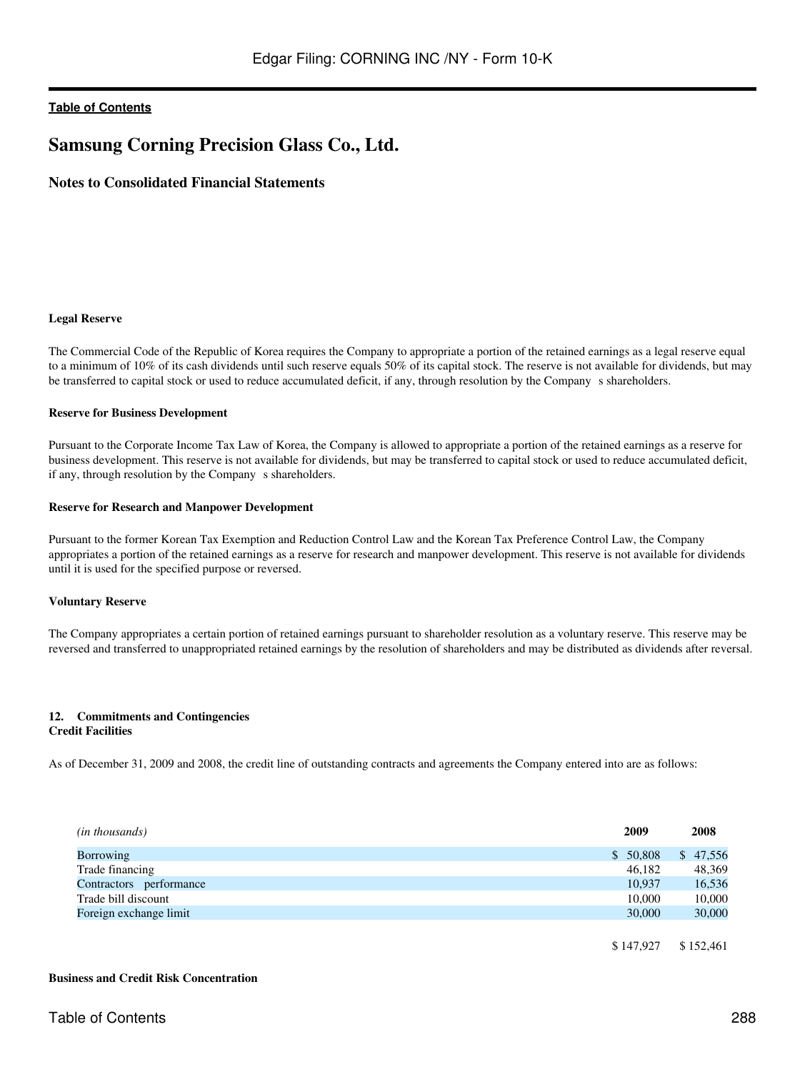# Samsung Corning Precision Glass Co., Ltd.

## Notes to Consolidated Financial Statements

**Legal Reserve**

The Commercial Code of the Republic of Korea requires the Company to appropriate a portion of the retained earnings as a legal reserve equal to a minimum of 10% of its cash dividends until such reserve equals 50% of its capital stock. The reserve is not available for dividends, but may be transferred to capital stock or used to reduce accumulated deficit, if any, through resolution by the Company s shareholders.

**Reserve for Business Development**

Pursuant to the Corporate Income Tax Law of Korea, the Company is allowed to appropriate a portion of the retained earnings as a reserve for business development. This reserve is not available for dividends, but may be transferred to capital stock or used to reduce accumulated deficit, if any, through resolution by the Company s shareholders.

**Reserve for Research and Manpower Development**

Pursuant to the former Korean Tax Exemption and Reduction Control Law and the Korean Tax Preference Control Law, the Company appropriates a portion of the retained earnings as a reserve for research and manpower development. This reserve is not available for dividends until it is used for the specified purpose or reversed.

**Voluntary Reserve**

The Company appropriates a certain portion of retained earnings pursuant to shareholder resolution as a voluntary reserve. This reserve may be reversed and transferred to unappropriated retained earnings by the resolution of shareholders and may be distributed as dividends after reversal.

**12. Commitments and Contingencies**
**Credit Facilities**

As of December 31, 2009 and 2008, the credit line of outstanding contracts and agreements the Company entered into are as follows:

| *(in thousands)* | 2009 | 2008 |
|---|---|---|
| Borrowing | $ 50,808 | $ 47,556 |
| Trade financing | 46,182 | 48,369 |
| Contractors performance | 10,937 | 16,536 |
| Trade bill discount | 10,000 | 10,000 |
| Foreign exchange limit | 30,000 | 30,000 |
| | $ 147,927 | $ 152,461 |

**Business and Credit Risk Concentration**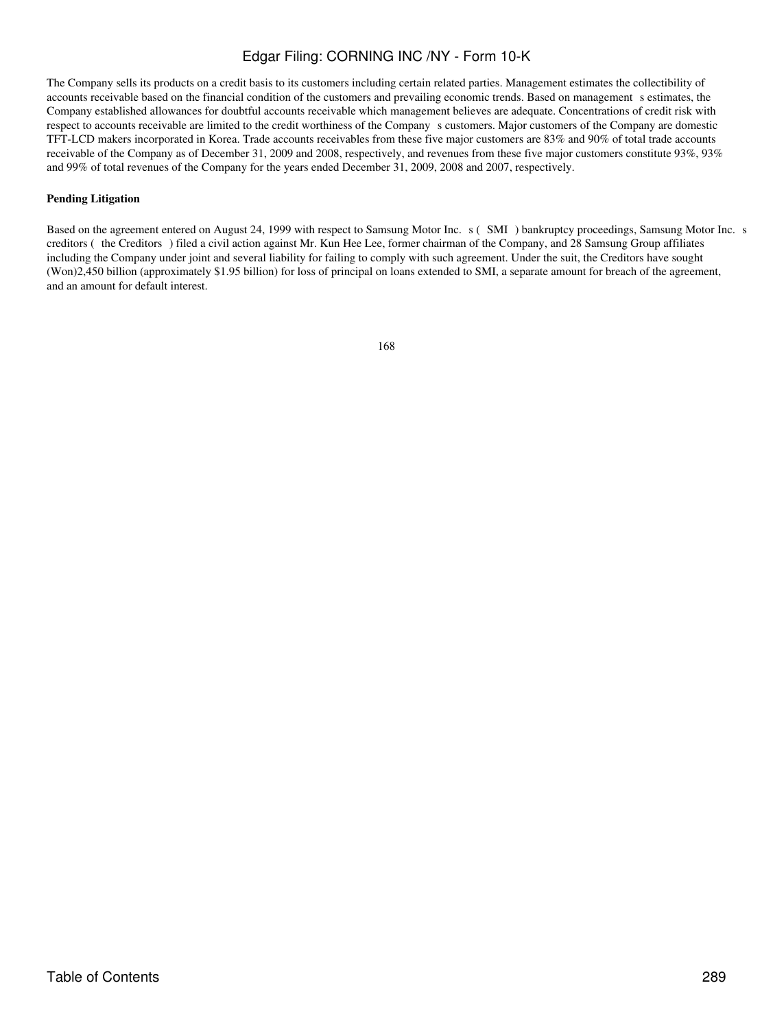The Company sells its products on a credit basis to its customers including certain related parties. Management estimates the collectibility of accounts receivable based on the financial condition of the customers and prevailing economic trends. Based on management s estimates, the Company established allowances for doubtful accounts receivable which management believes are adequate. Concentrations of credit risk with respect to accounts receivable are limited to the credit worthiness of the Company s customers. Major customers of the Company are domestic TFT-LCD makers incorporated in Korea. Trade accounts receivables from these five major customers are 83% and 90% of total trade accounts receivable of the Company as of December 31, 2009 and 2008, respectively, and revenues from these five major customers constitute 93%, 93% and 99% of total revenues of the Company for the years ended December 31, 2009, 2008 and 2007, respectively.

**Pending Litigation**

Based on the agreement entered on August 24, 1999 with respect to Samsung Motor Inc. s ( SMI ) bankruptcy proceedings, Samsung Motor Inc. s creditors ( the Creditors ) filed a civil action against Mr. Kun Hee Lee, former chairman of the Company, and 28 Samsung Group affiliates including the Company under joint and several liability for failing to comply with such agreement. Under the suit, the Creditors have sought (Won)2,450 billion (approximately $1.95 billion) for loss of principal on loans extended to SMI, a separate amount for breach of the agreement, and an amount for default interest.

168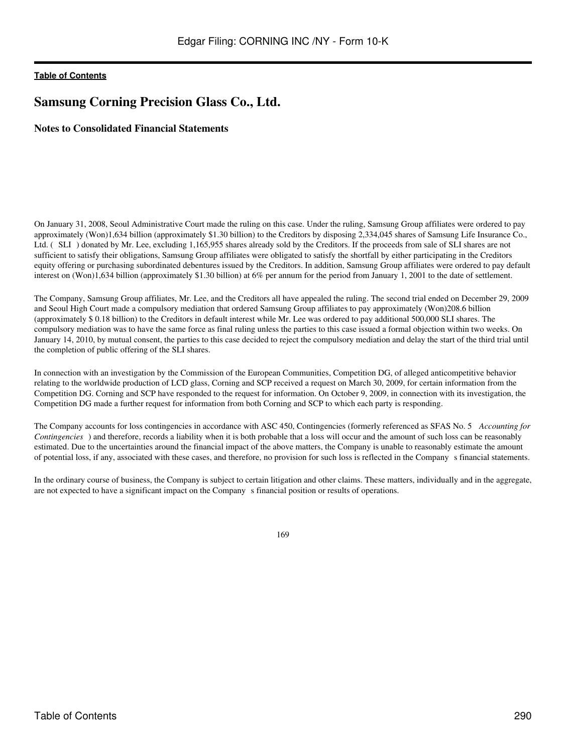# Samsung Corning Precision Glass Co., Ltd.

### Notes to Consolidated Financial Statements

On January 31, 2008, Seoul Administrative Court made the ruling on this case. Under the ruling, Samsung Group affiliates were ordered to pay approximately (Won)1,634 billion (approximately $1.30 billion) to the Creditors by disposing 2,334,045 shares of Samsung Life Insurance Co., Ltd. ( SLI ) donated by Mr. Lee, excluding 1,165,955 shares already sold by the Creditors. If the proceeds from sale of SLI shares are not sufficient to satisfy their obligations, Samsung Group affiliates were obligated to satisfy the shortfall by either participating in the Creditors equity offering or purchasing subordinated debentures issued by the Creditors. In addition, Samsung Group affiliates were ordered to pay default interest on (Won)1,634 billion (approximately $1.30 billion) at 6% per annum for the period from January 1, 2001 to the date of settlement.

The Company, Samsung Group affiliates, Mr. Lee, and the Creditors all have appealed the ruling. The second trial ended on December 29, 2009 and Seoul High Court made a compulsory mediation that ordered Samsung Group affiliates to pay approximately (Won)208.6 billion (approximately $ 0.18 billion) to the Creditors in default interest while Mr. Lee was ordered to pay additional 500,000 SLI shares. The compulsory mediation was to have the same force as final ruling unless the parties to this case issued a formal objection within two weeks. On January 14, 2010, by mutual consent, the parties to this case decided to reject the compulsory mediation and delay the start of the third trial until the completion of public offering of the SLI shares.

In connection with an investigation by the Commission of the European Communities, Competition DG, of alleged anticompetitive behavior relating to the worldwide production of LCD glass, Corning and SCP received a request on March 30, 2009, for certain information from the Competition DG. Corning and SCP have responded to the request for information. On October 9, 2009, in connection with its investigation, the Competition DG made a further request for information from both Corning and SCP to which each party is responding.

The Company accounts for loss contingencies in accordance with ASC 450, Contingencies (formerly referenced as SFAS No. 5 *Accounting for Contingencies* ) and therefore, records a liability when it is both probable that a loss will occur and the amount of such loss can be reasonably estimated. Due to the uncertainties around the financial impact of the above matters, the Company is unable to reasonably estimate the amount of potential loss, if any, associated with these cases, and therefore, no provision for such loss is reflected in the Company s financial statements.

In the ordinary course of business, the Company is subject to certain litigation and other claims. These matters, individually and in the aggregate, are not expected to have a significant impact on the Company s financial position or results of operations.